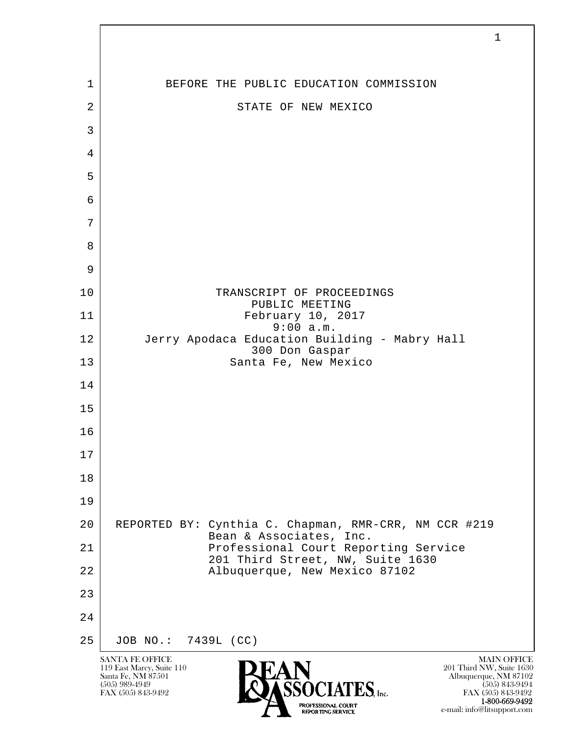BEFORE THE PUBLIC EDUCATION COMMISSION

STATE OF NEW MEXICO

TRANSCRIPT OF PROCEEDINGS
PUBLIC MEETING
February 10, 2017
9:00 a.m.
Jerry Apodaca Education Building - Mabry Hall
300 Don Gaspar
Santa Fe, New Mexico

REPORTED BY: Cynthia C. Chapman, RMR-CRR, NM CCR #219
Bean & Associates, Inc.
Professional Court Reporting Service
201 Third Street, NW, Suite 1630
Albuquerque, New Mexico 87102

JOB NO.: 7439L (CC)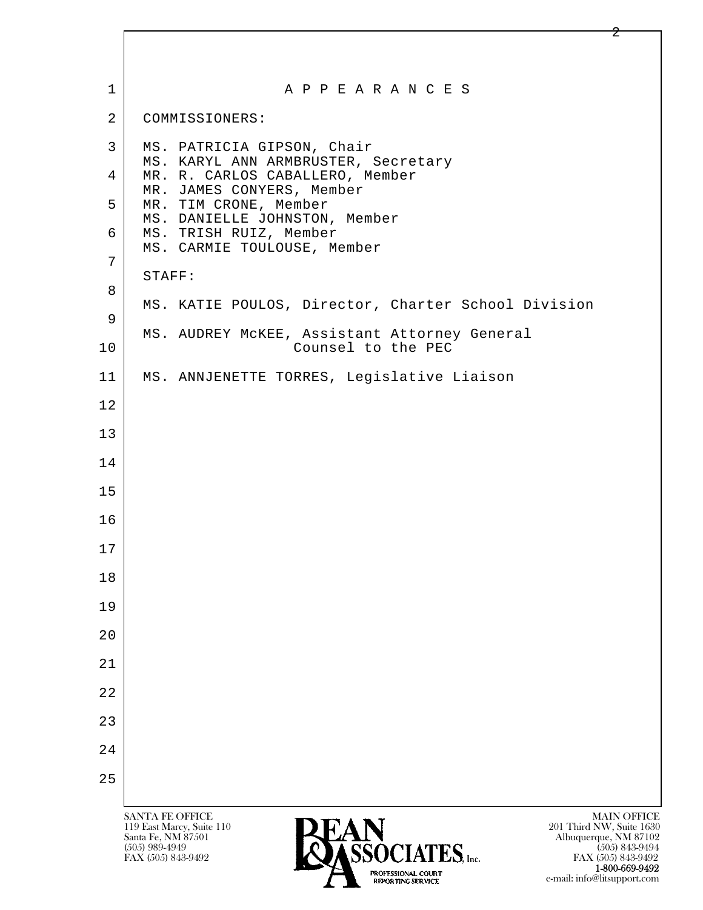# A P P E A R A N C E S

COMMISSIONERS:

MS. PATRICIA GIPSON, Chair
MS. KARYL ANN ARMBRUSTER, Secretary
MR. R. CARLOS CABALLERO, Member
MR. JAMES CONYERS, Member
MR. TIM CRONE, Member
MS. DANIELLE JOHNSTON, Member
MS. TRISH RUIZ, Member
MS. CARMIE TOULOUSE, Member

STAFF:

MS. KATIE POULOS, Director, Charter School Division

MS. AUDREY McKEE, Assistant Attorney General
Counsel to the PEC

MS. ANNJENETTE TORRES, Legislative Liaison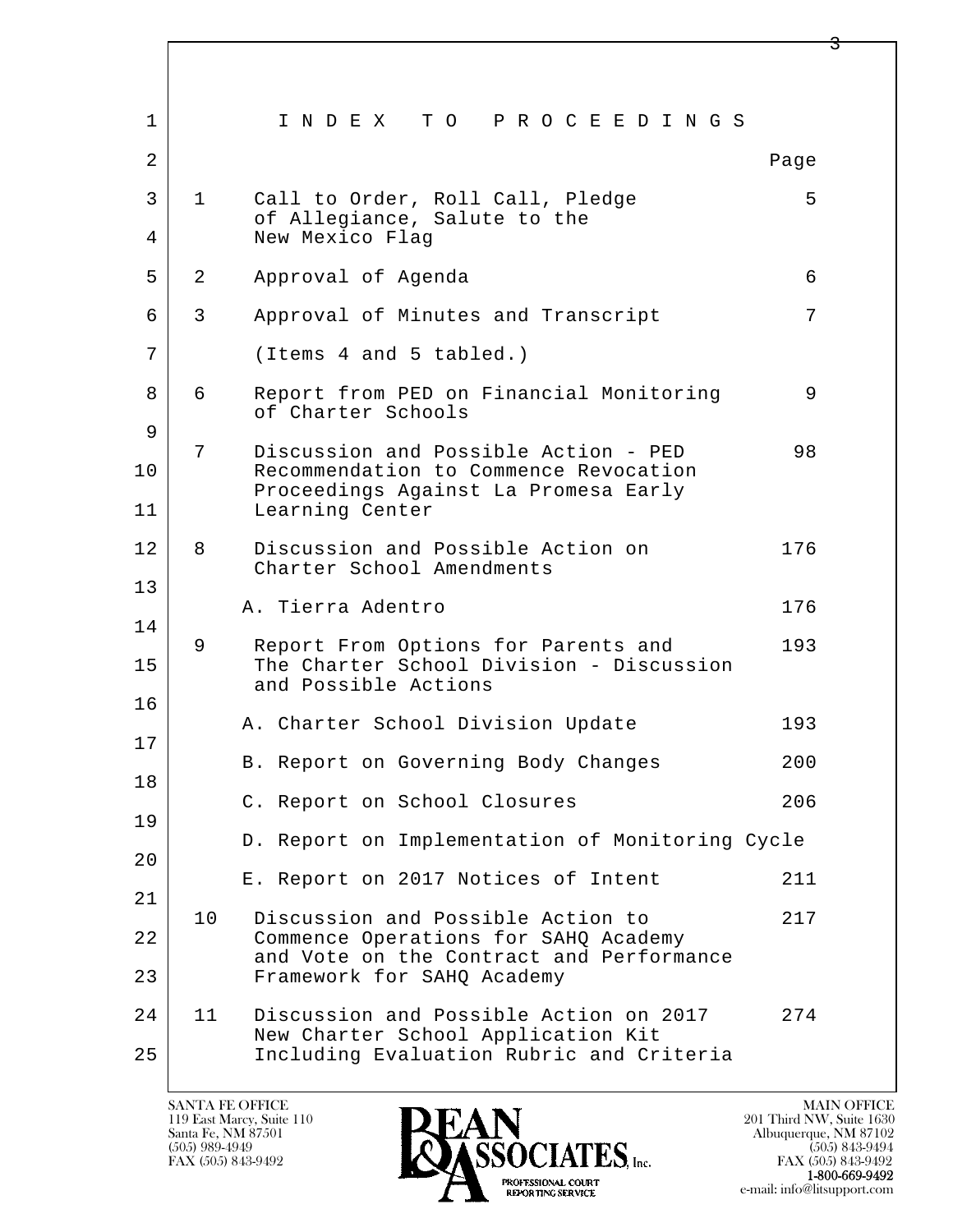# I N D E X   T O   P R O C E E D I N G S

| | | Page |
|---|---|---|
| 1 | Call to Order, Roll Call, Pledge of Allegiance, Salute to the New Mexico Flag | 5 |
| 2 | Approval of Agenda | 6 |
| 3 | Approval of Minutes and Transcript | 7 |
| | (Items 4 and 5 tabled.) | |
| 6 | Report from PED on Financial Monitoring of Charter Schools | 9 |
| 7 | Discussion and Possible Action - PED Recommendation to Commence Revocation Proceedings Against La Promesa Early Learning Center | 98 |
| 8 | Discussion and Possible Action on Charter School Amendments | 176 |
| | A. Tierra Adentro | 176 |
| 9 | Report From Options for Parents and The Charter School Division - Discussion and Possible Actions | 193 |
| | A. Charter School Division Update | 193 |
| | B. Report on Governing Body Changes | 200 |
| | C. Report on School Closures | 206 |
| | D. Report on Implementation of Monitoring Cycle | |
| | E. Report on 2017 Notices of Intent | 211 |
| 10 | Discussion and Possible Action to Commence Operations for SAHQ Academy and Vote on the Contract and Performance Framework for SAHQ Academy | 217 |
| 11 | Discussion and Possible Action on 2017 New Charter School Application Kit Including Evaluation Rubric and Criteria | 274 |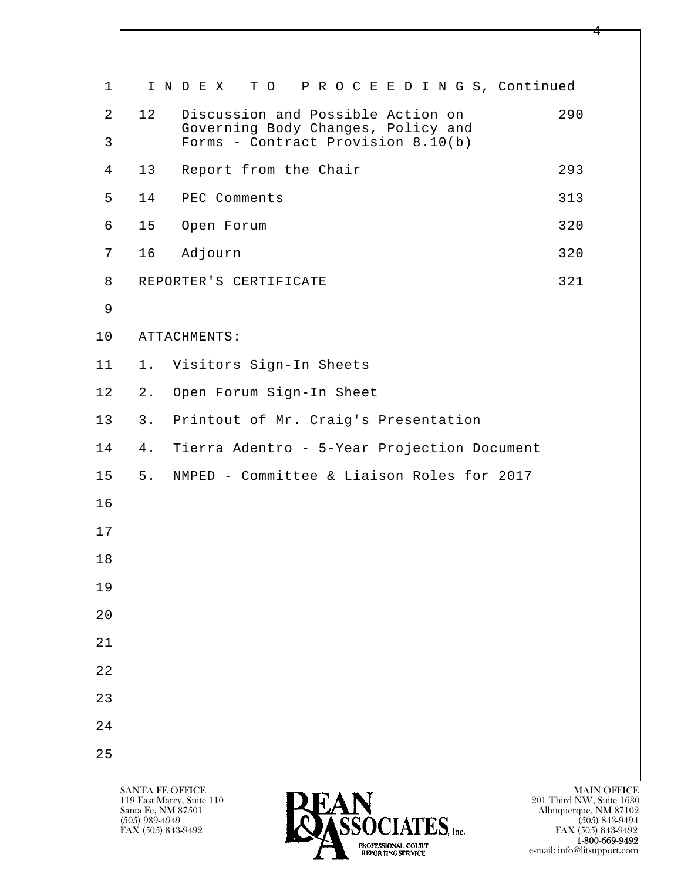I N D E X   T O   P R O C E E D I N G S, Continued

| | | |
|---|---|---|
| 12 | Discussion and Possible Action on Governing Body Changes, Policy and Forms - Contract Provision 8.10(b) | 290 |
| 13 | Report from the Chair | 293 |
| 14 | PEC Comments | 313 |
| 15 | Open Forum | 320 |
| 16 | Adjourn | 320 |
| | REPORTER'S CERTIFICATE | 321 |

ATTACHMENTS:

1. Visitors Sign-In Sheets
2. Open Forum Sign-In Sheet
3. Printout of Mr. Craig's Presentation
4. Tierra Adentro - 5-Year Projection Document
5. NMPED - Committee & Liaison Roles for 2017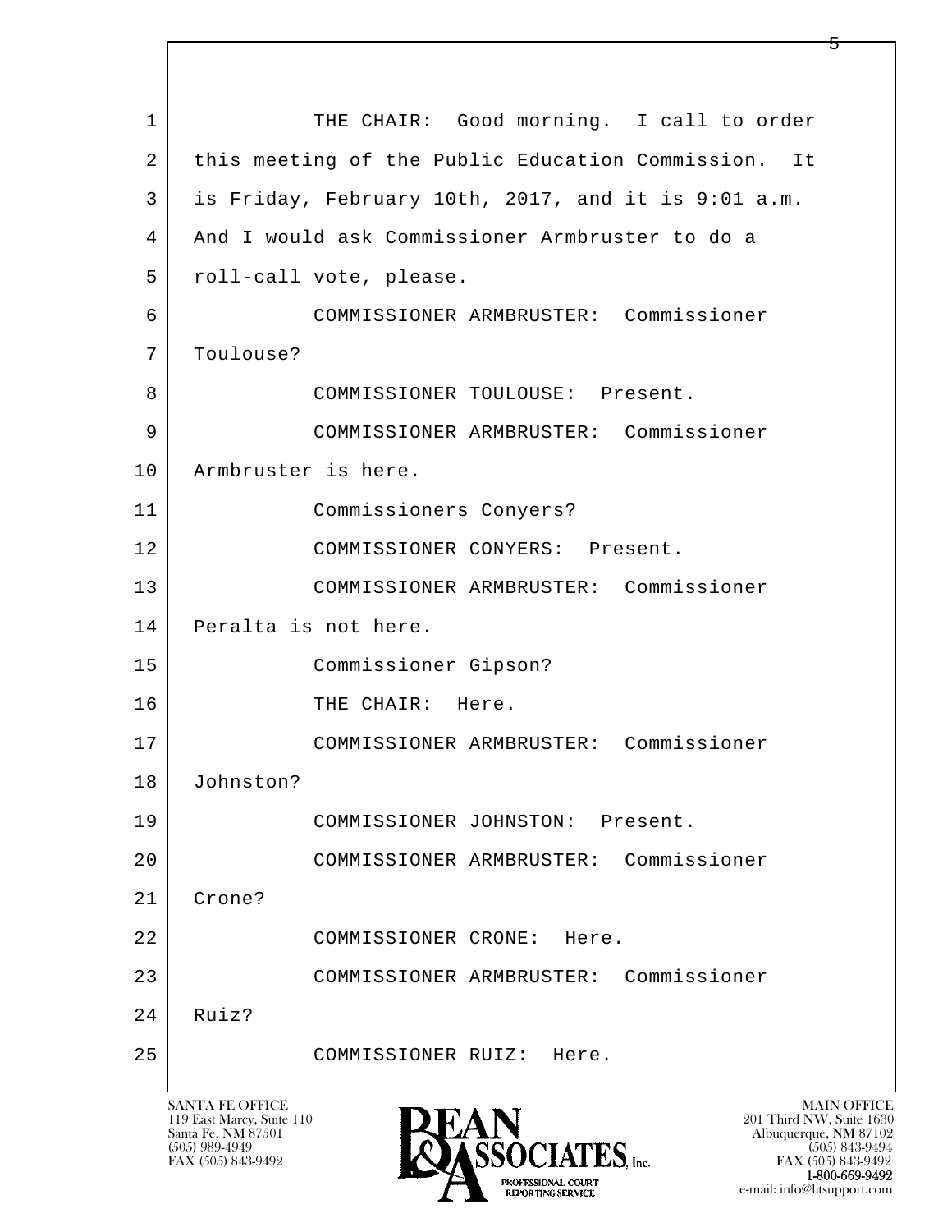THE CHAIR: Good morning. I call to order this meeting of the Public Education Commission. It is Friday, February 10th, 2017, and it is 9:01 a.m. And I would ask Commissioner Armbruster to do a roll-call vote, please.

COMMISSIONER ARMBRUSTER: Commissioner Toulouse?

COMMISSIONER TOULOUSE: Present.

COMMISSIONER ARMBRUSTER: Commissioner Armbruster is here.

Commissioners Conyers?

COMMISSIONER CONYERS: Present.

COMMISSIONER ARMBRUSTER: Commissioner Peralta is not here.

Commissioner Gipson?

THE CHAIR: Here.

COMMISSIONER ARMBRUSTER: Commissioner Johnston?

COMMISSIONER JOHNSTON: Present.

COMMISSIONER ARMBRUSTER: Commissioner Crone?

COMMISSIONER CRONE: Here.

COMMISSIONER ARMBRUSTER: Commissioner Ruiz?

COMMISSIONER RUIZ: Here.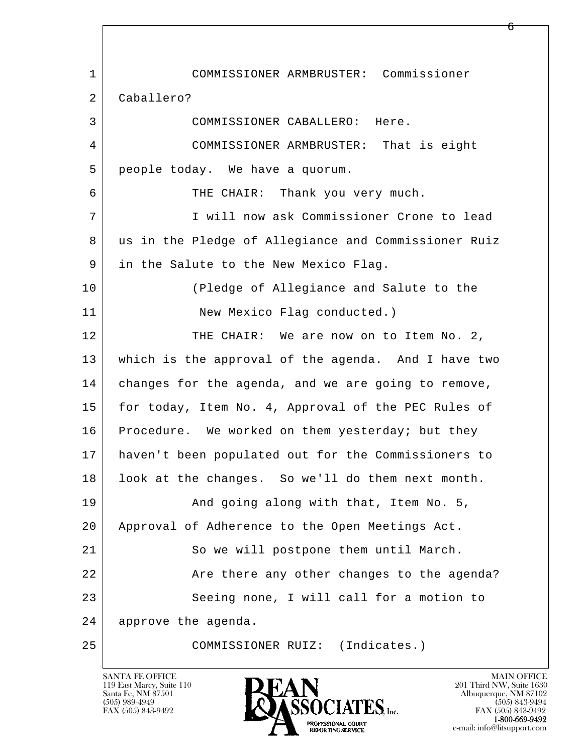1 COMMISSIONER ARMBRUSTER: Commissioner
2 Caballero?
3 COMMISSIONER CABALLERO: Here.
4 COMMISSIONER ARMBRUSTER: That is eight
5 people today. We have a quorum.
6 THE CHAIR: Thank you very much.
7 I will now ask Commissioner Crone to lead
8 us in the Pledge of Allegiance and Commissioner Ruiz
9 in the Salute to the New Mexico Flag.
10 (Pledge of Allegiance and Salute to the
11 New Mexico Flag conducted.)
12 THE CHAIR: We are now on to Item No. 2,
13 which is the approval of the agenda. And I have two
14 changes for the agenda, and we are going to remove,
15 for today, Item No. 4, Approval of the PEC Rules of
16 Procedure. We worked on them yesterday; but they
17 haven't been populated out for the Commissioners to
18 look at the changes. So we'll do them next month.
19 And going along with that, Item No. 5,
20 Approval of Adherence to the Open Meetings Act.
21 So we will postpone them until March.
22 Are there any other changes to the agenda?
23 Seeing none, I will call for a motion to
24 approve the agenda.
25 COMMISSIONER RUIZ: (Indicates.)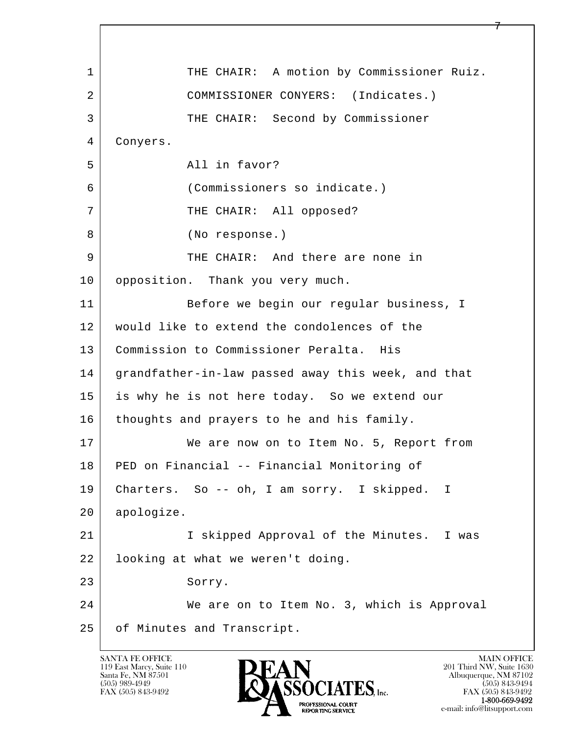1 THE CHAIR: A motion by Commissioner Ruiz.
2 COMMISSIONER CONYERS: (Indicates.)
3 THE CHAIR: Second by Commissioner
4 Conyers.
5 All in favor?
6 (Commissioners so indicate.)
7 THE CHAIR: All opposed?
8 (No response.)
9 THE CHAIR: And there are none in
10 opposition. Thank you very much.
11 Before we begin our regular business, I
12 would like to extend the condolences of the
13 Commission to Commissioner Peralta. His
14 grandfather-in-law passed away this week, and that
15 is why he is not here today. So we extend our
16 thoughts and prayers to he and his family.
17 We are now on to Item No. 5, Report from
18 PED on Financial -- Financial Monitoring of
19 Charters. So -- oh, I am sorry. I skipped. I
20 apologize.
21 I skipped Approval of the Minutes. I was
22 looking at what we weren't doing.
23 Sorry.
24 We are on to Item No. 3, which is Approval
25 of Minutes and Transcript.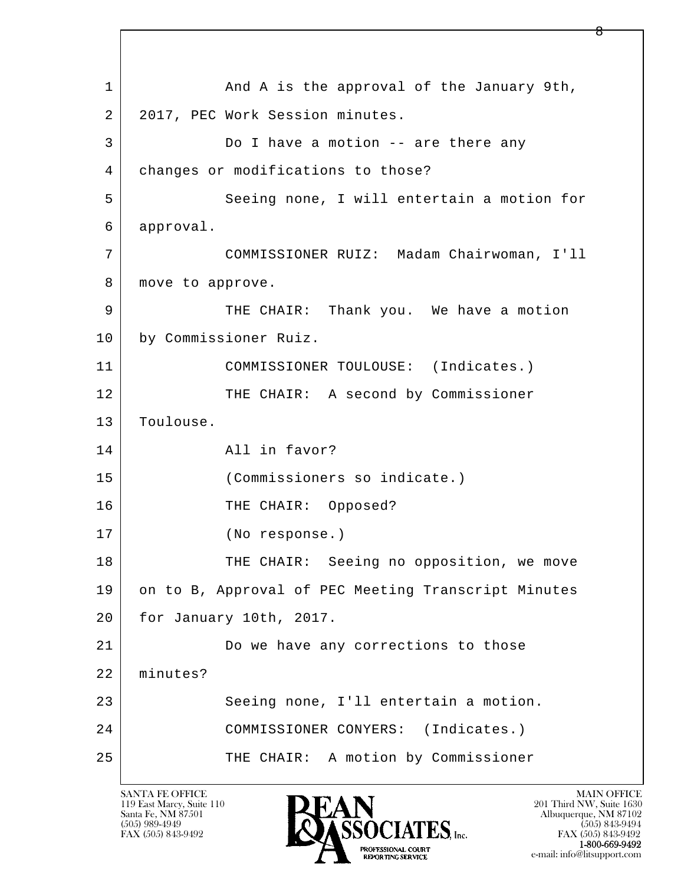1 And A is the approval of the January 9th,
2 2017, PEC Work Session minutes.
3 Do I have a motion -- are there any
4 changes or modifications to those?
5 Seeing none, I will entertain a motion for
6 approval.
7 COMMISSIONER RUIZ: Madam Chairwoman, I'll
8 move to approve.
9 THE CHAIR: Thank you. We have a motion
10 by Commissioner Ruiz.
11 COMMISSIONER TOULOUSE: (Indicates.)
12 THE CHAIR: A second by Commissioner
13 Toulouse.
14 All in favor?
15 (Commissioners so indicate.)
16 THE CHAIR: Opposed?
17 (No response.)
18 THE CHAIR: Seeing no opposition, we move
19 on to B, Approval of PEC Meeting Transcript Minutes
20 for January 10th, 2017.
21 Do we have any corrections to those
22 minutes?
23 Seeing none, I'll entertain a motion.
24 COMMISSIONER CONYERS: (Indicates.)
25 THE CHAIR: A motion by Commissioner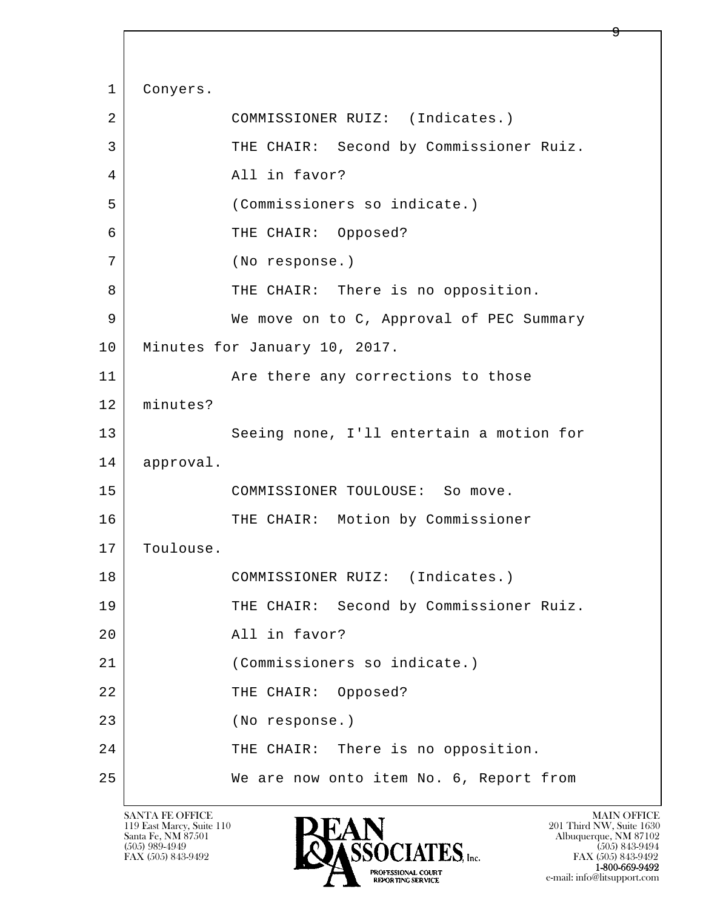Conyers.

COMMISSIONER RUIZ: (Indicates.)

THE CHAIR: Second by Commissioner Ruiz.

All in favor?

(Commissioners so indicate.)

THE CHAIR: Opposed?

(No response.)

THE CHAIR: There is no opposition.

We move on to C, Approval of PEC Summary Minutes for January 10, 2017.

Are there any corrections to those minutes?

Seeing none, I'll entertain a motion for approval.

COMMISSIONER TOULOUSE: So move.

THE CHAIR: Motion by Commissioner Toulouse.

COMMISSIONER RUIZ: (Indicates.)

THE CHAIR: Second by Commissioner Ruiz.

All in favor?

(Commissioners so indicate.)

THE CHAIR: Opposed?

(No response.)

THE CHAIR: There is no opposition.

We are now onto item No. 6, Report from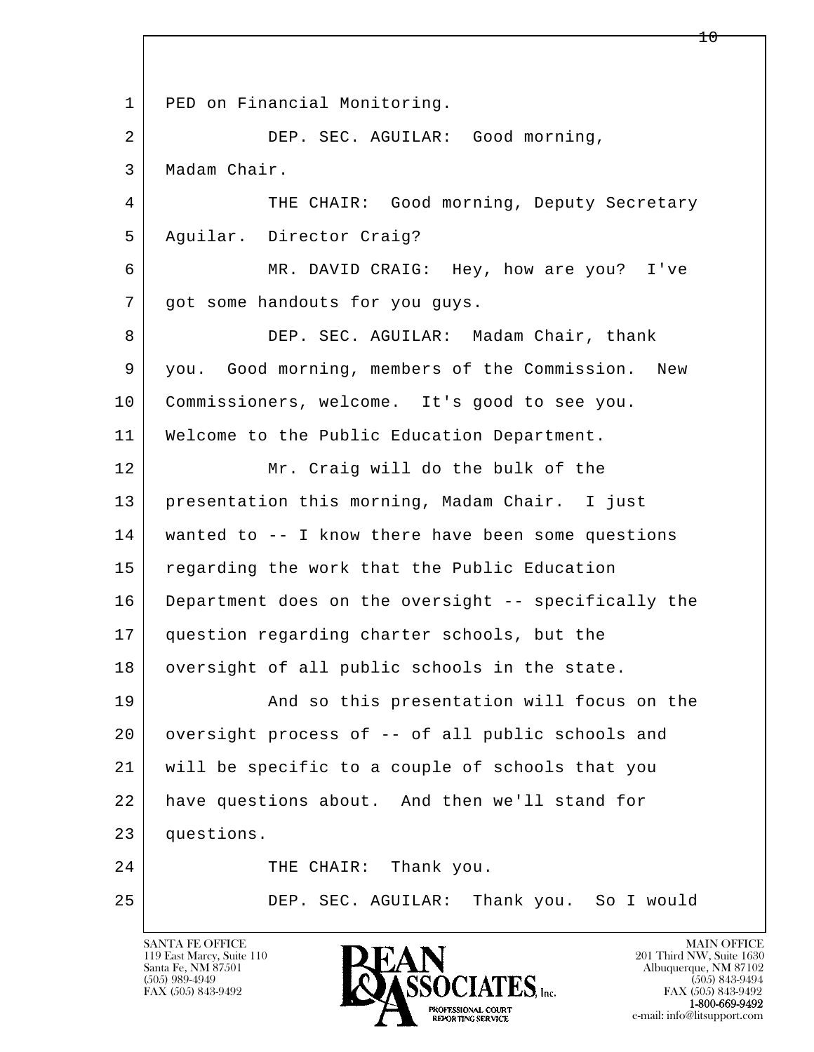PED on Financial Monitoring.

DEP. SEC. AGUILAR: Good morning, Madam Chair.

THE CHAIR: Good morning, Deputy Secretary Aguilar. Director Craig?

MR. DAVID CRAIG: Hey, how are you? I've got some handouts for you guys.

DEP. SEC. AGUILAR: Madam Chair, thank you. Good morning, members of the Commission. New Commissioners, welcome. It's good to see you. Welcome to the Public Education Department.

Mr. Craig will do the bulk of the presentation this morning, Madam Chair. I just wanted to -- I know there have been some questions regarding the work that the Public Education Department does on the oversight -- specifically the question regarding charter schools, but the oversight of all public schools in the state.

And so this presentation will focus on the oversight process of -- of all public schools and will be specific to a couple of schools that you have questions about. And then we'll stand for questions.

THE CHAIR: Thank you.

DEP. SEC. AGUILAR: Thank you. So I would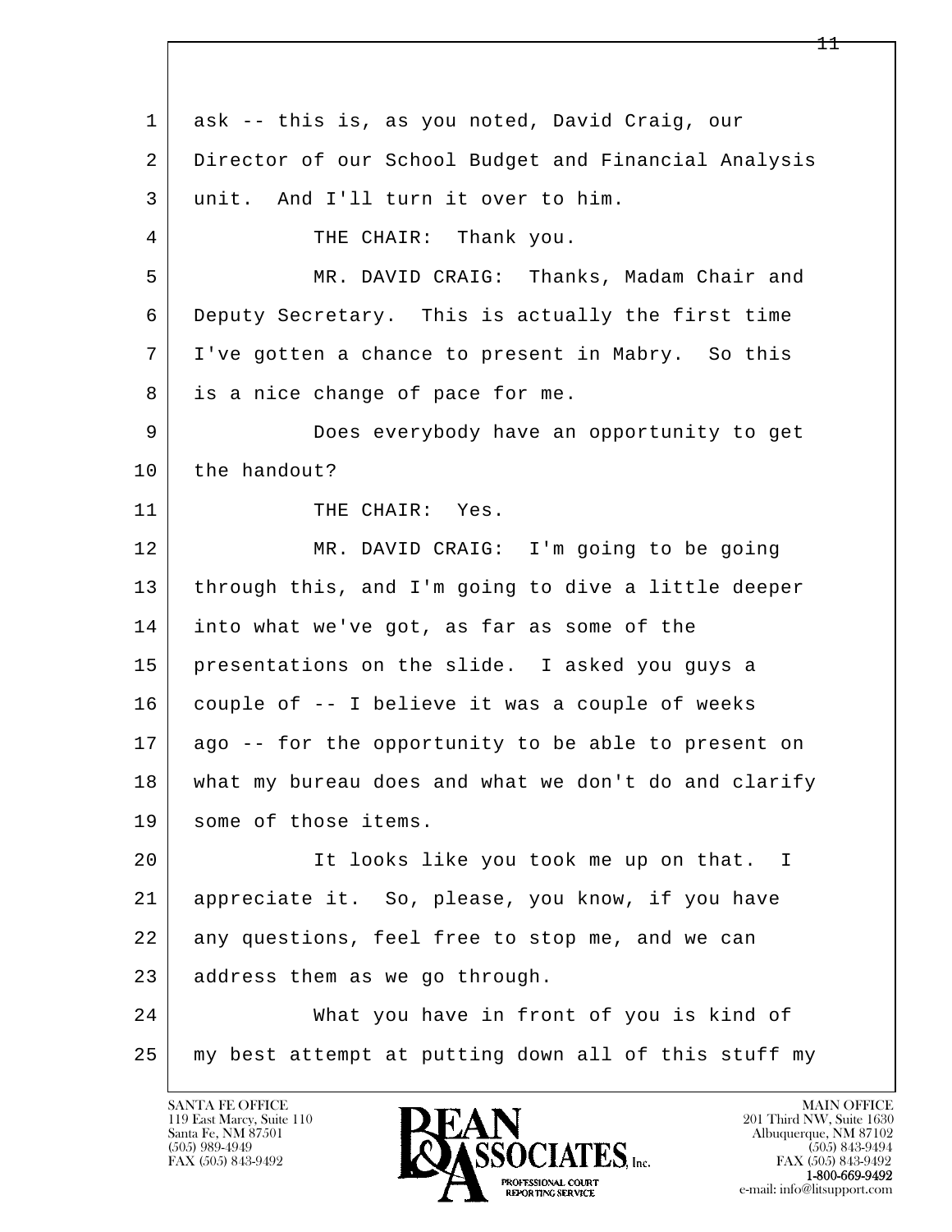1 ask -- this is, as you noted, David Craig, our
2 Director of our School Budget and Financial Analysis
3 unit. And I'll turn it over to him.
4 THE CHAIR: Thank you.
5 MR. DAVID CRAIG: Thanks, Madam Chair and
6 Deputy Secretary. This is actually the first time
7 I've gotten a chance to present in Mabry. So this
8 is a nice change of pace for me.
9 Does everybody have an opportunity to get
10 the handout?
11 THE CHAIR: Yes.
12 MR. DAVID CRAIG: I'm going to be going
13 through this, and I'm going to dive a little deeper
14 into what we've got, as far as some of the
15 presentations on the slide. I asked you guys a
16 couple of -- I believe it was a couple of weeks
17 ago -- for the opportunity to be able to present on
18 what my bureau does and what we don't do and clarify
19 some of those items.
20 It looks like you took me up on that. I
21 appreciate it. So, please, you know, if you have
22 any questions, feel free to stop me, and we can
23 address them as we go through.
24 What you have in front of you is kind of
25 my best attempt at putting down all of this stuff my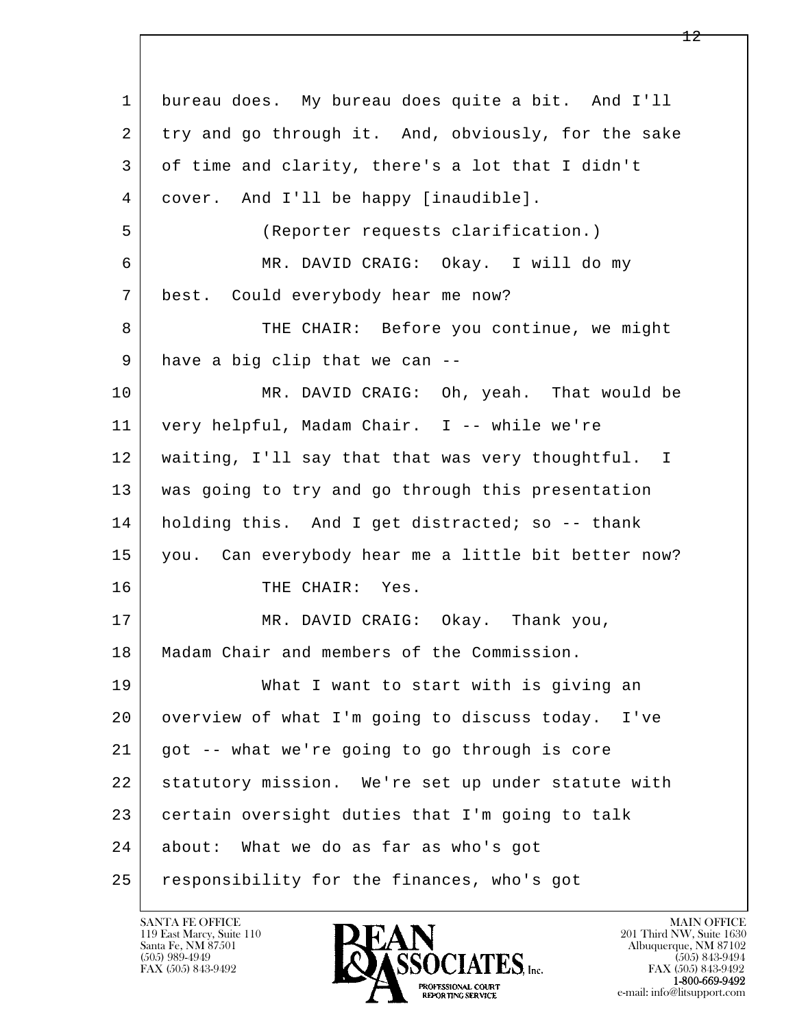1 bureau does. My bureau does quite a bit. And I'll
2 try and go through it. And, obviously, for the sake
3 of time and clarity, there's a lot that I didn't
4 cover. And I'll be happy [inaudible].
5 (Reporter requests clarification.)
6 MR. DAVID CRAIG: Okay. I will do my
7 best. Could everybody hear me now?
8 THE CHAIR: Before you continue, we might
9 have a big clip that we can --
10 MR. DAVID CRAIG: Oh, yeah. That would be
11 very helpful, Madam Chair. I -- while we're
12 waiting, I'll say that that was very thoughtful. I
13 was going to try and go through this presentation
14 holding this. And I get distracted; so -- thank
15 you. Can everybody hear me a little bit better now?
16 THE CHAIR: Yes.
17 MR. DAVID CRAIG: Okay. Thank you,
18 Madam Chair and members of the Commission.
19 What I want to start with is giving an
20 overview of what I'm going to discuss today. I've
21 got -- what we're going to go through is core
22 statutory mission. We're set up under statute with
23 certain oversight duties that I'm going to talk
24 about: What we do as far as who's got
25 responsibility for the finances, who's got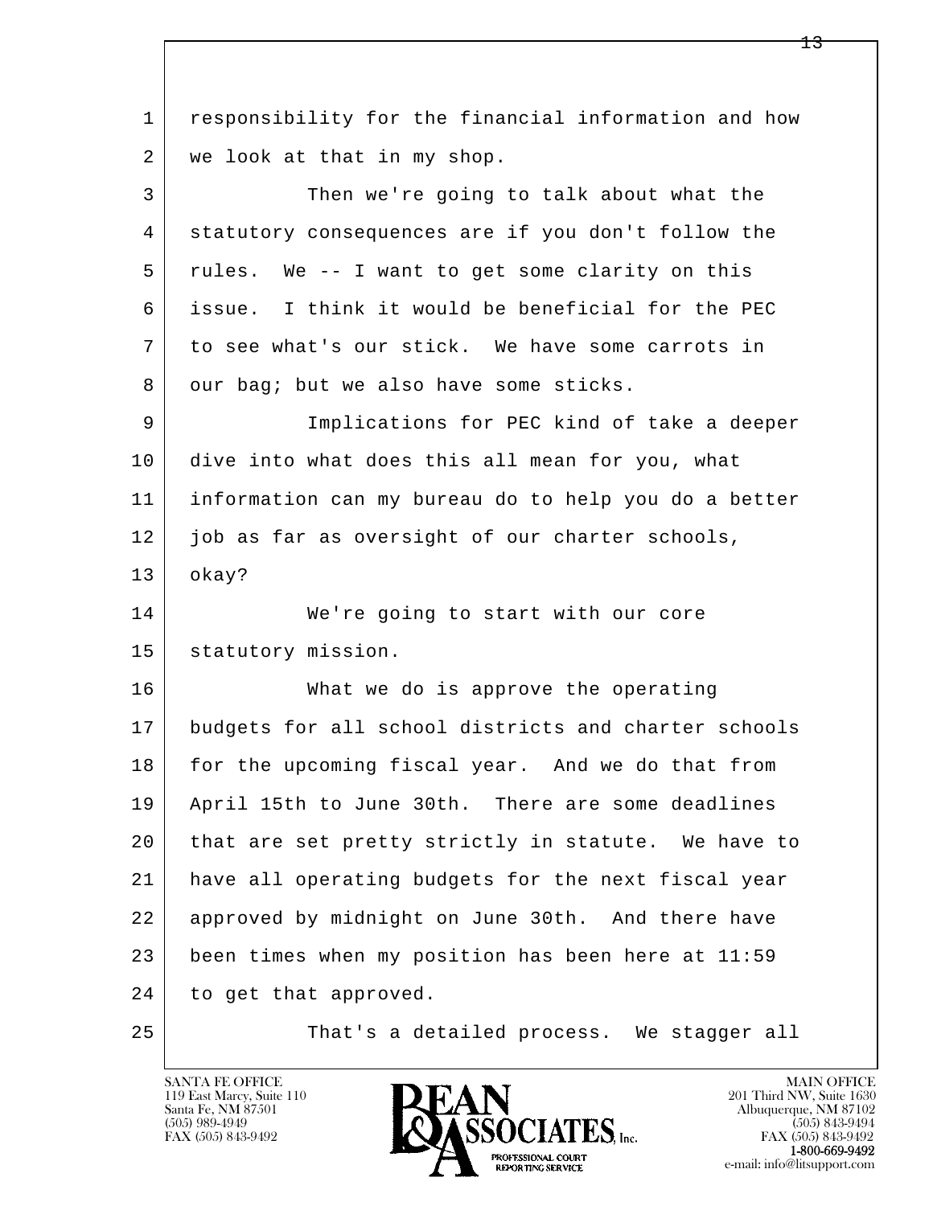responsibility for the financial information and how we look at that in my shop.

Then we're going to talk about what the statutory consequences are if you don't follow the rules. We -- I want to get some clarity on this issue. I think it would be beneficial for the PEC to see what's our stick. We have some carrots in our bag; but we also have some sticks.

Implications for PEC kind of take a deeper dive into what does this all mean for you, what information can my bureau do to help you do a better job as far as oversight of our charter schools, okay?

We're going to start with our core statutory mission.

What we do is approve the operating budgets for all school districts and charter schools for the upcoming fiscal year. And we do that from April 15th to June 30th. There are some deadlines that are set pretty strictly in statute. We have to have all operating budgets for the next fiscal year approved by midnight on June 30th. And there have been times when my position has been here at 11:59 to get that approved.

That's a detailed process. We stagger all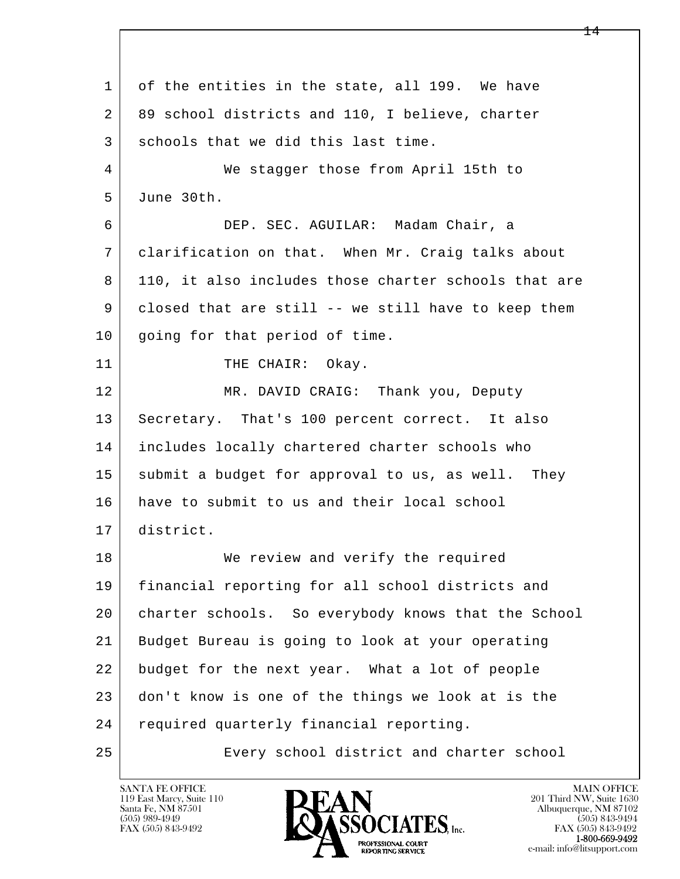of the entities in the state, all 199. We have 89 school districts and 110, I believe, charter schools that we did this last time.

We stagger those from April 15th to June 30th.

DEP. SEC. AGUILAR: Madam Chair, a clarification on that. When Mr. Craig talks about 110, it also includes those charter schools that are closed that are still -- we still have to keep them going for that period of time.

THE CHAIR: Okay.

MR. DAVID CRAIG: Thank you, Deputy Secretary. That's 100 percent correct. It also includes locally chartered charter schools who submit a budget for approval to us, as well. They have to submit to us and their local school district.

We review and verify the required financial reporting for all school districts and charter schools. So everybody knows that the School Budget Bureau is going to look at your operating budget for the next year. What a lot of people don't know is one of the things we look at is the required quarterly financial reporting.

Every school district and charter school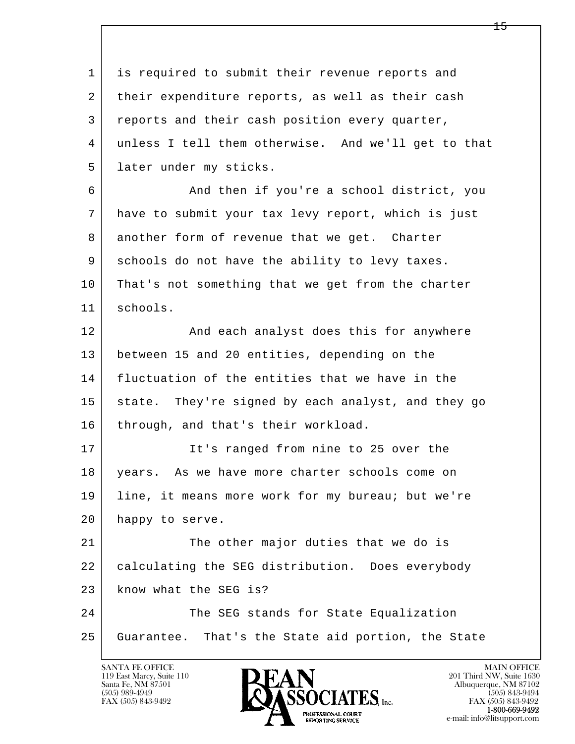is required to submit their revenue reports and their expenditure reports, as well as their cash reports and their cash position every quarter, unless I tell them otherwise. And we'll get to that later under my sticks.

And then if you're a school district, you have to submit your tax levy report, which is just another form of revenue that we get. Charter schools do not have the ability to levy taxes. That's not something that we get from the charter schools.

And each analyst does this for anywhere between 15 and 20 entities, depending on the fluctuation of the entities that we have in the state. They're signed by each analyst, and they go through, and that's their workload.

It's ranged from nine to 25 over the years. As we have more charter schools come on line, it means more work for my bureau; but we're happy to serve.

The other major duties that we do is calculating the SEG distribution. Does everybody know what the SEG is?

The SEG stands for State Equalization Guarantee. That's the State aid portion, the State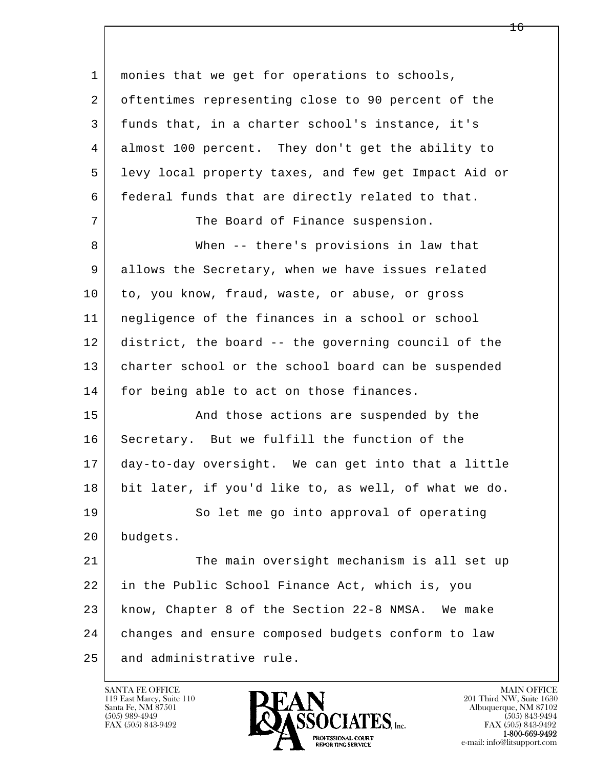monies that we get for operations to schools, oftentimes representing close to 90 percent of the funds that, in a charter school's instance, it's almost 100 percent. They don't get the ability to levy local property taxes, and few get Impact Aid or federal funds that are directly related to that.

The Board of Finance suspension.

When -- there's provisions in law that allows the Secretary, when we have issues related to, you know, fraud, waste, or abuse, or gross negligence of the finances in a school or school district, the board -- the governing council of the charter school or the school board can be suspended for being able to act on those finances.

And those actions are suspended by the Secretary. But we fulfill the function of the day-to-day oversight. We can get into that a little bit later, if you'd like to, as well, of what we do.

So let me go into approval of operating budgets.

The main oversight mechanism is all set up in the Public School Finance Act, which is, you know, Chapter 8 of the Section 22-8 NMSA. We make changes and ensure composed budgets conform to law and administrative rule.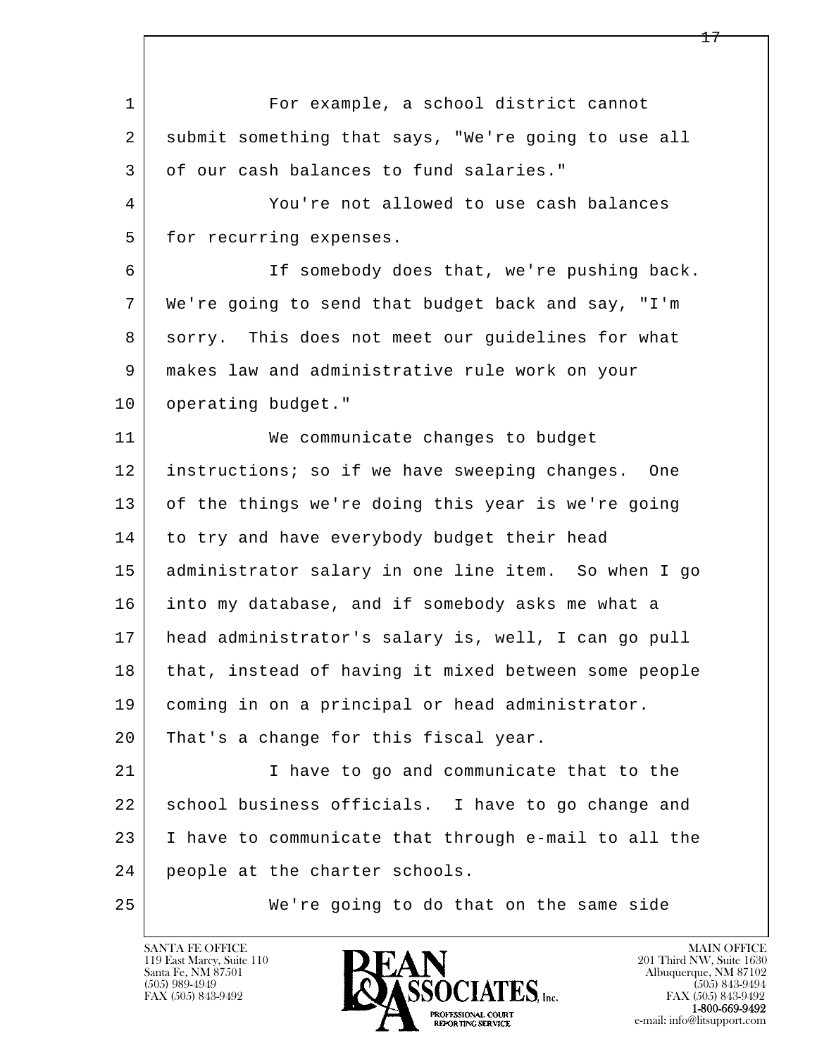For example, a school district cannot submit something that says, "We're going to use all of our cash balances to fund salaries."

You're not allowed to use cash balances for recurring expenses.

If somebody does that, we're pushing back. We're going to send that budget back and say, "I'm sorry. This does not meet our guidelines for what makes law and administrative rule work on your operating budget."

We communicate changes to budget instructions; so if we have sweeping changes. One of the things we're doing this year is we're going to try and have everybody budget their head administrator salary in one line item. So when I go into my database, and if somebody asks me what a head administrator's salary is, well, I can go pull that, instead of having it mixed between some people coming in on a principal or head administrator. That's a change for this fiscal year.

I have to go and communicate that to the school business officials. I have to go change and I have to communicate that through e-mail to all the people at the charter schools.

We're going to do that on the same side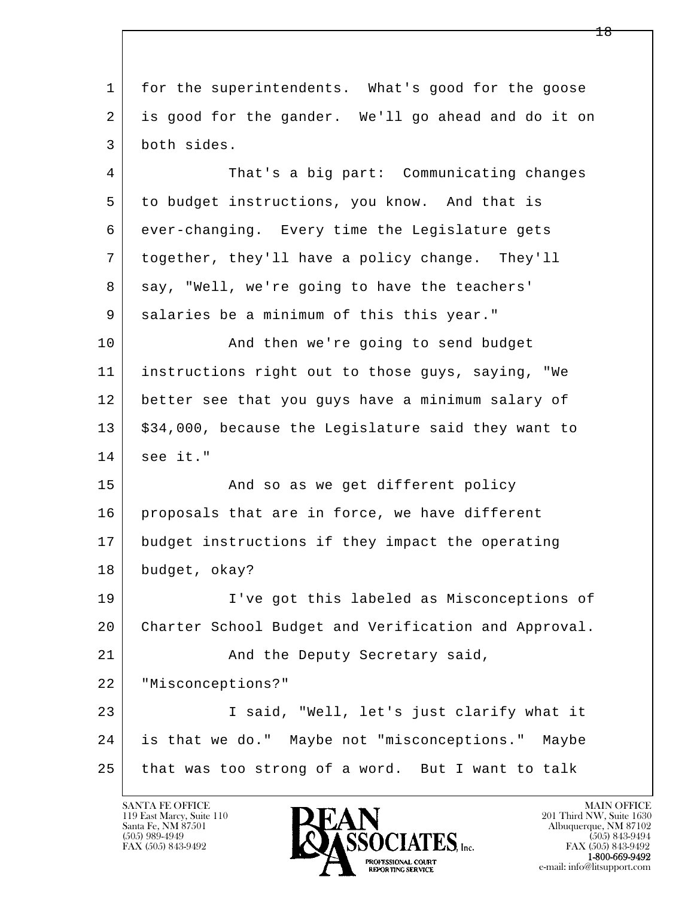for the superintendents. What's good for the goose is good for the gander. We'll go ahead and do it on both sides.

That's a big part: Communicating changes to budget instructions, you know. And that is ever-changing. Every time the Legislature gets together, they'll have a policy change. They'll say, "Well, we're going to have the teachers' salaries be a minimum of this this year."

And then we're going to send budget instructions right out to those guys, saying, "We better see that you guys have a minimum salary of $34,000, because the Legislature said they want to see it."

And so as we get different policy proposals that are in force, we have different budget instructions if they impact the operating budget, okay?

I've got this labeled as Misconceptions of Charter School Budget and Verification and Approval.

And the Deputy Secretary said, "Misconceptions?"

I said, "Well, let's just clarify what it is that we do." Maybe not "misconceptions." Maybe that was too strong of a word. But I want to talk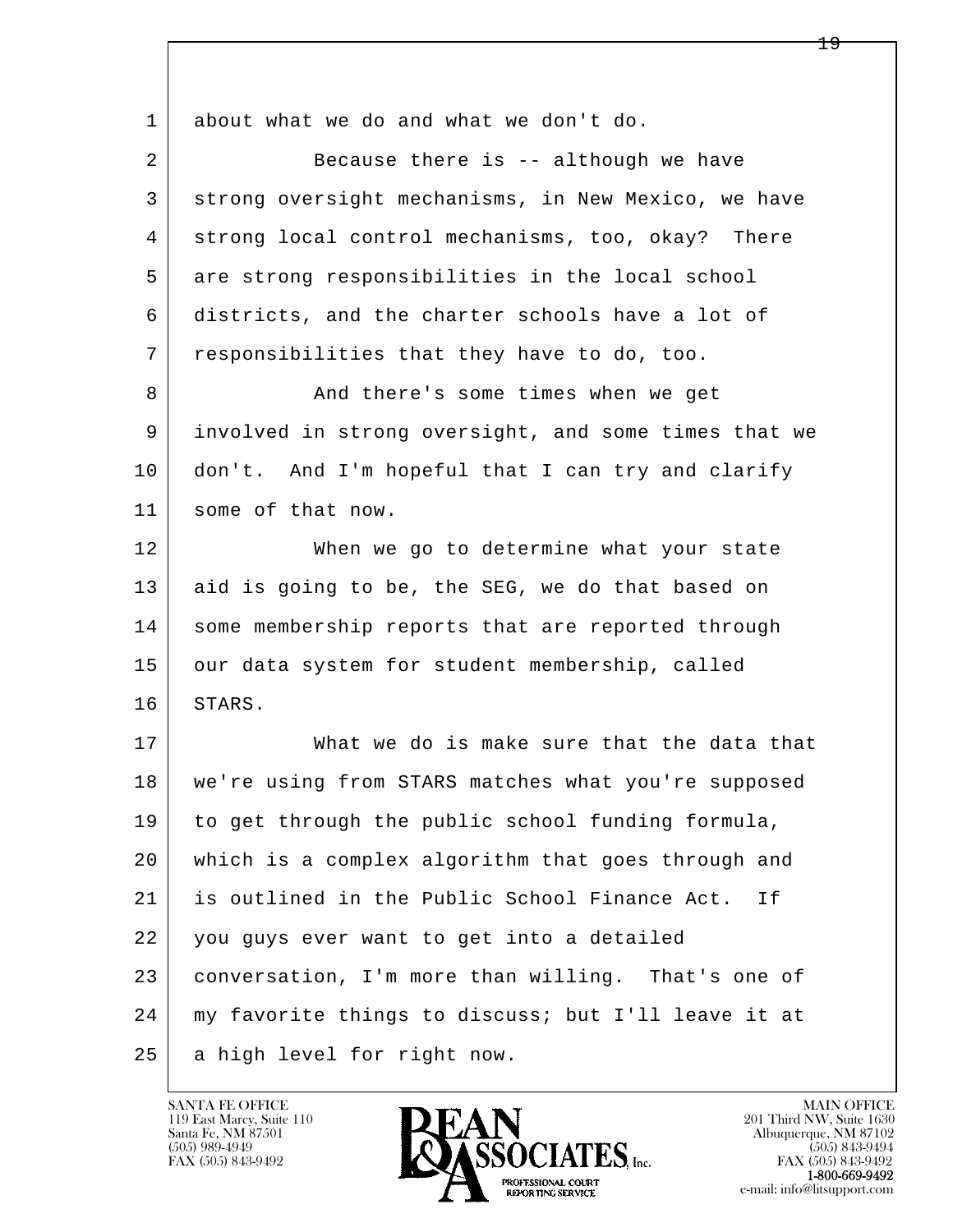about what we do and what we don't do.

Because there is -- although we have strong oversight mechanisms, in New Mexico, we have strong local control mechanisms, too, okay? There are strong responsibilities in the local school districts, and the charter schools have a lot of responsibilities that they have to do, too.

And there's some times when we get involved in strong oversight, and some times that we don't. And I'm hopeful that I can try and clarify some of that now.

When we go to determine what your state aid is going to be, the SEG, we do that based on some membership reports that are reported through our data system for student membership, called STARS.

What we do is make sure that the data that we're using from STARS matches what you're supposed to get through the public school funding formula, which is a complex algorithm that goes through and is outlined in the Public School Finance Act. If you guys ever want to get into a detailed conversation, I'm more than willing. That's one of my favorite things to discuss; but I'll leave it at a high level for right now.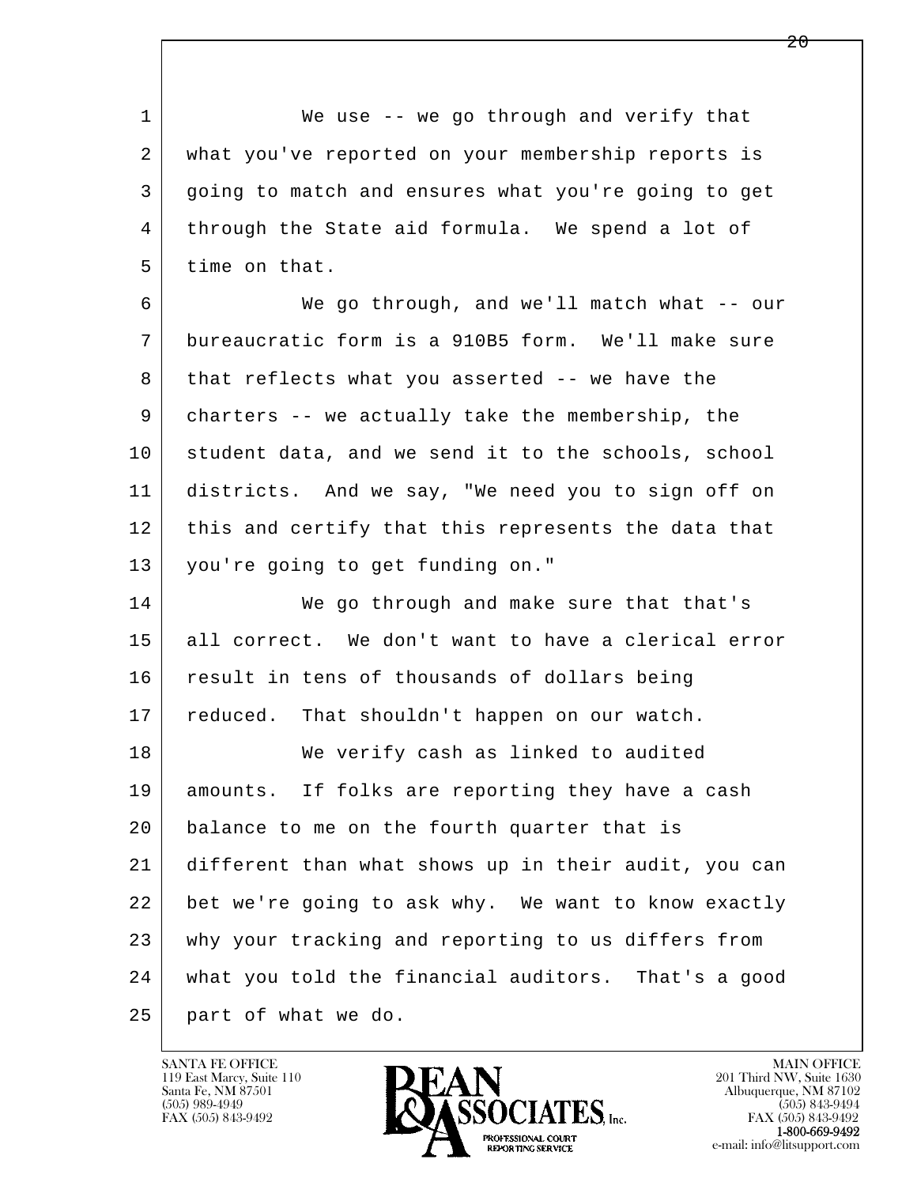We use -- we go through and verify that what you've reported on your membership reports is going to match and ensures what you're going to get through the State aid formula. We spend a lot of time on that.

We go through, and we'll match what -- our bureaucratic form is a 910B5 form. We'll make sure that reflects what you asserted -- we have the charters -- we actually take the membership, the student data, and we send it to the schools, school districts. And we say, "We need you to sign off on this and certify that this represents the data that you're going to get funding on."

We go through and make sure that that's all correct. We don't want to have a clerical error result in tens of thousands of dollars being reduced. That shouldn't happen on our watch.

We verify cash as linked to audited amounts. If folks are reporting they have a cash balance to me on the fourth quarter that is different than what shows up in their audit, you can bet we're going to ask why. We want to know exactly why your tracking and reporting to us differs from what you told the financial auditors. That's a good part of what we do.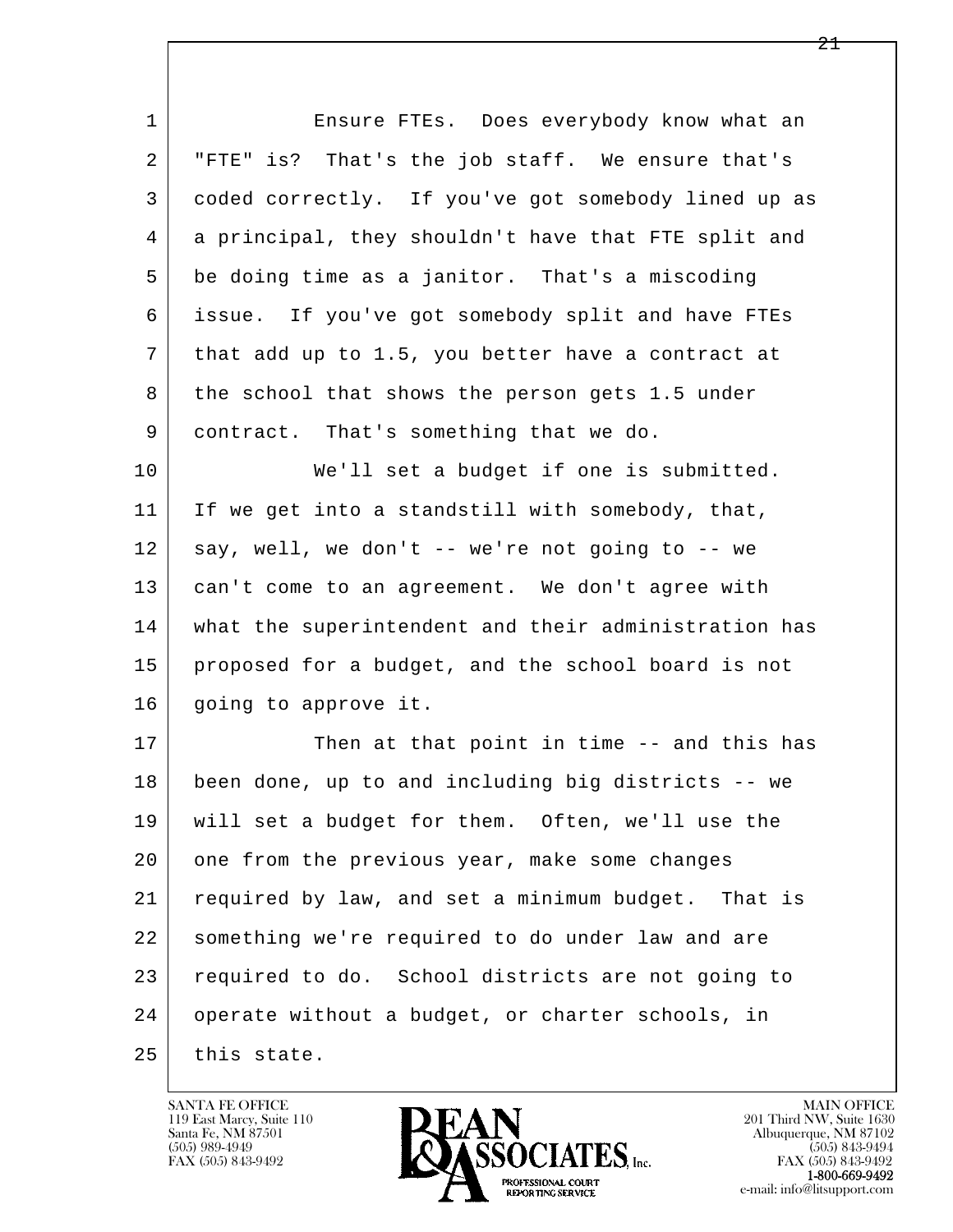Ensure FTEs. Does everybody know what an "FTE" is? That's the job staff. We ensure that's coded correctly. If you've got somebody lined up as a principal, they shouldn't have that FTE split and be doing time as a janitor. That's a miscoding issue. If you've got somebody split and have FTEs that add up to 1.5, you better have a contract at the school that shows the person gets 1.5 under contract. That's something that we do.

We'll set a budget if one is submitted. If we get into a standstill with somebody, that, say, well, we don't -- we're not going to -- we can't come to an agreement. We don't agree with what the superintendent and their administration has proposed for a budget, and the school board is not going to approve it.

Then at that point in time -- and this has been done, up to and including big districts -- we will set a budget for them. Often, we'll use the one from the previous year, make some changes required by law, and set a minimum budget. That is something we're required to do under law and are required to do. School districts are not going to operate without a budget, or charter schools, in this state.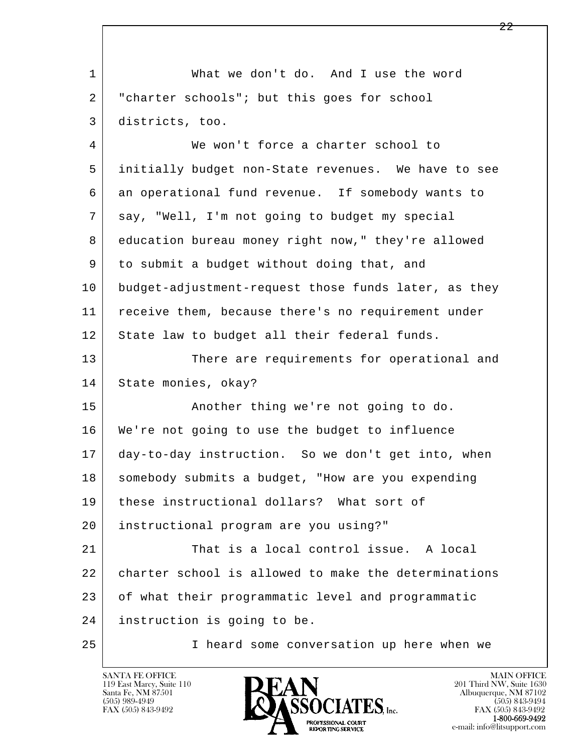What we don't do. And I use the word "charter schools"; but this goes for school districts, too.

We won't force a charter school to initially budget non-State revenues. We have to see an operational fund revenue. If somebody wants to say, "Well, I'm not going to budget my special education bureau money right now," they're allowed to submit a budget without doing that, and budget-adjustment-request those funds later, as they receive them, because there's no requirement under State law to budget all their federal funds.

There are requirements for operational and State monies, okay?

Another thing we're not going to do. We're not going to use the budget to influence day-to-day instruction. So we don't get into, when somebody submits a budget, "How are you expending these instructional dollars? What sort of instructional program are you using?"

That is a local control issue. A local charter school is allowed to make the determinations of what their programmatic level and programmatic instruction is going to be.

I heard some conversation up here when we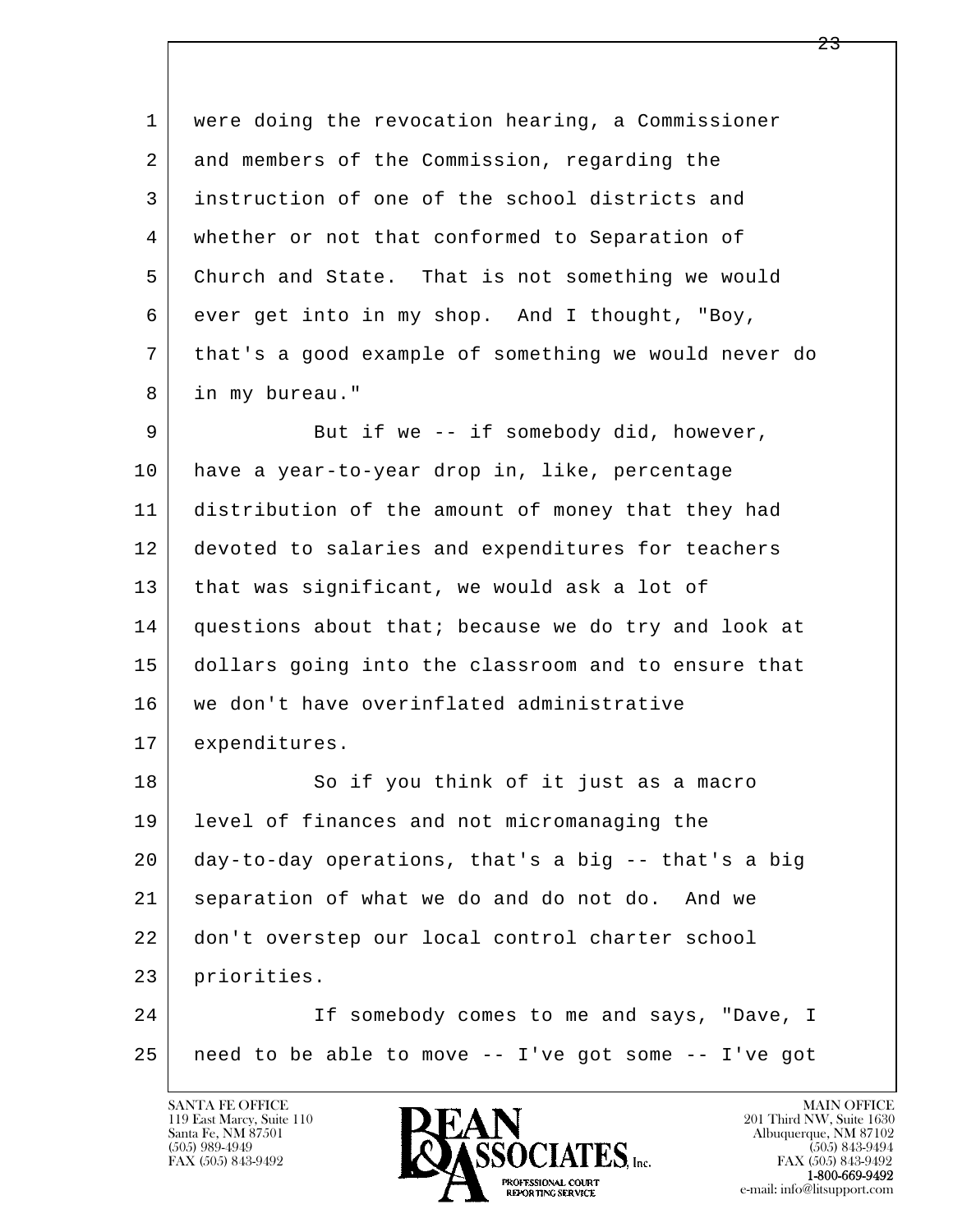were doing the revocation hearing, a Commissioner and members of the Commission, regarding the instruction of one of the school districts and whether or not that conformed to Separation of Church and State. That is not something we would ever get into in my shop. And I thought, "Boy, that's a good example of something we would never do in my bureau."

But if we -- if somebody did, however, have a year-to-year drop in, like, percentage distribution of the amount of money that they had devoted to salaries and expenditures for teachers that was significant, we would ask a lot of questions about that; because we do try and look at dollars going into the classroom and to ensure that we don't have overinflated administrative expenditures.

So if you think of it just as a macro level of finances and not micromanaging the day-to-day operations, that's a big -- that's a big separation of what we do and do not do. And we don't overstep our local control charter school priorities.

If somebody comes to me and says, "Dave, I need to be able to move -- I've got some -- I've got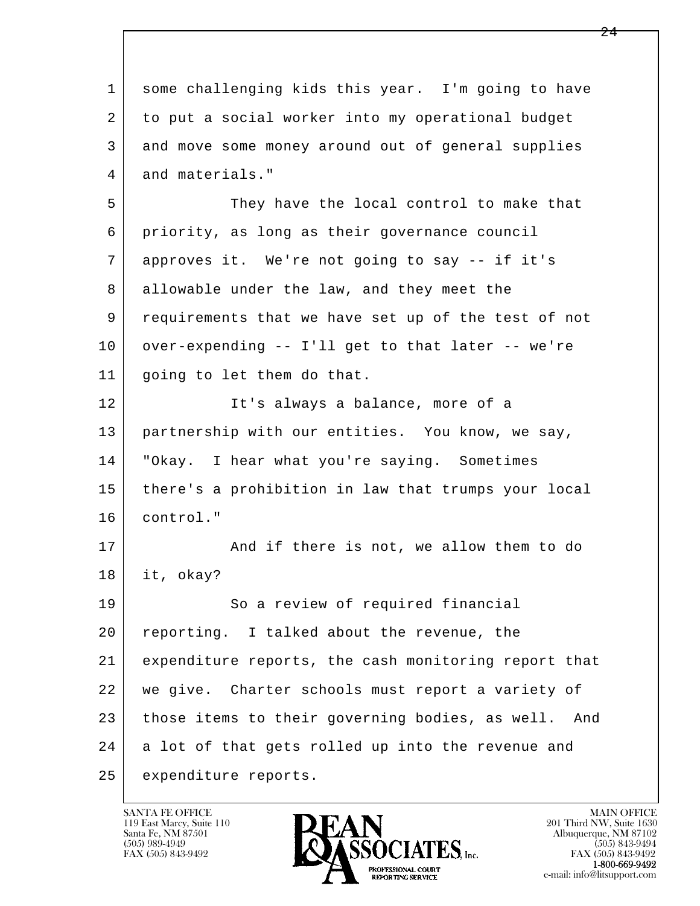some challenging kids this year. I'm going to have to put a social worker into my operational budget and move some money around out of general supplies and materials."

They have the local control to make that priority, as long as their governance council approves it. We're not going to say -- if it's allowable under the law, and they meet the requirements that we have set up of the test of not over-expending -- I'll get to that later -- we're going to let them do that.

It's always a balance, more of a partnership with our entities. You know, we say, "Okay. I hear what you're saying. Sometimes there's a prohibition in law that trumps your local control."

And if there is not, we allow them to do it, okay?

So a review of required financial reporting. I talked about the revenue, the expenditure reports, the cash monitoring report that we give. Charter schools must report a variety of those items to their governing bodies, as well. And a lot of that gets rolled up into the revenue and expenditure reports.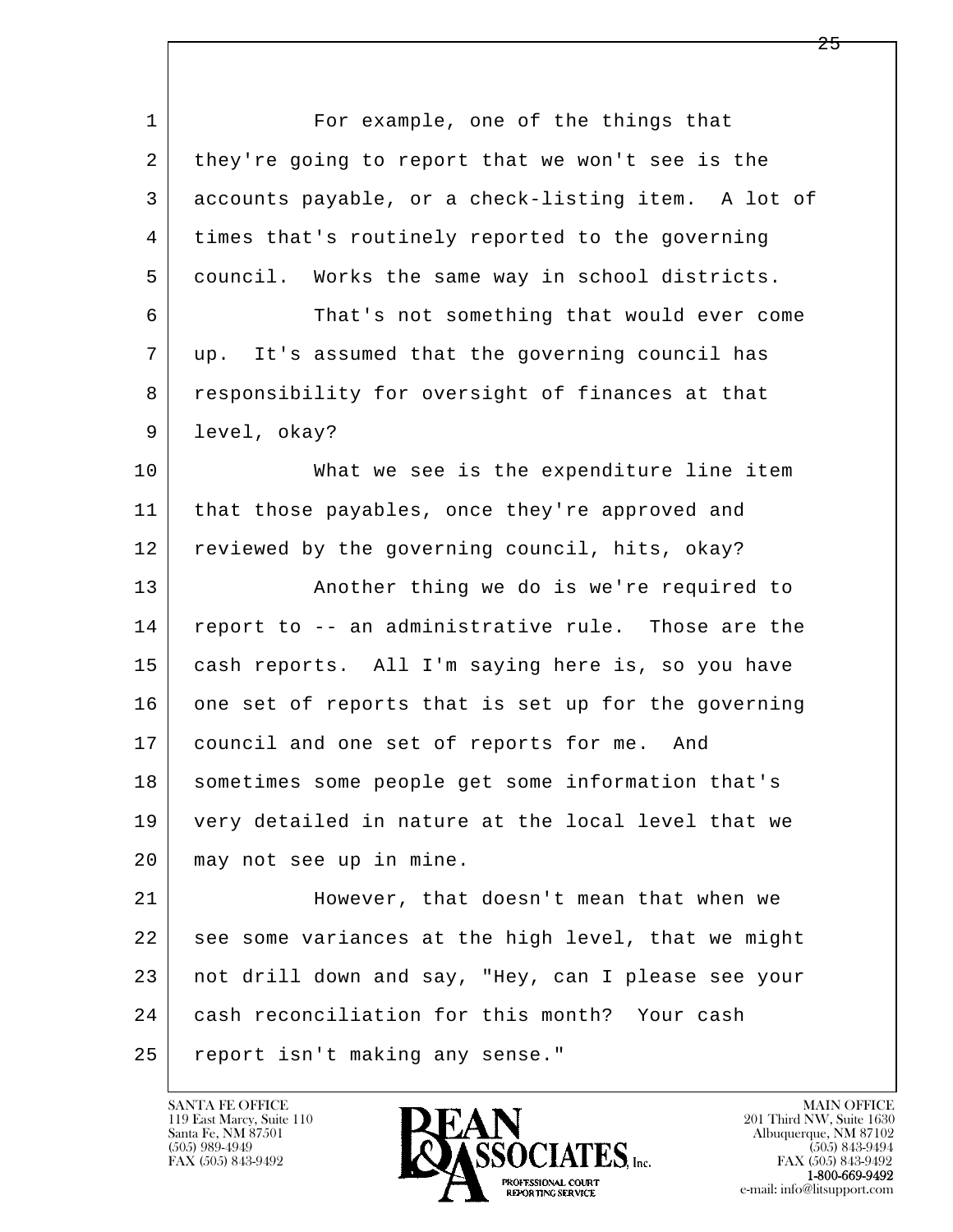1 For example, one of the things that
2 they're going to report that we won't see is the
3 accounts payable, or a check-listing item. A lot of
4 times that's routinely reported to the governing
5 council. Works the same way in school districts.
6 That's not something that would ever come
7 up. It's assumed that the governing council has
8 responsibility for oversight of finances at that
9 level, okay?
10 What we see is the expenditure line item
11 that those payables, once they're approved and
12 reviewed by the governing council, hits, okay?
13 Another thing we do is we're required to
14 report to -- an administrative rule. Those are the
15 cash reports. All I'm saying here is, so you have
16 one set of reports that is set up for the governing
17 council and one set of reports for me. And
18 sometimes some people get some information that's
19 very detailed in nature at the local level that we
20 may not see up in mine.
21 However, that doesn't mean that when we
22 see some variances at the high level, that we might
23 not drill down and say, "Hey, can I please see your
24 cash reconciliation for this month? Your cash
25 report isn't making any sense."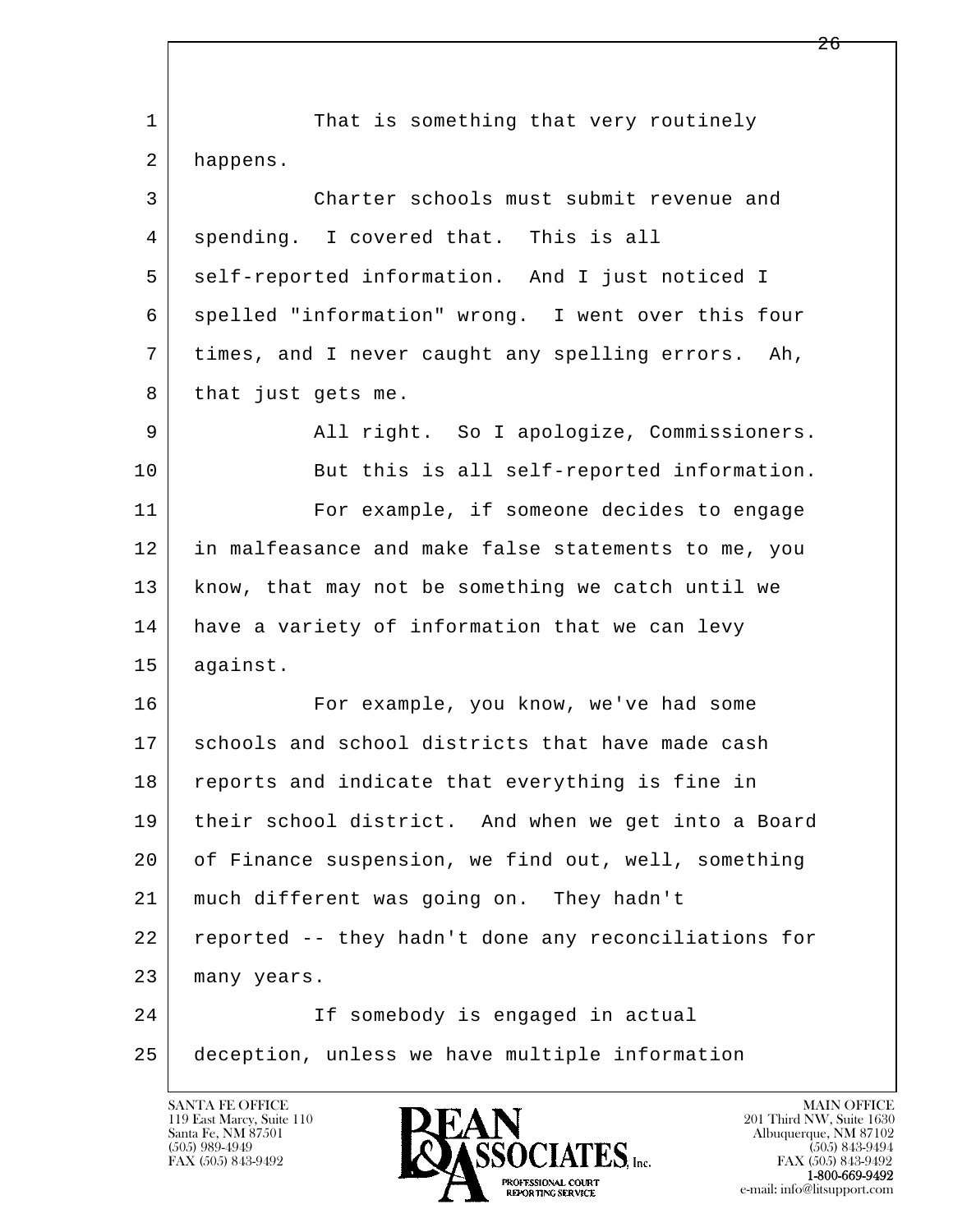That is something that very routinely happens.

Charter schools must submit revenue and spending. I covered that. This is all self-reported information. And I just noticed I spelled "information" wrong. I went over this four times, and I never caught any spelling errors. Ah, that just gets me.

All right. So I apologize, Commissioners.

But this is all self-reported information.

For example, if someone decides to engage in malfeasance and make false statements to me, you know, that may not be something we catch until we have a variety of information that we can levy against.

For example, you know, we've had some schools and school districts that have made cash reports and indicate that everything is fine in their school district. And when we get into a Board of Finance suspension, we find out, well, something much different was going on. They hadn't reported -- they hadn't done any reconciliations for many years.

If somebody is engaged in actual deception, unless we have multiple information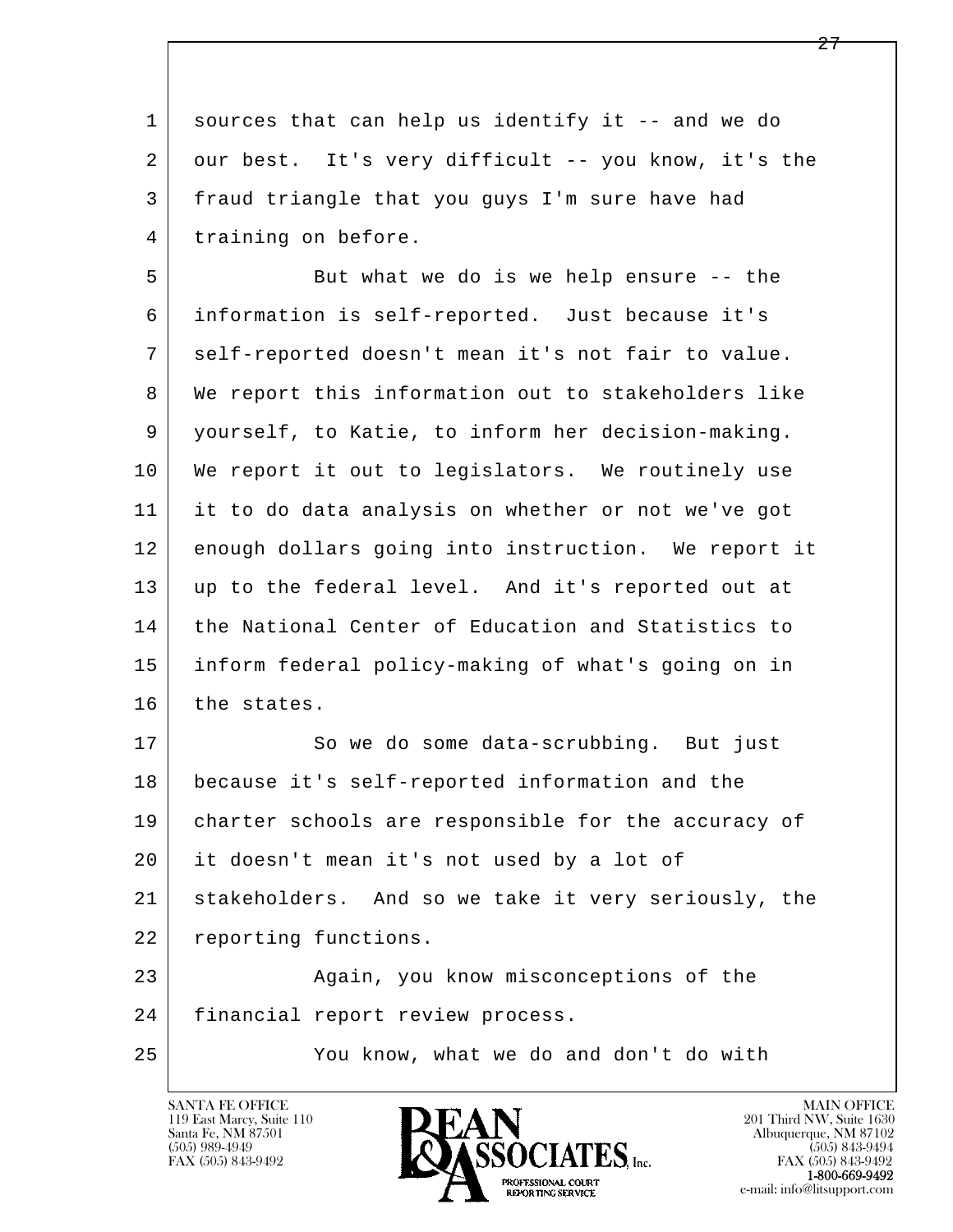1 sources that can help us identify it -- and we do
2 our best. It's very difficult -- you know, it's the
3 fraud triangle that you guys I'm sure have had
4 training on before.

5 But what we do is we help ensure -- the
6 information is self-reported. Just because it's
7 self-reported doesn't mean it's not fair to value.
8 We report this information out to stakeholders like
9 yourself, to Katie, to inform her decision-making.
10 We report it out to legislators. We routinely use
11 it to do data analysis on whether or not we've got
12 enough dollars going into instruction. We report it
13 up to the federal level. And it's reported out at
14 the National Center of Education and Statistics to
15 inform federal policy-making of what's going on in
16 the states.

17 So we do some data-scrubbing. But just
18 because it's self-reported information and the
19 charter schools are responsible for the accuracy of
20 it doesn't mean it's not used by a lot of
21 stakeholders. And so we take it very seriously, the
22 reporting functions.

23 Again, you know misconceptions of the
24 financial report review process.

25 You know, what we do and don't do with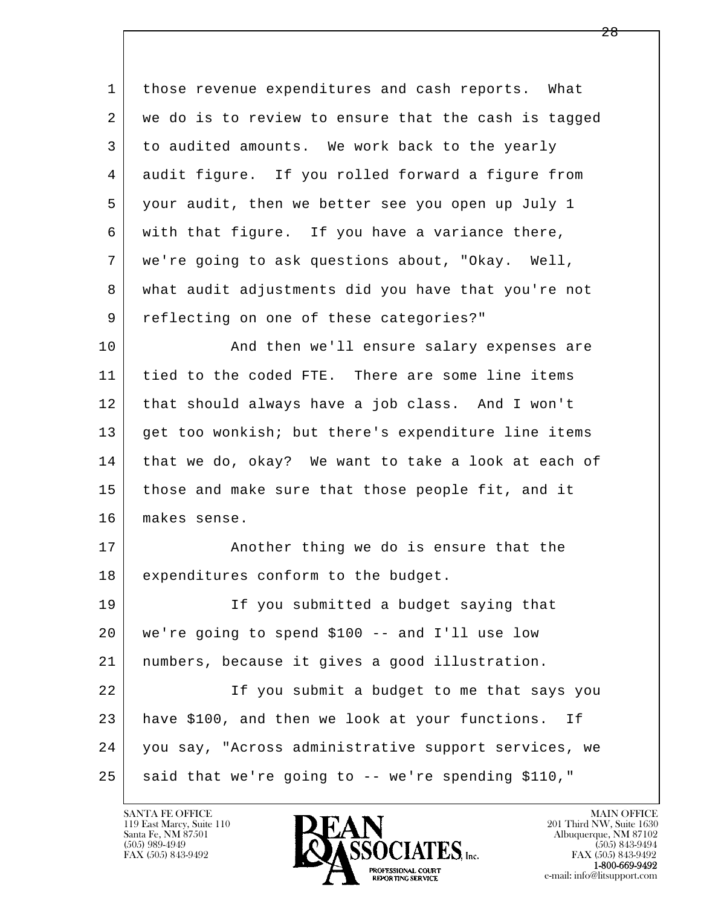those revenue expenditures and cash reports. What we do is to review to ensure that the cash is tagged to audited amounts. We work back to the yearly audit figure. If you rolled forward a figure from your audit, then we better see you open up July 1 with that figure. If you have a variance there, we're going to ask questions about, "Okay. Well, what audit adjustments did you have that you're not reflecting on one of these categories?"

And then we'll ensure salary expenses are tied to the coded FTE. There are some line items that should always have a job class. And I won't get too wonkish; but there's expenditure line items that we do, okay? We want to take a look at each of those and make sure that those people fit, and it makes sense.

Another thing we do is ensure that the expenditures conform to the budget.

If you submitted a budget saying that we're going to spend $100 -- and I'll use low numbers, because it gives a good illustration.

If you submit a budget to me that says you have $100, and then we look at your functions. If you say, "Across administrative support services, we said that we're going to -- we're spending $110,"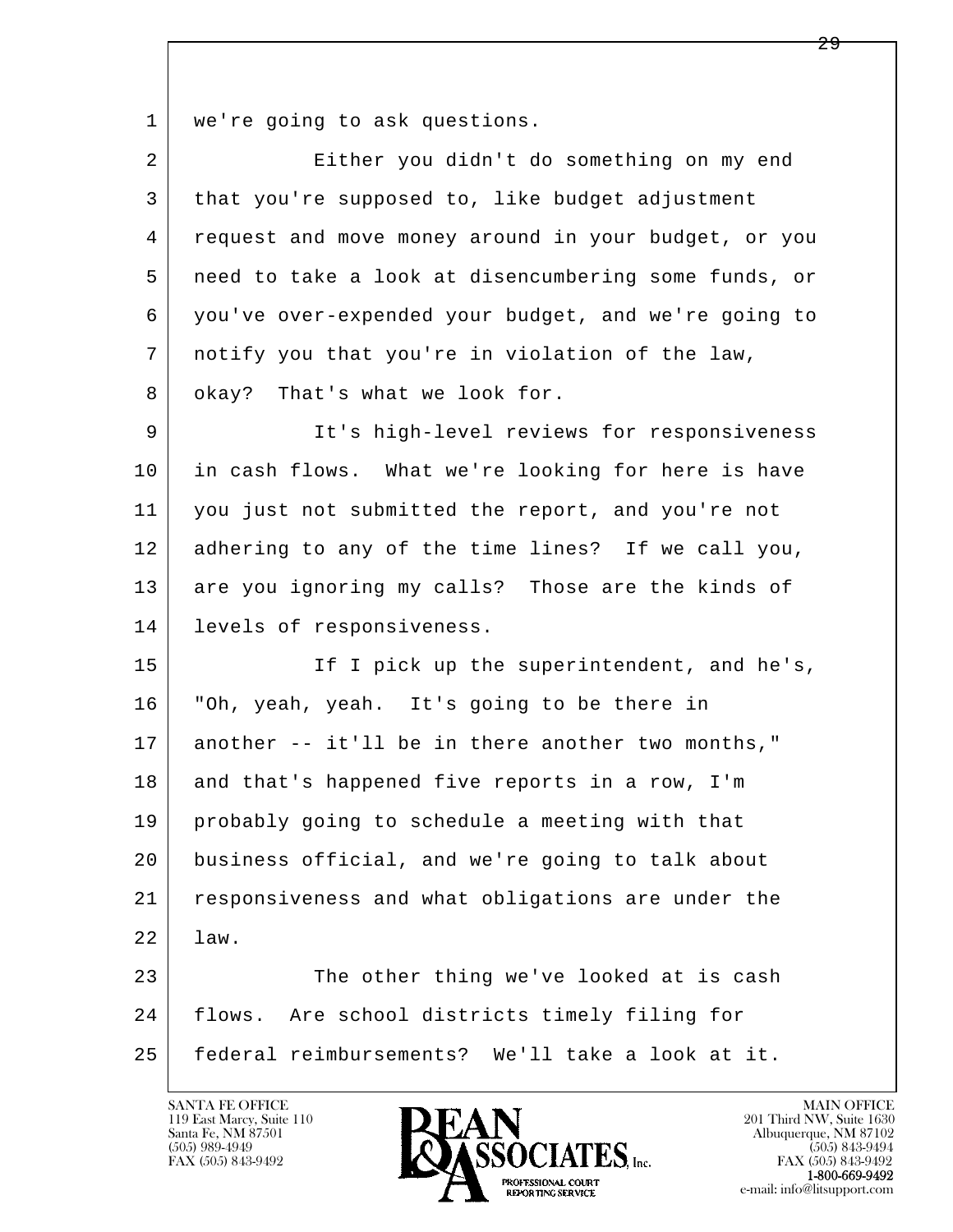1 we're going to ask questions.

2 Either you didn't do something on my end

3 that you're supposed to, like budget adjustment

4 request and move money around in your budget, or you

5 need to take a look at disencumbering some funds, or

6 you've over-expended your budget, and we're going to

7 notify you that you're in violation of the law,

8 okay? That's what we look for.

9 It's high-level reviews for responsiveness

10 in cash flows. What we're looking for here is have

11 you just not submitted the report, and you're not

12 adhering to any of the time lines? If we call you,

13 are you ignoring my calls? Those are the kinds of

14 levels of responsiveness.

15 If I pick up the superintendent, and he's,

16 "Oh, yeah, yeah. It's going to be there in

17 another -- it'll be in there another two months,"

18 and that's happened five reports in a row, I'm

19 probably going to schedule a meeting with that

20 business official, and we're going to talk about

21 responsiveness and what obligations are under the

22 law.

23 The other thing we've looked at is cash

24 flows. Are school districts timely filing for

25 federal reimbursements? We'll take a look at it.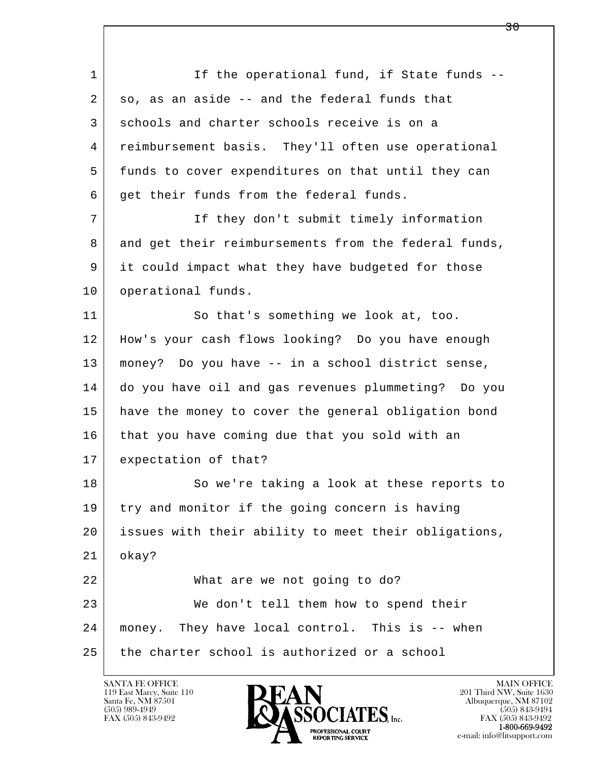If the operational fund, if State funds -- so, as an aside -- and the federal funds that schools and charter schools receive is on a reimbursement basis. They'll often use operational funds to cover expenditures on that until they can get their funds from the federal funds.

If they don't submit timely information and get their reimbursements from the federal funds, it could impact what they have budgeted for those operational funds.

So that's something we look at, too. How's your cash flows looking? Do you have enough money? Do you have -- in a school district sense, do you have oil and gas revenues plummeting? Do you have the money to cover the general obligation bond that you have coming due that you sold with an expectation of that?

So we're taking a look at these reports to try and monitor if the going concern is having issues with their ability to meet their obligations, okay?

What are we not going to do?

We don't tell them how to spend their money. They have local control. This is -- when the charter school is authorized or a school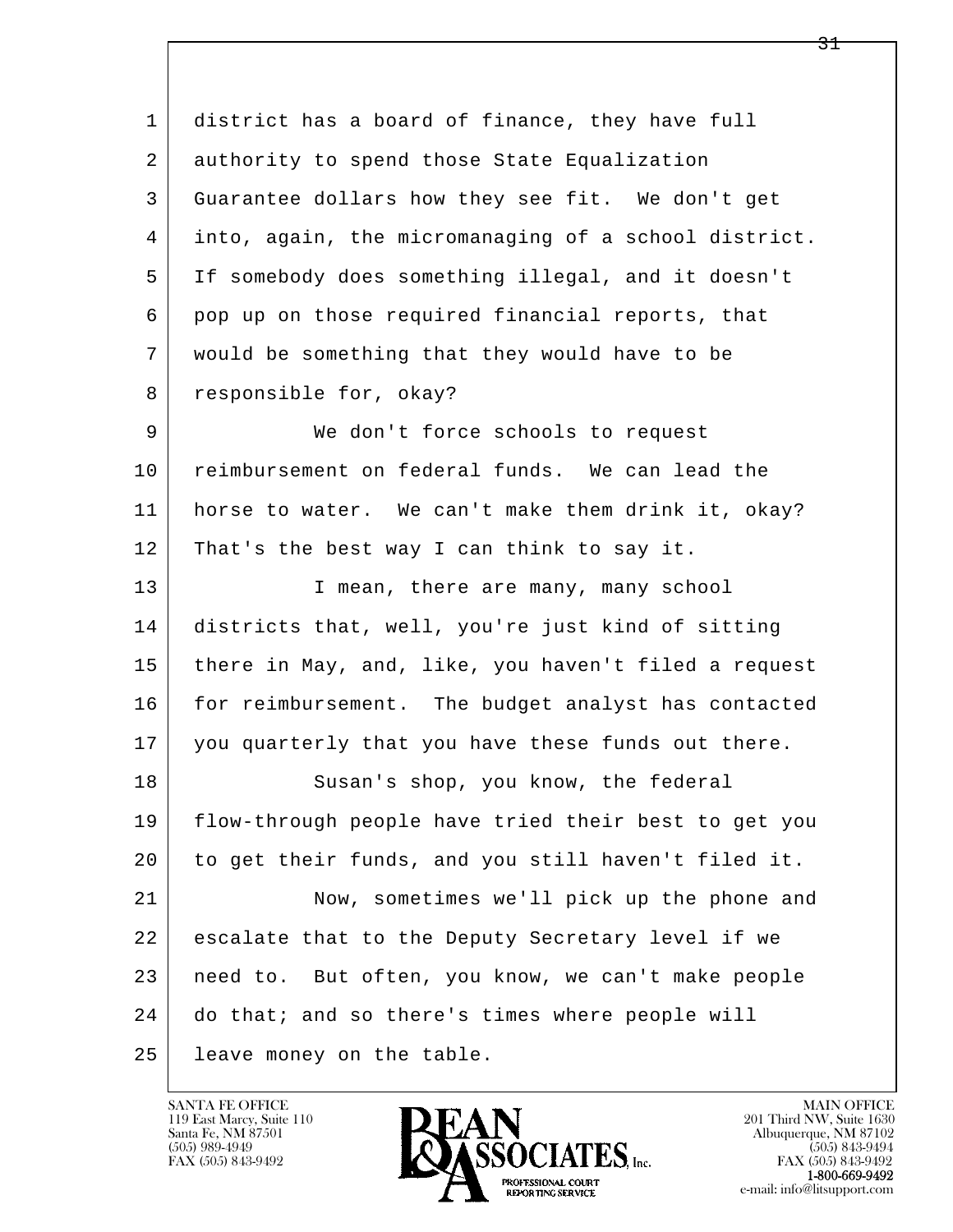district has a board of finance, they have full authority to spend those State Equalization Guarantee dollars how they see fit. We don't get into, again, the micromanaging of a school district. If somebody does something illegal, and it doesn't pop up on those required financial reports, that would be something that they would have to be responsible for, okay?

We don't force schools to request reimbursement on federal funds. We can lead the horse to water. We can't make them drink it, okay? That's the best way I can think to say it.

I mean, there are many, many school districts that, well, you're just kind of sitting there in May, and, like, you haven't filed a request for reimbursement. The budget analyst has contacted you quarterly that you have these funds out there.

Susan's shop, you know, the federal flow-through people have tried their best to get you to get their funds, and you still haven't filed it.

Now, sometimes we'll pick up the phone and escalate that to the Deputy Secretary level if we need to. But often, you know, we can't make people do that; and so there's times where people will leave money on the table.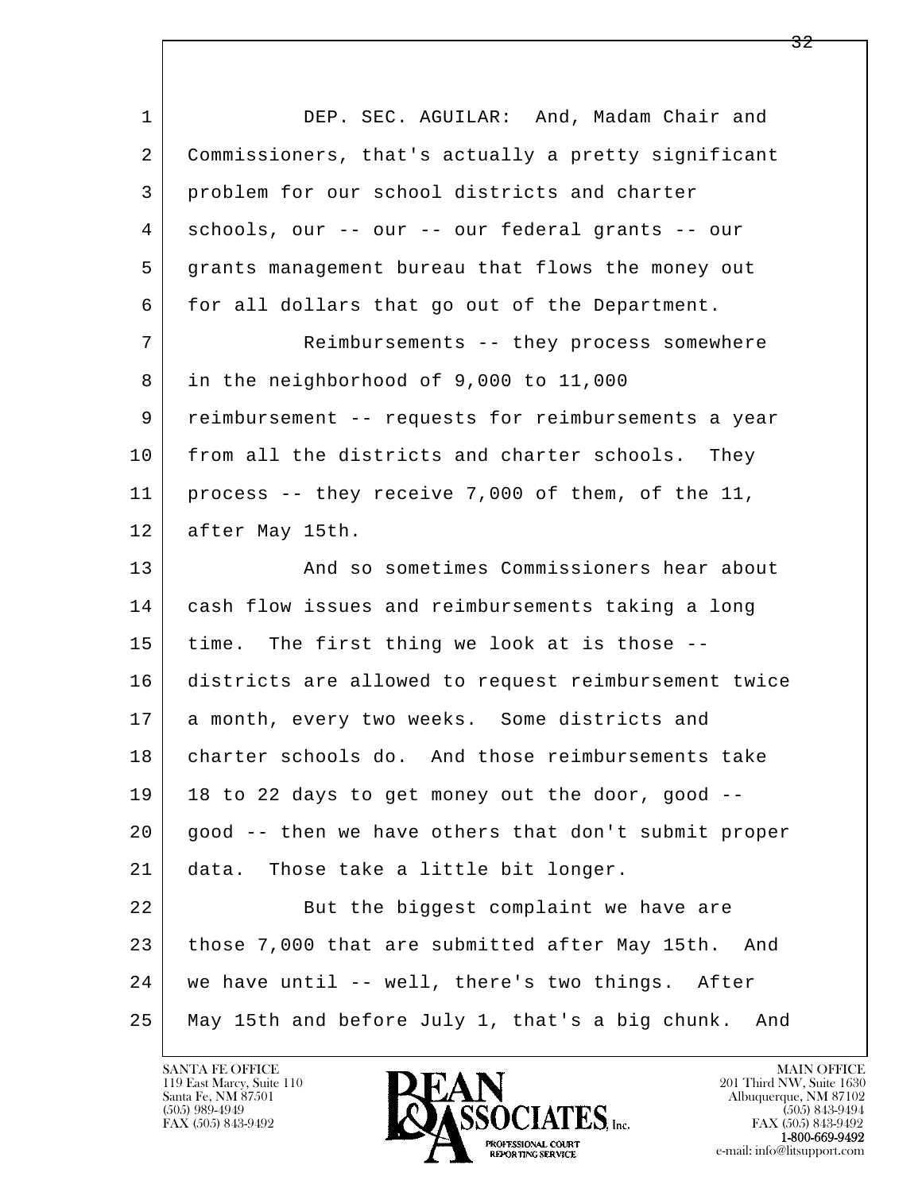DEP. SEC. AGUILAR: And, Madam Chair and Commissioners, that's actually a pretty significant problem for our school districts and charter schools, our -- our -- our federal grants -- our grants management bureau that flows the money out for all dollars that go out of the Department.

Reimbursements -- they process somewhere in the neighborhood of 9,000 to 11,000 reimbursement -- requests for reimbursements a year from all the districts and charter schools. They process -- they receive 7,000 of them, of the 11, after May 15th.

And so sometimes Commissioners hear about cash flow issues and reimbursements taking a long time. The first thing we look at is those -- districts are allowed to request reimbursement twice a month, every two weeks. Some districts and charter schools do. And those reimbursements take 18 to 22 days to get money out the door, good -- good -- then we have others that don't submit proper data. Those take a little bit longer.

But the biggest complaint we have are those 7,000 that are submitted after May 15th. And we have until -- well, there's two things. After May 15th and before July 1, that's a big chunk. And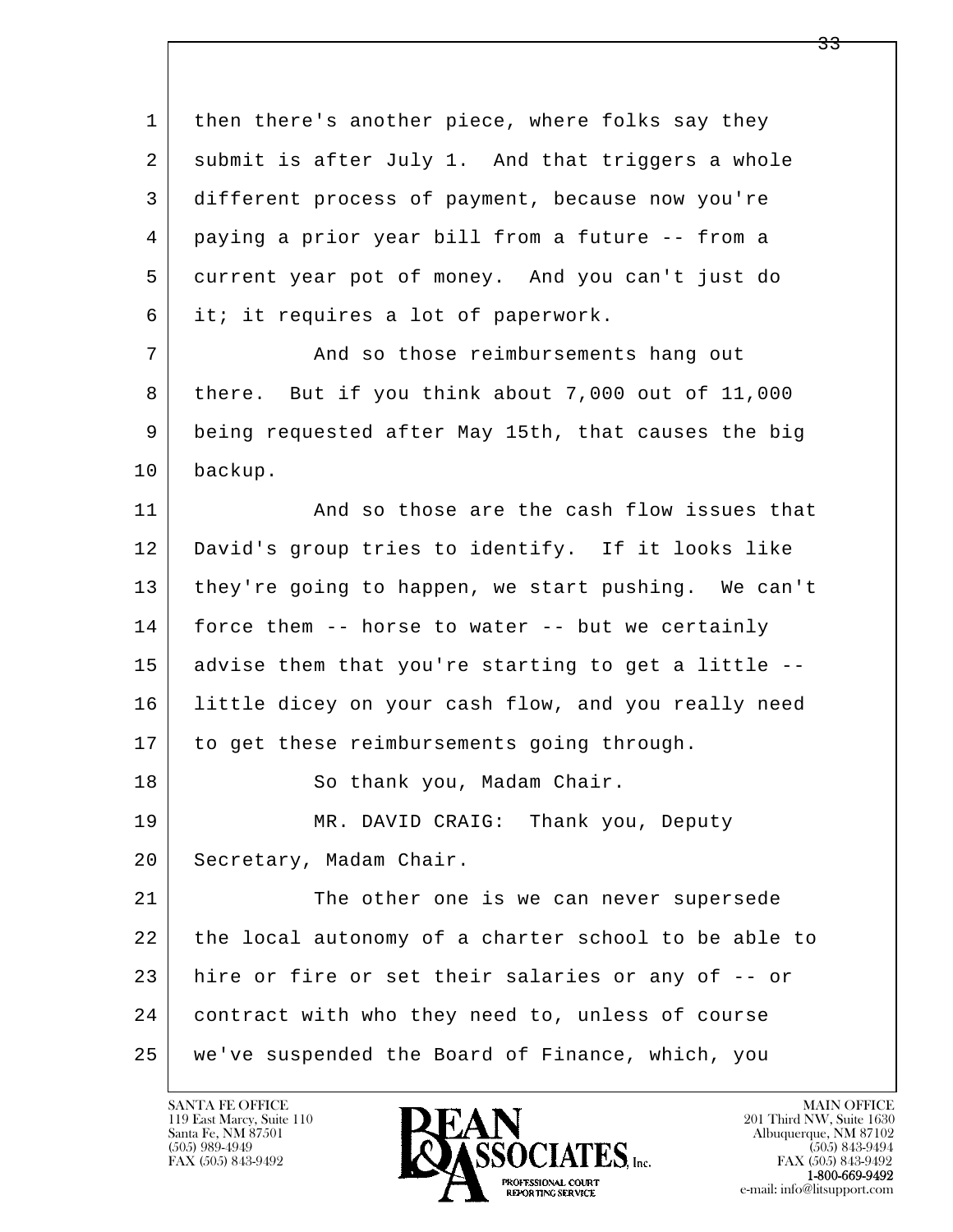1 then there's another piece, where folks say they
2 submit is after July 1. And that triggers a whole
3 different process of payment, because now you're
4 paying a prior year bill from a future -- from a
5 current year pot of money. And you can't just do
6 it; it requires a lot of paperwork.
7 And so those reimbursements hang out
8 there. But if you think about 7,000 out of 11,000
9 being requested after May 15th, that causes the big
10 backup.
11 And so those are the cash flow issues that
12 David's group tries to identify. If it looks like
13 they're going to happen, we start pushing. We can't
14 force them -- horse to water -- but we certainly
15 advise them that you're starting to get a little --
16 little dicey on your cash flow, and you really need
17 to get these reimbursements going through.
18 So thank you, Madam Chair.
19 MR. DAVID CRAIG: Thank you, Deputy
20 Secretary, Madam Chair.
21 The other one is we can never supersede
22 the local autonomy of a charter school to be able to
23 hire or fire or set their salaries or any of -- or
24 contract with who they need to, unless of course
25 we've suspended the Board of Finance, which, you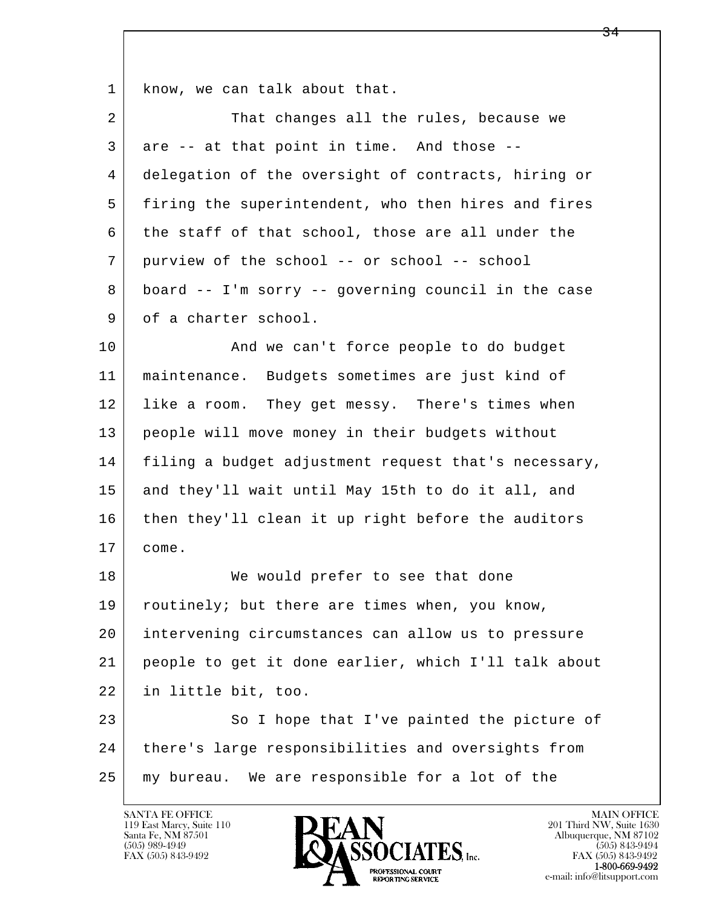1 know, we can talk about that.

2 That changes all the rules, because we
3 are -- at that point in time. And those --
4 delegation of the oversight of contracts, hiring or
5 firing the superintendent, who then hires and fires
6 the staff of that school, those are all under the
7 purview of the school -- or school -- school
8 board -- I'm sorry -- governing council in the case
9 of a charter school.

10 And we can't force people to do budget
11 maintenance. Budgets sometimes are just kind of
12 like a room. They get messy. There's times when
13 people will move money in their budgets without
14 filing a budget adjustment request that's necessary,
15 and they'll wait until May 15th to do it all, and
16 then they'll clean it up right before the auditors
17 come.

18 We would prefer to see that done
19 routinely; but there are times when, you know,
20 intervening circumstances can allow us to pressure
21 people to get it done earlier, which I'll talk about
22 in little bit, too.

23 So I hope that I've painted the picture of
24 there's large responsibilities and oversights from
25 my bureau. We are responsible for a lot of the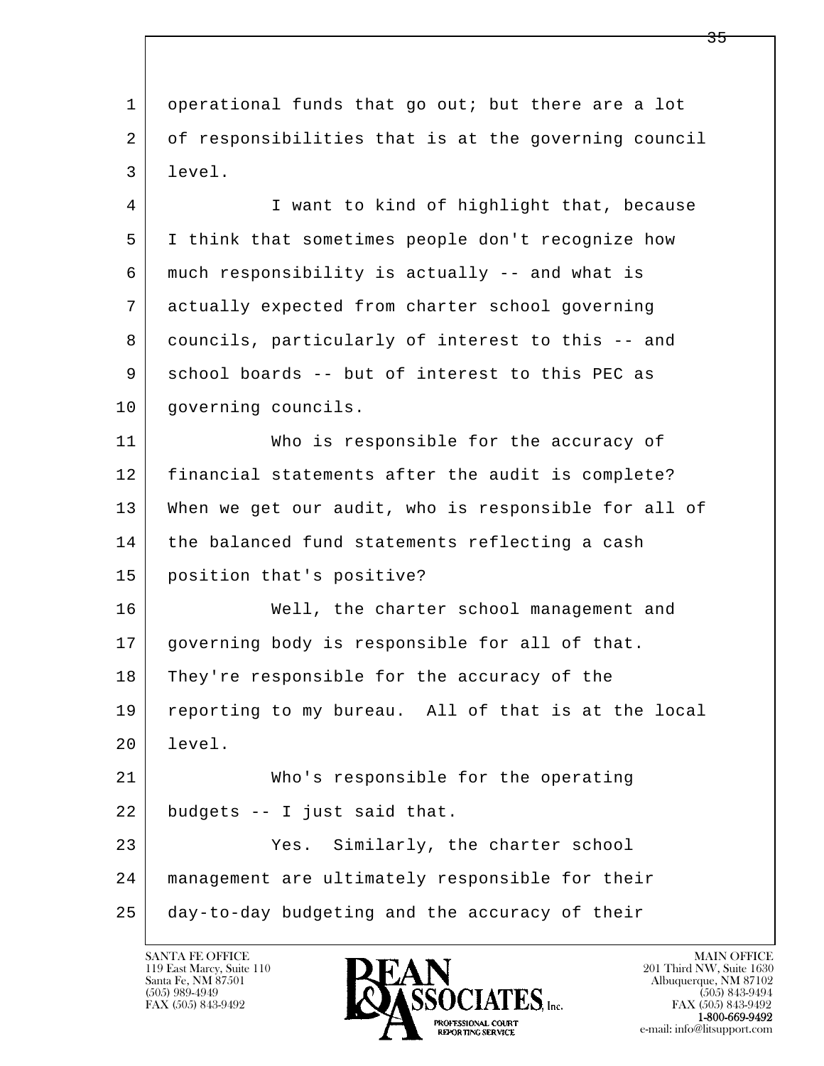operational funds that go out; but there are a lot of responsibilities that is at the governing council level.

I want to kind of highlight that, because I think that sometimes people don't recognize how much responsibility is actually -- and what is actually expected from charter school governing councils, particularly of interest to this -- and school boards -- but of interest to this PEC as governing councils.

Who is responsible for the accuracy of financial statements after the audit is complete? When we get our audit, who is responsible for all of the balanced fund statements reflecting a cash position that's positive?

Well, the charter school management and governing body is responsible for all of that. They're responsible for the accuracy of the reporting to my bureau. All of that is at the local level.

Who's responsible for the operating budgets -- I just said that.

Yes. Similarly, the charter school management are ultimately responsible for their day-to-day budgeting and the accuracy of their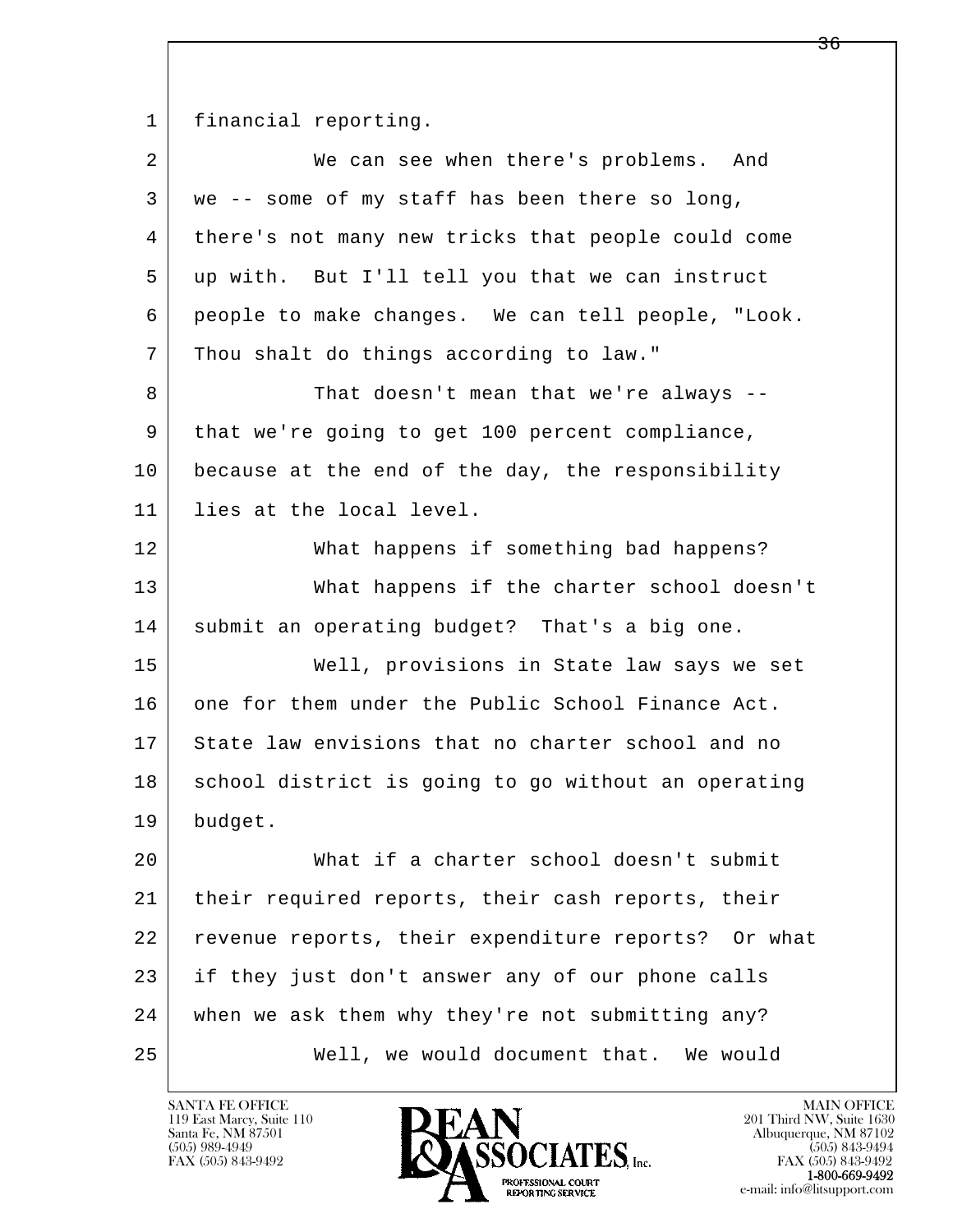financial reporting.

We can see when there's problems. And we -- some of my staff has been there so long, there's not many new tricks that people could come up with. But I'll tell you that we can instruct people to make changes. We can tell people, "Look. Thou shalt do things according to law."

That doesn't mean that we're always -- that we're going to get 100 percent compliance, because at the end of the day, the responsibility lies at the local level.

What happens if something bad happens?

What happens if the charter school doesn't submit an operating budget? That's a big one.

Well, provisions in State law says we set one for them under the Public School Finance Act. State law envisions that no charter school and no school district is going to go without an operating budget.

What if a charter school doesn't submit their required reports, their cash reports, their revenue reports, their expenditure reports? Or what if they just don't answer any of our phone calls when we ask them why they're not submitting any?

Well, we would document that. We would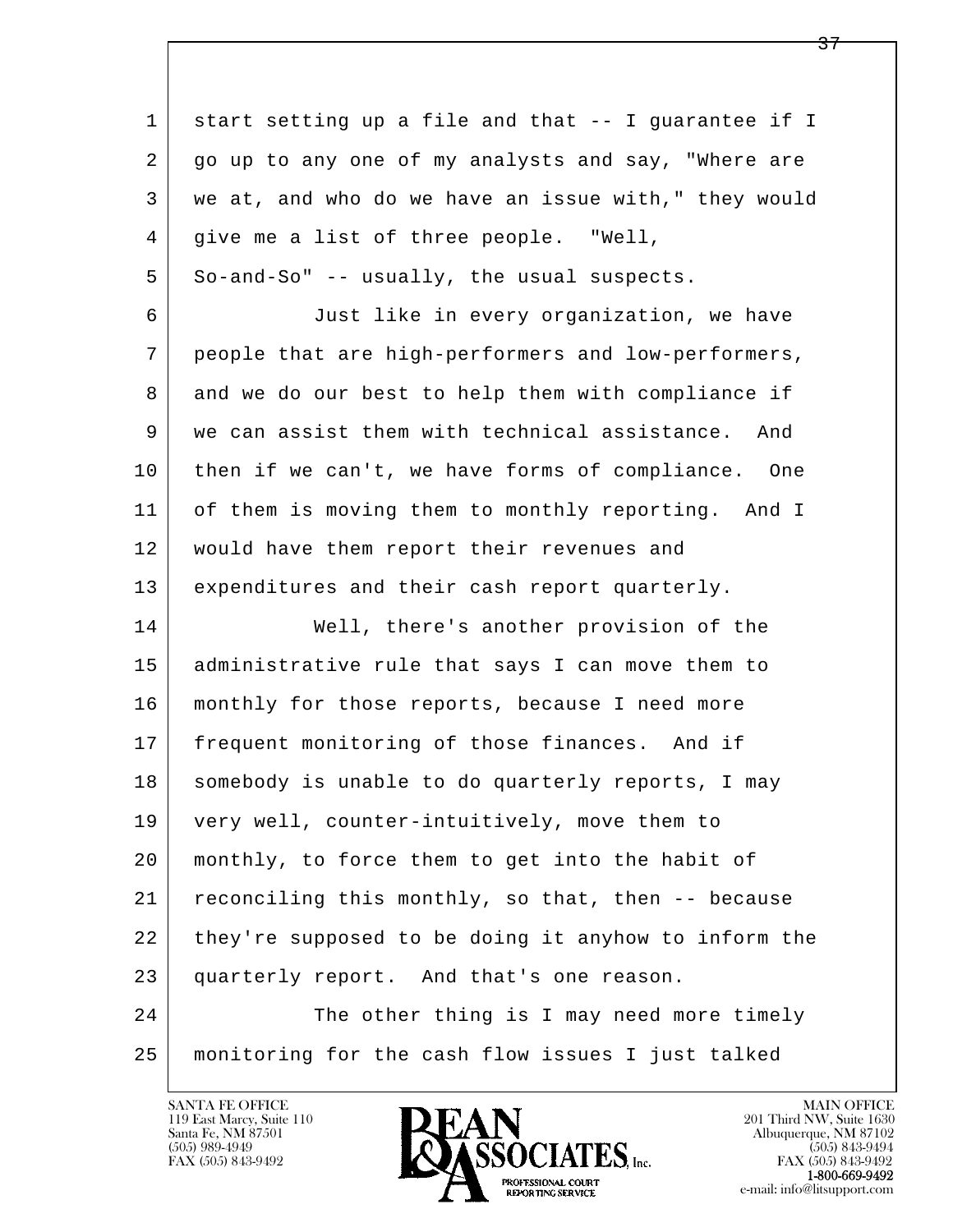1 start setting up a file and that -- I guarantee if I
2 go up to any one of my analysts and say, "Where are
3 we at, and who do we have an issue with," they would
4 give me a list of three people. "Well,
5 So-and-So" -- usually, the usual suspects.
6 Just like in every organization, we have
7 people that are high-performers and low-performers,
8 and we do our best to help them with compliance if
9 we can assist them with technical assistance. And
10 then if we can't, we have forms of compliance. One
11 of them is moving them to monthly reporting. And I
12 would have them report their revenues and
13 expenditures and their cash report quarterly.
14 Well, there's another provision of the
15 administrative rule that says I can move them to
16 monthly for those reports, because I need more
17 frequent monitoring of those finances. And if
18 somebody is unable to do quarterly reports, I may
19 very well, counter-intuitively, move them to
20 monthly, to force them to get into the habit of
21 reconciling this monthly, so that, then -- because
22 they're supposed to be doing it anyhow to inform the
23 quarterly report. And that's one reason.
24 The other thing is I may need more timely
25 monitoring for the cash flow issues I just talked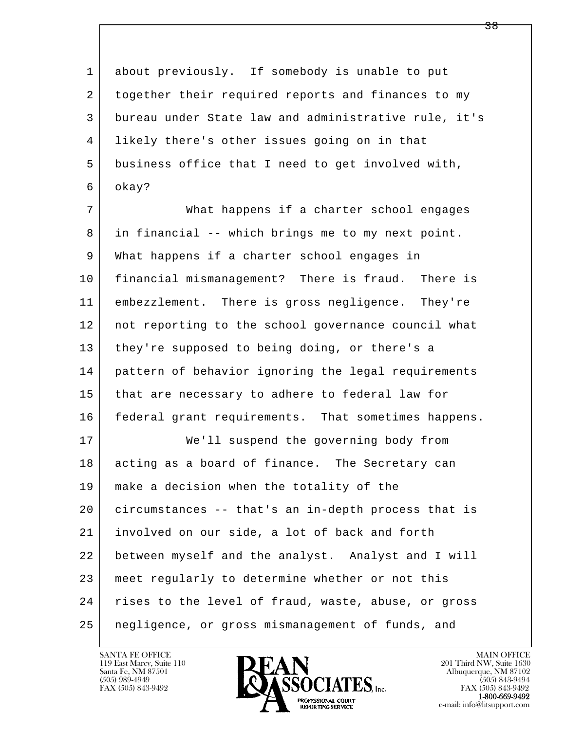about previously. If somebody is unable to put together their required reports and finances to my bureau under State law and administrative rule, it's likely there's other issues going on in that business office that I need to get involved with, okay?

What happens if a charter school engages in financial -- which brings me to my next point. What happens if a charter school engages in financial mismanagement? There is fraud. There is embezzlement. There is gross negligence. They're not reporting to the school governance council what they're supposed to being doing, or there's a pattern of behavior ignoring the legal requirements that are necessary to adhere to federal law for federal grant requirements. That sometimes happens.

We'll suspend the governing body from acting as a board of finance. The Secretary can make a decision when the totality of the circumstances -- that's an in-depth process that is involved on our side, a lot of back and forth between myself and the analyst. Analyst and I will meet regularly to determine whether or not this rises to the level of fraud, waste, abuse, or gross negligence, or gross mismanagement of funds, and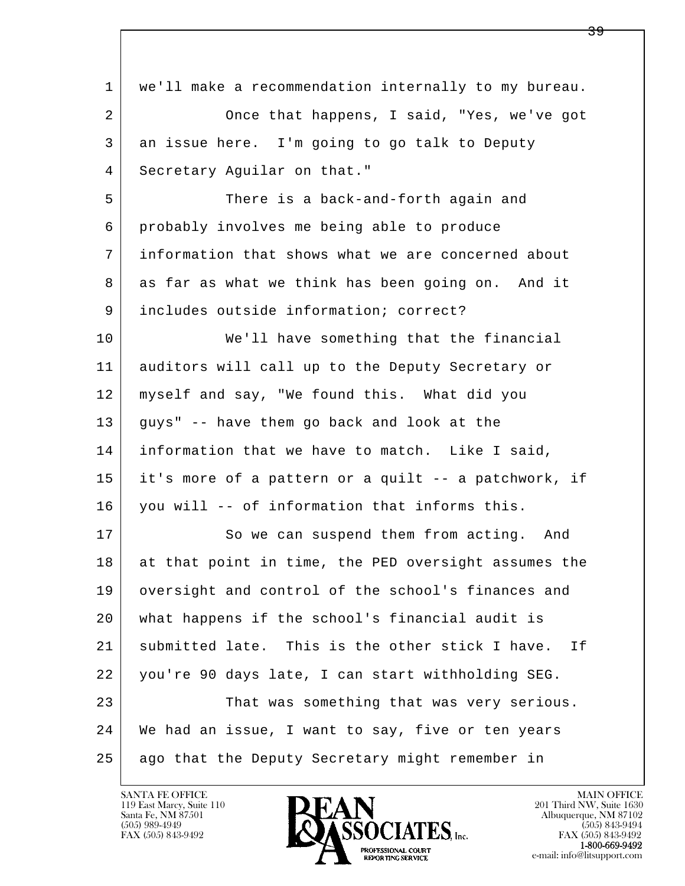we'll make a recommendation internally to my bureau.

Once that happens, I said, "Yes, we've got an issue here. I'm going to go talk to Deputy Secretary Aguilar on that."

There is a back-and-forth again and probably involves me being able to produce information that shows what we are concerned about as far as what we think has been going on. And it includes outside information; correct?

We'll have something that the financial auditors will call up to the Deputy Secretary or myself and say, "We found this. What did you guys" -- have them go back and look at the information that we have to match. Like I said, it's more of a pattern or a quilt -- a patchwork, if you will -- of information that informs this.

So we can suspend them from acting. And at that point in time, the PED oversight assumes the oversight and control of the school's finances and what happens if the school's financial audit is submitted late. This is the other stick I have. If you're 90 days late, I can start withholding SEG.

That was something that was very serious. We had an issue, I want to say, five or ten years ago that the Deputy Secretary might remember in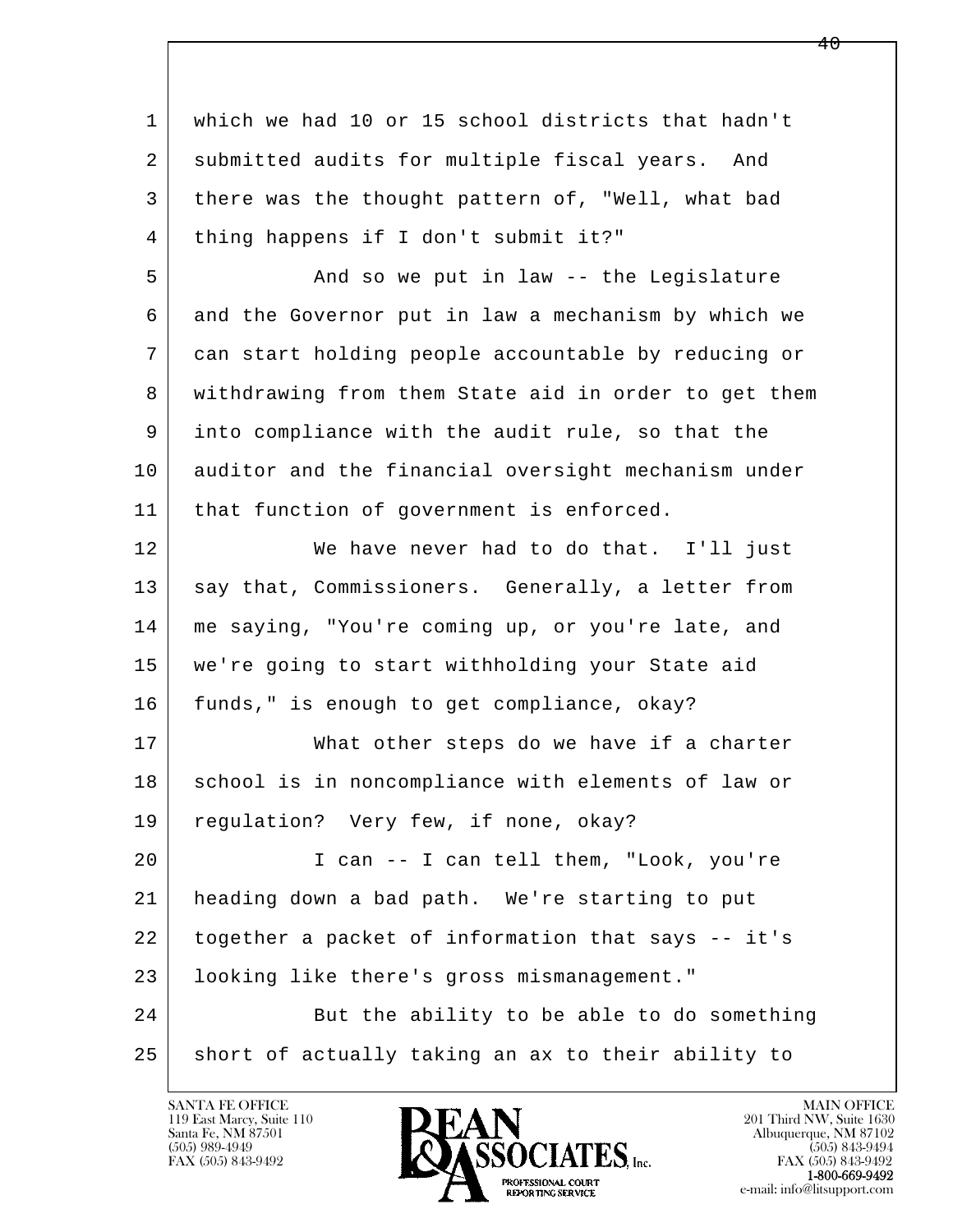which we had 10 or 15 school districts that hadn't submitted audits for multiple fiscal years. And there was the thought pattern of, "Well, what bad thing happens if I don't submit it?"

And so we put in law -- the Legislature and the Governor put in law a mechanism by which we can start holding people accountable by reducing or withdrawing from them State aid in order to get them into compliance with the audit rule, so that the auditor and the financial oversight mechanism under that function of government is enforced.

We have never had to do that. I'll just say that, Commissioners. Generally, a letter from me saying, "You're coming up, or you're late, and we're going to start withholding your State aid funds," is enough to get compliance, okay?

What other steps do we have if a charter school is in noncompliance with elements of law or regulation? Very few, if none, okay?

I can -- I can tell them, "Look, you're heading down a bad path. We're starting to put together a packet of information that says -- it's looking like there's gross mismanagement."

But the ability to be able to do something short of actually taking an ax to their ability to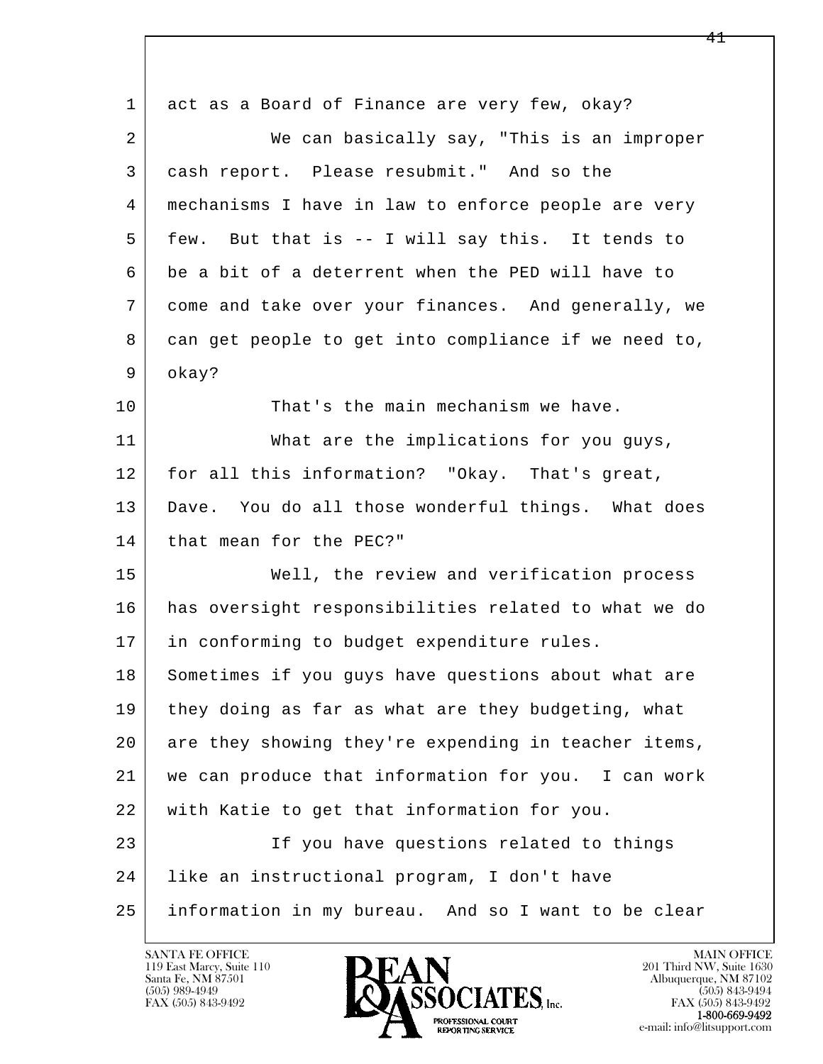1 act as a Board of Finance are very few, okay?

2 We can basically say, "This is an improper

3 cash report. Please resubmit." And so the

4 mechanisms I have in law to enforce people are very

5 few. But that is -- I will say this. It tends to

6 be a bit of a deterrent when the PED will have to

7 come and take over your finances. And generally, we

8 can get people to get into compliance if we need to,

9 okay?

10 That's the main mechanism we have.

11 What are the implications for you guys,

12 for all this information? "Okay. That's great,

13 Dave. You do all those wonderful things. What does

14 that mean for the PEC?"

15 Well, the review and verification process

16 has oversight responsibilities related to what we do

17 in conforming to budget expenditure rules.

18 Sometimes if you guys have questions about what are

19 they doing as far as what are they budgeting, what

20 are they showing they're expending in teacher items,

21 we can produce that information for you. I can work

22 with Katie to get that information for you.

23 If you have questions related to things

24 like an instructional program, I don't have

25 information in my bureau. And so I want to be clear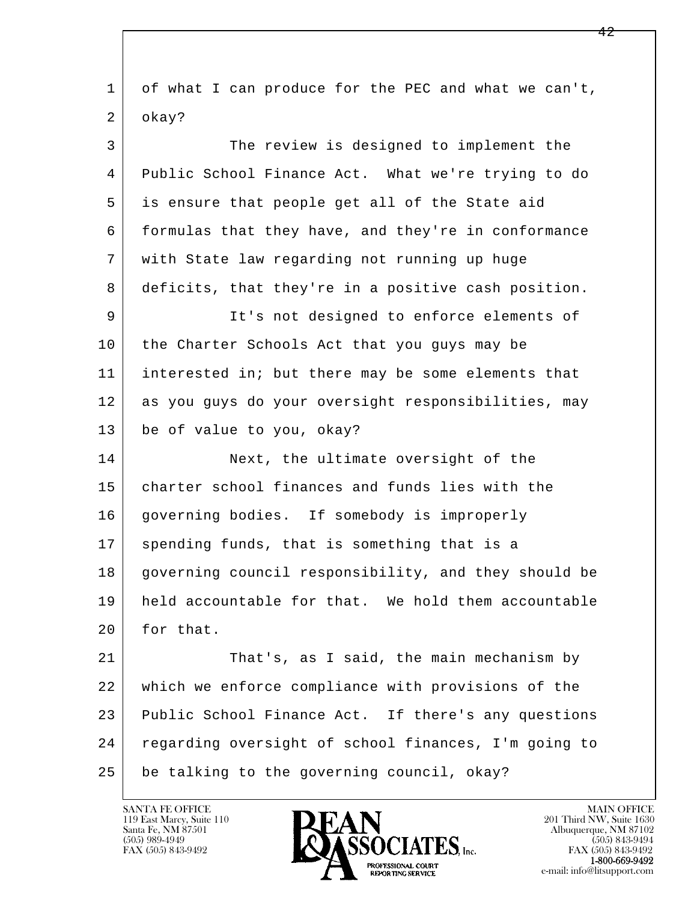of what I can produce for the PEC and what we can't, okay?

The review is designed to implement the Public School Finance Act. What we're trying to do is ensure that people get all of the State aid formulas that they have, and they're in conformance with State law regarding not running up huge deficits, that they're in a positive cash position.

It's not designed to enforce elements of the Charter Schools Act that you guys may be interested in; but there may be some elements that as you guys do your oversight responsibilities, may be of value to you, okay?

Next, the ultimate oversight of the charter school finances and funds lies with the governing bodies. If somebody is improperly spending funds, that is something that is a governing council responsibility, and they should be held accountable for that. We hold them accountable for that.

That's, as I said, the main mechanism by which we enforce compliance with provisions of the Public School Finance Act. If there's any questions regarding oversight of school finances, I'm going to be talking to the governing council, okay?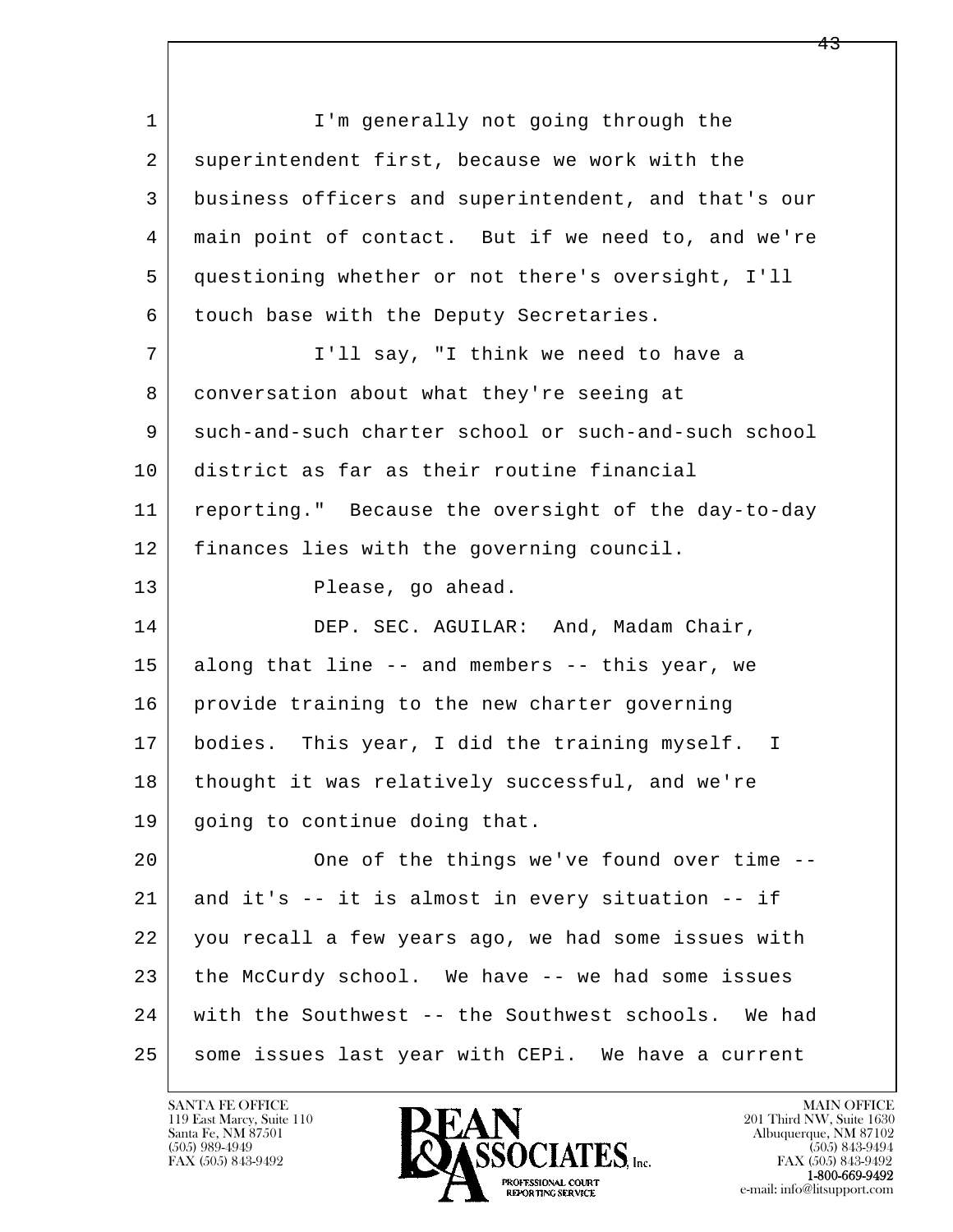I'm generally not going through the superintendent first, because we work with the business officers and superintendent, and that's our main point of contact. But if we need to, and we're questioning whether or not there's oversight, I'll touch base with the Deputy Secretaries.

I'll say, "I think we need to have a conversation about what they're seeing at such-and-such charter school or such-and-such school district as far as their routine financial reporting." Because the oversight of the day-to-day finances lies with the governing council.

Please, go ahead.

DEP. SEC. AGUILAR: And, Madam Chair, along that line -- and members -- this year, we provide training to the new charter governing bodies. This year, I did the training myself. I thought it was relatively successful, and we're going to continue doing that.

One of the things we've found over time -- and it's -- it is almost in every situation -- if you recall a few years ago, we had some issues with the McCurdy school. We have -- we had some issues with the Southwest -- the Southwest schools. We had some issues last year with CEPi. We have a current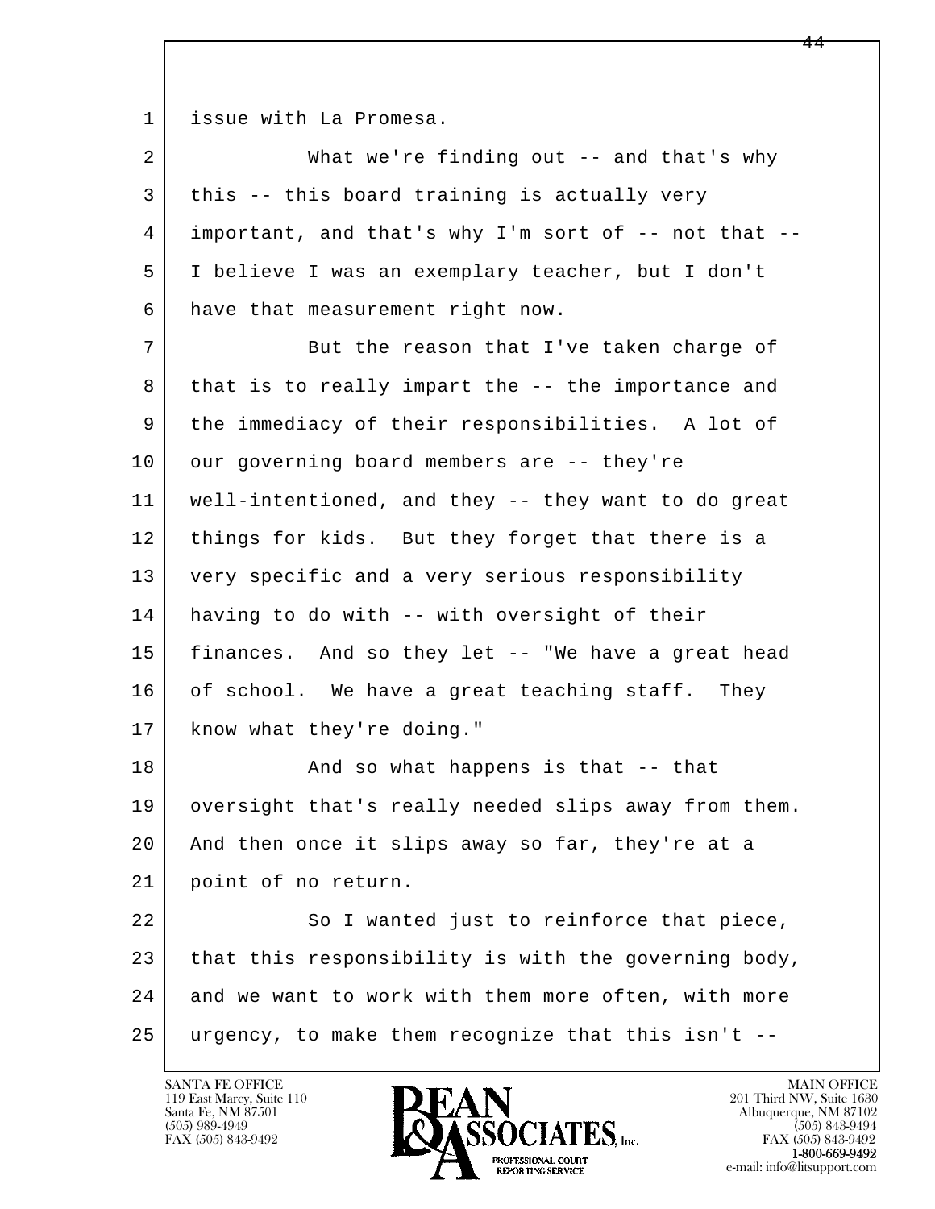1 issue with La Promesa.

2 What we're finding out -- and that's why

3 this -- this board training is actually very

4 important, and that's why I'm sort of -- not that --

5 I believe I was an exemplary teacher, but I don't

6 have that measurement right now.

7 But the reason that I've taken charge of

8 that is to really impart the -- the importance and

9 the immediacy of their responsibilities. A lot of

10 our governing board members are -- they're

11 well-intentioned, and they -- they want to do great

12 things for kids. But they forget that there is a

13 very specific and a very serious responsibility

14 having to do with -- with oversight of their

15 finances. And so they let -- "We have a great head

16 of school. We have a great teaching staff. They

17 know what they're doing."

18 And so what happens is that -- that

19 oversight that's really needed slips away from them.

20 And then once it slips away so far, they're at a

21 point of no return.

22 So I wanted just to reinforce that piece,

23 that this responsibility is with the governing body,

24 and we want to work with them more often, with more

25 urgency, to make them recognize that this isn't --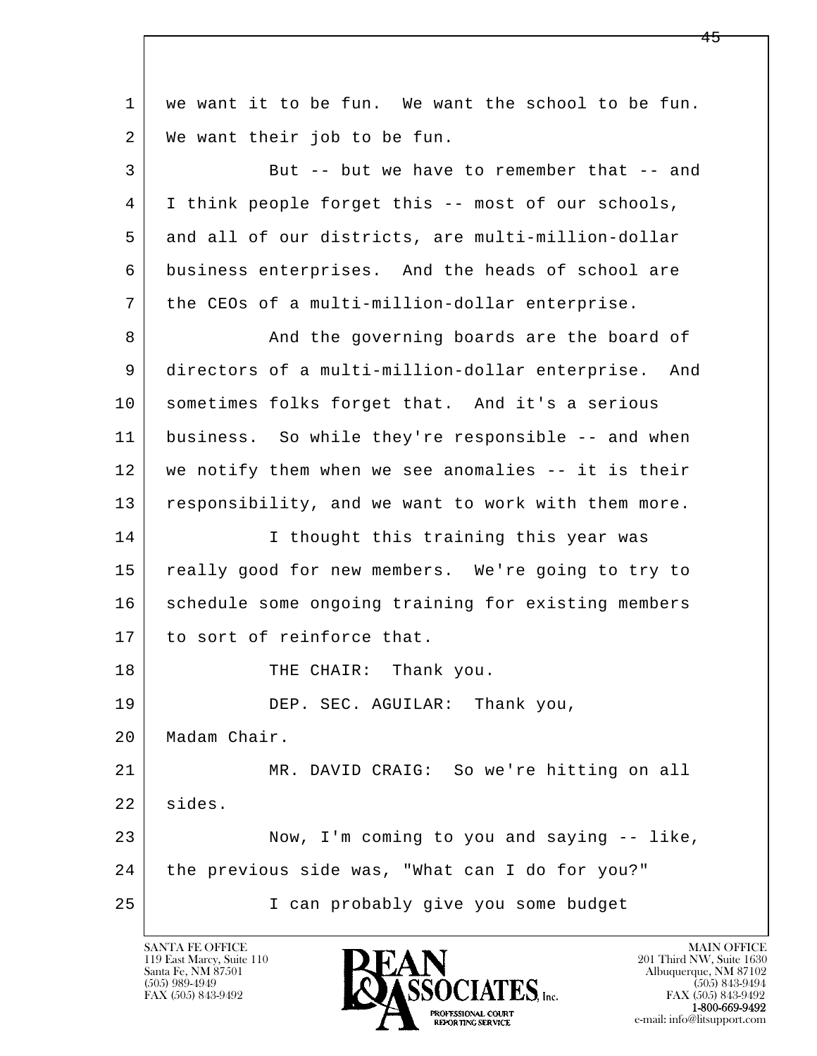we want it to be fun. We want the school to be fun. We want their job to be fun.

But -- but we have to remember that -- and I think people forget this -- most of our schools, and all of our districts, are multi-million-dollar business enterprises. And the heads of school are the CEOs of a multi-million-dollar enterprise.

And the governing boards are the board of directors of a multi-million-dollar enterprise. And sometimes folks forget that. And it's a serious business. So while they're responsible -- and when we notify them when we see anomalies -- it is their responsibility, and we want to work with them more.

I thought this training this year was really good for new members. We're going to try to schedule some ongoing training for existing members to sort of reinforce that.

THE CHAIR: Thank you.

DEP. SEC. AGUILAR: Thank you, Madam Chair.

MR. DAVID CRAIG: So we're hitting on all sides.

Now, I'm coming to you and saying -- like, the previous side was, "What can I do for you?"

I can probably give you some budget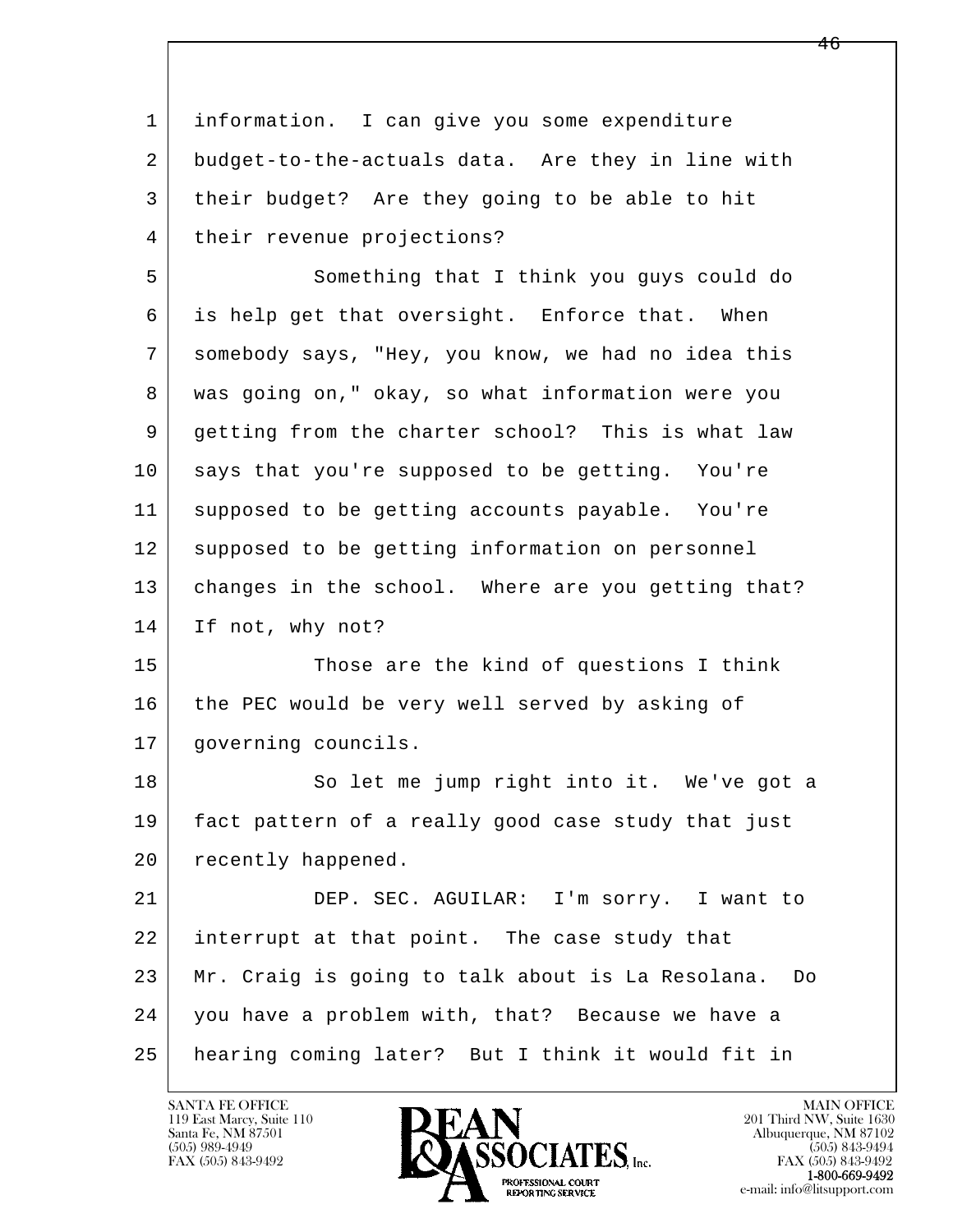1 information. I can give you some expenditure
2 budget-to-the-actuals data. Are they in line with
3 their budget? Are they going to be able to hit
4 their revenue projections?

5 Something that I think you guys could do
6 is help get that oversight. Enforce that. When
7 somebody says, "Hey, you know, we had no idea this
8 was going on," okay, so what information were you
9 getting from the charter school? This is what law
10 says that you're supposed to be getting. You're
11 supposed to be getting accounts payable. You're
12 supposed to be getting information on personnel
13 changes in the school. Where are you getting that?
14 If not, why not?

15 Those are the kind of questions I think
16 the PEC would be very well served by asking of
17 governing councils.

18 So let me jump right into it. We've got a
19 fact pattern of a really good case study that just
20 recently happened.

21 DEP. SEC. AGUILAR: I'm sorry. I want to
22 interrupt at that point. The case study that
23 Mr. Craig is going to talk about is La Resolana. Do
24 you have a problem with, that? Because we have a
25 hearing coming later? But I think it would fit in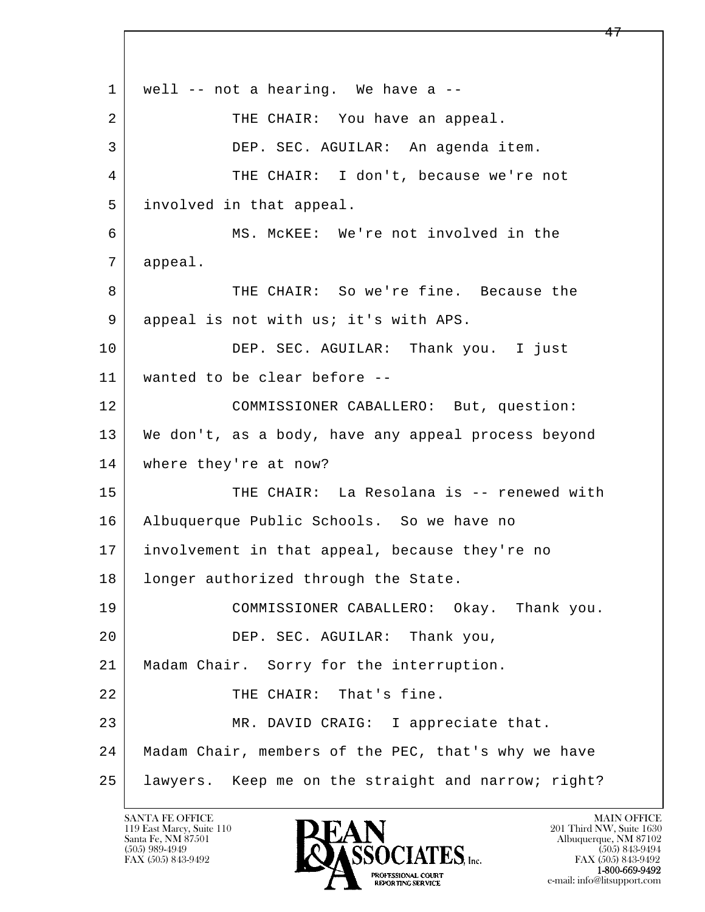well -- not a hearing. We have a --

THE CHAIR: You have an appeal.

DEP. SEC. AGUILAR: An agenda item.

THE CHAIR: I don't, because we're not involved in that appeal.

MS. McKEE: We're not involved in the appeal.

THE CHAIR: So we're fine. Because the appeal is not with us; it's with APS.

DEP. SEC. AGUILAR: Thank you. I just wanted to be clear before --

COMMISSIONER CABALLERO: But, question: We don't, as a body, have any appeal process beyond where they're at now?

THE CHAIR: La Resolana is -- renewed with Albuquerque Public Schools. So we have no involvement in that appeal, because they're no longer authorized through the State.

COMMISSIONER CABALLERO: Okay. Thank you.

DEP. SEC. AGUILAR: Thank you, Madam Chair. Sorry for the interruption.

THE CHAIR: That's fine.

MR. DAVID CRAIG: I appreciate that. Madam Chair, members of the PEC, that's why we have lawyers. Keep me on the straight and narrow; right?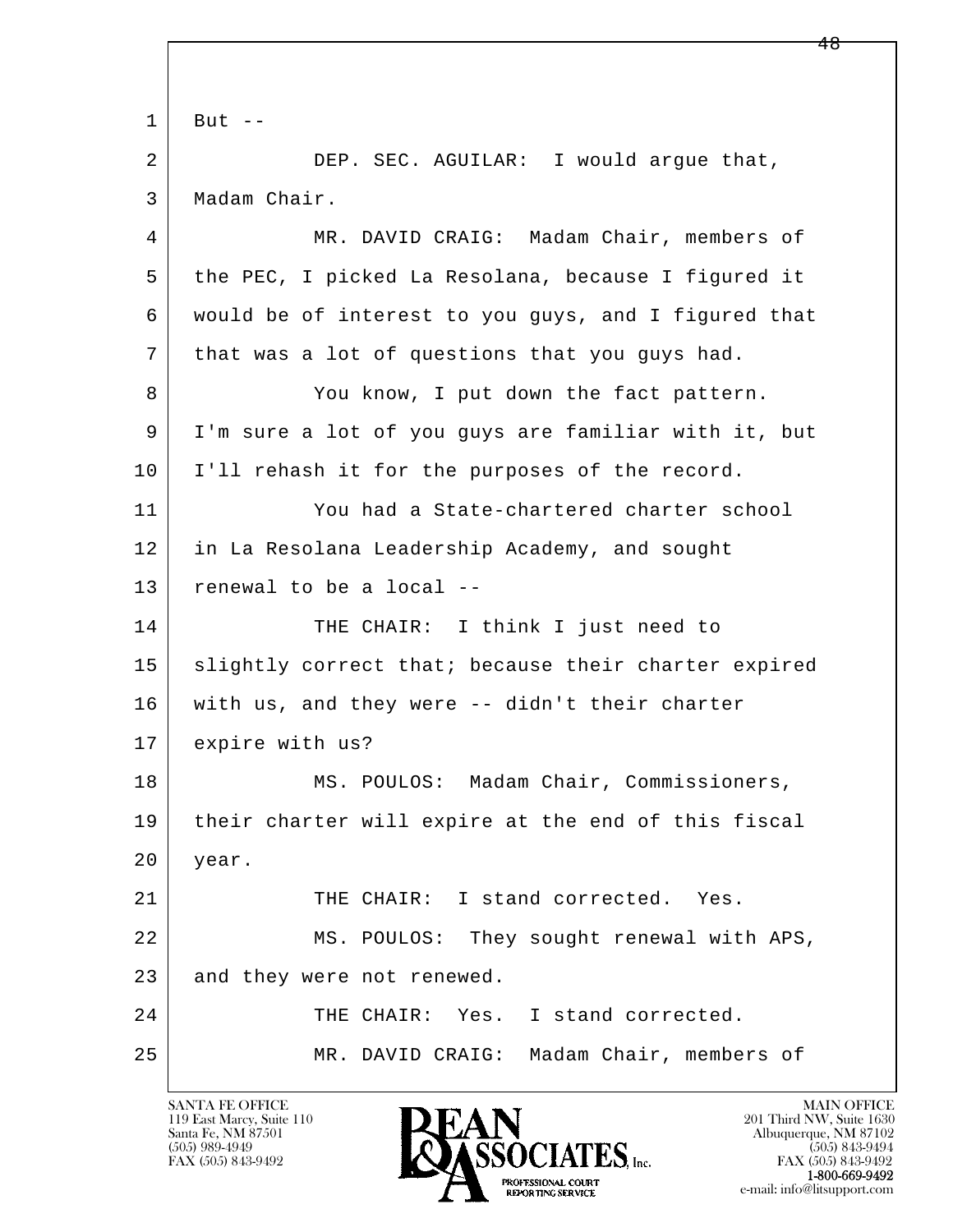But --

DEP. SEC. AGUILAR: I would argue that, Madam Chair.

MR. DAVID CRAIG: Madam Chair, members of the PEC, I picked La Resolana, because I figured it would be of interest to you guys, and I figured that that was a lot of questions that you guys had.

You know, I put down the fact pattern. I'm sure a lot of you guys are familiar with it, but I'll rehash it for the purposes of the record.

You had a State-chartered charter school in La Resolana Leadership Academy, and sought renewal to be a local --

THE CHAIR: I think I just need to slightly correct that; because their charter expired with us, and they were -- didn't their charter expire with us?

MS. POULOS: Madam Chair, Commissioners, their charter will expire at the end of this fiscal year.

THE CHAIR: I stand corrected. Yes.

MS. POULOS: They sought renewal with APS, and they were not renewed.

THE CHAIR: Yes. I stand corrected.

MR. DAVID CRAIG: Madam Chair, members of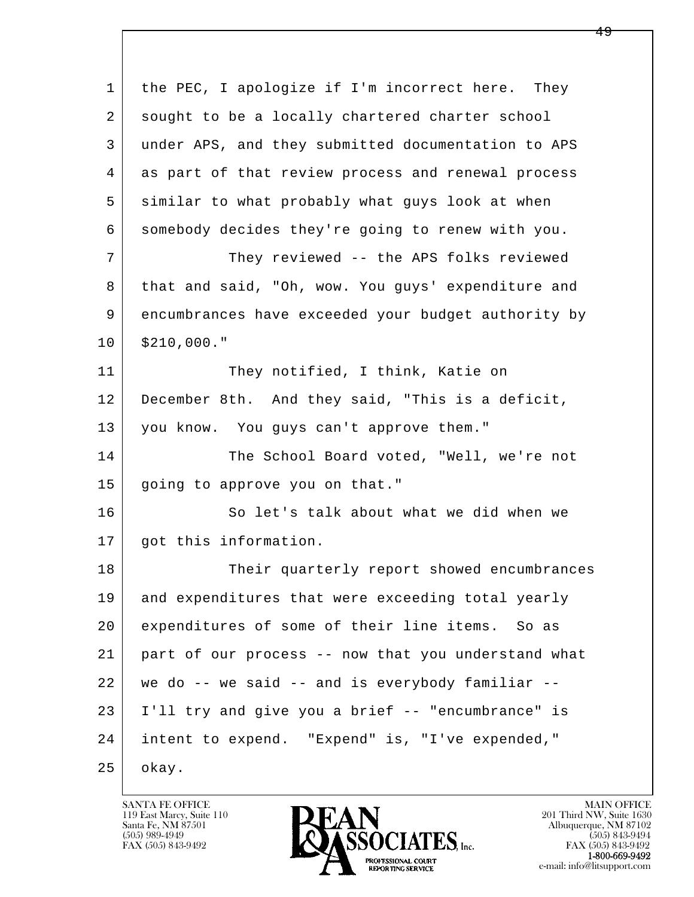the PEC, I apologize if I'm incorrect here. They sought to be a locally chartered charter school under APS, and they submitted documentation to APS as part of that review process and renewal process similar to what probably what guys look at when somebody decides they're going to renew with you.

They reviewed -- the APS folks reviewed that and said, "Oh, wow. You guys' expenditure and encumbrances have exceeded your budget authority by $210,000."

They notified, I think, Katie on December 8th. And they said, "This is a deficit, you know. You guys can't approve them."

The School Board voted, "Well, we're not going to approve you on that."

So let's talk about what we did when we got this information.

Their quarterly report showed encumbrances and expenditures that were exceeding total yearly expenditures of some of their line items. So as part of our process -- now that you understand what we do -- we said -- and is everybody familiar -- I'll try and give you a brief -- "encumbrance" is intent to expend. "Expend" is, "I've expended," okay.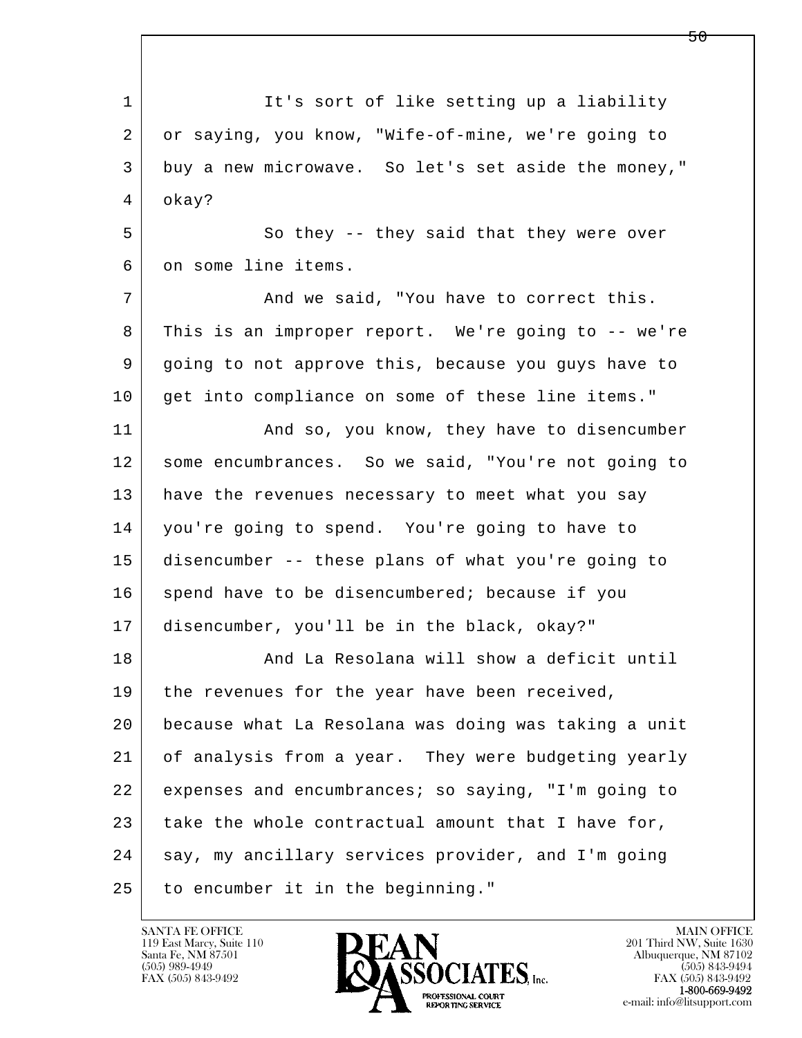It's sort of like setting up a liability or saying, you know, "Wife-of-mine, we're going to buy a new microwave. So let's set aside the money," okay?

So they -- they said that they were over on some line items.

And we said, "You have to correct this. This is an improper report. We're going to -- we're going to not approve this, because you guys have to get into compliance on some of these line items."

And so, you know, they have to disencumber some encumbrances. So we said, "You're not going to have the revenues necessary to meet what you say you're going to spend. You're going to have to disencumber -- these plans of what you're going to spend have to be disencumbered; because if you disencumber, you'll be in the black, okay?"

And La Resolana will show a deficit until the revenues for the year have been received, because what La Resolana was doing was taking a unit of analysis from a year. They were budgeting yearly expenses and encumbrances; so saying, "I'm going to take the whole contractual amount that I have for, say, my ancillary services provider, and I'm going to encumber it in the beginning."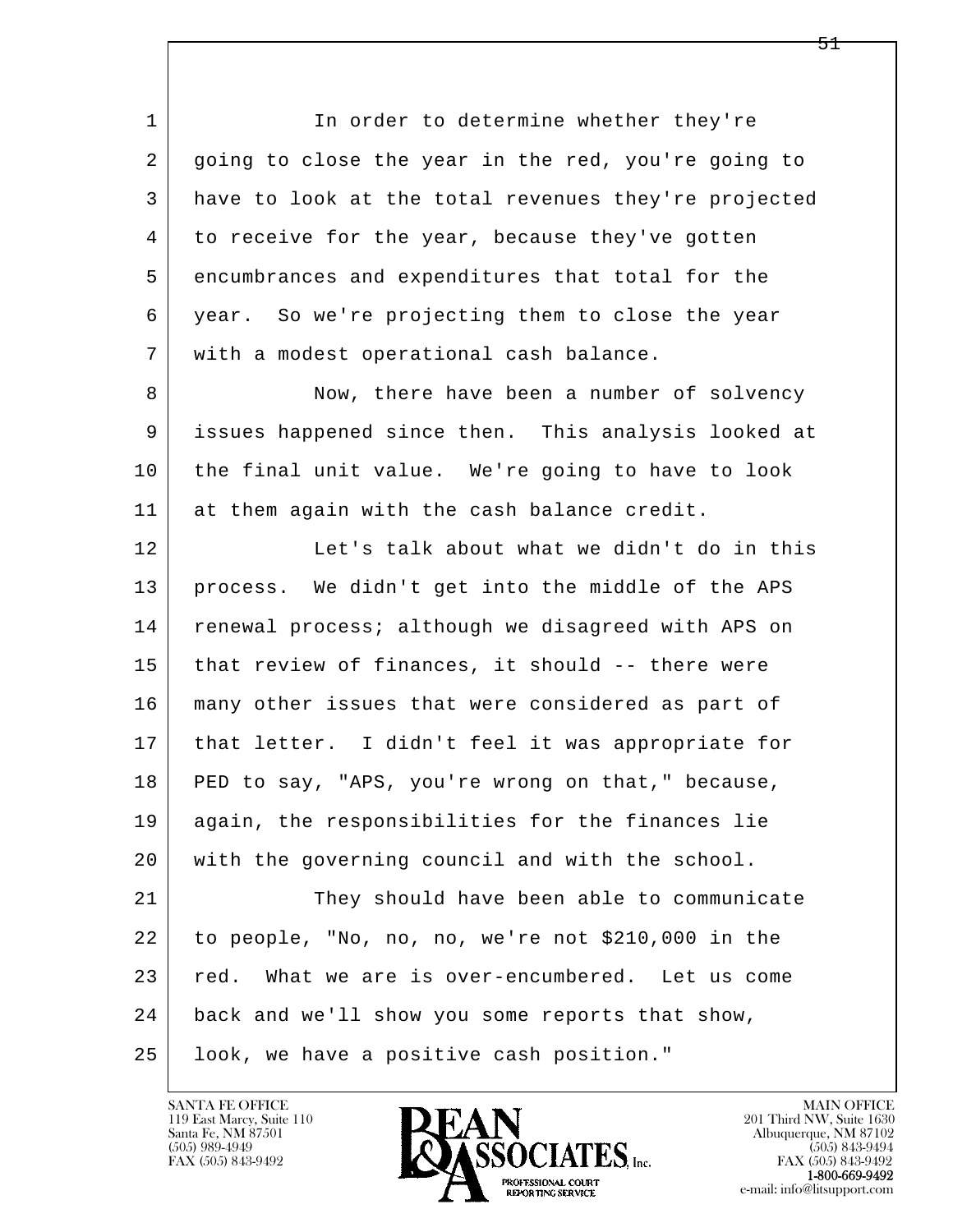1 In order to determine whether they're
2 going to close the year in the red, you're going to
3 have to look at the total revenues they're projected
4 to receive for the year, because they've gotten
5 encumbrances and expenditures that total for the
6 year. So we're projecting them to close the year
7 with a modest operational cash balance.

8 Now, there have been a number of solvency
9 issues happened since then. This analysis looked at
10 the final unit value. We're going to have to look
11 at them again with the cash balance credit.

12 Let's talk about what we didn't do in this
13 process. We didn't get into the middle of the APS
14 renewal process; although we disagreed with APS on
15 that review of finances, it should -- there were
16 many other issues that were considered as part of
17 that letter. I didn't feel it was appropriate for
18 PED to say, "APS, you're wrong on that," because,
19 again, the responsibilities for the finances lie
20 with the governing council and with the school.

21 They should have been able to communicate
22 to people, "No, no, no, we're not $210,000 in the
23 red. What we are is over-encumbered. Let us come
24 back and we'll show you some reports that show,
25 look, we have a positive cash position."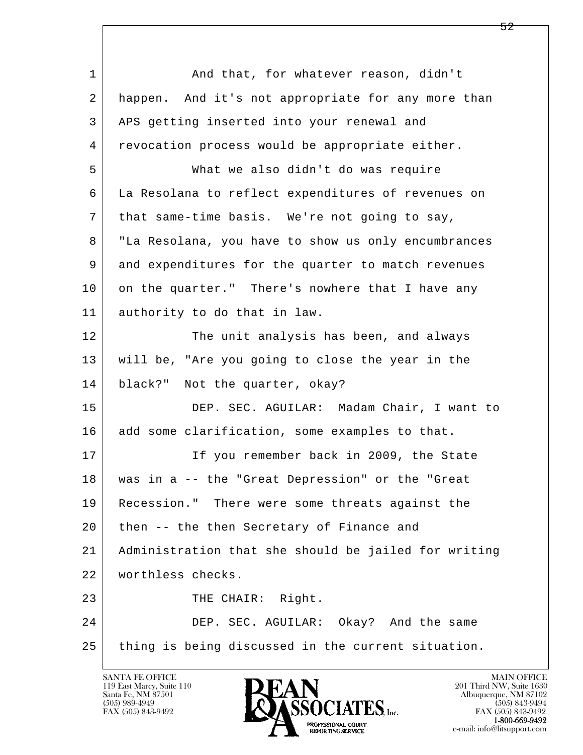And that, for whatever reason, didn't happen. And it's not appropriate for any more than APS getting inserted into your renewal and revocation process would be appropriate either.

What we also didn't do was require La Resolana to reflect expenditures of revenues on that same-time basis. We're not going to say, "La Resolana, you have to show us only encumbrances and expenditures for the quarter to match revenues on the quarter." There's nowhere that I have any authority to do that in law.

The unit analysis has been, and always will be, "Are you going to close the year in the black?" Not the quarter, okay?

DEP. SEC. AGUILAR: Madam Chair, I want to add some clarification, some examples to that.

If you remember back in 2009, the State was in a -- the "Great Depression" or the "Great Recession." There were some threats against the then -- the then Secretary of Finance and Administration that she should be jailed for writing worthless checks.

THE CHAIR: Right.

DEP. SEC. AGUILAR: Okay? And the same thing is being discussed in the current situation.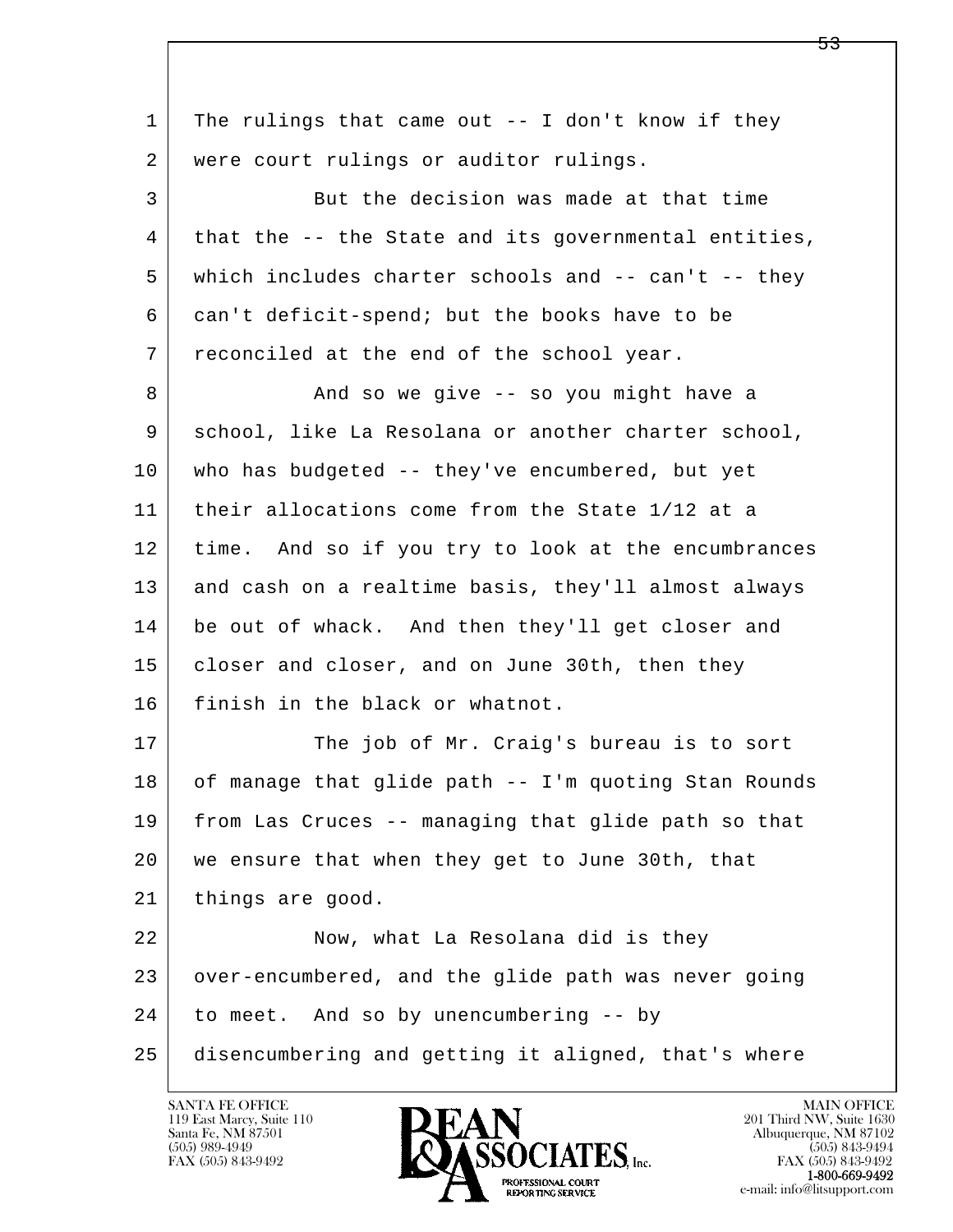1 The rulings that came out -- I don't know if they
2 were court rulings or auditor rulings.

3 But the decision was made at that time
4 that the -- the State and its governmental entities,
5 which includes charter schools and -- can't -- they
6 can't deficit-spend; but the books have to be
7 reconciled at the end of the school year.

8 And so we give -- so you might have a
9 school, like La Resolana or another charter school,
10 who has budgeted -- they've encumbered, but yet
11 their allocations come from the State 1/12 at a
12 time. And so if you try to look at the encumbrances
13 and cash on a realtime basis, they'll almost always
14 be out of whack. And then they'll get closer and
15 closer and closer, and on June 30th, then they
16 finish in the black or whatnot.

17 The job of Mr. Craig's bureau is to sort
18 of manage that glide path -- I'm quoting Stan Rounds
19 from Las Cruces -- managing that glide path so that
20 we ensure that when they get to June 30th, that
21 things are good.

22 Now, what La Resolana did is they
23 over-encumbered, and the glide path was never going
24 to meet. And so by unencumbering -- by
25 disencumbering and getting it aligned, that's where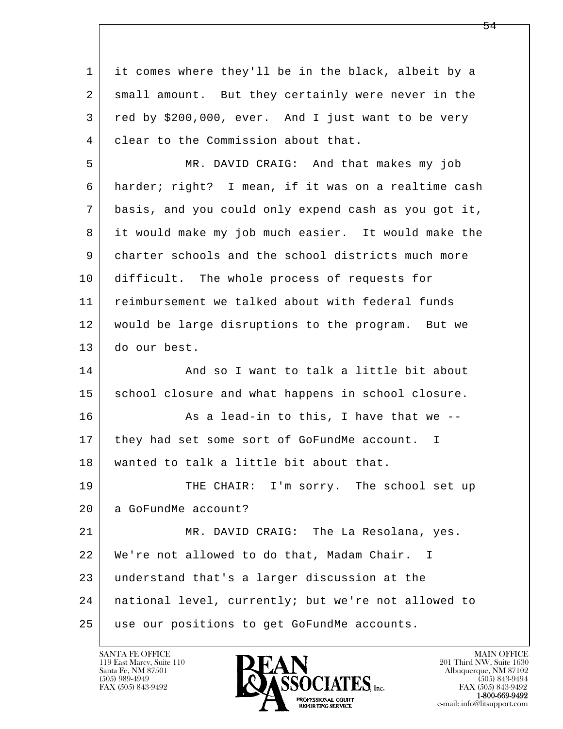it comes where they'll be in the black, albeit by a small amount. But they certainly were never in the red by $200,000, ever. And I just want to be very clear to the Commission about that.

MR. DAVID CRAIG: And that makes my job harder; right? I mean, if it was on a realtime cash basis, and you could only expend cash as you got it, it would make my job much easier. It would make the charter schools and the school districts much more difficult. The whole process of requests for reimbursement we talked about with federal funds would be large disruptions to the program. But we do our best.

And so I want to talk a little bit about school closure and what happens in school closure.

As a lead-in to this, I have that we -- they had set some sort of GoFundMe account. I wanted to talk a little bit about that.

THE CHAIR: I'm sorry. The school set up a GoFundMe account?

MR. DAVID CRAIG: The La Resolana, yes. We're not allowed to do that, Madam Chair. I understand that's a larger discussion at the national level, currently; but we're not allowed to use our positions to get GoFundMe accounts.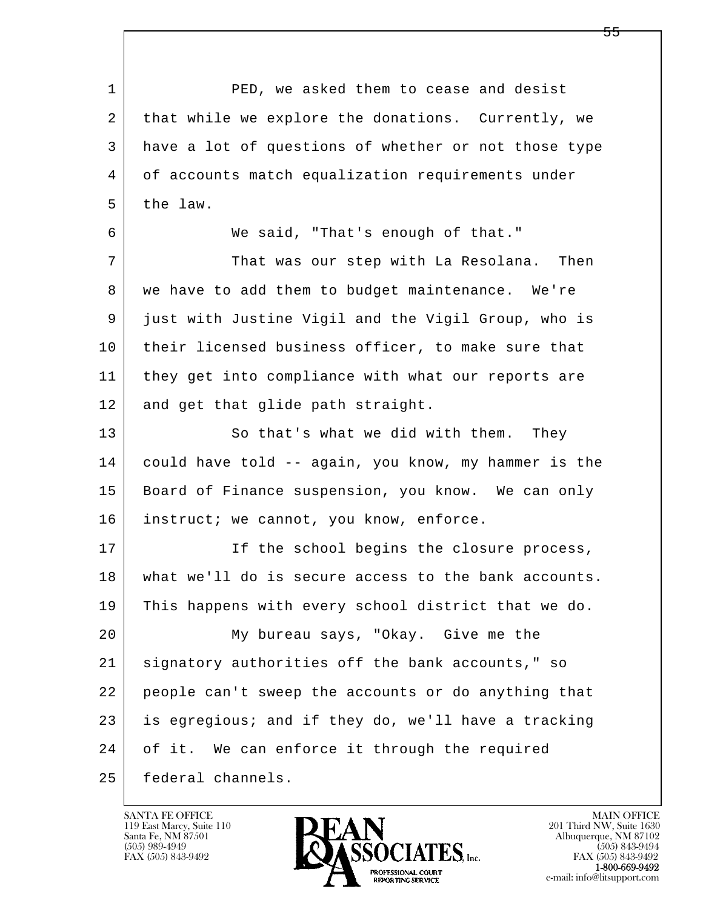PED, we asked them to cease and desist that while we explore the donations. Currently, we have a lot of questions of whether or not those type of accounts match equalization requirements under the law.

We said, "That's enough of that."

That was our step with La Resolana. Then we have to add them to budget maintenance. We're just with Justine Vigil and the Vigil Group, who is their licensed business officer, to make sure that they get into compliance with what our reports are and get that glide path straight.

So that's what we did with them. They could have told -- again, you know, my hammer is the Board of Finance suspension, you know. We can only instruct; we cannot, you know, enforce.

If the school begins the closure process, what we'll do is secure access to the bank accounts. This happens with every school district that we do.

My bureau says, "Okay. Give me the signatory authorities off the bank accounts," so people can't sweep the accounts or do anything that is egregious; and if they do, we'll have a tracking of it. We can enforce it through the required federal channels.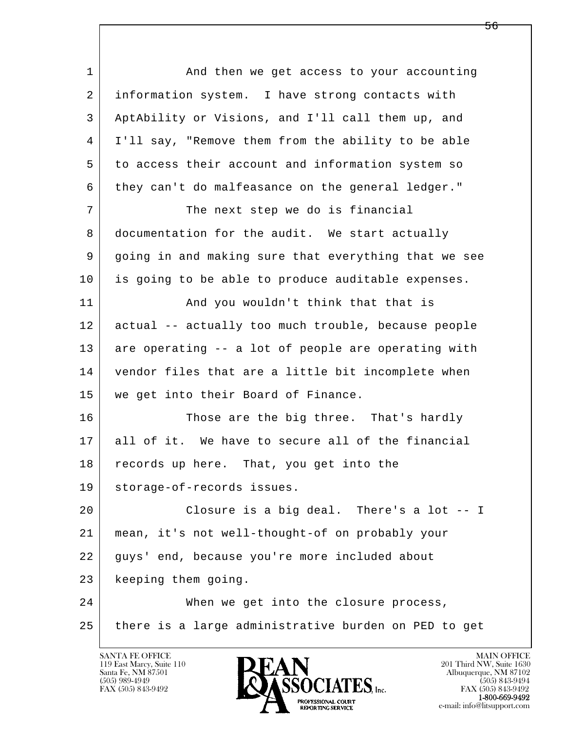And then we get access to your accounting information system. I have strong contacts with AptAbility or Visions, and I'll call them up, and I'll say, "Remove them from the ability to be able to access their account and information system so they can't do malfeasance on the general ledger."

The next step we do is financial documentation for the audit. We start actually going in and making sure that everything that we see is going to be able to produce auditable expenses.

And you wouldn't think that that is actual -- actually too much trouble, because people are operating -- a lot of people are operating with vendor files that are a little bit incomplete when we get into their Board of Finance.

Those are the big three. That's hardly all of it. We have to secure all of the financial records up here. That, you get into the storage-of-records issues.

Closure is a big deal. There's a lot -- I mean, it's not well-thought-of on probably your guys' end, because you're more included about keeping them going.

When we get into the closure process, there is a large administrative burden on PED to get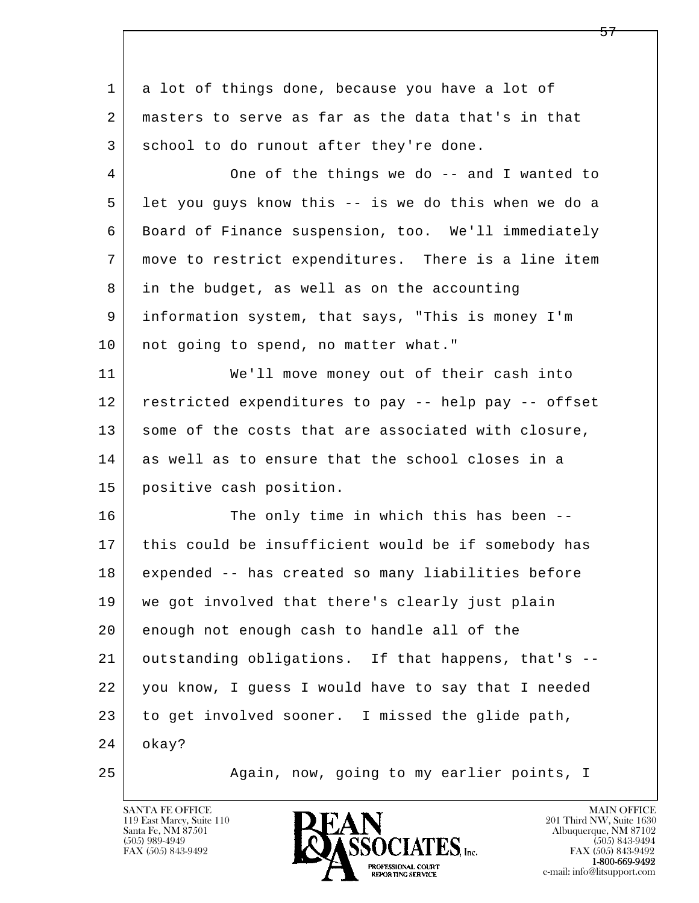a lot of things done, because you have a lot of masters to serve as far as the data that's in that school to do runout after they're done.

One of the things we do -- and I wanted to let you guys know this -- is we do this when we do a Board of Finance suspension, too. We'll immediately move to restrict expenditures. There is a line item in the budget, as well as on the accounting information system, that says, "This is money I'm not going to spend, no matter what."

We'll move money out of their cash into restricted expenditures to pay -- help pay -- offset some of the costs that are associated with closure, as well as to ensure that the school closes in a positive cash position.

The only time in which this has been -- this could be insufficient would be if somebody has expended -- has created so many liabilities before we got involved that there's clearly just plain enough not enough cash to handle all of the outstanding obligations. If that happens, that's -- you know, I guess I would have to say that I needed to get involved sooner. I missed the glide path, okay?

Again, now, going to my earlier points, I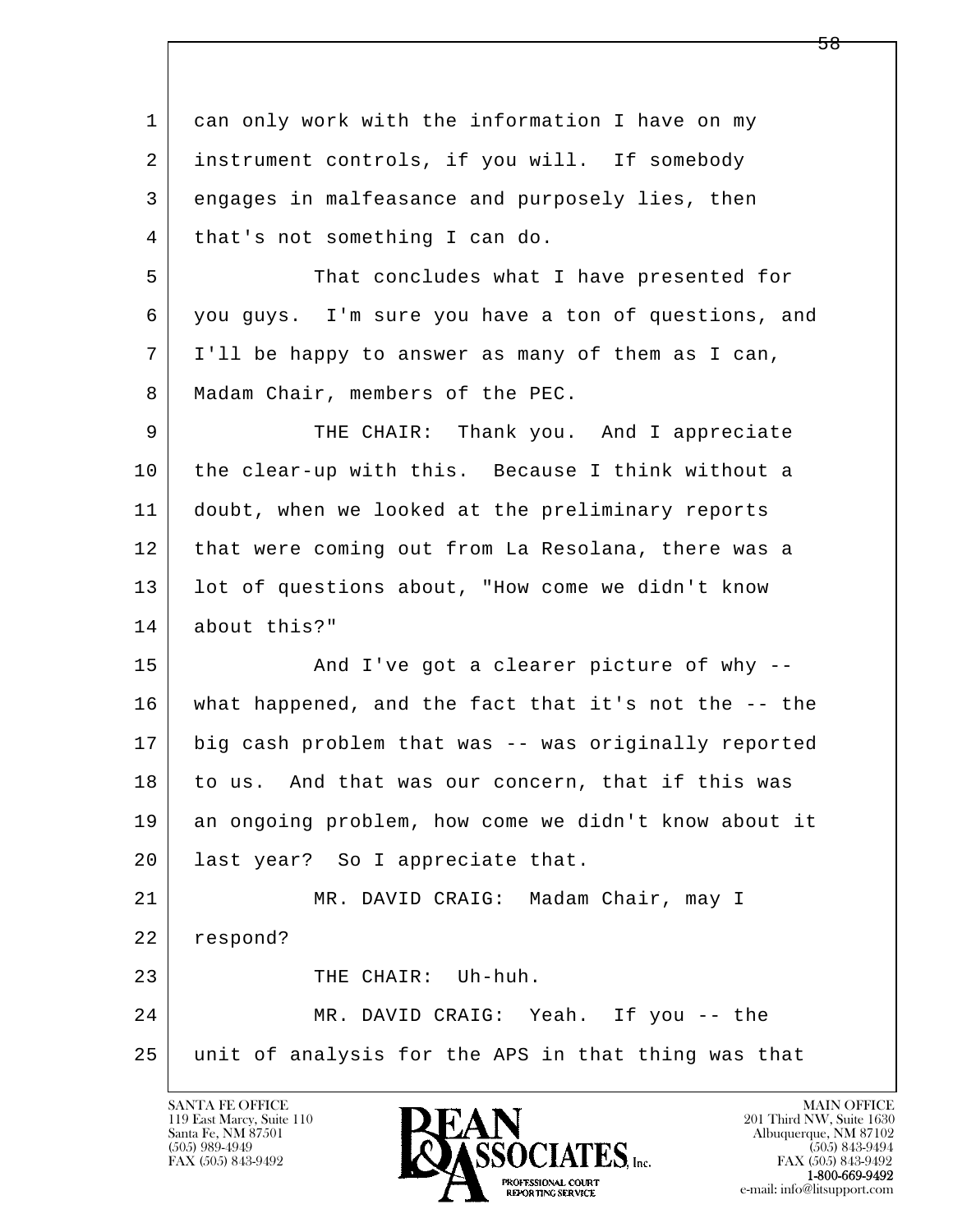can only work with the information I have on my instrument controls, if you will. If somebody engages in malfeasance and purposely lies, then that's not something I can do.

That concludes what I have presented for you guys. I'm sure you have a ton of questions, and I'll be happy to answer as many of them as I can, Madam Chair, members of the PEC.

THE CHAIR: Thank you. And I appreciate the clear-up with this. Because I think without a doubt, when we looked at the preliminary reports that were coming out from La Resolana, there was a lot of questions about, "How come we didn't know about this?"

And I've got a clearer picture of why -- what happened, and the fact that it's not the -- the big cash problem that was -- was originally reported to us. And that was our concern, that if this was an ongoing problem, how come we didn't know about it last year? So I appreciate that.

MR. DAVID CRAIG: Madam Chair, may I respond?

THE CHAIR: Uh-huh.

MR. DAVID CRAIG: Yeah. If you -- the unit of analysis for the APS in that thing was that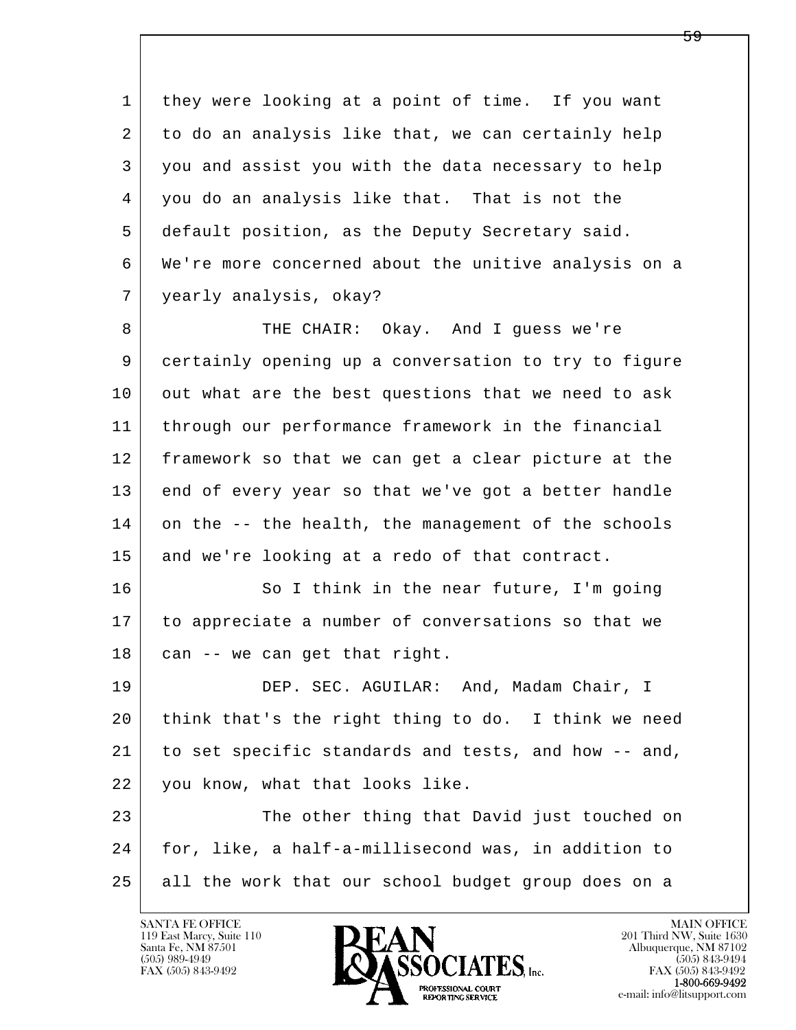1 they were looking at a point of time. If you want
2 to do an analysis like that, we can certainly help
3 you and assist you with the data necessary to help
4 you do an analysis like that. That is not the
5 default position, as the Deputy Secretary said.
6 We're more concerned about the unitive analysis on a
7 yearly analysis, okay?

8 THE CHAIR: Okay. And I guess we're
9 certainly opening up a conversation to try to figure
10 out what are the best questions that we need to ask
11 through our performance framework in the financial
12 framework so that we can get a clear picture at the
13 end of every year so that we've got a better handle
14 on the -- the health, the management of the schools
15 and we're looking at a redo of that contract.

16 So I think in the near future, I'm going
17 to appreciate a number of conversations so that we
18 can -- we can get that right.

19 DEP. SEC. AGUILAR: And, Madam Chair, I
20 think that's the right thing to do. I think we need
21 to set specific standards and tests, and how -- and,
22 you know, what that looks like.

23 The other thing that David just touched on
24 for, like, a half-a-millisecond was, in addition to
25 all the work that our school budget group does on a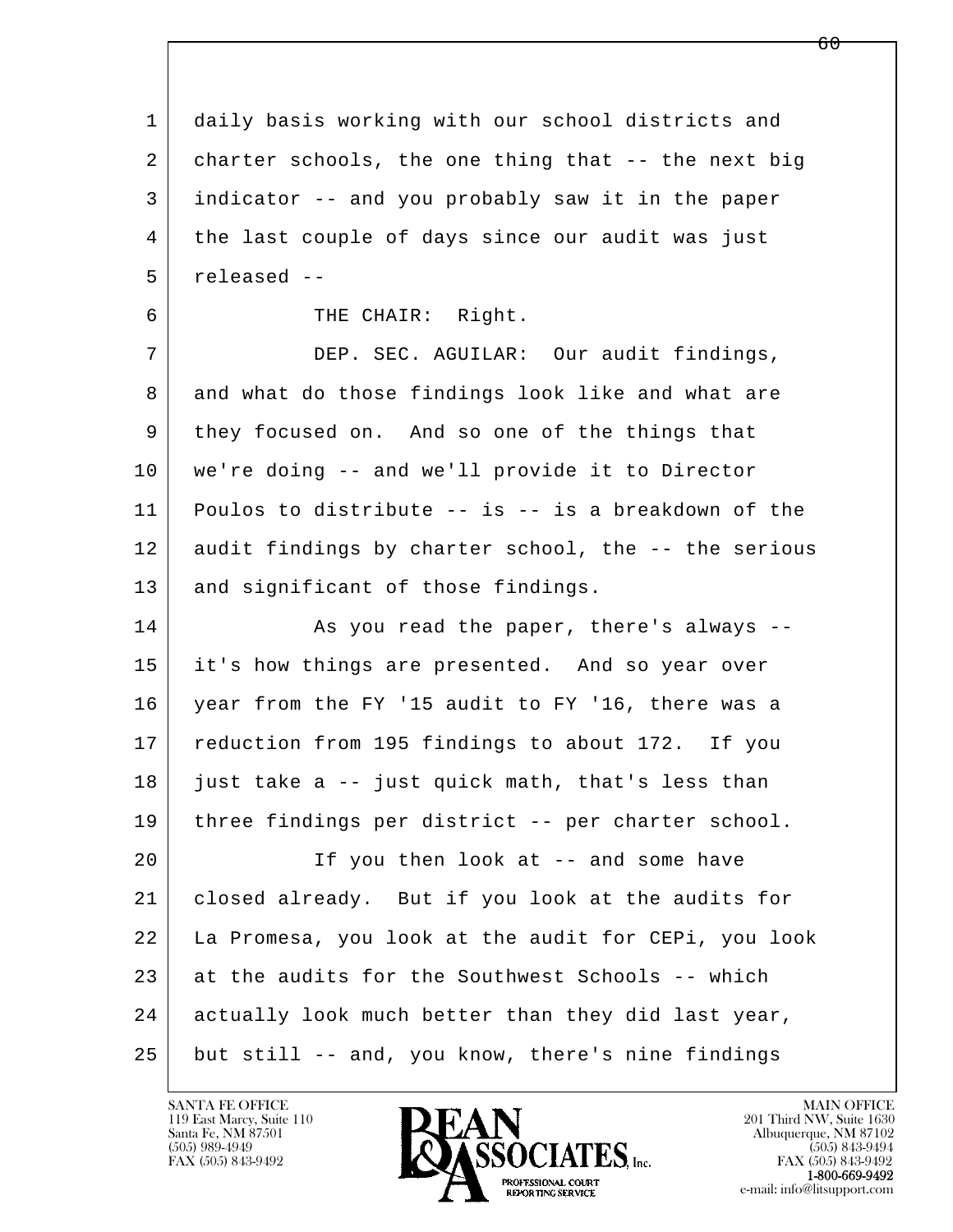daily basis working with our school districts and charter schools, the one thing that -- the next big indicator -- and you probably saw it in the paper the last couple of days since our audit was just released --

THE CHAIR: Right.

DEP. SEC. AGUILAR: Our audit findings, and what do those findings look like and what are they focused on. And so one of the things that we're doing -- and we'll provide it to Director Poulos to distribute -- is -- is a breakdown of the audit findings by charter school, the -- the serious and significant of those findings.

As you read the paper, there's always -- it's how things are presented. And so year over year from the FY '15 audit to FY '16, there was a reduction from 195 findings to about 172. If you just take a -- just quick math, that's less than three findings per district -- per charter school.

If you then look at -- and some have closed already. But if you look at the audits for La Promesa, you look at the audit for CEPi, you look at the audits for the Southwest Schools -- which actually look much better than they did last year, but still -- and, you know, there's nine findings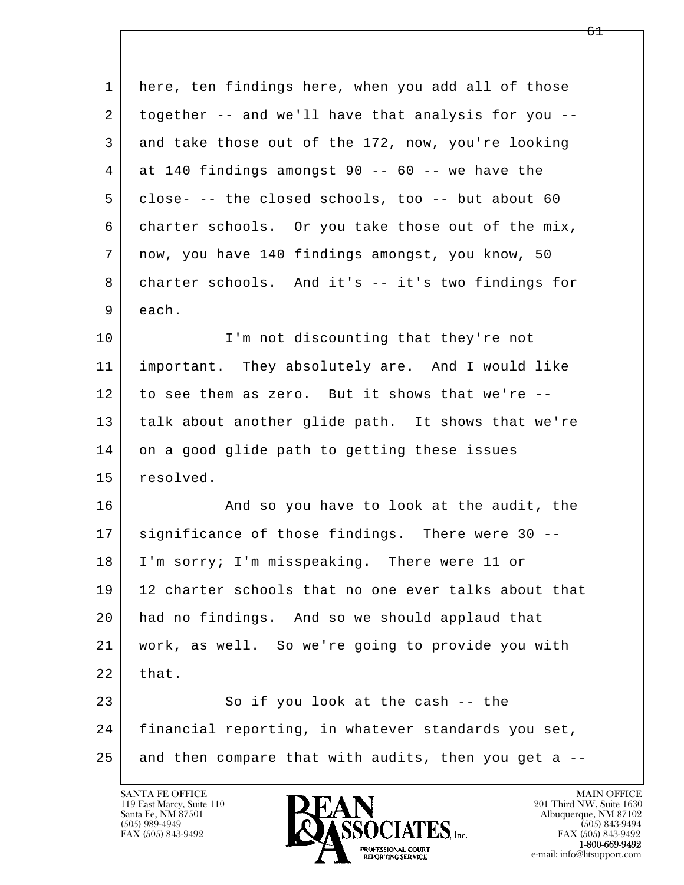1 here, ten findings here, when you add all of those
2 together -- and we'll have that analysis for you --
3 and take those out of the 172, now, you're looking
4 at 140 findings amongst 90 -- 60 -- we have the
5 close- -- the closed schools, too -- but about 60
6 charter schools. Or you take those out of the mix,
7 now, you have 140 findings amongst, you know, 50
8 charter schools. And it's -- it's two findings for
9 each.

10 I'm not discounting that they're not
11 important. They absolutely are. And I would like
12 to see them as zero. But it shows that we're --
13 talk about another glide path. It shows that we're
14 on a good glide path to getting these issues
15 resolved.

16 And so you have to look at the audit, the
17 significance of those findings. There were 30 --
18 I'm sorry; I'm misspeaking. There were 11 or
19 12 charter schools that no one ever talks about that
20 had no findings. And so we should applaud that
21 work, as well. So we're going to provide you with
22 that.

23 So if you look at the cash -- the
24 financial reporting, in whatever standards you set,
25 and then compare that with audits, then you get a --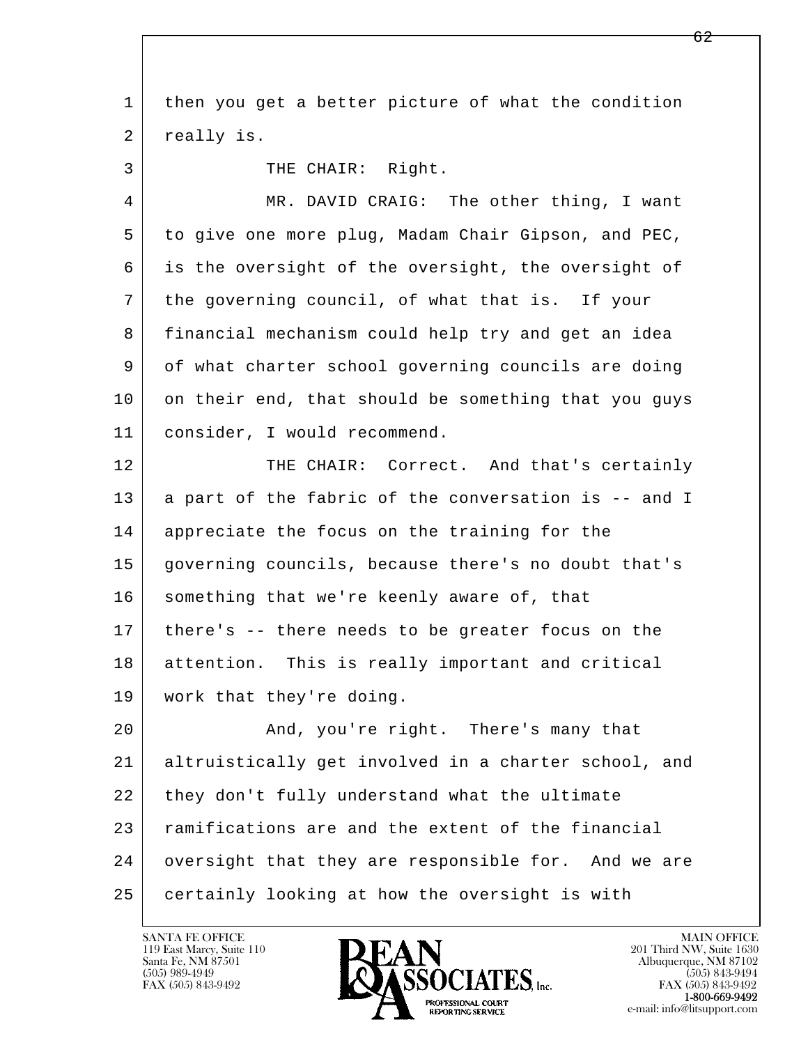1 then you get a better picture of what the condition
2 really is.
3 THE CHAIR: Right.
4 MR. DAVID CRAIG: The other thing, I want
5 to give one more plug, Madam Chair Gipson, and PEC,
6 is the oversight of the oversight, the oversight of
7 the governing council, of what that is. If your
8 financial mechanism could help try and get an idea
9 of what charter school governing councils are doing
10 on their end, that should be something that you guys
11 consider, I would recommend.
12 THE CHAIR: Correct. And that's certainly
13 a part of the fabric of the conversation is -- and I
14 appreciate the focus on the training for the
15 governing councils, because there's no doubt that's
16 something that we're keenly aware of, that
17 there's -- there needs to be greater focus on the
18 attention. This is really important and critical
19 work that they're doing.
20 And, you're right. There's many that
21 altruistically get involved in a charter school, and
22 they don't fully understand what the ultimate
23 ramifications are and the extent of the financial
24 oversight that they are responsible for. And we are
25 certainly looking at how the oversight is with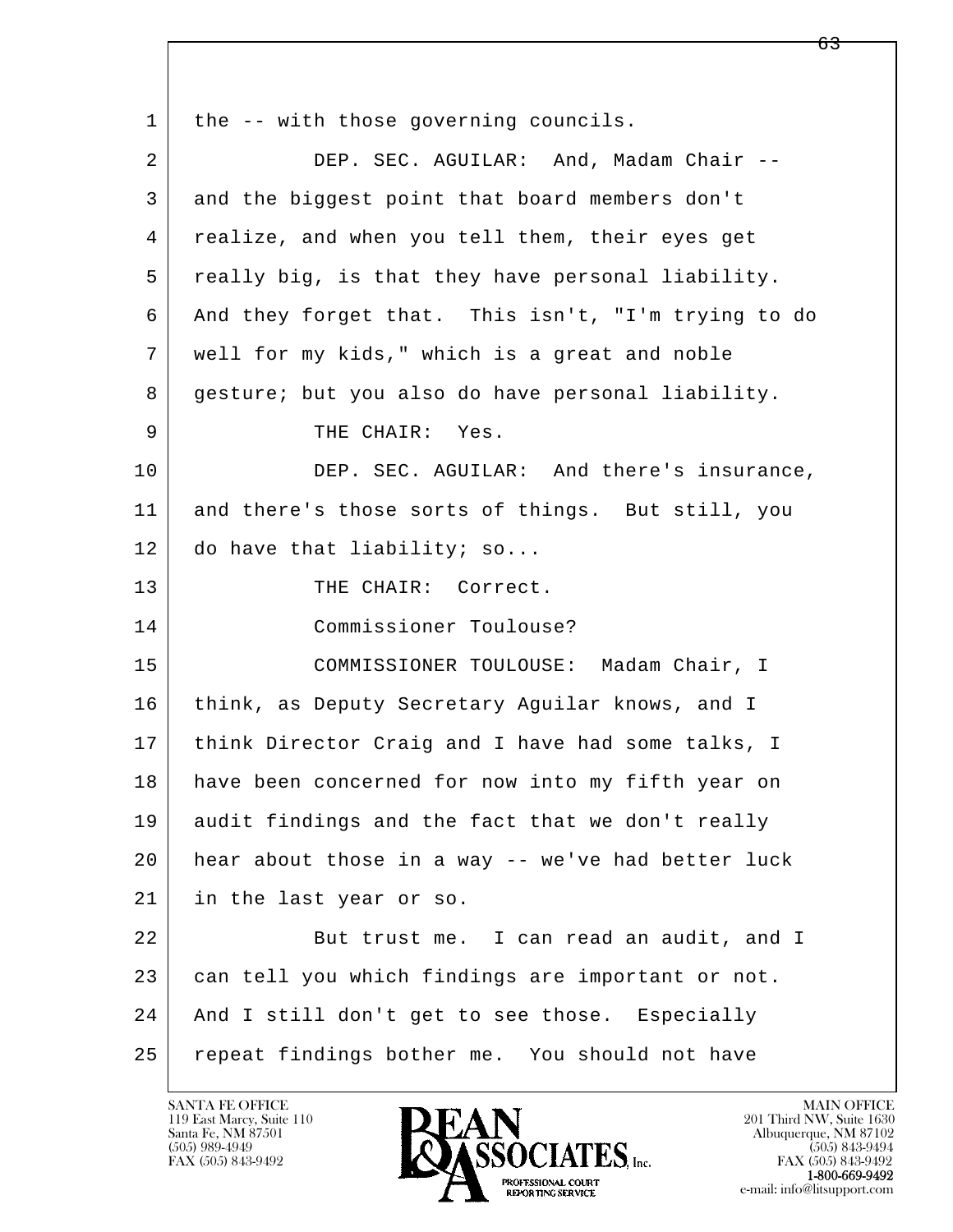the -- with those governing councils.

DEP. SEC. AGUILAR: And, Madam Chair -- and the biggest point that board members don't realize, and when you tell them, their eyes get really big, is that they have personal liability. And they forget that. This isn't, "I'm trying to do well for my kids," which is a great and noble gesture; but you also do have personal liability.

THE CHAIR: Yes.

DEP. SEC. AGUILAR: And there's insurance, and there's those sorts of things. But still, you do have that liability; so...

THE CHAIR: Correct.

Commissioner Toulouse?

COMMISSIONER TOULOUSE: Madam Chair, I think, as Deputy Secretary Aguilar knows, and I think Director Craig and I have had some talks, I have been concerned for now into my fifth year on audit findings and the fact that we don't really hear about those in a way -- we've had better luck in the last year or so.

But trust me. I can read an audit, and I can tell you which findings are important or not. And I still don't get to see those. Especially repeat findings bother me. You should not have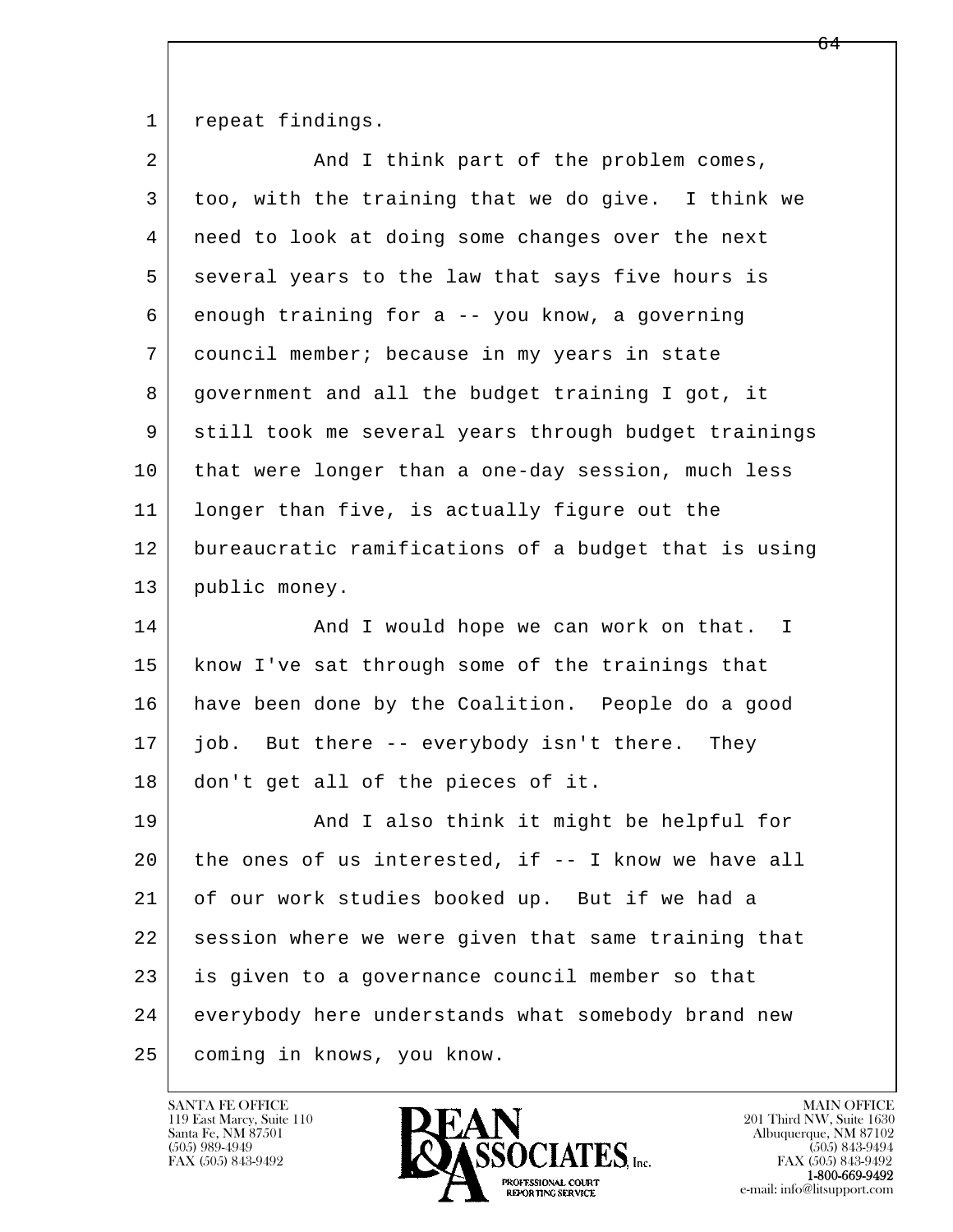repeat findings.

And I think part of the problem comes, too, with the training that we do give. I think we need to look at doing some changes over the next several years to the law that says five hours is enough training for a -- you know, a governing council member; because in my years in state government and all the budget training I got, it still took me several years through budget trainings that were longer than a one-day session, much less longer than five, is actually figure out the bureaucratic ramifications of a budget that is using public money.

And I would hope we can work on that. I know I've sat through some of the trainings that have been done by the Coalition. People do a good job. But there -- everybody isn't there. They don't get all of the pieces of it.

And I also think it might be helpful for the ones of us interested, if -- I know we have all of our work studies booked up. But if we had a session where we were given that same training that is given to a governance council member so that everybody here understands what somebody brand new coming in knows, you know.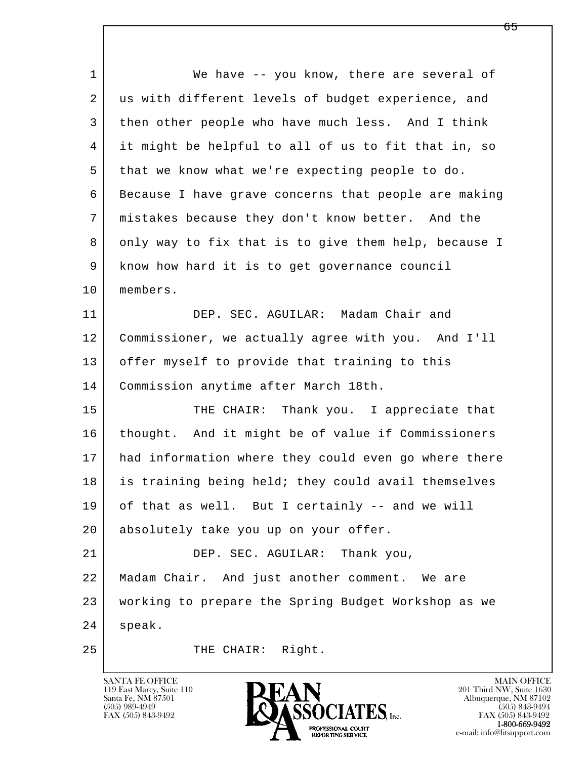We have -- you know, there are several of us with different levels of budget experience, and then other people who have much less. And I think it might be helpful to all of us to fit that in, so that we know what we're expecting people to do. Because I have grave concerns that people are making mistakes because they don't know better. And the only way to fix that is to give them help, because I know how hard it is to get governance council members.

DEP. SEC. AGUILAR: Madam Chair and Commissioner, we actually agree with you. And I'll offer myself to provide that training to this Commission anytime after March 18th.

THE CHAIR: Thank you. I appreciate that thought. And it might be of value if Commissioners had information where they could even go where there is training being held; they could avail themselves of that as well. But I certainly -- and we will absolutely take you up on your offer.

DEP. SEC. AGUILAR: Thank you, Madam Chair. And just another comment. We are working to prepare the Spring Budget Workshop as we speak.

THE CHAIR: Right.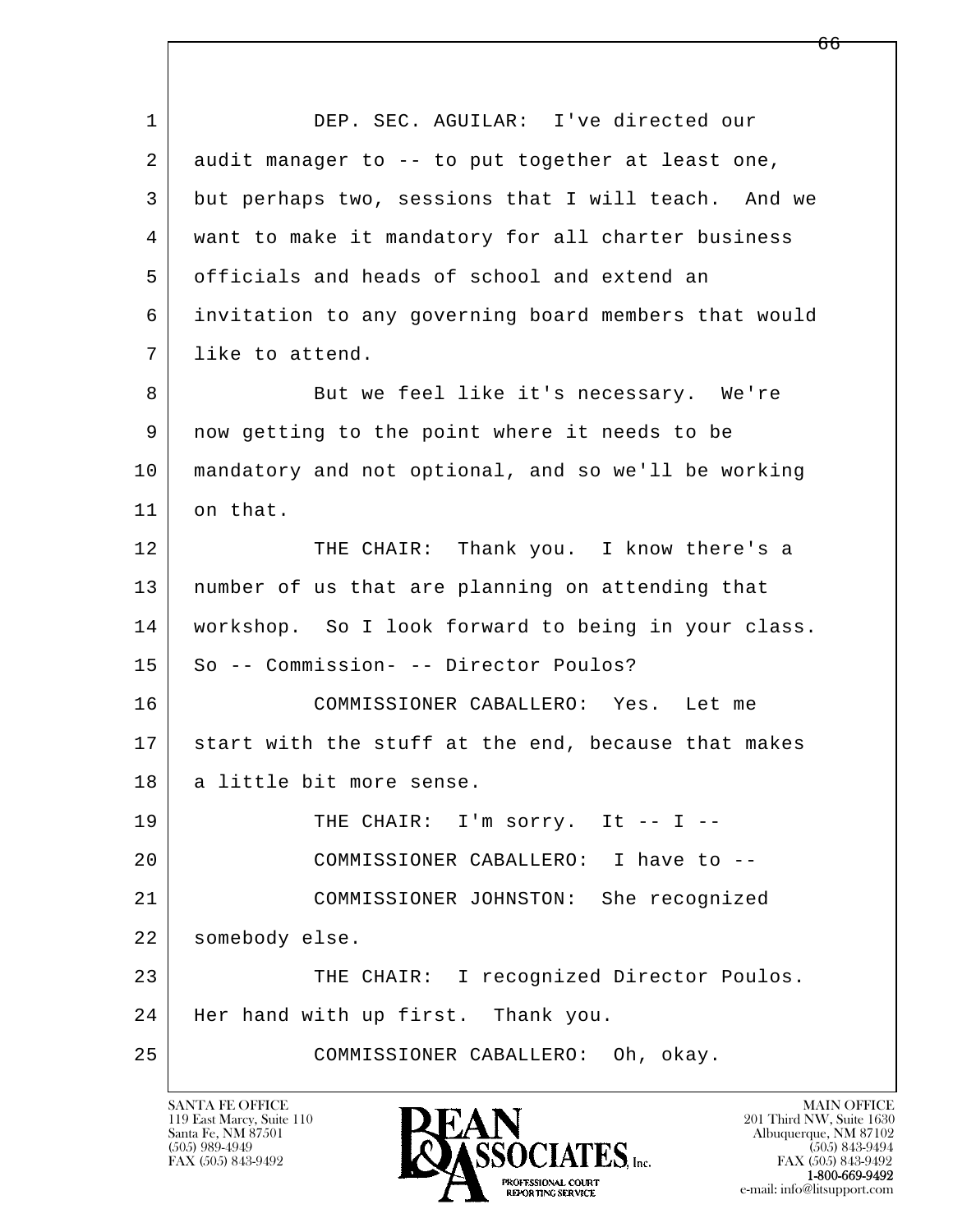DEP. SEC. AGUILAR: I've directed our audit manager to -- to put together at least one, but perhaps two, sessions that I will teach. And we want to make it mandatory for all charter business officials and heads of school and extend an invitation to any governing board members that would like to attend.

But we feel like it's necessary. We're now getting to the point where it needs to be mandatory and not optional, and so we'll be working on that.

THE CHAIR: Thank you. I know there's a number of us that are planning on attending that workshop. So I look forward to being in your class. So -- Commission- -- Director Poulos?

COMMISSIONER CABALLERO: Yes. Let me start with the stuff at the end, because that makes a little bit more sense.

THE CHAIR: I'm sorry. It -- I --

COMMISSIONER CABALLERO: I have to --

COMMISSIONER JOHNSTON: She recognized somebody else.

THE CHAIR: I recognized Director Poulos. Her hand with up first. Thank you.

COMMISSIONER CABALLERO: Oh, okay.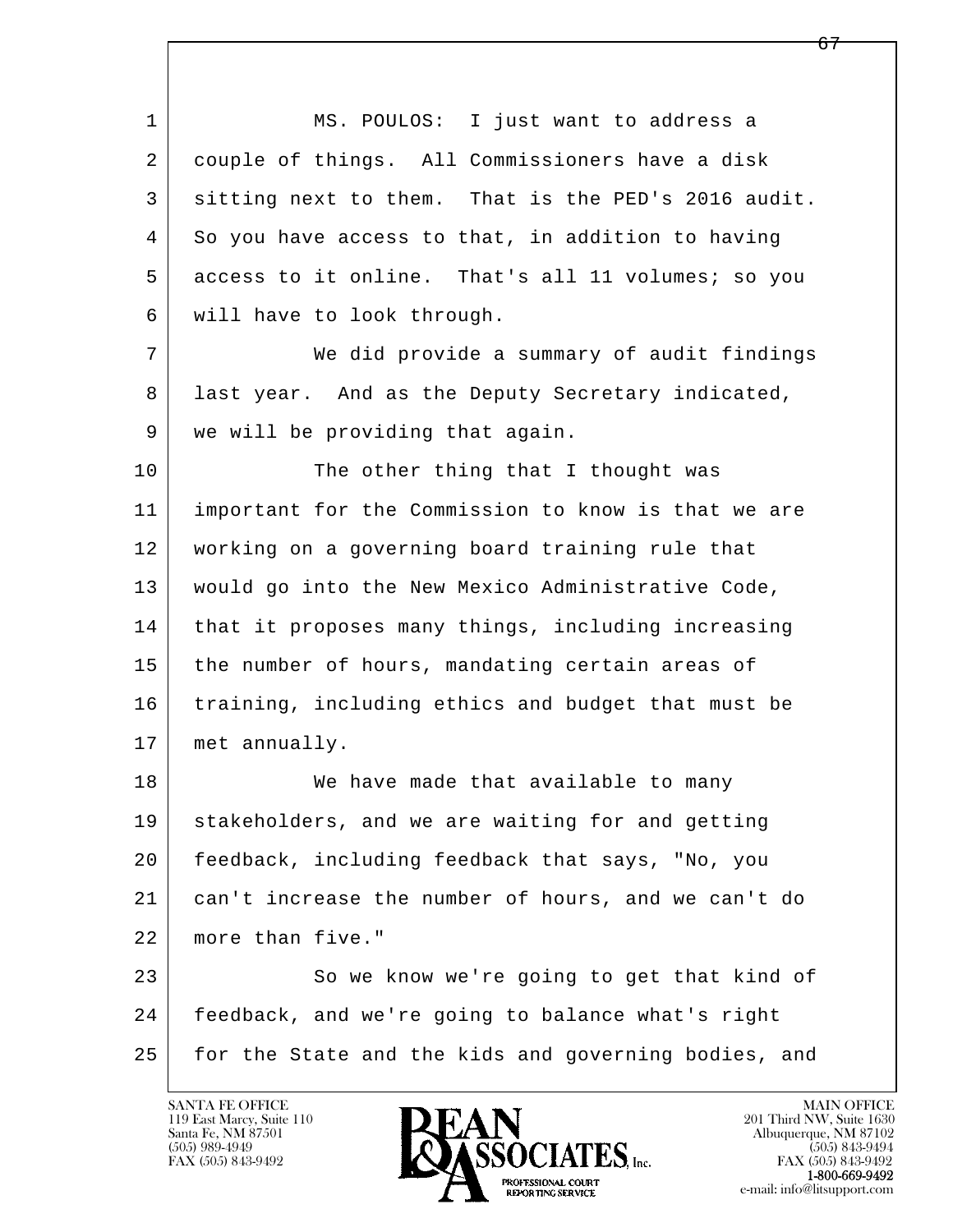MS. POULOS: I just want to address a couple of things. All Commissioners have a disk sitting next to them. That is the PED's 2016 audit. So you have access to that, in addition to having access to it online. That's all 11 volumes; so you will have to look through.

We did provide a summary of audit findings last year. And as the Deputy Secretary indicated, we will be providing that again.

The other thing that I thought was important for the Commission to know is that we are working on a governing board training rule that would go into the New Mexico Administrative Code, that it proposes many things, including increasing the number of hours, mandating certain areas of training, including ethics and budget that must be met annually.

We have made that available to many stakeholders, and we are waiting for and getting feedback, including feedback that says, "No, you can't increase the number of hours, and we can't do more than five."

So we know we're going to get that kind of feedback, and we're going to balance what's right for the State and the kids and governing bodies, and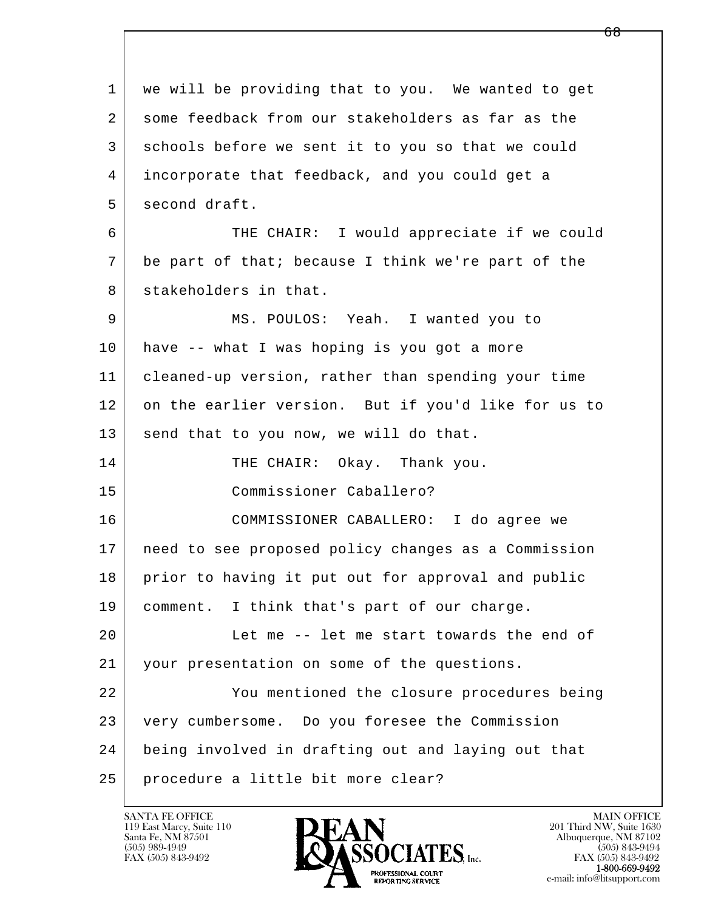we will be providing that to you. We wanted to get some feedback from our stakeholders as far as the schools before we sent it to you so that we could incorporate that feedback, and you could get a second draft.

THE CHAIR: I would appreciate if we could be part of that; because I think we're part of the stakeholders in that.

MS. POULOS: Yeah. I wanted you to have -- what I was hoping is you got a more cleaned-up version, rather than spending your time on the earlier version. But if you'd like for us to send that to you now, we will do that.

THE CHAIR: Okay. Thank you.

Commissioner Caballero?

COMMISSIONER CABALLERO: I do agree we need to see proposed policy changes as a Commission prior to having it put out for approval and public comment. I think that's part of our charge.

Let me -- let me start towards the end of your presentation on some of the questions.

You mentioned the closure procedures being very cumbersome. Do you foresee the Commission being involved in drafting out and laying out that procedure a little bit more clear?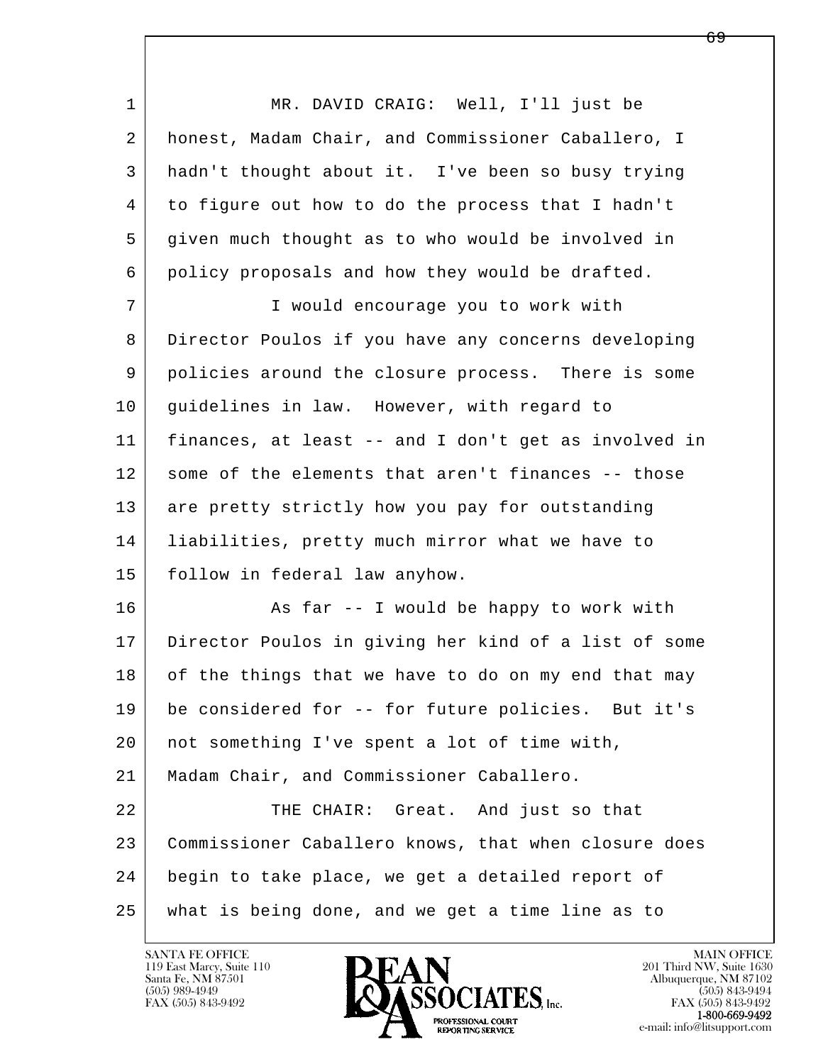MR. DAVID CRAIG: Well, I'll just be honest, Madam Chair, and Commissioner Caballero, I hadn't thought about it. I've been so busy trying to figure out how to do the process that I hadn't given much thought as to who would be involved in policy proposals and how they would be drafted.

I would encourage you to work with Director Poulos if you have any concerns developing policies around the closure process. There is some guidelines in law. However, with regard to finances, at least -- and I don't get as involved in some of the elements that aren't finances -- those are pretty strictly how you pay for outstanding liabilities, pretty much mirror what we have to follow in federal law anyhow.

As far -- I would be happy to work with Director Poulos in giving her kind of a list of some of the things that we have to do on my end that may be considered for -- for future policies. But it's not something I've spent a lot of time with, Madam Chair, and Commissioner Caballero.

THE CHAIR: Great. And just so that Commissioner Caballero knows, that when closure does begin to take place, we get a detailed report of what is being done, and we get a time line as to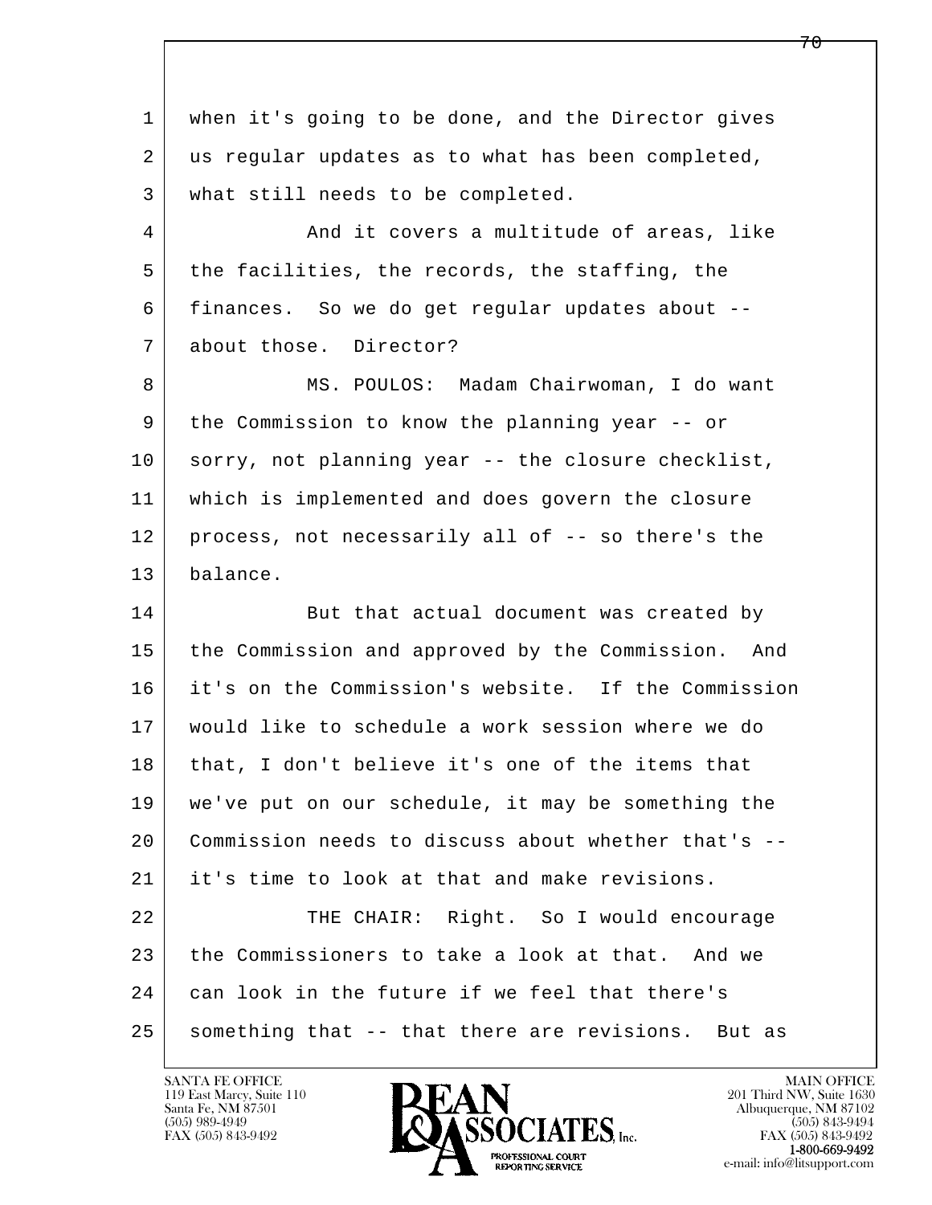when it's going to be done, and the Director gives us regular updates as to what has been completed, what still needs to be completed.

And it covers a multitude of areas, like the facilities, the records, the staffing, the finances. So we do get regular updates about -- about those. Director?

MS. POULOS: Madam Chairwoman, I do want the Commission to know the planning year -- or sorry, not planning year -- the closure checklist, which is implemented and does govern the closure process, not necessarily all of -- so there's the balance.

But that actual document was created by the Commission and approved by the Commission. And it's on the Commission's website. If the Commission would like to schedule a work session where we do that, I don't believe it's one of the items that we've put on our schedule, it may be something the Commission needs to discuss about whether that's -- it's time to look at that and make revisions.

THE CHAIR: Right. So I would encourage the Commissioners to take a look at that. And we can look in the future if we feel that there's something that -- that there are revisions. But as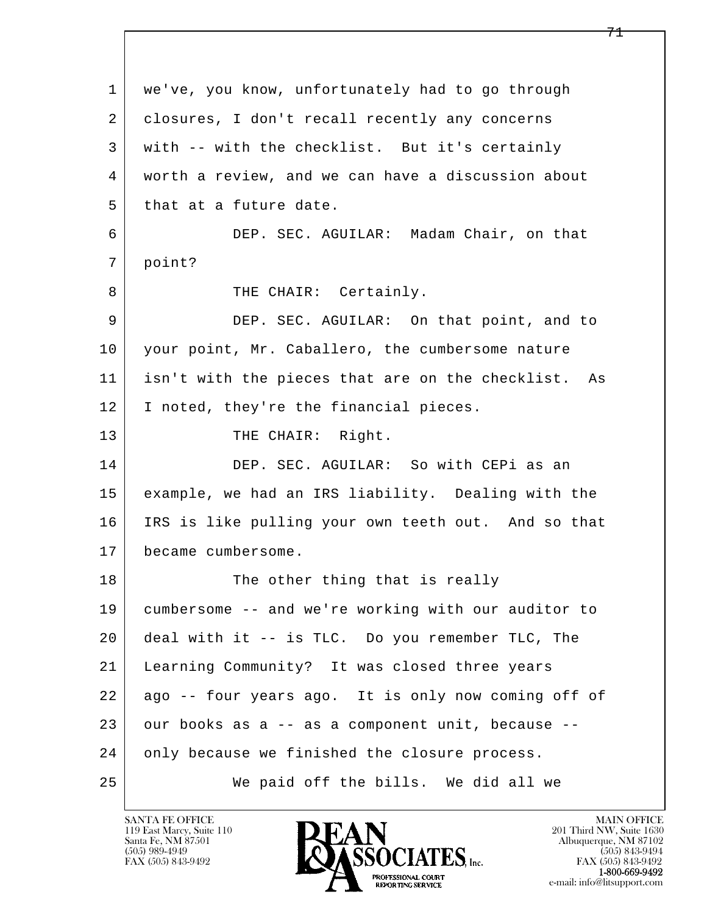we've, you know, unfortunately had to go through closures, I don't recall recently any concerns with -- with the checklist. But it's certainly worth a review, and we can have a discussion about that at a future date.

DEP. SEC. AGUILAR: Madam Chair, on that point?

THE CHAIR: Certainly.

DEP. SEC. AGUILAR: On that point, and to your point, Mr. Caballero, the cumbersome nature isn't with the pieces that are on the checklist. As I noted, they're the financial pieces.

THE CHAIR: Right.

DEP. SEC. AGUILAR: So with CEPi as an example, we had an IRS liability. Dealing with the IRS is like pulling your own teeth out. And so that became cumbersome.

The other thing that is really cumbersome -- and we're working with our auditor to deal with it -- is TLC. Do you remember TLC, The Learning Community? It was closed three years ago -- four years ago. It is only now coming off of our books as a -- as a component unit, because -- only because we finished the closure process.

We paid off the bills. We did all we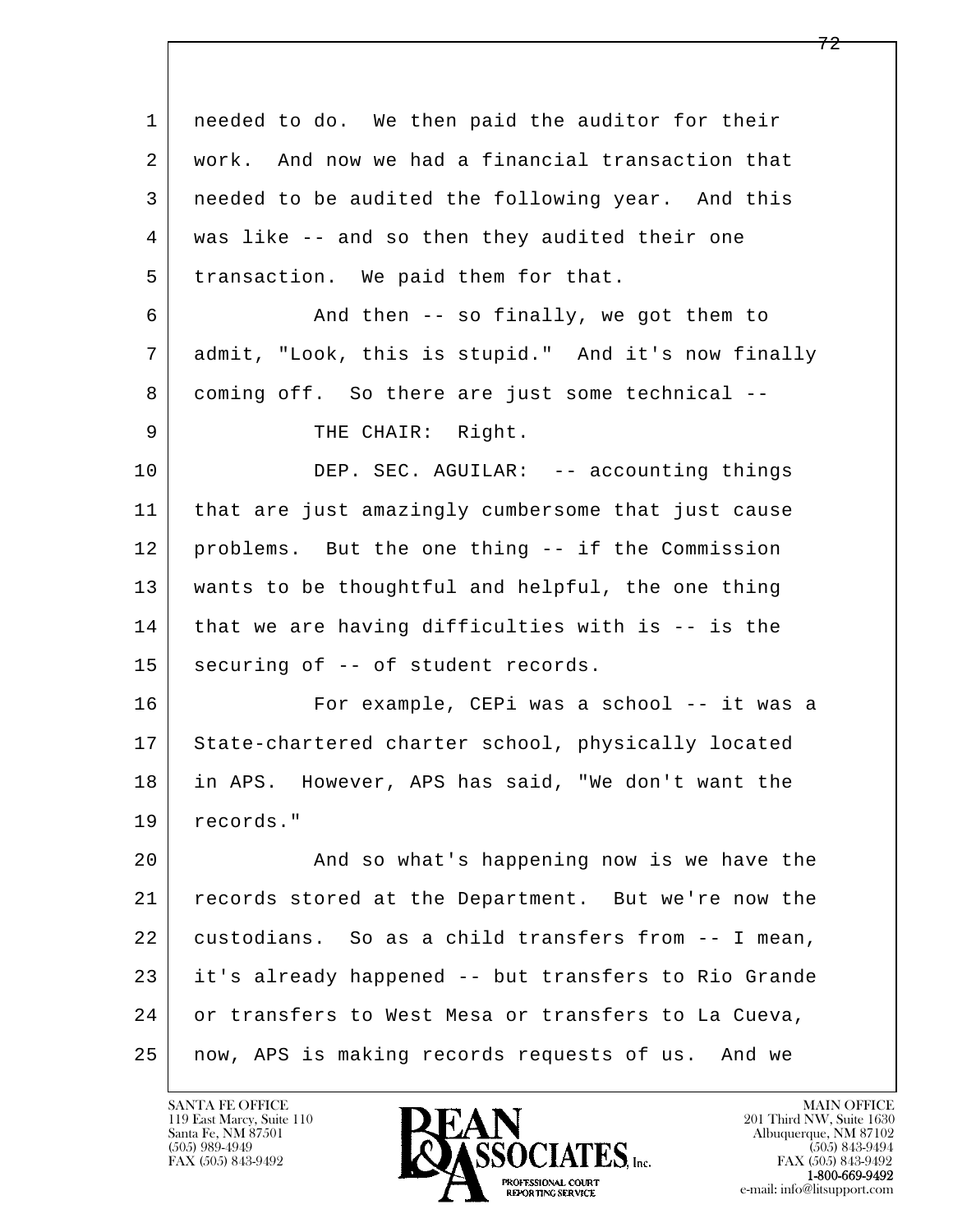needed to do. We then paid the auditor for their work. And now we had a financial transaction that needed to be audited the following year. And this was like -- and so then they audited their one transaction. We paid them for that.

And then -- so finally, we got them to admit, "Look, this is stupid." And it's now finally coming off. So there are just some technical --

THE CHAIR: Right.

DEP. SEC. AGUILAR: -- accounting things that are just amazingly cumbersome that just cause problems. But the one thing -- if the Commission wants to be thoughtful and helpful, the one thing that we are having difficulties with is -- is the securing of -- of student records.

For example, CEPi was a school -- it was a State-chartered charter school, physically located in APS. However, APS has said, "We don't want the records."

And so what's happening now is we have the records stored at the Department. But we're now the custodians. So as a child transfers from -- I mean, it's already happened -- but transfers to Rio Grande or transfers to West Mesa or transfers to La Cueva, now, APS is making records requests of us. And we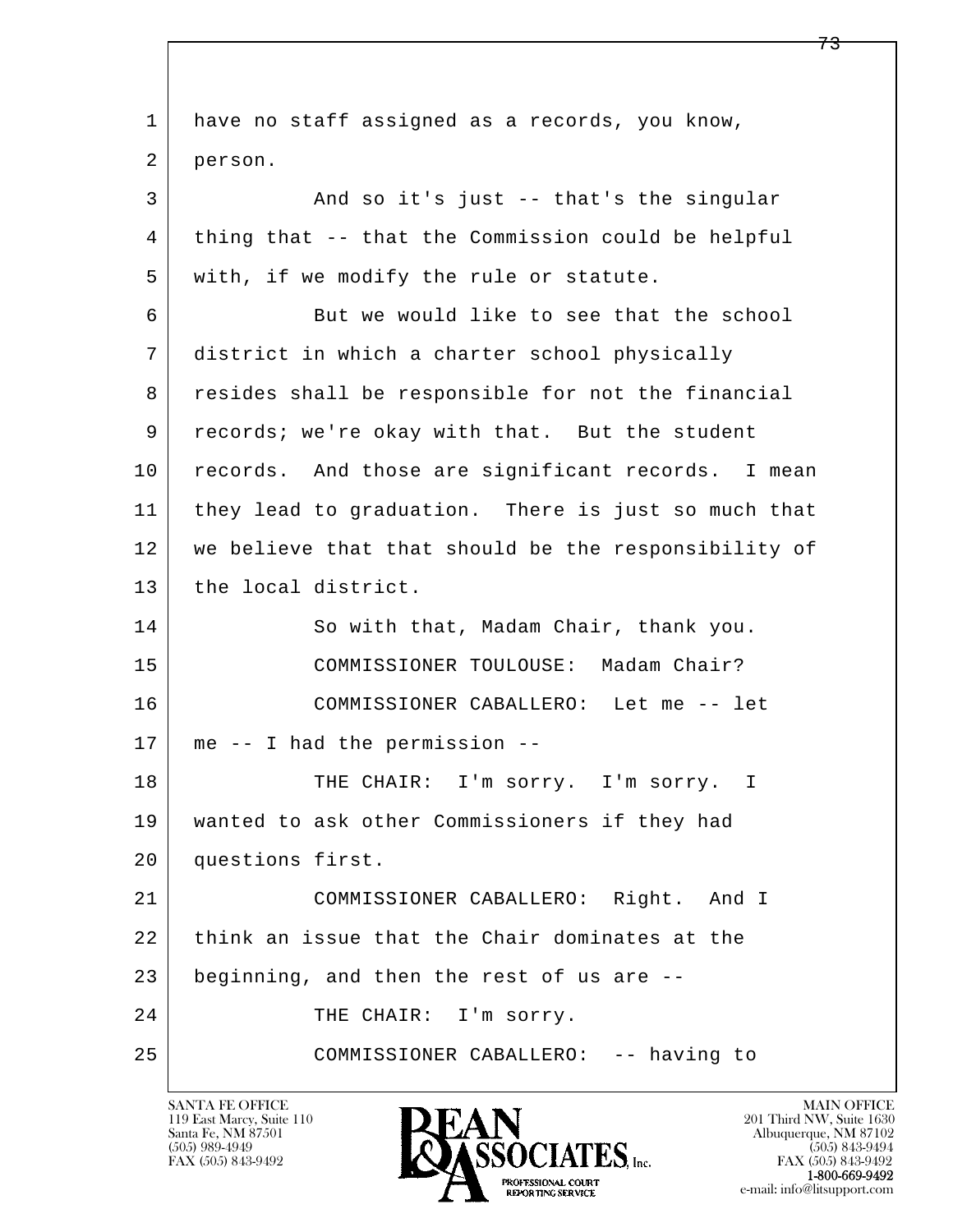have no staff assigned as a records, you know, person.

And so it's just -- that's the singular thing that -- that the Commission could be helpful with, if we modify the rule or statute.

But we would like to see that the school district in which a charter school physically resides shall be responsible for not the financial records; we're okay with that. But the student records. And those are significant records. I mean they lead to graduation. There is just so much that we believe that that should be the responsibility of the local district.

So with that, Madam Chair, thank you.

COMMISSIONER TOULOUSE: Madam Chair?

COMMISSIONER CABALLERO: Let me -- let me -- I had the permission --

THE CHAIR: I'm sorry. I'm sorry. I wanted to ask other Commissioners if they had questions first.

COMMISSIONER CABALLERO: Right. And I think an issue that the Chair dominates at the beginning, and then the rest of us are --

THE CHAIR: I'm sorry.

COMMISSIONER CABALLERO: -- having to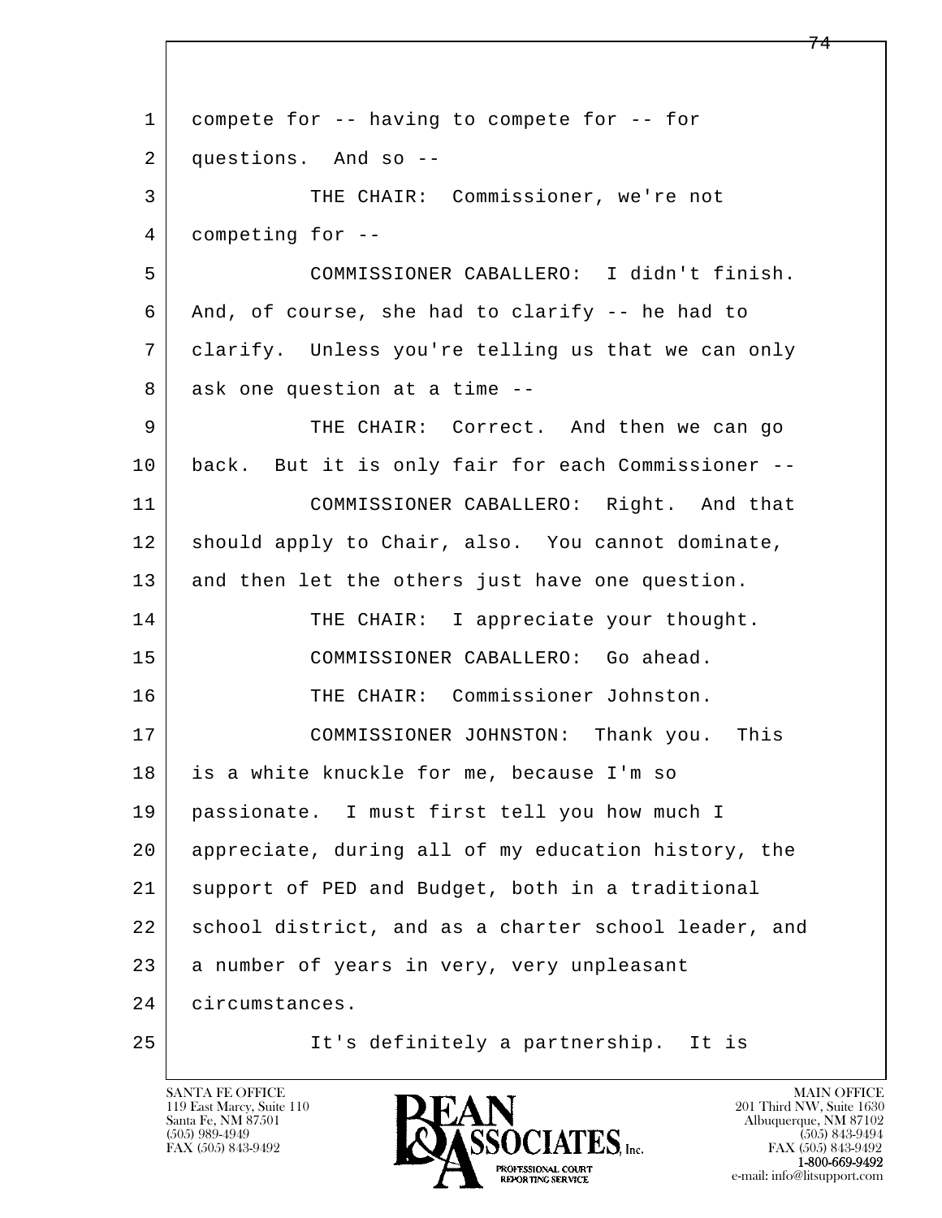1 compete for -- having to compete for -- for
2 questions. And so --
3 THE CHAIR: Commissioner, we're not
4 competing for --
5 COMMISSIONER CABALLERO: I didn't finish.
6 And, of course, she had to clarify -- he had to
7 clarify. Unless you're telling us that we can only
8 ask one question at a time --
9 THE CHAIR: Correct. And then we can go
10 back. But it is only fair for each Commissioner --
11 COMMISSIONER CABALLERO: Right. And that
12 should apply to Chair, also. You cannot dominate,
13 and then let the others just have one question.
14 THE CHAIR: I appreciate your thought.
15 COMMISSIONER CABALLERO: Go ahead.
16 THE CHAIR: Commissioner Johnston.
17 COMMISSIONER JOHNSTON: Thank you. This
18 is a white knuckle for me, because I'm so
19 passionate. I must first tell you how much I
20 appreciate, during all of my education history, the
21 support of PED and Budget, both in a traditional
22 school district, and as a charter school leader, and
23 a number of years in very, very unpleasant
24 circumstances.
25 It's definitely a partnership. It is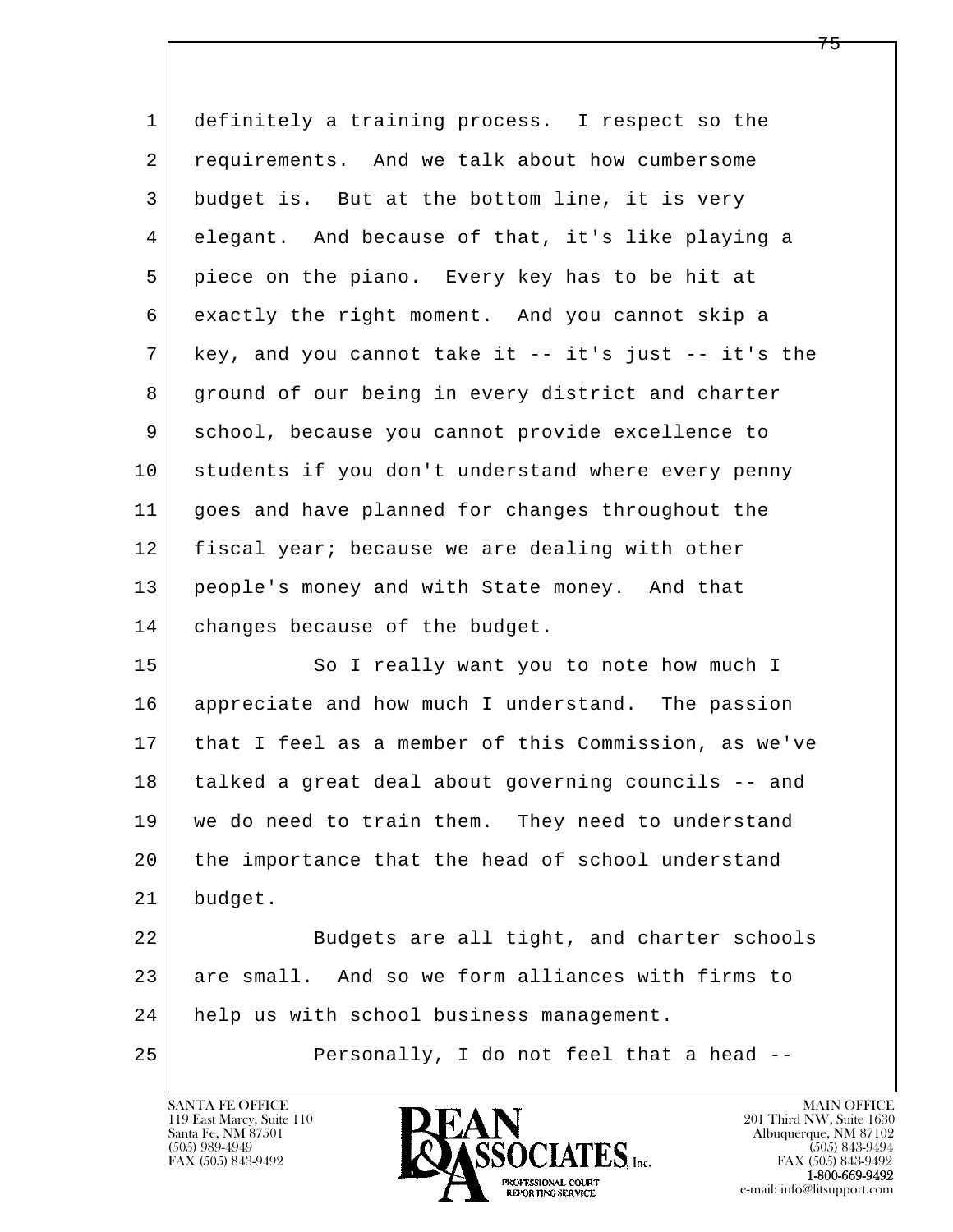definitely a training process. I respect so the requirements. And we talk about how cumbersome budget is. But at the bottom line, it is very elegant. And because of that, it's like playing a piece on the piano. Every key has to be hit at exactly the right moment. And you cannot skip a key, and you cannot take it -- it's just -- it's the ground of our being in every district and charter school, because you cannot provide excellence to students if you don't understand where every penny goes and have planned for changes throughout the fiscal year; because we are dealing with other people's money and with State money. And that changes because of the budget.

So I really want you to note how much I appreciate and how much I understand. The passion that I feel as a member of this Commission, as we've talked a great deal about governing councils -- and we do need to train them. They need to understand the importance that the head of school understand budget.

Budgets are all tight, and charter schools are small. And so we form alliances with firms to help us with school business management.

Personally, I do not feel that a head --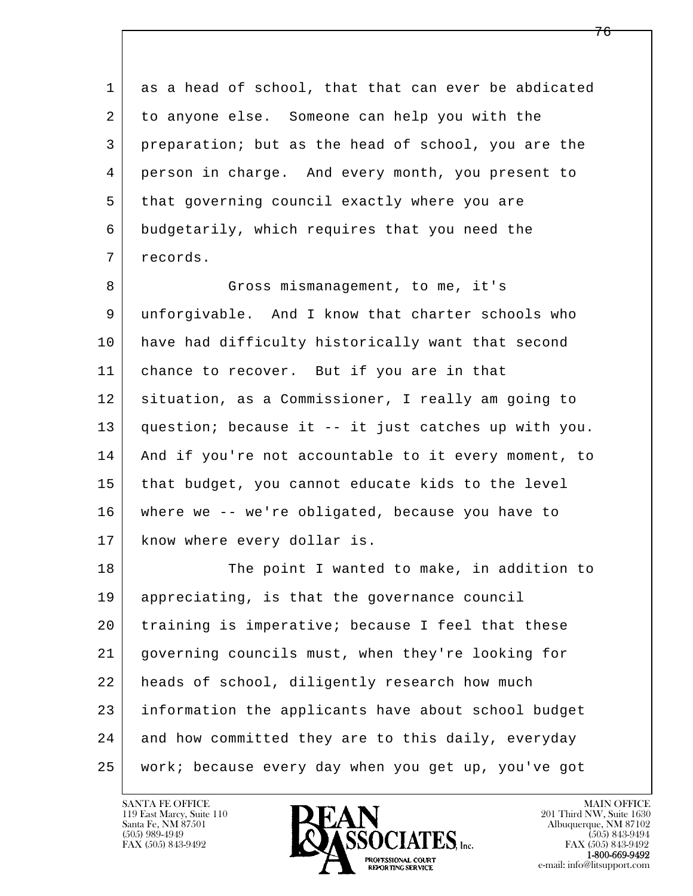as a head of school, that that can ever be abdicated to anyone else. Someone can help you with the preparation; but as the head of school, you are the person in charge. And every month, you present to that governing council exactly where you are budgetarily, which requires that you need the records.

Gross mismanagement, to me, it's unforgivable. And I know that charter schools who have had difficulty historically want that second chance to recover. But if you are in that situation, as a Commissioner, I really am going to question; because it -- it just catches up with you. And if you're not accountable to it every moment, to that budget, you cannot educate kids to the level where we -- we're obligated, because you have to know where every dollar is.

The point I wanted to make, in addition to appreciating, is that the governance council training is imperative; because I feel that these governing councils must, when they're looking for heads of school, diligently research how much information the applicants have about school budget and how committed they are to this daily, everyday work; because every day when you get up, you've got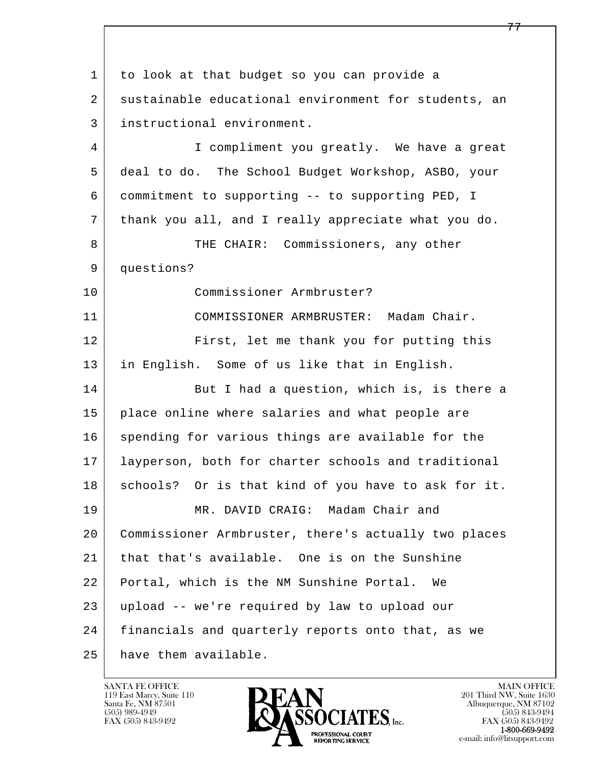1 to look at that budget so you can provide a
2 sustainable educational environment for students, an
3 instructional environment.
4 I compliment you greatly. We have a great
5 deal to do. The School Budget Workshop, ASBO, your
6 commitment to supporting -- to supporting PED, I
7 thank you all, and I really appreciate what you do.
8 THE CHAIR: Commissioners, any other
9 questions?
10 Commissioner Armbruster?
11 COMMISSIONER ARMBRUSTER: Madam Chair.
12 First, let me thank you for putting this
13 in English. Some of us like that in English.
14 But I had a question, which is, is there a
15 place online where salaries and what people are
16 spending for various things are available for the
17 layperson, both for charter schools and traditional
18 schools? Or is that kind of you have to ask for it.
19 MR. DAVID CRAIG: Madam Chair and
20 Commissioner Armbruster, there's actually two places
21 that that's available. One is on the Sunshine
22 Portal, which is the NM Sunshine Portal. We
23 upload -- we're required by law to upload our
24 financials and quarterly reports onto that, as we
25 have them available.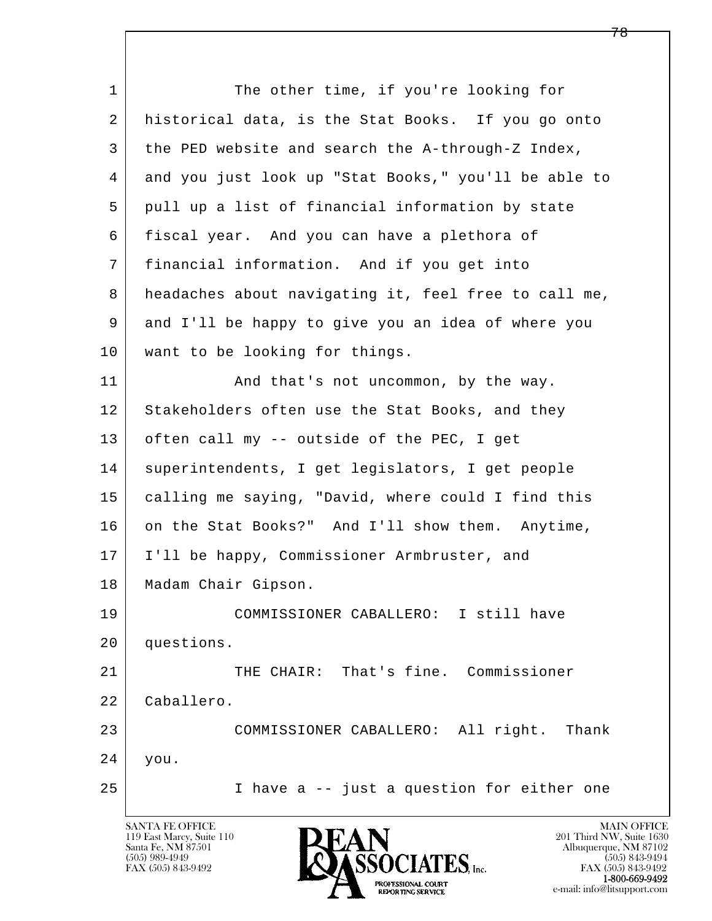The other time, if you're looking for historical data, is the Stat Books. If you go onto the PED website and search the A-through-Z Index, and you just look up "Stat Books," you'll be able to pull up a list of financial information by state fiscal year. And you can have a plethora of financial information. And if you get into headaches about navigating it, feel free to call me, and I'll be happy to give you an idea of where you want to be looking for things.

And that's not uncommon, by the way. Stakeholders often use the Stat Books, and they often call my -- outside of the PEC, I get superintendents, I get legislators, I get people calling me saying, "David, where could I find this on the Stat Books?" And I'll show them. Anytime, I'll be happy, Commissioner Armbruster, and Madam Chair Gipson.

COMMISSIONER CABALLERO: I still have questions.

THE CHAIR: That's fine. Commissioner Caballero.

COMMISSIONER CABALLERO: All right. Thank you.

I have a -- just a question for either one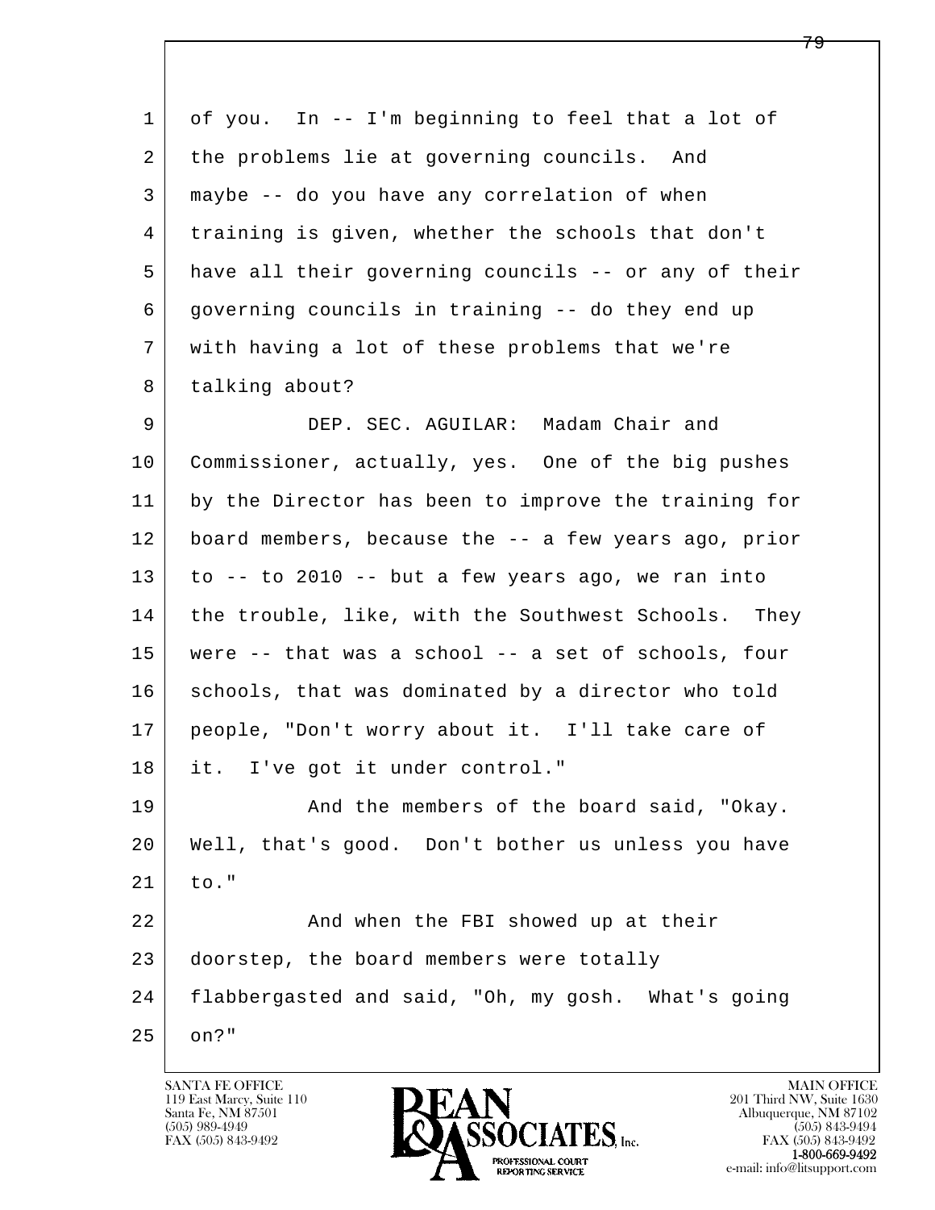of you. In -- I'm beginning to feel that a lot of the problems lie at governing councils. And maybe -- do you have any correlation of when training is given, whether the schools that don't have all their governing councils -- or any of their governing councils in training -- do they end up with having a lot of these problems that we're talking about?

DEP. SEC. AGUILAR: Madam Chair and Commissioner, actually, yes. One of the big pushes by the Director has been to improve the training for board members, because the -- a few years ago, prior to -- to 2010 -- but a few years ago, we ran into the trouble, like, with the Southwest Schools. They were -- that was a school -- a set of schools, four schools, that was dominated by a director who told people, "Don't worry about it. I'll take care of it. I've got it under control."

And the members of the board said, "Okay. Well, that's good. Don't bother us unless you have to."

And when the FBI showed up at their doorstep, the board members were totally flabbergasted and said, "Oh, my gosh. What's going on?"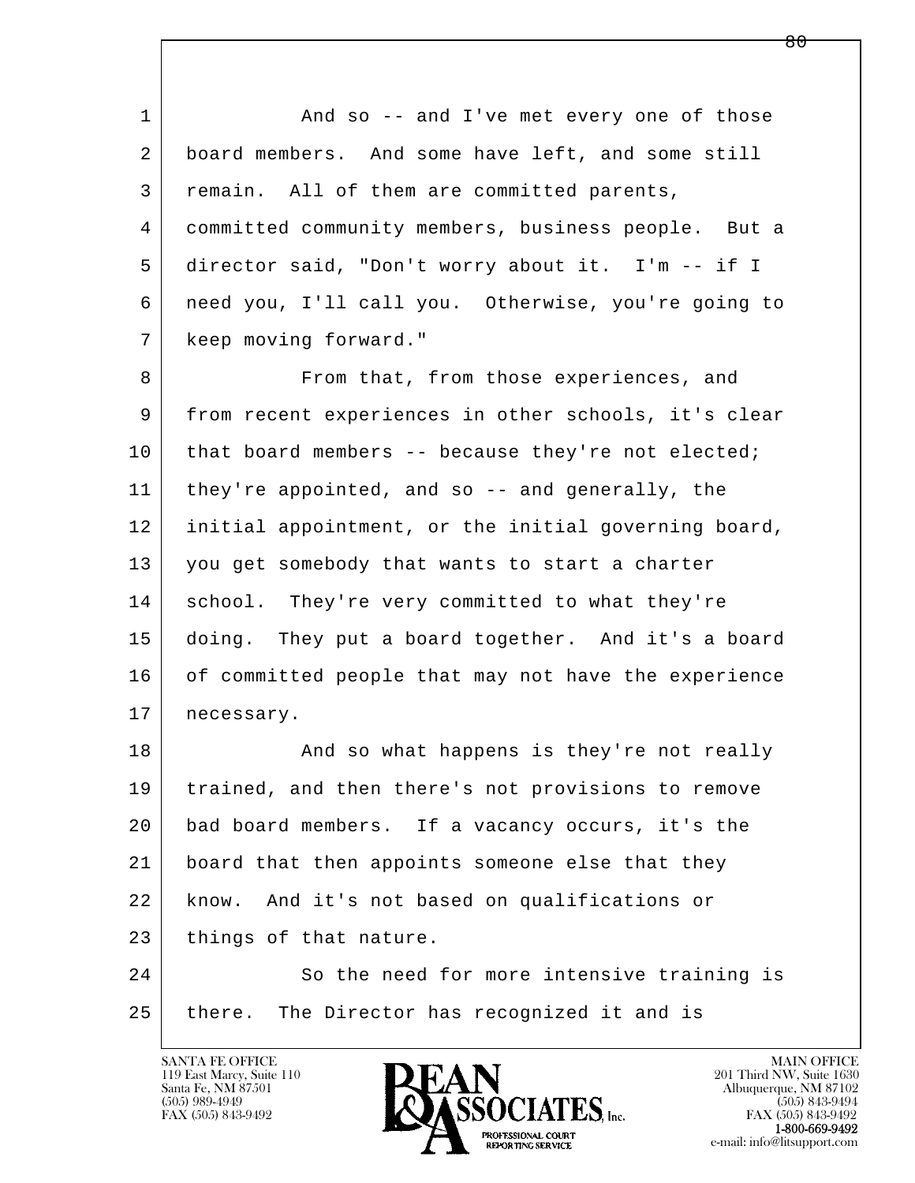1 And so -- and I've met every one of those
2 board members. And some have left, and some still
3 remain. All of them are committed parents,
4 committed community members, business people. But a
5 director said, "Don't worry about it. I'm -- if I
6 need you, I'll call you. Otherwise, you're going to
7 keep moving forward."
8 From that, from those experiences, and
9 from recent experiences in other schools, it's clear
10 that board members -- because they're not elected;
11 they're appointed, and so -- and generally, the
12 initial appointment, or the initial governing board,
13 you get somebody that wants to start a charter
14 school. They're very committed to what they're
15 doing. They put a board together. And it's a board
16 of committed people that may not have the experience
17 necessary.
18 And so what happens is they're not really
19 trained, and then there's not provisions to remove
20 bad board members. If a vacancy occurs, it's the
21 board that then appoints someone else that they
22 know. And it's not based on qualifications or
23 things of that nature.
24 So the need for more intensive training is
25 there. The Director has recognized it and is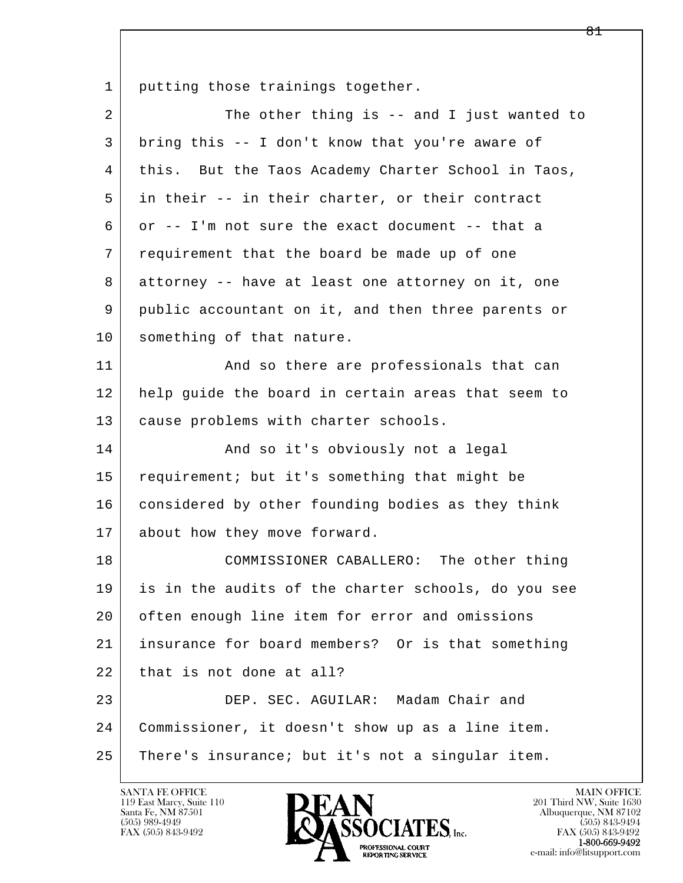putting those trainings together.

The other thing is -- and I just wanted to bring this -- I don't know that you're aware of this. But the Taos Academy Charter School in Taos, in their -- in their charter, or their contract or -- I'm not sure the exact document -- that a requirement that the board be made up of one attorney -- have at least one attorney on it, one public accountant on it, and then three parents or something of that nature.

And so there are professionals that can help guide the board in certain areas that seem to cause problems with charter schools.

And so it's obviously not a legal requirement; but it's something that might be considered by other founding bodies as they think about how they move forward.

COMMISSIONER CABALLERO: The other thing is in the audits of the charter schools, do you see often enough line item for error and omissions insurance for board members? Or is that something that is not done at all?

DEP. SEC. AGUILAR: Madam Chair and Commissioner, it doesn't show up as a line item. There's insurance; but it's not a singular item.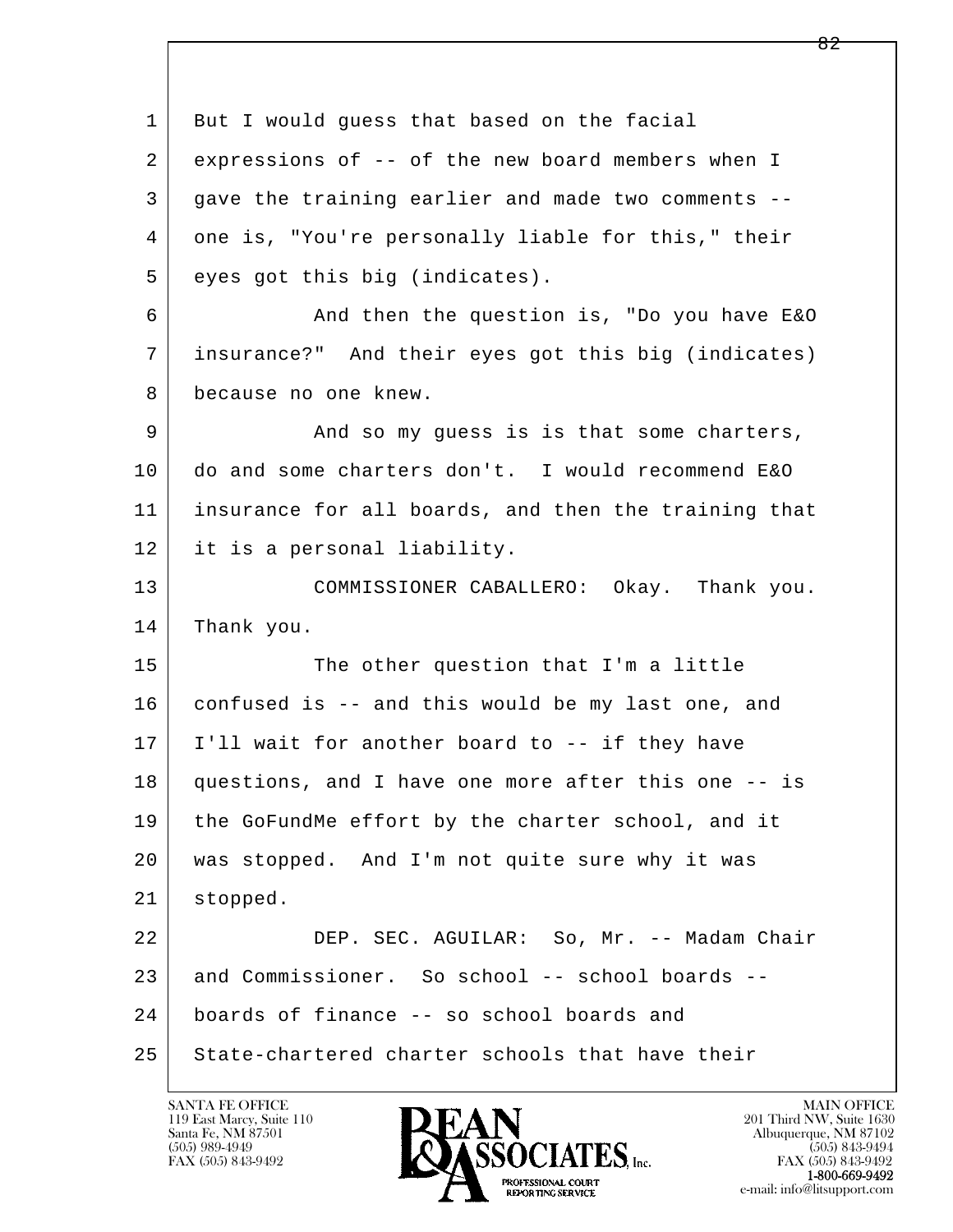1 But I would guess that based on the facial
2 expressions of -- of the new board members when I
3 gave the training earlier and made two comments --
4 one is, "You're personally liable for this," their
5 eyes got this big (indicates).

6 And then the question is, "Do you have E&O
7 insurance?" And their eyes got this big (indicates)
8 because no one knew.

9 And so my guess is is that some charters,
10 do and some charters don't. I would recommend E&O
11 insurance for all boards, and then the training that
12 it is a personal liability.

13 COMMISSIONER CABALLERO: Okay. Thank you.
14 Thank you.

15 The other question that I'm a little
16 confused is -- and this would be my last one, and
17 I'll wait for another board to -- if they have
18 questions, and I have one more after this one -- is
19 the GoFundMe effort by the charter school, and it
20 was stopped. And I'm not quite sure why it was
21 stopped.

22 DEP. SEC. AGUILAR: So, Mr. -- Madam Chair
23 and Commissioner. So school -- school boards --
24 boards of finance -- so school boards and
25 State-chartered charter schools that have their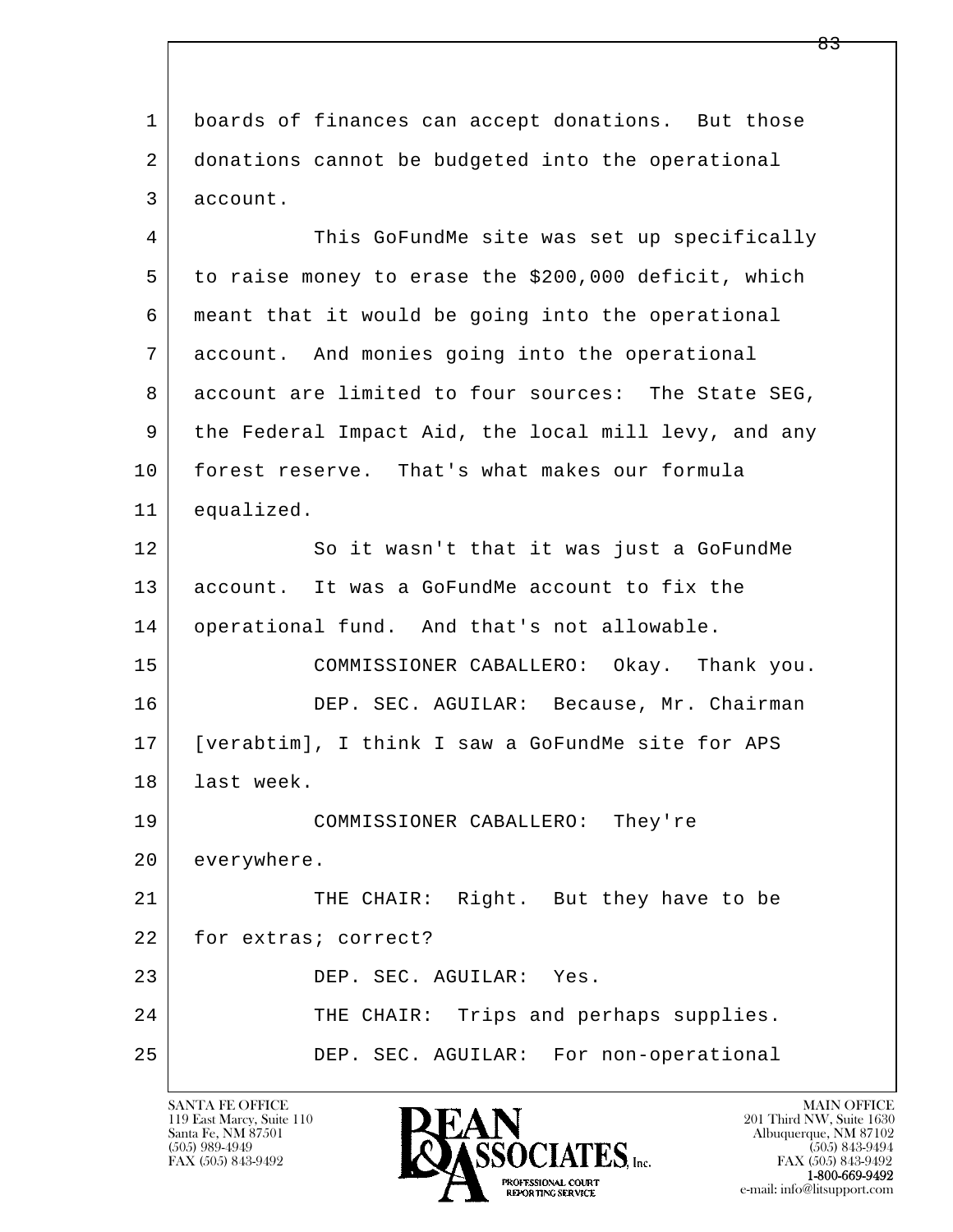boards of finances can accept donations. But those donations cannot be budgeted into the operational account.

This GoFundMe site was set up specifically to raise money to erase the $200,000 deficit, which meant that it would be going into the operational account. And monies going into the operational account are limited to four sources: The State SEG, the Federal Impact Aid, the local mill levy, and any forest reserve. That's what makes our formula equalized.

So it wasn't that it was just a GoFundMe account. It was a GoFundMe account to fix the operational fund. And that's not allowable.

COMMISSIONER CABALLERO: Okay. Thank you.

DEP. SEC. AGUILAR: Because, Mr. Chairman [verabtim], I think I saw a GoFundMe site for APS last week.

COMMISSIONER CABALLERO: They're everywhere.

THE CHAIR: Right. But they have to be for extras; correct?

DEP. SEC. AGUILAR: Yes.

THE CHAIR: Trips and perhaps supplies.

DEP. SEC. AGUILAR: For non-operational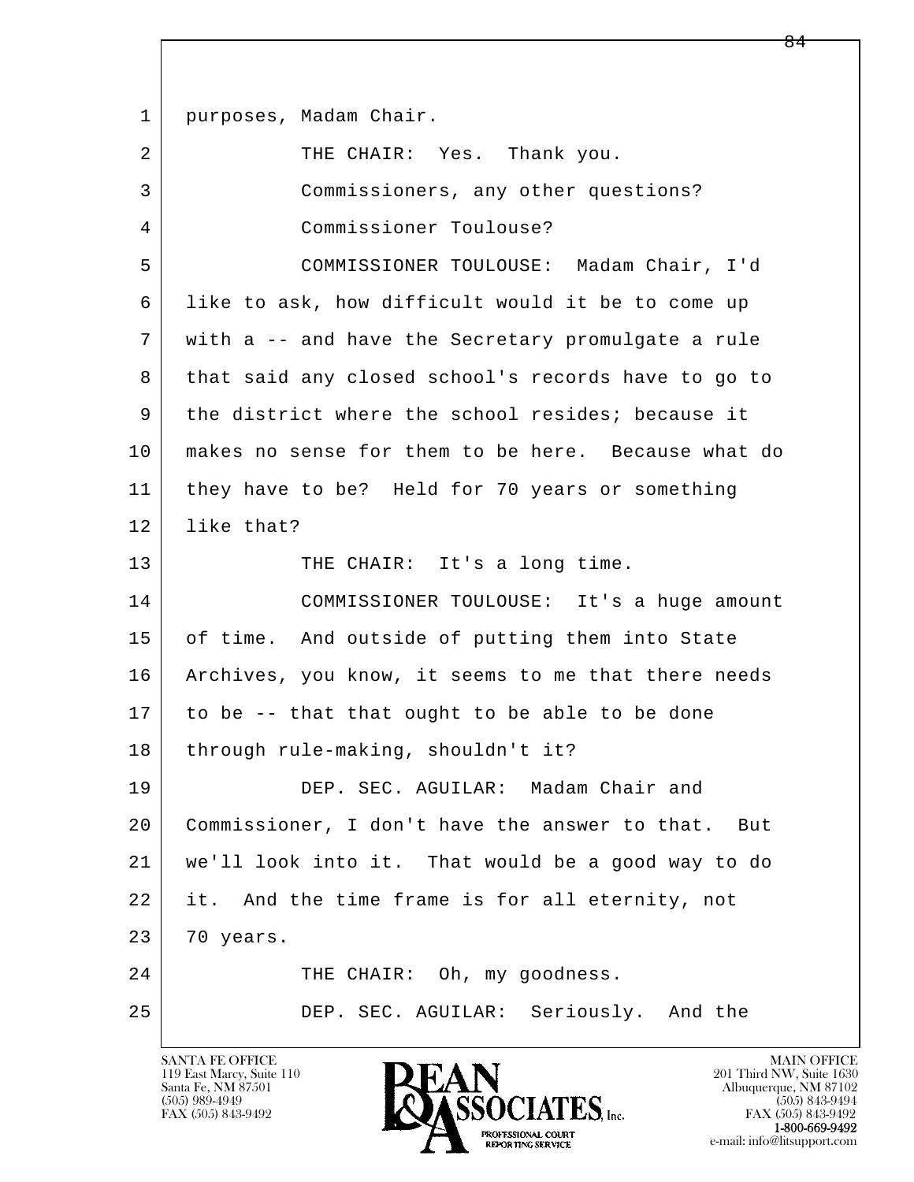purposes, Madam Chair.

THE CHAIR: Yes. Thank you.

Commissioners, any other questions?

Commissioner Toulouse?

COMMISSIONER TOULOUSE: Madam Chair, I'd like to ask, how difficult would it be to come up with a -- and have the Secretary promulgate a rule that said any closed school's records have to go to the district where the school resides; because it makes no sense for them to be here. Because what do they have to be? Held for 70 years or something like that?

THE CHAIR: It's a long time.

COMMISSIONER TOULOUSE: It's a huge amount of time. And outside of putting them into State Archives, you know, it seems to me that there needs to be -- that that ought to be able to be done through rule-making, shouldn't it?

DEP. SEC. AGUILAR: Madam Chair and Commissioner, I don't have the answer to that. But we'll look into it. That would be a good way to do it. And the time frame is for all eternity, not 70 years.

THE CHAIR: Oh, my goodness.

DEP. SEC. AGUILAR: Seriously. And the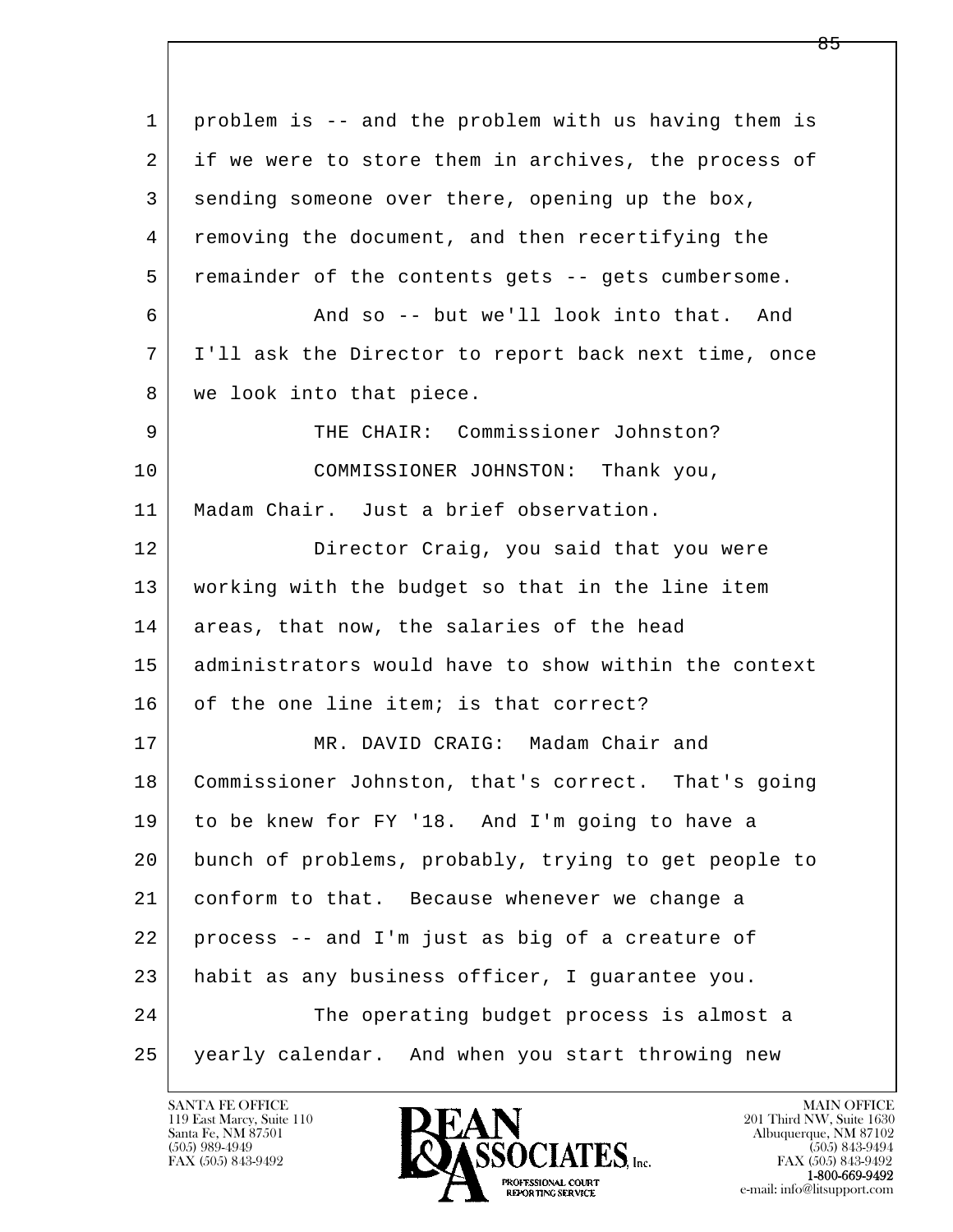problem is -- and the problem with us having them is if we were to store them in archives, the process of sending someone over there, opening up the box, removing the document, and then recertifying the remainder of the contents gets -- gets cumbersome.

And so -- but we'll look into that. And I'll ask the Director to report back next time, once we look into that piece.

THE CHAIR: Commissioner Johnston?

COMMISSIONER JOHNSTON: Thank you, Madam Chair. Just a brief observation.

Director Craig, you said that you were working with the budget so that in the line item areas, that now, the salaries of the head administrators would have to show within the context of the one line item; is that correct?

MR. DAVID CRAIG: Madam Chair and Commissioner Johnston, that's correct. That's going to be knew for FY '18. And I'm going to have a bunch of problems, probably, trying to get people to conform to that. Because whenever we change a process -- and I'm just as big of a creature of habit as any business officer, I guarantee you.

The operating budget process is almost a yearly calendar. And when you start throwing new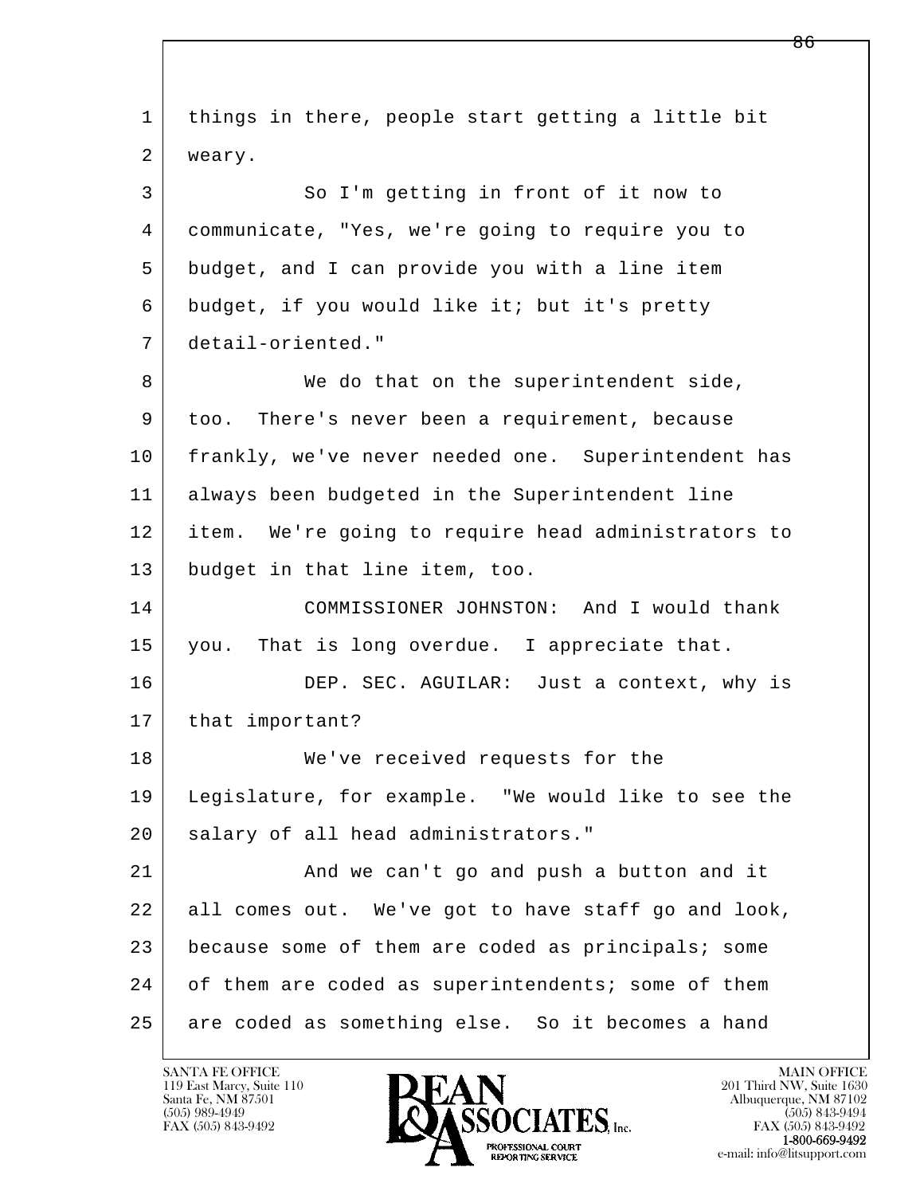things in there, people start getting a little bit weary.

So I'm getting in front of it now to communicate, "Yes, we're going to require you to budget, and I can provide you with a line item budget, if you would like it; but it's pretty detail-oriented."

We do that on the superintendent side, too. There's never been a requirement, because frankly, we've never needed one. Superintendent has always been budgeted in the Superintendent line item. We're going to require head administrators to budget in that line item, too.

COMMISSIONER JOHNSTON: And I would thank you. That is long overdue. I appreciate that.

DEP. SEC. AGUILAR: Just a context, why is that important?

We've received requests for the Legislature, for example. "We would like to see the salary of all head administrators."

And we can't go and push a button and it all comes out. We've got to have staff go and look, because some of them are coded as principals; some of them are coded as superintendents; some of them are coded as something else. So it becomes a hand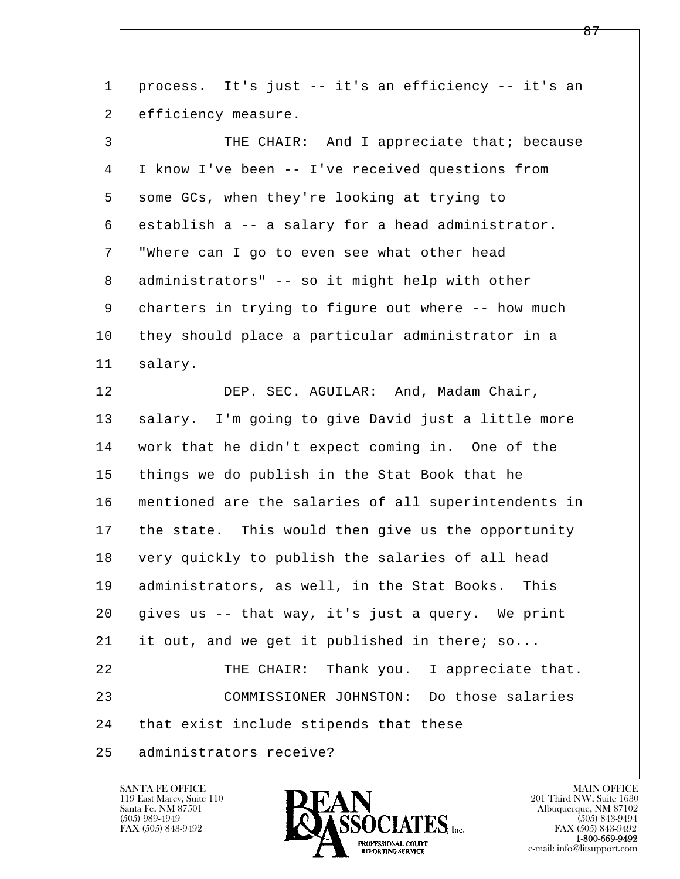process. It's just -- it's an efficiency -- it's an efficiency measure.

THE CHAIR: And I appreciate that; because I know I've been -- I've received questions from some GCs, when they're looking at trying to establish a -- a salary for a head administrator. "Where can I go to even see what other head administrators" -- so it might help with other charters in trying to figure out where -- how much they should place a particular administrator in a salary.

DEP. SEC. AGUILAR: And, Madam Chair, salary. I'm going to give David just a little more work that he didn't expect coming in. One of the things we do publish in the Stat Book that he mentioned are the salaries of all superintendents in the state. This would then give us the opportunity very quickly to publish the salaries of all head administrators, as well, in the Stat Books. This gives us -- that way, it's just a query. We print it out, and we get it published in there; so...

THE CHAIR: Thank you. I appreciate that.

COMMISSIONER JOHNSTON: Do those salaries that exist include stipends that these administrators receive?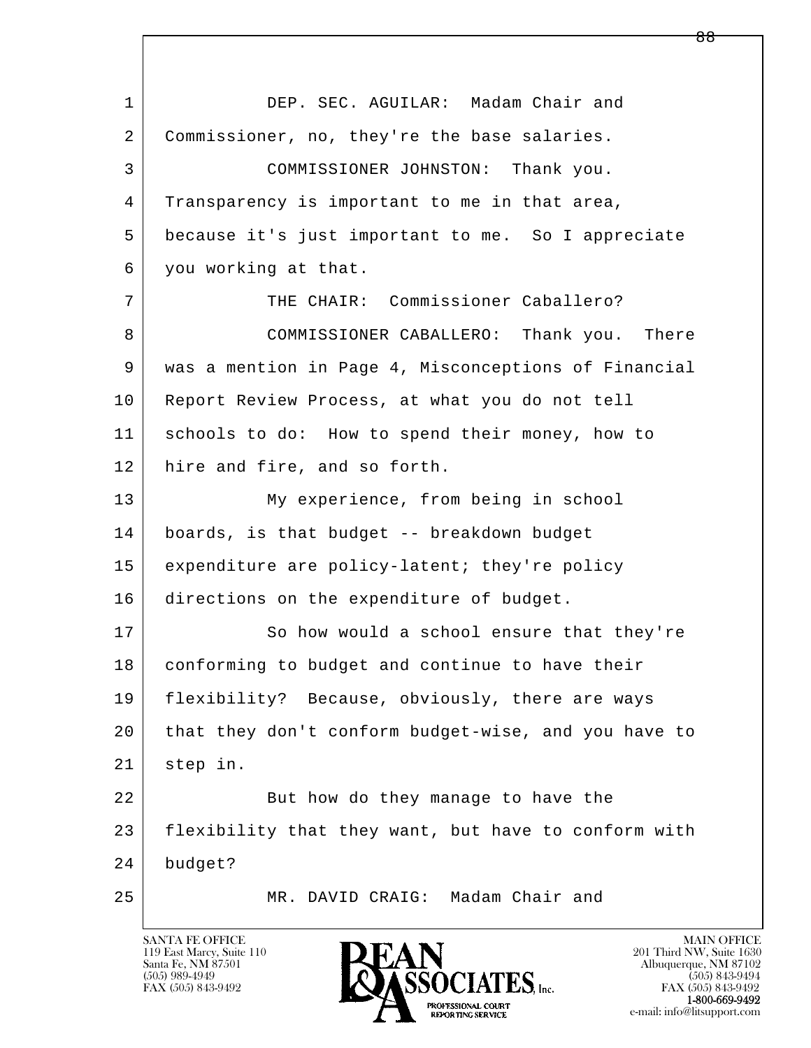1 DEP. SEC. AGUILAR: Madam Chair and
2 Commissioner, no, they're the base salaries.
3 COMMISSIONER JOHNSTON: Thank you.
4 Transparency is important to me in that area,
5 because it's just important to me. So I appreciate
6 you working at that.
7 THE CHAIR: Commissioner Caballero?
8 COMMISSIONER CABALLERO: Thank you. There
9 was a mention in Page 4, Misconceptions of Financial
10 Report Review Process, at what you do not tell
11 schools to do: How to spend their money, how to
12 hire and fire, and so forth.
13 My experience, from being in school
14 boards, is that budget -- breakdown budget
15 expenditure are policy-latent; they're policy
16 directions on the expenditure of budget.
17 So how would a school ensure that they're
18 conforming to budget and continue to have their
19 flexibility? Because, obviously, there are ways
20 that they don't conform budget-wise, and you have to
21 step in.
22 But how do they manage to have the
23 flexibility that they want, but have to conform with
24 budget?
25 MR. DAVID CRAIG: Madam Chair and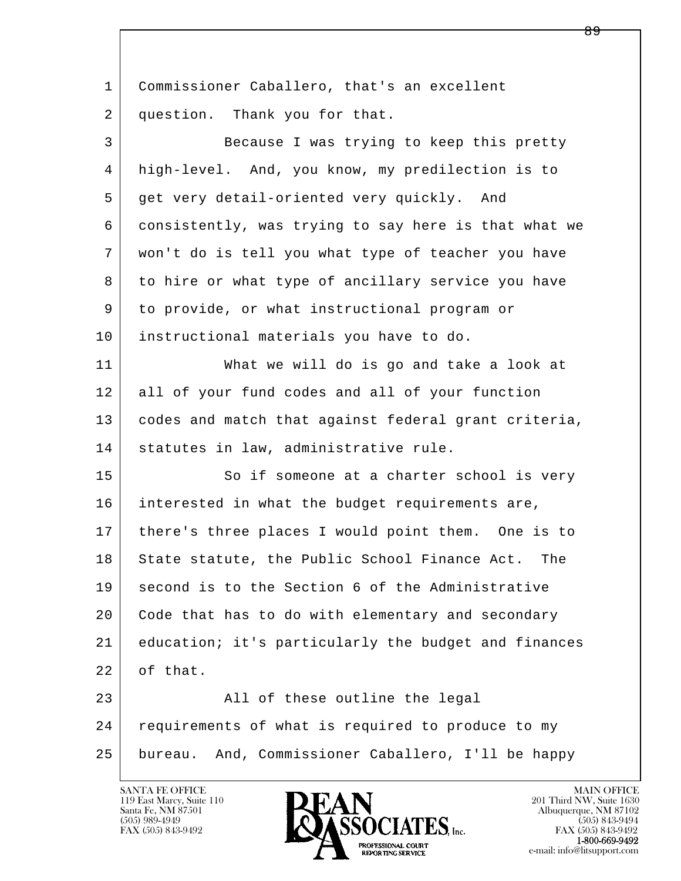Commissioner Caballero, that's an excellent question. Thank you for that.

Because I was trying to keep this pretty high-level. And, you know, my predilection is to get very detail-oriented very quickly. And consistently, was trying to say here is that what we won't do is tell you what type of teacher you have to hire or what type of ancillary service you have to provide, or what instructional program or instructional materials you have to do.

What we will do is go and take a look at all of your fund codes and all of your function codes and match that against federal grant criteria, statutes in law, administrative rule.

So if someone at a charter school is very interested in what the budget requirements are, there's three places I would point them. One is to State statute, the Public School Finance Act. The second is to the Section 6 of the Administrative Code that has to do with elementary and secondary education; it's particularly the budget and finances of that.

All of these outline the legal requirements of what is required to produce to my bureau. And, Commissioner Caballero, I'll be happy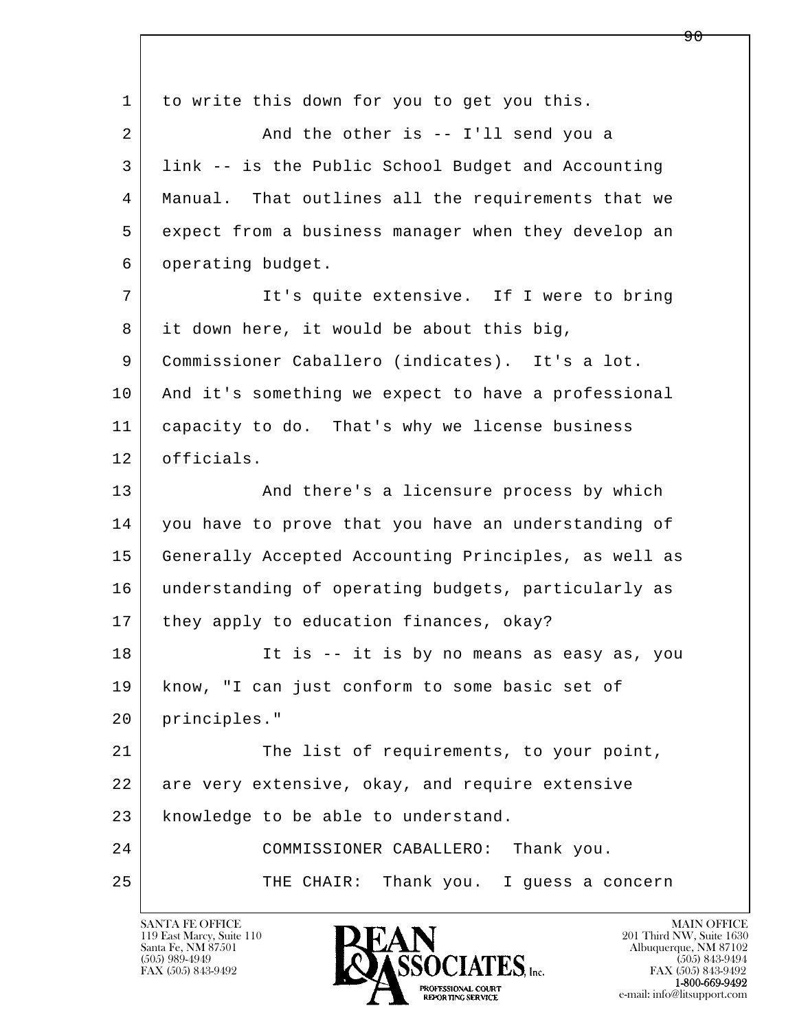to write this down for you to get you this.

And the other is -- I'll send you a link -- is the Public School Budget and Accounting Manual. That outlines all the requirements that we expect from a business manager when they develop an operating budget.

It's quite extensive. If I were to bring it down here, it would be about this big, Commissioner Caballero (indicates). It's a lot. And it's something we expect to have a professional capacity to do. That's why we license business officials.

And there's a licensure process by which you have to prove that you have an understanding of Generally Accepted Accounting Principles, as well as understanding of operating budgets, particularly as they apply to education finances, okay?

It is -- it is by no means as easy as, you know, "I can just conform to some basic set of principles."

The list of requirements, to your point, are very extensive, okay, and require extensive knowledge to be able to understand.

COMMISSIONER CABALLERO: Thank you.

THE CHAIR: Thank you. I guess a concern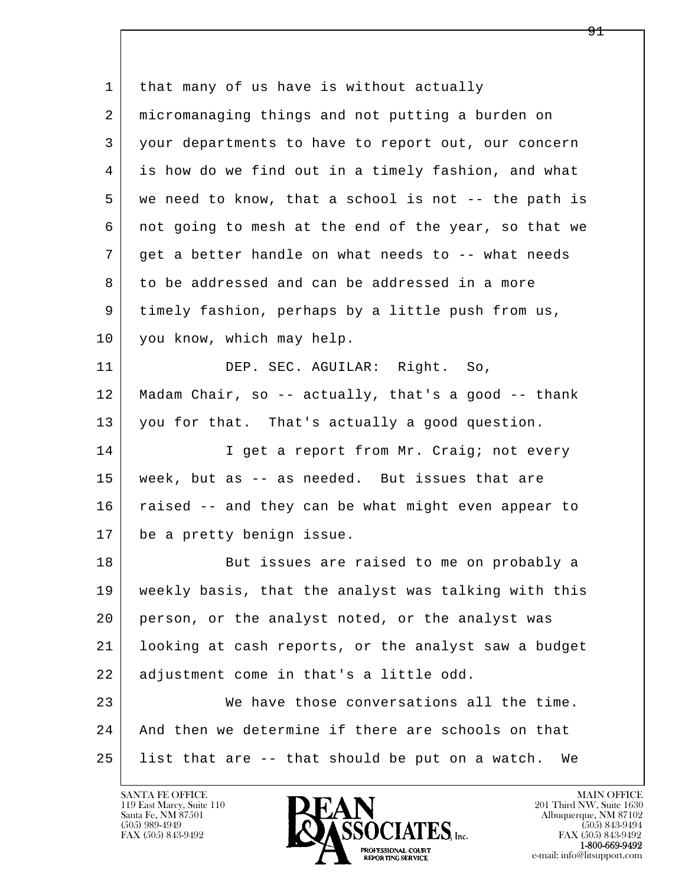1 that many of us have is without actually
2 micromanaging things and not putting a burden on
3 your departments to have to report out, our concern
4 is how do we find out in a timely fashion, and what
5 we need to know, that a school is not -- the path is
6 not going to mesh at the end of the year, so that we
7 get a better handle on what needs to -- what needs
8 to be addressed and can be addressed in a more
9 timely fashion, perhaps by a little push from us,
10 you know, which may help.

11 DEP. SEC. AGUILAR: Right. So,
12 Madam Chair, so -- actually, that's a good -- thank
13 you for that. That's actually a good question.

14 I get a report from Mr. Craig; not every
15 week, but as -- as needed. But issues that are
16 raised -- and they can be what might even appear to
17 be a pretty benign issue.

18 But issues are raised to me on probably a
19 weekly basis, that the analyst was talking with this
20 person, or the analyst noted, or the analyst was
21 looking at cash reports, or the analyst saw a budget
22 adjustment come in that's a little odd.

23 We have those conversations all the time.
24 And then we determine if there are schools on that
25 list that are -- that should be put on a watch. We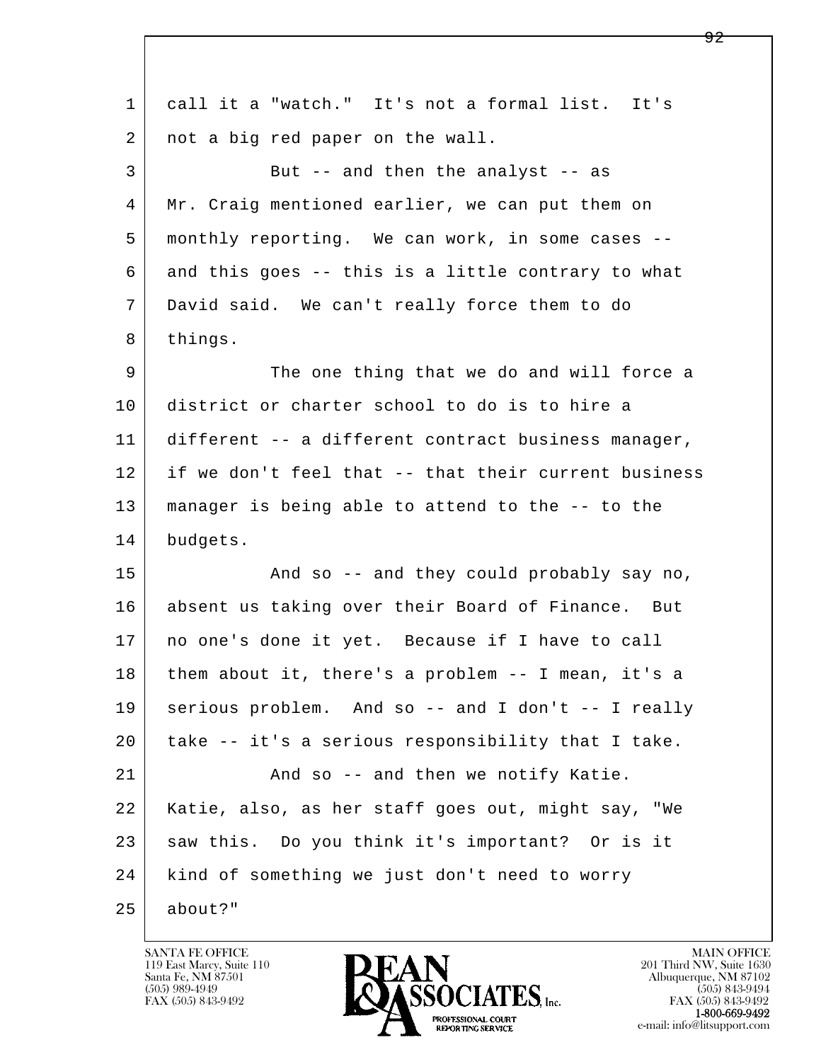call it a "watch." It's not a formal list. It's not a big red paper on the wall.

But -- and then the analyst -- as Mr. Craig mentioned earlier, we can put them on monthly reporting. We can work, in some cases -- and this goes -- this is a little contrary to what David said. We can't really force them to do things.

The one thing that we do and will force a district or charter school to do is to hire a different -- a different contract business manager, if we don't feel that -- that their current business manager is being able to attend to the -- to the budgets.

And so -- and they could probably say no, absent us taking over their Board of Finance. But no one's done it yet. Because if I have to call them about it, there's a problem -- I mean, it's a serious problem. And so -- and I don't -- I really take -- it's a serious responsibility that I take.

And so -- and then we notify Katie. Katie, also, as her staff goes out, might say, "We saw this. Do you think it's important? Or is it kind of something we just don't need to worry about?"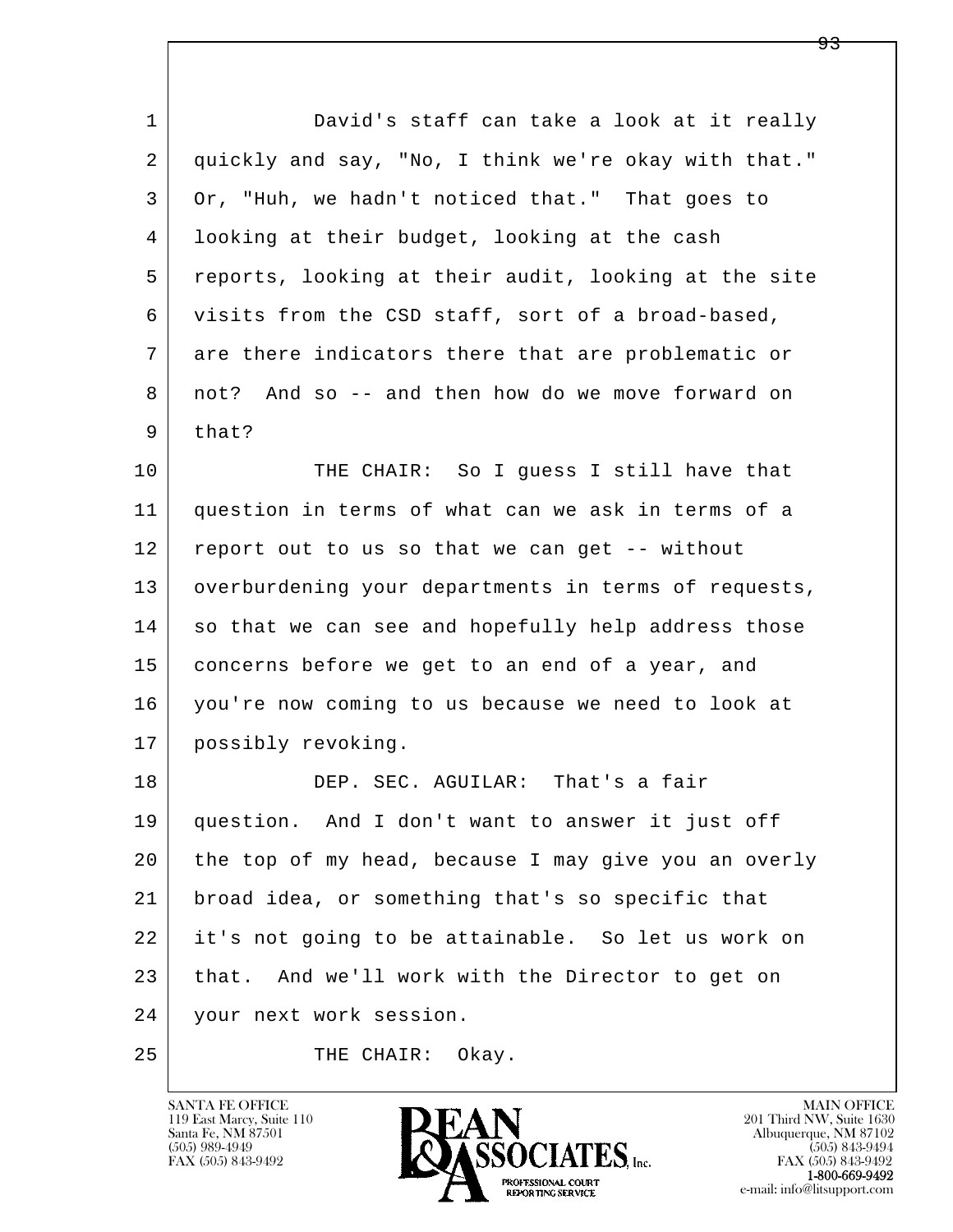1 David's staff can take a look at it really
2 quickly and say, "No, I think we're okay with that."
3 Or, "Huh, we hadn't noticed that." That goes to
4 looking at their budget, looking at the cash
5 reports, looking at their audit, looking at the site
6 visits from the CSD staff, sort of a broad-based,
7 are there indicators there that are problematic or
8 not? And so -- and then how do we move forward on
9 that?

10 THE CHAIR: So I guess I still have that
11 question in terms of what can we ask in terms of a
12 report out to us so that we can get -- without
13 overburdening your departments in terms of requests,
14 so that we can see and hopefully help address those
15 concerns before we get to an end of a year, and
16 you're now coming to us because we need to look at
17 possibly revoking.

18 DEP. SEC. AGUILAR: That's a fair
19 question. And I don't want to answer it just off
20 the top of my head, because I may give you an overly
21 broad idea, or something that's so specific that
22 it's not going to be attainable. So let us work on
23 that. And we'll work with the Director to get on
24 your next work session.

25 THE CHAIR: Okay.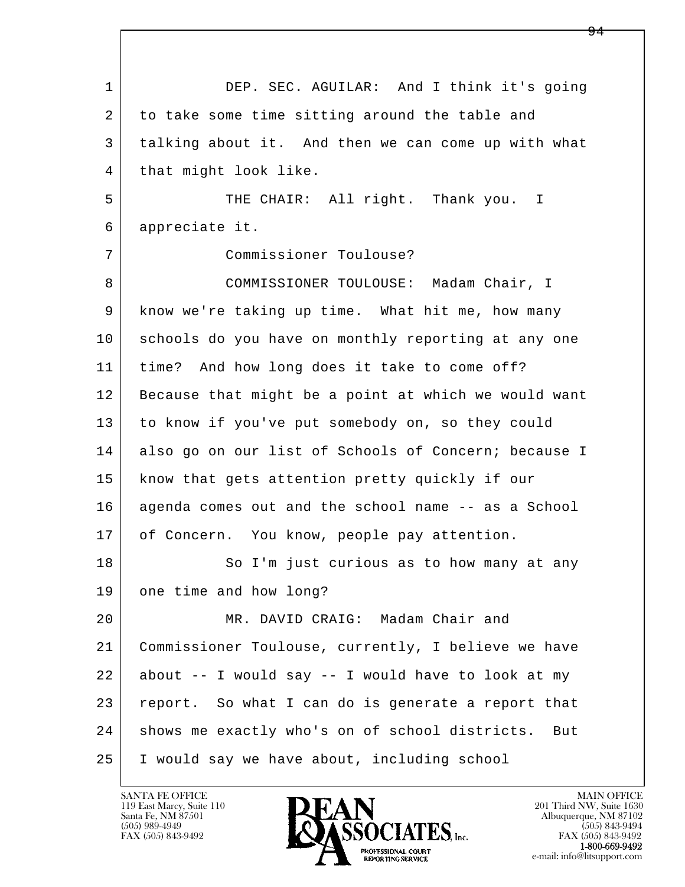DEP. SEC. AGUILAR: And I think it's going to take some time sitting around the table and talking about it. And then we can come up with what that might look like.

THE CHAIR: All right. Thank you. I appreciate it.

Commissioner Toulouse?

COMMISSIONER TOULOUSE: Madam Chair, I know we're taking up time. What hit me, how many schools do you have on monthly reporting at any one time? And how long does it take to come off? Because that might be a point at which we would want to know if you've put somebody on, so they could also go on our list of Schools of Concern; because I know that gets attention pretty quickly if our agenda comes out and the school name -- as a School of Concern. You know, people pay attention.

So I'm just curious as to how many at any one time and how long?

MR. DAVID CRAIG: Madam Chair and Commissioner Toulouse, currently, I believe we have about -- I would say -- I would have to look at my report. So what I can do is generate a report that shows me exactly who's on of school districts. But I would say we have about, including school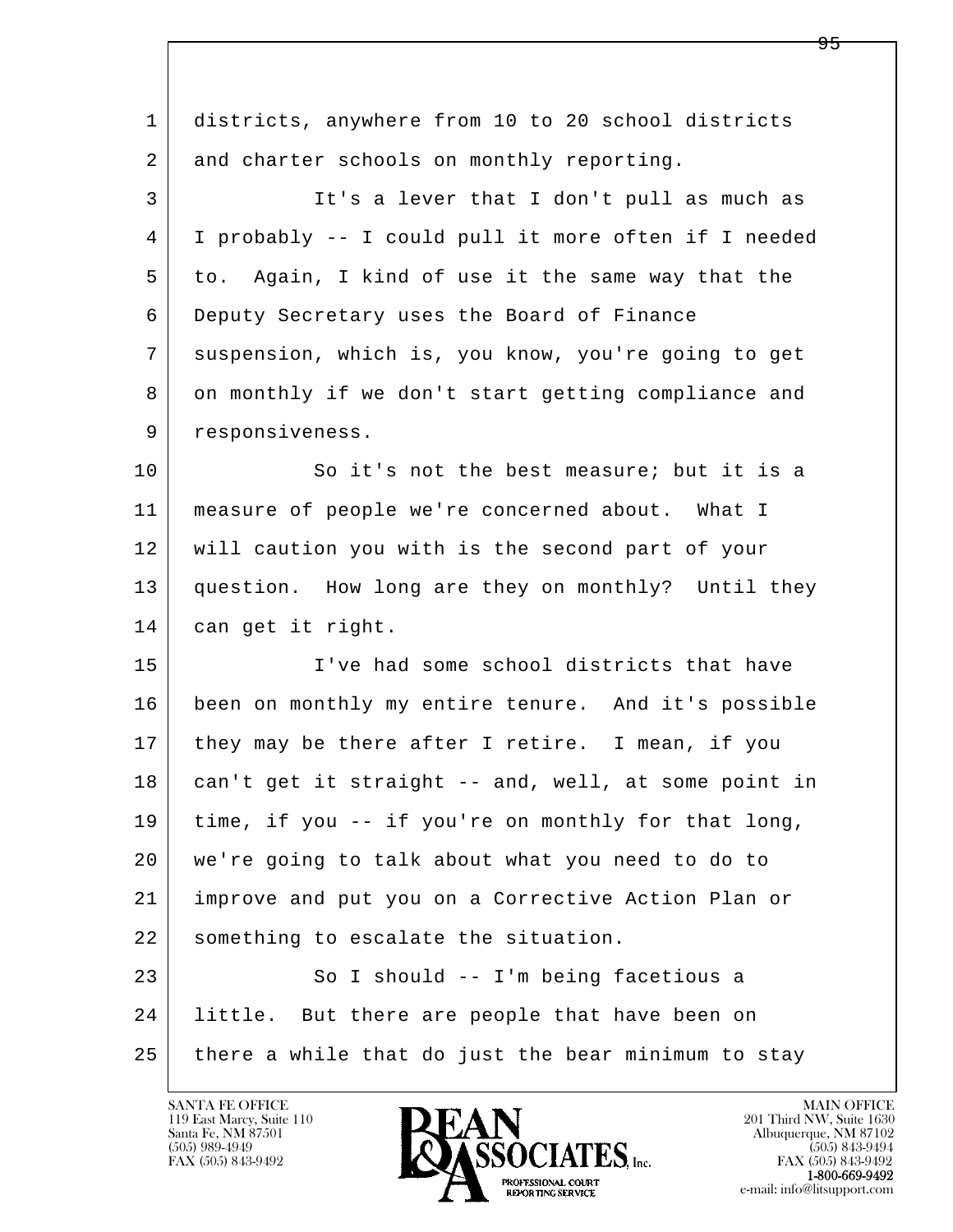1 districts, anywhere from 10 to 20 school districts
2 and charter schools on monthly reporting.
3 It's a lever that I don't pull as much as
4 I probably -- I could pull it more often if I needed
5 to. Again, I kind of use it the same way that the
6 Deputy Secretary uses the Board of Finance
7 suspension, which is, you know, you're going to get
8 on monthly if we don't start getting compliance and
9 responsiveness.
10 So it's not the best measure; but it is a
11 measure of people we're concerned about. What I
12 will caution you with is the second part of your
13 question. How long are they on monthly? Until they
14 can get it right.
15 I've had some school districts that have
16 been on monthly my entire tenure. And it's possible
17 they may be there after I retire. I mean, if you
18 can't get it straight -- and, well, at some point in
19 time, if you -- if you're on monthly for that long,
20 we're going to talk about what you need to do to
21 improve and put you on a Corrective Action Plan or
22 something to escalate the situation.
23 So I should -- I'm being facetious a
24 little. But there are people that have been on
25 there a while that do just the bear minimum to stay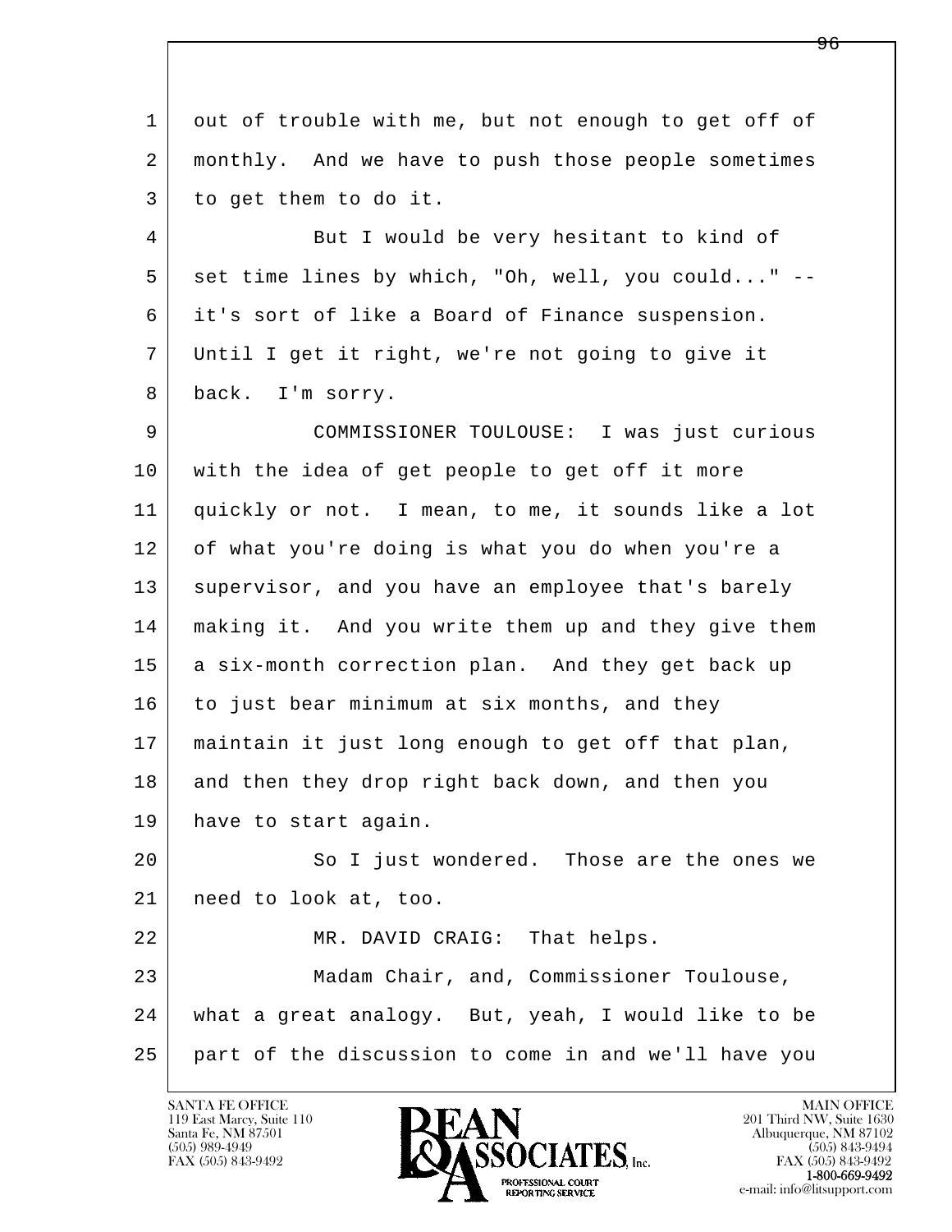out of trouble with me, but not enough to get off of monthly. And we have to push those people sometimes to get them to do it.

But I would be very hesitant to kind of set time lines by which, "Oh, well, you could..." -- it's sort of like a Board of Finance suspension. Until I get it right, we're not going to give it back. I'm sorry.

COMMISSIONER TOULOUSE: I was just curious with the idea of get people to get off it more quickly or not. I mean, to me, it sounds like a lot of what you're doing is what you do when you're a supervisor, and you have an employee that's barely making it. And you write them up and they give them a six-month correction plan. And they get back up to just bear minimum at six months, and they maintain it just long enough to get off that plan, and then they drop right back down, and then you have to start again.

So I just wondered. Those are the ones we need to look at, too.

MR. DAVID CRAIG: That helps.

Madam Chair, and, Commissioner Toulouse, what a great analogy. But, yeah, I would like to be part of the discussion to come in and we'll have you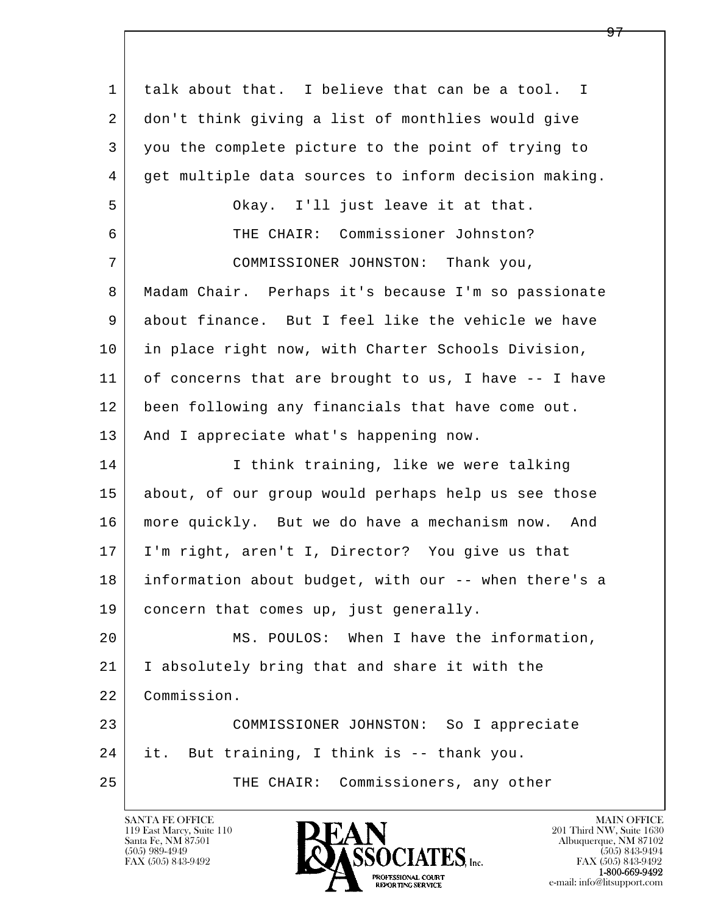1 talk about that. I believe that can be a tool. I
2 don't think giving a list of monthlies would give
3 you the complete picture to the point of trying to
4 get multiple data sources to inform decision making.
5 Okay. I'll just leave it at that.
6 THE CHAIR: Commissioner Johnston?
7 COMMISSIONER JOHNSTON: Thank you,
8 Madam Chair. Perhaps it's because I'm so passionate
9 about finance. But I feel like the vehicle we have
10 in place right now, with Charter Schools Division,
11 of concerns that are brought to us, I have -- I have
12 been following any financials that have come out.
13 And I appreciate what's happening now.
14 I think training, like we were talking
15 about, of our group would perhaps help us see those
16 more quickly. But we do have a mechanism now. And
17 I'm right, aren't I, Director? You give us that
18 information about budget, with our -- when there's a
19 concern that comes up, just generally.
20 MS. POULOS: When I have the information,
21 I absolutely bring that and share it with the
22 Commission.
23 COMMISSIONER JOHNSTON: So I appreciate
24 it. But training, I think is -- thank you.
25 THE CHAIR: Commissioners, any other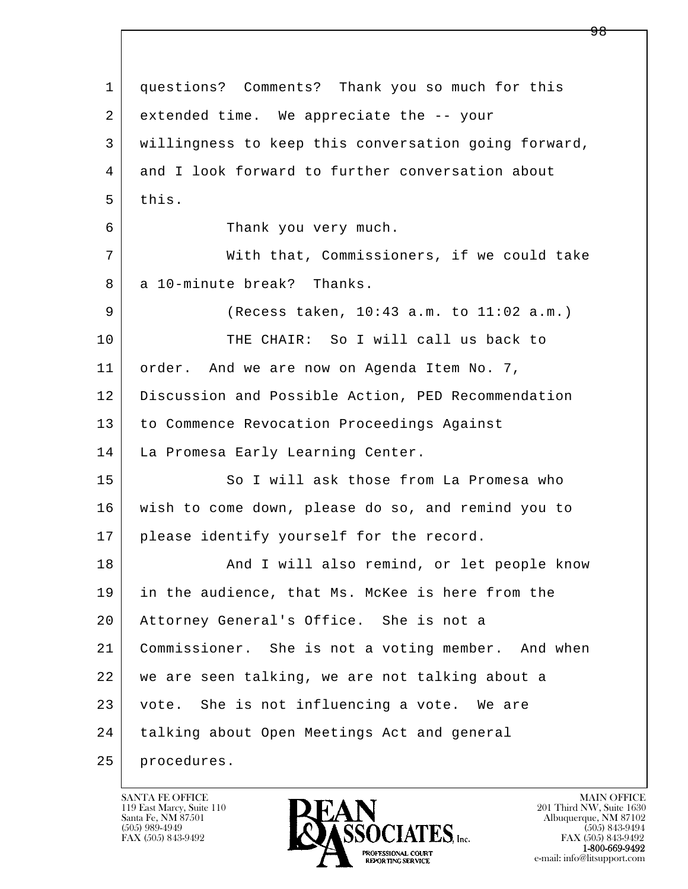questions? Comments? Thank you so much for this extended time. We appreciate the -- your willingness to keep this conversation going forward, and I look forward to further conversation about this.

Thank you very much.

With that, Commissioners, if we could take a 10-minute break? Thanks.

(Recess taken, 10:43 a.m. to 11:02 a.m.)

THE CHAIR: So I will call us back to order. And we are now on Agenda Item No. 7, Discussion and Possible Action, PED Recommendation to Commence Revocation Proceedings Against La Promesa Early Learning Center.

So I will ask those from La Promesa who wish to come down, please do so, and remind you to please identify yourself for the record.

And I will also remind, or let people know in the audience, that Ms. McKee is here from the Attorney General's Office. She is not a Commissioner. She is not a voting member. And when we are seen talking, we are not talking about a vote. She is not influencing a vote. We are talking about Open Meetings Act and general procedures.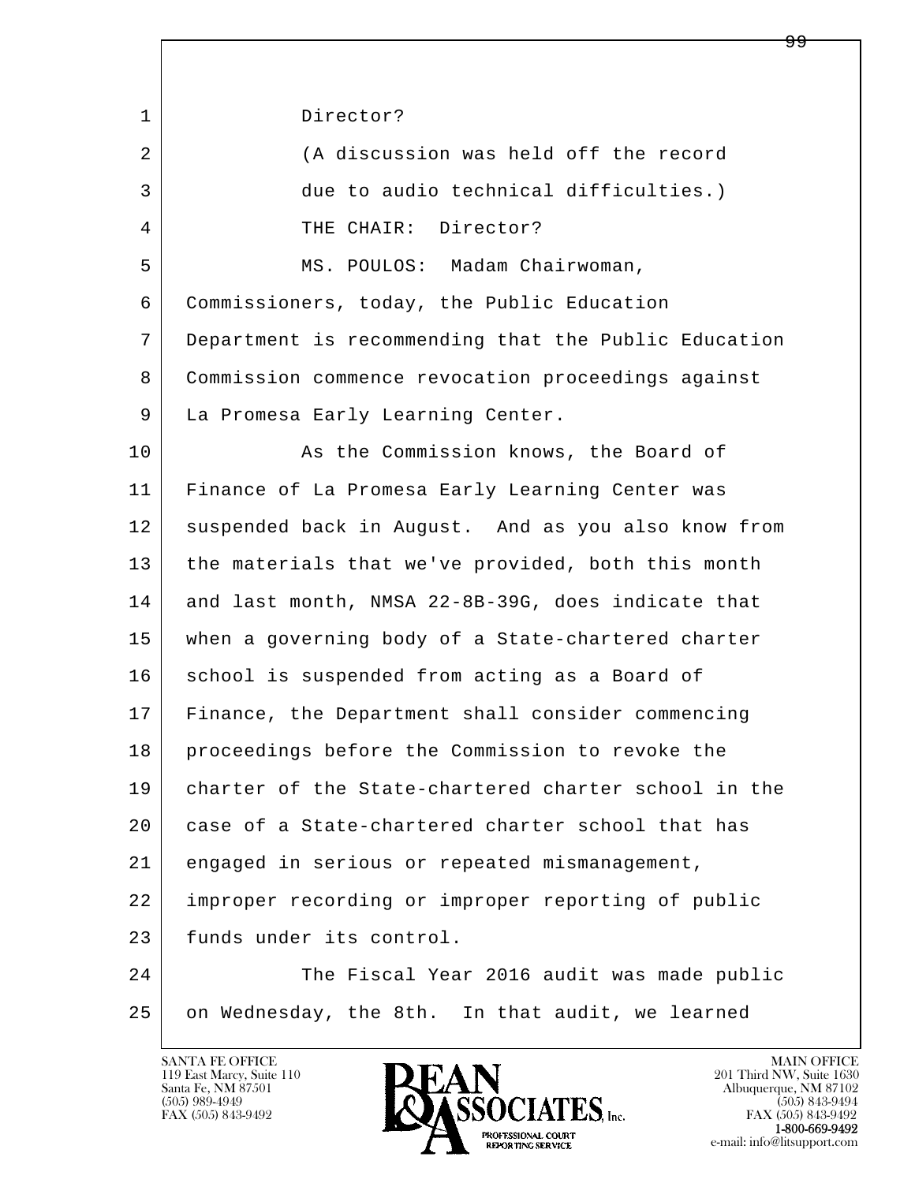Director?

(A discussion was held off the record due to audio technical difficulties.)

THE CHAIR: Director?

MS. POULOS: Madam Chairwoman, Commissioners, today, the Public Education Department is recommending that the Public Education Commission commence revocation proceedings against La Promesa Early Learning Center.

As the Commission knows, the Board of Finance of La Promesa Early Learning Center was suspended back in August. And as you also know from the materials that we've provided, both this month and last month, NMSA 22-8B-39G, does indicate that when a governing body of a State-chartered charter school is suspended from acting as a Board of Finance, the Department shall consider commencing proceedings before the Commission to revoke the charter of the State-chartered charter school in the case of a State-chartered charter school that has engaged in serious or repeated mismanagement, improper recording or improper reporting of public funds under its control.

The Fiscal Year 2016 audit was made public on Wednesday, the 8th. In that audit, we learned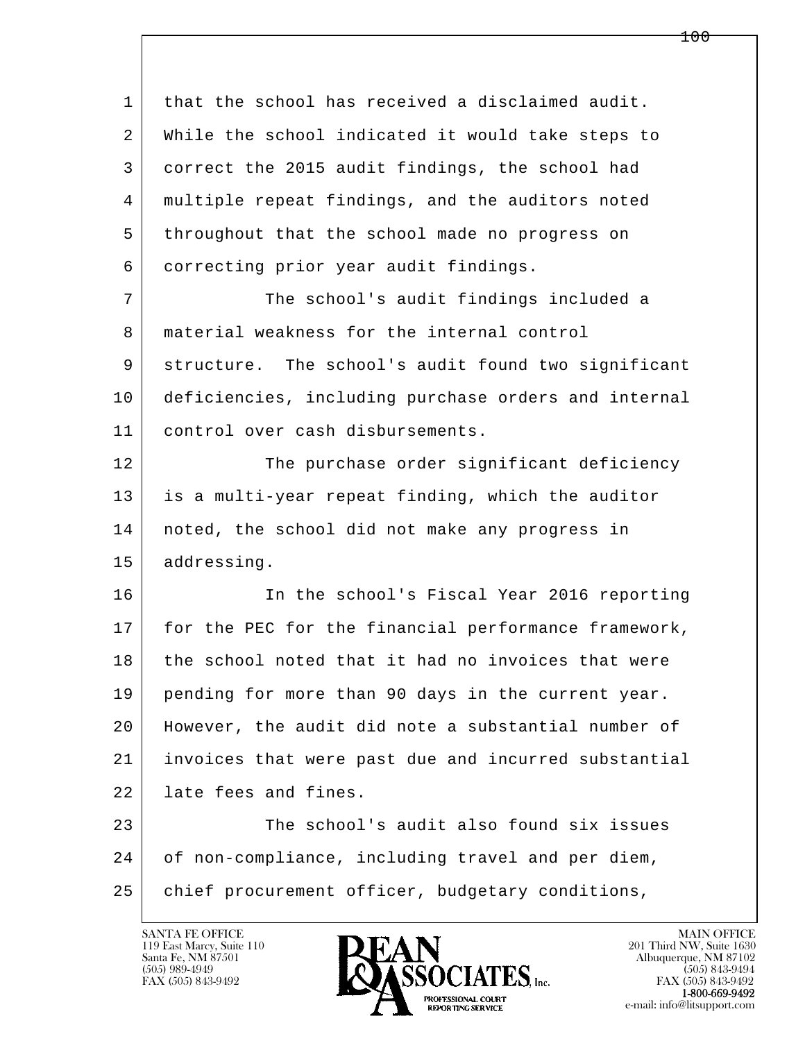that the school has received a disclaimed audit. While the school indicated it would take steps to correct the 2015 audit findings, the school had multiple repeat findings, and the auditors noted throughout that the school made no progress on correcting prior year audit findings.

The school's audit findings included a material weakness for the internal control structure. The school's audit found two significant deficiencies, including purchase orders and internal control over cash disbursements.

The purchase order significant deficiency is a multi-year repeat finding, which the auditor noted, the school did not make any progress in addressing.

In the school's Fiscal Year 2016 reporting for the PEC for the financial performance framework, the school noted that it had no invoices that were pending for more than 90 days in the current year. However, the audit did note a substantial number of invoices that were past due and incurred substantial late fees and fines.

The school's audit also found six issues of non-compliance, including travel and per diem, chief procurement officer, budgetary conditions,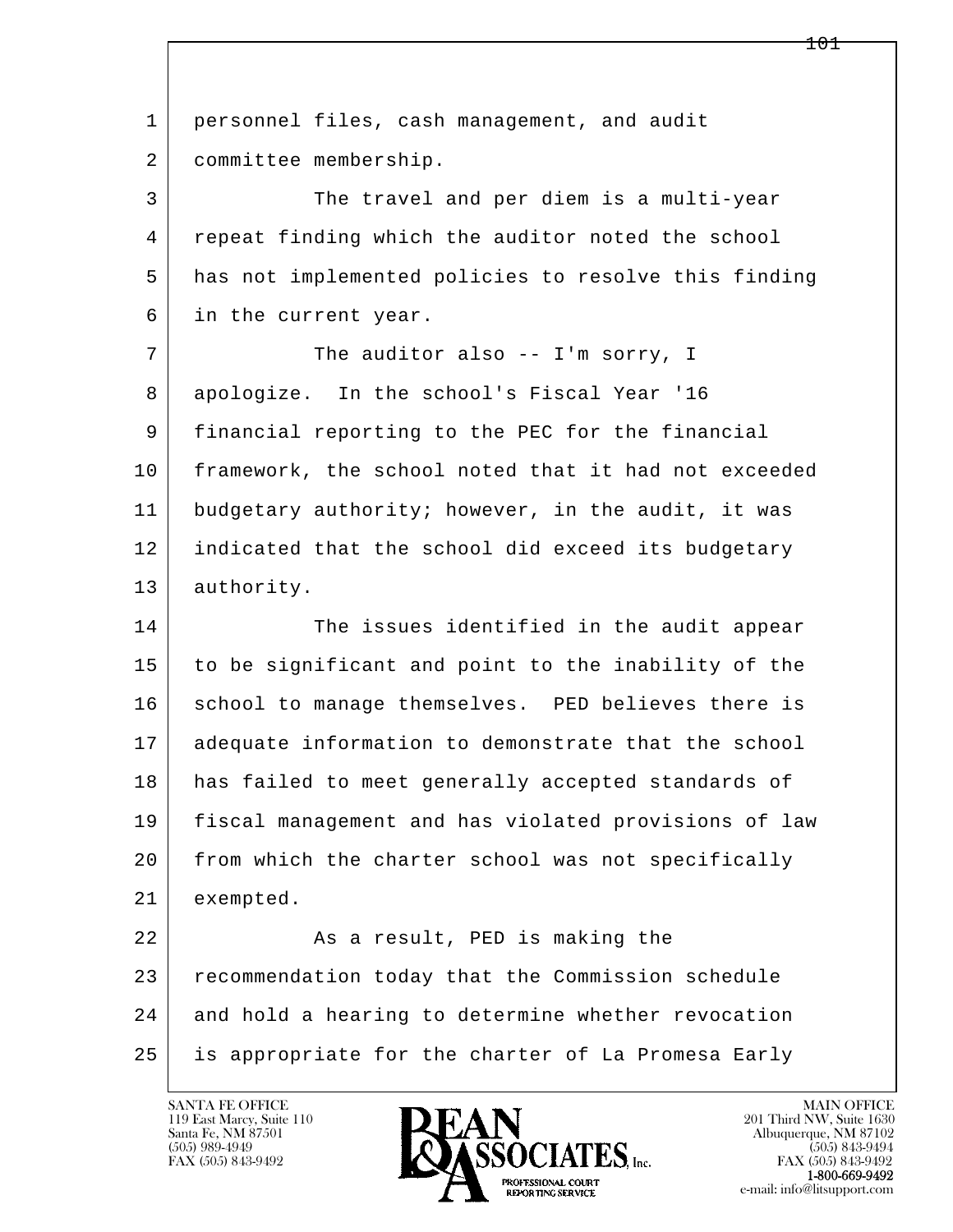personnel files, cash management, and audit committee membership.

The travel and per diem is a multi-year repeat finding which the auditor noted the school has not implemented policies to resolve this finding in the current year.

The auditor also -- I'm sorry, I apologize. In the school's Fiscal Year '16 financial reporting to the PEC for the financial framework, the school noted that it had not exceeded budgetary authority; however, in the audit, it was indicated that the school did exceed its budgetary authority.

The issues identified in the audit appear to be significant and point to the inability of the school to manage themselves. PED believes there is adequate information to demonstrate that the school has failed to meet generally accepted standards of fiscal management and has violated provisions of law from which the charter school was not specifically exempted.

As a result, PED is making the recommendation today that the Commission schedule and hold a hearing to determine whether revocation is appropriate for the charter of La Promesa Early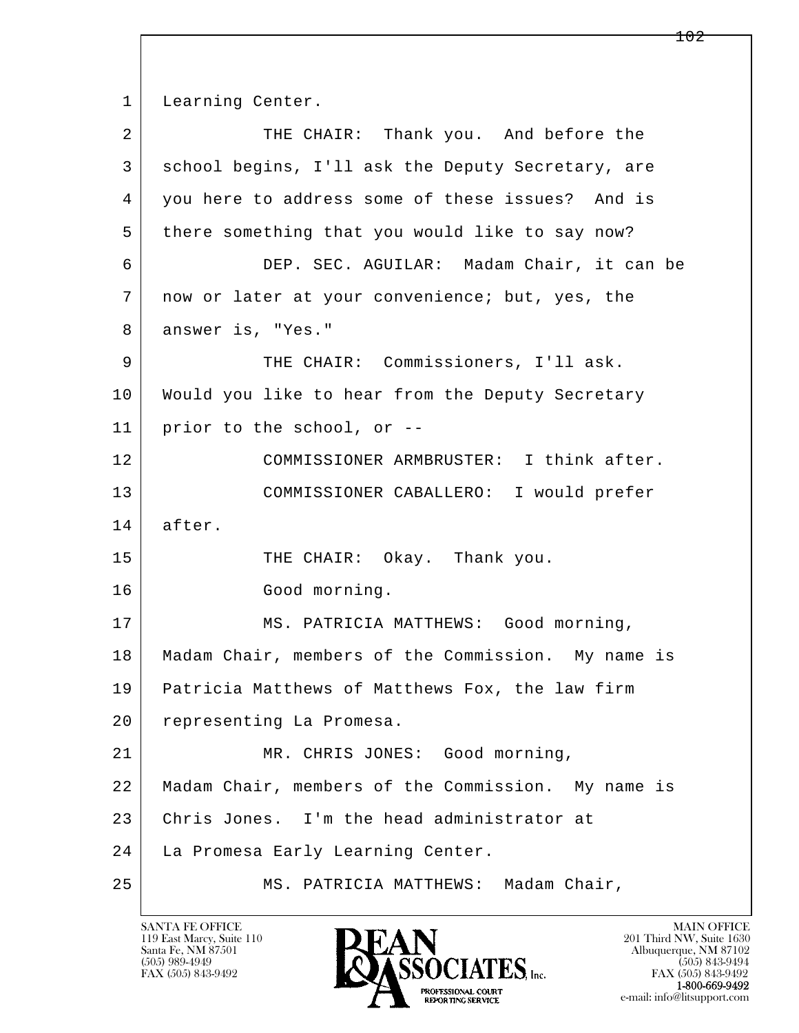1 Learning Center.

2 THE CHAIR: Thank you. And before the

3 school begins, I'll ask the Deputy Secretary, are

4 you here to address some of these issues? And is

5 there something that you would like to say now?

6 DEP. SEC. AGUILAR: Madam Chair, it can be

7 now or later at your convenience; but, yes, the

8 answer is, "Yes."

9 THE CHAIR: Commissioners, I'll ask.

10 Would you like to hear from the Deputy Secretary

11 prior to the school, or --

12 COMMISSIONER ARMBRUSTER: I think after.

13 COMMISSIONER CABALLERO: I would prefer

14 after.

15 THE CHAIR: Okay. Thank you.

16 Good morning.

17 MS. PATRICIA MATTHEWS: Good morning,

18 Madam Chair, members of the Commission. My name is

19 Patricia Matthews of Matthews Fox, the law firm

20 representing La Promesa.

21 MR. CHRIS JONES: Good morning,

22 Madam Chair, members of the Commission. My name is

23 Chris Jones. I'm the head administrator at

24 La Promesa Early Learning Center.

25 MS. PATRICIA MATTHEWS: Madam Chair,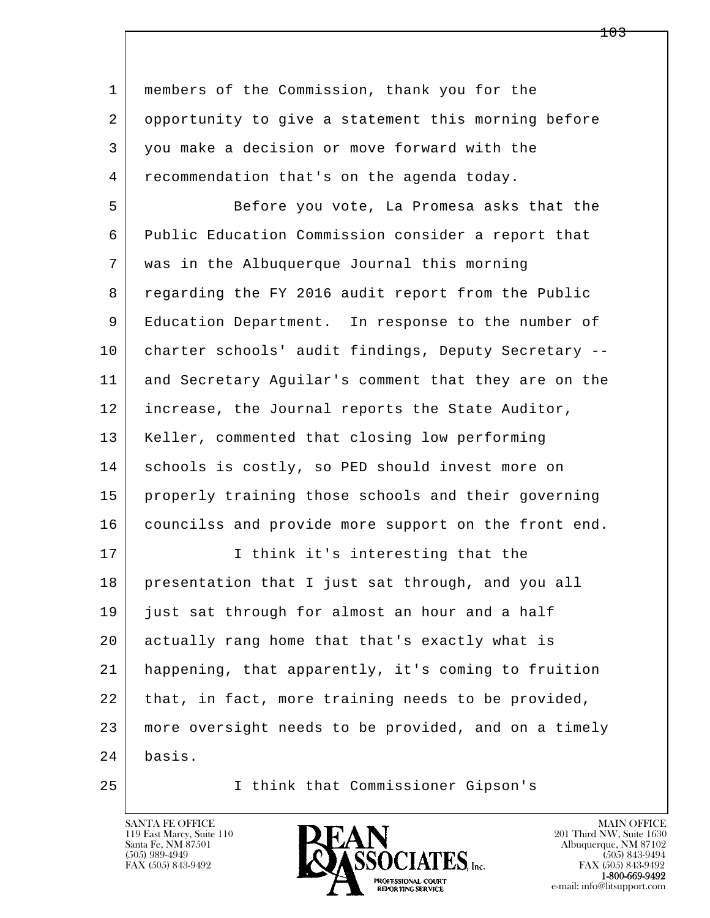members of the Commission, thank you for the opportunity to give a statement this morning before you make a decision or move forward with the recommendation that's on the agenda today.

Before you vote, La Promesa asks that the Public Education Commission consider a report that was in the Albuquerque Journal this morning regarding the FY 2016 audit report from the Public Education Department. In response to the number of charter schools' audit findings, Deputy Secretary -- and Secretary Aguilar's comment that they are on the increase, the Journal reports the State Auditor, Keller, commented that closing low performing schools is costly, so PED should invest more on properly training those schools and their governing councilss and provide more support on the front end.

I think it's interesting that the presentation that I just sat through, and you all just sat through for almost an hour and a half actually rang home that that's exactly what is happening, that apparently, it's coming to fruition that, in fact, more training needs to be provided, more oversight needs to be provided, and on a timely basis.

I think that Commissioner Gipson's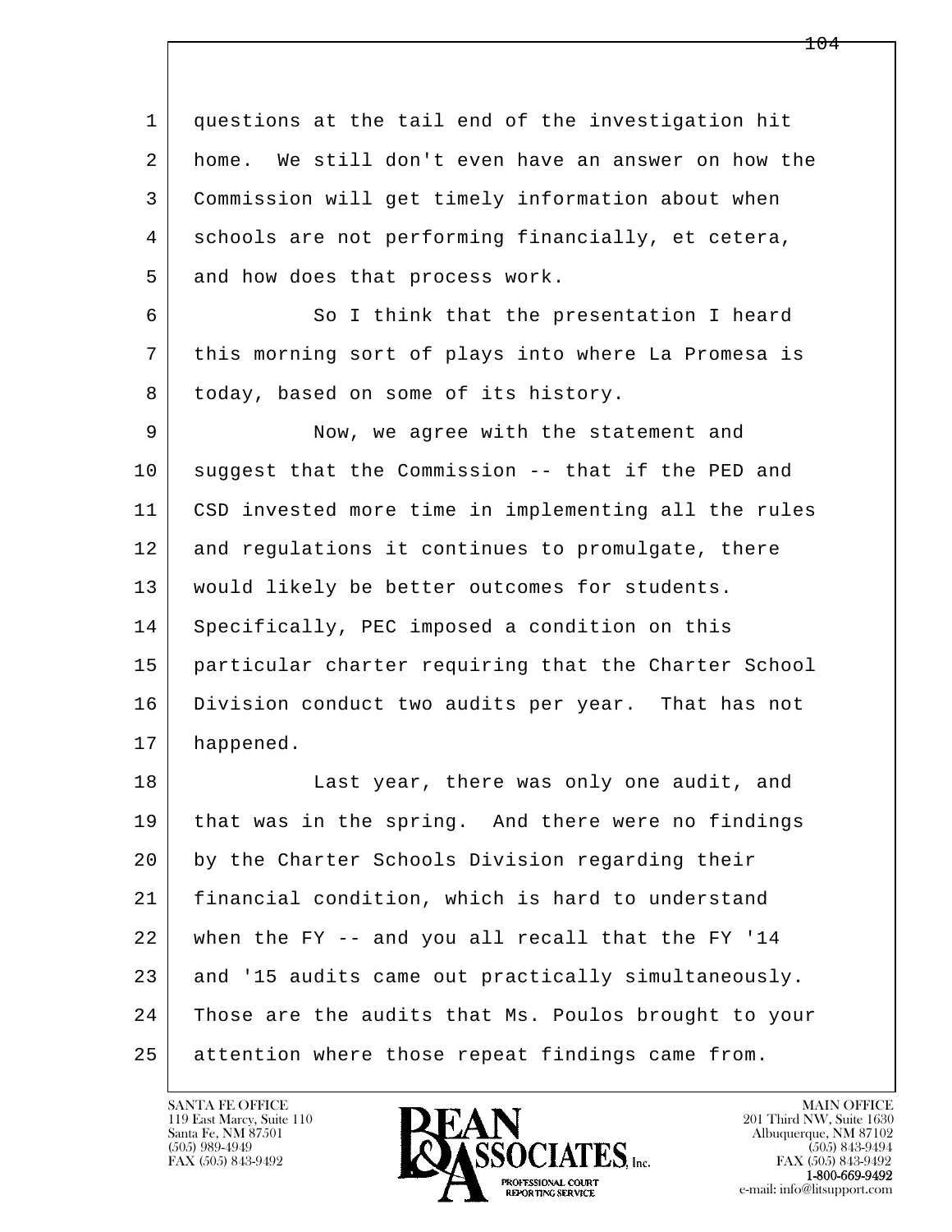questions at the tail end of the investigation hit home. We still don't even have an answer on how the Commission will get timely information about when schools are not performing financially, et cetera, and how does that process work.

So I think that the presentation I heard this morning sort of plays into where La Promesa is today, based on some of its history.

Now, we agree with the statement and suggest that the Commission -- that if the PED and CSD invested more time in implementing all the rules and regulations it continues to promulgate, there would likely be better outcomes for students. Specifically, PEC imposed a condition on this particular charter requiring that the Charter School Division conduct two audits per year. That has not happened.

Last year, there was only one audit, and that was in the spring. And there were no findings by the Charter Schools Division regarding their financial condition, which is hard to understand when the FY -- and you all recall that the FY '14 and '15 audits came out practically simultaneously. Those are the audits that Ms. Poulos brought to your attention where those repeat findings came from.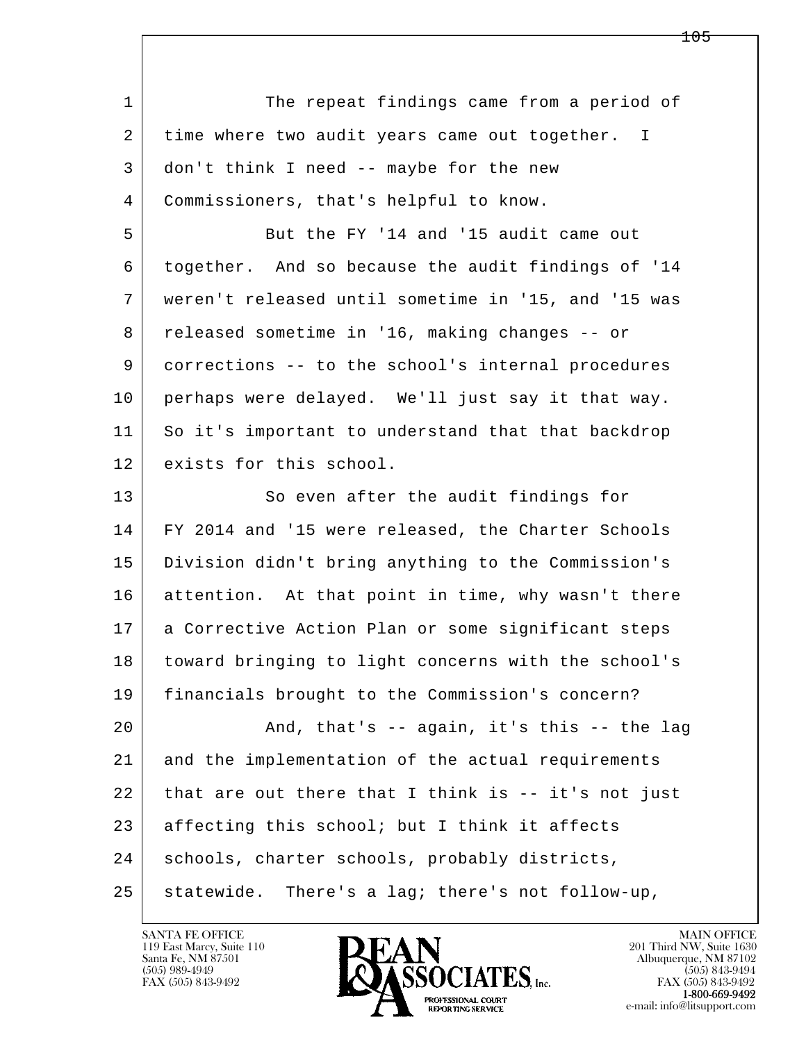The repeat findings came from a period of time where two audit years came out together. I don't think I need -- maybe for the new Commissioners, that's helpful to know.

But the FY '14 and '15 audit came out together. And so because the audit findings of '14 weren't released until sometime in '15, and '15 was released sometime in '16, making changes -- or corrections -- to the school's internal procedures perhaps were delayed. We'll just say it that way. So it's important to understand that that backdrop exists for this school.

So even after the audit findings for FY 2014 and '15 were released, the Charter Schools Division didn't bring anything to the Commission's attention. At that point in time, why wasn't there a Corrective Action Plan or some significant steps toward bringing to light concerns with the school's financials brought to the Commission's concern?

And, that's -- again, it's this -- the lag and the implementation of the actual requirements that are out there that I think is -- it's not just affecting this school; but I think it affects schools, charter schools, probably districts, statewide. There's a lag; there's not follow-up,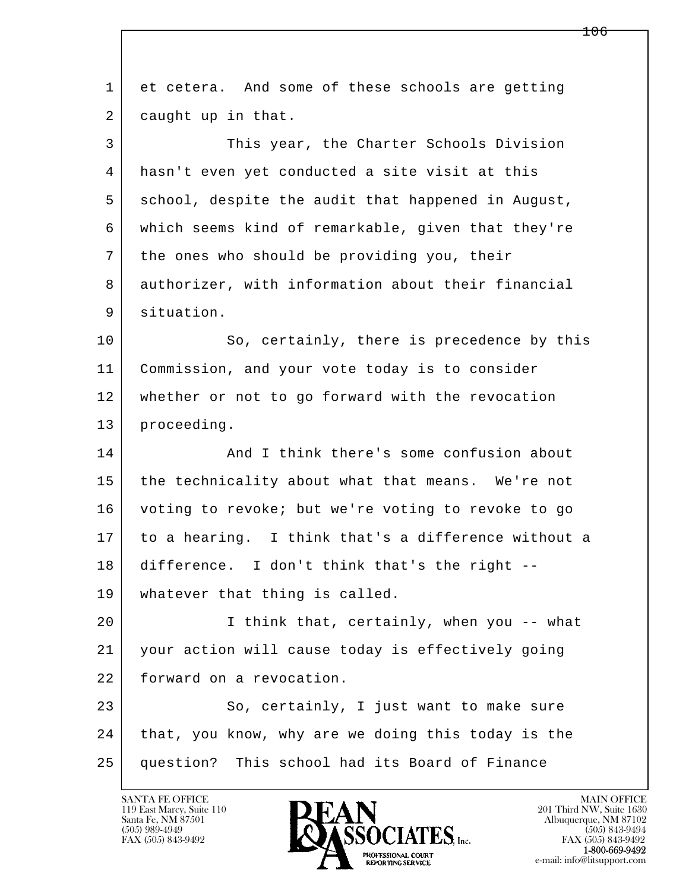et cetera. And some of these schools are getting caught up in that.

This year, the Charter Schools Division hasn't even yet conducted a site visit at this school, despite the audit that happened in August, which seems kind of remarkable, given that they're the ones who should be providing you, their authorizer, with information about their financial situation.

So, certainly, there is precedence by this Commission, and your vote today is to consider whether or not to go forward with the revocation proceeding.

And I think there's some confusion about the technicality about what that means. We're not voting to revoke; but we're voting to revoke to go to a hearing. I think that's a difference without a difference. I don't think that's the right -- whatever that thing is called.

I think that, certainly, when you -- what your action will cause today is effectively going forward on a revocation.

So, certainly, I just want to make sure that, you know, why are we doing this today is the question? This school had its Board of Finance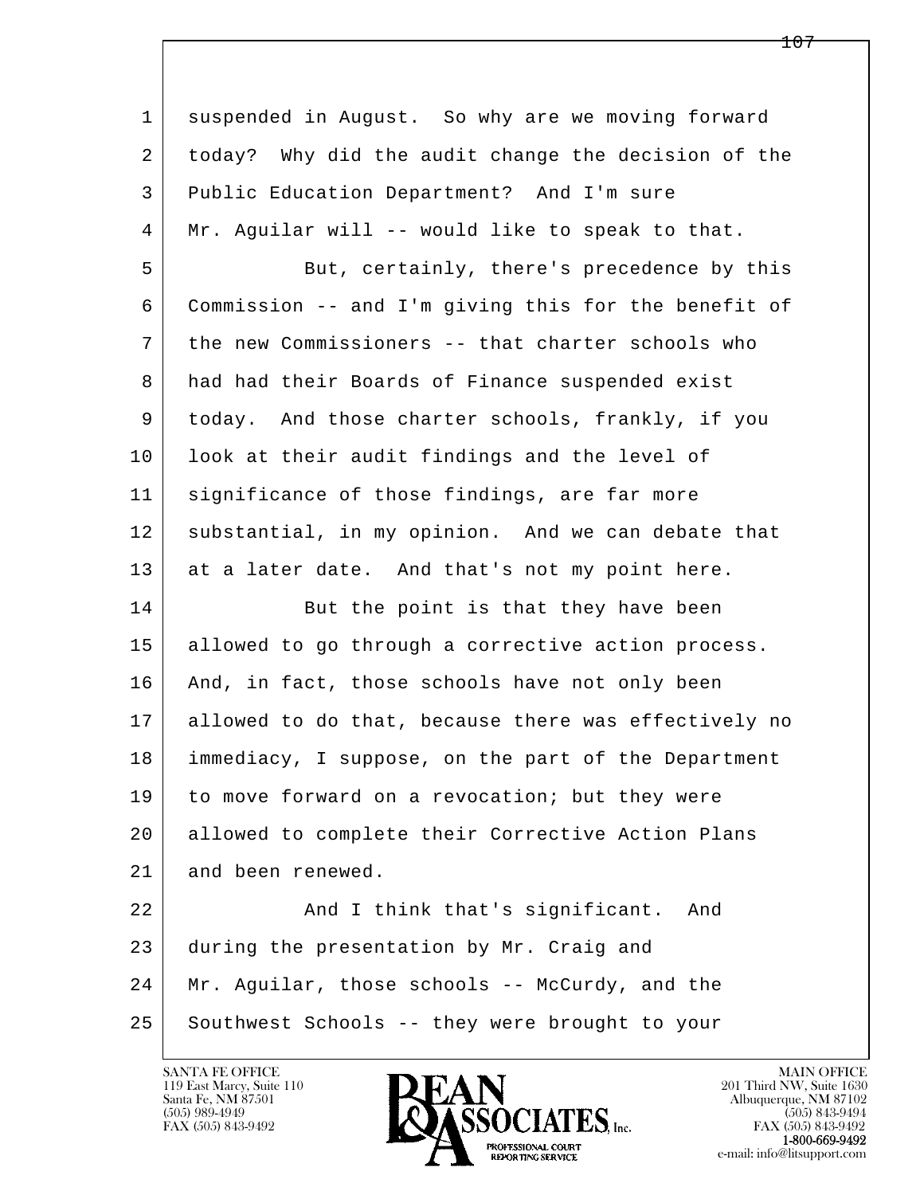suspended in August. So why are we moving forward today? Why did the audit change the decision of the Public Education Department? And I'm sure Mr. Aguilar will -- would like to speak to that.

But, certainly, there's precedence by this Commission -- and I'm giving this for the benefit of the new Commissioners -- that charter schools who had had their Boards of Finance suspended exist today. And those charter schools, frankly, if you look at their audit findings and the level of significance of those findings, are far more substantial, in my opinion. And we can debate that at a later date. And that's not my point here.

But the point is that they have been allowed to go through a corrective action process. And, in fact, those schools have not only been allowed to do that, because there was effectively no immediacy, I suppose, on the part of the Department to move forward on a revocation; but they were allowed to complete their Corrective Action Plans and been renewed.

And I think that's significant. And during the presentation by Mr. Craig and Mr. Aguilar, those schools -- McCurdy, and the Southwest Schools -- they were brought to your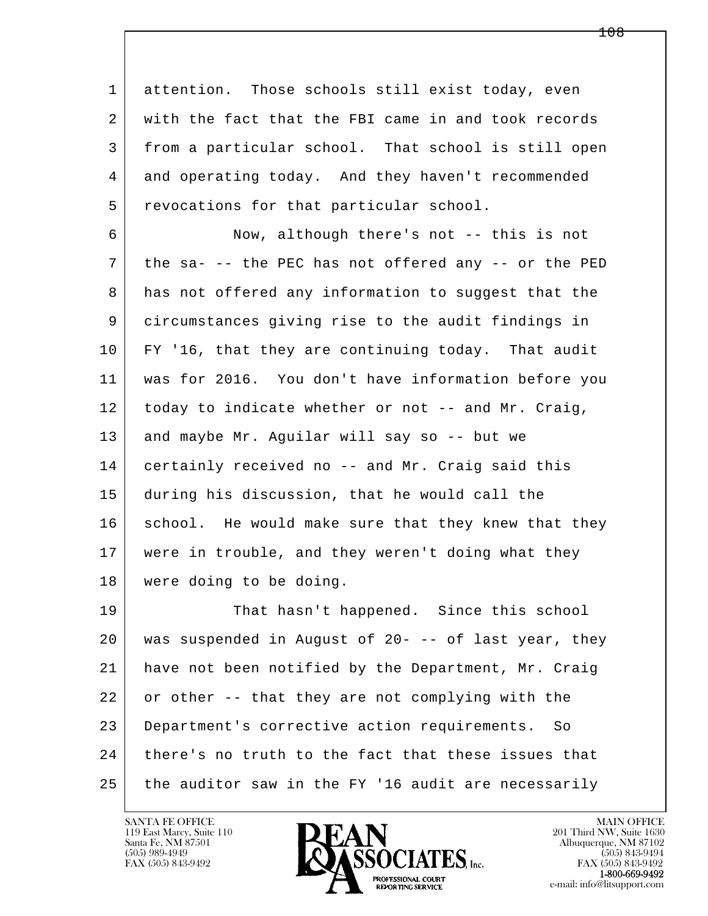attention. Those schools still exist today, even with the fact that the FBI came in and took records from a particular school. That school is still open and operating today. And they haven't recommended revocations for that particular school.

Now, although there's not -- this is not the sa- -- the PEC has not offered any -- or the PED has not offered any information to suggest that the circumstances giving rise to the audit findings in FY '16, that they are continuing today. That audit was for 2016. You don't have information before you today to indicate whether or not -- and Mr. Craig, and maybe Mr. Aguilar will say so -- but we certainly received no -- and Mr. Craig said this during his discussion, that he would call the school. He would make sure that they knew that they were in trouble, and they weren't doing what they were doing to be doing.

That hasn't happened. Since this school was suspended in August of 20- -- of last year, they have not been notified by the Department, Mr. Craig or other -- that they are not complying with the Department's corrective action requirements. So there's no truth to the fact that these issues that the auditor saw in the FY '16 audit are necessarily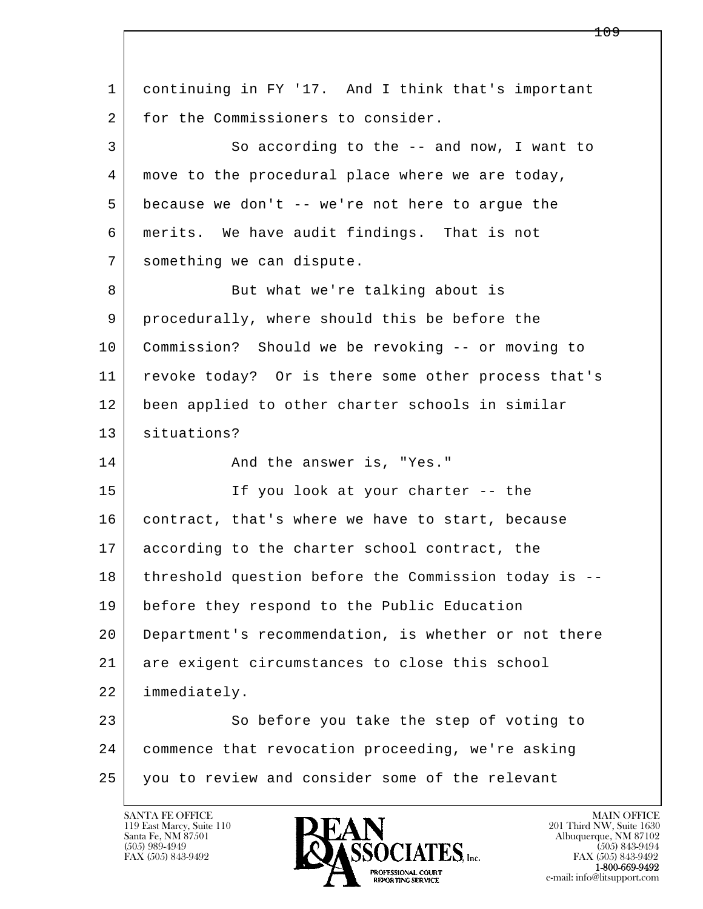1 continuing in FY '17. And I think that's important
2 for the Commissioners to consider.
3 So according to the -- and now, I want to
4 move to the procedural place where we are today,
5 because we don't -- we're not here to argue the
6 merits. We have audit findings. That is not
7 something we can dispute.
8 But what we're talking about is
9 procedurally, where should this be before the
10 Commission? Should we be revoking -- or moving to
11 revoke today? Or is there some other process that's
12 been applied to other charter schools in similar
13 situations?
14 And the answer is, "Yes."
15 If you look at your charter -- the
16 contract, that's where we have to start, because
17 according to the charter school contract, the
18 threshold question before the Commission today is --
19 before they respond to the Public Education
20 Department's recommendation, is whether or not there
21 are exigent circumstances to close this school
22 immediately.
23 So before you take the step of voting to
24 commence that revocation proceeding, we're asking
25 you to review and consider some of the relevant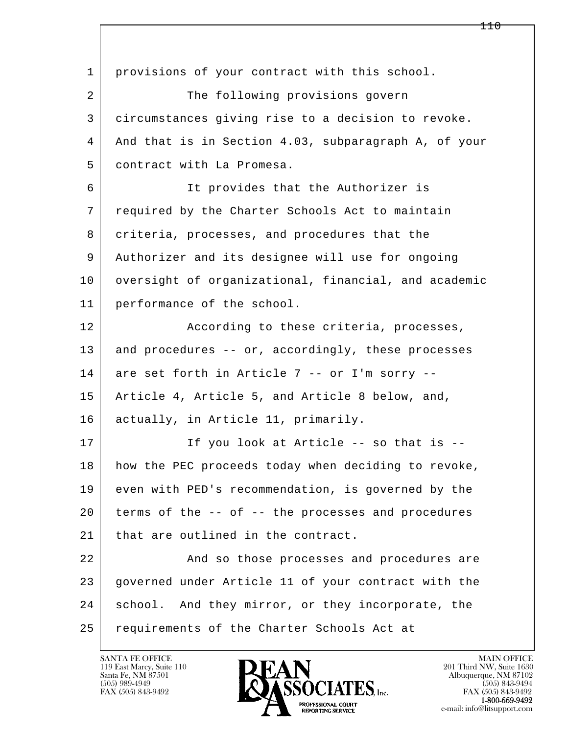1 provisions of your contract with this school.

2 The following provisions govern

3 circumstances giving rise to a decision to revoke.

4 And that is in Section 4.03, subparagraph A, of your

5 contract with La Promesa.

6 It provides that the Authorizer is

7 required by the Charter Schools Act to maintain

8 criteria, processes, and procedures that the

9 Authorizer and its designee will use for ongoing

10 oversight of organizational, financial, and academic

11 performance of the school.

12 According to these criteria, processes,

13 and procedures -- or, accordingly, these processes

14 are set forth in Article 7 -- or I'm sorry --

15 Article 4, Article 5, and Article 8 below, and,

16 actually, in Article 11, primarily.

17 If you look at Article -- so that is --

18 how the PEC proceeds today when deciding to revoke,

19 even with PED's recommendation, is governed by the

20 terms of the -- of -- the processes and procedures

21 that are outlined in the contract.

22 And so those processes and procedures are

23 governed under Article 11 of your contract with the

24 school. And they mirror, or they incorporate, the

25 requirements of the Charter Schools Act at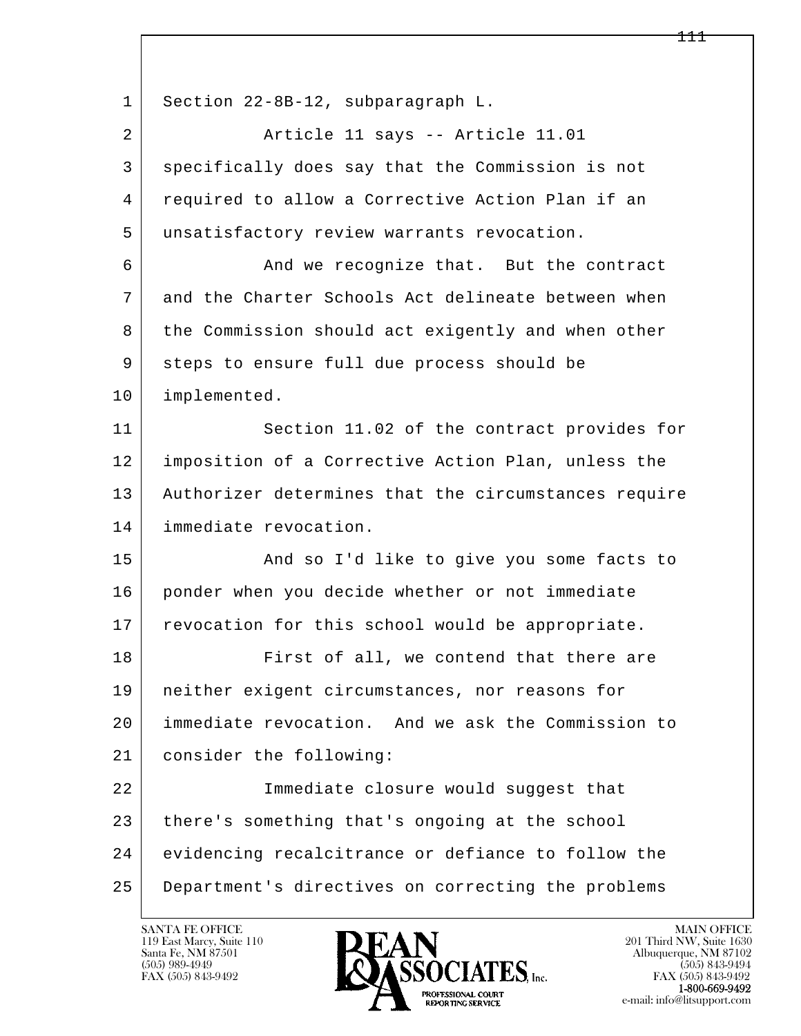Section 22-8B-12, subparagraph L.

Article 11 says -- Article 11.01 specifically does say that the Commission is not required to allow a Corrective Action Plan if an unsatisfactory review warrants revocation.

And we recognize that. But the contract and the Charter Schools Act delineate between when the Commission should act exigently and when other steps to ensure full due process should be implemented.

Section 11.02 of the contract provides for imposition of a Corrective Action Plan, unless the Authorizer determines that the circumstances require immediate revocation.

And so I'd like to give you some facts to ponder when you decide whether or not immediate revocation for this school would be appropriate.

First of all, we contend that there are neither exigent circumstances, nor reasons for immediate revocation. And we ask the Commission to consider the following:

Immediate closure would suggest that there's something that's ongoing at the school evidencing recalcitrance or defiance to follow the Department's directives on correcting the problems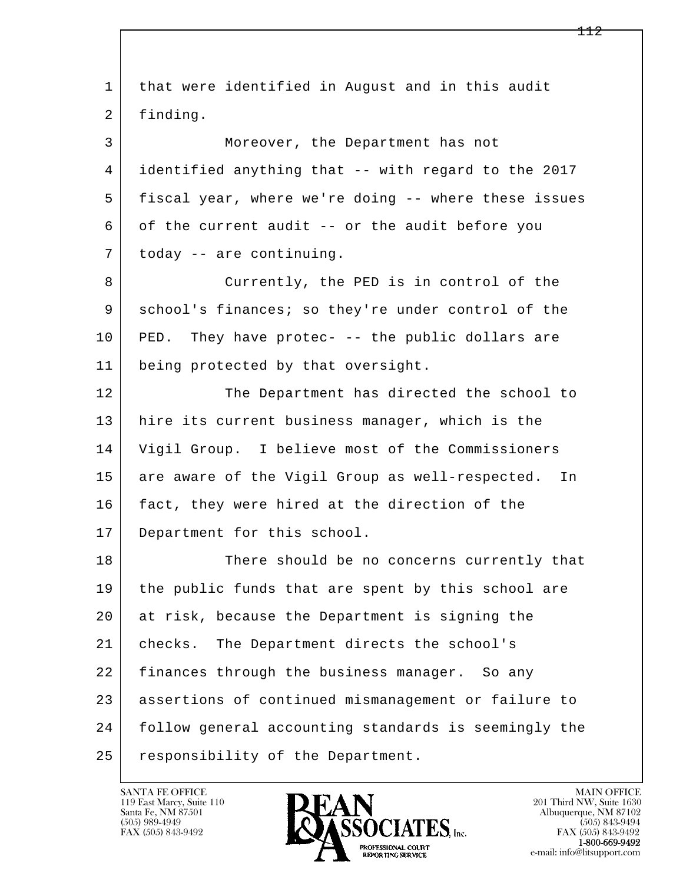that were identified in August and in this audit finding.

Moreover, the Department has not identified anything that -- with regard to the 2017 fiscal year, where we're doing -- where these issues of the current audit -- or the audit before you today -- are continuing.

Currently, the PED is in control of the school's finances; so they're under control of the PED. They have protec- -- the public dollars are being protected by that oversight.

The Department has directed the school to hire its current business manager, which is the Vigil Group. I believe most of the Commissioners are aware of the Vigil Group as well-respected. In fact, they were hired at the direction of the Department for this school.

There should be no concerns currently that the public funds that are spent by this school are at risk, because the Department is signing the checks. The Department directs the school's finances through the business manager. So any assertions of continued mismanagement or failure to follow general accounting standards is seemingly the responsibility of the Department.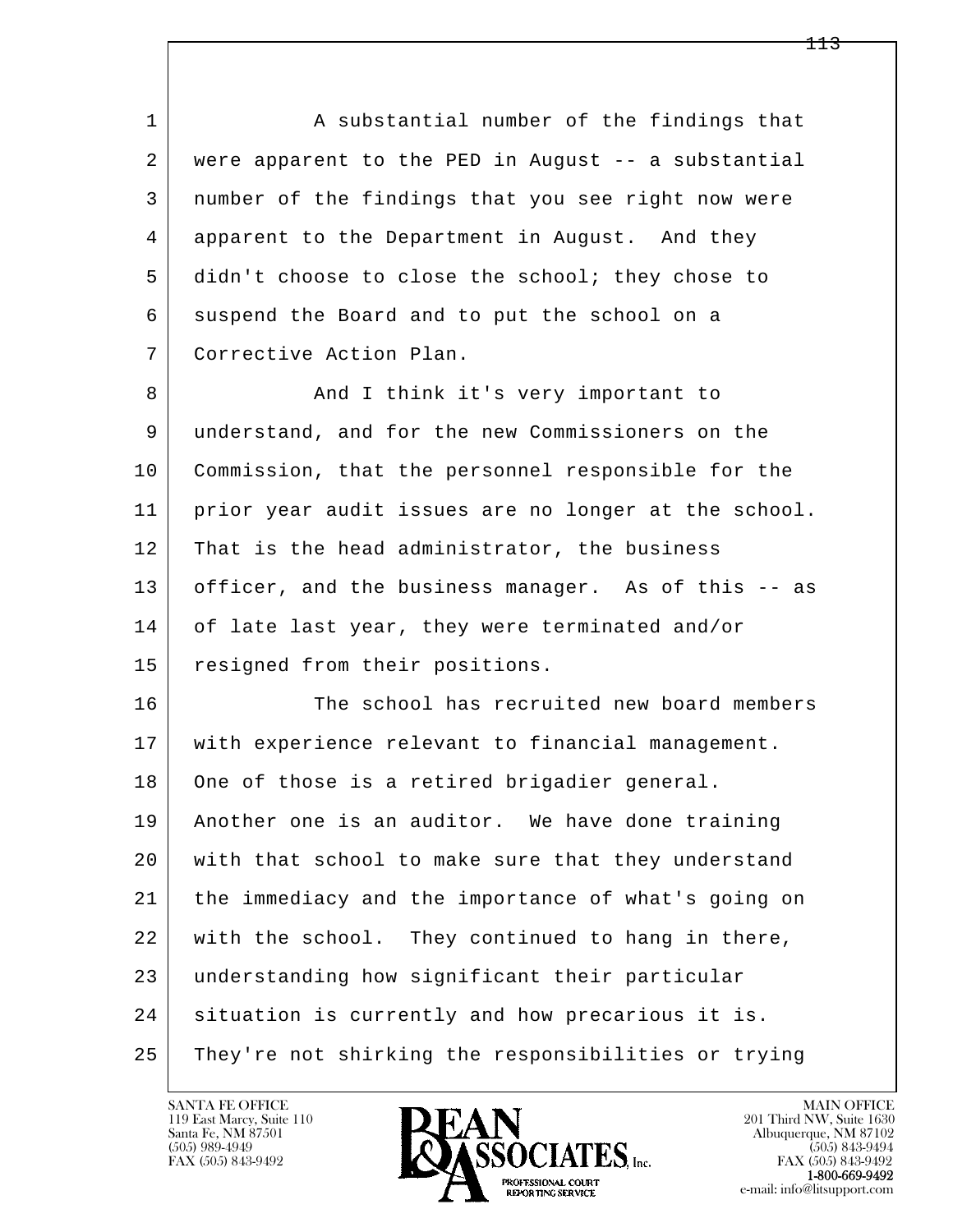A substantial number of the findings that were apparent to the PED in August -- a substantial number of the findings that you see right now were apparent to the Department in August. And they didn't choose to close the school; they chose to suspend the Board and to put the school on a Corrective Action Plan.

And I think it's very important to understand, and for the new Commissioners on the Commission, that the personnel responsible for the prior year audit issues are no longer at the school. That is the head administrator, the business officer, and the business manager. As of this -- as of late last year, they were terminated and/or resigned from their positions.

The school has recruited new board members with experience relevant to financial management. One of those is a retired brigadier general. Another one is an auditor. We have done training with that school to make sure that they understand the immediacy and the importance of what's going on with the school. They continued to hang in there, understanding how significant their particular situation is currently and how precarious it is. They're not shirking the responsibilities or trying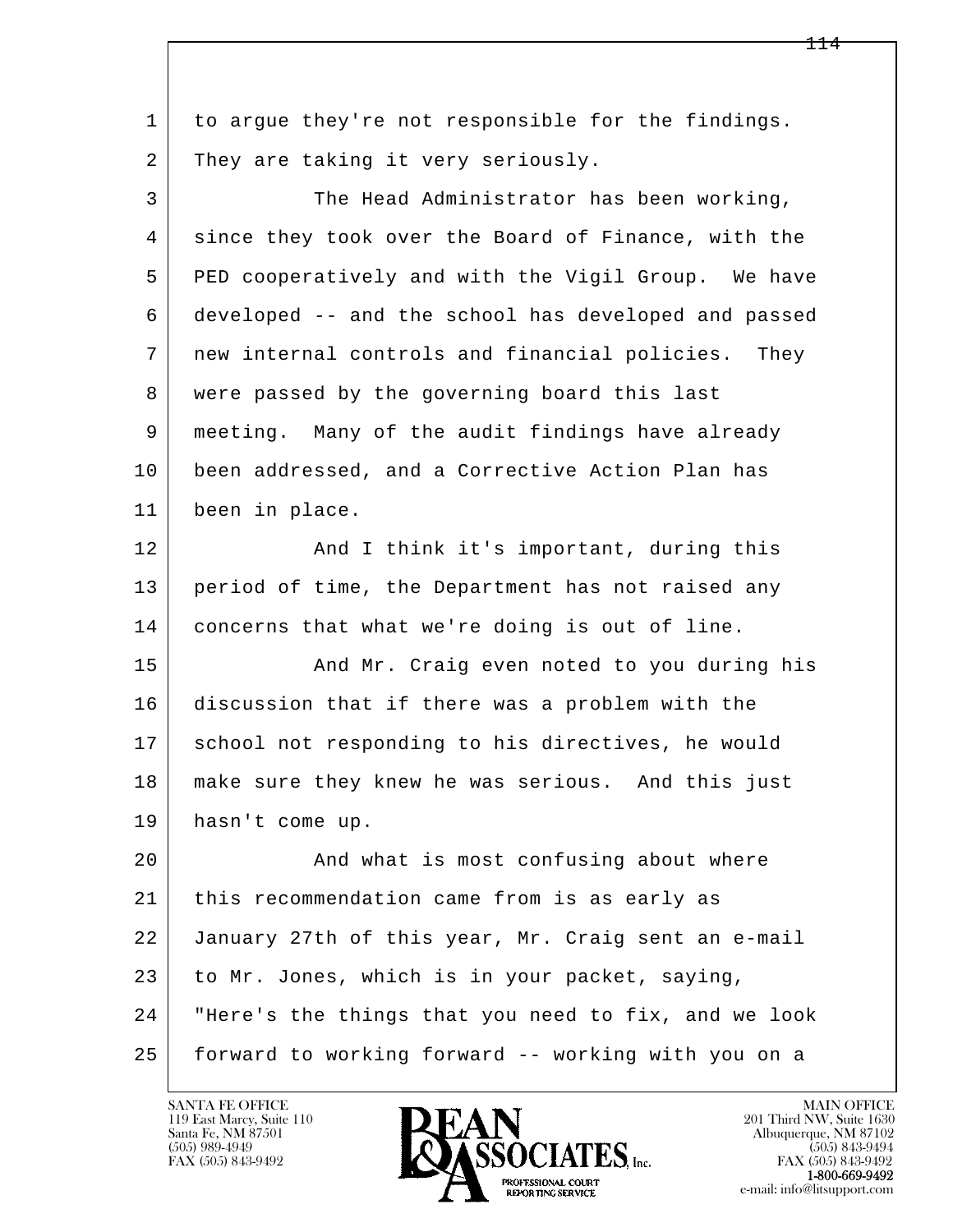to argue they're not responsible for the findings. They are taking it very seriously.

The Head Administrator has been working, since they took over the Board of Finance, with the PED cooperatively and with the Vigil Group. We have developed -- and the school has developed and passed new internal controls and financial policies. They were passed by the governing board this last meeting. Many of the audit findings have already been addressed, and a Corrective Action Plan has been in place.

And I think it's important, during this period of time, the Department has not raised any concerns that what we're doing is out of line.

And Mr. Craig even noted to you during his discussion that if there was a problem with the school not responding to his directives, he would make sure they knew he was serious. And this just hasn't come up.

And what is most confusing about where this recommendation came from is as early as January 27th of this year, Mr. Craig sent an e-mail to Mr. Jones, which is in your packet, saying, "Here's the things that you need to fix, and we look forward to working forward -- working with you on a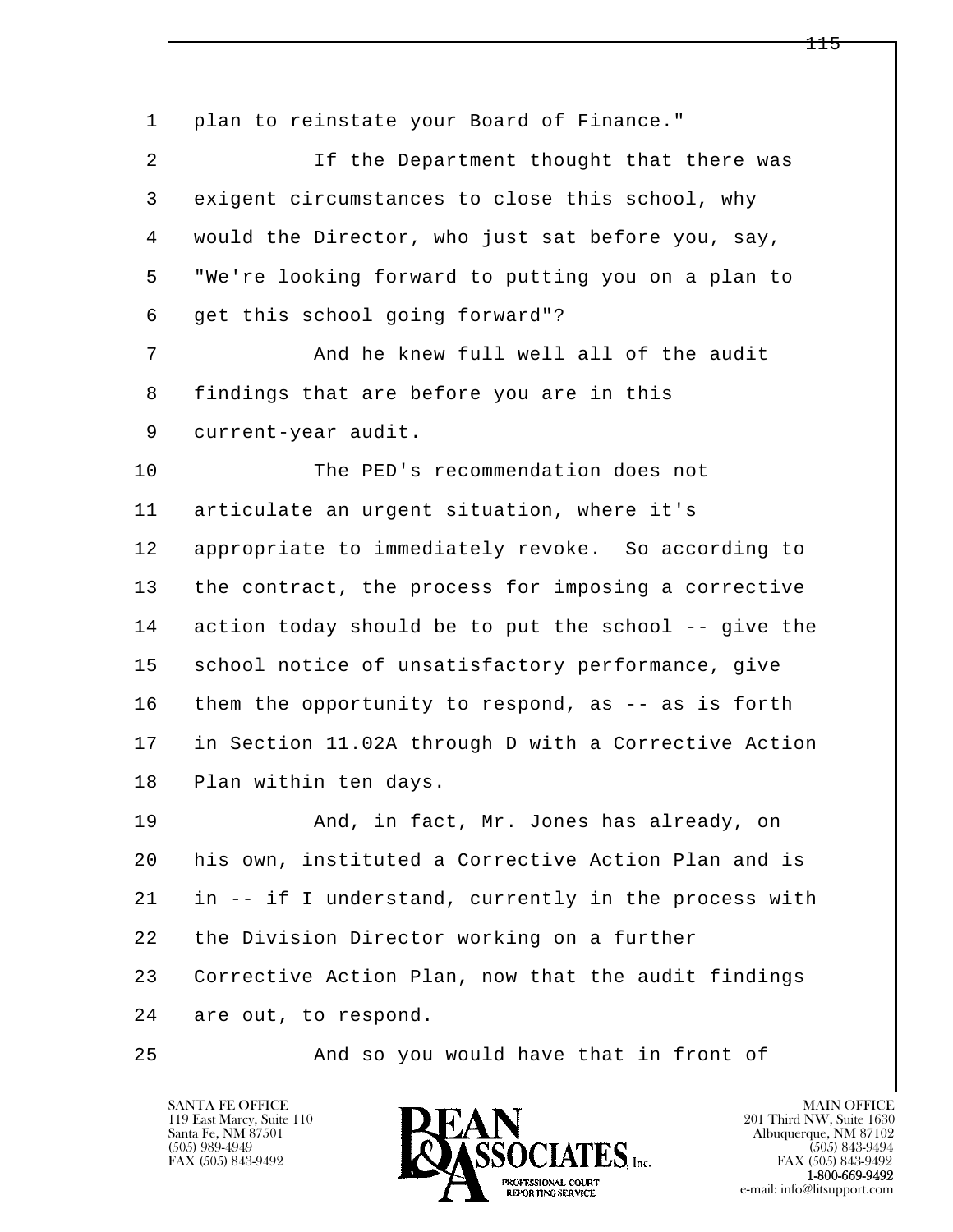plan to reinstate your Board of Finance."

If the Department thought that there was exigent circumstances to close this school, why would the Director, who just sat before you, say, "We're looking forward to putting you on a plan to get this school going forward"?

And he knew full well all of the audit findings that are before you are in this current-year audit.

The PED's recommendation does not articulate an urgent situation, where it's appropriate to immediately revoke. So according to the contract, the process for imposing a corrective action today should be to put the school -- give the school notice of unsatisfactory performance, give them the opportunity to respond, as -- as is forth in Section 11.02A through D with a Corrective Action Plan within ten days.

And, in fact, Mr. Jones has already, on his own, instituted a Corrective Action Plan and is in -- if I understand, currently in the process with the Division Director working on a further Corrective Action Plan, now that the audit findings are out, to respond.

And so you would have that in front of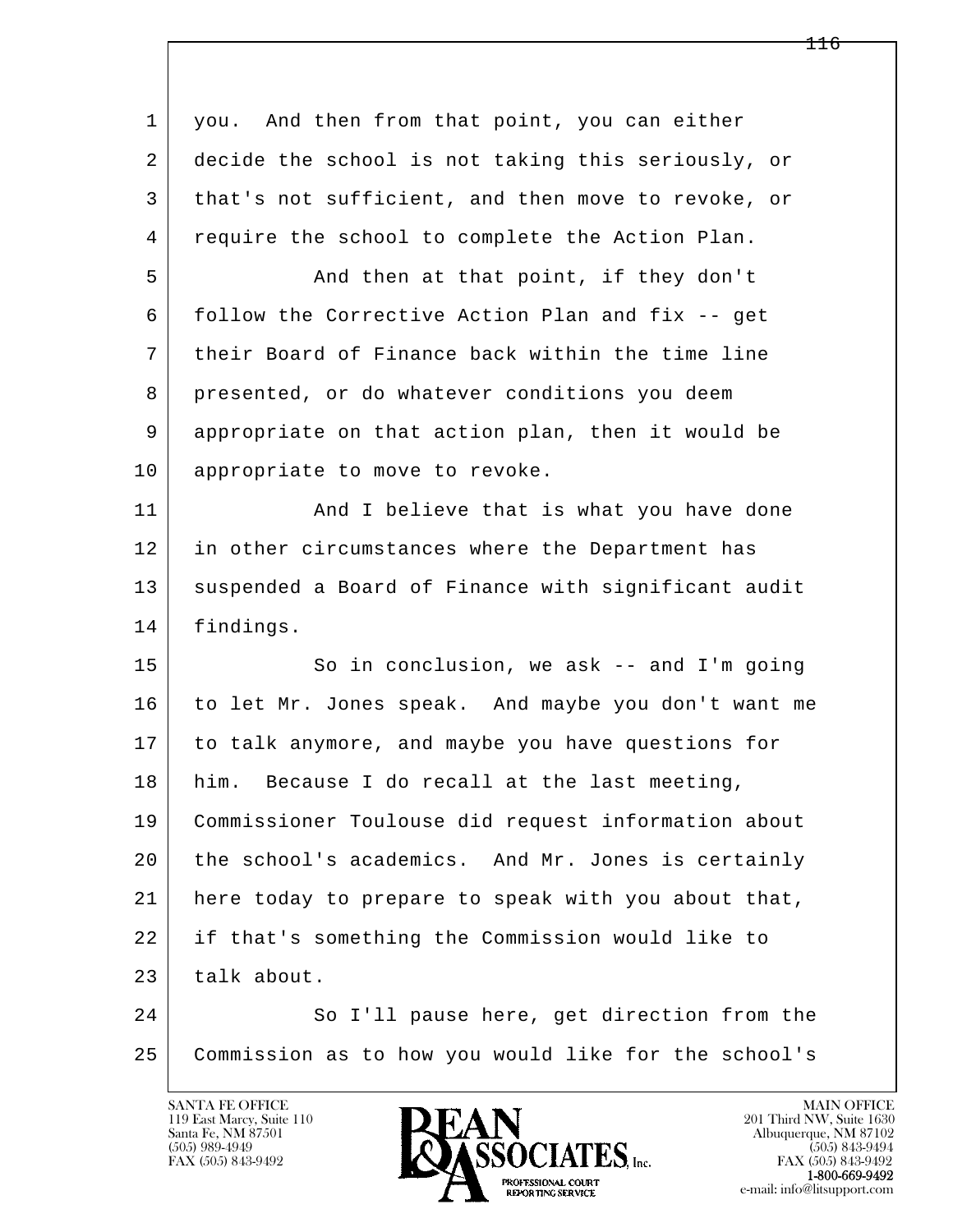1 you. And then from that point, you can either
2 decide the school is not taking this seriously, or
3 that's not sufficient, and then move to revoke, or
4 require the school to complete the Action Plan.
5 And then at that point, if they don't
6 follow the Corrective Action Plan and fix -- get
7 their Board of Finance back within the time line
8 presented, or do whatever conditions you deem
9 appropriate on that action plan, then it would be
10 appropriate to move to revoke.
11 And I believe that is what you have done
12 in other circumstances where the Department has
13 suspended a Board of Finance with significant audit
14 findings.
15 So in conclusion, we ask -- and I'm going
16 to let Mr. Jones speak. And maybe you don't want me
17 to talk anymore, and maybe you have questions for
18 him. Because I do recall at the last meeting,
19 Commissioner Toulouse did request information about
20 the school's academics. And Mr. Jones is certainly
21 here today to prepare to speak with you about that,
22 if that's something the Commission would like to
23 talk about.
24 So I'll pause here, get direction from the
25 Commission as to how you would like for the school's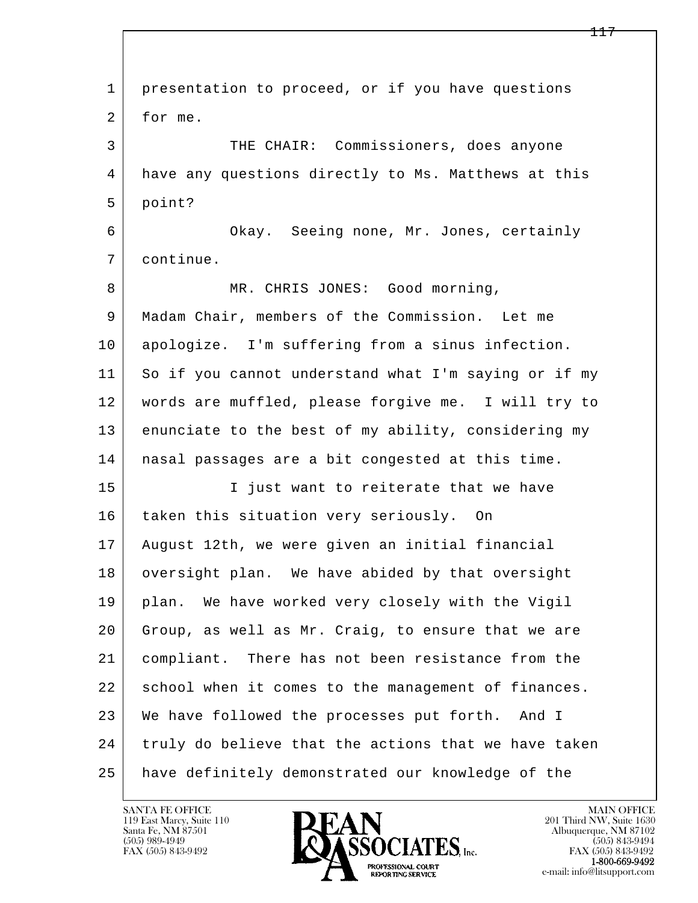1 presentation to proceed, or if you have questions
2 for me.
3 THE CHAIR: Commissioners, does anyone
4 have any questions directly to Ms. Matthews at this
5 point?
6 Okay. Seeing none, Mr. Jones, certainly
7 continue.
8 MR. CHRIS JONES: Good morning,
9 Madam Chair, members of the Commission. Let me
10 apologize. I'm suffering from a sinus infection.
11 So if you cannot understand what I'm saying or if my
12 words are muffled, please forgive me. I will try to
13 enunciate to the best of my ability, considering my
14 nasal passages are a bit congested at this time.
15 I just want to reiterate that we have
16 taken this situation very seriously. On
17 August 12th, we were given an initial financial
18 oversight plan. We have abided by that oversight
19 plan. We have worked very closely with the Vigil
20 Group, as well as Mr. Craig, to ensure that we are
21 compliant. There has not been resistance from the
22 school when it comes to the management of finances.
23 We have followed the processes put forth. And I
24 truly do believe that the actions that we have taken
25 have definitely demonstrated our knowledge of the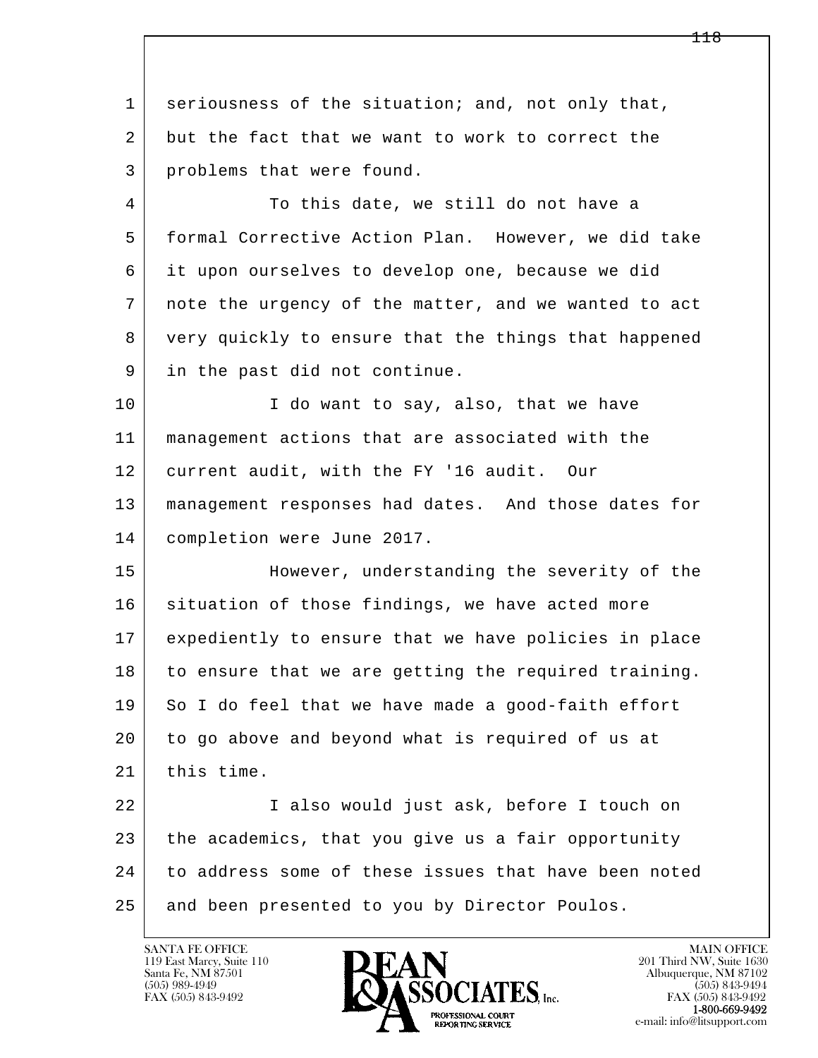seriousness of the situation; and, not only that, but the fact that we want to work to correct the problems that were found.

To this date, we still do not have a formal Corrective Action Plan. However, we did take it upon ourselves to develop one, because we did note the urgency of the matter, and we wanted to act very quickly to ensure that the things that happened in the past did not continue.

I do want to say, also, that we have management actions that are associated with the current audit, with the FY '16 audit. Our management responses had dates. And those dates for completion were June 2017.

However, understanding the severity of the situation of those findings, we have acted more expediently to ensure that we have policies in place to ensure that we are getting the required training. So I do feel that we have made a good-faith effort to go above and beyond what is required of us at this time.

I also would just ask, before I touch on the academics, that you give us a fair opportunity to address some of these issues that have been noted and been presented to you by Director Poulos.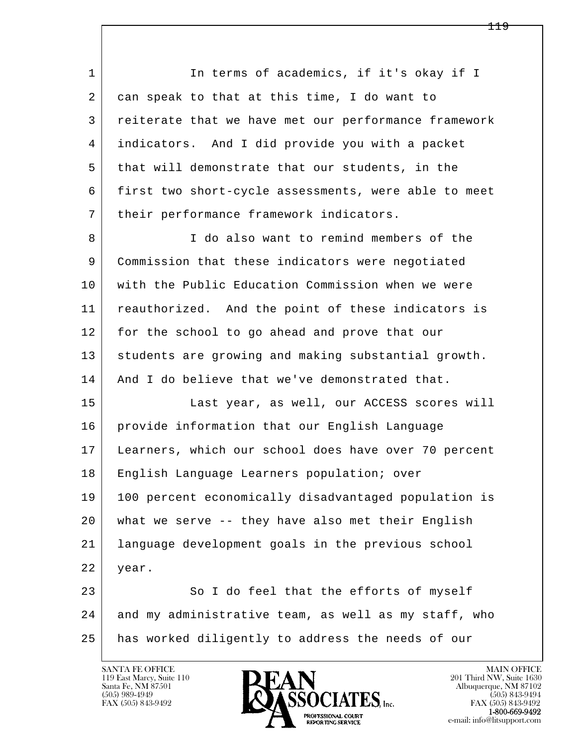In terms of academics, if it's okay if I can speak to that at this time, I do want to reiterate that we have met our performance framework indicators. And I did provide you with a packet that will demonstrate that our students, in the first two short-cycle assessments, were able to meet their performance framework indicators.

I do also want to remind members of the Commission that these indicators were negotiated with the Public Education Commission when we were reauthorized. And the point of these indicators is for the school to go ahead and prove that our students are growing and making substantial growth. And I do believe that we've demonstrated that.

Last year, as well, our ACCESS scores will provide information that our English Language Learners, which our school does have over 70 percent English Language Learners population; over 100 percent economically disadvantaged population is what we serve -- they have also met their English language development goals in the previous school year.

So I do feel that the efforts of myself and my administrative team, as well as my staff, who has worked diligently to address the needs of our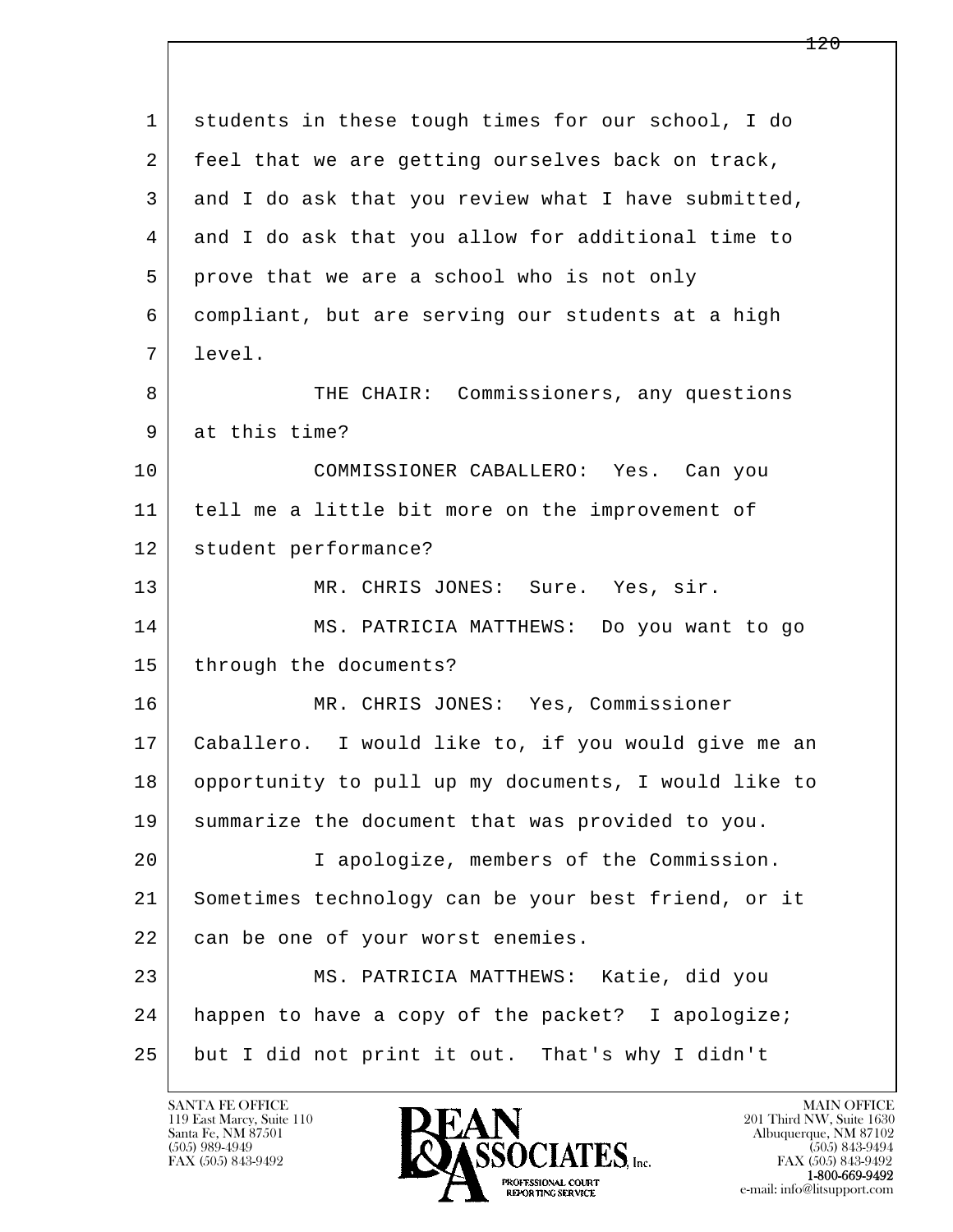students in these tough times for our school, I do feel that we are getting ourselves back on track, and I do ask that you review what I have submitted, and I do ask that you allow for additional time to prove that we are a school who is not only compliant, but are serving our students at a high level.

THE CHAIR: Commissioners, any questions at this time?

COMMISSIONER CABALLERO: Yes. Can you tell me a little bit more on the improvement of student performance?

MR. CHRIS JONES: Sure. Yes, sir.

MS. PATRICIA MATTHEWS: Do you want to go through the documents?

MR. CHRIS JONES: Yes, Commissioner Caballero. I would like to, if you would give me an opportunity to pull up my documents, I would like to summarize the document that was provided to you.

I apologize, members of the Commission. Sometimes technology can be your best friend, or it can be one of your worst enemies.

MS. PATRICIA MATTHEWS: Katie, did you happen to have a copy of the packet? I apologize; but I did not print it out. That's why I didn't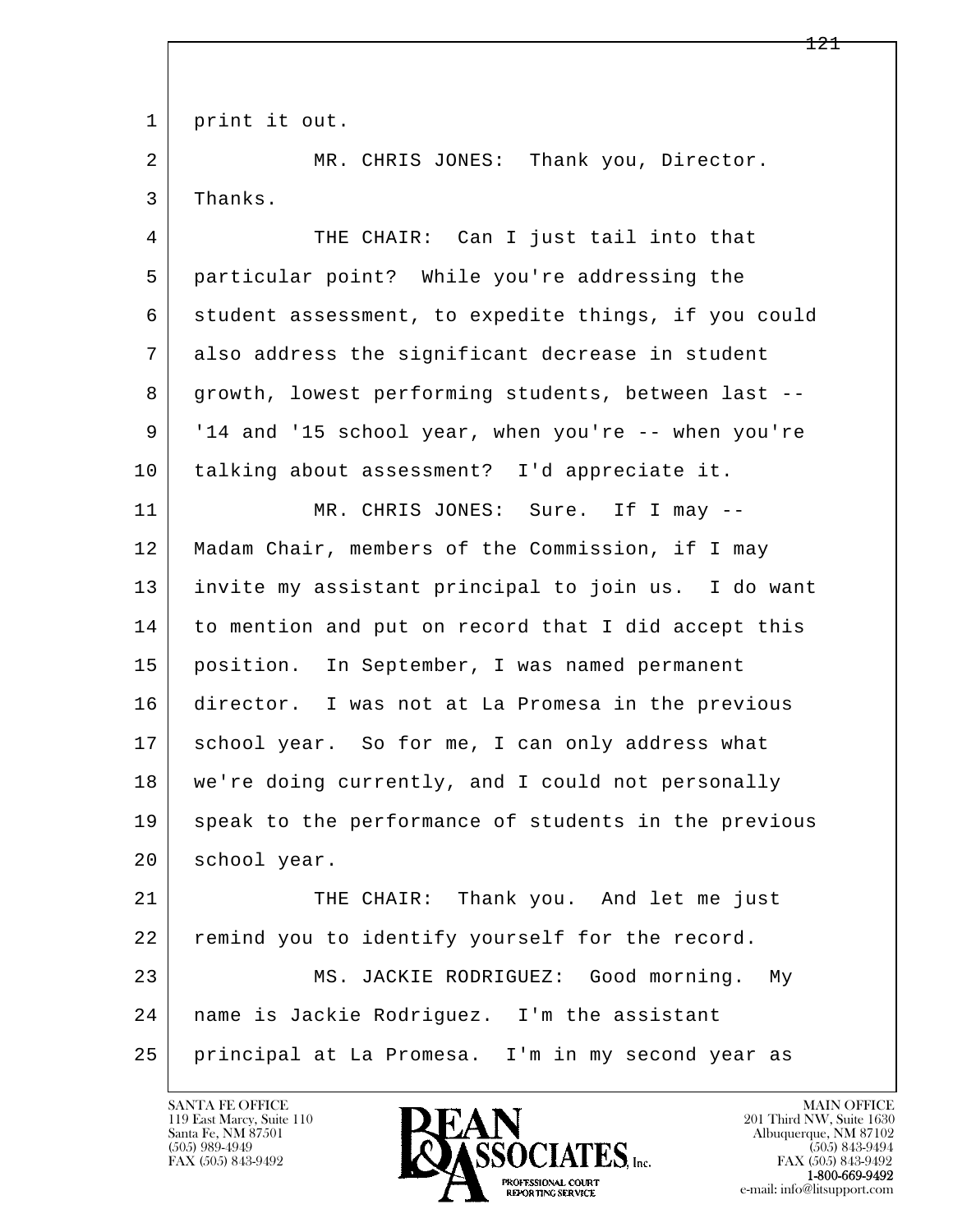print it out.

MR. CHRIS JONES: Thank you, Director. Thanks.

THE CHAIR: Can I just tail into that particular point? While you're addressing the student assessment, to expedite things, if you could also address the significant decrease in student growth, lowest performing students, between last -- '14 and '15 school year, when you're -- when you're talking about assessment? I'd appreciate it.

MR. CHRIS JONES: Sure. If I may -- Madam Chair, members of the Commission, if I may invite my assistant principal to join us. I do want to mention and put on record that I did accept this position. In September, I was named permanent director. I was not at La Promesa in the previous school year. So for me, I can only address what we're doing currently, and I could not personally speak to the performance of students in the previous school year.

THE CHAIR: Thank you. And let me just remind you to identify yourself for the record.

MS. JACKIE RODRIGUEZ: Good morning. My name is Jackie Rodriguez. I'm the assistant principal at La Promesa. I'm in my second year as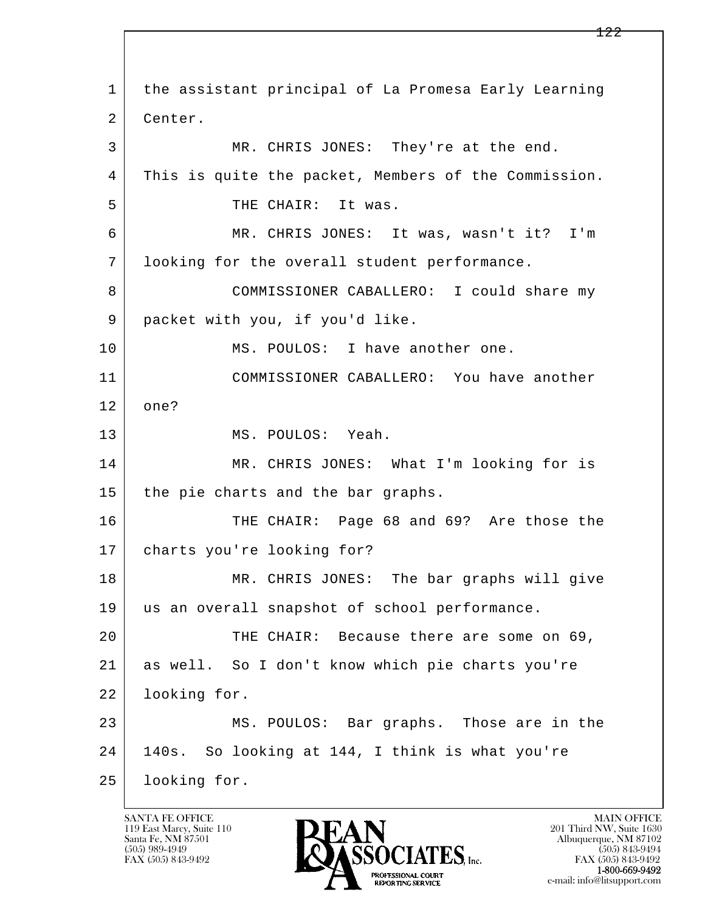1 the assistant principal of La Promesa Early Learning
2 Center.
3 MR. CHRIS JONES: They're at the end.
4 This is quite the packet, Members of the Commission.
5 THE CHAIR: It was.
6 MR. CHRIS JONES: It was, wasn't it? I'm
7 looking for the overall student performance.
8 COMMISSIONER CABALLERO: I could share my
9 packet with you, if you'd like.
10 MS. POULOS: I have another one.
11 COMMISSIONER CABALLERO: You have another
12 one?
13 MS. POULOS: Yeah.
14 MR. CHRIS JONES: What I'm looking for is
15 the pie charts and the bar graphs.
16 THE CHAIR: Page 68 and 69? Are those the
17 charts you're looking for?
18 MR. CHRIS JONES: The bar graphs will give
19 us an overall snapshot of school performance.
20 THE CHAIR: Because there are some on 69,
21 as well. So I don't know which pie charts you're
22 looking for.
23 MS. POULOS: Bar graphs. Those are in the
24 140s. So looking at 144, I think is what you're
25 looking for.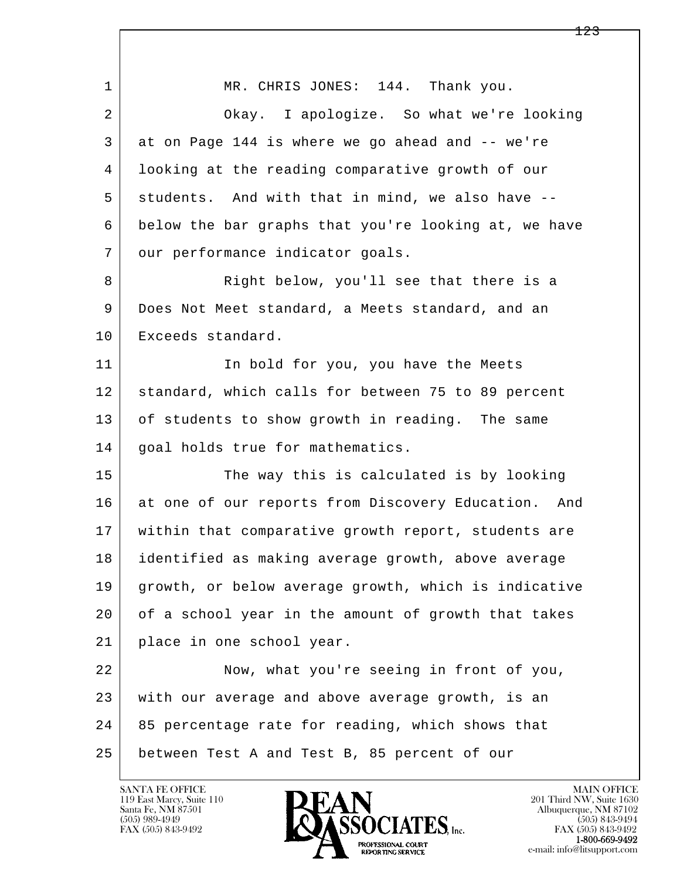MR. CHRIS JONES: 144. Thank you.

Okay. I apologize. So what we're looking at on Page 144 is where we go ahead and -- we're looking at the reading comparative growth of our students. And with that in mind, we also have -- below the bar graphs that you're looking at, we have our performance indicator goals.

Right below, you'll see that there is a Does Not Meet standard, a Meets standard, and an Exceeds standard.

In bold for you, you have the Meets standard, which calls for between 75 to 89 percent of students to show growth in reading. The same goal holds true for mathematics.

The way this is calculated is by looking at one of our reports from Discovery Education. And within that comparative growth report, students are identified as making average growth, above average growth, or below average growth, which is indicative of a school year in the amount of growth that takes place in one school year.

Now, what you're seeing in front of you, with our average and above average growth, is an 85 percentage rate for reading, which shows that between Test A and Test B, 85 percent of our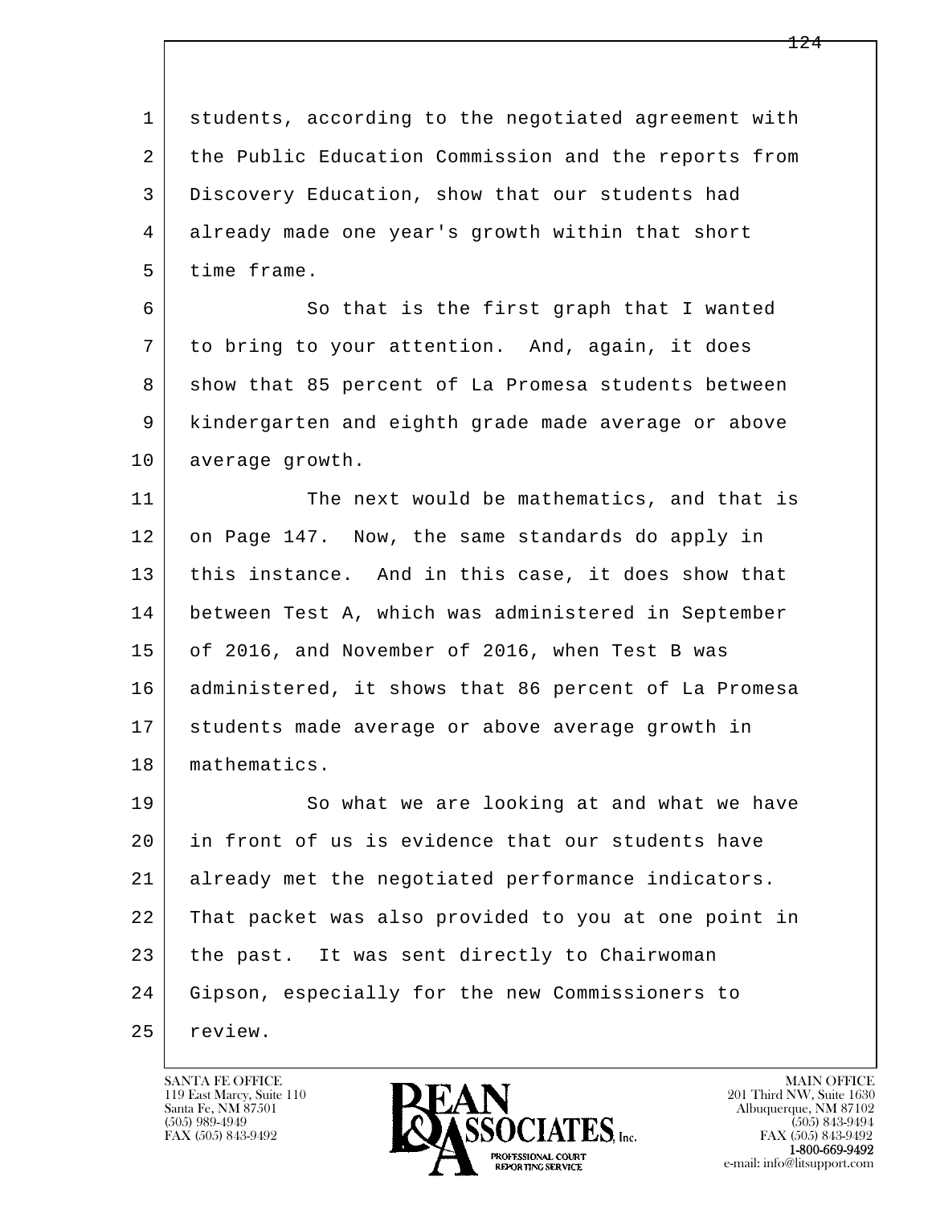students, according to the negotiated agreement with the Public Education Commission and the reports from Discovery Education, show that our students had already made one year's growth within that short time frame.

So that is the first graph that I wanted to bring to your attention. And, again, it does show that 85 percent of La Promesa students between kindergarten and eighth grade made average or above average growth.

The next would be mathematics, and that is on Page 147. Now, the same standards do apply in this instance. And in this case, it does show that between Test A, which was administered in September of 2016, and November of 2016, when Test B was administered, it shows that 86 percent of La Promesa students made average or above average growth in mathematics.

So what we are looking at and what we have in front of us is evidence that our students have already met the negotiated performance indicators. That packet was also provided to you at one point in the past. It was sent directly to Chairwoman Gipson, especially for the new Commissioners to review.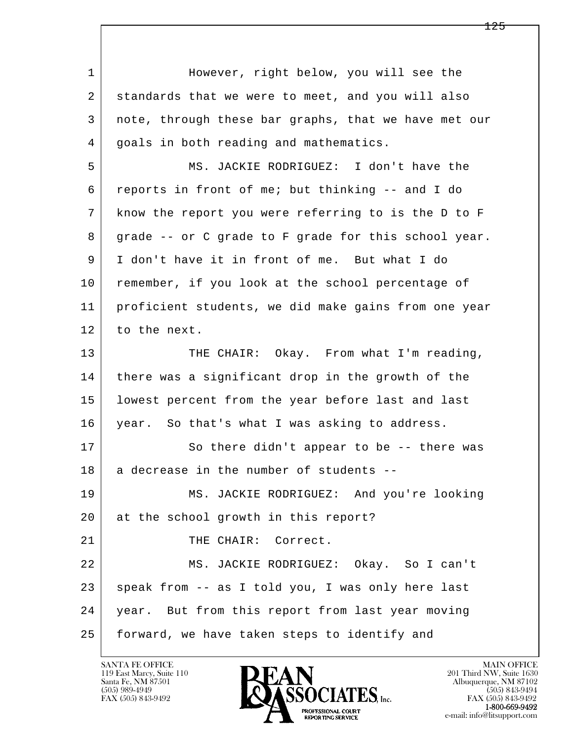However, right below, you will see the standards that we were to meet, and you will also note, through these bar graphs, that we have met our goals in both reading and mathematics.

MS. JACKIE RODRIGUEZ: I don't have the reports in front of me; but thinking -- and I do know the report you were referring to is the D to F grade -- or C grade to F grade for this school year. I don't have it in front of me. But what I do remember, if you look at the school percentage of proficient students, we did make gains from one year to the next.

THE CHAIR: Okay. From what I'm reading, there was a significant drop in the growth of the lowest percent from the year before last and last year. So that's what I was asking to address.

So there didn't appear to be -- there was a decrease in the number of students --

MS. JACKIE RODRIGUEZ: And you're looking at the school growth in this report?

THE CHAIR: Correct.

MS. JACKIE RODRIGUEZ: Okay. So I can't speak from -- as I told you, I was only here last year. But from this report from last year moving forward, we have taken steps to identify and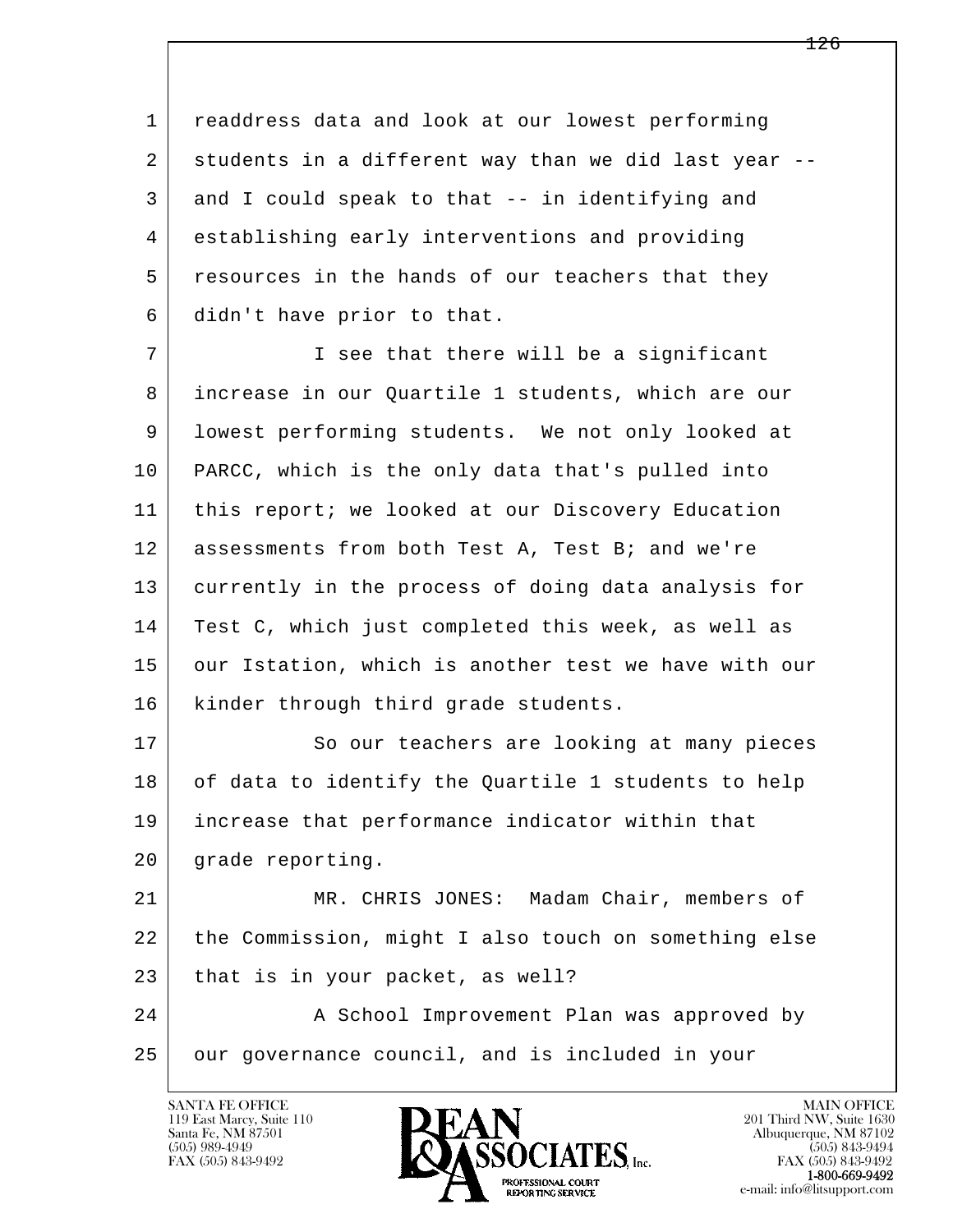readdress data and look at our lowest performing students in a different way than we did last year -- and I could speak to that -- in identifying and establishing early interventions and providing resources in the hands of our teachers that they didn't have prior to that.

I see that there will be a significant increase in our Quartile 1 students, which are our lowest performing students. We not only looked at PARCC, which is the only data that's pulled into this report; we looked at our Discovery Education assessments from both Test A, Test B; and we're currently in the process of doing data analysis for Test C, which just completed this week, as well as our Istation, which is another test we have with our kinder through third grade students.

So our teachers are looking at many pieces of data to identify the Quartile 1 students to help increase that performance indicator within that grade reporting.

MR. CHRIS JONES: Madam Chair, members of the Commission, might I also touch on something else that is in your packet, as well?

A School Improvement Plan was approved by our governance council, and is included in your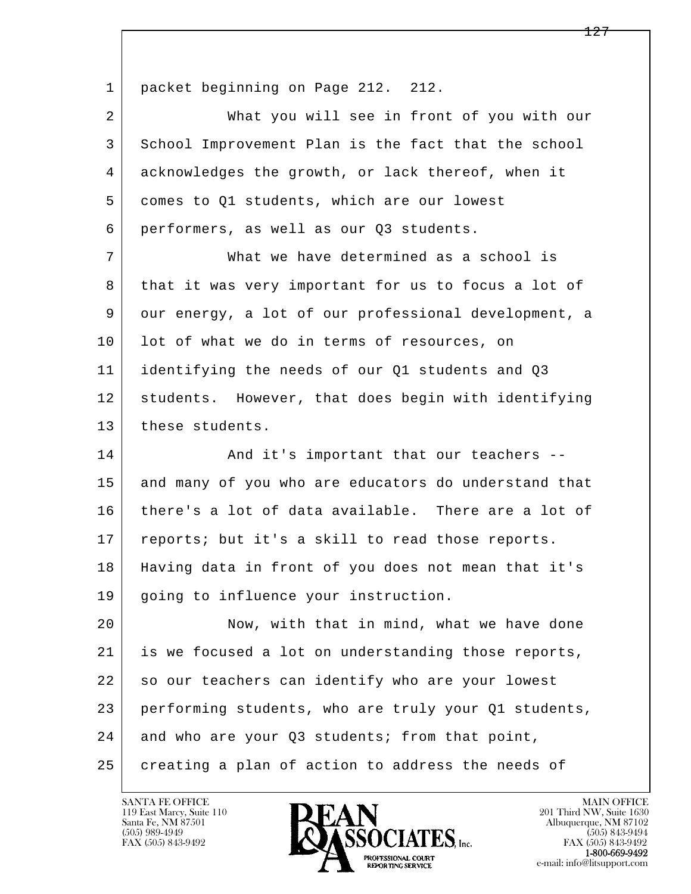packet beginning on Page 212.  212.

What you will see in front of you with our School Improvement Plan is the fact that the school acknowledges the growth, or lack thereof, when it comes to Q1 students, which are our lowest performers, as well as our Q3 students.

What we have determined as a school is that it was very important for us to focus a lot of our energy, a lot of our professional development, a lot of what we do in terms of resources, on identifying the needs of our Q1 students and Q3 students.  However, that does begin with identifying these students.

And it's important that our teachers -- and many of you who are educators do understand that there's a lot of data available.  There are a lot of reports; but it's a skill to read those reports. Having data in front of you does not mean that it's going to influence your instruction.

Now, with that in mind, what we have done is we focused a lot on understanding those reports, so our teachers can identify who are your lowest performing students, who are truly your Q1 students, and who are your Q3 students; from that point, creating a plan of action to address the needs of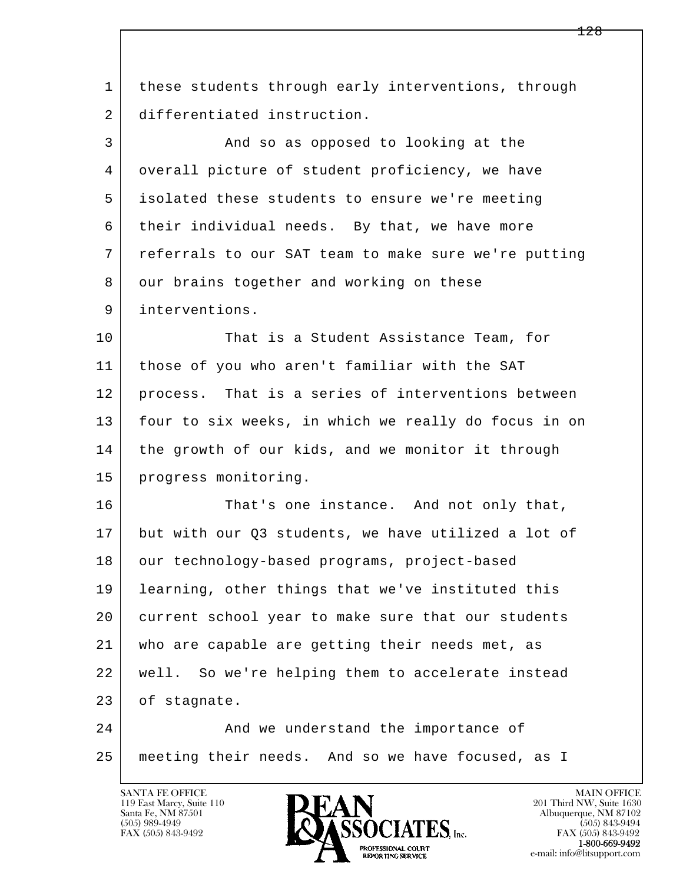these students through early interventions, through differentiated instruction.

And so as opposed to looking at the overall picture of student proficiency, we have isolated these students to ensure we're meeting their individual needs. By that, we have more referrals to our SAT team to make sure we're putting our brains together and working on these interventions.

That is a Student Assistance Team, for those of you who aren't familiar with the SAT process. That is a series of interventions between four to six weeks, in which we really do focus in on the growth of our kids, and we monitor it through progress monitoring.

That's one instance. And not only that, but with our Q3 students, we have utilized a lot of our technology-based programs, project-based learning, other things that we've instituted this current school year to make sure that our students who are capable are getting their needs met, as well. So we're helping them to accelerate instead of stagnate.

And we understand the importance of meeting their needs. And so we have focused, as I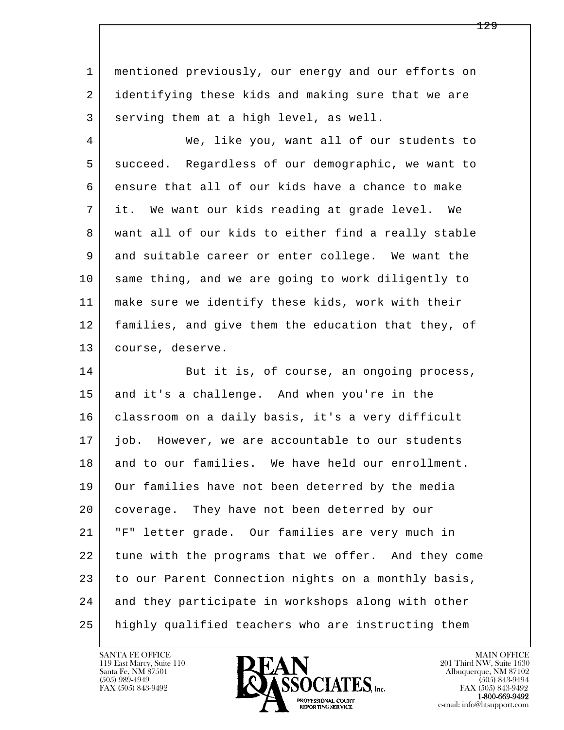1 mentioned previously, our energy and our efforts on
2 identifying these kids and making sure that we are
3 serving them at a high level, as well.

4 We, like you, want all of our students to
5 succeed. Regardless of our demographic, we want to
6 ensure that all of our kids have a chance to make
7 it. We want our kids reading at grade level. We
8 want all of our kids to either find a really stable
9 and suitable career or enter college. We want the
10 same thing, and we are going to work diligently to
11 make sure we identify these kids, work with their
12 families, and give them the education that they, of
13 course, deserve.

14 But it is, of course, an ongoing process,
15 and it's a challenge. And when you're in the
16 classroom on a daily basis, it's a very difficult
17 job. However, we are accountable to our students
18 and to our families. We have held our enrollment.
19 Our families have not been deterred by the media
20 coverage. They have not been deterred by our
21 "F" letter grade. Our families are very much in
22 tune with the programs that we offer. And they come
23 to our Parent Connection nights on a monthly basis,
24 and they participate in workshops along with other
25 highly qualified teachers who are instructing them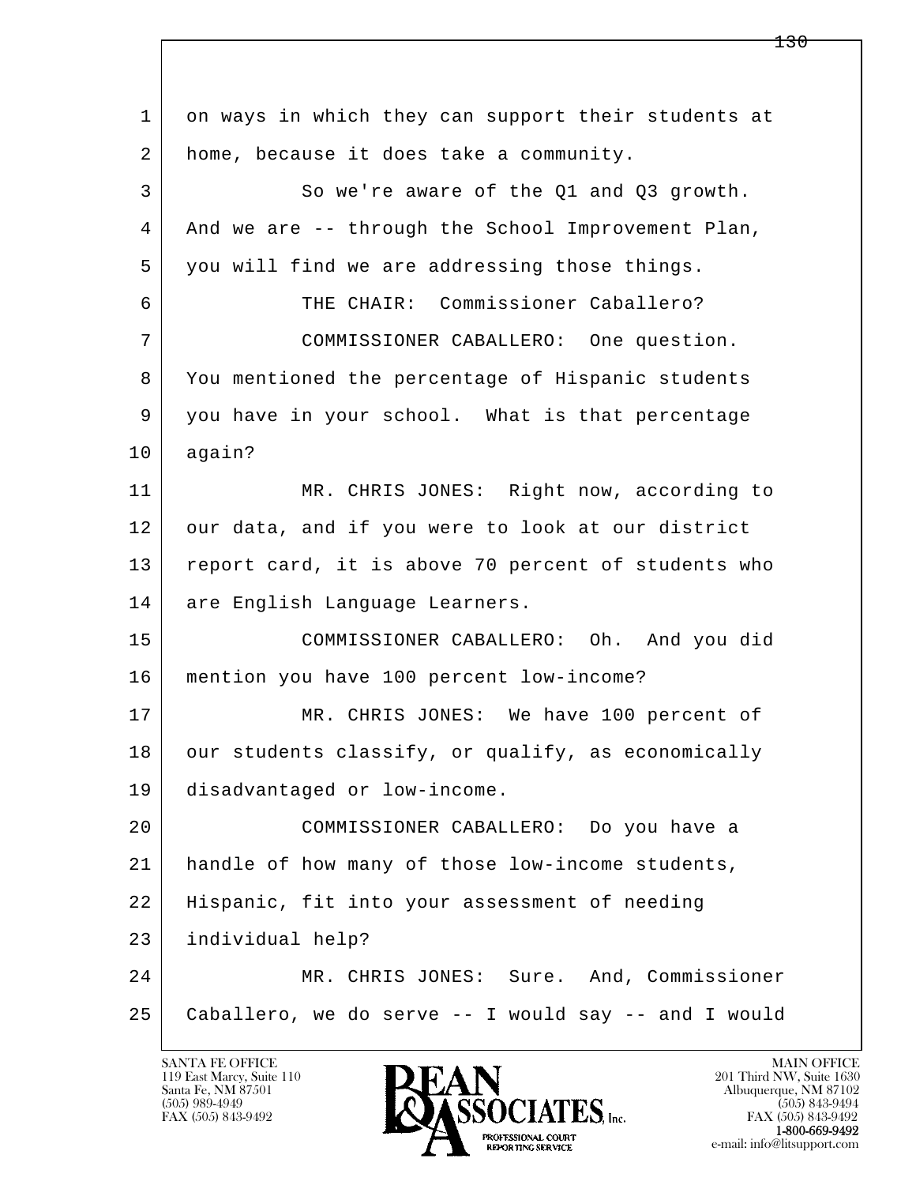1 on ways in which they can support their students at
2 home, because it does take a community.

3 So we're aware of the Q1 and Q3 growth.
4 And we are -- through the School Improvement Plan,
5 you will find we are addressing those things.

6 THE CHAIR: Commissioner Caballero?

7 COMMISSIONER CABALLERO: One question.
8 You mentioned the percentage of Hispanic students
9 you have in your school. What is that percentage
10 again?

11 MR. CHRIS JONES: Right now, according to
12 our data, and if you were to look at our district
13 report card, it is above 70 percent of students who
14 are English Language Learners.

15 COMMISSIONER CABALLERO: Oh. And you did
16 mention you have 100 percent low-income?

17 MR. CHRIS JONES: We have 100 percent of
18 our students classify, or qualify, as economically
19 disadvantaged or low-income.

20 COMMISSIONER CABALLERO: Do you have a
21 handle of how many of those low-income students,
22 Hispanic, fit into your assessment of needing
23 individual help?

24 MR. CHRIS JONES: Sure. And, Commissioner
25 Caballero, we do serve -- I would say -- and I would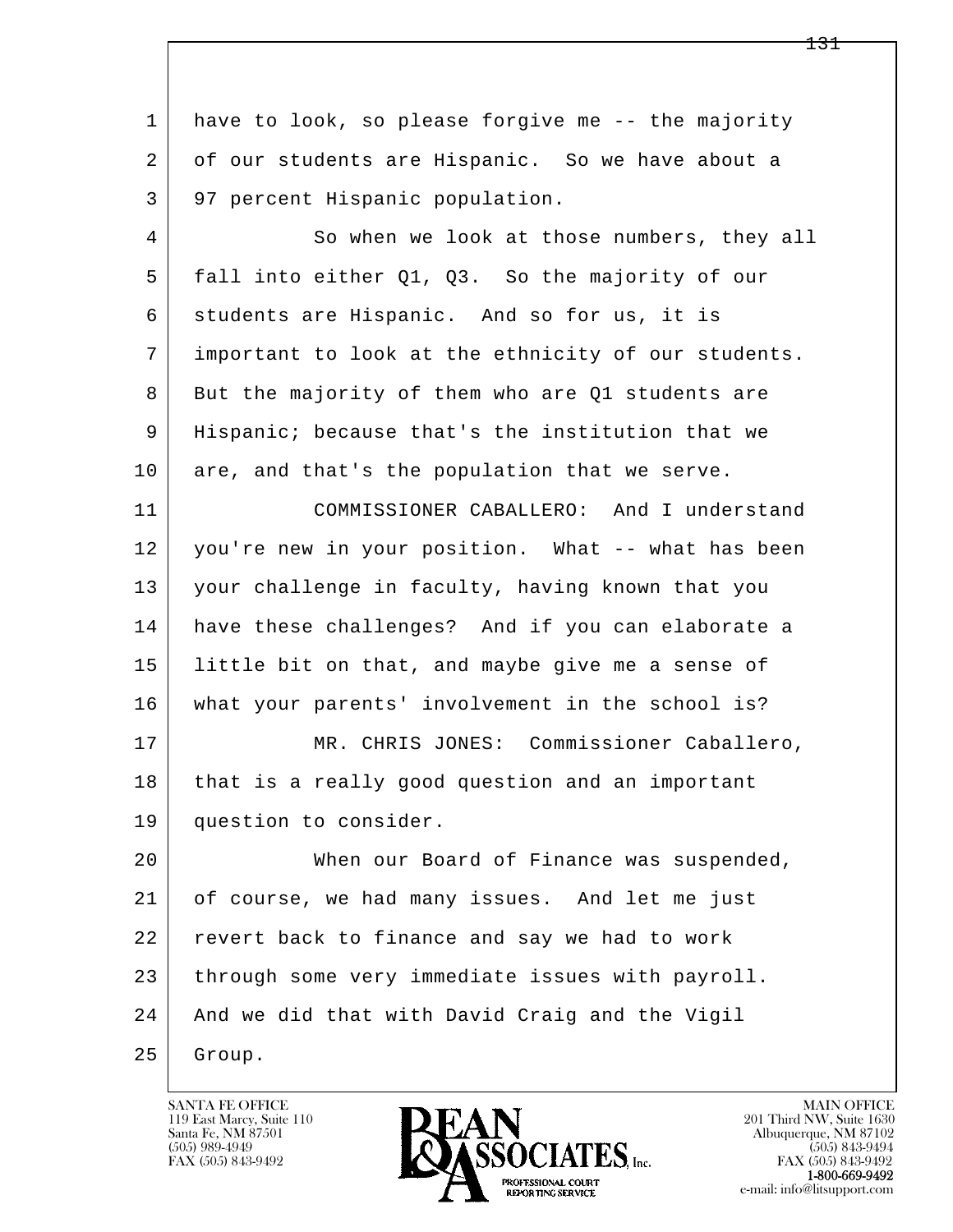have to look, so please forgive me -- the majority of our students are Hispanic. So we have about a 97 percent Hispanic population.

So when we look at those numbers, they all fall into either Q1, Q3. So the majority of our students are Hispanic. And so for us, it is important to look at the ethnicity of our students. But the majority of them who are Q1 students are Hispanic; because that's the institution that we are, and that's the population that we serve.

COMMISSIONER CABALLERO: And I understand you're new in your position. What -- what has been your challenge in faculty, having known that you have these challenges? And if you can elaborate a little bit on that, and maybe give me a sense of what your parents' involvement in the school is?

MR. CHRIS JONES: Commissioner Caballero, that is a really good question and an important question to consider.

When our Board of Finance was suspended, of course, we had many issues. And let me just revert back to finance and say we had to work through some very immediate issues with payroll. And we did that with David Craig and the Vigil Group.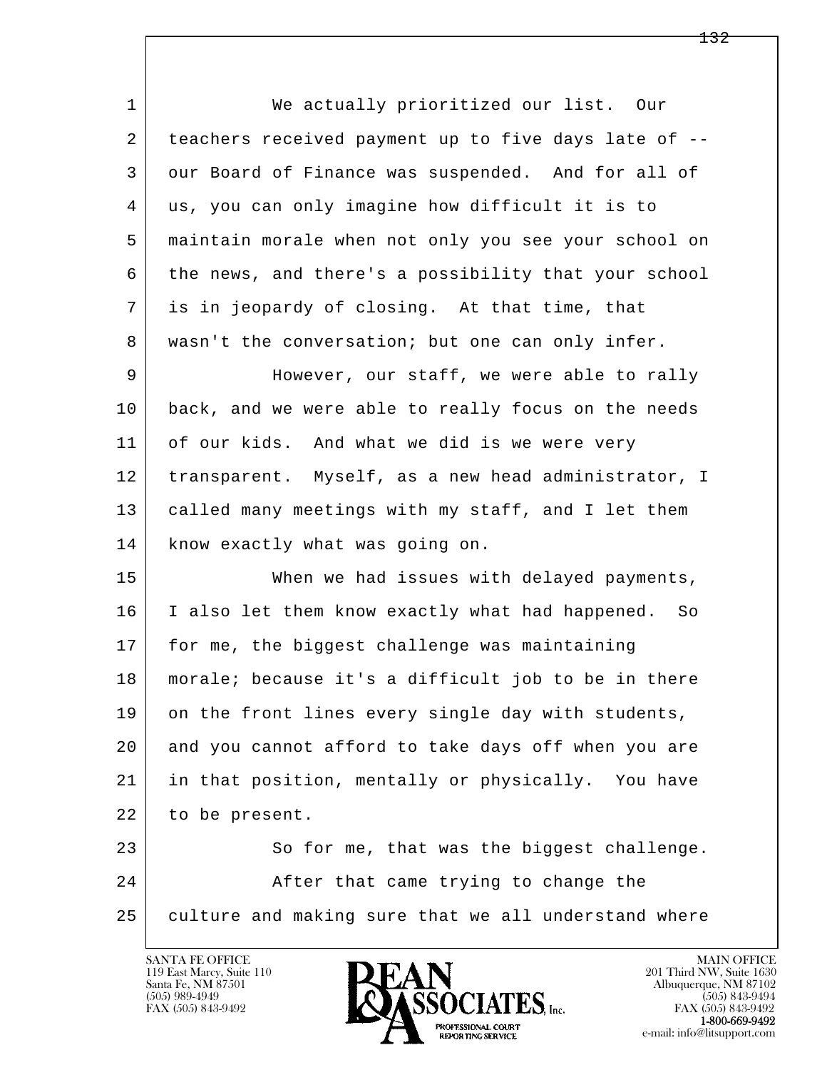1 We actually prioritized our list. Our
2 teachers received payment up to five days late of --
3 our Board of Finance was suspended. And for all of
4 us, you can only imagine how difficult it is to
5 maintain morale when not only you see your school on
6 the news, and there's a possibility that your school
7 is in jeopardy of closing. At that time, that
8 wasn't the conversation; but one can only infer.
9 However, our staff, we were able to rally
10 back, and we were able to really focus on the needs
11 of our kids. And what we did is we were very
12 transparent. Myself, as a new head administrator, I
13 called many meetings with my staff, and I let them
14 know exactly what was going on.
15 When we had issues with delayed payments,
16 I also let them know exactly what had happened. So
17 for me, the biggest challenge was maintaining
18 morale; because it's a difficult job to be in there
19 on the front lines every single day with students,
20 and you cannot afford to take days off when you are
21 in that position, mentally or physically. You have
22 to be present.
23 So for me, that was the biggest challenge.
24 After that came trying to change the
25 culture and making sure that we all understand where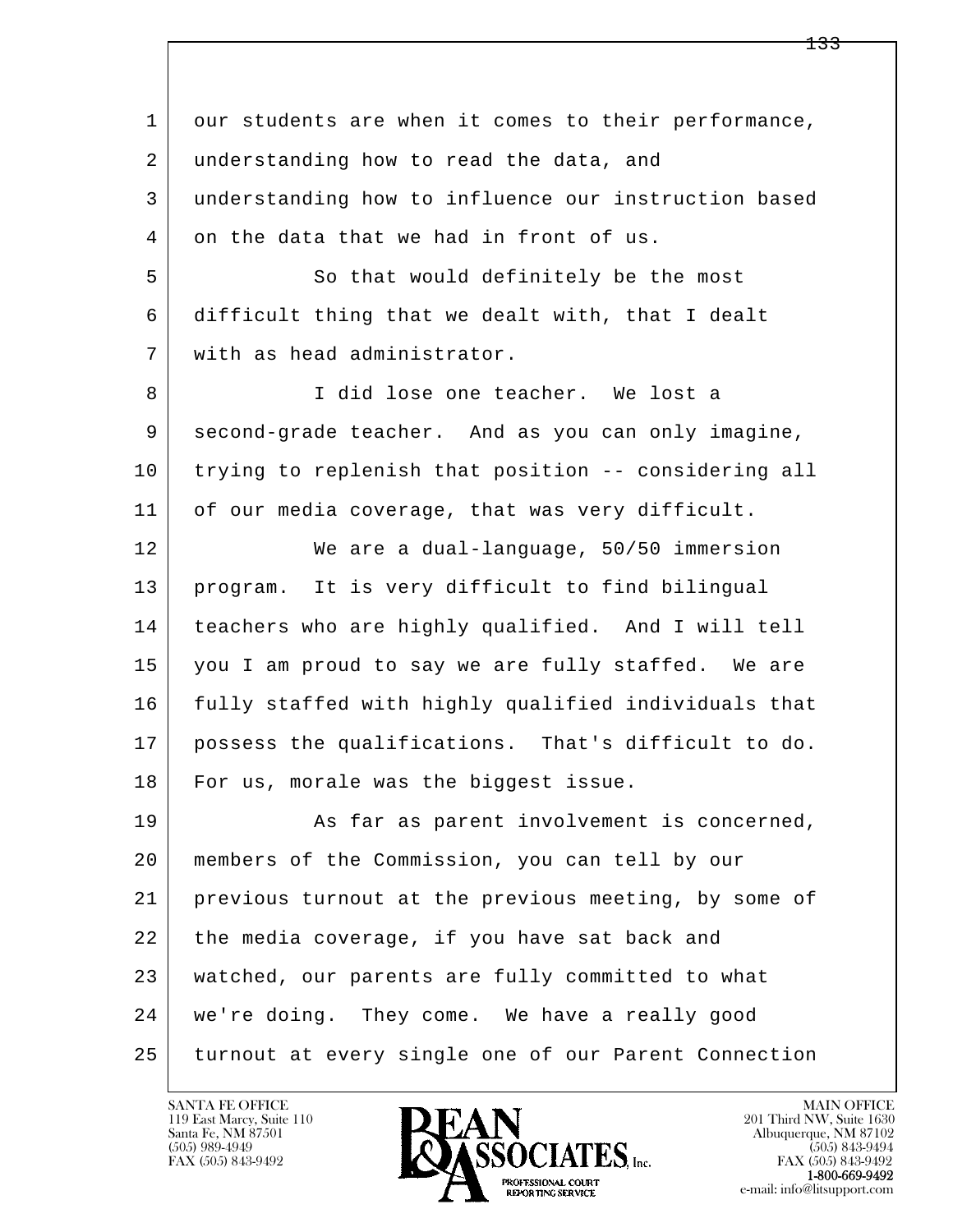1 our students are when it comes to their performance,
2 understanding how to read the data, and
3 understanding how to influence our instruction based
4 on the data that we had in front of us.

5 So that would definitely be the most
6 difficult thing that we dealt with, that I dealt
7 with as head administrator.

8 I did lose one teacher. We lost a
9 second-grade teacher. And as you can only imagine,
10 trying to replenish that position -- considering all
11 of our media coverage, that was very difficult.

12 We are a dual-language, 50/50 immersion
13 program. It is very difficult to find bilingual
14 teachers who are highly qualified. And I will tell
15 you I am proud to say we are fully staffed. We are
16 fully staffed with highly qualified individuals that
17 possess the qualifications. That's difficult to do.
18 For us, morale was the biggest issue.

19 As far as parent involvement is concerned,
20 members of the Commission, you can tell by our
21 previous turnout at the previous meeting, by some of
22 the media coverage, if you have sat back and
23 watched, our parents are fully committed to what
24 we're doing. They come. We have a really good
25 turnout at every single one of our Parent Connection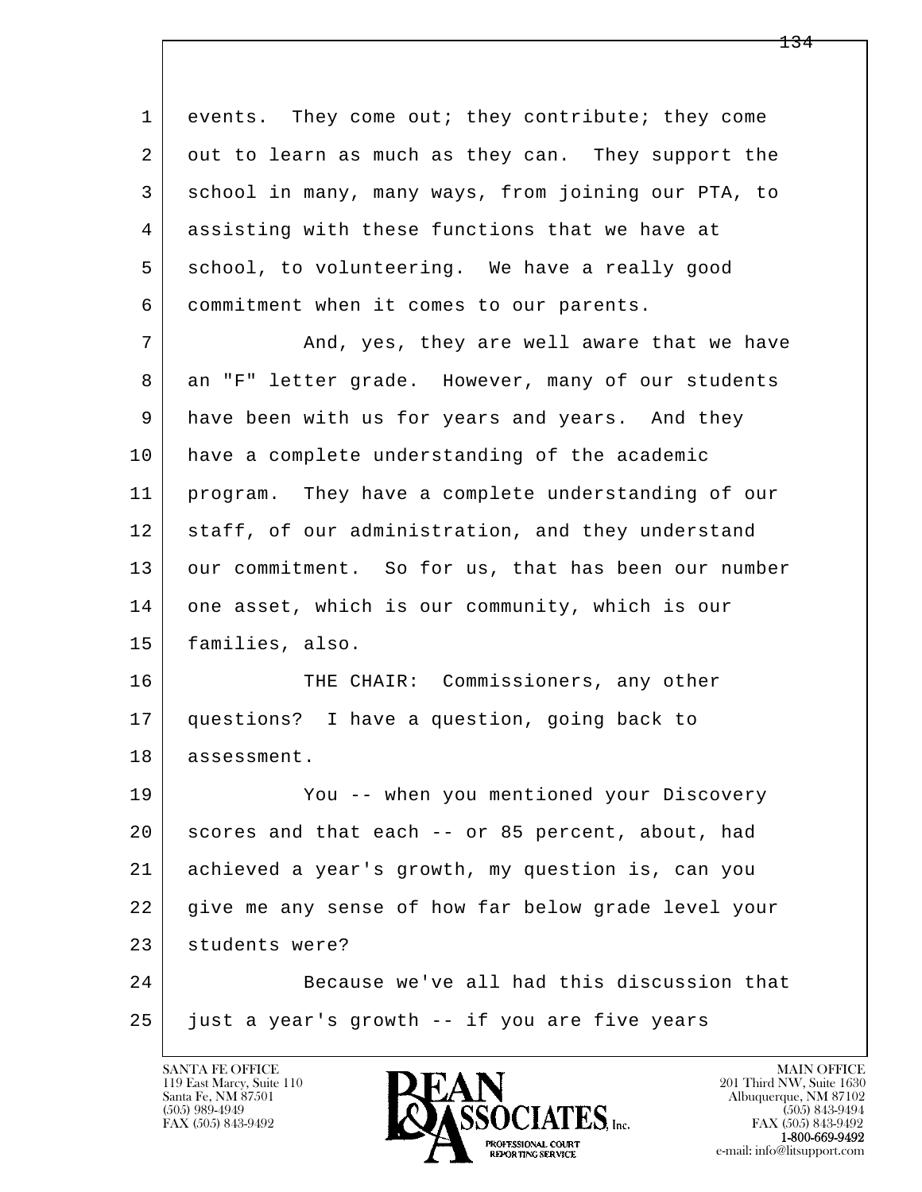events. They come out; they contribute; they come out to learn as much as they can. They support the school in many, many ways, from joining our PTA, to assisting with these functions that we have at school, to volunteering. We have a really good commitment when it comes to our parents.

And, yes, they are well aware that we have an "F" letter grade. However, many of our students have been with us for years and years. And they have a complete understanding of the academic program. They have a complete understanding of our staff, of our administration, and they understand our commitment. So for us, that has been our number one asset, which is our community, which is our families, also.

THE CHAIR: Commissioners, any other questions? I have a question, going back to assessment.

You -- when you mentioned your Discovery scores and that each -- or 85 percent, about, had achieved a year's growth, my question is, can you give me any sense of how far below grade level your students were?

Because we've all had this discussion that just a year's growth -- if you are five years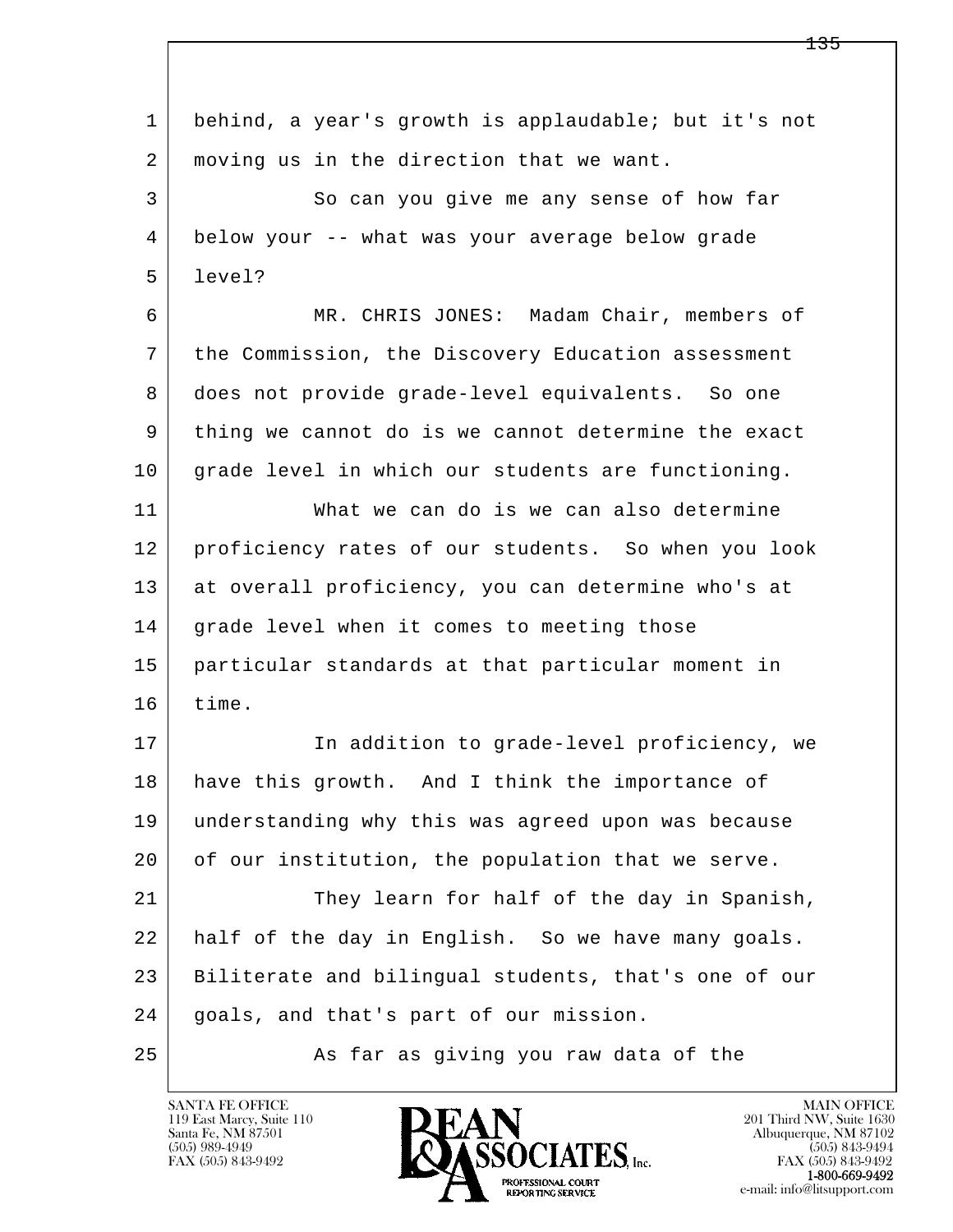behind, a year's growth is applaudable; but it's not moving us in the direction that we want.

So can you give me any sense of how far below your -- what was your average below grade level?

MR. CHRIS JONES: Madam Chair, members of the Commission, the Discovery Education assessment does not provide grade-level equivalents. So one thing we cannot do is we cannot determine the exact grade level in which our students are functioning.

What we can do is we can also determine proficiency rates of our students. So when you look at overall proficiency, you can determine who's at grade level when it comes to meeting those particular standards at that particular moment in time.

In addition to grade-level proficiency, we have this growth. And I think the importance of understanding why this was agreed upon was because of our institution, the population that we serve.

They learn for half of the day in Spanish, half of the day in English. So we have many goals. Biliterate and bilingual students, that's one of our goals, and that's part of our mission.

As far as giving you raw data of the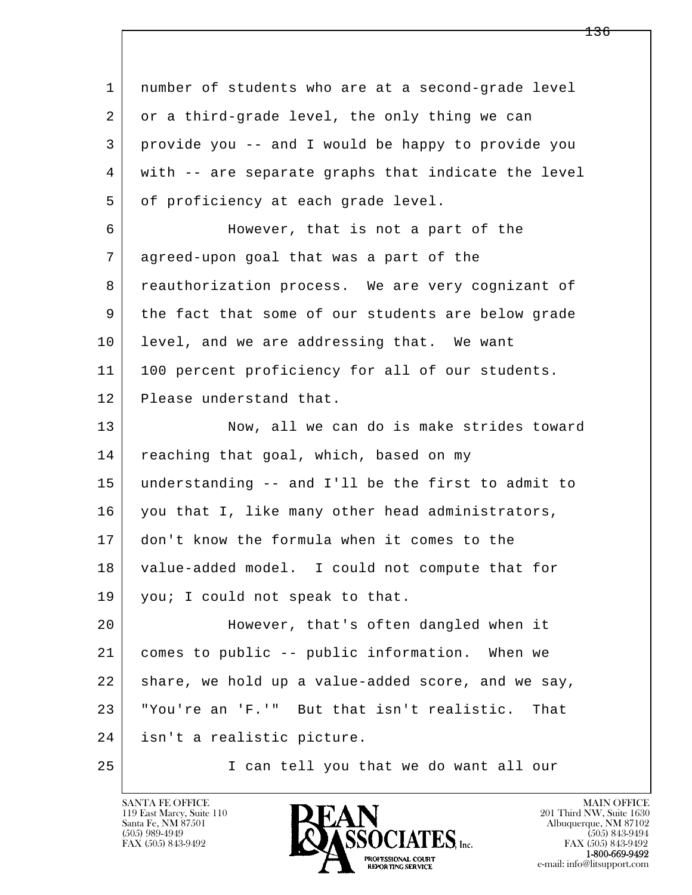1 number of students who are at a second-grade level
2 or a third-grade level, the only thing we can
3 provide you -- and I would be happy to provide you
4 with -- are separate graphs that indicate the level
5 of proficiency at each grade level.

6 However, that is not a part of the
7 agreed-upon goal that was a part of the
8 reauthorization process. We are very cognizant of
9 the fact that some of our students are below grade
10 level, and we are addressing that. We want
11 100 percent proficiency for all of our students.
12 Please understand that.

13 Now, all we can do is make strides toward
14 reaching that goal, which, based on my
15 understanding -- and I'll be the first to admit to
16 you that I, like many other head administrators,
17 don't know the formula when it comes to the
18 value-added model. I could not compute that for
19 you; I could not speak to that.

20 However, that's often dangled when it
21 comes to public -- public information. When we
22 share, we hold up a value-added score, and we say,
23 "You're an 'F.'" But that isn't realistic. That
24 isn't a realistic picture.

25 I can tell you that we do want all our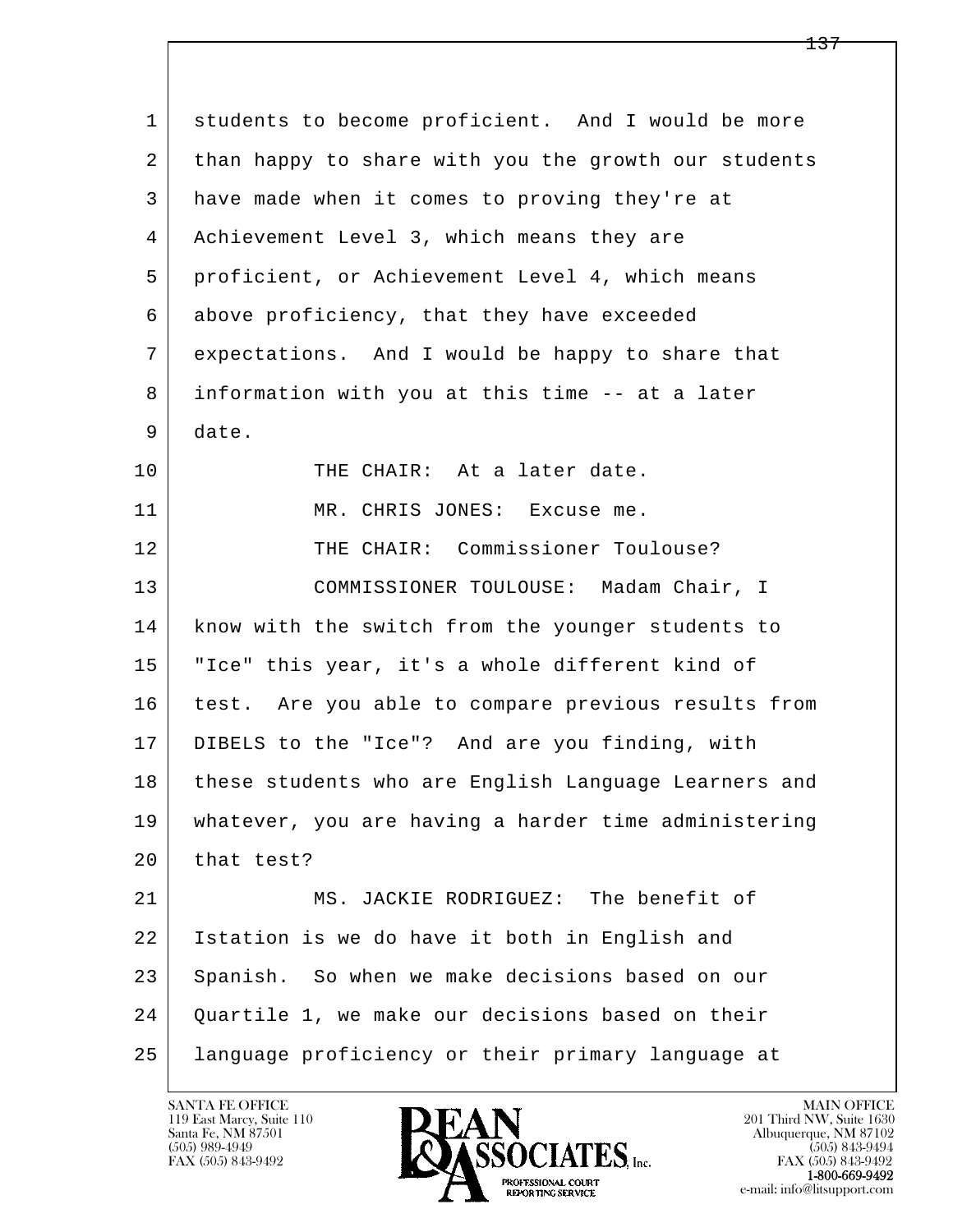1 students to become proficient. And I would be more
2 than happy to share with you the growth our students
3 have made when it comes to proving they're at
4 Achievement Level 3, which means they are
5 proficient, or Achievement Level 4, which means
6 above proficiency, that they have exceeded
7 expectations. And I would be happy to share that
8 information with you at this time -- at a later
9 date.

10 THE CHAIR: At a later date.

11 MR. CHRIS JONES: Excuse me.

12 THE CHAIR: Commissioner Toulouse?

13 COMMISSIONER TOULOUSE: Madam Chair, I
14 know with the switch from the younger students to
15 "Ice" this year, it's a whole different kind of
16 test. Are you able to compare previous results from
17 DIBELS to the "Ice"? And are you finding, with
18 these students who are English Language Learners and
19 whatever, you are having a harder time administering
20 that test?

21 MS. JACKIE RODRIGUEZ: The benefit of
22 Istation is we do have it both in English and
23 Spanish. So when we make decisions based on our
24 Quartile 1, we make our decisions based on their
25 language proficiency or their primary language at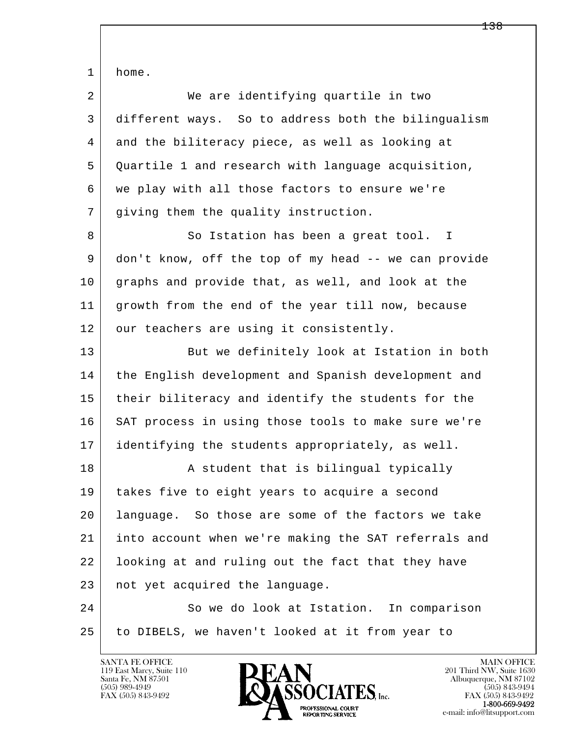1 home.

2 We are identifying quartile in two
3 different ways. So to address both the bilingualism
4 and the biliteracy piece, as well as looking at
5 Quartile 1 and research with language acquisition,
6 we play with all those factors to ensure we're
7 giving them the quality instruction.

8 So Istation has been a great tool. I
9 don't know, off the top of my head -- we can provide
10 graphs and provide that, as well, and look at the
11 growth from the end of the year till now, because
12 our teachers are using it consistently.

13 But we definitely look at Istation in both
14 the English development and Spanish development and
15 their biliteracy and identify the students for the
16 SAT process in using those tools to make sure we're
17 identifying the students appropriately, as well.

18 A student that is bilingual typically
19 takes five to eight years to acquire a second
20 language. So those are some of the factors we take
21 into account when we're making the SAT referrals and
22 looking at and ruling out the fact that they have
23 not yet acquired the language.

24 So we do look at Istation. In comparison
25 to DIBELS, we haven't looked at it from year to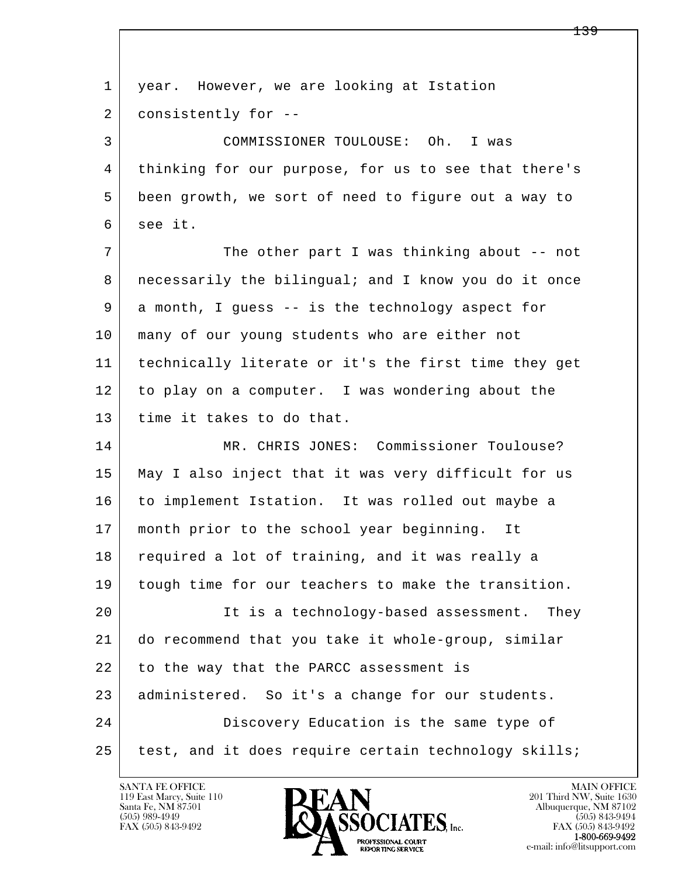year. However, we are looking at Istation consistently for --

COMMISSIONER TOULOUSE: Oh. I was thinking for our purpose, for us to see that there's been growth, we sort of need to figure out a way to see it.

The other part I was thinking about -- not necessarily the bilingual; and I know you do it once a month, I guess -- is the technology aspect for many of our young students who are either not technically literate or it's the first time they get to play on a computer. I was wondering about the time it takes to do that.

MR. CHRIS JONES: Commissioner Toulouse? May I also inject that it was very difficult for us to implement Istation. It was rolled out maybe a month prior to the school year beginning. It required a lot of training, and it was really a tough time for our teachers to make the transition.

It is a technology-based assessment. They do recommend that you take it whole-group, similar to the way that the PARCC assessment is administered. So it's a change for our students.

Discovery Education is the same type of test, and it does require certain technology skills;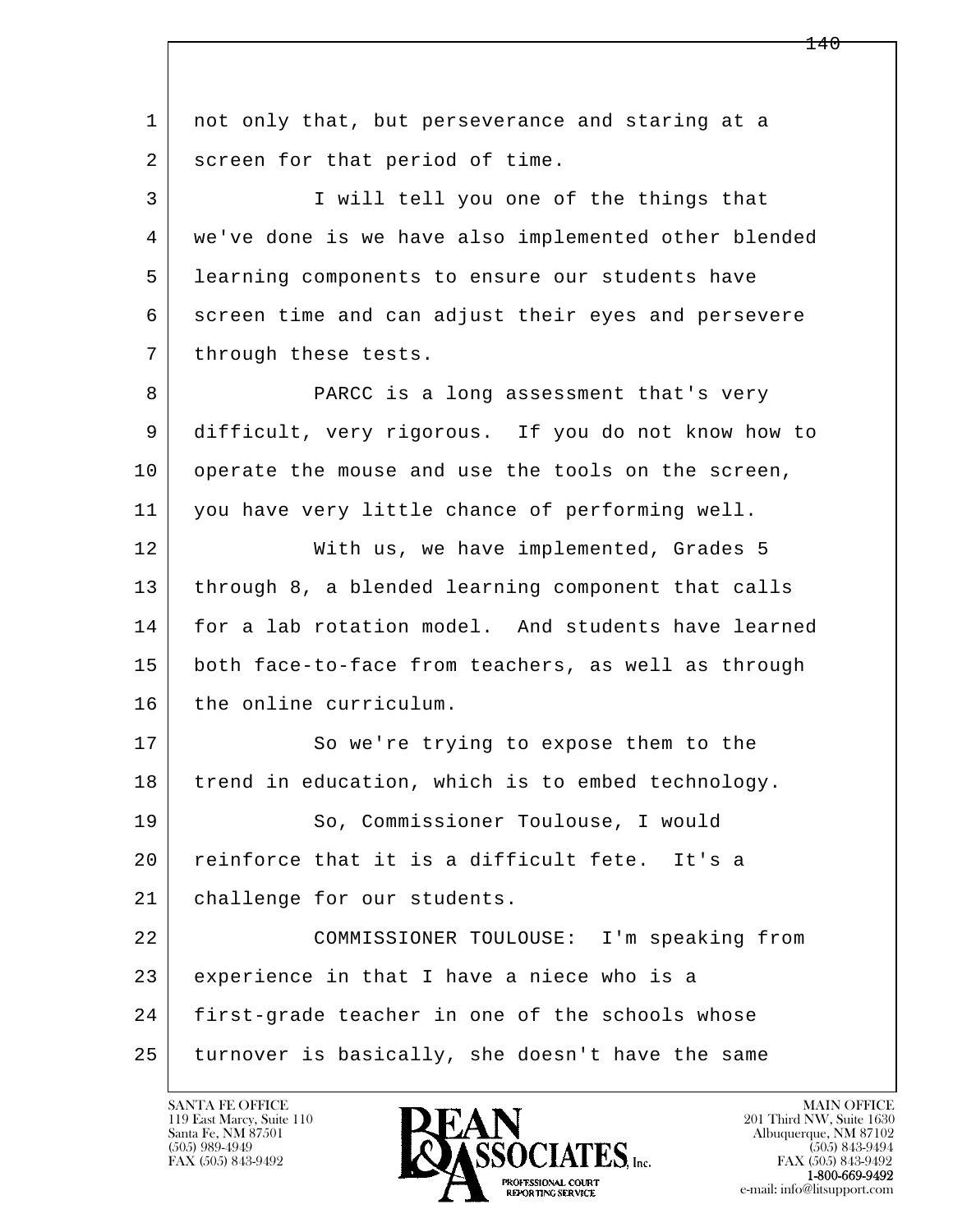not only that, but perseverance and staring at a screen for that period of time.

I will tell you one of the things that we've done is we have also implemented other blended learning components to ensure our students have screen time and can adjust their eyes and persevere through these tests.

PARCC is a long assessment that's very difficult, very rigorous. If you do not know how to operate the mouse and use the tools on the screen, you have very little chance of performing well.

With us, we have implemented, Grades 5 through 8, a blended learning component that calls for a lab rotation model. And students have learned both face-to-face from teachers, as well as through the online curriculum.

So we're trying to expose them to the trend in education, which is to embed technology.

So, Commissioner Toulouse, I would reinforce that it is a difficult fete. It's a challenge for our students.

COMMISSIONER TOULOUSE: I'm speaking from experience in that I have a niece who is a first-grade teacher in one of the schools whose turnover is basically, she doesn't have the same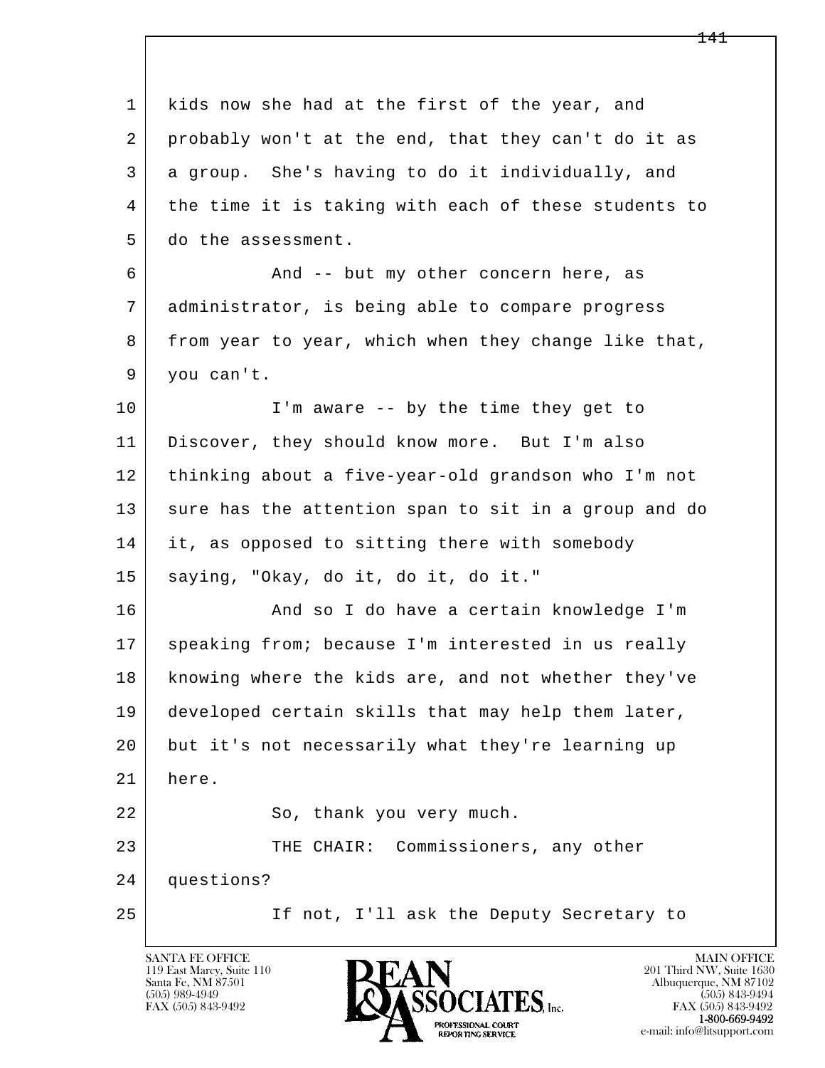kids now she had at the first of the year, and probably won't at the end, that they can't do it as a group. She's having to do it individually, and the time it is taking with each of these students to do the assessment.

And -- but my other concern here, as administrator, is being able to compare progress from year to year, which when they change like that, you can't.

I'm aware -- by the time they get to Discover, they should know more. But I'm also thinking about a five-year-old grandson who I'm not sure has the attention span to sit in a group and do it, as opposed to sitting there with somebody saying, "Okay, do it, do it, do it."

And so I do have a certain knowledge I'm speaking from; because I'm interested in us really knowing where the kids are, and not whether they've developed certain skills that may help them later, but it's not necessarily what they're learning up here.

So, thank you very much.

THE CHAIR: Commissioners, any other questions?

If not, I'll ask the Deputy Secretary to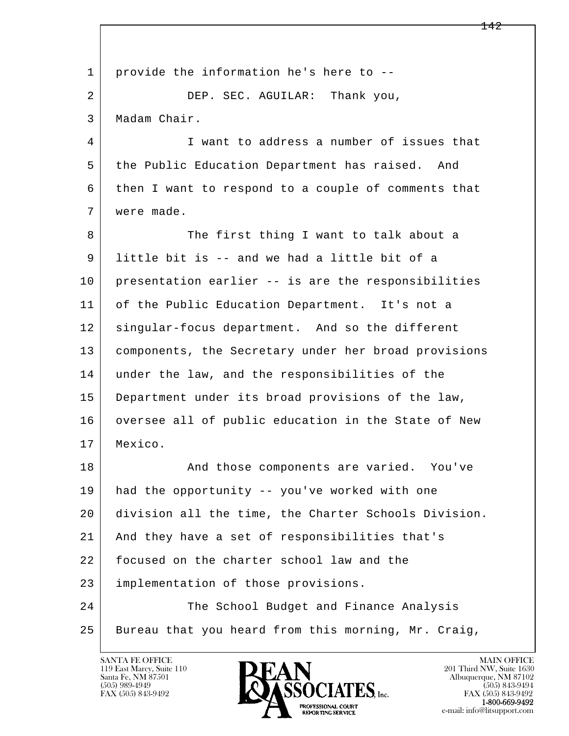provide the information he's here to --

DEP. SEC. AGUILAR: Thank you, Madam Chair.

I want to address a number of issues that the Public Education Department has raised. And then I want to respond to a couple of comments that were made.

The first thing I want to talk about a little bit is -- and we had a little bit of a presentation earlier -- is are the responsibilities of the Public Education Department. It's not a singular-focus department. And so the different components, the Secretary under her broad provisions under the law, and the responsibilities of the Department under its broad provisions of the law, oversee all of public education in the State of New Mexico.

And those components are varied. You've had the opportunity -- you've worked with one division all the time, the Charter Schools Division. And they have a set of responsibilities that's focused on the charter school law and the implementation of those provisions.

The School Budget and Finance Analysis Bureau that you heard from this morning, Mr. Craig,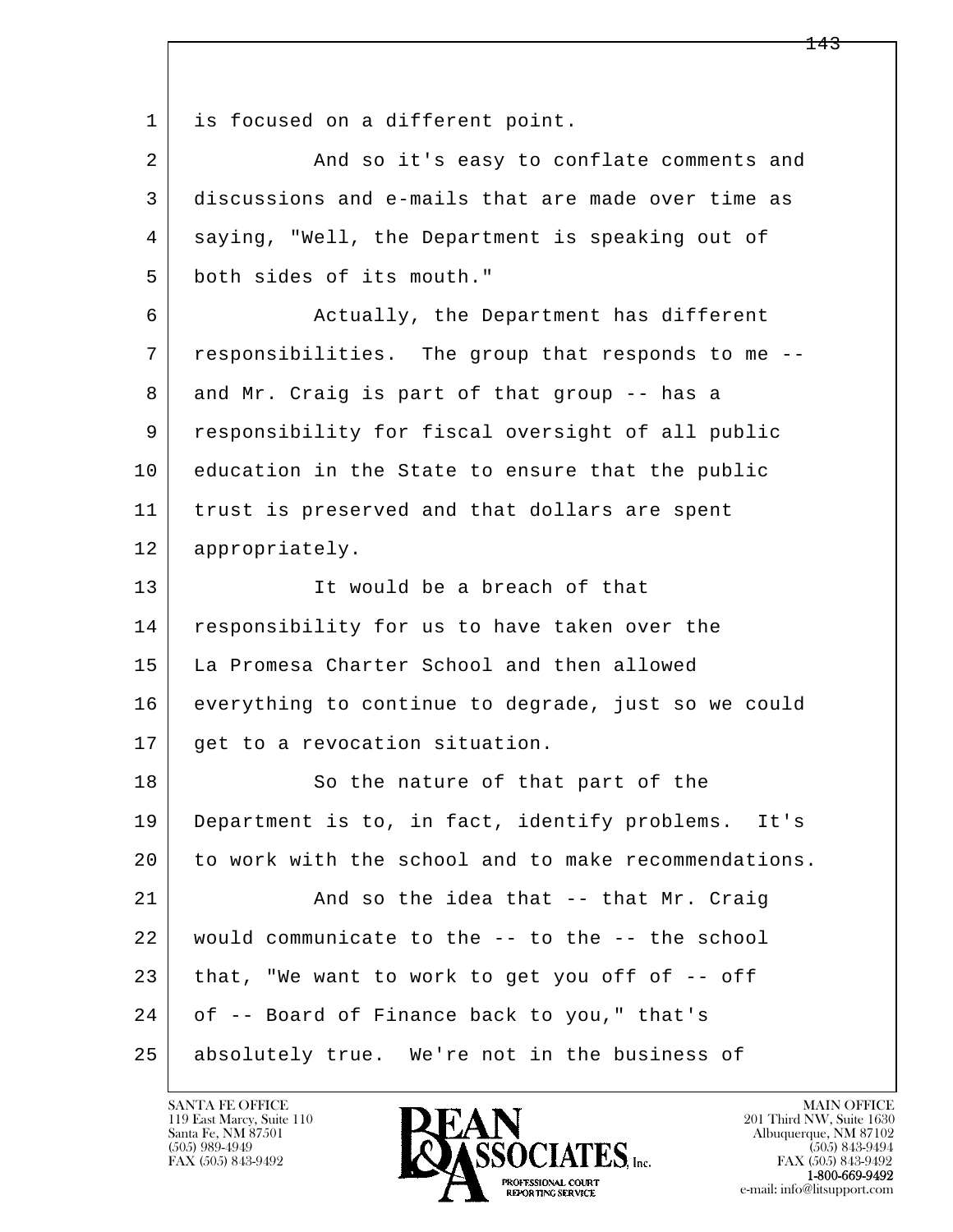1 is focused on a different point.

2 And so it's easy to conflate comments and

3 discussions and e-mails that are made over time as

4 saying, "Well, the Department is speaking out of

5 both sides of its mouth."

6 Actually, the Department has different

7 responsibilities. The group that responds to me --

8 and Mr. Craig is part of that group -- has a

9 responsibility for fiscal oversight of all public

10 education in the State to ensure that the public

11 trust is preserved and that dollars are spent

12 appropriately.

13 It would be a breach of that

14 responsibility for us to have taken over the

15 La Promesa Charter School and then allowed

16 everything to continue to degrade, just so we could

17 get to a revocation situation.

18 So the nature of that part of the

19 Department is to, in fact, identify problems. It's

20 to work with the school and to make recommendations.

21 And so the idea that -- that Mr. Craig

22 would communicate to the -- to the -- the school

23 that, "We want to work to get you off of -- off

24 of -- Board of Finance back to you," that's

25 absolutely true. We're not in the business of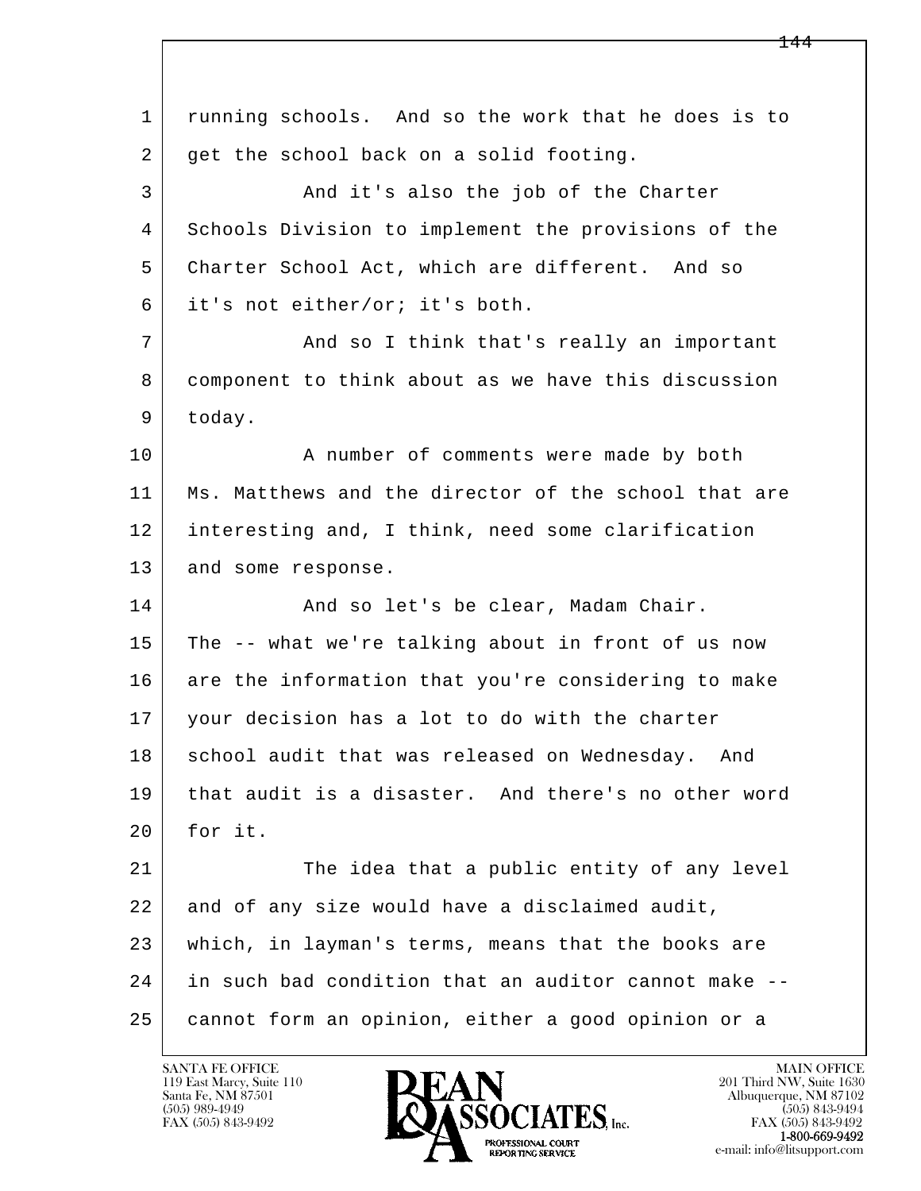running schools. And so the work that he does is to get the school back on a solid footing.

And it's also the job of the Charter Schools Division to implement the provisions of the Charter School Act, which are different. And so it's not either/or; it's both.

And so I think that's really an important component to think about as we have this discussion today.

A number of comments were made by both Ms. Matthews and the director of the school that are interesting and, I think, need some clarification and some response.

And so let's be clear, Madam Chair. The -- what we're talking about in front of us now are the information that you're considering to make your decision has a lot to do with the charter school audit that was released on Wednesday. And that audit is a disaster. And there's no other word for it.

The idea that a public entity of any level and of any size would have a disclaimed audit, which, in layman's terms, means that the books are in such bad condition that an auditor cannot make -- cannot form an opinion, either a good opinion or a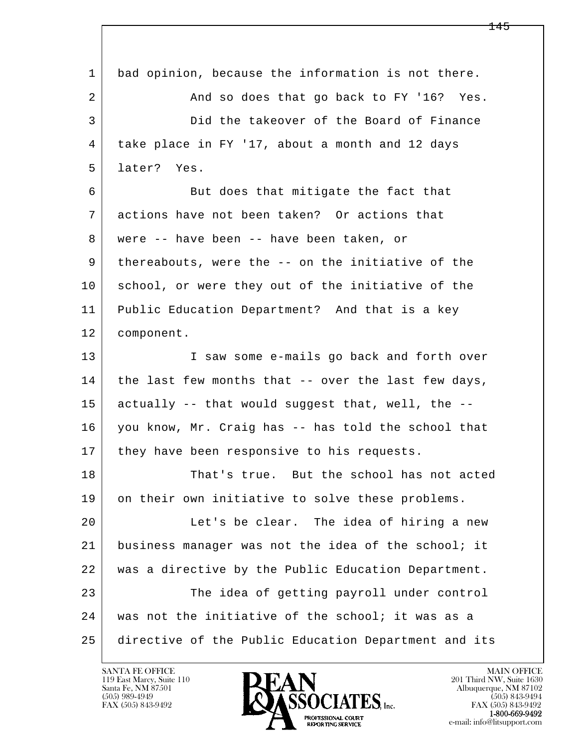bad opinion, because the information is not there.

And so does that go back to FY '16? Yes.

Did the takeover of the Board of Finance take place in FY '17, about a month and 12 days later? Yes.

But does that mitigate the fact that actions have not been taken? Or actions that were -- have been -- have been taken, or thereabouts, were the -- on the initiative of the school, or were they out of the initiative of the Public Education Department? And that is a key component.

I saw some e-mails go back and forth over the last few months that -- over the last few days, actually -- that would suggest that, well, the -- you know, Mr. Craig has -- has told the school that they have been responsive to his requests.

That's true. But the school has not acted on their own initiative to solve these problems.

Let's be clear. The idea of hiring a new business manager was not the idea of the school; it was a directive by the Public Education Department.

The idea of getting payroll under control was not the initiative of the school; it was as a directive of the Public Education Department and its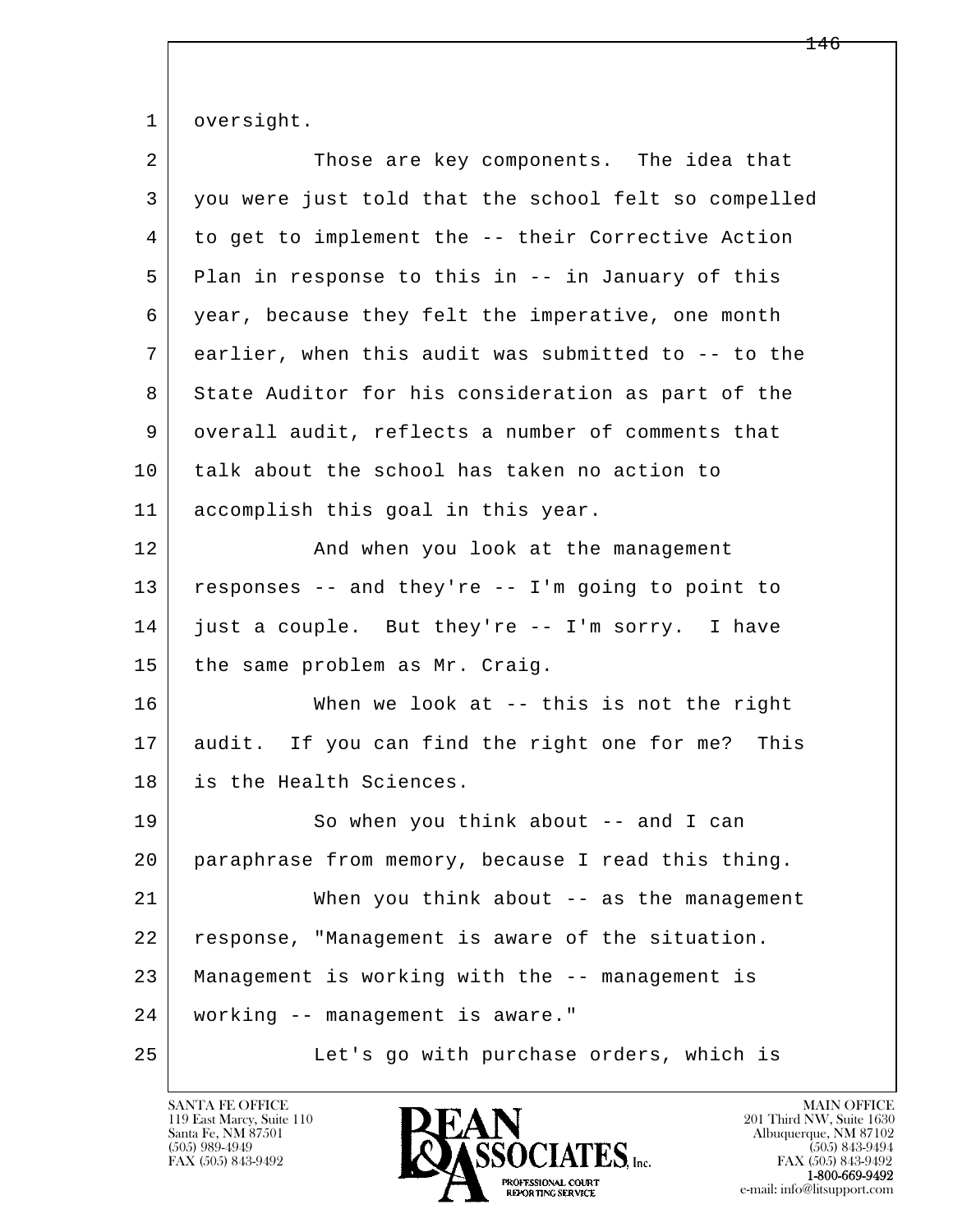1 oversight.

2 Those are key components. The idea that
3 you were just told that the school felt so compelled
4 to get to implement the -- their Corrective Action
5 Plan in response to this in -- in January of this
6 year, because they felt the imperative, one month
7 earlier, when this audit was submitted to -- to the
8 State Auditor for his consideration as part of the
9 overall audit, reflects a number of comments that
10 talk about the school has taken no action to
11 accomplish this goal in this year.

12 And when you look at the management
13 responses -- and they're -- I'm going to point to
14 just a couple. But they're -- I'm sorry. I have
15 the same problem as Mr. Craig.

16 When we look at -- this is not the right
17 audit. If you can find the right one for me? This
18 is the Health Sciences.

19 So when you think about -- and I can
20 paraphrase from memory, because I read this thing.

21 When you think about -- as the management
22 response, "Management is aware of the situation.
23 Management is working with the -- management is
24 working -- management is aware."

25 Let's go with purchase orders, which is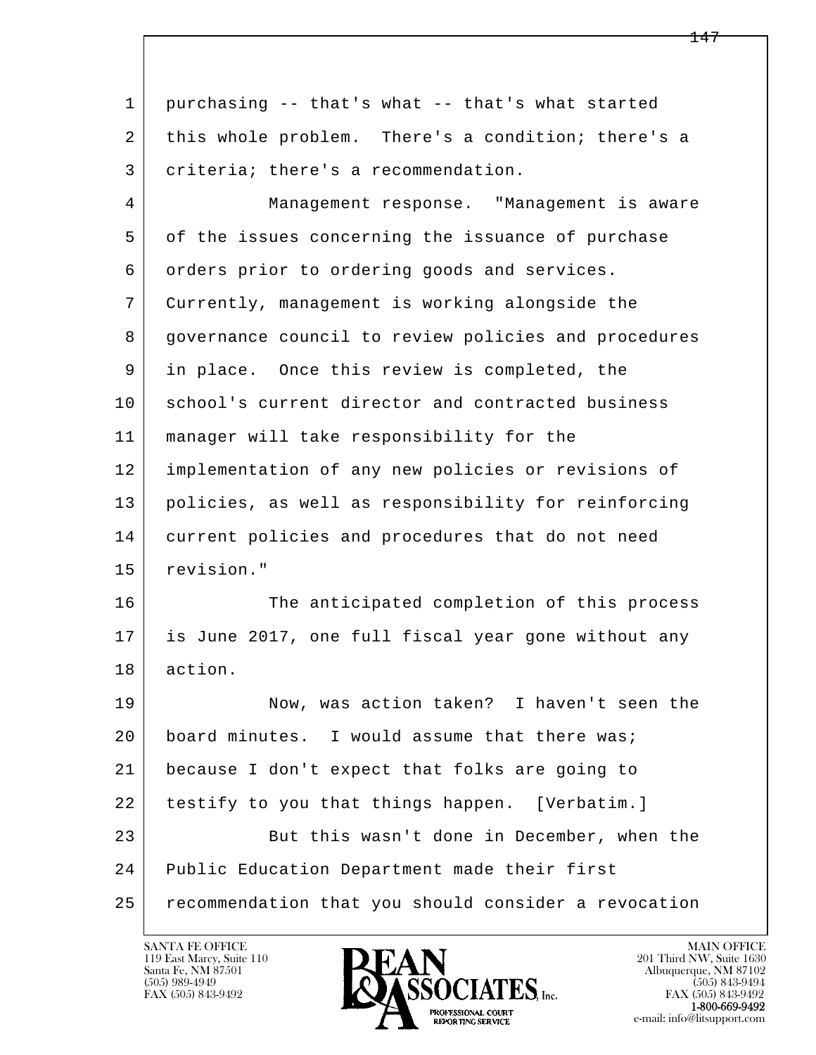purchasing -- that's what -- that's what started this whole problem. There's a condition; there's a criteria; there's a recommendation.

Management response. "Management is aware of the issues concerning the issuance of purchase orders prior to ordering goods and services. Currently, management is working alongside the governance council to review policies and procedures in place. Once this review is completed, the school's current director and contracted business manager will take responsibility for the implementation of any new policies or revisions of policies, as well as responsibility for reinforcing current policies and procedures that do not need revision."

The anticipated completion of this process is June 2017, one full fiscal year gone without any action.

Now, was action taken? I haven't seen the board minutes. I would assume that there was; because I don't expect that folks are going to testify to you that things happen. [Verbatim.]

But this wasn't done in December, when the Public Education Department made their first recommendation that you should consider a revocation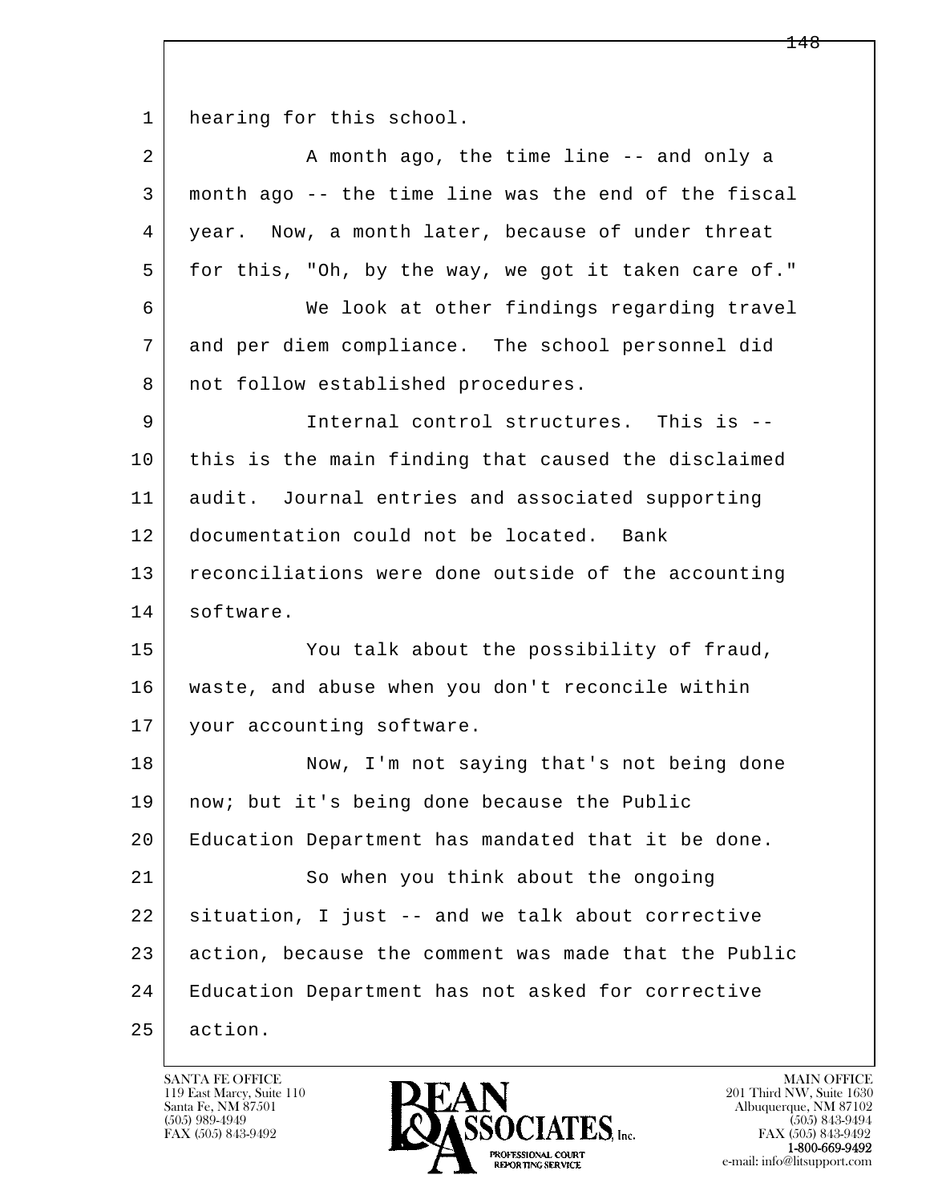hearing for this school.

A month ago, the time line -- and only a month ago -- the time line was the end of the fiscal year. Now, a month later, because of under threat for this, "Oh, by the way, we got it taken care of."

We look at other findings regarding travel and per diem compliance. The school personnel did not follow established procedures.

Internal control structures. This is -- this is the main finding that caused the disclaimed audit. Journal entries and associated supporting documentation could not be located. Bank reconciliations were done outside of the accounting software.

You talk about the possibility of fraud, waste, and abuse when you don't reconcile within your accounting software.

Now, I'm not saying that's not being done now; but it's being done because the Public Education Department has mandated that it be done.

So when you think about the ongoing situation, I just -- and we talk about corrective action, because the comment was made that the Public Education Department has not asked for corrective action.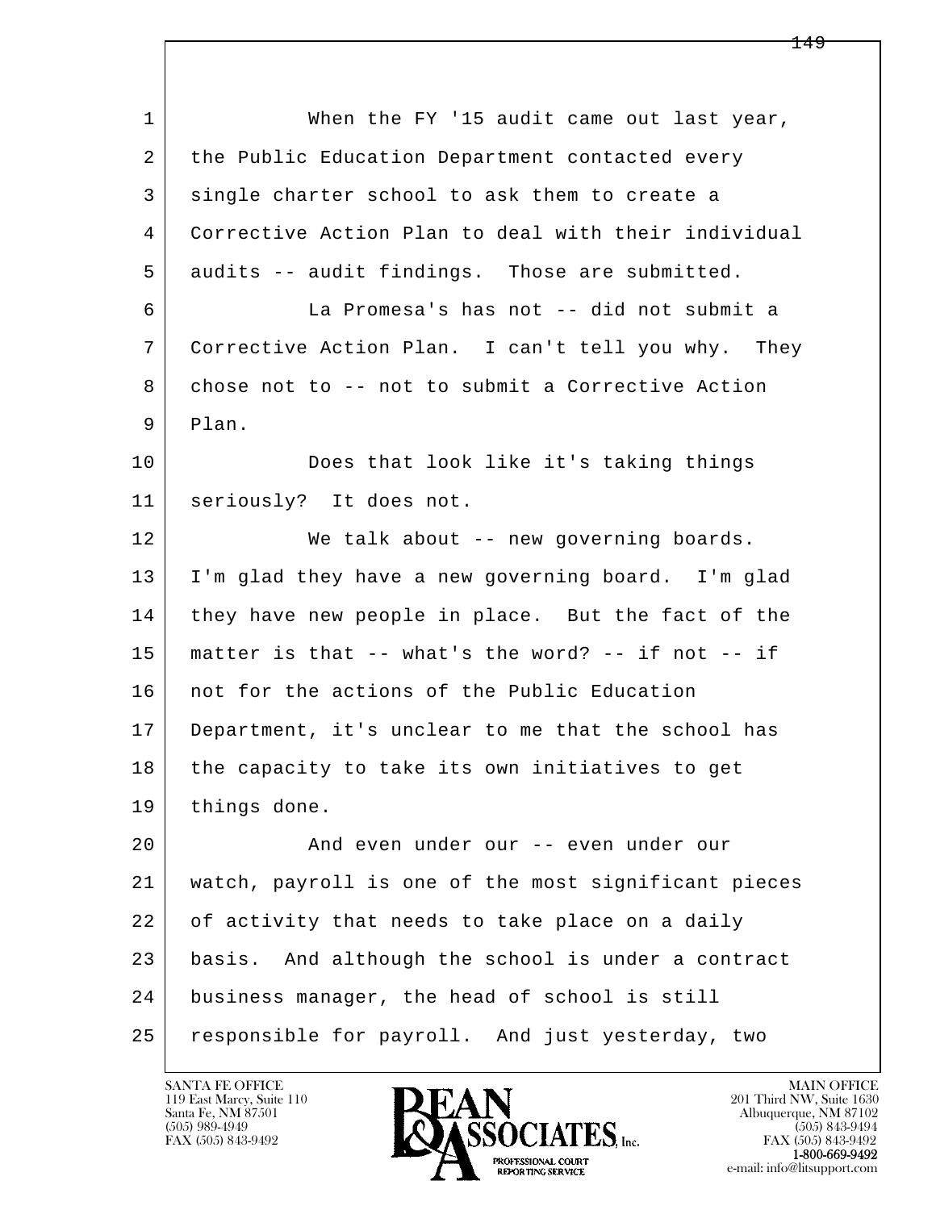When the FY '15 audit came out last year, the Public Education Department contacted every single charter school to ask them to create a Corrective Action Plan to deal with their individual audits -- audit findings. Those are submitted.

La Promesa's has not -- did not submit a Corrective Action Plan. I can't tell you why. They chose not to -- not to submit a Corrective Action Plan.

Does that look like it's taking things seriously? It does not.

We talk about -- new governing boards. I'm glad they have a new governing board. I'm glad they have new people in place. But the fact of the matter is that -- what's the word? -- if not -- if not for the actions of the Public Education Department, it's unclear to me that the school has the capacity to take its own initiatives to get things done.

And even under our -- even under our watch, payroll is one of the most significant pieces of activity that needs to take place on a daily basis. And although the school is under a contract business manager, the head of school is still responsible for payroll. And just yesterday, two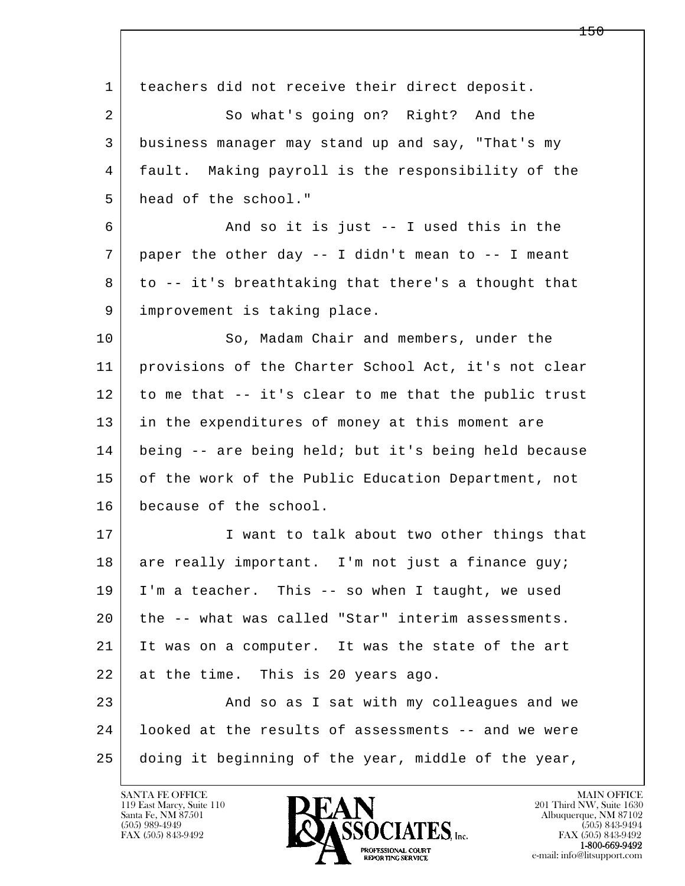teachers did not receive their direct deposit.

So what's going on? Right? And the business manager may stand up and say, "That's my fault. Making payroll is the responsibility of the head of the school."

And so it is just -- I used this in the paper the other day -- I didn't mean to -- I meant to -- it's breathtaking that there's a thought that improvement is taking place.

So, Madam Chair and members, under the provisions of the Charter School Act, it's not clear to me that -- it's clear to me that the public trust in the expenditures of money at this moment are being -- are being held; but it's being held because of the work of the Public Education Department, not because of the school.

I want to talk about two other things that are really important. I'm not just a finance guy; I'm a teacher. This -- so when I taught, we used the -- what was called "Star" interim assessments. It was on a computer. It was the state of the art at the time. This is 20 years ago.

And so as I sat with my colleagues and we looked at the results of assessments -- and we were doing it beginning of the year, middle of the year,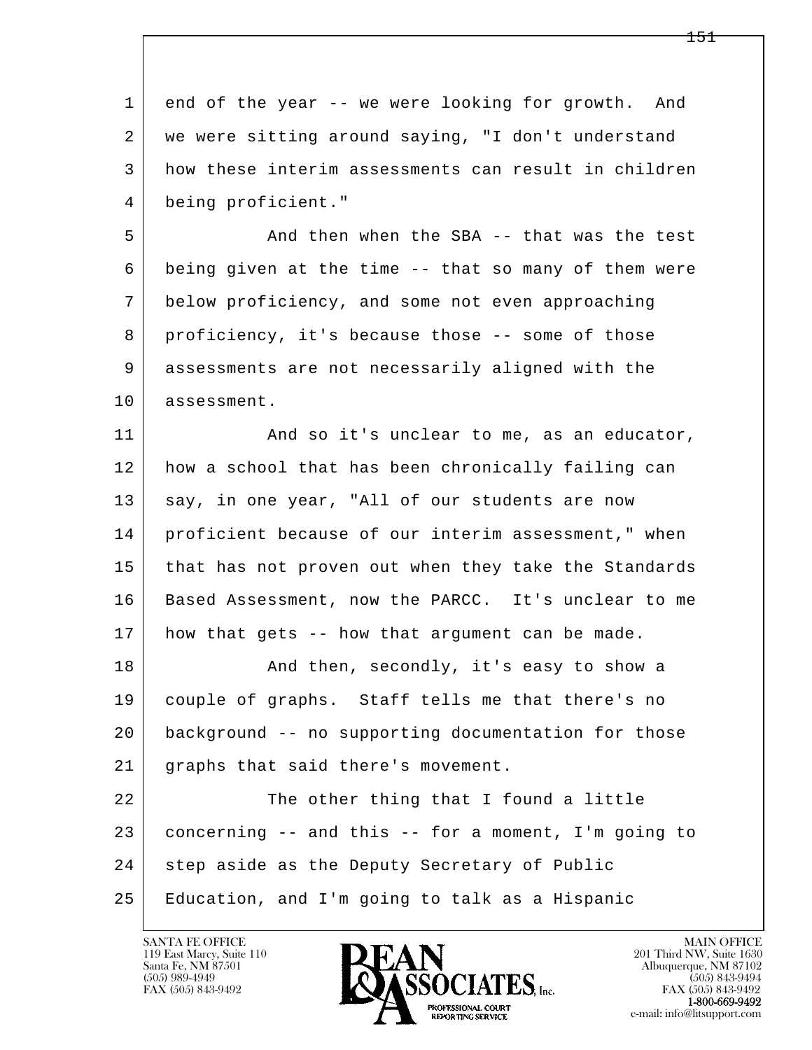end of the year -- we were looking for growth. And we were sitting around saying, "I don't understand how these interim assessments can result in children being proficient."

And then when the SBA -- that was the test being given at the time -- that so many of them were below proficiency, and some not even approaching proficiency, it's because those -- some of those assessments are not necessarily aligned with the assessment.

And so it's unclear to me, as an educator, how a school that has been chronically failing can say, in one year, "All of our students are now proficient because of our interim assessment," when that has not proven out when they take the Standards Based Assessment, now the PARCC. It's unclear to me how that gets -- how that argument can be made.

And then, secondly, it's easy to show a couple of graphs. Staff tells me that there's no background -- no supporting documentation for those graphs that said there's movement.

The other thing that I found a little concerning -- and this -- for a moment, I'm going to step aside as the Deputy Secretary of Public Education, and I'm going to talk as a Hispanic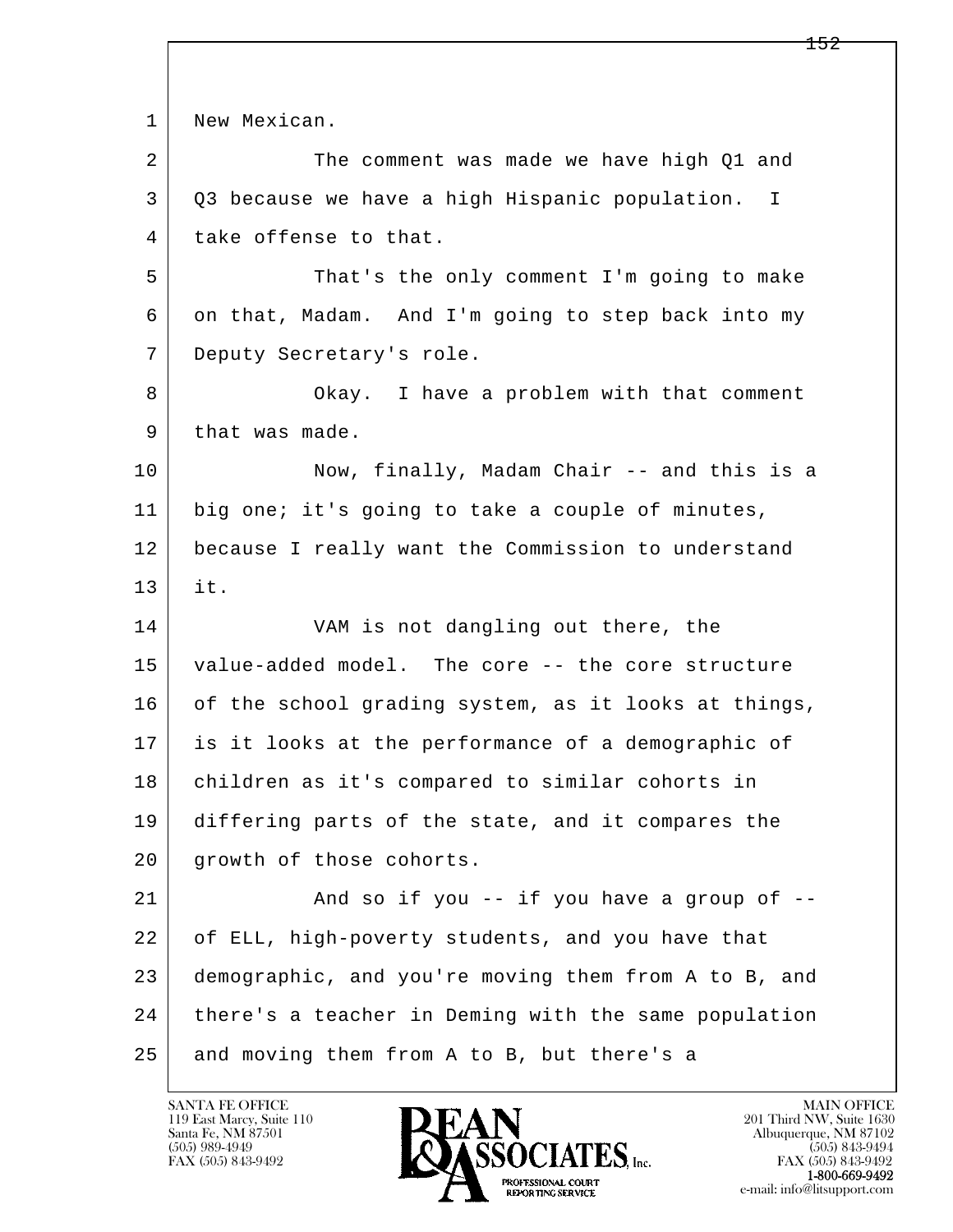1 New Mexican.

2 The comment was made we have high Q1 and
3 Q3 because we have a high Hispanic population. I
4 take offense to that.

5 That's the only comment I'm going to make
6 on that, Madam. And I'm going to step back into my
7 Deputy Secretary's role.

8 Okay. I have a problem with that comment
9 that was made.

10 Now, finally, Madam Chair -- and this is a
11 big one; it's going to take a couple of minutes,
12 because I really want the Commission to understand
13 it.

14 VAM is not dangling out there, the
15 value-added model. The core -- the core structure
16 of the school grading system, as it looks at things,
17 is it looks at the performance of a demographic of
18 children as it's compared to similar cohorts in
19 differing parts of the state, and it compares the
20 growth of those cohorts.

21 And so if you -- if you have a group of --
22 of ELL, high-poverty students, and you have that
23 demographic, and you're moving them from A to B, and
24 there's a teacher in Deming with the same population
25 and moving them from A to B, but there's a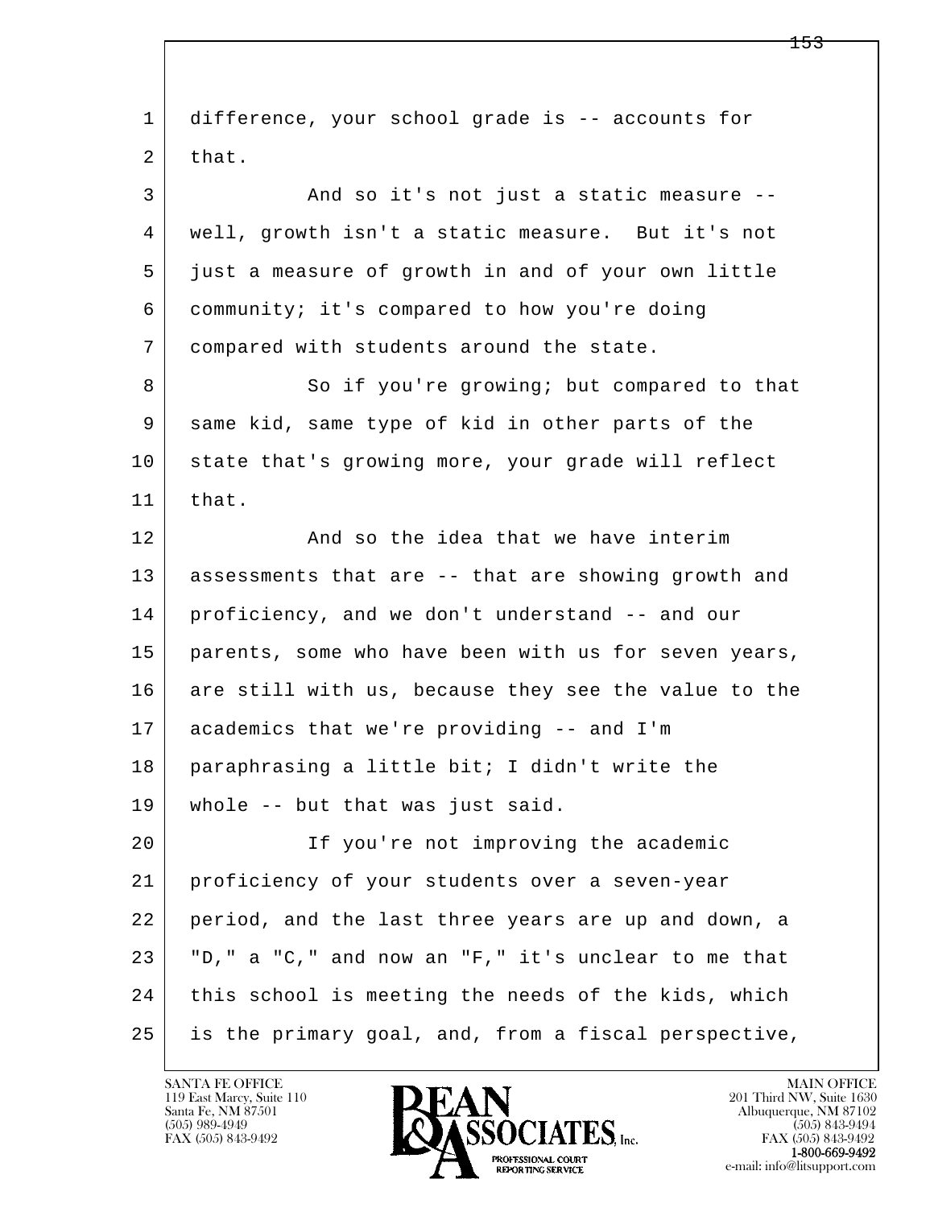difference, your school grade is -- accounts for that.

And so it's not just a static measure -- well, growth isn't a static measure. But it's not just a measure of growth in and of your own little community; it's compared to how you're doing compared with students around the state.

So if you're growing; but compared to that same kid, same type of kid in other parts of the state that's growing more, your grade will reflect that.

And so the idea that we have interim assessments that are -- that are showing growth and proficiency, and we don't understand -- and our parents, some who have been with us for seven years, are still with us, because they see the value to the academics that we're providing -- and I'm paraphrasing a little bit; I didn't write the whole -- but that was just said.

If you're not improving the academic proficiency of your students over a seven-year period, and the last three years are up and down, a "D," a "C," and now an "F," it's unclear to me that this school is meeting the needs of the kids, which is the primary goal, and, from a fiscal perspective,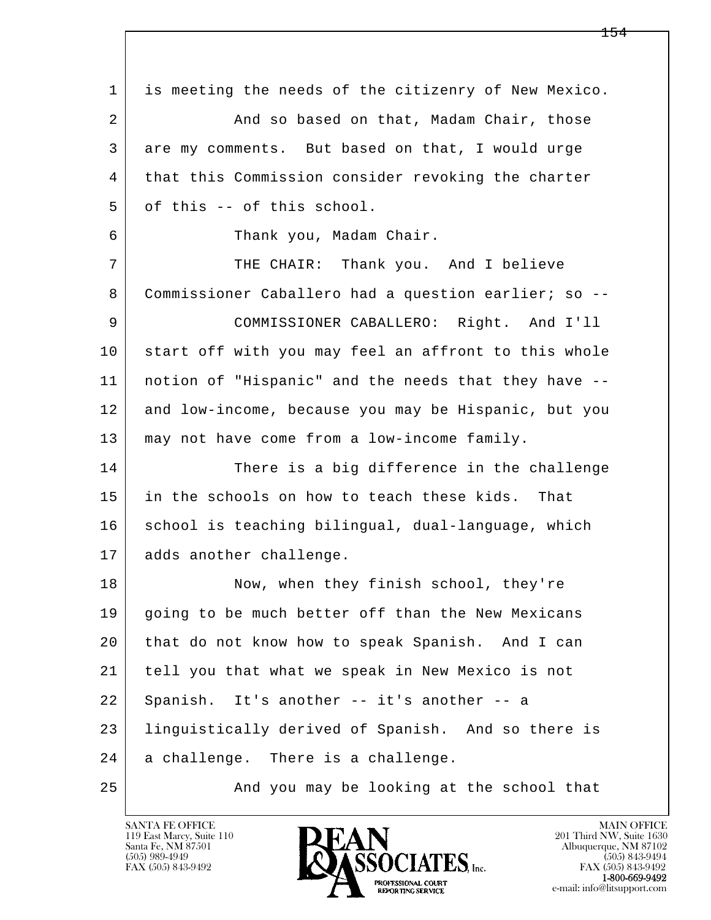is meeting the needs of the citizenry of New Mexico.

And so based on that, Madam Chair, those are my comments. But based on that, I would urge that this Commission consider revoking the charter of this -- of this school.

Thank you, Madam Chair.

THE CHAIR: Thank you. And I believe Commissioner Caballero had a question earlier; so --

COMMISSIONER CABALLERO: Right. And I'll start off with you may feel an affront to this whole notion of "Hispanic" and the needs that they have -- and low-income, because you may be Hispanic, but you may not have come from a low-income family.

There is a big difference in the challenge in the schools on how to teach these kids. That school is teaching bilingual, dual-language, which adds another challenge.

Now, when they finish school, they're going to be much better off than the New Mexicans that do not know how to speak Spanish. And I can tell you that what we speak in New Mexico is not Spanish. It's another -- it's another -- a linguistically derived of Spanish. And so there is a challenge. There is a challenge.

And you may be looking at the school that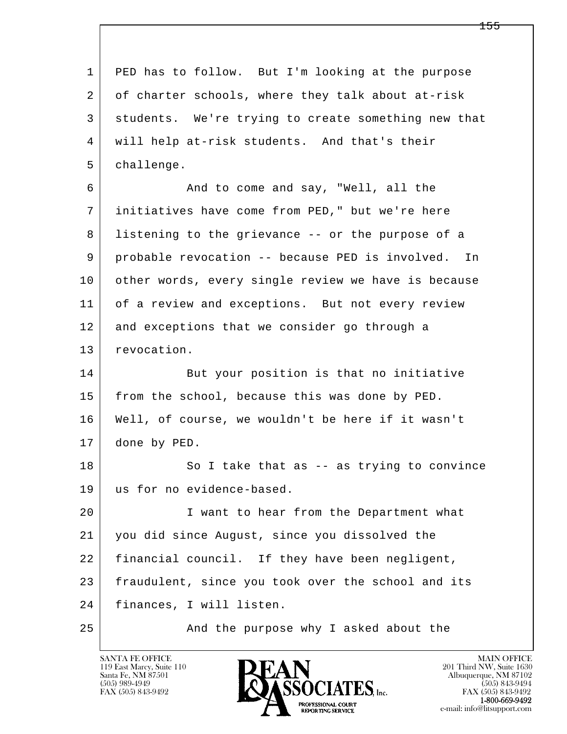1 PED has to follow. But I'm looking at the purpose
2 of charter schools, where they talk about at-risk
3 students. We're trying to create something new that
4 will help at-risk students. And that's their
5 challenge.

6 And to come and say, "Well, all the
7 initiatives have come from PED," but we're here
8 listening to the grievance -- or the purpose of a
9 probable revocation -- because PED is involved. In
10 other words, every single review we have is because
11 of a review and exceptions. But not every review
12 and exceptions that we consider go through a
13 revocation.

14 But your position is that no initiative
15 from the school, because this was done by PED.
16 Well, of course, we wouldn't be here if it wasn't
17 done by PED.

18 So I take that as -- as trying to convince
19 us for no evidence-based.

20 I want to hear from the Department what
21 you did since August, since you dissolved the
22 financial council. If they have been negligent,
23 fraudulent, since you took over the school and its
24 finances, I will listen.

25 And the purpose why I asked about the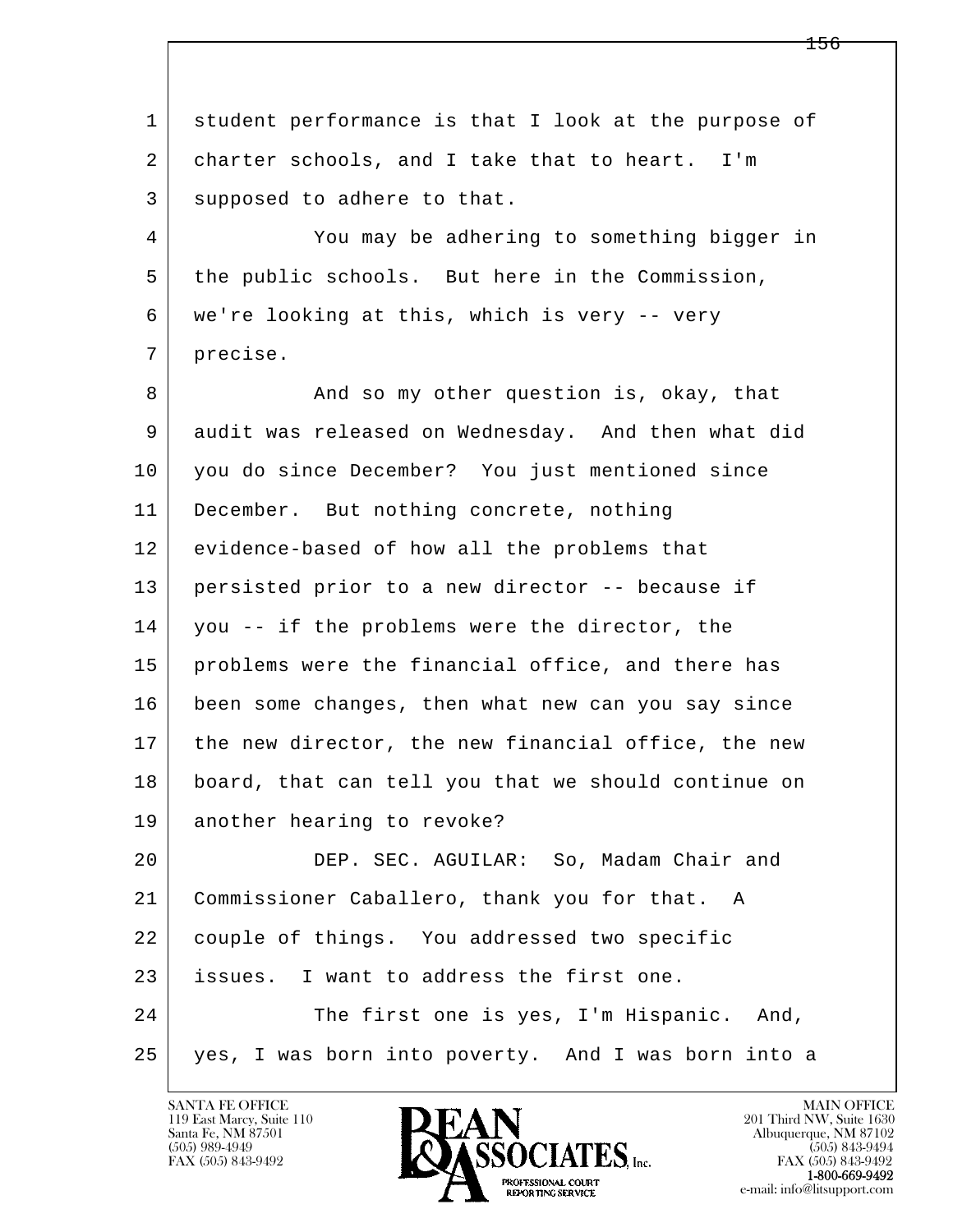student performance is that I look at the purpose of charter schools, and I take that to heart. I'm supposed to adhere to that.

You may be adhering to something bigger in the public schools. But here in the Commission, we're looking at this, which is very -- very precise.

And so my other question is, okay, that audit was released on Wednesday. And then what did you do since December? You just mentioned since December. But nothing concrete, nothing evidence-based of how all the problems that persisted prior to a new director -- because if you -- if the problems were the director, the problems were the financial office, and there has been some changes, then what new can you say since the new director, the new financial office, the new board, that can tell you that we should continue on another hearing to revoke?

DEP. SEC. AGUILAR: So, Madam Chair and Commissioner Caballero, thank you for that. A couple of things. You addressed two specific issues. I want to address the first one.

The first one is yes, I'm Hispanic. And, yes, I was born into poverty. And I was born into a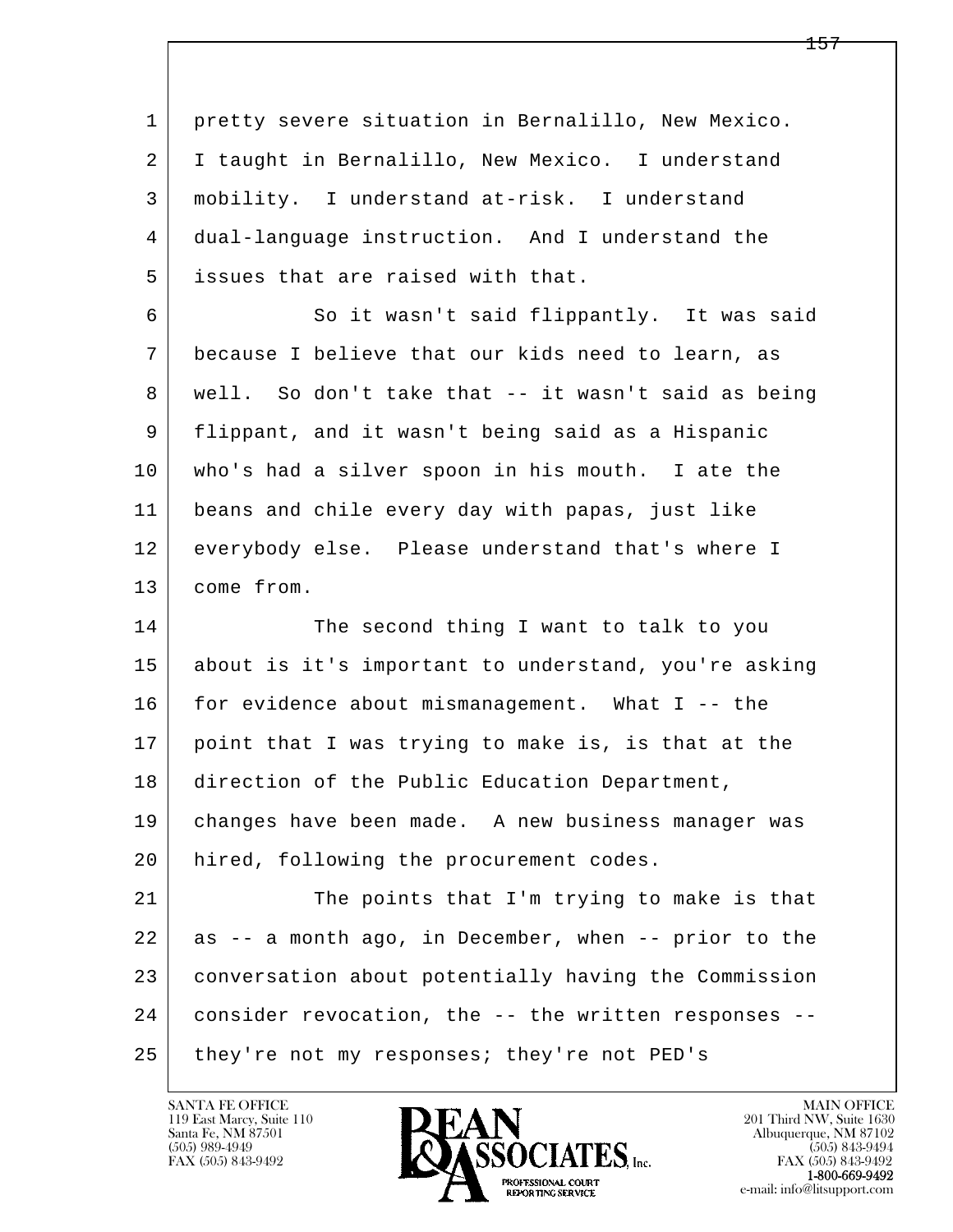1 pretty severe situation in Bernalillo, New Mexico.
2 I taught in Bernalillo, New Mexico. I understand
3 mobility. I understand at-risk. I understand
4 dual-language instruction. And I understand the
5 issues that are raised with that.

6 So it wasn't said flippantly. It was said
7 because I believe that our kids need to learn, as
8 well. So don't take that -- it wasn't said as being
9 flippant, and it wasn't being said as a Hispanic
10 who's had a silver spoon in his mouth. I ate the
11 beans and chile every day with papas, just like
12 everybody else. Please understand that's where I
13 come from.

14 The second thing I want to talk to you
15 about is it's important to understand, you're asking
16 for evidence about mismanagement. What I -- the
17 point that I was trying to make is, is that at the
18 direction of the Public Education Department,
19 changes have been made. A new business manager was
20 hired, following the procurement codes.

21 The points that I'm trying to make is that
22 as -- a month ago, in December, when -- prior to the
23 conversation about potentially having the Commission
24 consider revocation, the -- the written responses --
25 they're not my responses; they're not PED's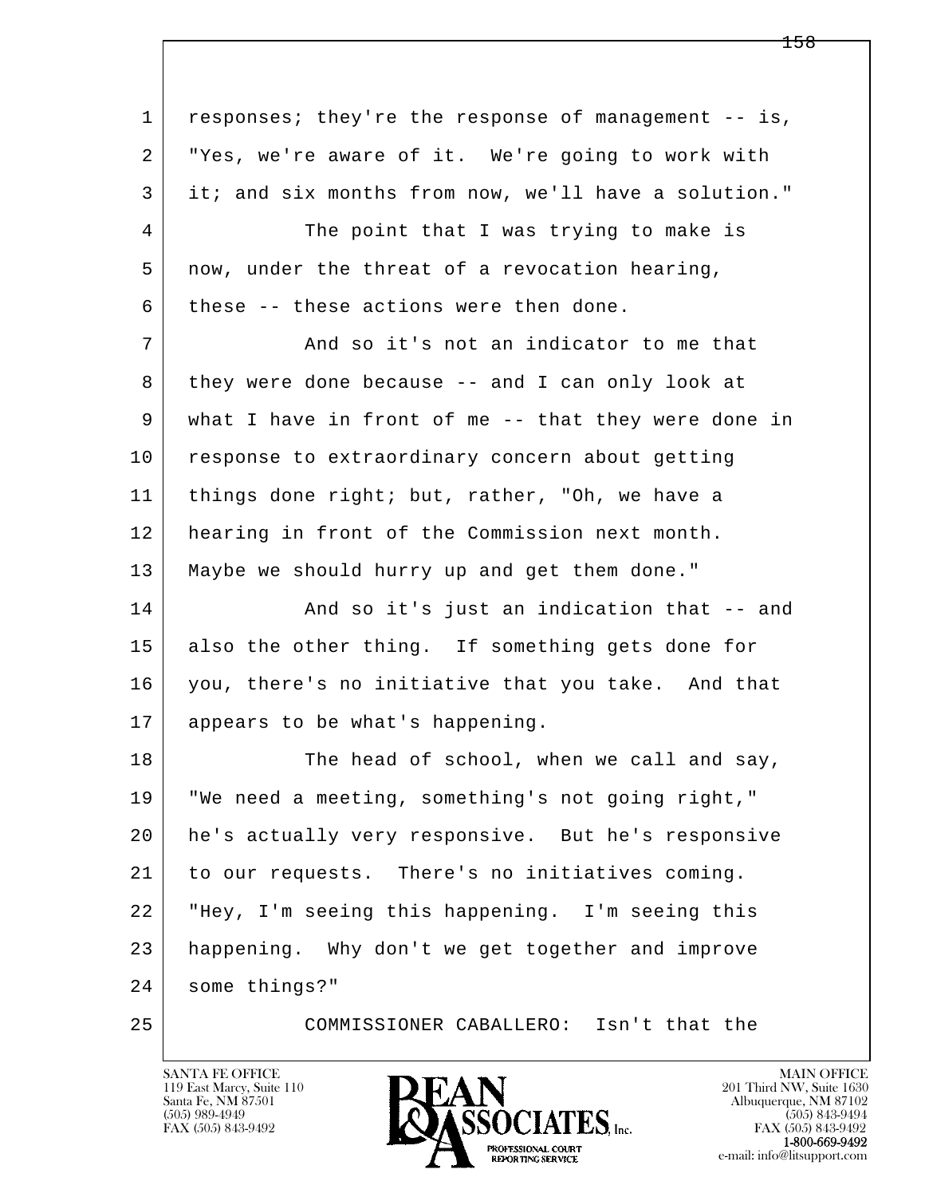responses; they're the response of management -- is, "Yes, we're aware of it. We're going to work with it; and six months from now, we'll have a solution."

The point that I was trying to make is now, under the threat of a revocation hearing, these -- these actions were then done.

And so it's not an indicator to me that they were done because -- and I can only look at what I have in front of me -- that they were done in response to extraordinary concern about getting things done right; but, rather, "Oh, we have a hearing in front of the Commission next month. Maybe we should hurry up and get them done."

And so it's just an indication that -- and also the other thing. If something gets done for you, there's no initiative that you take. And that appears to be what's happening.

The head of school, when we call and say, "We need a meeting, something's not going right," he's actually very responsive. But he's responsive to our requests. There's no initiatives coming. "Hey, I'm seeing this happening. I'm seeing this happening. Why don't we get together and improve some things?"

COMMISSIONER CABALLERO: Isn't that the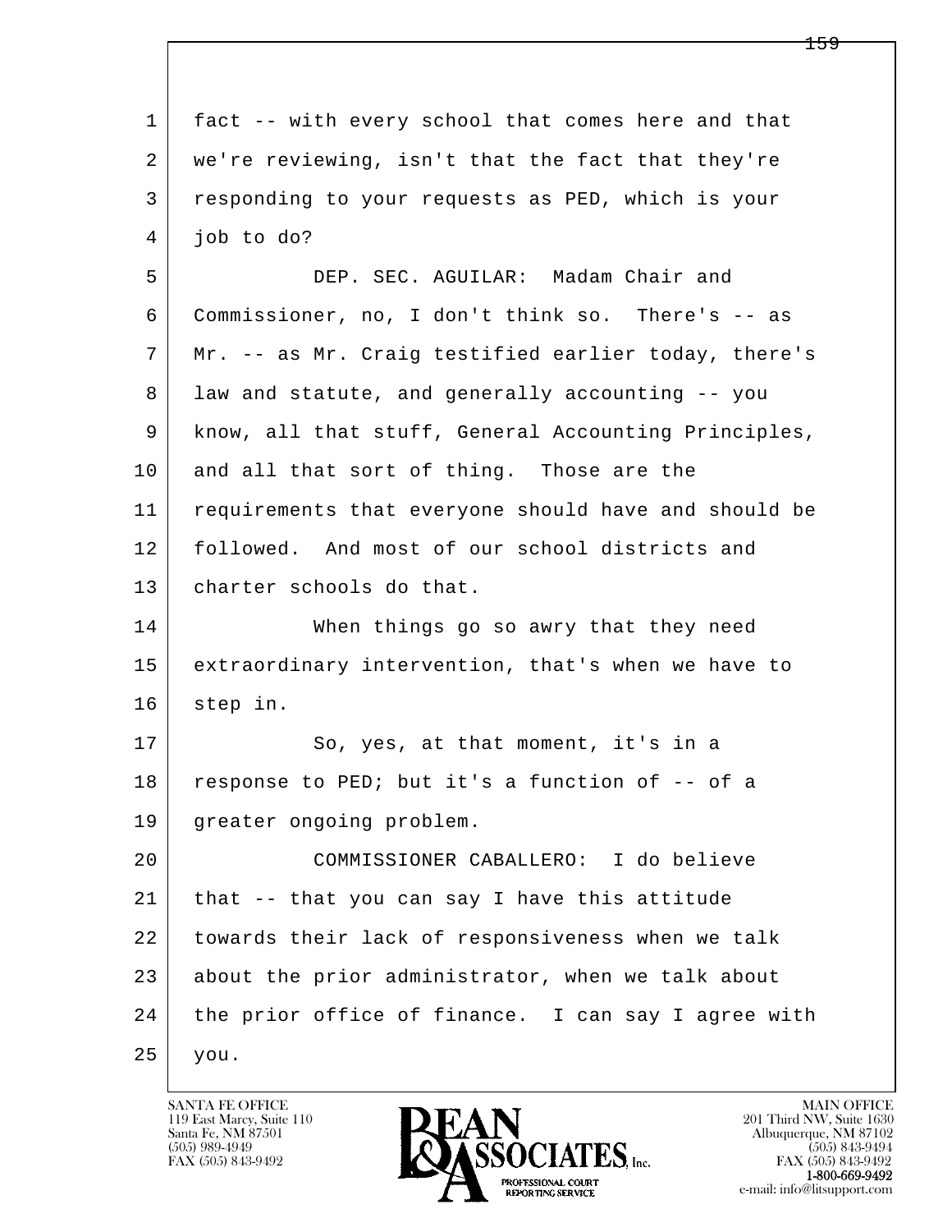fact -- with every school that comes here and that we're reviewing, isn't that the fact that they're responding to your requests as PED, which is your job to do?

DEP. SEC. AGUILAR: Madam Chair and Commissioner, no, I don't think so. There's -- as Mr. -- as Mr. Craig testified earlier today, there's law and statute, and generally accounting -- you know, all that stuff, General Accounting Principles, and all that sort of thing. Those are the requirements that everyone should have and should be followed. And most of our school districts and charter schools do that.

When things go so awry that they need extraordinary intervention, that's when we have to step in.

So, yes, at that moment, it's in a response to PED; but it's a function of -- of a greater ongoing problem.

COMMISSIONER CABALLERO: I do believe that -- that you can say I have this attitude towards their lack of responsiveness when we talk about the prior administrator, when we talk about the prior office of finance. I can say I agree with you.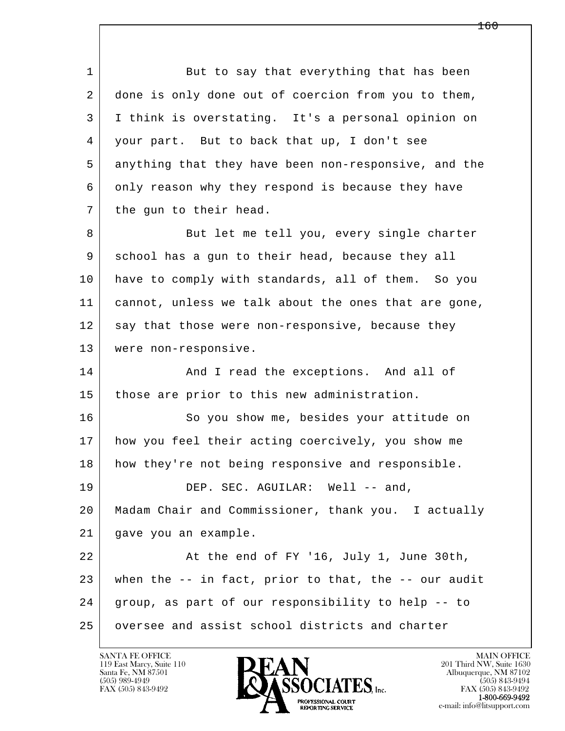But to say that everything that has been done is only done out of coercion from you to them, I think is overstating. It's a personal opinion on your part. But to back that up, I don't see anything that they have been non-responsive, and the only reason why they respond is because they have the gun to their head.

But let me tell you, every single charter school has a gun to their head, because they all have to comply with standards, all of them. So you cannot, unless we talk about the ones that are gone, say that those were non-responsive, because they were non-responsive.

And I read the exceptions. And all of those are prior to this new administration.

So you show me, besides your attitude on how you feel their acting coercively, you show me how they're not being responsive and responsible.

DEP. SEC. AGUILAR: Well -- and, Madam Chair and Commissioner, thank you. I actually gave you an example.

At the end of FY '16, July 1, June 30th, when the -- in fact, prior to that, the -- our audit group, as part of our responsibility to help -- to oversee and assist school districts and charter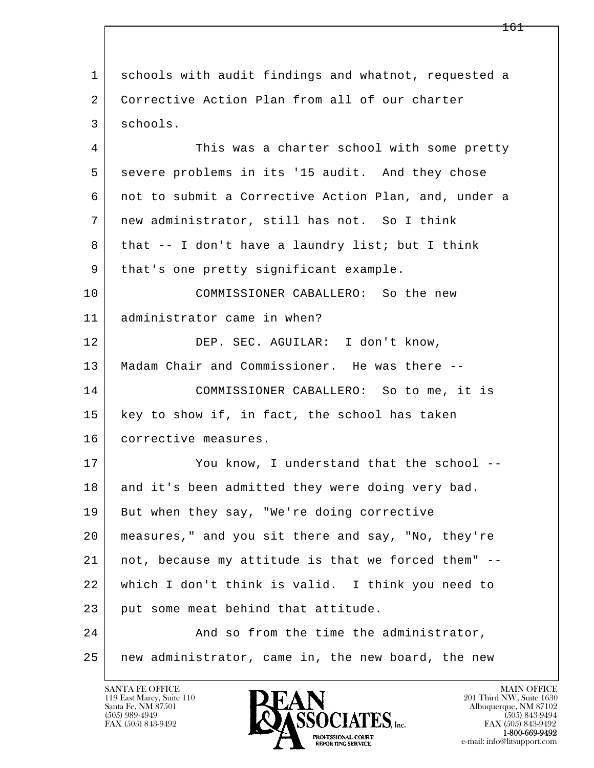1 schools with audit findings and whatnot, requested a
2 Corrective Action Plan from all of our charter
3 schools.

4 This was a charter school with some pretty
5 severe problems in its '15 audit. And they chose
6 not to submit a Corrective Action Plan, and, under a
7 new administrator, still has not. So I think
8 that -- I don't have a laundry list; but I think
9 that's one pretty significant example.

10 COMMISSIONER CABALLERO: So the new
11 administrator came in when?

12 DEP. SEC. AGUILAR: I don't know,
13 Madam Chair and Commissioner. He was there --

14 COMMISSIONER CABALLERO: So to me, it is
15 key to show if, in fact, the school has taken
16 corrective measures.

17 You know, I understand that the school --
18 and it's been admitted they were doing very bad.
19 But when they say, "We're doing corrective
20 measures," and you sit there and say, "No, they're
21 not, because my attitude is that we forced them" --
22 which I don't think is valid. I think you need to
23 put some meat behind that attitude.

24 And so from the time the administrator,
25 new administrator, came in, the new board, the new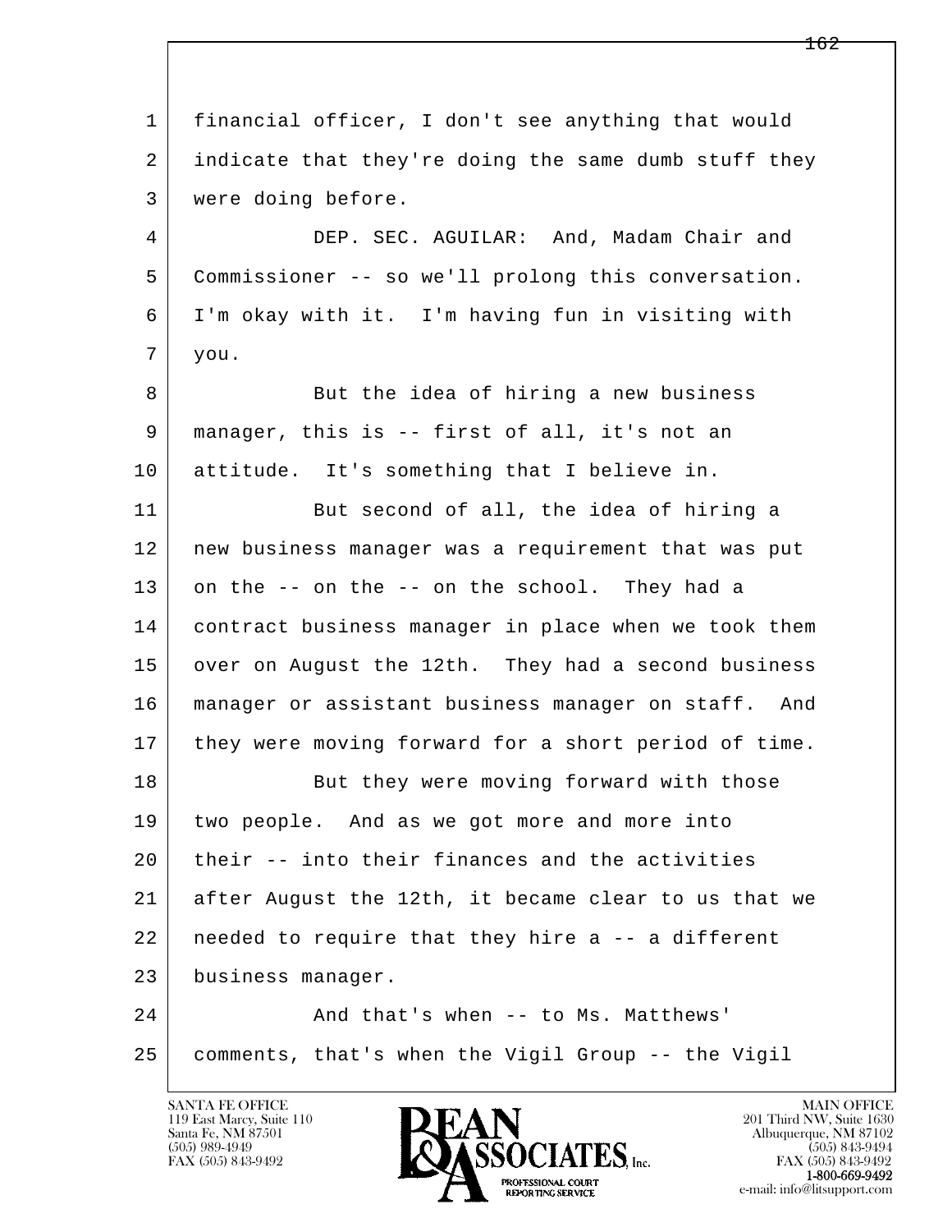financial officer, I don't see anything that would indicate that they're doing the same dumb stuff they were doing before.

DEP. SEC. AGUILAR: And, Madam Chair and Commissioner -- so we'll prolong this conversation. I'm okay with it. I'm having fun in visiting with you.

But the idea of hiring a new business manager, this is -- first of all, it's not an attitude. It's something that I believe in.

But second of all, the idea of hiring a new business manager was a requirement that was put on the -- on the -- on the school. They had a contract business manager in place when we took them over on August the 12th. They had a second business manager or assistant business manager on staff. And they were moving forward for a short period of time.

But they were moving forward with those two people. And as we got more and more into their -- into their finances and the activities after August the 12th, it became clear to us that we needed to require that they hire a -- a different business manager.

And that's when -- to Ms. Matthews' comments, that's when the Vigil Group -- the Vigil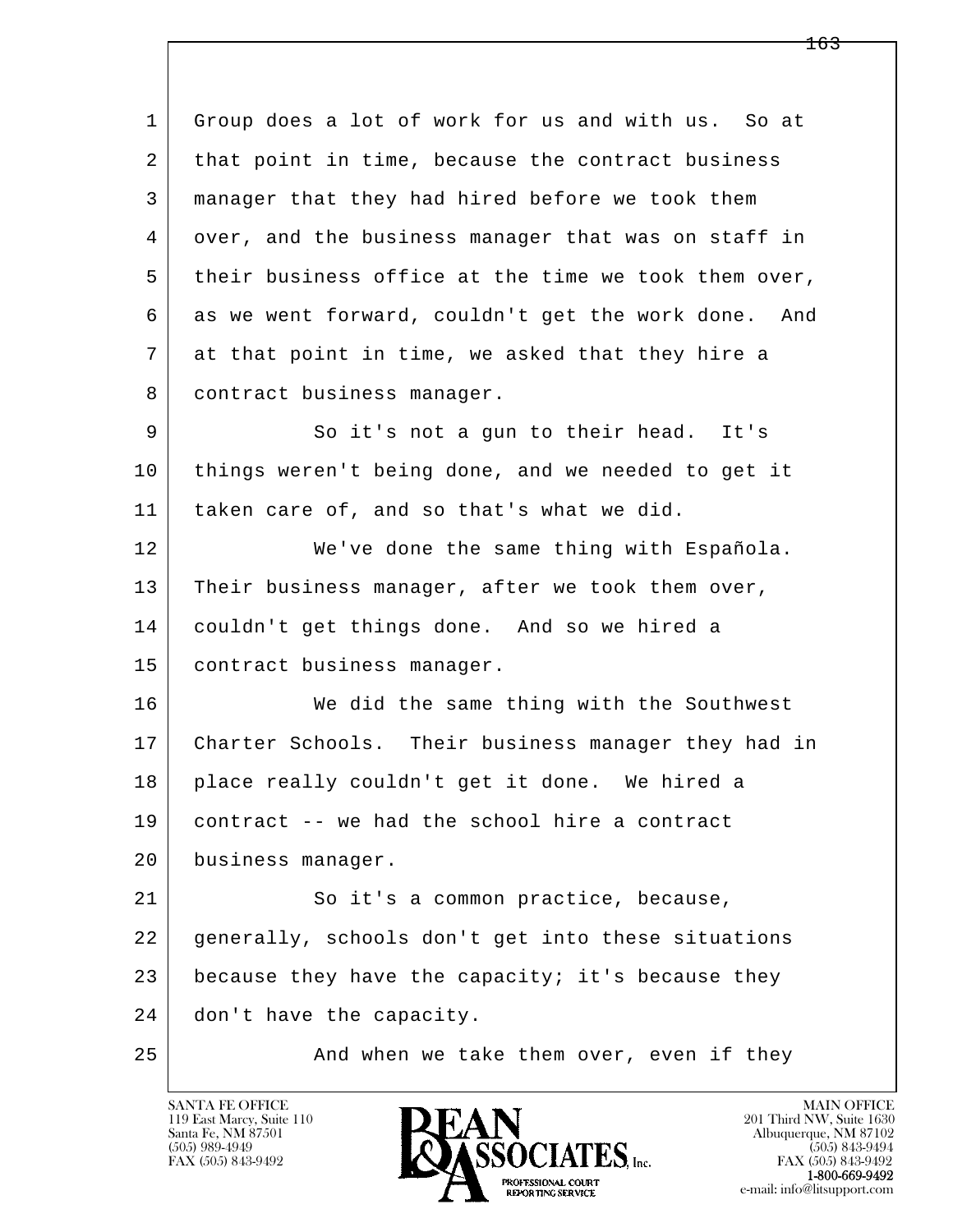1 Group does a lot of work for us and with us. So at
2 that point in time, because the contract business
3 manager that they had hired before we took them
4 over, and the business manager that was on staff in
5 their business office at the time we took them over,
6 as we went forward, couldn't get the work done. And
7 at that point in time, we asked that they hire a
8 contract business manager.

9 So it's not a gun to their head. It's
10 things weren't being done, and we needed to get it
11 taken care of, and so that's what we did.

12 We've done the same thing with Española.
13 Their business manager, after we took them over,
14 couldn't get things done. And so we hired a
15 contract business manager.

16 We did the same thing with the Southwest
17 Charter Schools. Their business manager they had in
18 place really couldn't get it done. We hired a
19 contract -- we had the school hire a contract
20 business manager.

21 So it's a common practice, because,
22 generally, schools don't get into these situations
23 because they have the capacity; it's because they
24 don't have the capacity.

25 And when we take them over, even if they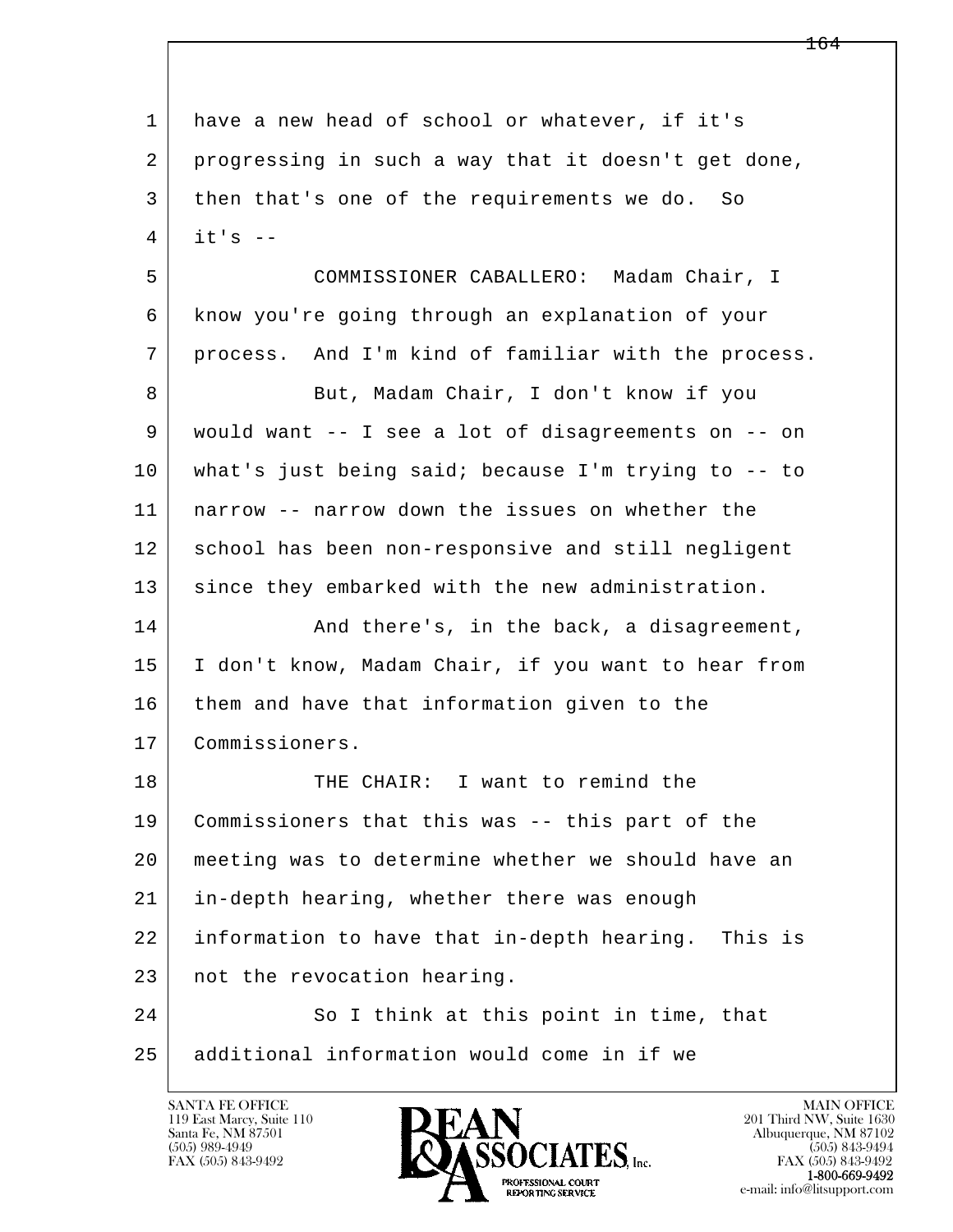have a new head of school or whatever, if it's progressing in such a way that it doesn't get done, then that's one of the requirements we do. So it's --

COMMISSIONER CABALLERO: Madam Chair, I know you're going through an explanation of your process. And I'm kind of familiar with the process.

But, Madam Chair, I don't know if you would want -- I see a lot of disagreements on -- on what's just being said; because I'm trying to -- to narrow -- narrow down the issues on whether the school has been non-responsive and still negligent since they embarked with the new administration.

And there's, in the back, a disagreement, I don't know, Madam Chair, if you want to hear from them and have that information given to the Commissioners.

THE CHAIR: I want to remind the Commissioners that this was -- this part of the meeting was to determine whether we should have an in-depth hearing, whether there was enough information to have that in-depth hearing. This is not the revocation hearing.

So I think at this point in time, that additional information would come in if we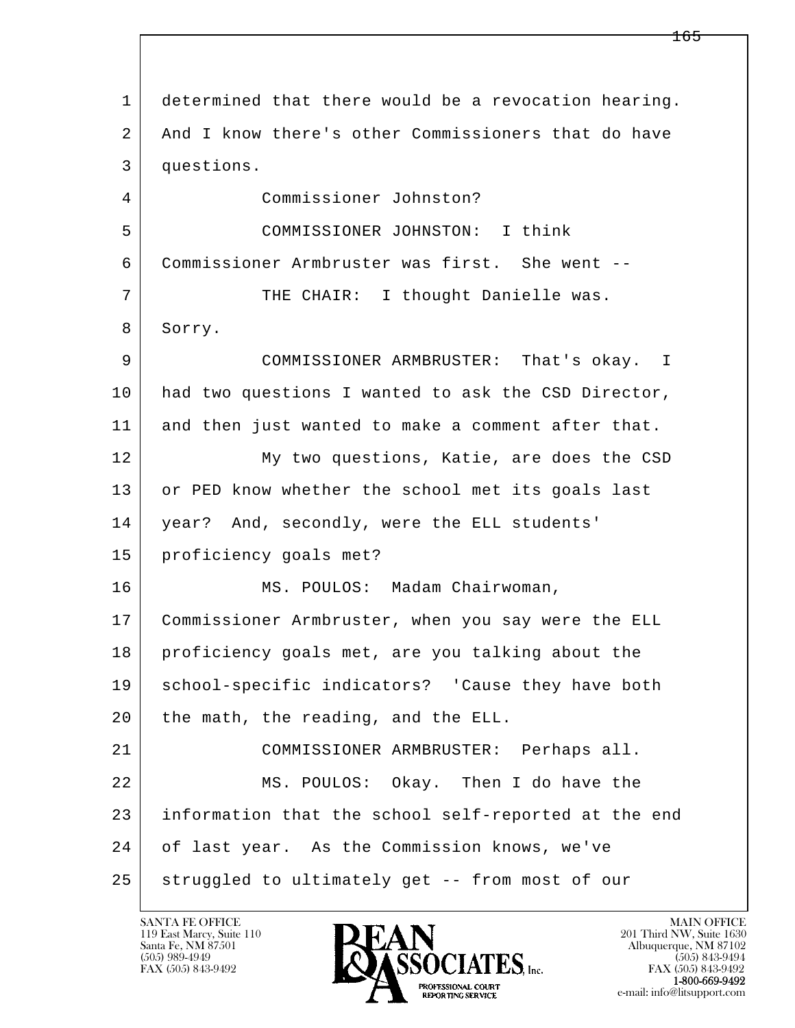determined that there would be a revocation hearing. And I know there's other Commissioners that do have questions.

Commissioner Johnston?

COMMISSIONER JOHNSTON: I think Commissioner Armbruster was first. She went --

THE CHAIR: I thought Danielle was. Sorry.

COMMISSIONER ARMBRUSTER: That's okay. I had two questions I wanted to ask the CSD Director, and then just wanted to make a comment after that.

My two questions, Katie, are does the CSD or PED know whether the school met its goals last year? And, secondly, were the ELL students' proficiency goals met?

MS. POULOS: Madam Chairwoman, Commissioner Armbruster, when you say were the ELL proficiency goals met, are you talking about the school-specific indicators? 'Cause they have both the math, the reading, and the ELL.

COMMISSIONER ARMBRUSTER: Perhaps all.

MS. POULOS: Okay. Then I do have the information that the school self-reported at the end of last year. As the Commission knows, we've struggled to ultimately get -- from most of our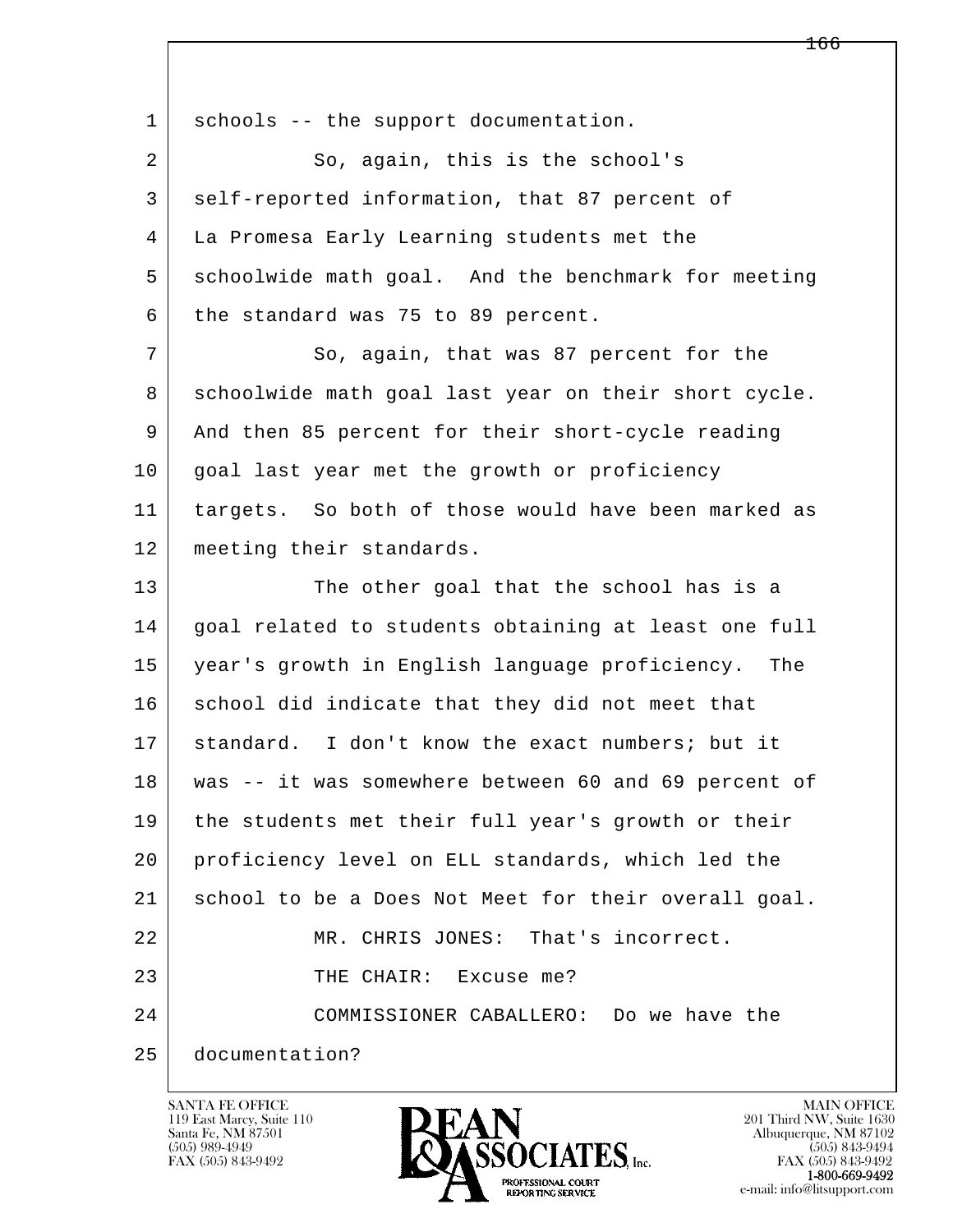schools -- the support documentation.

So, again, this is the school's self-reported information, that 87 percent of La Promesa Early Learning students met the schoolwide math goal. And the benchmark for meeting the standard was 75 to 89 percent.

So, again, that was 87 percent for the schoolwide math goal last year on their short cycle. And then 85 percent for their short-cycle reading goal last year met the growth or proficiency targets. So both of those would have been marked as meeting their standards.

The other goal that the school has is a goal related to students obtaining at least one full year's growth in English language proficiency. The school did indicate that they did not meet that standard. I don't know the exact numbers; but it was -- it was somewhere between 60 and 69 percent of the students met their full year's growth or their proficiency level on ELL standards, which led the school to be a Does Not Meet for their overall goal.

MR. CHRIS JONES: That's incorrect.

THE CHAIR: Excuse me?

COMMISSIONER CABALLERO: Do we have the documentation?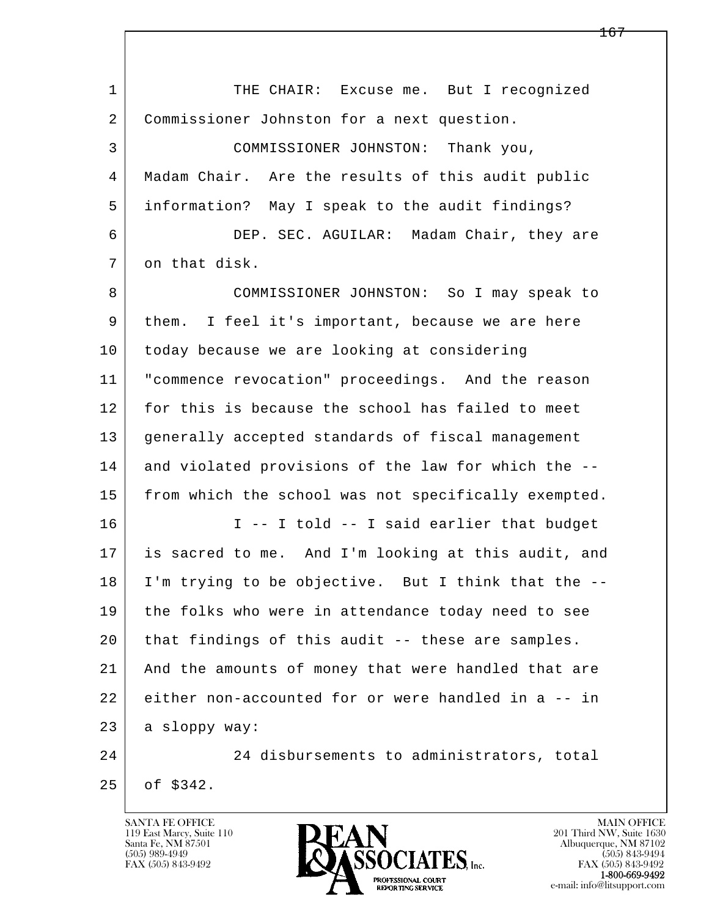THE CHAIR: Excuse me. But I recognized Commissioner Johnston for a next question.

COMMISSIONER JOHNSTON: Thank you, Madam Chair. Are the results of this audit public information? May I speak to the audit findings?

DEP. SEC. AGUILAR: Madam Chair, they are on that disk.

COMMISSIONER JOHNSTON: So I may speak to them. I feel it's important, because we are here today because we are looking at considering "commence revocation" proceedings. And the reason for this is because the school has failed to meet generally accepted standards of fiscal management and violated provisions of the law for which the -- from which the school was not specifically exempted.

I -- I told -- I said earlier that budget is sacred to me. And I'm looking at this audit, and I'm trying to be objective. But I think that the -- the folks who were in attendance today need to see that findings of this audit -- these are samples. And the amounts of money that were handled that are either non-accounted for or were handled in a -- in a sloppy way:

24 disbursements to administrators, total of $342.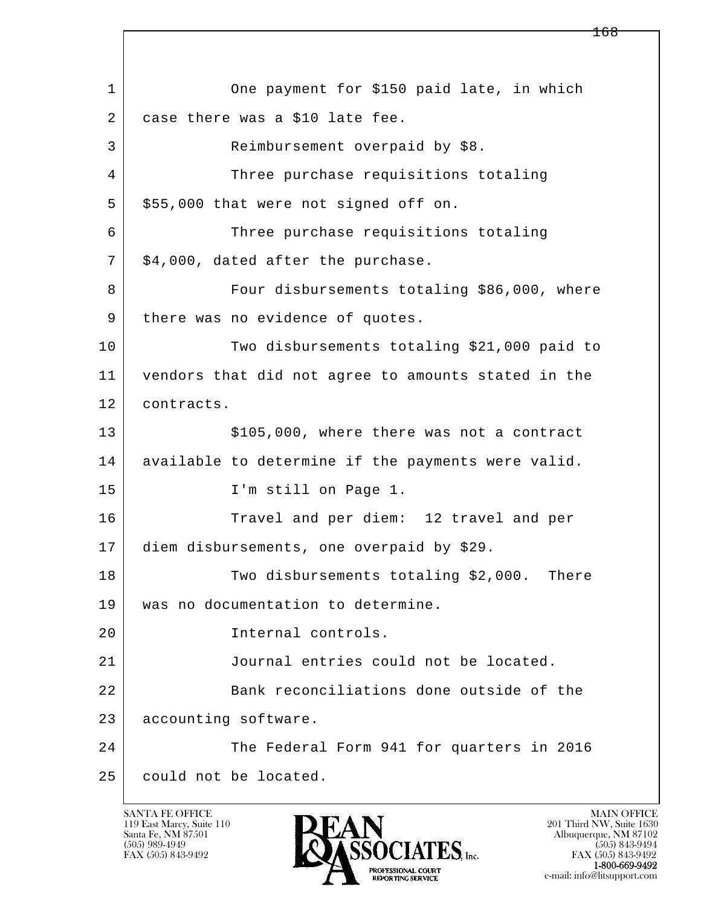One payment for $150 paid late, in which case there was a $10 late fee.

Reimbursement overpaid by $8.

Three purchase requisitions totaling $55,000 that were not signed off on.

Three purchase requisitions totaling $4,000, dated after the purchase.

Four disbursements totaling $86,000, where there was no evidence of quotes.

Two disbursements totaling $21,000 paid to vendors that did not agree to amounts stated in the contracts.

$105,000, where there was not a contract available to determine if the payments were valid.

I'm still on Page 1.

Travel and per diem: 12 travel and per diem disbursements, one overpaid by $29.

Two disbursements totaling $2,000. There was no documentation to determine.

Internal controls.

Journal entries could not be located.

Bank reconciliations done outside of the accounting software.

The Federal Form 941 for quarters in 2016 could not be located.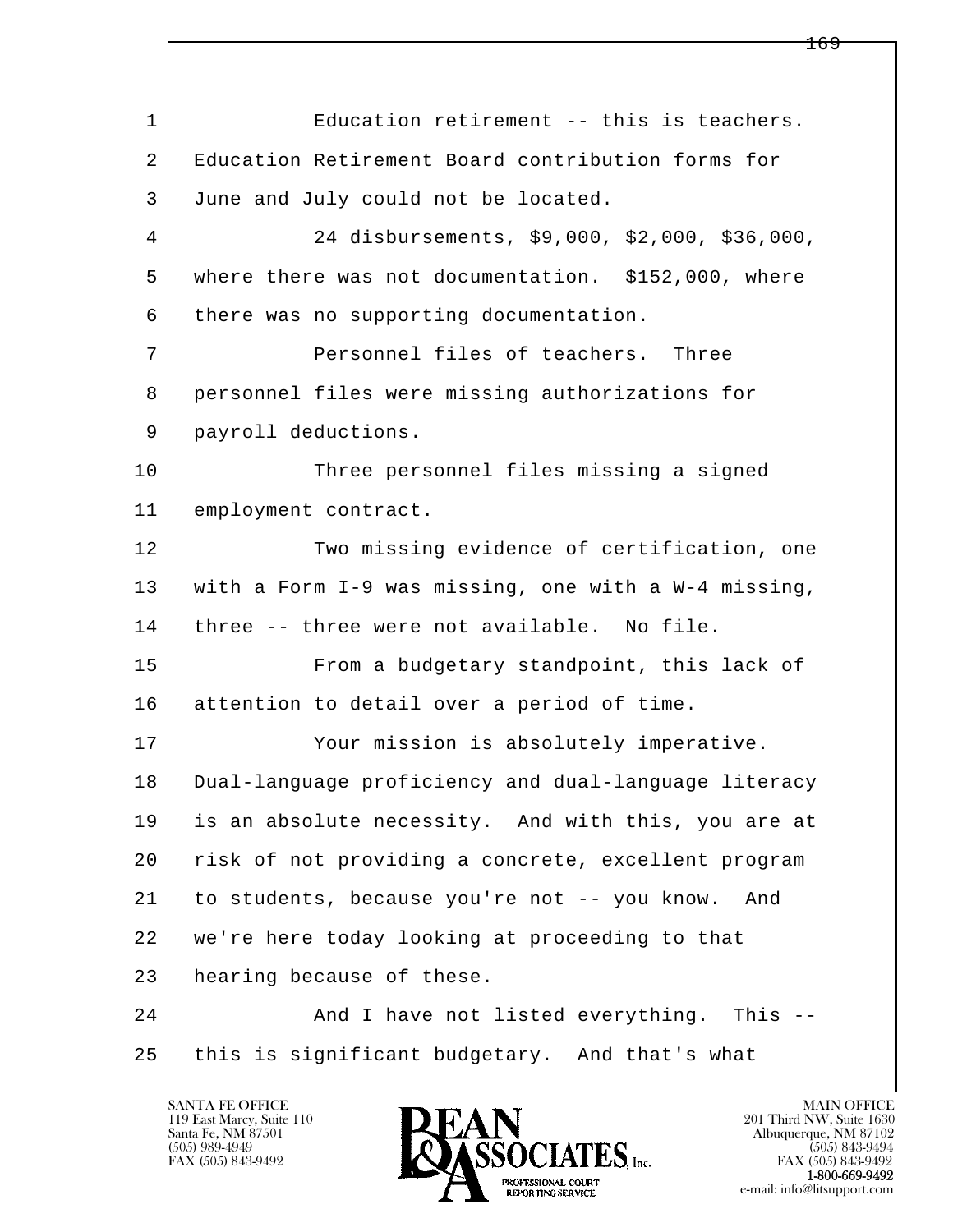Education retirement -- this is teachers. Education Retirement Board contribution forms for June and July could not be located.

24 disbursements, $9,000, $2,000, $36,000, where there was not documentation. $152,000, where there was no supporting documentation.

Personnel files of teachers. Three personnel files were missing authorizations for payroll deductions.

Three personnel files missing a signed employment contract.

Two missing evidence of certification, one with a Form I-9 was missing, one with a W-4 missing, three -- three were not available. No file.

From a budgetary standpoint, this lack of attention to detail over a period of time.

Your mission is absolutely imperative. Dual-language proficiency and dual-language literacy is an absolute necessity. And with this, you are at risk of not providing a concrete, excellent program to students, because you're not -- you know. And we're here today looking at proceeding to that hearing because of these.

And I have not listed everything. This -- this is significant budgetary. And that's what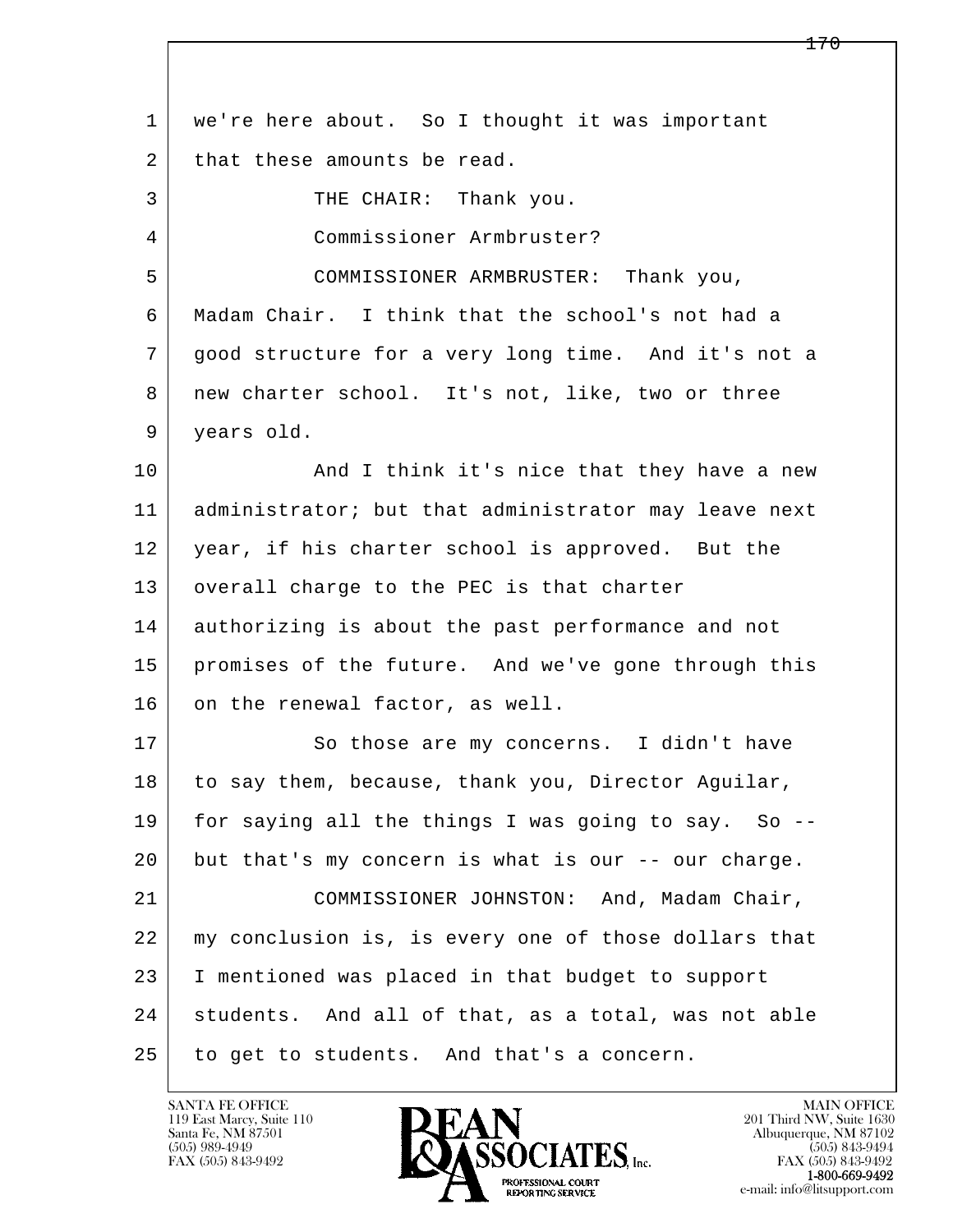1 we're here about. So I thought it was important
2 that these amounts be read.
3 THE CHAIR: Thank you.
4 Commissioner Armbruster?
5 COMMISSIONER ARMBRUSTER: Thank you,
6 Madam Chair. I think that the school's not had a
7 good structure for a very long time. And it's not a
8 new charter school. It's not, like, two or three
9 years old.
10 And I think it's nice that they have a new
11 administrator; but that administrator may leave next
12 year, if his charter school is approved. But the
13 overall charge to the PEC is that charter
14 authorizing is about the past performance and not
15 promises of the future. And we've gone through this
16 on the renewal factor, as well.
17 So those are my concerns. I didn't have
18 to say them, because, thank you, Director Aguilar,
19 for saying all the things I was going to say. So --
20 but that's my concern is what is our -- our charge.
21 COMMISSIONER JOHNSTON: And, Madam Chair,
22 my conclusion is, is every one of those dollars that
23 I mentioned was placed in that budget to support
24 students. And all of that, as a total, was not able
25 to get to students. And that's a concern.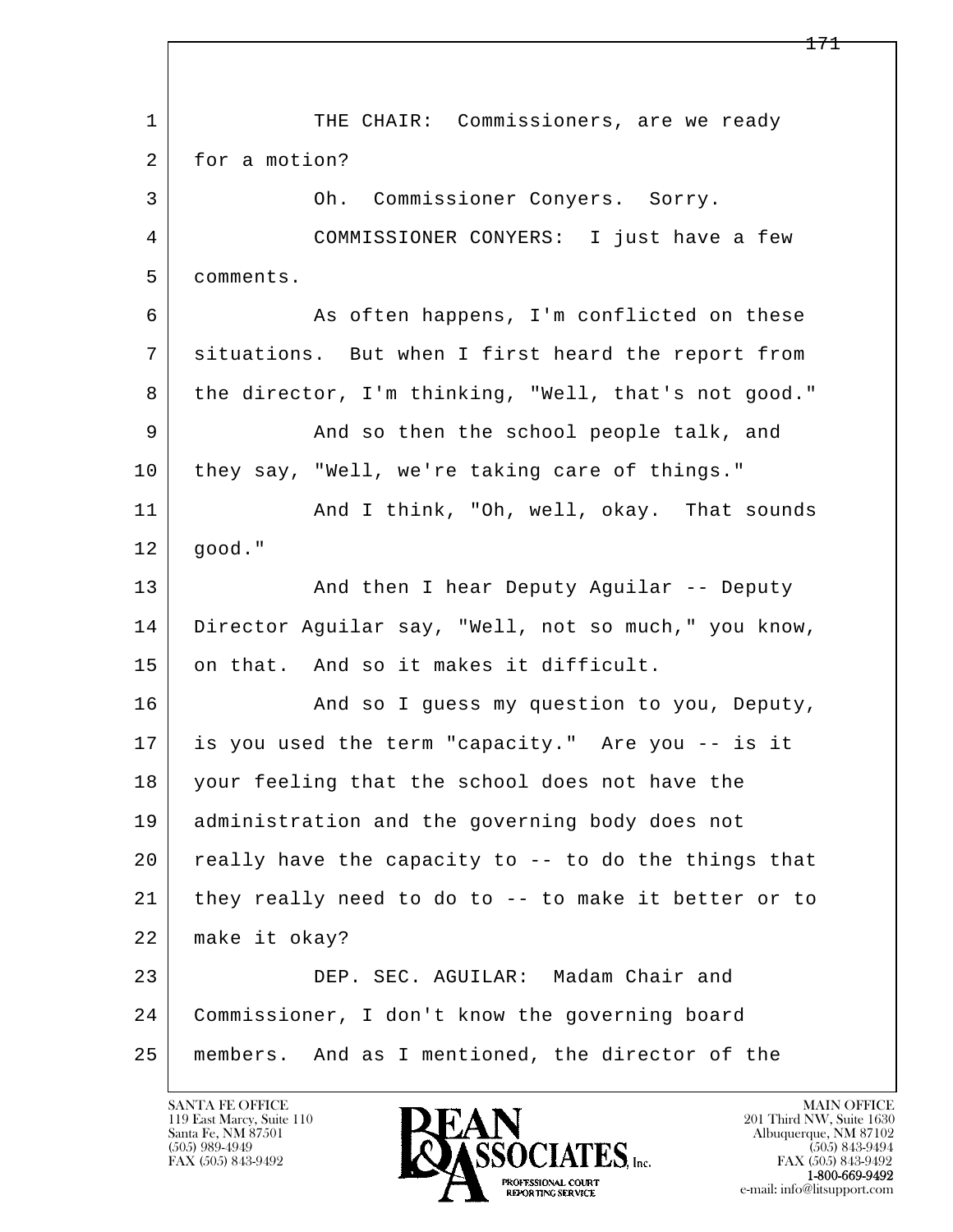1 THE CHAIR: Commissioners, are we ready
2 for a motion?
3 Oh. Commissioner Conyers. Sorry.
4 COMMISSIONER CONYERS: I just have a few
5 comments.
6 As often happens, I'm conflicted on these
7 situations. But when I first heard the report from
8 the director, I'm thinking, "Well, that's not good."
9 And so then the school people talk, and
10 they say, "Well, we're taking care of things."
11 And I think, "Oh, well, okay. That sounds
12 good."
13 And then I hear Deputy Aguilar -- Deputy
14 Director Aguilar say, "Well, not so much," you know,
15 on that. And so it makes it difficult.
16 And so I guess my question to you, Deputy,
17 is you used the term "capacity." Are you -- is it
18 your feeling that the school does not have the
19 administration and the governing body does not
20 really have the capacity to -- to do the things that
21 they really need to do to -- to make it better or to
22 make it okay?
23 DEP. SEC. AGUILAR: Madam Chair and
24 Commissioner, I don't know the governing board
25 members. And as I mentioned, the director of the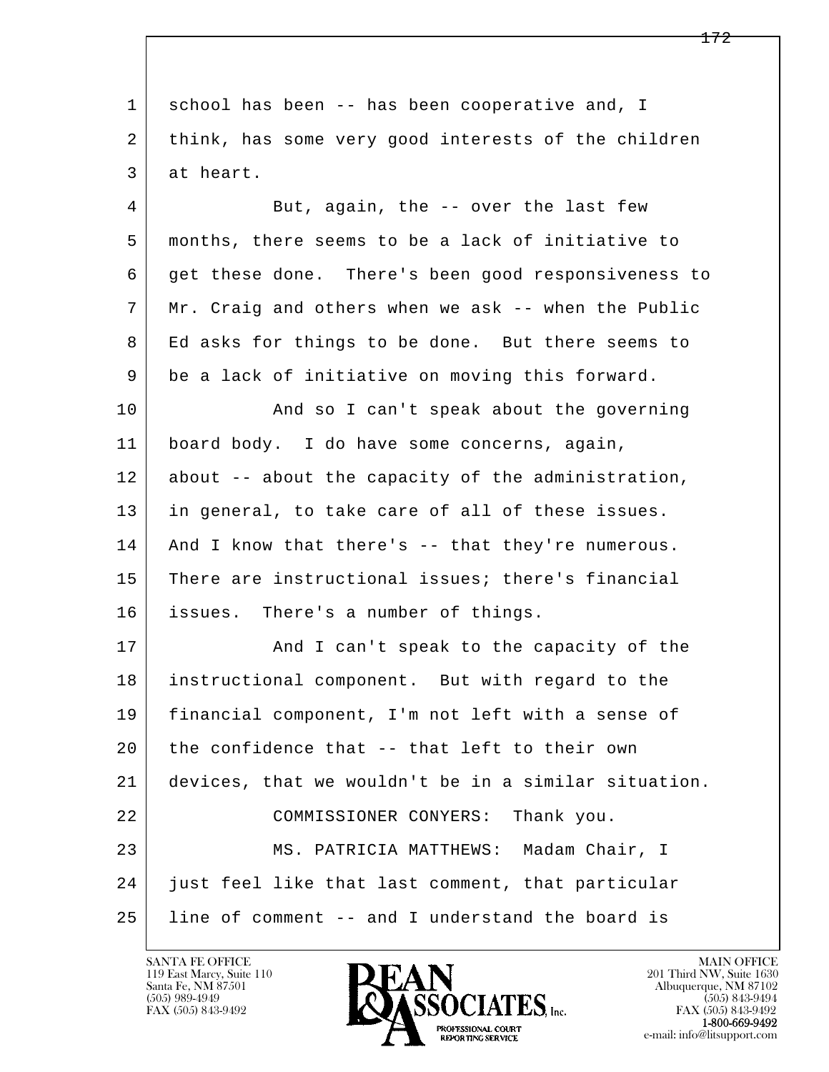school has been -- has been cooperative and, I think, has some very good interests of the children at heart.

But, again, the -- over the last few months, there seems to be a lack of initiative to get these done. There's been good responsiveness to Mr. Craig and others when we ask -- when the Public Ed asks for things to be done. But there seems to be a lack of initiative on moving this forward.

And so I can't speak about the governing board body. I do have some concerns, again, about -- about the capacity of the administration, in general, to take care of all of these issues. And I know that there's -- that they're numerous. There are instructional issues; there's financial issues. There's a number of things.

And I can't speak to the capacity of the instructional component. But with regard to the financial component, I'm not left with a sense of the confidence that -- that left to their own devices, that we wouldn't be in a similar situation.

COMMISSIONER CONYERS: Thank you.

MS. PATRICIA MATTHEWS: Madam Chair, I just feel like that last comment, that particular line of comment -- and I understand the board is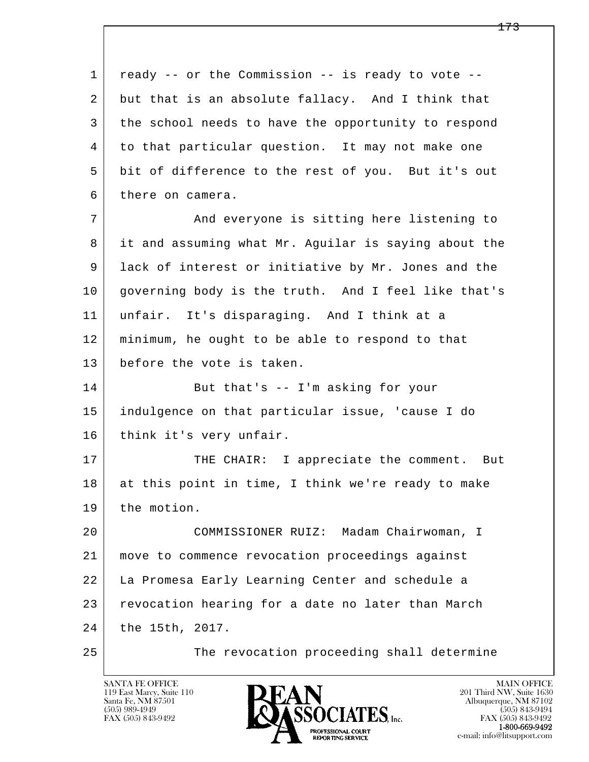1 ready -- or the Commission -- is ready to vote --
2 but that is an absolute fallacy. And I think that
3 the school needs to have the opportunity to respond
4 to that particular question. It may not make one
5 bit of difference to the rest of you. But it's out
6 there on camera.

7 And everyone is sitting here listening to
8 it and assuming what Mr. Aguilar is saying about the
9 lack of interest or initiative by Mr. Jones and the
10 governing body is the truth. And I feel like that's
11 unfair. It's disparaging. And I think at a
12 minimum, he ought to be able to respond to that
13 before the vote is taken.

14 But that's -- I'm asking for your
15 indulgence on that particular issue, 'cause I do
16 think it's very unfair.

17 THE CHAIR: I appreciate the comment. But
18 at this point in time, I think we're ready to make
19 the motion.

20 COMMISSIONER RUIZ: Madam Chairwoman, I
21 move to commence revocation proceedings against
22 La Promesa Early Learning Center and schedule a
23 revocation hearing for a date no later than March
24 the 15th, 2017.

25 The revocation proceeding shall determine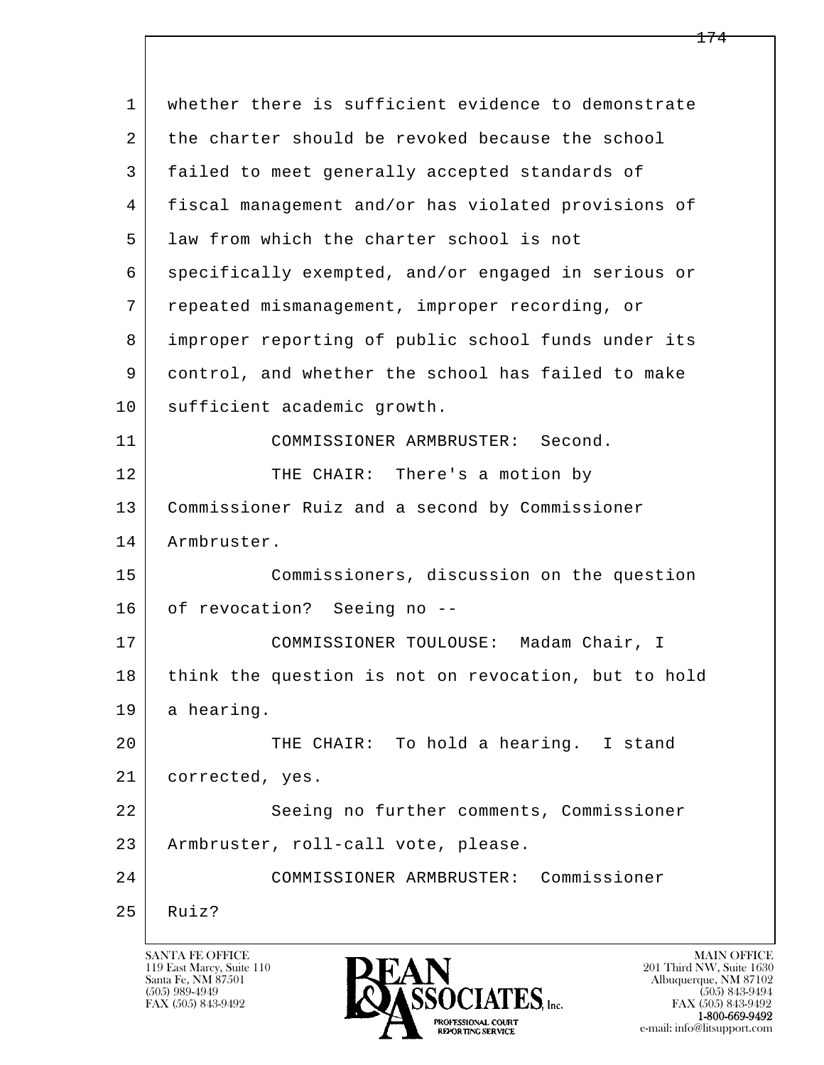whether there is sufficient evidence to demonstrate the charter should be revoked because the school failed to meet generally accepted standards of fiscal management and/or has violated provisions of law from which the charter school is not specifically exempted, and/or engaged in serious or repeated mismanagement, improper recording, or improper reporting of public school funds under its control, and whether the school has failed to make sufficient academic growth.

COMMISSIONER ARMBRUSTER: Second.

THE CHAIR: There's a motion by Commissioner Ruiz and a second by Commissioner Armbruster.

Commissioners, discussion on the question of revocation? Seeing no --

COMMISSIONER TOULOUSE: Madam Chair, I think the question is not on revocation, but to hold a hearing.

THE CHAIR: To hold a hearing. I stand corrected, yes.

Seeing no further comments, Commissioner Armbruster, roll-call vote, please.

COMMISSIONER ARMBRUSTER: Commissioner Ruiz?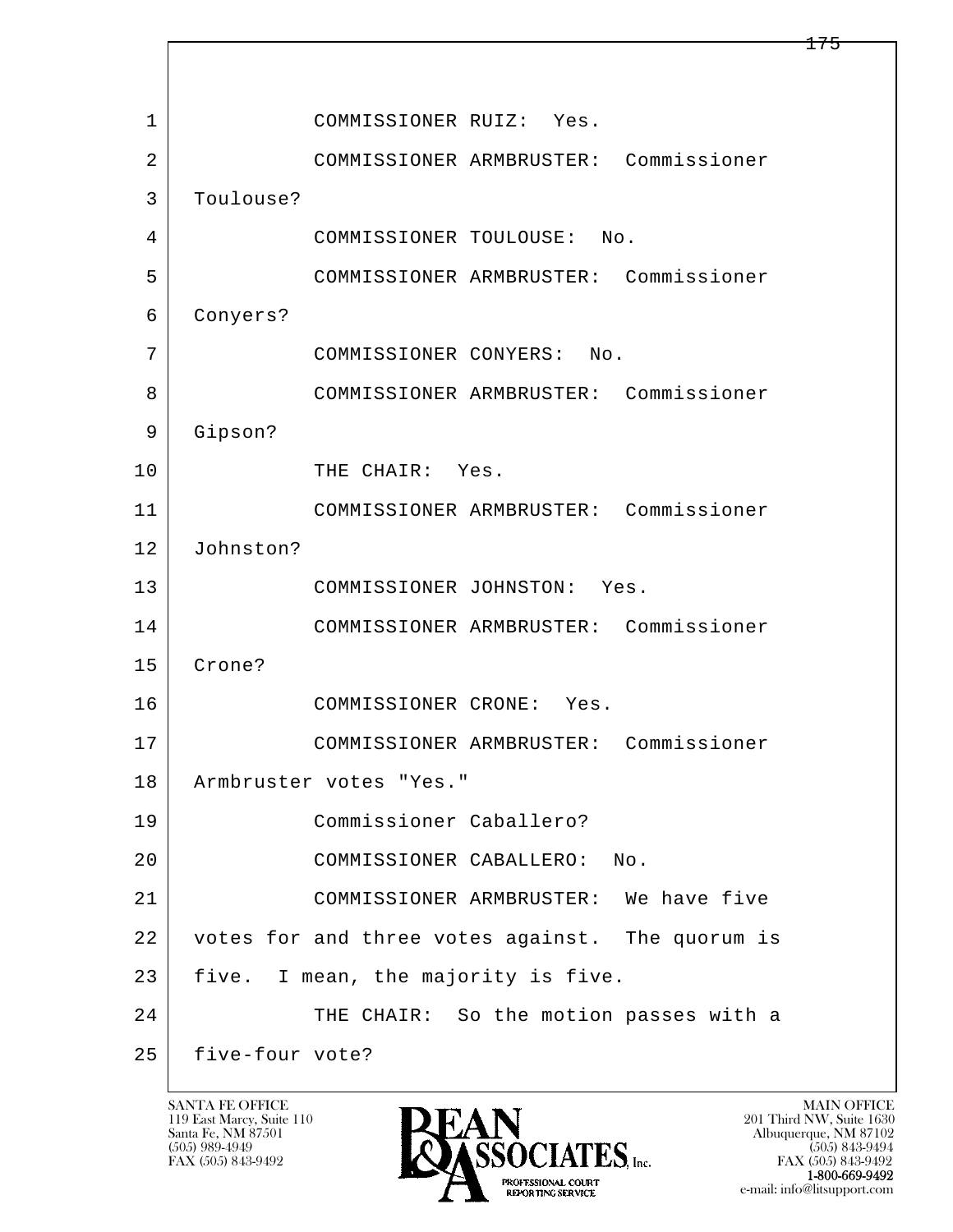1 COMMISSIONER RUIZ: Yes.

2 COMMISSIONER ARMBRUSTER: Commissioner

3 Toulouse?

4 COMMISSIONER TOULOUSE: No.

5 COMMISSIONER ARMBRUSTER: Commissioner

6 Conyers?

7 COMMISSIONER CONYERS: No.

8 COMMISSIONER ARMBRUSTER: Commissioner

9 Gipson?

10 THE CHAIR: Yes.

11 COMMISSIONER ARMBRUSTER: Commissioner

12 Johnston?

13 COMMISSIONER JOHNSTON: Yes.

14 COMMISSIONER ARMBRUSTER: Commissioner

15 Crone?

16 COMMISSIONER CRONE: Yes.

17 COMMISSIONER ARMBRUSTER: Commissioner

18 Armbruster votes "Yes."

19 Commissioner Caballero?

20 COMMISSIONER CABALLERO: No.

21 COMMISSIONER ARMBRUSTER: We have five

22 votes for and three votes against. The quorum is

23 five. I mean, the majority is five.

24 THE CHAIR: So the motion passes with a

25 five-four vote?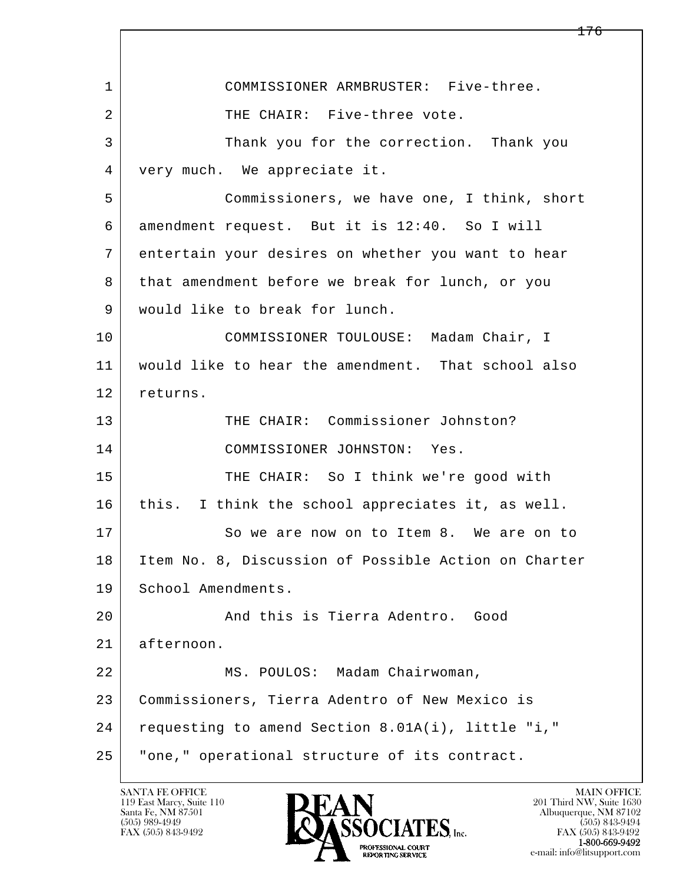1 COMMISSIONER ARMBRUSTER: Five-three.

2 THE CHAIR: Five-three vote.

3 Thank you for the correction. Thank you

4 very much. We appreciate it.

5 Commissioners, we have one, I think, short

6 amendment request. But it is 12:40. So I will

7 entertain your desires on whether you want to hear

8 that amendment before we break for lunch, or you

9 would like to break for lunch.

10 COMMISSIONER TOULOUSE: Madam Chair, I

11 would like to hear the amendment. That school also

12 returns.

13 THE CHAIR: Commissioner Johnston?

14 COMMISSIONER JOHNSTON: Yes.

15 THE CHAIR: So I think we're good with

16 this. I think the school appreciates it, as well.

17 So we are now on to Item 8. We are on to

18 Item No. 8, Discussion of Possible Action on Charter

19 School Amendments.

20 And this is Tierra Adentro. Good

21 afternoon.

22 MS. POULOS: Madam Chairwoman,

23 Commissioners, Tierra Adentro of New Mexico is

24 requesting to amend Section 8.01A(i), little "i,"

25 "one," operational structure of its contract.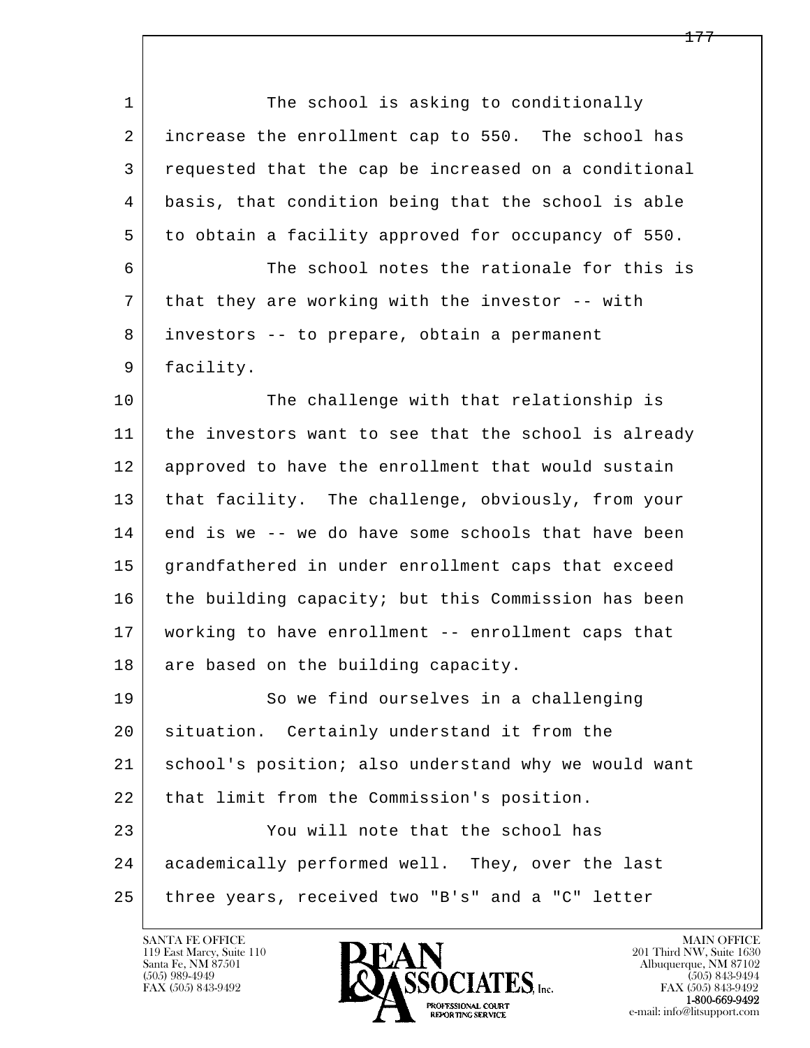The school is asking to conditionally increase the enrollment cap to 550. The school has requested that the cap be increased on a conditional basis, that condition being that the school is able to obtain a facility approved for occupancy of 550.

The school notes the rationale for this is that they are working with the investor -- with investors -- to prepare, obtain a permanent facility.

The challenge with that relationship is the investors want to see that the school is already approved to have the enrollment that would sustain that facility. The challenge, obviously, from your end is we -- we do have some schools that have been grandfathered in under enrollment caps that exceed the building capacity; but this Commission has been working to have enrollment -- enrollment caps that are based on the building capacity.

So we find ourselves in a challenging situation. Certainly understand it from the school's position; also understand why we would want that limit from the Commission's position.

You will note that the school has academically performed well. They, over the last three years, received two "B's" and a "C" letter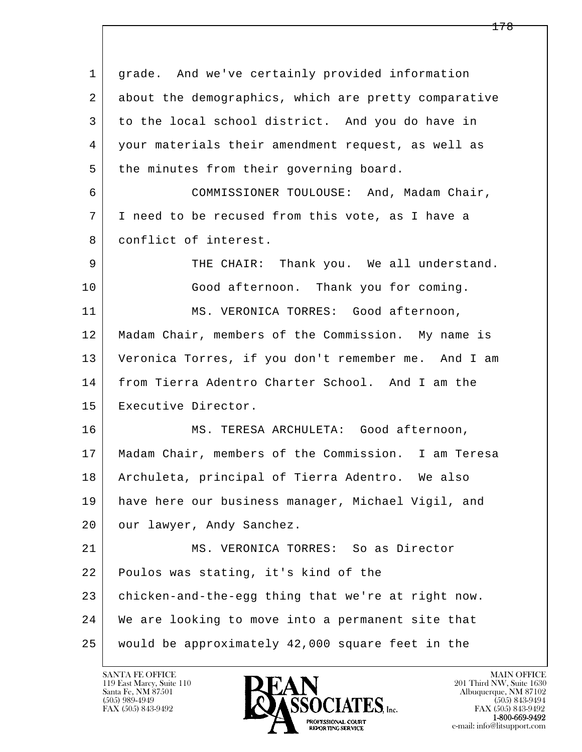1 grade. And we've certainly provided information
2 about the demographics, which are pretty comparative
3 to the local school district. And you do have in
4 your materials their amendment request, as well as
5 the minutes from their governing board.

6 COMMISSIONER TOULOUSE: And, Madam Chair,
7 I need to be recused from this vote, as I have a
8 conflict of interest.

9 THE CHAIR: Thank you. We all understand.
10 Good afternoon. Thank you for coming.

11 MS. VERONICA TORRES: Good afternoon,
12 Madam Chair, members of the Commission. My name is
13 Veronica Torres, if you don't remember me. And I am
14 from Tierra Adentro Charter School. And I am the
15 Executive Director.

16 MS. TERESA ARCHULETA: Good afternoon,
17 Madam Chair, members of the Commission. I am Teresa
18 Archuleta, principal of Tierra Adentro. We also
19 have here our business manager, Michael Vigil, and
20 our lawyer, Andy Sanchez.

21 MS. VERONICA TORRES: So as Director
22 Poulos was stating, it's kind of the
23 chicken-and-the-egg thing that we're at right now.
24 We are looking to move into a permanent site that
25 would be approximately 42,000 square feet in the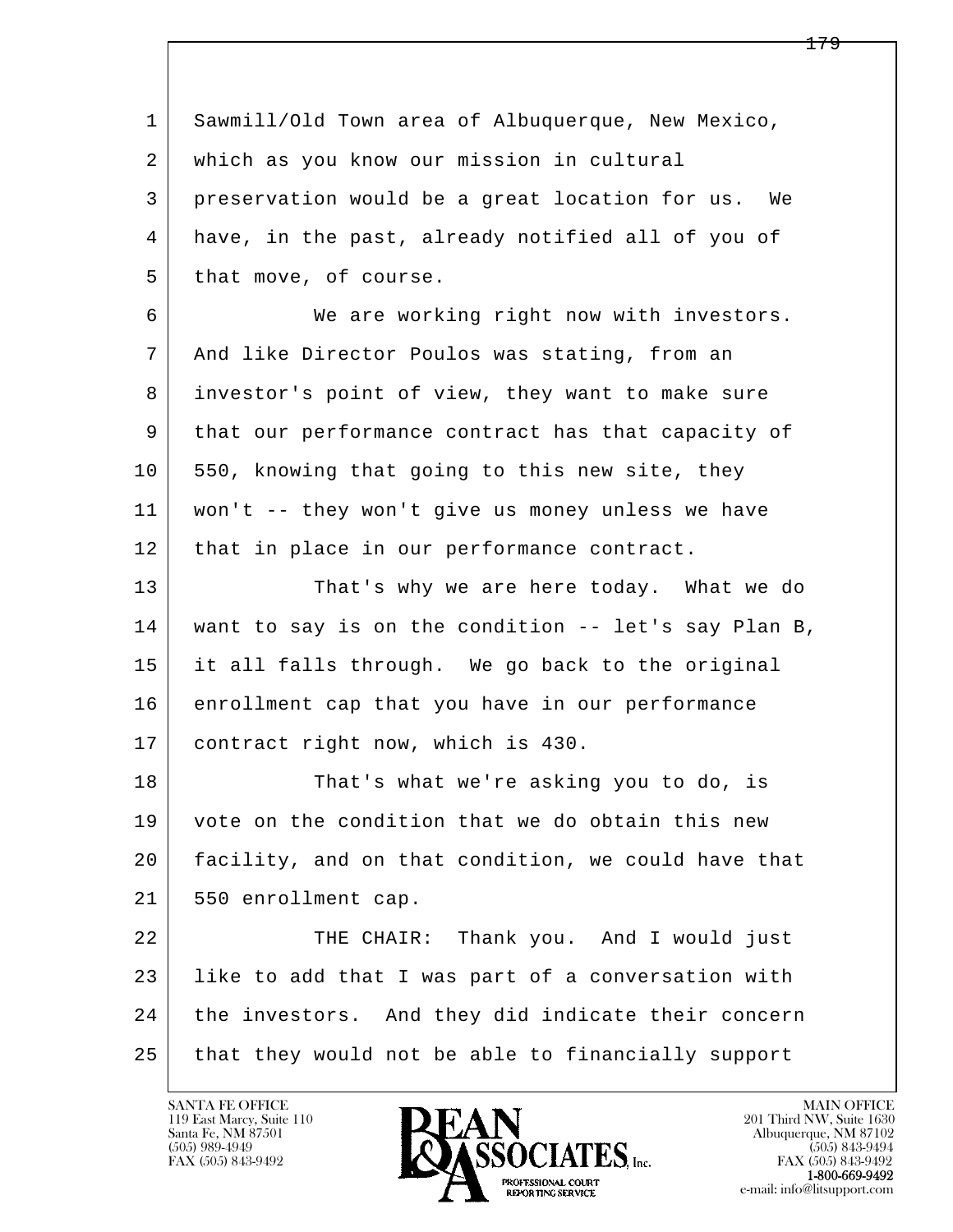Sawmill/Old Town area of Albuquerque, New Mexico, which as you know our mission in cultural preservation would be a great location for us. We have, in the past, already notified all of you of that move, of course.

We are working right now with investors. And like Director Poulos was stating, from an investor's point of view, they want to make sure that our performance contract has that capacity of 550, knowing that going to this new site, they won't -- they won't give us money unless we have that in place in our performance contract.

That's why we are here today. What we do want to say is on the condition -- let's say Plan B, it all falls through. We go back to the original enrollment cap that you have in our performance contract right now, which is 430.

That's what we're asking you to do, is vote on the condition that we do obtain this new facility, and on that condition, we could have that 550 enrollment cap.

THE CHAIR: Thank you. And I would just like to add that I was part of a conversation with the investors. And they did indicate their concern that they would not be able to financially support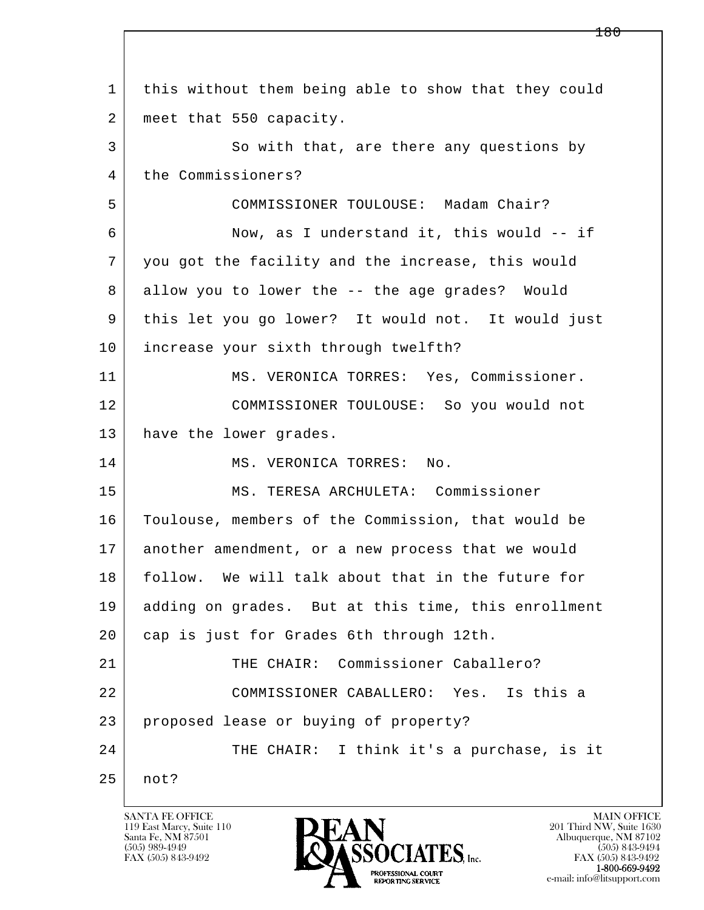1 this without them being able to show that they could
2 meet that 550 capacity.
3 So with that, are there any questions by
4 the Commissioners?
5 COMMISSIONER TOULOUSE: Madam Chair?
6 Now, as I understand it, this would -- if
7 you got the facility and the increase, this would
8 allow you to lower the -- the age grades? Would
9 this let you go lower? It would not. It would just
10 increase your sixth through twelfth?
11 MS. VERONICA TORRES: Yes, Commissioner.
12 COMMISSIONER TOULOUSE: So you would not
13 have the lower grades.
14 MS. VERONICA TORRES: No.
15 MS. TERESA ARCHULETA: Commissioner
16 Toulouse, members of the Commission, that would be
17 another amendment, or a new process that we would
18 follow. We will talk about that in the future for
19 adding on grades. But at this time, this enrollment
20 cap is just for Grades 6th through 12th.
21 THE CHAIR: Commissioner Caballero?
22 COMMISSIONER CABALLERO: Yes. Is this a
23 proposed lease or buying of property?
24 THE CHAIR: I think it's a purchase, is it
25 not?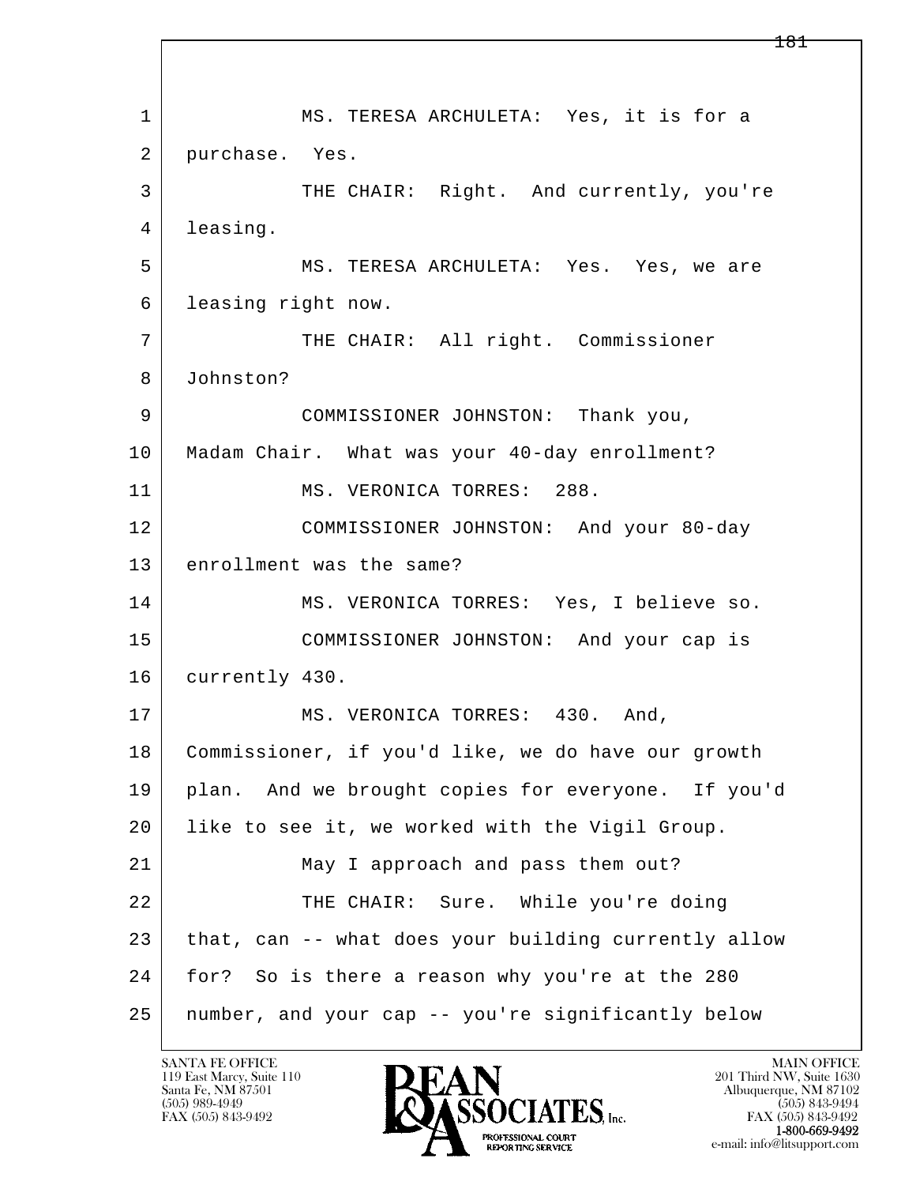MS. TERESA ARCHULETA: Yes, it is for a purchase. Yes.

THE CHAIR: Right. And currently, you're leasing.

MS. TERESA ARCHULETA: Yes. Yes, we are leasing right now.

THE CHAIR: All right. Commissioner Johnston?

COMMISSIONER JOHNSTON: Thank you, Madam Chair. What was your 40-day enrollment?

MS. VERONICA TORRES: 288.

COMMISSIONER JOHNSTON: And your 80-day enrollment was the same?

MS. VERONICA TORRES: Yes, I believe so.

COMMISSIONER JOHNSTON: And your cap is currently 430.

MS. VERONICA TORRES: 430. And, Commissioner, if you'd like, we do have our growth plan. And we brought copies for everyone. If you'd like to see it, we worked with the Vigil Group.

May I approach and pass them out?

THE CHAIR: Sure. While you're doing that, can -- what does your building currently allow for? So is there a reason why you're at the 280 number, and your cap -- you're significantly below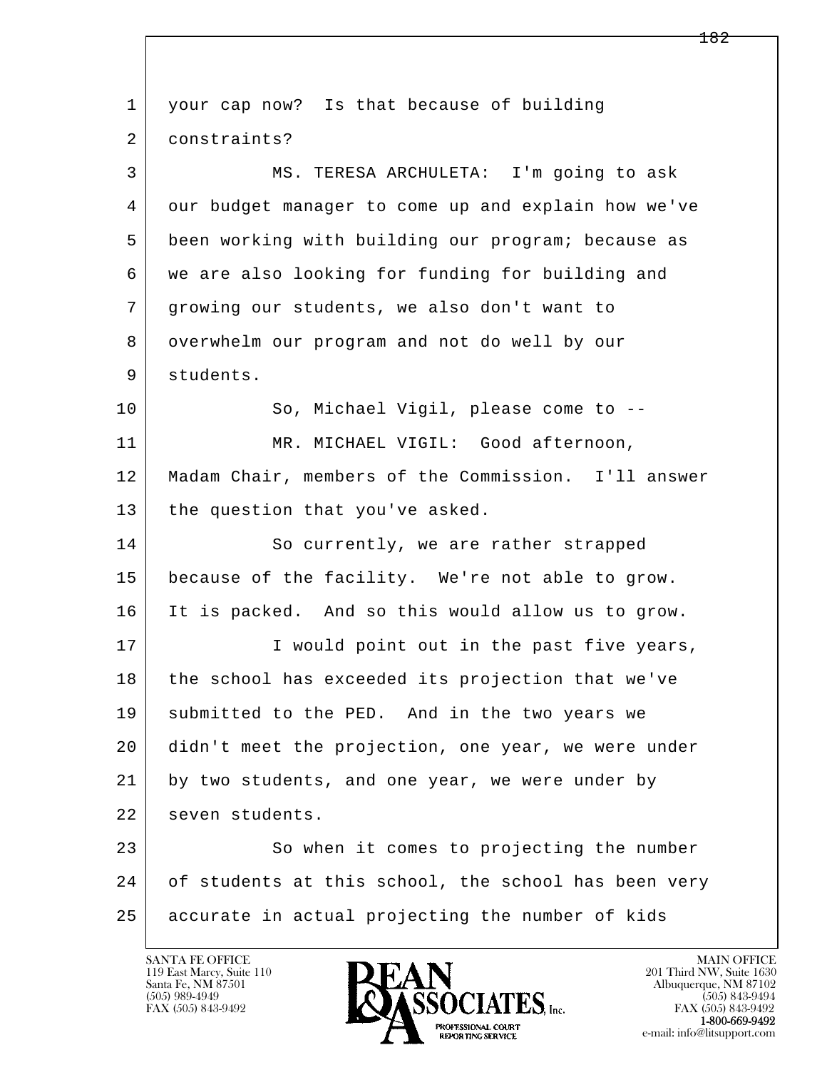your cap now? Is that because of building constraints?

MS. TERESA ARCHULETA: I'm going to ask our budget manager to come up and explain how we've been working with building our program; because as we are also looking for funding for building and growing our students, we also don't want to overwhelm our program and not do well by our students.

So, Michael Vigil, please come to --

MR. MICHAEL VIGIL: Good afternoon, Madam Chair, members of the Commission. I'll answer the question that you've asked.

So currently, we are rather strapped because of the facility. We're not able to grow. It is packed. And so this would allow us to grow.

I would point out in the past five years, the school has exceeded its projection that we've submitted to the PED. And in the two years we didn't meet the projection, one year, we were under by two students, and one year, we were under by seven students.

So when it comes to projecting the number of students at this school, the school has been very accurate in actual projecting the number of kids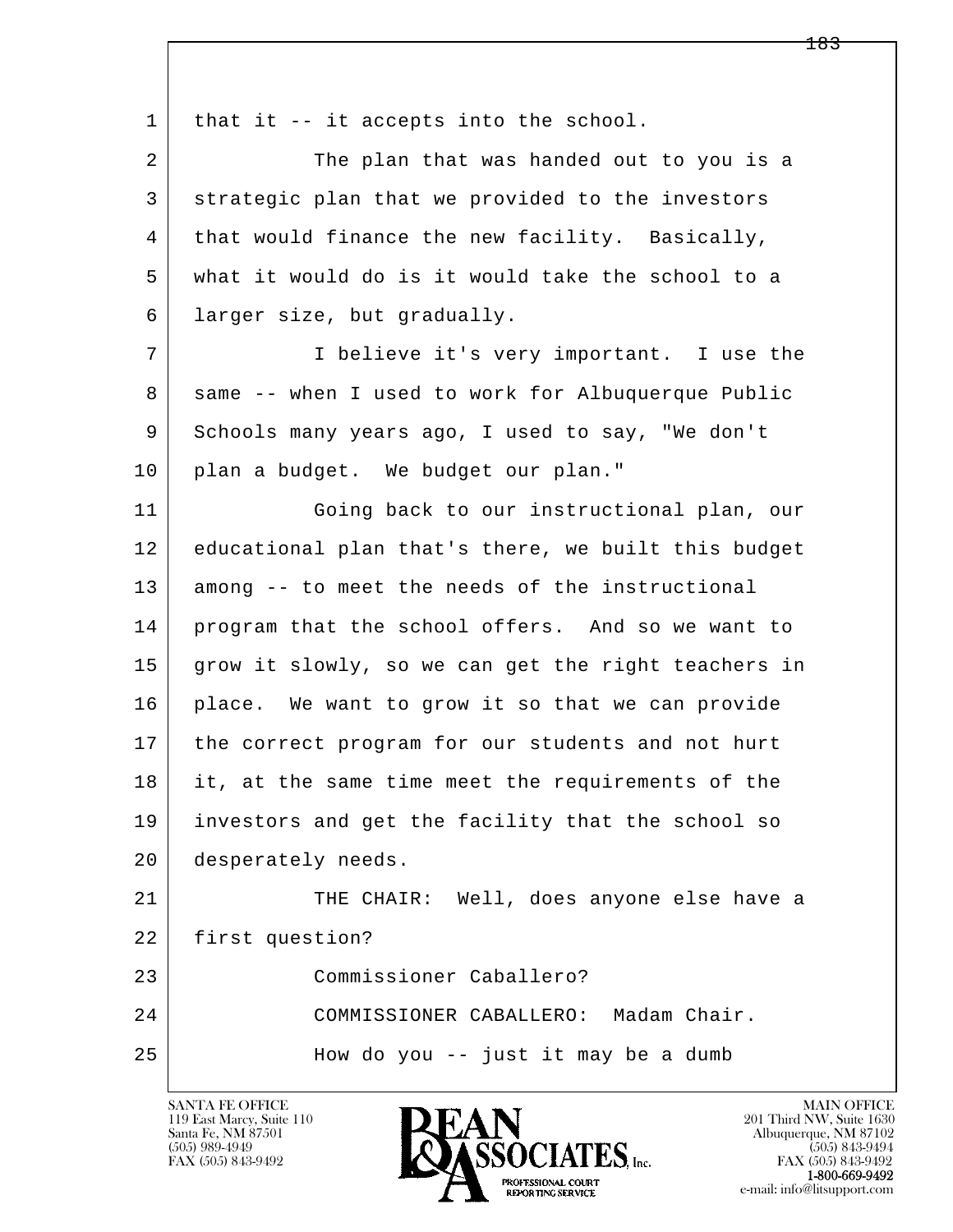that it -- it accepts into the school.

The plan that was handed out to you is a strategic plan that we provided to the investors that would finance the new facility. Basically, what it would do is it would take the school to a larger size, but gradually.

I believe it's very important. I use the same -- when I used to work for Albuquerque Public Schools many years ago, I used to say, "We don't plan a budget. We budget our plan."

Going back to our instructional plan, our educational plan that's there, we built this budget among -- to meet the needs of the instructional program that the school offers. And so we want to grow it slowly, so we can get the right teachers in place. We want to grow it so that we can provide the correct program for our students and not hurt it, at the same time meet the requirements of the investors and get the facility that the school so desperately needs.

THE CHAIR: Well, does anyone else have a first question?

Commissioner Caballero?

COMMISSIONER CABALLERO: Madam Chair.

How do you -- just it may be a dumb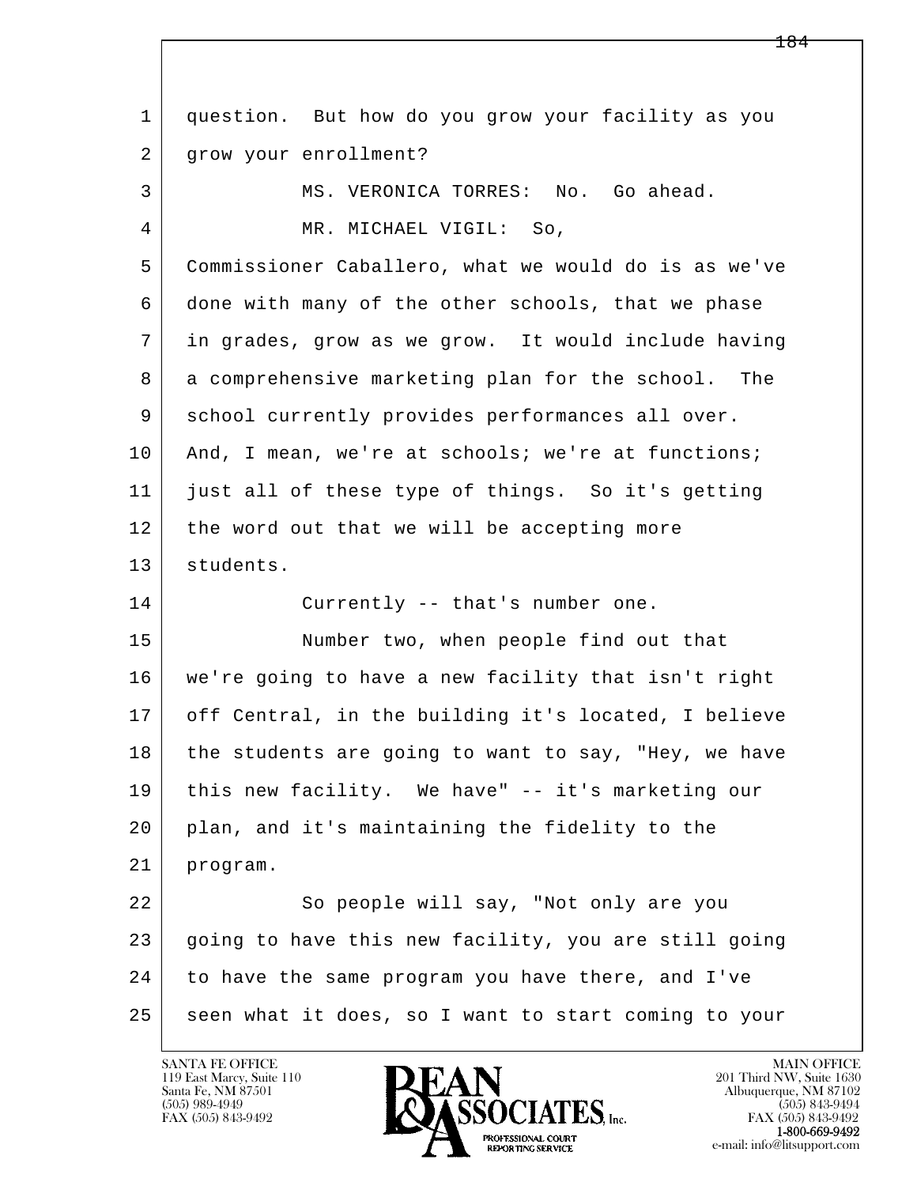question. But how do you grow your facility as you grow your enrollment?

MS. VERONICA TORRES: No. Go ahead.

MR. MICHAEL VIGIL: So, Commissioner Caballero, what we would do is as we've done with many of the other schools, that we phase in grades, grow as we grow. It would include having a comprehensive marketing plan for the school. The school currently provides performances all over. And, I mean, we're at schools; we're at functions; just all of these type of things. So it's getting the word out that we will be accepting more students.

Currently -- that's number one.

Number two, when people find out that we're going to have a new facility that isn't right off Central, in the building it's located, I believe the students are going to want to say, "Hey, we have this new facility. We have" -- it's marketing our plan, and it's maintaining the fidelity to the program.

So people will say, "Not only are you going to have this new facility, you are still going to have the same program you have there, and I've seen what it does, so I want to start coming to your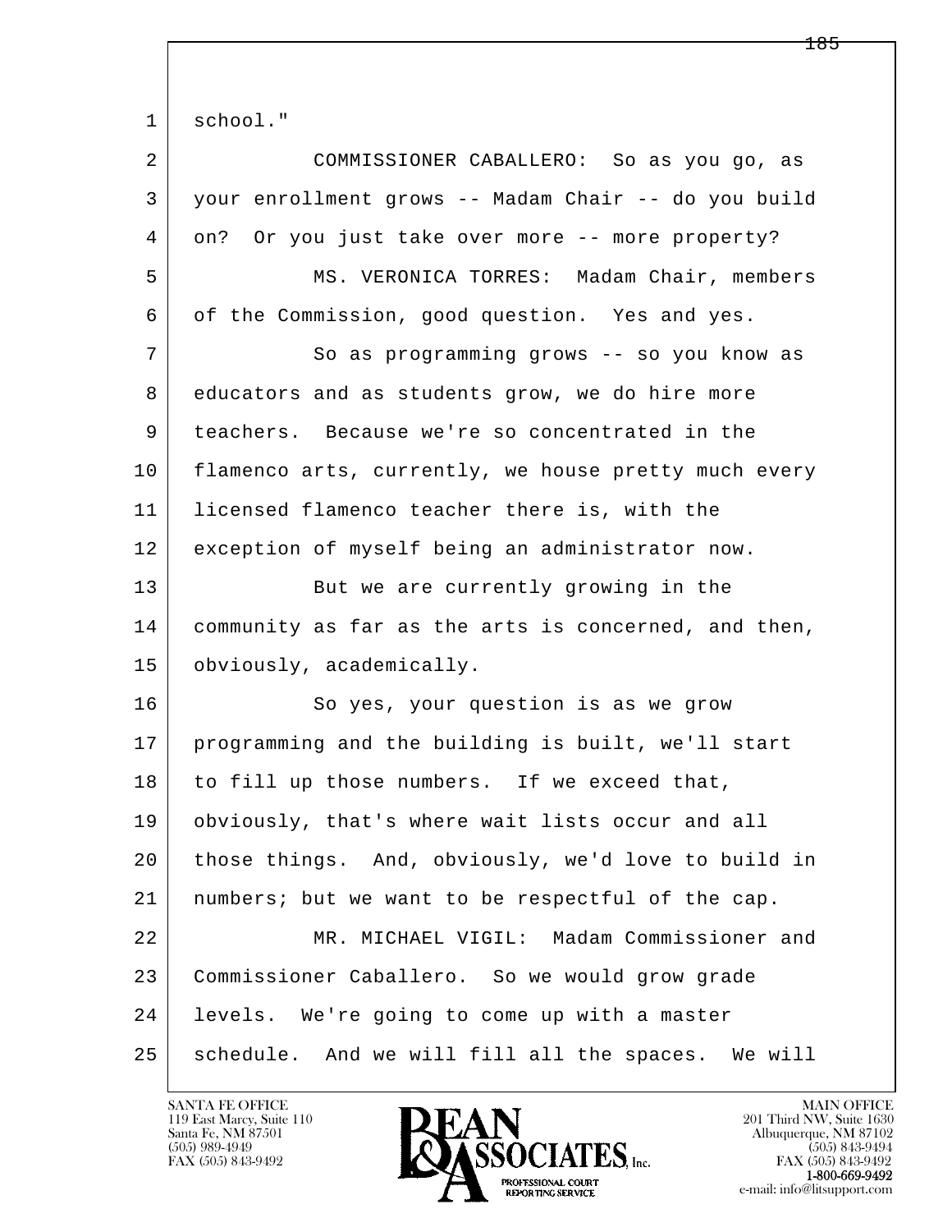school."

COMMISSIONER CABALLERO: So as you go, as your enrollment grows -- Madam Chair -- do you build on? Or you just take over more -- more property?

MS. VERONICA TORRES: Madam Chair, members of the Commission, good question. Yes and yes.

So as programming grows -- so you know as educators and as students grow, we do hire more teachers. Because we're so concentrated in the flamenco arts, currently, we house pretty much every licensed flamenco teacher there is, with the exception of myself being an administrator now.

But we are currently growing in the community as far as the arts is concerned, and then, obviously, academically.

So yes, your question is as we grow programming and the building is built, we'll start to fill up those numbers. If we exceed that, obviously, that's where wait lists occur and all those things. And, obviously, we'd love to build in numbers; but we want to be respectful of the cap.

MR. MICHAEL VIGIL: Madam Commissioner and Commissioner Caballero. So we would grow grade levels. We're going to come up with a master schedule. And we will fill all the spaces. We will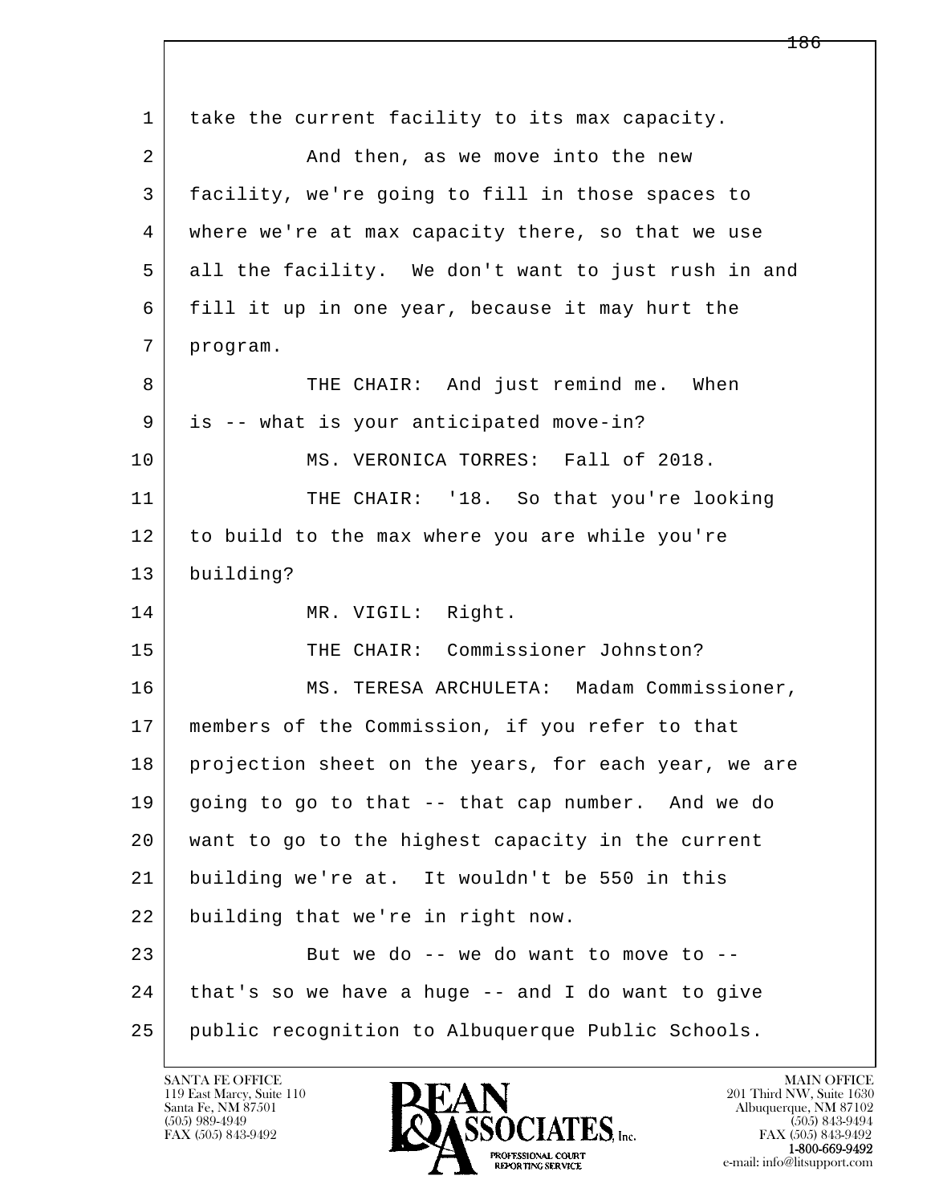1 take the current facility to its max capacity.

2 And then, as we move into the new

3 facility, we're going to fill in those spaces to

4 where we're at max capacity there, so that we use

5 all the facility. We don't want to just rush in and

6 fill it up in one year, because it may hurt the

7 program.

8 THE CHAIR: And just remind me. When

9 is -- what is your anticipated move-in?

10 MS. VERONICA TORRES: Fall of 2018.

11 THE CHAIR: '18. So that you're looking

12 to build to the max where you are while you're

13 building?

14 MR. VIGIL: Right.

15 THE CHAIR: Commissioner Johnston?

16 MS. TERESA ARCHULETA: Madam Commissioner,

17 members of the Commission, if you refer to that

18 projection sheet on the years, for each year, we are

19 going to go to that -- that cap number. And we do

20 want to go to the highest capacity in the current

21 building we're at. It wouldn't be 550 in this

22 building that we're in right now.

23 But we do -- we do want to move to --

24 that's so we have a huge -- and I do want to give

25 public recognition to Albuquerque Public Schools.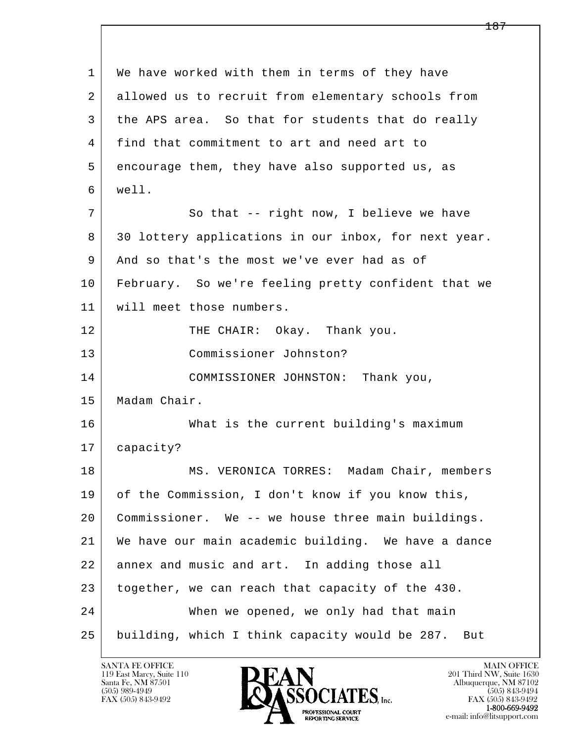1 We have worked with them in terms of they have
2 allowed us to recruit from elementary schools from
3 the APS area. So that for students that do really
4 find that commitment to art and need art to
5 encourage them, they have also supported us, as
6 well.

7 So that -- right now, I believe we have
8 30 lottery applications in our inbox, for next year.
9 And so that's the most we've ever had as of
10 February. So we're feeling pretty confident that we
11 will meet those numbers.

12 THE CHAIR: Okay. Thank you.

13 Commissioner Johnston?

14 COMMISSIONER JOHNSTON: Thank you,
15 Madam Chair.

16 What is the current building's maximum
17 capacity?

18 MS. VERONICA TORRES: Madam Chair, members
19 of the Commission, I don't know if you know this,
20 Commissioner. We -- we house three main buildings.
21 We have our main academic building. We have a dance
22 annex and music and art. In adding those all
23 together, we can reach that capacity of the 430.

24 When we opened, we only had that main
25 building, which I think capacity would be 287. But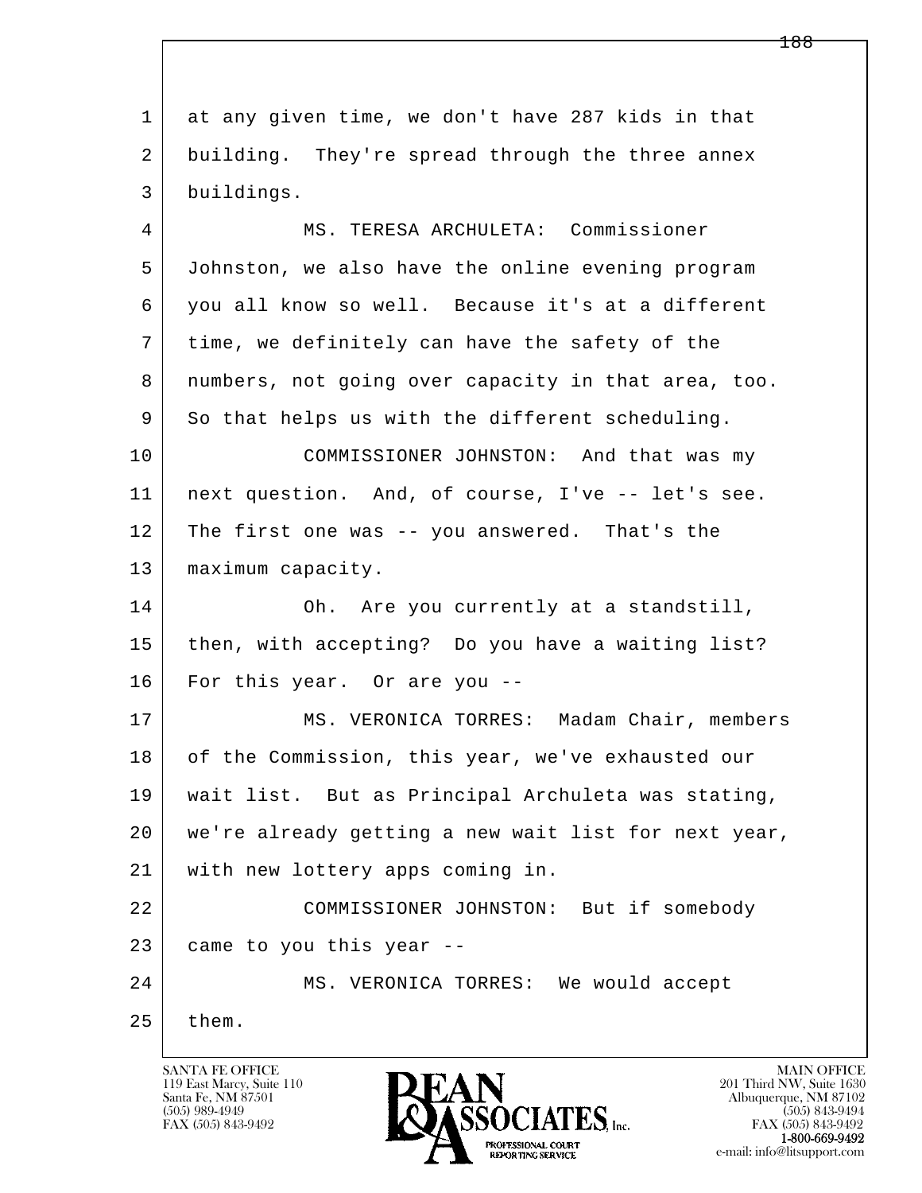1 at any given time, we don't have 287 kids in that
2 building. They're spread through the three annex
3 buildings.

4 MS. TERESA ARCHULETA: Commissioner
5 Johnston, we also have the online evening program
6 you all know so well. Because it's at a different
7 time, we definitely can have the safety of the
8 numbers, not going over capacity in that area, too.
9 So that helps us with the different scheduling.

10 COMMISSIONER JOHNSTON: And that was my
11 next question. And, of course, I've -- let's see.
12 The first one was -- you answered. That's the
13 maximum capacity.

14 Oh. Are you currently at a standstill,
15 then, with accepting? Do you have a waiting list?
16 For this year. Or are you --

17 MS. VERONICA TORRES: Madam Chair, members
18 of the Commission, this year, we've exhausted our
19 wait list. But as Principal Archuleta was stating,
20 we're already getting a new wait list for next year,
21 with new lottery apps coming in.

22 COMMISSIONER JOHNSTON: But if somebody
23 came to you this year --

24 MS. VERONICA TORRES: We would accept
25 them.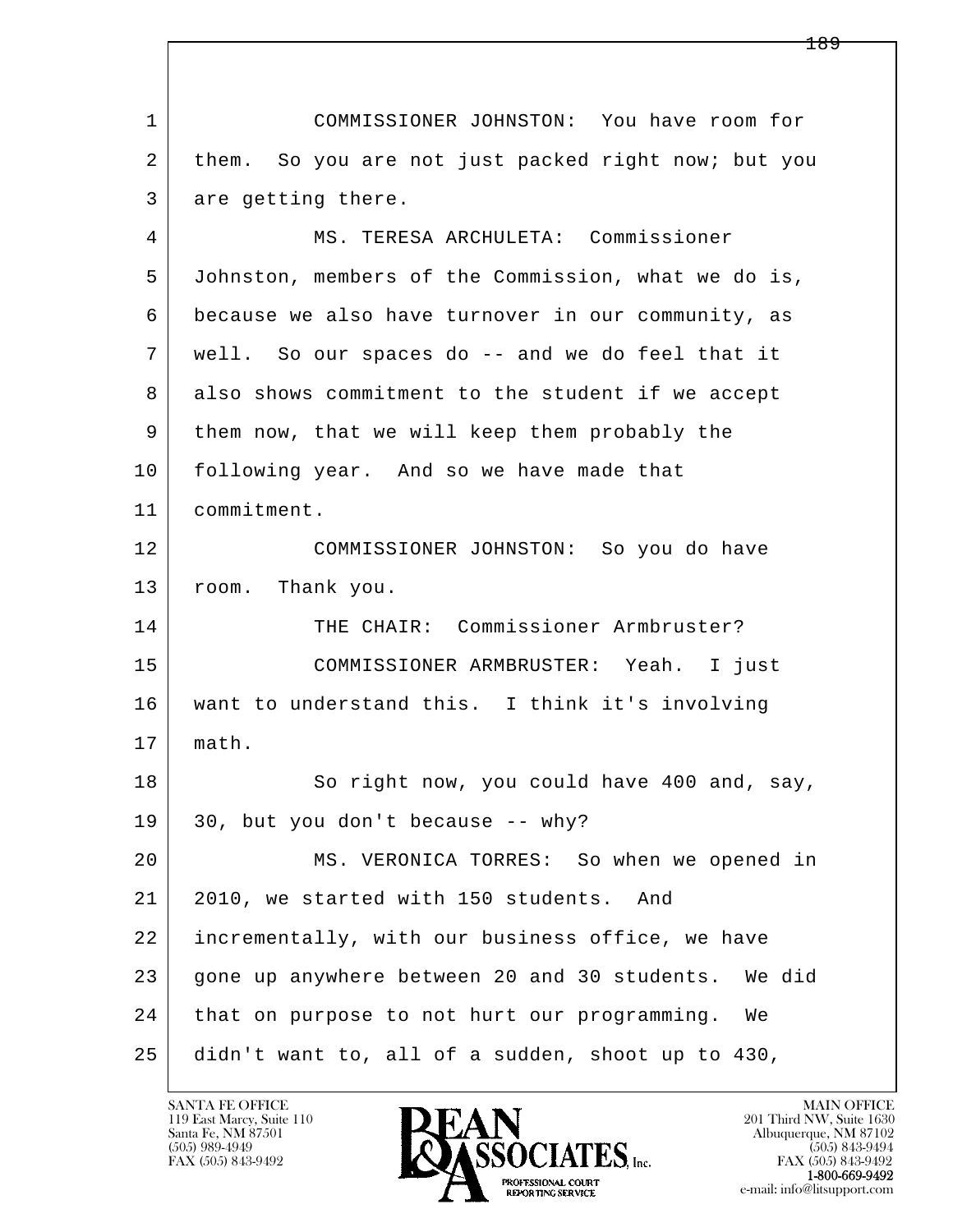COMMISSIONER JOHNSTON: You have room for them. So you are not just packed right now; but you are getting there.

MS. TERESA ARCHULETA: Commissioner Johnston, members of the Commission, what we do is, because we also have turnover in our community, as well. So our spaces do -- and we do feel that it also shows commitment to the student if we accept them now, that we will keep them probably the following year. And so we have made that commitment.

COMMISSIONER JOHNSTON: So you do have room. Thank you.

THE CHAIR: Commissioner Armbruster?

COMMISSIONER ARMBRUSTER: Yeah. I just want to understand this. I think it's involving math.

So right now, you could have 400 and, say, 30, but you don't because -- why?

MS. VERONICA TORRES: So when we opened in 2010, we started with 150 students. And incrementally, with our business office, we have gone up anywhere between 20 and 30 students. We did that on purpose to not hurt our programming. We didn't want to, all of a sudden, shoot up to 430,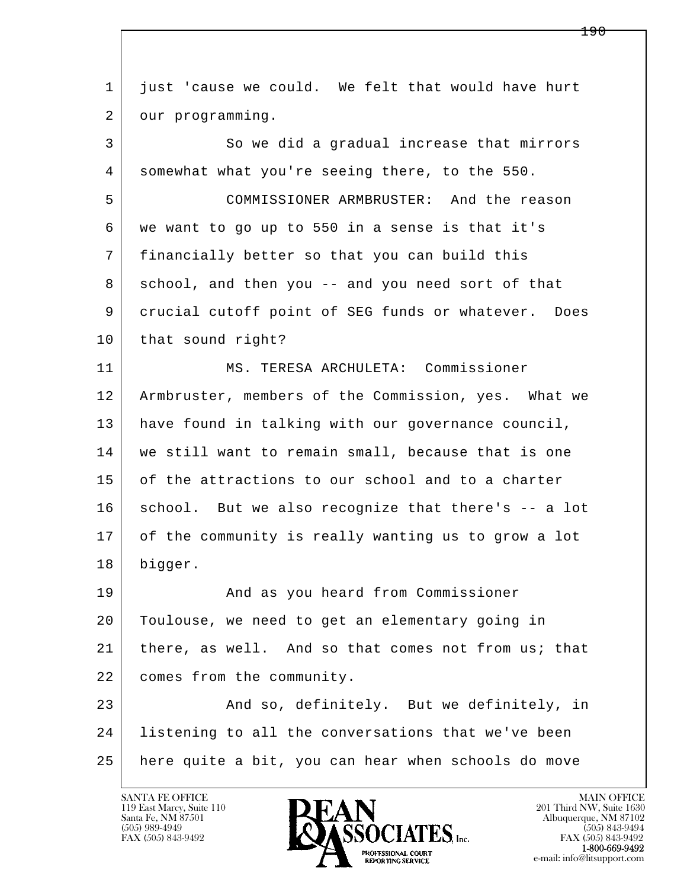1 just 'cause we could. We felt that would have hurt
2 our programming.

3 So we did a gradual increase that mirrors
4 somewhat what you're seeing there, to the 550.

5 COMMISSIONER ARMBRUSTER: And the reason
6 we want to go up to 550 in a sense is that it's
7 financially better so that you can build this
8 school, and then you -- and you need sort of that
9 crucial cutoff point of SEG funds or whatever. Does
10 that sound right?

11 MS. TERESA ARCHULETA: Commissioner
12 Armbruster, members of the Commission, yes. What we
13 have found in talking with our governance council,
14 we still want to remain small, because that is one
15 of the attractions to our school and to a charter
16 school. But we also recognize that there's -- a lot
17 of the community is really wanting us to grow a lot
18 bigger.

19 And as you heard from Commissioner
20 Toulouse, we need to get an elementary going in
21 there, as well. And so that comes not from us; that
22 comes from the community.

23 And so, definitely. But we definitely, in
24 listening to all the conversations that we've been
25 here quite a bit, you can hear when schools do move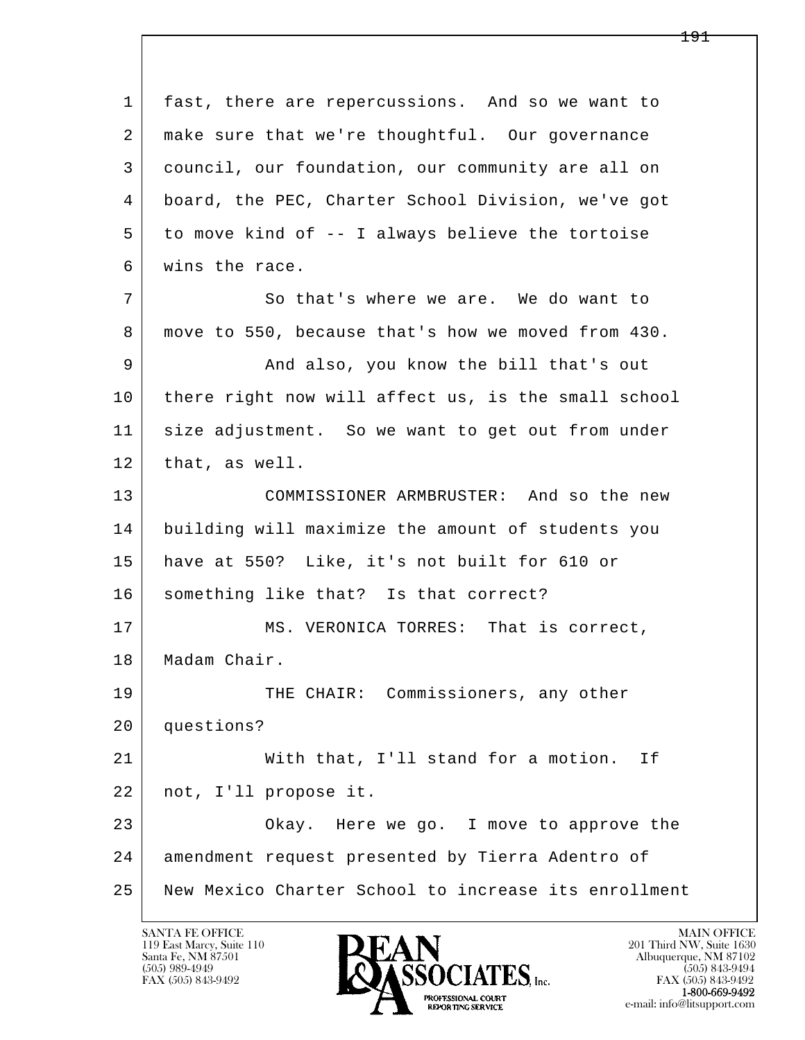1 fast, there are repercussions. And so we want to
2 make sure that we're thoughtful. Our governance
3 council, our foundation, our community are all on
4 board, the PEC, Charter School Division, we've got
5 to move kind of -- I always believe the tortoise
6 wins the race.
7 So that's where we are. We do want to
8 move to 550, because that's how we moved from 430.
9 And also, you know the bill that's out
10 there right now will affect us, is the small school
11 size adjustment. So we want to get out from under
12 that, as well.
13 COMMISSIONER ARMBRUSTER: And so the new
14 building will maximize the amount of students you
15 have at 550? Like, it's not built for 610 or
16 something like that? Is that correct?
17 MS. VERONICA TORRES: That is correct,
18 Madam Chair.
19 THE CHAIR: Commissioners, any other
20 questions?
21 With that, I'll stand for a motion. If
22 not, I'll propose it.
23 Okay. Here we go. I move to approve the
24 amendment request presented by Tierra Adentro of
25 New Mexico Charter School to increase its enrollment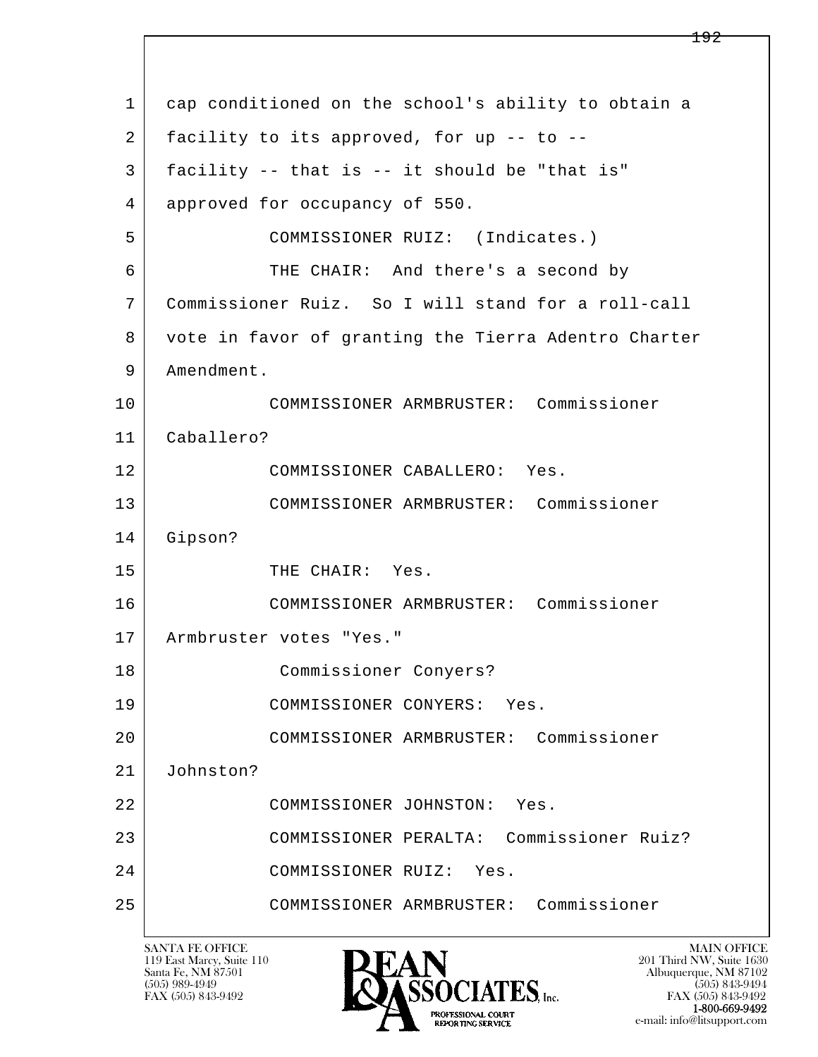1 cap conditioned on the school's ability to obtain a
2 facility to its approved, for up -- to --
3 facility -- that is -- it should be "that is"
4 approved for occupancy of 550.
5 COMMISSIONER RUIZ: (Indicates.)
6 THE CHAIR: And there's a second by
7 Commissioner Ruiz. So I will stand for a roll-call
8 vote in favor of granting the Tierra Adentro Charter
9 Amendment.
10 COMMISSIONER ARMBRUSTER: Commissioner
11 Caballero?
12 COMMISSIONER CABALLERO: Yes.
13 COMMISSIONER ARMBRUSTER: Commissioner
14 Gipson?
15 THE CHAIR: Yes.
16 COMMISSIONER ARMBRUSTER: Commissioner
17 Armbruster votes "Yes."
18 Commissioner Conyers?
19 COMMISSIONER CONYERS: Yes.
20 COMMISSIONER ARMBRUSTER: Commissioner
21 Johnston?
22 COMMISSIONER JOHNSTON: Yes.
23 COMMISSIONER PERALTA: Commissioner Ruiz?
24 COMMISSIONER RUIZ: Yes.
25 COMMISSIONER ARMBRUSTER: Commissioner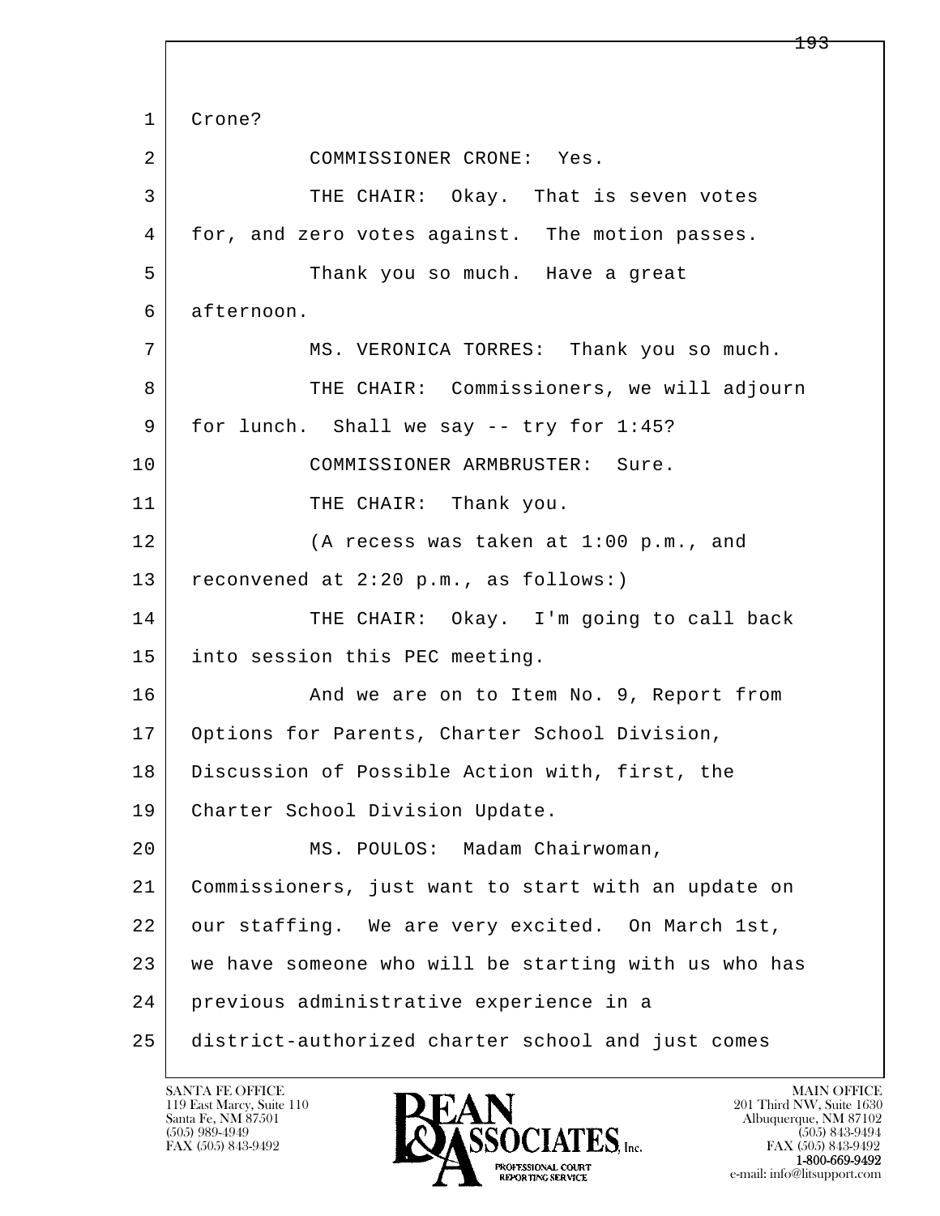1 Crone?

2 COMMISSIONER CRONE: Yes.

3 THE CHAIR: Okay. That is seven votes

4 for, and zero votes against. The motion passes.

5 Thank you so much. Have a great

6 afternoon.

7 MS. VERONICA TORRES: Thank you so much.

8 THE CHAIR: Commissioners, we will adjourn

9 for lunch. Shall we say -- try for 1:45?

10 COMMISSIONER ARMBRUSTER: Sure.

11 THE CHAIR: Thank you.

12 (A recess was taken at 1:00 p.m., and

13 reconvened at 2:20 p.m., as follows:)

14 THE CHAIR: Okay. I'm going to call back

15 into session this PEC meeting.

16 And we are on to Item No. 9, Report from

17 Options for Parents, Charter School Division,

18 Discussion of Possible Action with, first, the

19 Charter School Division Update.

20 MS. POULOS: Madam Chairwoman,

21 Commissioners, just want to start with an update on

22 our staffing. We are very excited. On March 1st,

23 we have someone who will be starting with us who has

24 previous administrative experience in a

25 district-authorized charter school and just comes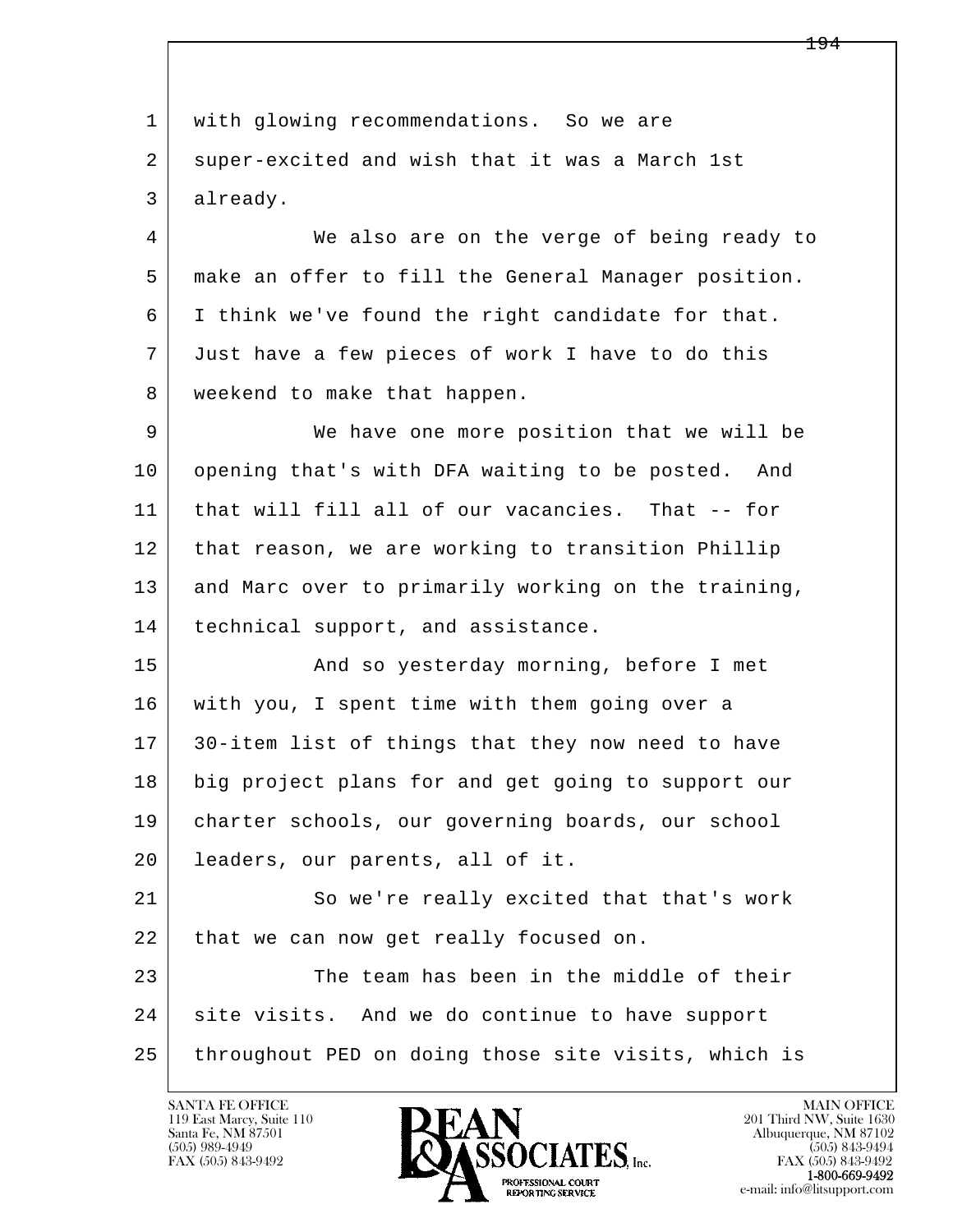with glowing recommendations. So we are super-excited and wish that it was a March 1st already.

We also are on the verge of being ready to make an offer to fill the General Manager position. I think we've found the right candidate for that. Just have a few pieces of work I have to do this weekend to make that happen.

We have one more position that we will be opening that's with DFA waiting to be posted. And that will fill all of our vacancies. That -- for that reason, we are working to transition Phillip and Marc over to primarily working on the training, technical support, and assistance.

And so yesterday morning, before I met with you, I spent time with them going over a 30-item list of things that they now need to have big project plans for and get going to support our charter schools, our governing boards, our school leaders, our parents, all of it.

So we're really excited that that's work that we can now get really focused on.

The team has been in the middle of their site visits. And we do continue to have support throughout PED on doing those site visits, which is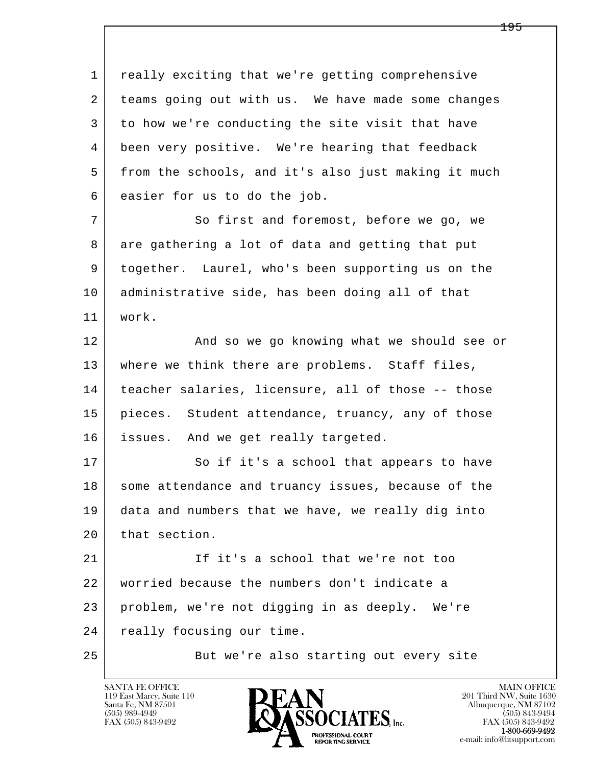really exciting that we're getting comprehensive teams going out with us. We have made some changes to how we're conducting the site visit that have been very positive. We're hearing that feedback from the schools, and it's also just making it much easier for us to do the job.

So first and foremost, before we go, we are gathering a lot of data and getting that put together. Laurel, who's been supporting us on the administrative side, has been doing all of that work.

And so we go knowing what we should see or where we think there are problems. Staff files, teacher salaries, licensure, all of those -- those pieces. Student attendance, truancy, any of those issues. And we get really targeted.

So if it's a school that appears to have some attendance and truancy issues, because of the data and numbers that we have, we really dig into that section.

If it's a school that we're not too worried because the numbers don't indicate a problem, we're not digging in as deeply. We're really focusing our time.

But we're also starting out every site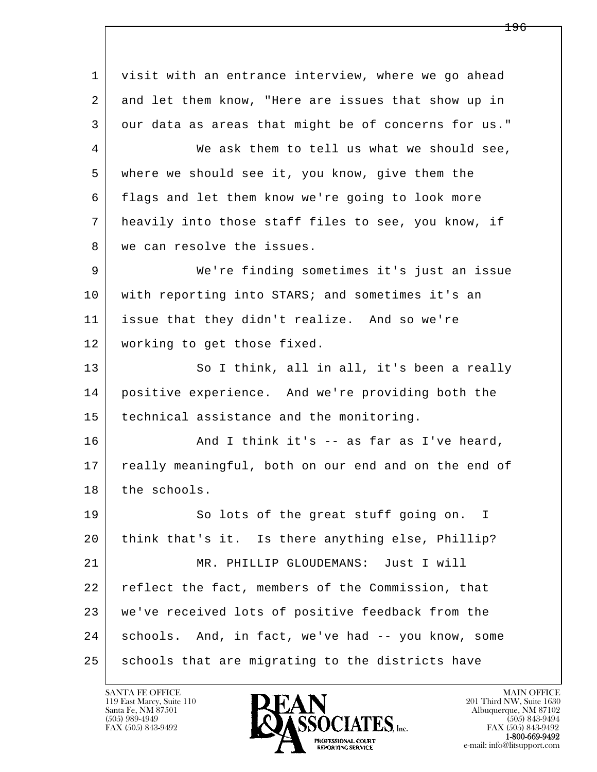visit with an entrance interview, where we go ahead and let them know, "Here are issues that show up in our data as areas that might be of concerns for us."

We ask them to tell us what we should see, where we should see it, you know, give them the flags and let them know we're going to look more heavily into those staff files to see, you know, if we can resolve the issues.

We're finding sometimes it's just an issue with reporting into STARS; and sometimes it's an issue that they didn't realize. And so we're working to get those fixed.

So I think, all in all, it's been a really positive experience. And we're providing both the technical assistance and the monitoring.

And I think it's -- as far as I've heard, really meaningful, both on our end and on the end of the schools.

So lots of the great stuff going on. I think that's it. Is there anything else, Phillip?

MR. PHILLIP GLOUDEMANS: Just I will reflect the fact, members of the Commission, that we've received lots of positive feedback from the schools. And, in fact, we've had -- you know, some schools that are migrating to the districts have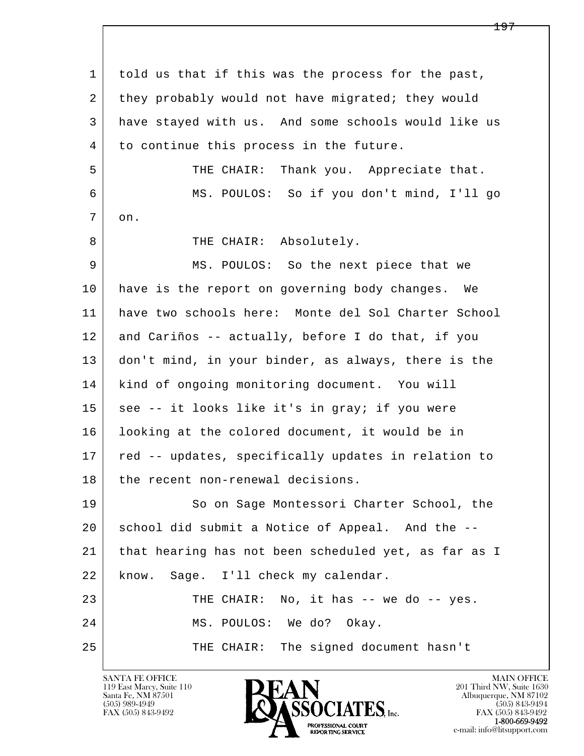1 told us that if this was the process for the past,
2 they probably would not have migrated; they would
3 have stayed with us. And some schools would like us
4 to continue this process in the future.

5 THE CHAIR: Thank you. Appreciate that.

6 MS. POULOS: So if you don't mind, I'll go
7 on.

8 THE CHAIR: Absolutely.

9 MS. POULOS: So the next piece that we
10 have is the report on governing body changes. We
11 have two schools here: Monte del Sol Charter School
12 and Cariños -- actually, before I do that, if you
13 don't mind, in your binder, as always, there is the
14 kind of ongoing monitoring document. You will
15 see -- it looks like it's in gray; if you were
16 looking at the colored document, it would be in
17 red -- updates, specifically updates in relation to
18 the recent non-renewal decisions.

19 So on Sage Montessori Charter School, the
20 school did submit a Notice of Appeal. And the --
21 that hearing has not been scheduled yet, as far as I
22 know. Sage. I'll check my calendar.

23 THE CHAIR: No, it has -- we do -- yes.

24 MS. POULOS: We do? Okay.

25 THE CHAIR: The signed document hasn't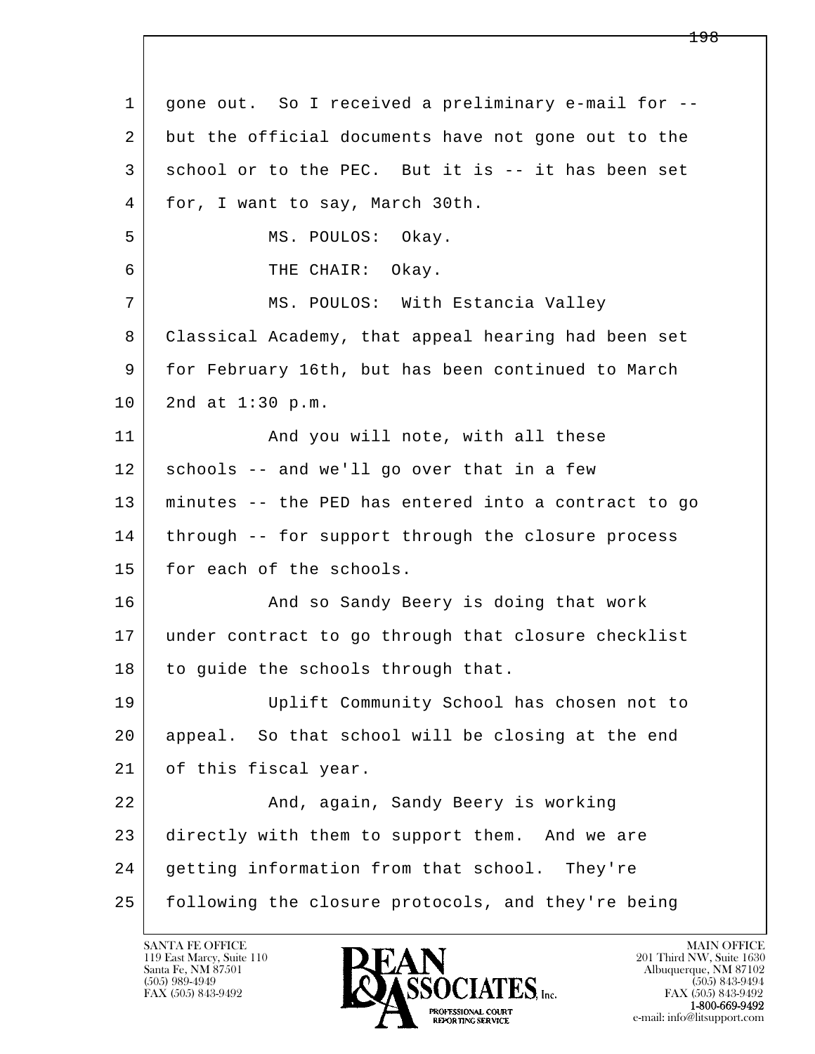gone out. So I received a preliminary e-mail for -- but the official documents have not gone out to the school or to the PEC. But it is -- it has been set for, I want to say, March 30th.

MS. POULOS: Okay.

THE CHAIR: Okay.

MS. POULOS: With Estancia Valley Classical Academy, that appeal hearing had been set for February 16th, but has been continued to March 2nd at 1:30 p.m.

And you will note, with all these schools -- and we'll go over that in a few minutes -- the PED has entered into a contract to go through -- for support through the closure process for each of the schools.

And so Sandy Beery is doing that work under contract to go through that closure checklist to guide the schools through that.

Uplift Community School has chosen not to appeal. So that school will be closing at the end of this fiscal year.

And, again, Sandy Beery is working directly with them to support them. And we are getting information from that school. They're following the closure protocols, and they're being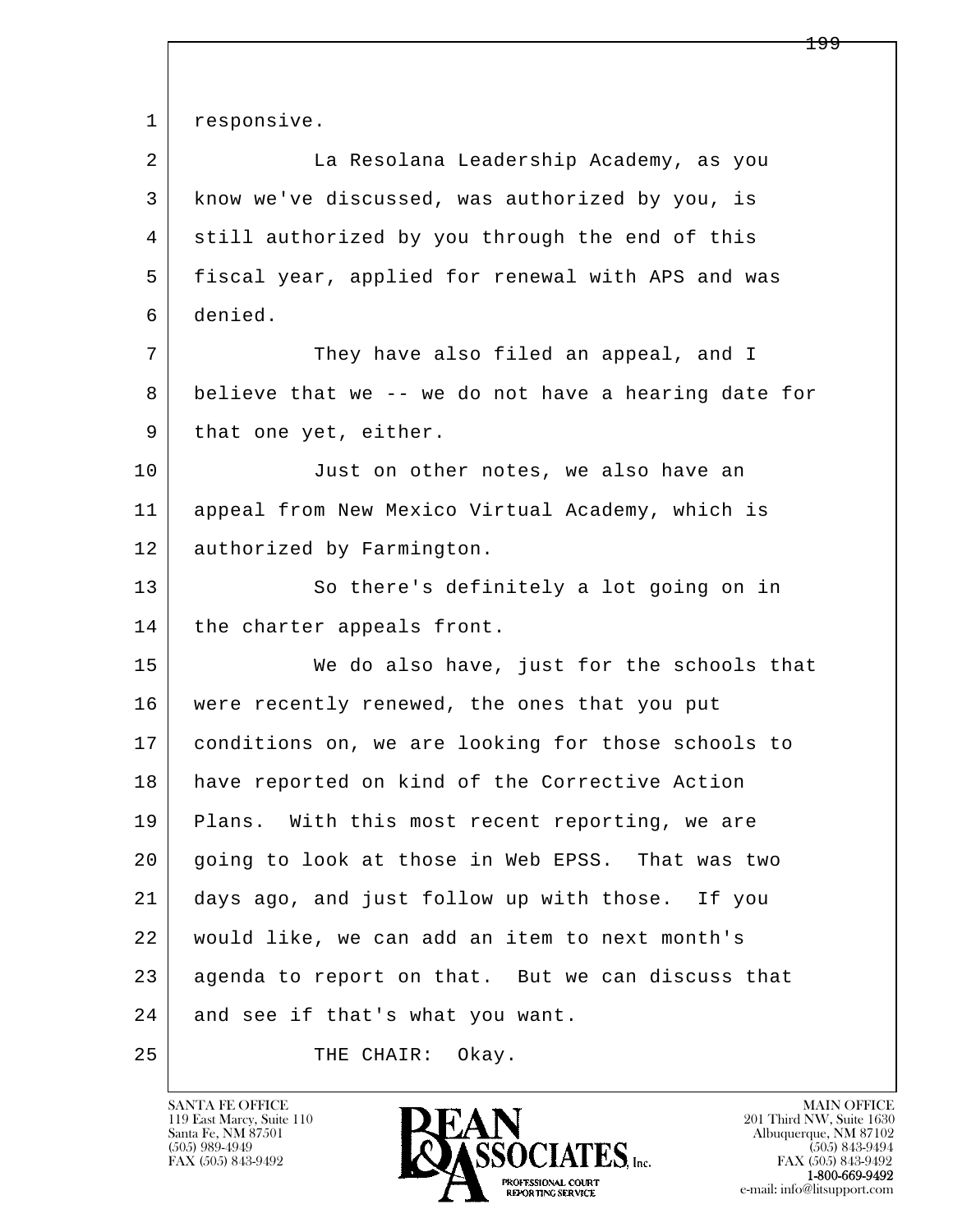1 responsive.

2 La Resolana Leadership Academy, as you

3 know we've discussed, was authorized by you, is

4 still authorized by you through the end of this

5 fiscal year, applied for renewal with APS and was

6 denied.

7 They have also filed an appeal, and I

8 believe that we -- we do not have a hearing date for

9 that one yet, either.

10 Just on other notes, we also have an

11 appeal from New Mexico Virtual Academy, which is

12 authorized by Farmington.

13 So there's definitely a lot going on in

14 the charter appeals front.

15 We do also have, just for the schools that

16 were recently renewed, the ones that you put

17 conditions on, we are looking for those schools to

18 have reported on kind of the Corrective Action

19 Plans. With this most recent reporting, we are

20 going to look at those in Web EPSS. That was two

21 days ago, and just follow up with those. If you

22 would like, we can add an item to next month's

23 agenda to report on that. But we can discuss that

24 and see if that's what you want.

25 THE CHAIR: Okay.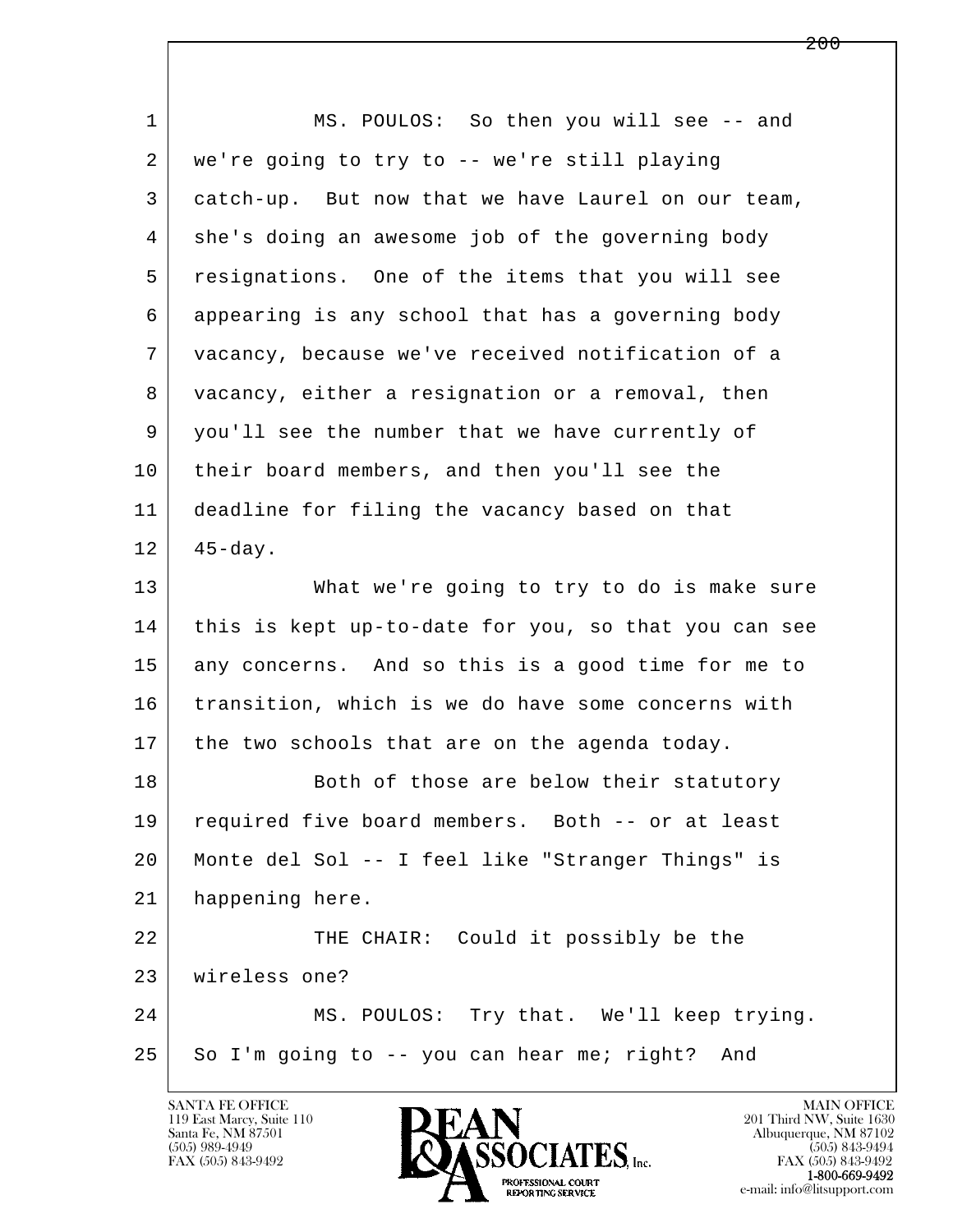MS. POULOS: So then you will see -- and we're going to try to -- we're still playing catch-up. But now that we have Laurel on our team, she's doing an awesome job of the governing body resignations. One of the items that you will see appearing is any school that has a governing body vacancy, because we've received notification of a vacancy, either a resignation or a removal, then you'll see the number that we have currently of their board members, and then you'll see the deadline for filing the vacancy based on that 45-day.

What we're going to try to do is make sure this is kept up-to-date for you, so that you can see any concerns. And so this is a good time for me to transition, which is we do have some concerns with the two schools that are on the agenda today.

Both of those are below their statutory required five board members. Both -- or at least Monte del Sol -- I feel like "Stranger Things" is happening here.

THE CHAIR: Could it possibly be the wireless one?

MS. POULOS: Try that. We'll keep trying. So I'm going to -- you can hear me; right? And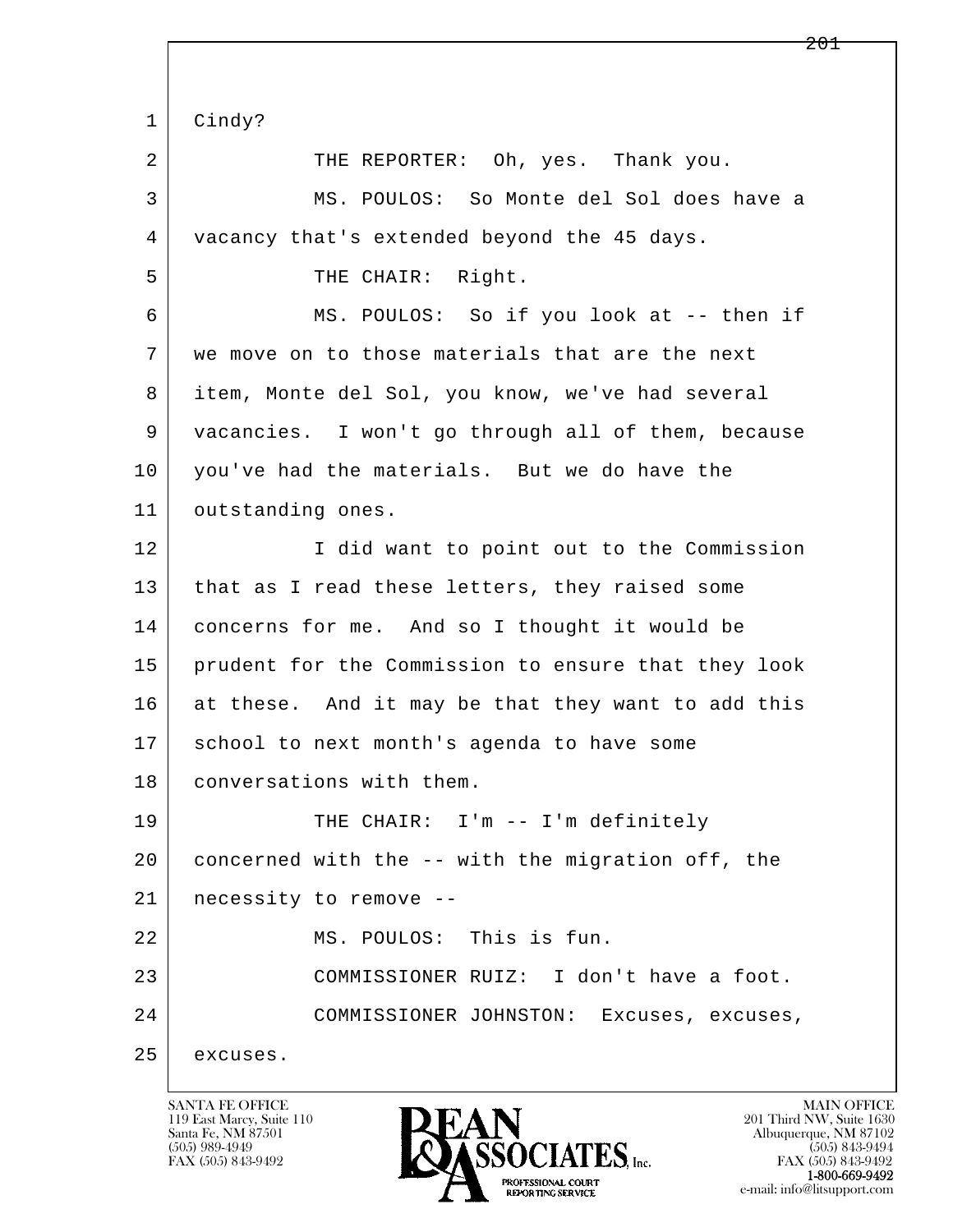Cindy?

THE REPORTER: Oh, yes. Thank you.

MS. POULOS: So Monte del Sol does have a vacancy that's extended beyond the 45 days.

THE CHAIR: Right.

MS. POULOS: So if you look at -- then if we move on to those materials that are the next item, Monte del Sol, you know, we've had several vacancies. I won't go through all of them, because you've had the materials. But we do have the outstanding ones.

I did want to point out to the Commission that as I read these letters, they raised some concerns for me. And so I thought it would be prudent for the Commission to ensure that they look at these. And it may be that they want to add this school to next month's agenda to have some conversations with them.

THE CHAIR: I'm -- I'm definitely concerned with the -- with the migration off, the necessity to remove --

MS. POULOS: This is fun.

COMMISSIONER RUIZ: I don't have a foot.

COMMISSIONER JOHNSTON: Excuses, excuses, excuses.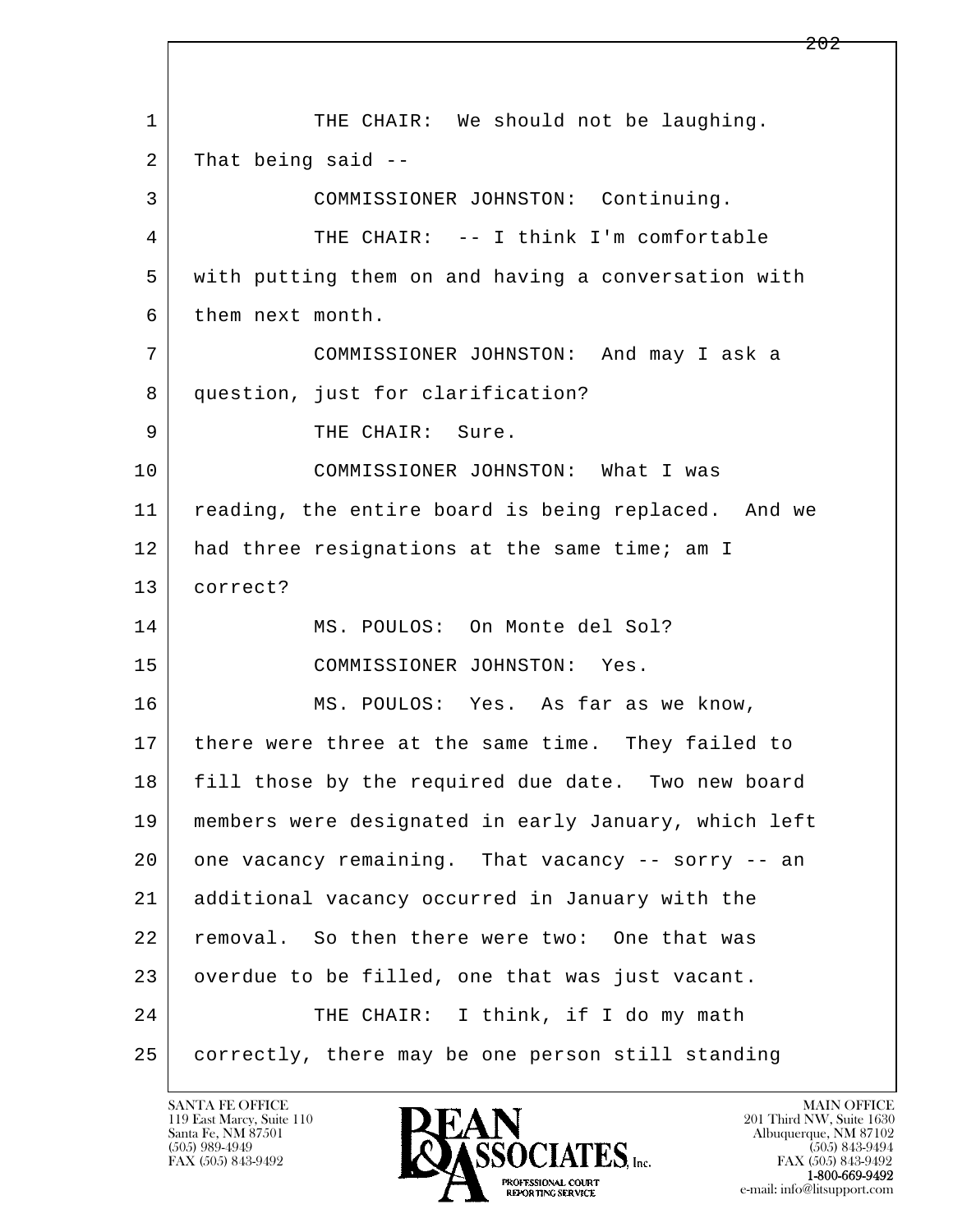1 THE CHAIR: We should not be laughing.
2 That being said --
3 COMMISSIONER JOHNSTON: Continuing.
4 THE CHAIR: -- I think I'm comfortable
5 with putting them on and having a conversation with
6 them next month.
7 COMMISSIONER JOHNSTON: And may I ask a
8 question, just for clarification?
9 THE CHAIR: Sure.
10 COMMISSIONER JOHNSTON: What I was
11 reading, the entire board is being replaced. And we
12 had three resignations at the same time; am I
13 correct?
14 MS. POULOS: On Monte del Sol?
15 COMMISSIONER JOHNSTON: Yes.
16 MS. POULOS: Yes. As far as we know,
17 there were three at the same time. They failed to
18 fill those by the required due date. Two new board
19 members were designated in early January, which left
20 one vacancy remaining. That vacancy -- sorry -- an
21 additional vacancy occurred in January with the
22 removal. So then there were two: One that was
23 overdue to be filled, one that was just vacant.
24 THE CHAIR: I think, if I do my math
25 correctly, there may be one person still standing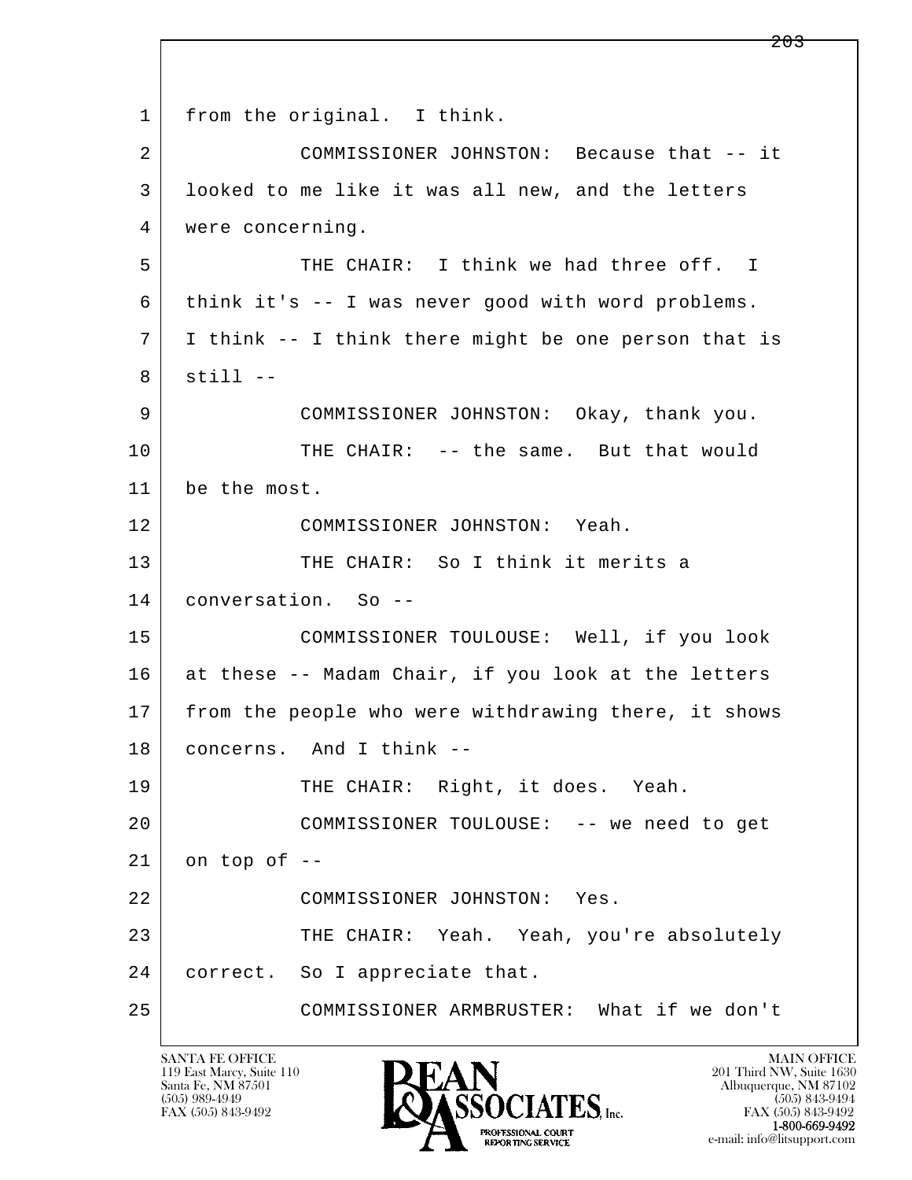1 from the original. I think.

2 COMMISSIONER JOHNSTON: Because that -- it

3 looked to me like it was all new, and the letters

4 were concerning.

5 THE CHAIR: I think we had three off. I

6 think it's -- I was never good with word problems.

7 I think -- I think there might be one person that is

8 still --

9 COMMISSIONER JOHNSTON: Okay, thank you.

10 THE CHAIR: -- the same. But that would

11 be the most.

12 COMMISSIONER JOHNSTON: Yeah.

13 THE CHAIR: So I think it merits a

14 conversation. So --

15 COMMISSIONER TOULOUSE: Well, if you look

16 at these -- Madam Chair, if you look at the letters

17 from the people who were withdrawing there, it shows

18 concerns. And I think --

19 THE CHAIR: Right, it does. Yeah.

20 COMMISSIONER TOULOUSE: -- we need to get

21 on top of --

22 COMMISSIONER JOHNSTON: Yes.

23 THE CHAIR: Yeah. Yeah, you're absolutely

24 correct. So I appreciate that.

25 COMMISSIONER ARMBRUSTER: What if we don't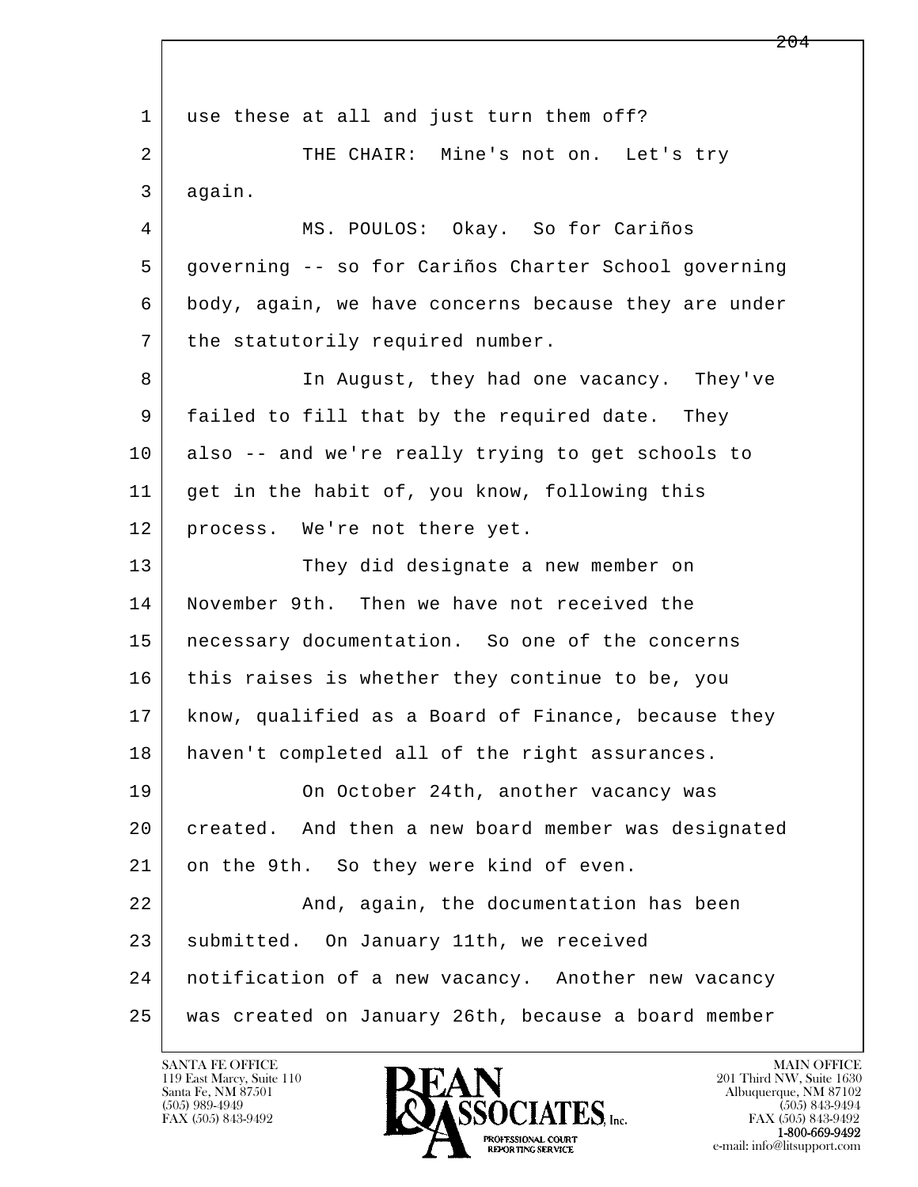use these at all and just turn them off?

THE CHAIR: Mine's not on. Let's try again.

MS. POULOS: Okay. So for Cariños governing -- so for Cariños Charter School governing body, again, we have concerns because they are under the statutorily required number.

In August, they had one vacancy. They've failed to fill that by the required date. They also -- and we're really trying to get schools to get in the habit of, you know, following this process. We're not there yet.

They did designate a new member on November 9th. Then we have not received the necessary documentation. So one of the concerns this raises is whether they continue to be, you know, qualified as a Board of Finance, because they haven't completed all of the right assurances.

On October 24th, another vacancy was created. And then a new board member was designated on the 9th. So they were kind of even.

And, again, the documentation has been submitted. On January 11th, we received notification of a new vacancy. Another new vacancy was created on January 26th, because a board member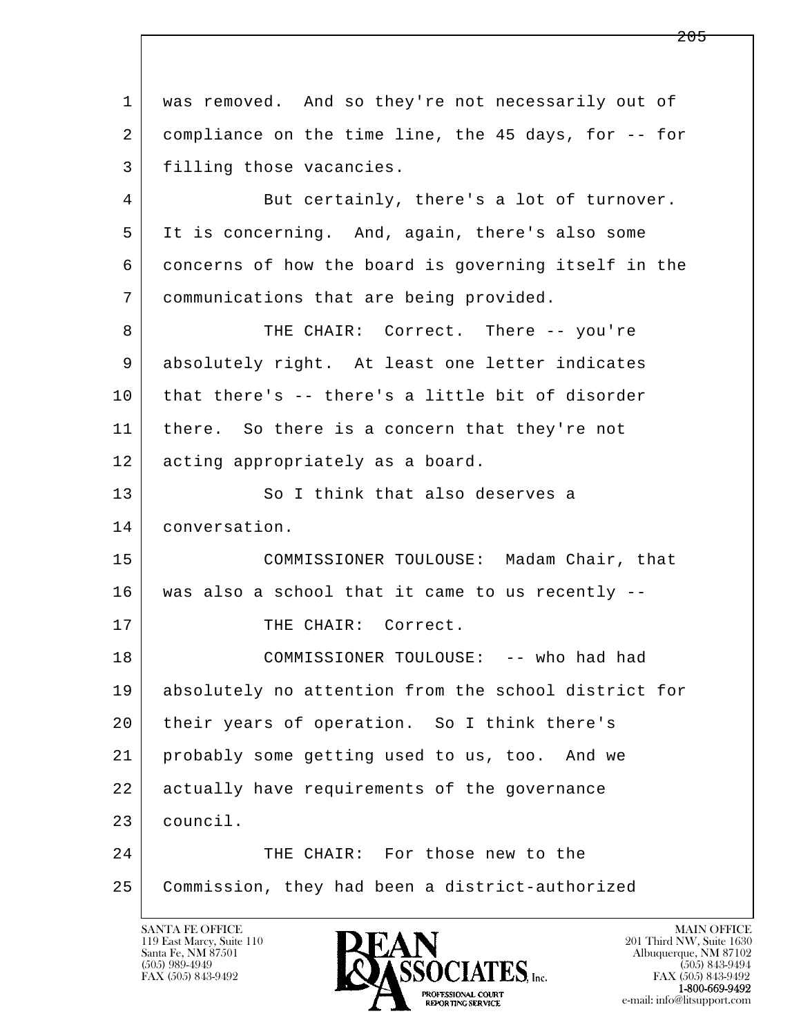1 was removed. And so they're not necessarily out of
2 compliance on the time line, the 45 days, for -- for
3 filling those vacancies.

4 But certainly, there's a lot of turnover.
5 It is concerning. And, again, there's also some
6 concerns of how the board is governing itself in the
7 communications that are being provided.

8 THE CHAIR: Correct. There -- you're
9 absolutely right. At least one letter indicates
10 that there's -- there's a little bit of disorder
11 there. So there is a concern that they're not
12 acting appropriately as a board.

13 So I think that also deserves a
14 conversation.

15 COMMISSIONER TOULOUSE: Madam Chair, that
16 was also a school that it came to us recently --

17 THE CHAIR: Correct.

18 COMMISSIONER TOULOUSE: -- who had had
19 absolutely no attention from the school district for
20 their years of operation. So I think there's
21 probably some getting used to us, too. And we
22 actually have requirements of the governance
23 council.

24 THE CHAIR: For those new to the
25 Commission, they had been a district-authorized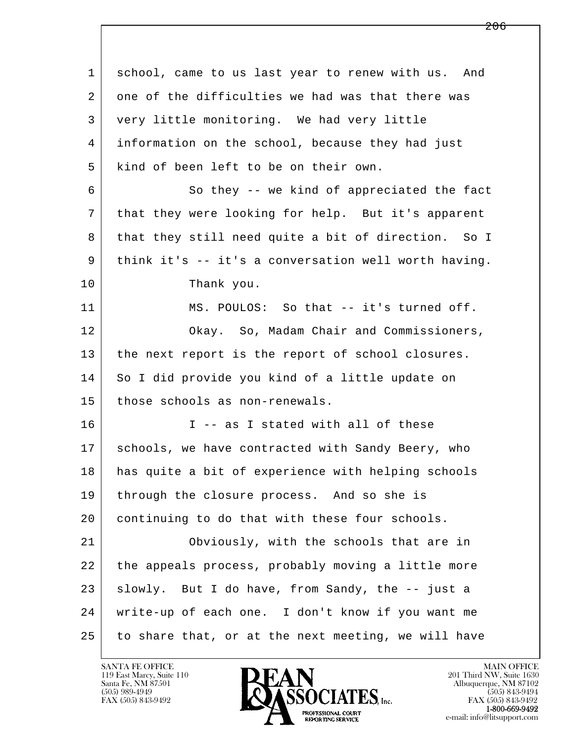school, came to us last year to renew with us. And one of the difficulties we had was that there was very little monitoring. We had very little information on the school, because they had just kind of been left to be on their own.

So they -- we kind of appreciated the fact that they were looking for help. But it's apparent that they still need quite a bit of direction. So I think it's -- it's a conversation well worth having.

Thank you.

MS. POULOS: So that -- it's turned off.

Okay. So, Madam Chair and Commissioners, the next report is the report of school closures. So I did provide you kind of a little update on those schools as non-renewals.

I -- as I stated with all of these schools, we have contracted with Sandy Beery, who has quite a bit of experience with helping schools through the closure process. And so she is continuing to do that with these four schools.

Obviously, with the schools that are in the appeals process, probably moving a little more slowly. But I do have, from Sandy, the -- just a write-up of each one. I don't know if you want me to share that, or at the next meeting, we will have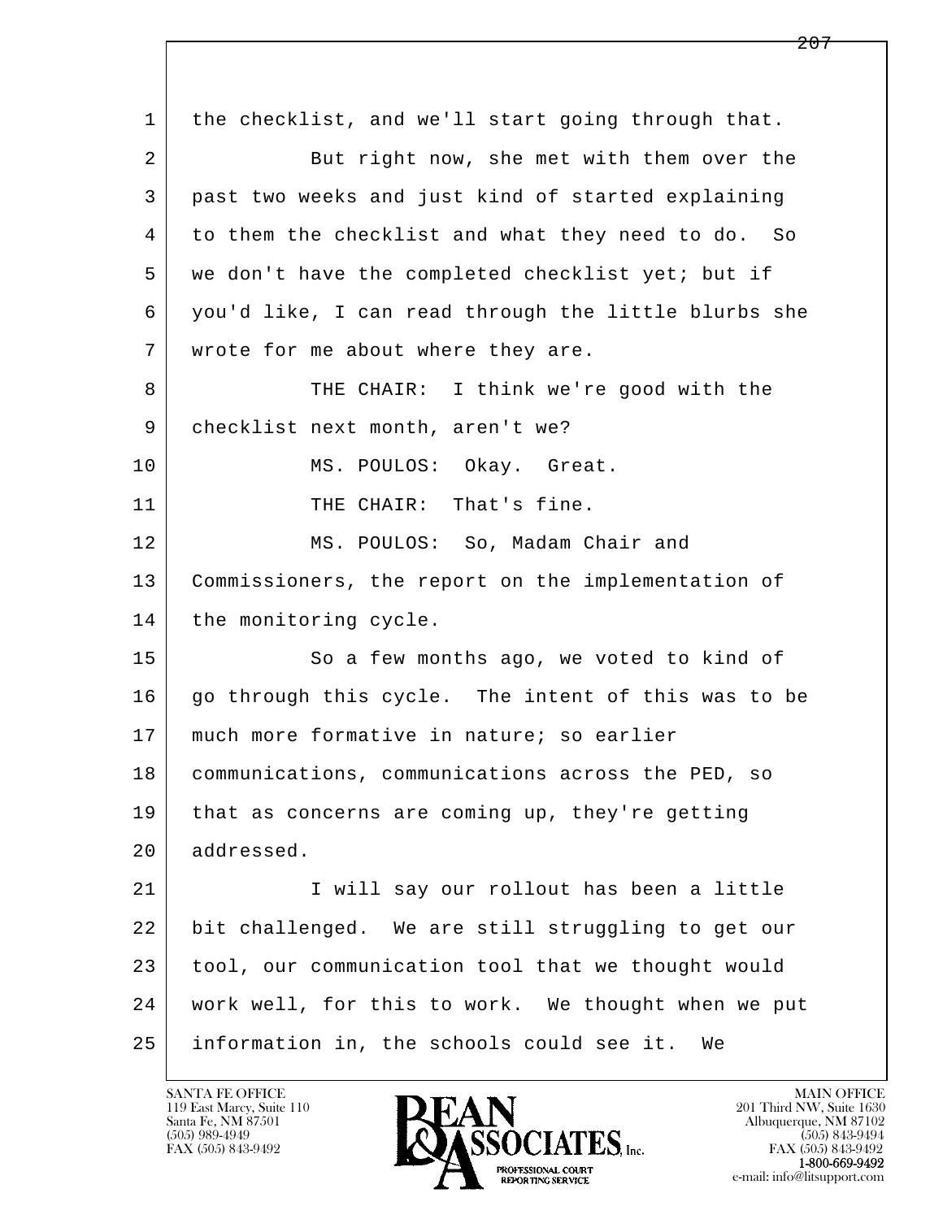the checklist, and we'll start going through that.

But right now, she met with them over the past two weeks and just kind of started explaining to them the checklist and what they need to do. So we don't have the completed checklist yet; but if you'd like, I can read through the little blurbs she wrote for me about where they are.

THE CHAIR: I think we're good with the checklist next month, aren't we?

MS. POULOS: Okay. Great.

THE CHAIR: That's fine.

MS. POULOS: So, Madam Chair and Commissioners, the report on the implementation of the monitoring cycle.

So a few months ago, we voted to kind of go through this cycle. The intent of this was to be much more formative in nature; so earlier communications, communications across the PED, so that as concerns are coming up, they're getting addressed.

I will say our rollout has been a little bit challenged. We are still struggling to get our tool, our communication tool that we thought would work well, for this to work. We thought when we put information in, the schools could see it. We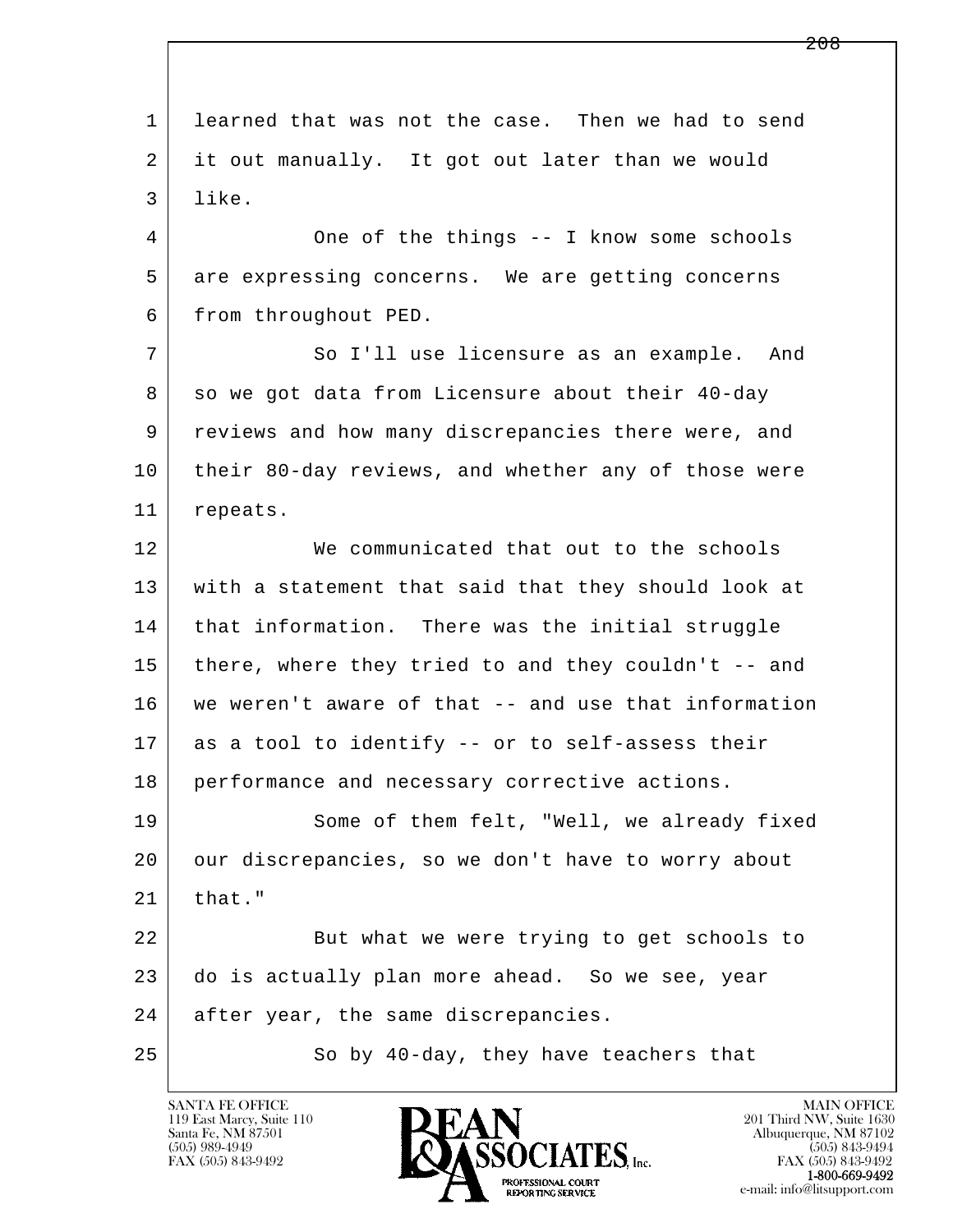learned that was not the case. Then we had to send it out manually. It got out later than we would like.

One of the things -- I know some schools are expressing concerns. We are getting concerns from throughout PED.

So I'll use licensure as an example. And so we got data from Licensure about their 40-day reviews and how many discrepancies there were, and their 80-day reviews, and whether any of those were repeats.

We communicated that out to the schools with a statement that said that they should look at that information. There was the initial struggle there, where they tried to and they couldn't -- and we weren't aware of that -- and use that information as a tool to identify -- or to self-assess their performance and necessary corrective actions.

Some of them felt, "Well, we already fixed our discrepancies, so we don't have to worry about that."

But what we were trying to get schools to do is actually plan more ahead. So we see, year after year, the same discrepancies.

So by 40-day, they have teachers that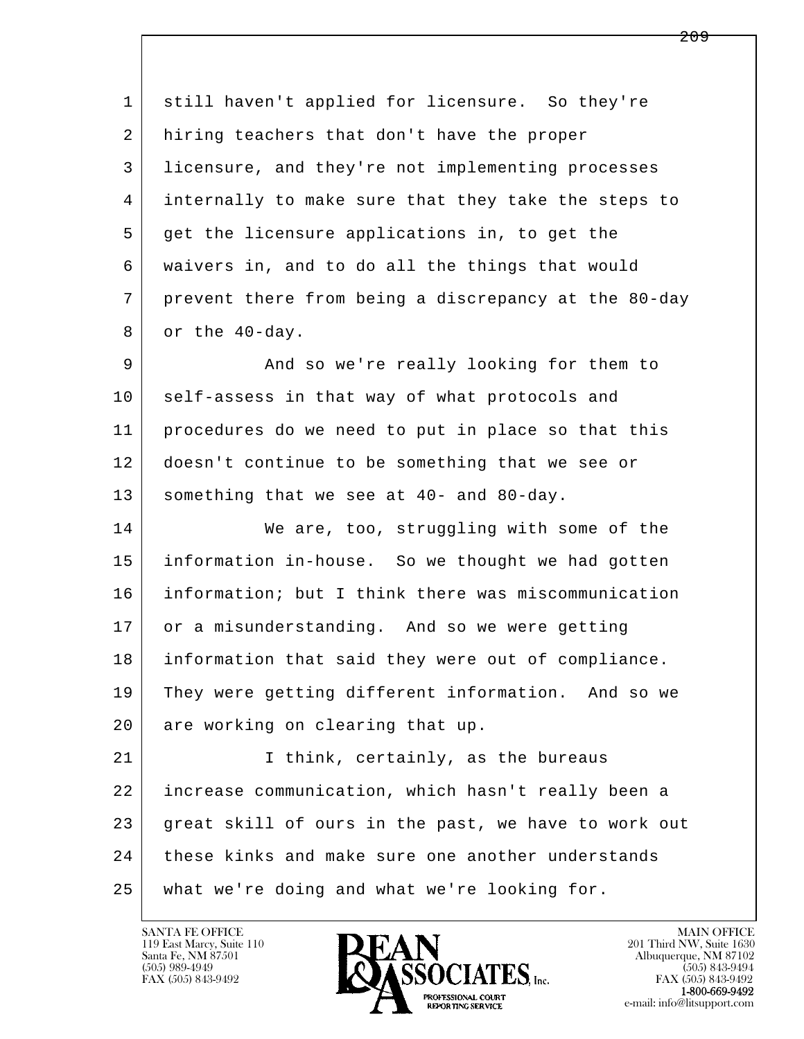still haven't applied for licensure. So they're hiring teachers that don't have the proper licensure, and they're not implementing processes internally to make sure that they take the steps to get the licensure applications in, to get the waivers in, and to do all the things that would prevent there from being a discrepancy at the 80-day or the 40-day.

And so we're really looking for them to self-assess in that way of what protocols and procedures do we need to put in place so that this doesn't continue to be something that we see or something that we see at 40- and 80-day.

We are, too, struggling with some of the information in-house. So we thought we had gotten information; but I think there was miscommunication or a misunderstanding. And so we were getting information that said they were out of compliance. They were getting different information. And so we are working on clearing that up.

I think, certainly, as the bureaus increase communication, which hasn't really been a great skill of ours in the past, we have to work out these kinks and make sure one another understands what we're doing and what we're looking for.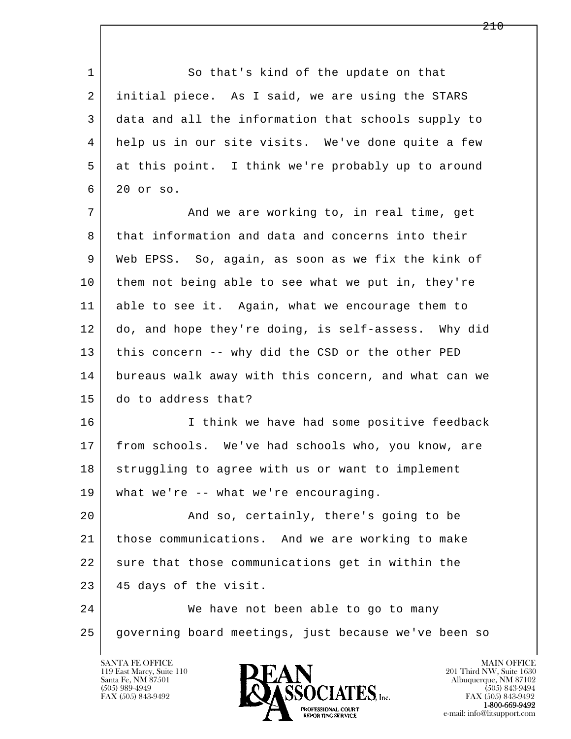So that's kind of the update on that initial piece. As I said, we are using the STARS data and all the information that schools supply to help us in our site visits. We've done quite a few at this point. I think we're probably up to around 20 or so.

And we are working to, in real time, get that information and data and concerns into their Web EPSS. So, again, as soon as we fix the kink of them not being able to see what we put in, they're able to see it. Again, what we encourage them to do, and hope they're doing, is self-assess. Why did this concern -- why did the CSD or the other PED bureaus walk away with this concern, and what can we do to address that?

I think we have had some positive feedback from schools. We've had schools who, you know, are struggling to agree with us or want to implement what we're -- what we're encouraging.

And so, certainly, there's going to be those communications. And we are working to make sure that those communications get in within the 45 days of the visit.

We have not been able to go to many governing board meetings, just because we've been so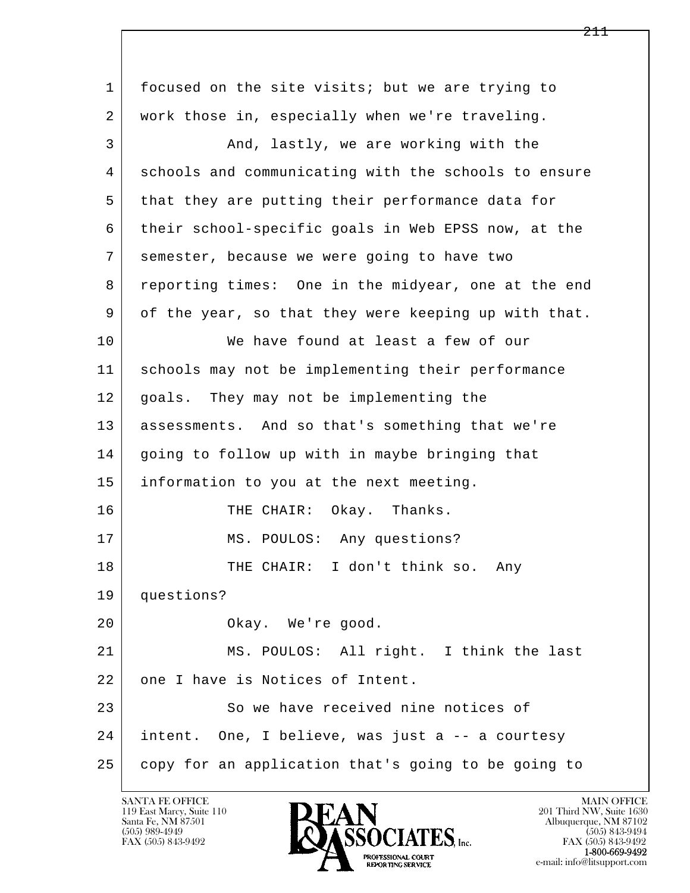focused on the site visits; but we are trying to work those in, especially when we're traveling.

And, lastly, we are working with the schools and communicating with the schools to ensure that they are putting their performance data for their school-specific goals in Web EPSS now, at the semester, because we were going to have two reporting times: One in the midyear, one at the end of the year, so that they were keeping up with that.

We have found at least a few of our schools may not be implementing their performance goals. They may not be implementing the assessments. And so that's something that we're going to follow up with in maybe bringing that information to you at the next meeting.

THE CHAIR: Okay. Thanks.

MS. POULOS: Any questions?

THE CHAIR: I don't think so. Any questions?

Okay. We're good.

MS. POULOS: All right. I think the last one I have is Notices of Intent.

So we have received nine notices of intent. One, I believe, was just a -- a courtesy copy for an application that's going to be going to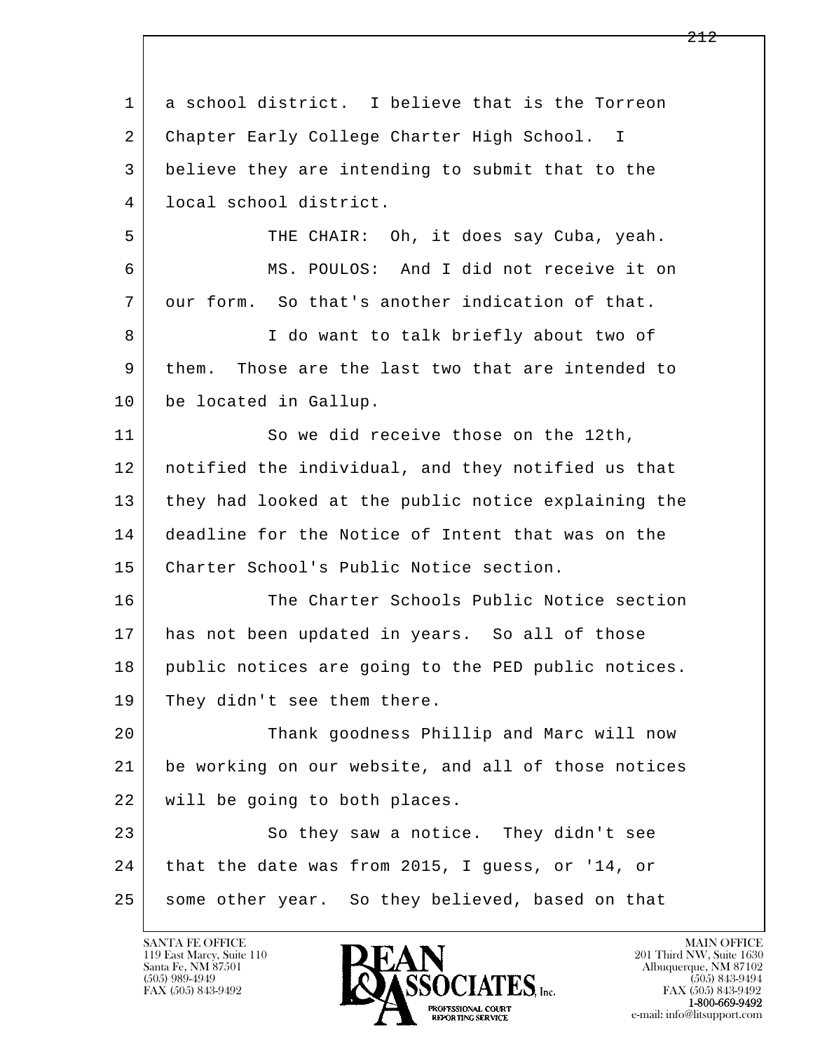a school district. I believe that is the Torreon Chapter Early College Charter High School. I believe they are intending to submit that to the local school district.

THE CHAIR: Oh, it does say Cuba, yeah.

MS. POULOS: And I did not receive it on our form. So that's another indication of that.

I do want to talk briefly about two of them. Those are the last two that are intended to be located in Gallup.

So we did receive those on the 12th, notified the individual, and they notified us that they had looked at the public notice explaining the deadline for the Notice of Intent that was on the Charter School's Public Notice section.

The Charter Schools Public Notice section has not been updated in years. So all of those public notices are going to the PED public notices. They didn't see them there.

Thank goodness Phillip and Marc will now be working on our website, and all of those notices will be going to both places.

So they saw a notice. They didn't see that the date was from 2015, I guess, or '14, or some other year. So they believed, based on that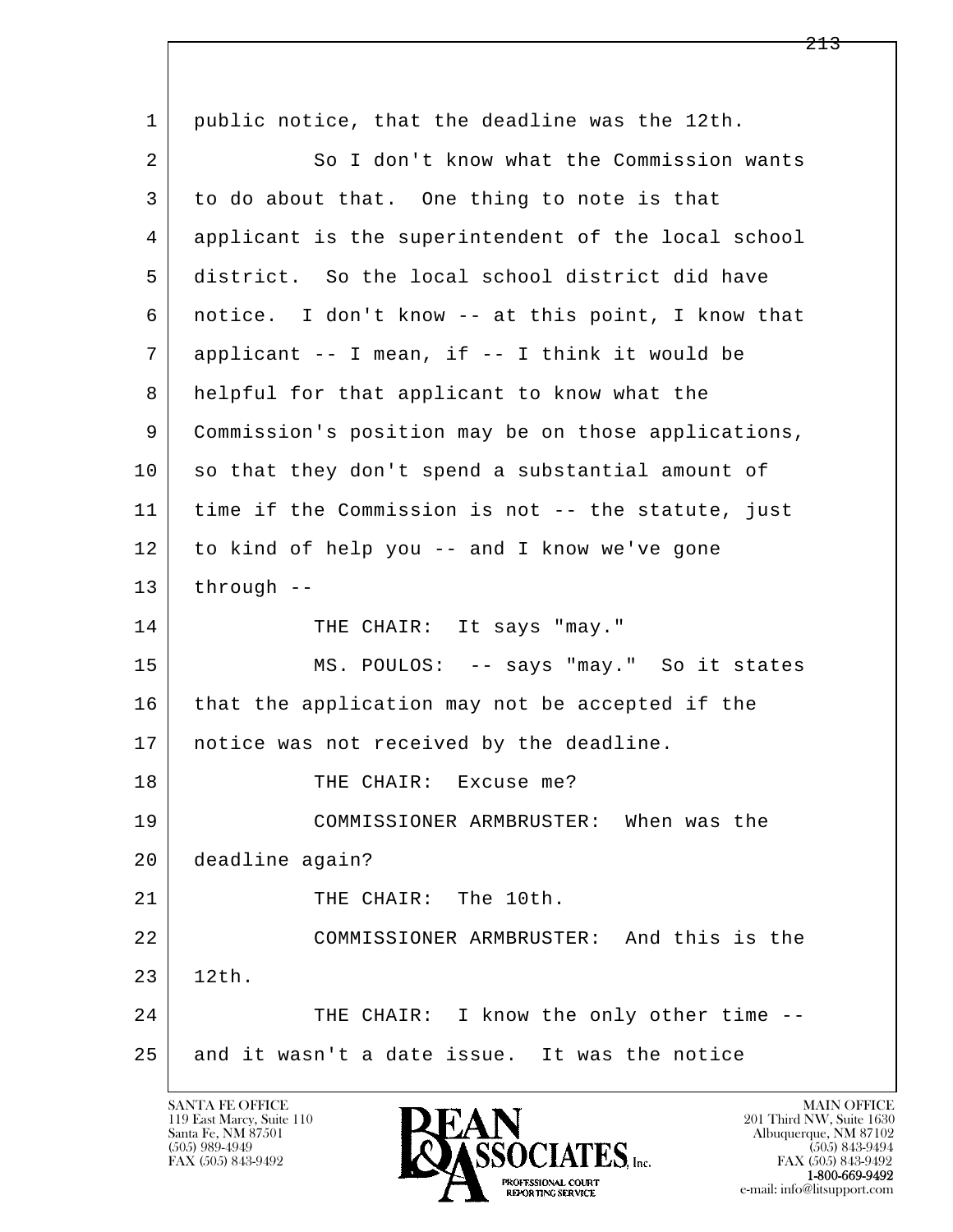1 public notice, that the deadline was the 12th.

2 So I don't know what the Commission wants

3 to do about that. One thing to note is that

4 applicant is the superintendent of the local school

5 district. So the local school district did have

6 notice. I don't know -- at this point, I know that

7 applicant -- I mean, if -- I think it would be

8 helpful for that applicant to know what the

9 Commission's position may be on those applications,

10 so that they don't spend a substantial amount of

11 time if the Commission is not -- the statute, just

12 to kind of help you -- and I know we've gone

13 through --

14 THE CHAIR: It says "may."

15 MS. POULOS: -- says "may." So it states

16 that the application may not be accepted if the

17 notice was not received by the deadline.

18 THE CHAIR: Excuse me?

19 COMMISSIONER ARMBRUSTER: When was the

20 deadline again?

21 THE CHAIR: The 10th.

22 COMMISSIONER ARMBRUSTER: And this is the

23 12th.

24 THE CHAIR: I know the only other time --

25 and it wasn't a date issue. It was the notice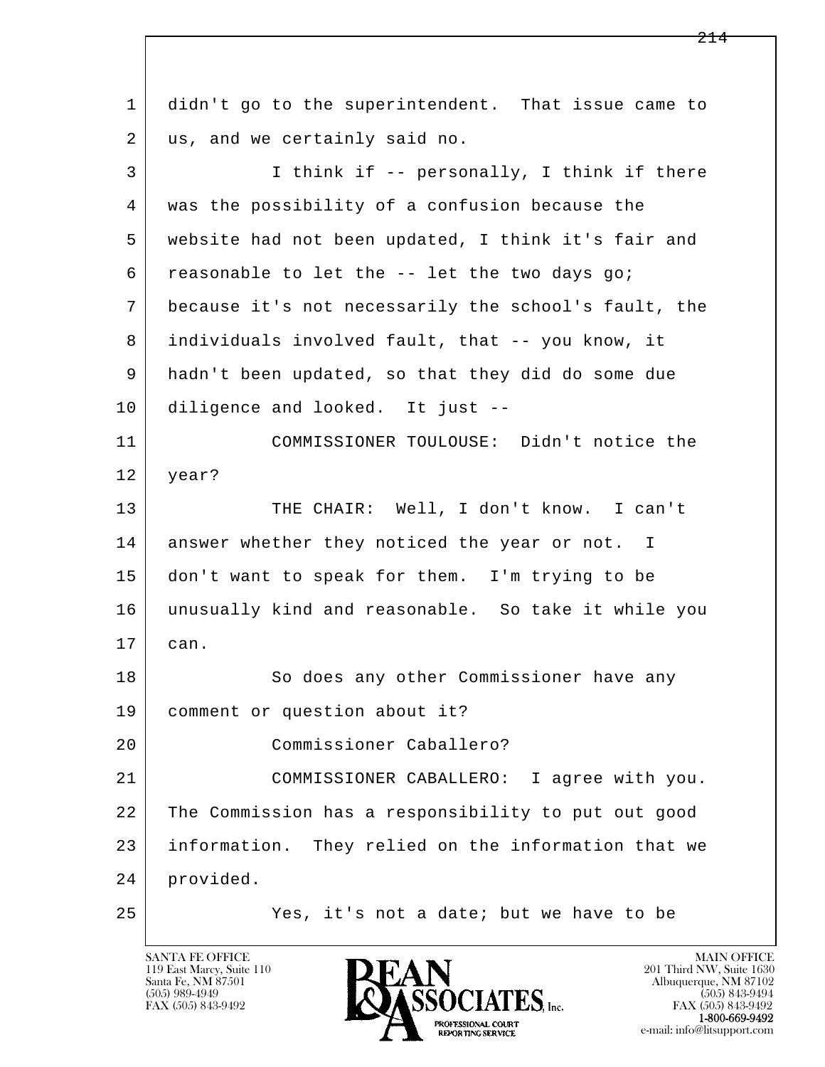didn't go to the superintendent. That issue came to us, and we certainly said no.

I think if -- personally, I think if there was the possibility of a confusion because the website had not been updated, I think it's fair and reasonable to let the -- let the two days go; because it's not necessarily the school's fault, the individuals involved fault, that -- you know, it hadn't been updated, so that they did do some due diligence and looked. It just --

COMMISSIONER TOULOUSE: Didn't notice the year?

THE CHAIR: Well, I don't know. I can't answer whether they noticed the year or not. I don't want to speak for them. I'm trying to be unusually kind and reasonable. So take it while you can.

So does any other Commissioner have any comment or question about it?

Commissioner Caballero?

COMMISSIONER CABALLERO: I agree with you. The Commission has a responsibility to put out good information. They relied on the information that we provided.

Yes, it's not a date; but we have to be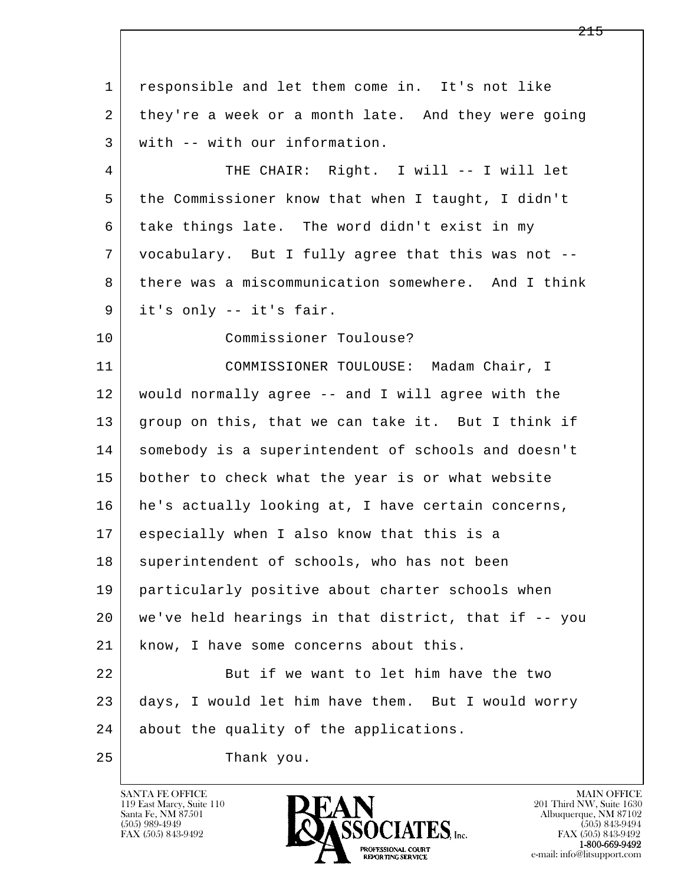responsible and let them come in. It's not like they're a week or a month late. And they were going with -- with our information.

THE CHAIR: Right. I will -- I will let the Commissioner know that when I taught, I didn't take things late. The word didn't exist in my vocabulary. But I fully agree that this was not -- there was a miscommunication somewhere. And I think it's only -- it's fair.

Commissioner Toulouse?

COMMISSIONER TOULOUSE: Madam Chair, I would normally agree -- and I will agree with the group on this, that we can take it. But I think if somebody is a superintendent of schools and doesn't bother to check what the year is or what website he's actually looking at, I have certain concerns, especially when I also know that this is a superintendent of schools, who has not been particularly positive about charter schools when we've held hearings in that district, that if -- you know, I have some concerns about this.

But if we want to let him have the two days, I would let him have them. But I would worry about the quality of the applications.

Thank you.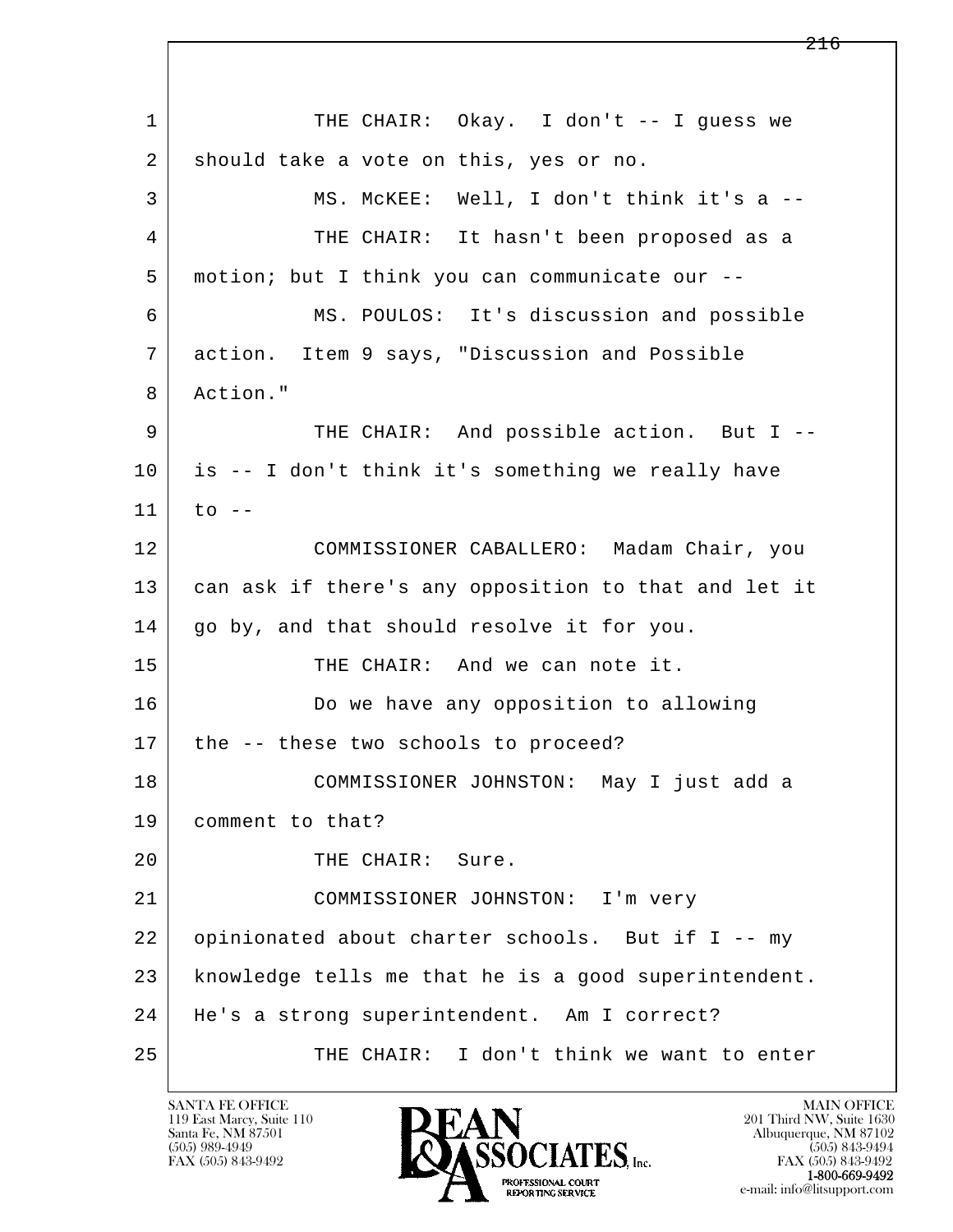1 THE CHAIR: Okay. I don't -- I guess we
2 should take a vote on this, yes or no.
3 MS. McKEE: Well, I don't think it's a --
4 THE CHAIR: It hasn't been proposed as a
5 motion; but I think you can communicate our --
6 MS. POULOS: It's discussion and possible
7 action. Item 9 says, "Discussion and Possible
8 Action."
9 THE CHAIR: And possible action. But I --
10 is -- I don't think it's something we really have
11 to --
12 COMMISSIONER CABALLERO: Madam Chair, you
13 can ask if there's any opposition to that and let it
14 go by, and that should resolve it for you.
15 THE CHAIR: And we can note it.
16 Do we have any opposition to allowing
17 the -- these two schools to proceed?
18 COMMISSIONER JOHNSTON: May I just add a
19 comment to that?
20 THE CHAIR: Sure.
21 COMMISSIONER JOHNSTON: I'm very
22 opinionated about charter schools. But if I -- my
23 knowledge tells me that he is a good superintendent.
24 He's a strong superintendent. Am I correct?
25 THE CHAIR: I don't think we want to enter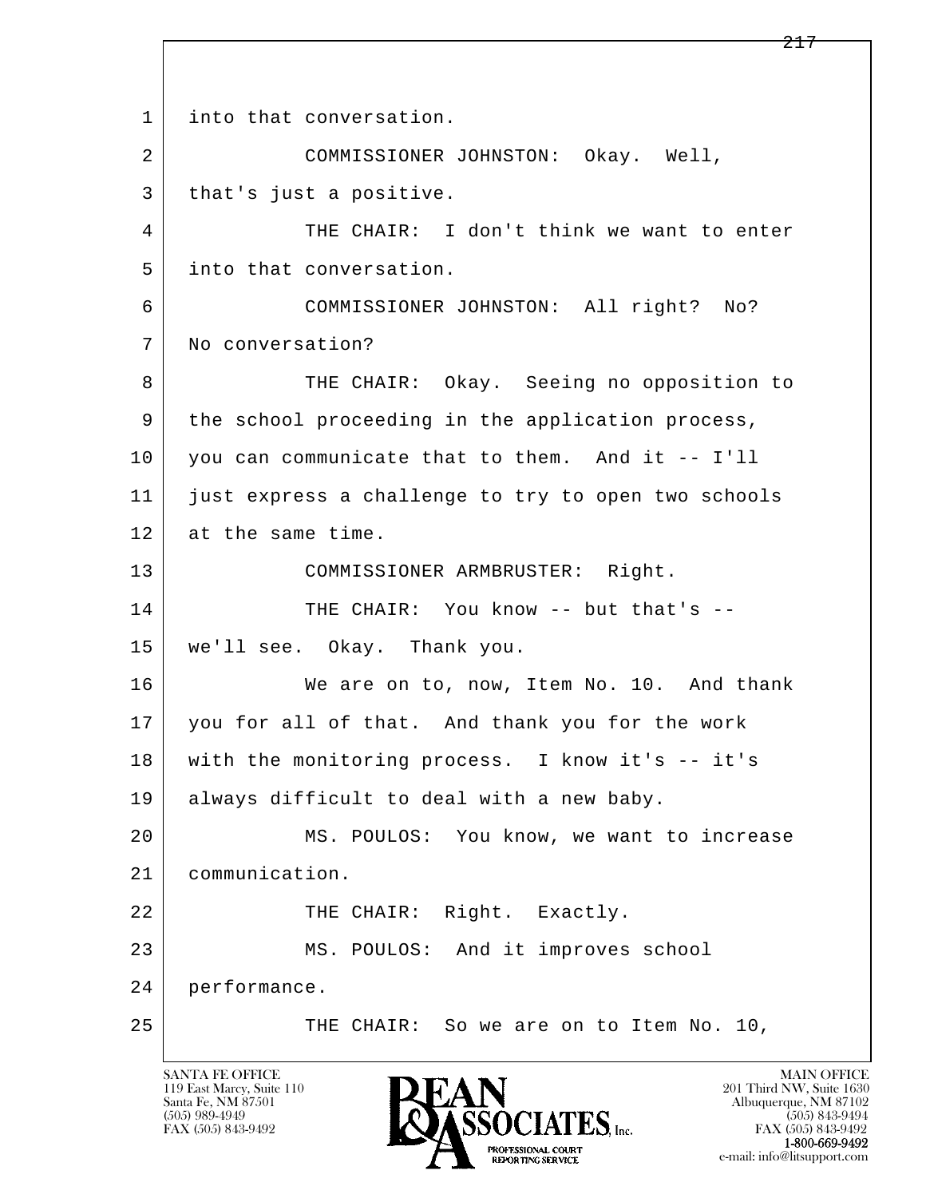1 into that conversation.

2 COMMISSIONER JOHNSTON: Okay. Well,

3 that's just a positive.

4 THE CHAIR: I don't think we want to enter

5 into that conversation.

6 COMMISSIONER JOHNSTON: All right? No?

7 No conversation?

8 THE CHAIR: Okay. Seeing no opposition to

9 the school proceeding in the application process,

10 you can communicate that to them. And it -- I'll

11 just express a challenge to try to open two schools

12 at the same time.

13 COMMISSIONER ARMBRUSTER: Right.

14 THE CHAIR: You know -- but that's --

15 we'll see. Okay. Thank you.

16 We are on to, now, Item No. 10. And thank

17 you for all of that. And thank you for the work

18 with the monitoring process. I know it's -- it's

19 always difficult to deal with a new baby.

20 MS. POULOS: You know, we want to increase

21 communication.

22 THE CHAIR: Right. Exactly.

23 MS. POULOS: And it improves school

24 performance.

25 THE CHAIR: So we are on to Item No. 10,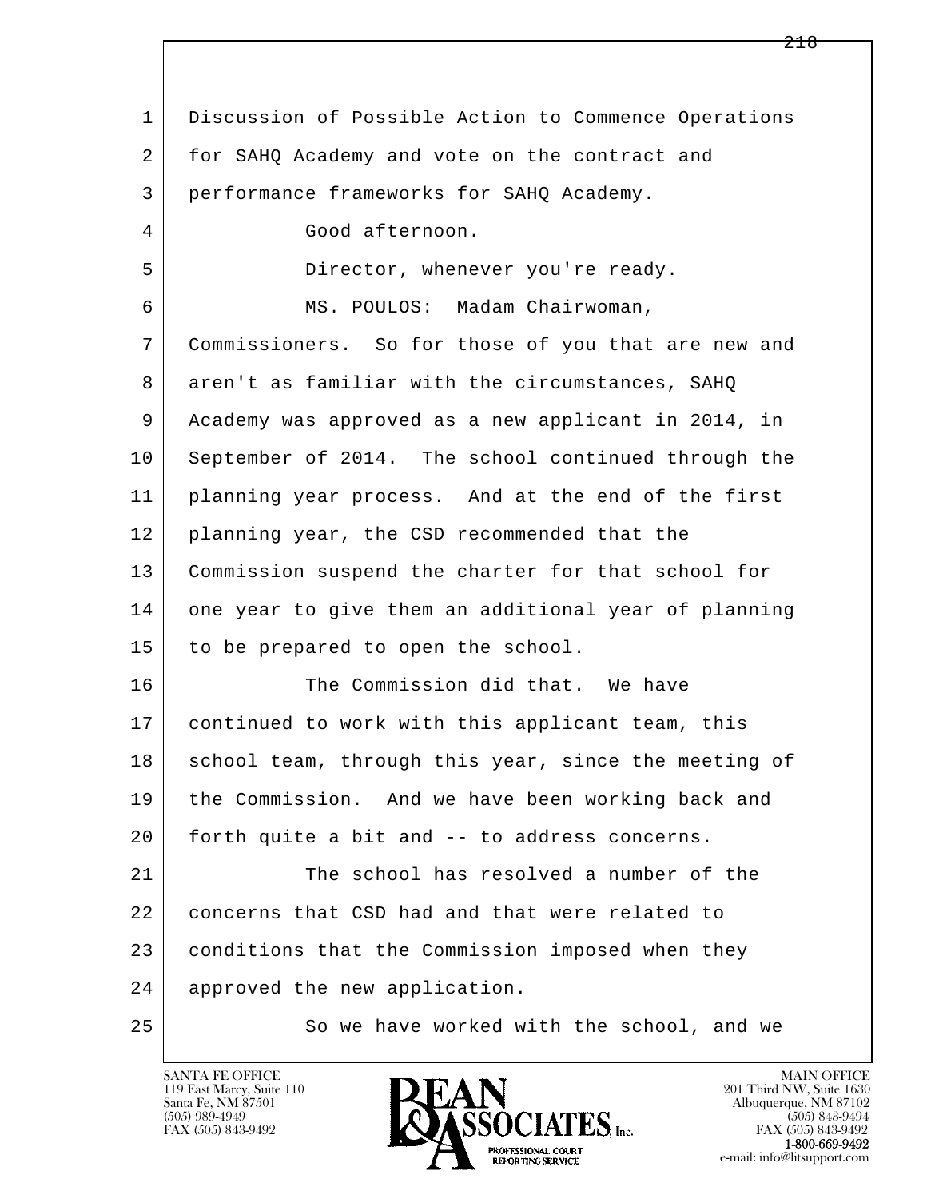1 Discussion of Possible Action to Commence Operations
2 for SAHQ Academy and vote on the contract and
3 performance frameworks for SAHQ Academy.
4 Good afternoon.
5 Director, whenever you're ready.
6 MS. POULOS: Madam Chairwoman,
7 Commissioners. So for those of you that are new and
8 aren't as familiar with the circumstances, SAHQ
9 Academy was approved as a new applicant in 2014, in
10 September of 2014. The school continued through the
11 planning year process. And at the end of the first
12 planning year, the CSD recommended that the
13 Commission suspend the charter for that school for
14 one year to give them an additional year of planning
15 to be prepared to open the school.
16 The Commission did that. We have
17 continued to work with this applicant team, this
18 school team, through this year, since the meeting of
19 the Commission. And we have been working back and
20 forth quite a bit and -- to address concerns.
21 The school has resolved a number of the
22 concerns that CSD had and that were related to
23 conditions that the Commission imposed when they
24 approved the new application.
25 So we have worked with the school, and we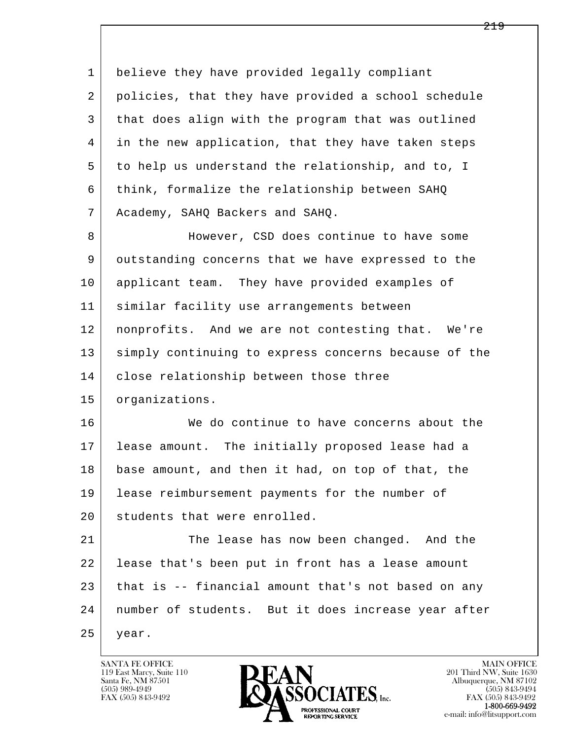believe they have provided legally compliant policies, that they have provided a school schedule that does align with the program that was outlined in the new application, that they have taken steps to help us understand the relationship, and to, I think, formalize the relationship between SAHQ Academy, SAHQ Backers and SAHQ.

However, CSD does continue to have some outstanding concerns that we have expressed to the applicant team. They have provided examples of similar facility use arrangements between nonprofits. And we are not contesting that. We're simply continuing to express concerns because of the close relationship between those three organizations.

We do continue to have concerns about the lease amount. The initially proposed lease had a base amount, and then it had, on top of that, the lease reimbursement payments for the number of students that were enrolled.

The lease has now been changed. And the lease that's been put in front has a lease amount that is -- financial amount that's not based on any number of students. But it does increase year after year.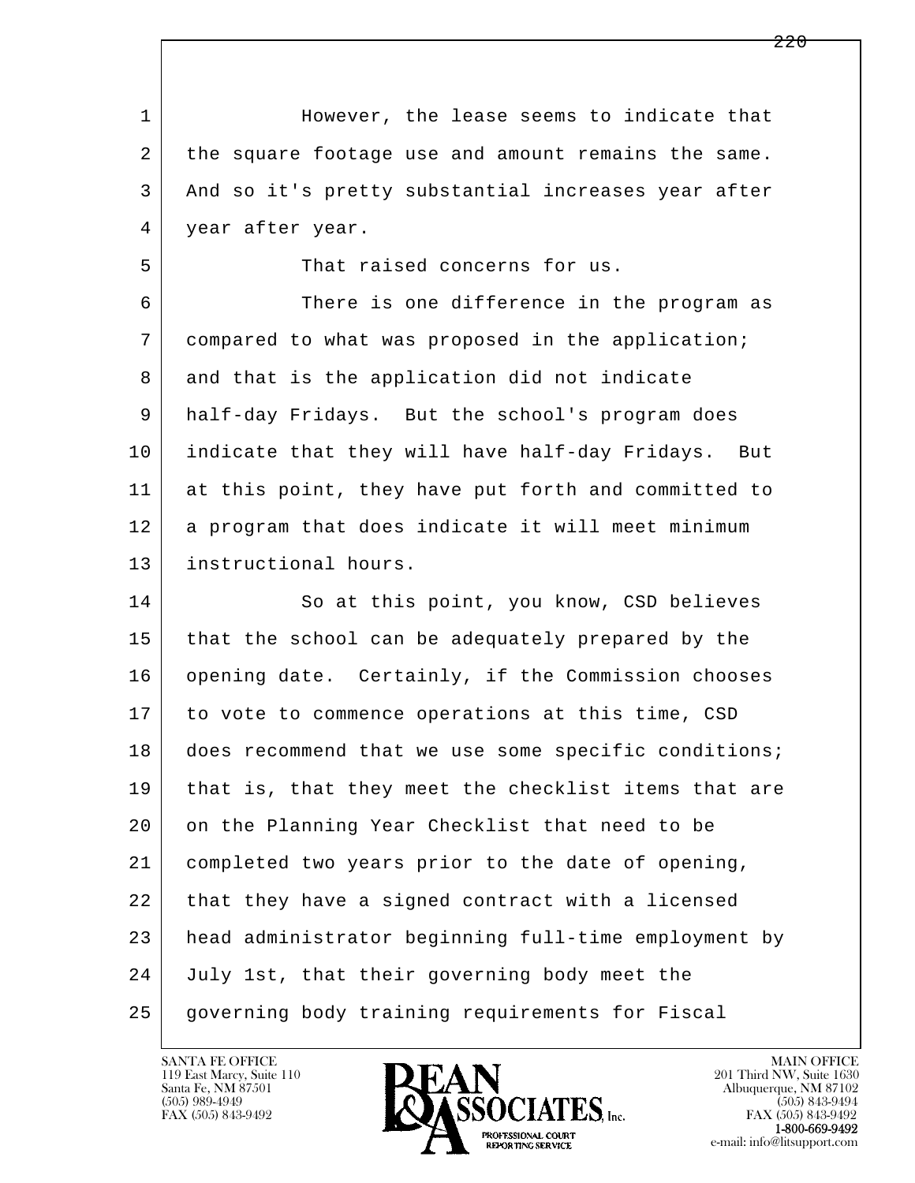However, the lease seems to indicate that the square footage use and amount remains the same. And so it's pretty substantial increases year after year after year.

That raised concerns for us.

There is one difference in the program as compared to what was proposed in the application; and that is the application did not indicate half-day Fridays. But the school's program does indicate that they will have half-day Fridays. But at this point, they have put forth and committed to a program that does indicate it will meet minimum instructional hours.

So at this point, you know, CSD believes that the school can be adequately prepared by the opening date. Certainly, if the Commission chooses to vote to commence operations at this time, CSD does recommend that we use some specific conditions; that is, that they meet the checklist items that are on the Planning Year Checklist that need to be completed two years prior to the date of opening, that they have a signed contract with a licensed head administrator beginning full-time employment by July 1st, that their governing body meet the governing body training requirements for Fiscal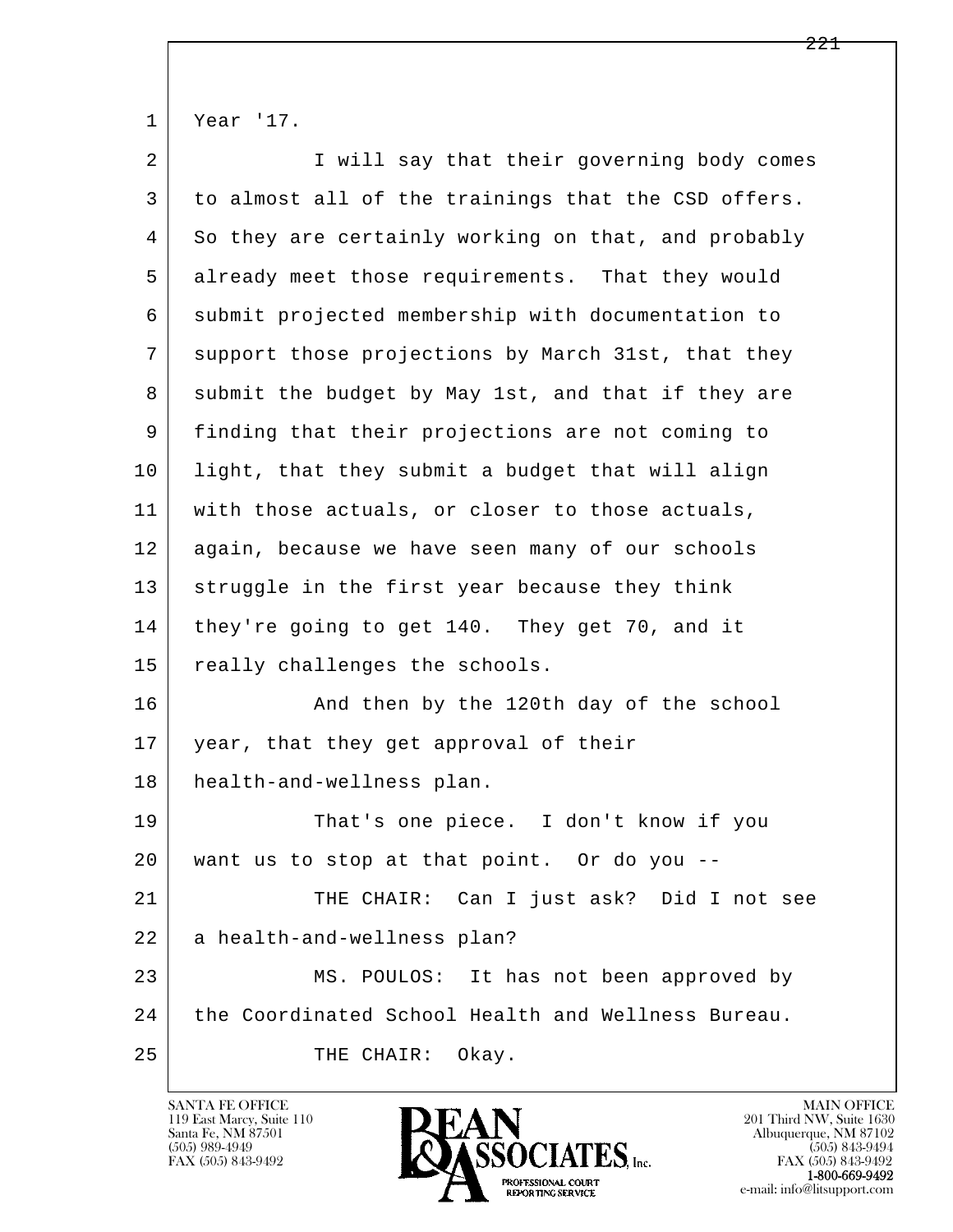1 Year '17.

2 I will say that their governing body comes
3 to almost all of the trainings that the CSD offers.
4 So they are certainly working on that, and probably
5 already meet those requirements. That they would
6 submit projected membership with documentation to
7 support those projections by March 31st, that they
8 submit the budget by May 1st, and that if they are
9 finding that their projections are not coming to
10 light, that they submit a budget that will align
11 with those actuals, or closer to those actuals,
12 again, because we have seen many of our schools
13 struggle in the first year because they think
14 they're going to get 140. They get 70, and it
15 really challenges the schools.

16 And then by the 120th day of the school
17 year, that they get approval of their
18 health-and-wellness plan.

19 That's one piece. I don't know if you
20 want us to stop at that point. Or do you --

21 THE CHAIR: Can I just ask? Did I not see
22 a health-and-wellness plan?

23 MS. POULOS: It has not been approved by
24 the Coordinated School Health and Wellness Bureau.

25 THE CHAIR: Okay.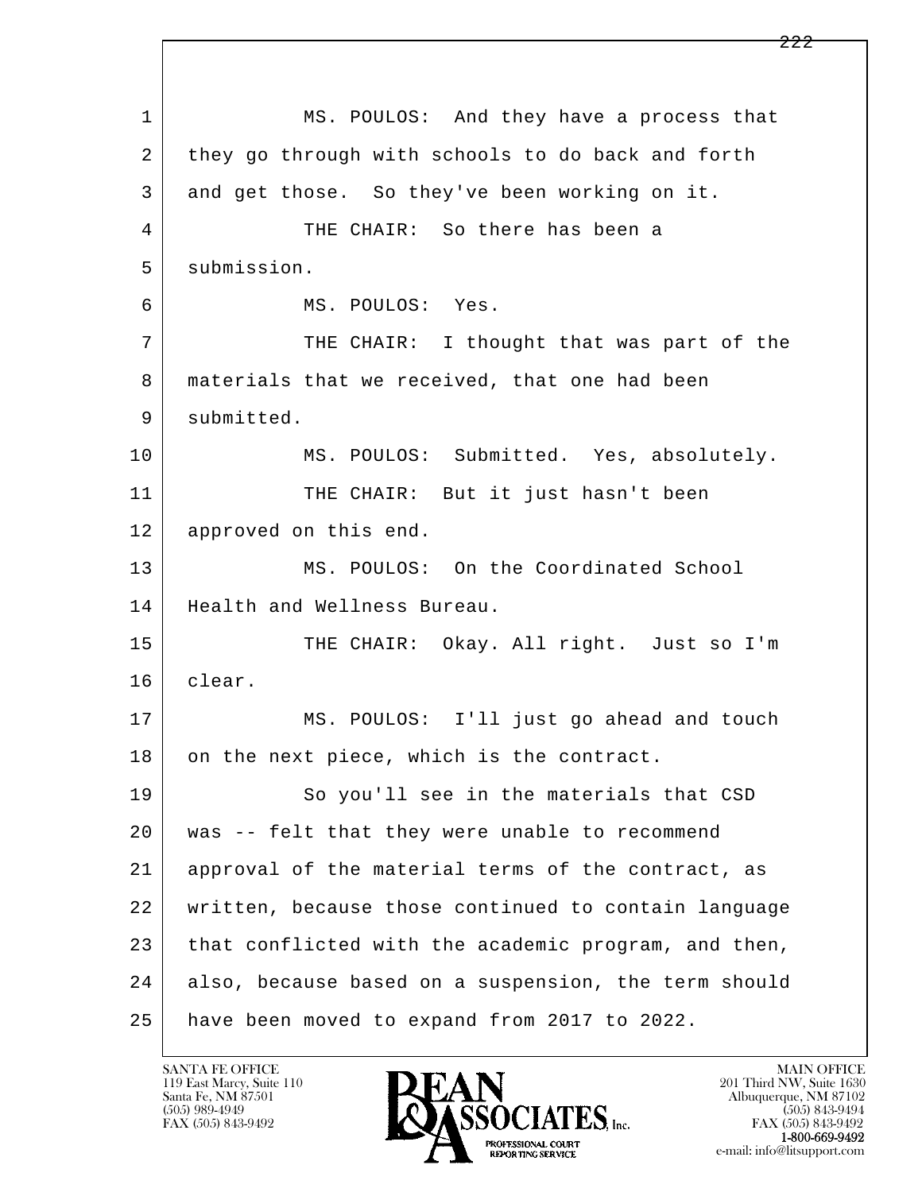1 MS. POULOS: And they have a process that
2 they go through with schools to do back and forth
3 and get those. So they've been working on it.
4 THE CHAIR: So there has been a
5 submission.
6 MS. POULOS: Yes.
7 THE CHAIR: I thought that was part of the
8 materials that we received, that one had been
9 submitted.
10 MS. POULOS: Submitted. Yes, absolutely.
11 THE CHAIR: But it just hasn't been
12 approved on this end.
13 MS. POULOS: On the Coordinated School
14 Health and Wellness Bureau.
15 THE CHAIR: Okay. All right. Just so I'm
16 clear.
17 MS. POULOS: I'll just go ahead and touch
18 on the next piece, which is the contract.
19 So you'll see in the materials that CSD
20 was -- felt that they were unable to recommend
21 approval of the material terms of the contract, as
22 written, because those continued to contain language
23 that conflicted with the academic program, and then,
24 also, because based on a suspension, the term should
25 have been moved to expand from 2017 to 2022.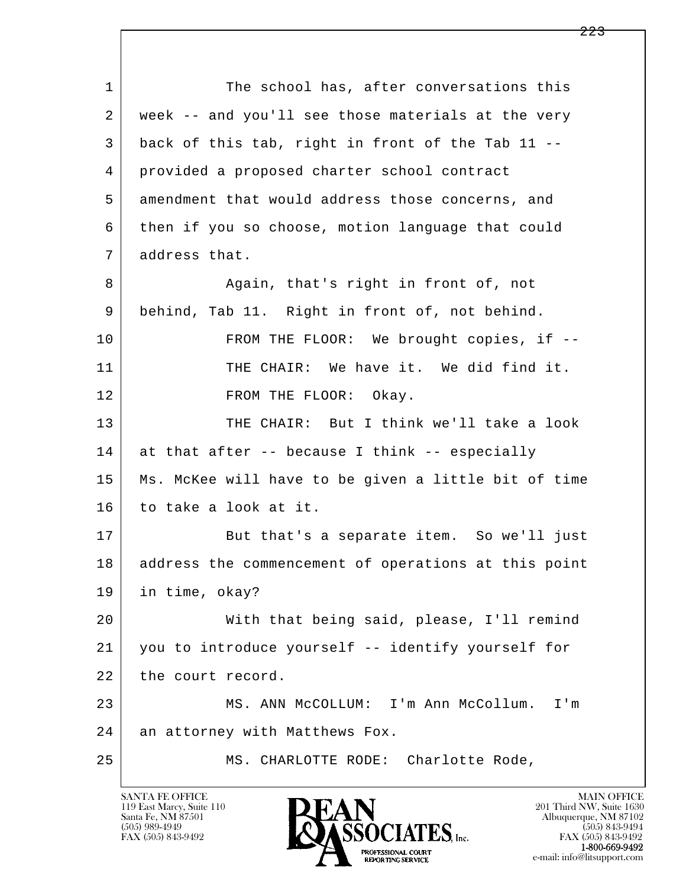The school has, after conversations this week -- and you'll see those materials at the very back of this tab, right in front of the Tab 11 -- provided a proposed charter school contract amendment that would address those concerns, and then if you so choose, motion language that could address that.

Again, that's right in front of, not behind, Tab 11. Right in front of, not behind.

FROM THE FLOOR: We brought copies, if --

THE CHAIR: We have it. We did find it.

FROM THE FLOOR: Okay.

THE CHAIR: But I think we'll take a look at that after -- because I think -- especially Ms. McKee will have to be given a little bit of time to take a look at it.

But that's a separate item. So we'll just address the commencement of operations at this point in time, okay?

With that being said, please, I'll remind you to introduce yourself -- identify yourself for the court record.

MS. ANN McCOLLUM: I'm Ann McCollum. I'm an attorney with Matthews Fox.

MS. CHARLOTTE RODE: Charlotte Rode,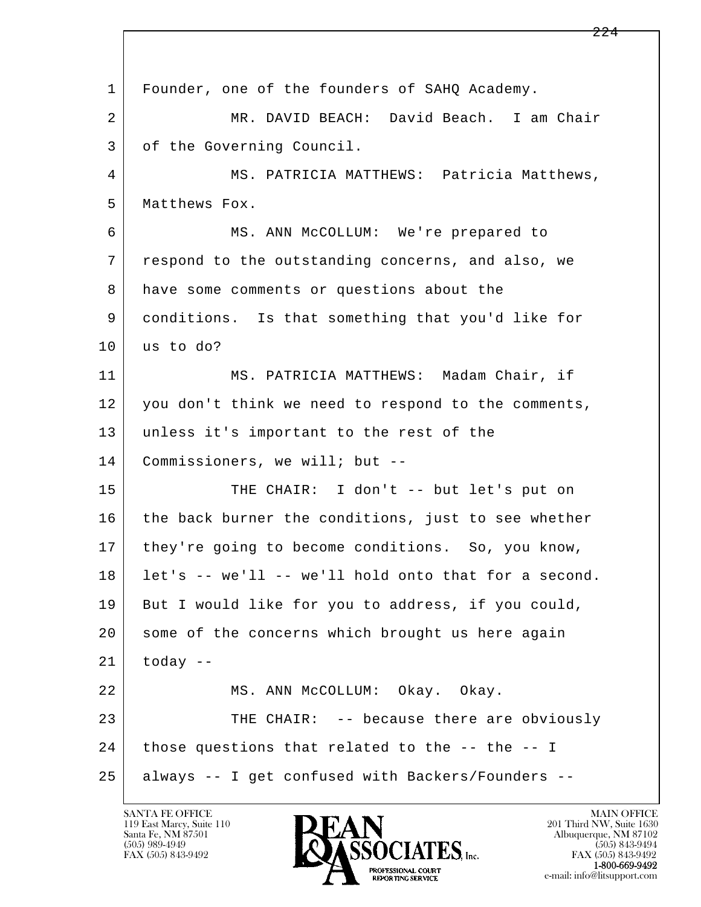1 Founder, one of the founders of SAHQ Academy.

2 MR. DAVID BEACH: David Beach. I am Chair

3 of the Governing Council.

4 MS. PATRICIA MATTHEWS: Patricia Matthews,

5 Matthews Fox.

6 MS. ANN McCOLLUM: We're prepared to

7 respond to the outstanding concerns, and also, we

8 have some comments or questions about the

9 conditions. Is that something that you'd like for

10 us to do?

11 MS. PATRICIA MATTHEWS: Madam Chair, if

12 you don't think we need to respond to the comments,

13 unless it's important to the rest of the

14 Commissioners, we will; but --

15 THE CHAIR: I don't -- but let's put on

16 the back burner the conditions, just to see whether

17 they're going to become conditions. So, you know,

18 let's -- we'll -- we'll hold onto that for a second.

19 But I would like for you to address, if you could,

20 some of the concerns which brought us here again

21 today --

22 MS. ANN McCOLLUM: Okay. Okay.

23 THE CHAIR: -- because there are obviously

24 those questions that related to the -- the -- I

25 always -- I get confused with Backers/Founders --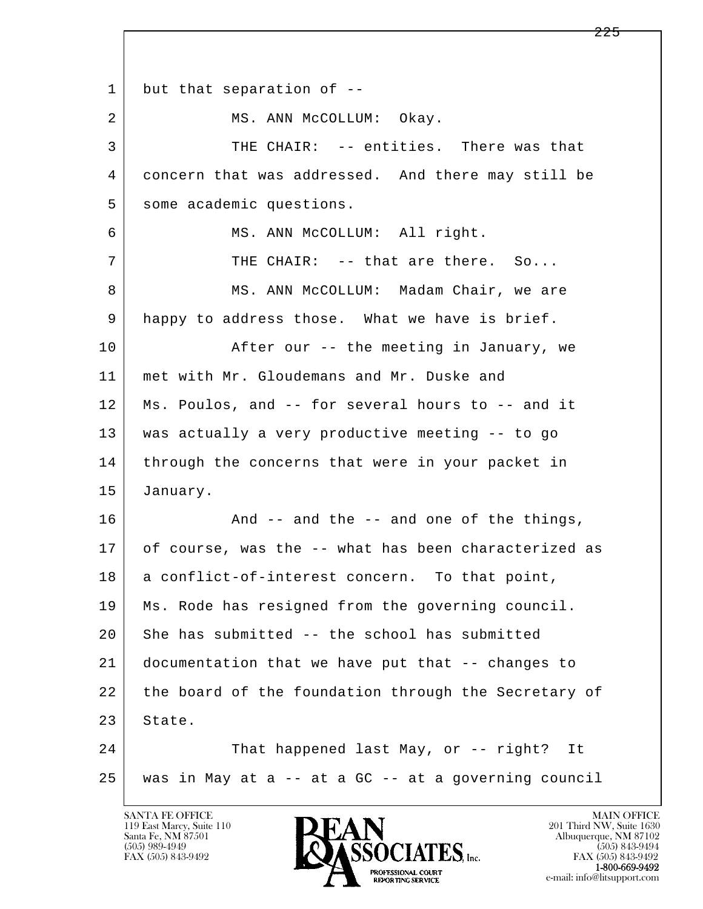1 but that separation of --

2 MS. ANN McCOLLUM: Okay.

3 THE CHAIR: -- entities. There was that

4 concern that was addressed. And there may still be

5 some academic questions.

6 MS. ANN McCOLLUM: All right.

7 THE CHAIR: -- that are there. So...

8 MS. ANN McCOLLUM: Madam Chair, we are

9 happy to address those. What we have is brief.

10 After our -- the meeting in January, we

11 met with Mr. Gloudemans and Mr. Duske and

12 Ms. Poulos, and -- for several hours to -- and it

13 was actually a very productive meeting -- to go

14 through the concerns that were in your packet in

15 January.

16 And -- and the -- and one of the things,

17 of course, was the -- what has been characterized as

18 a conflict-of-interest concern. To that point,

19 Ms. Rode has resigned from the governing council.

20 She has submitted -- the school has submitted

21 documentation that we have put that -- changes to

22 the board of the foundation through the Secretary of

23 State.

24 That happened last May, or -- right? It

25 was in May at a -- at a GC -- at a governing council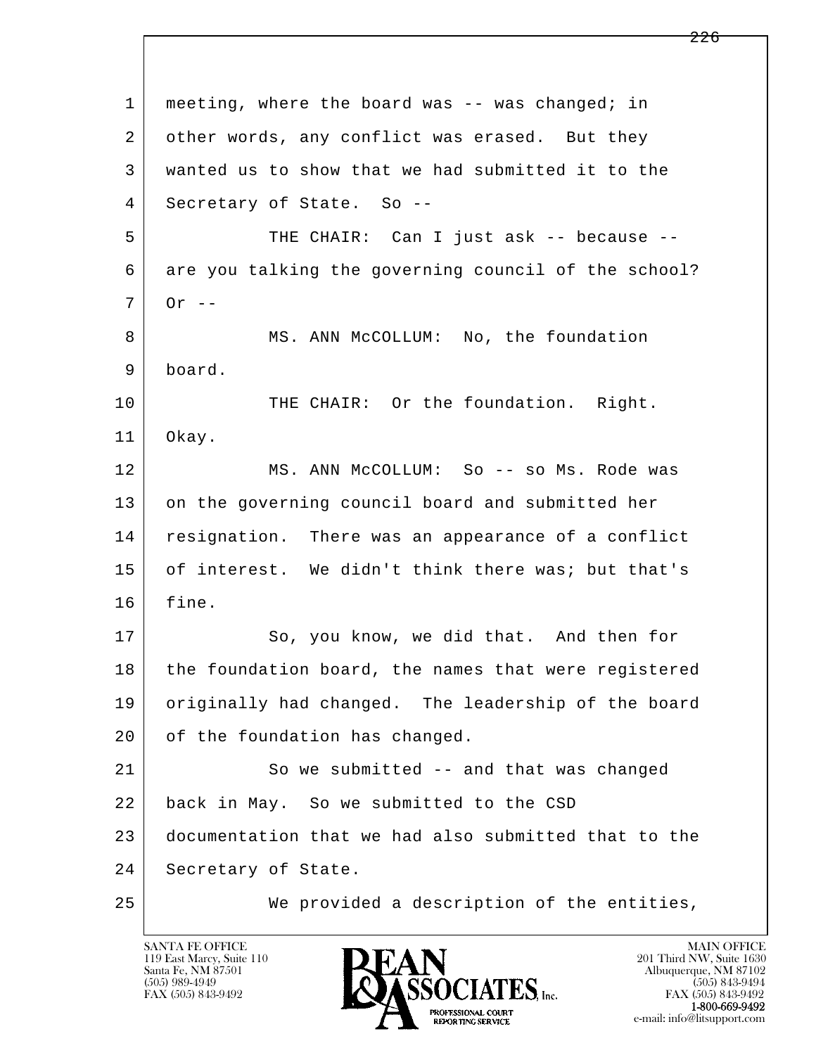meeting, where the board was -- was changed; in other words, any conflict was erased. But they wanted us to show that we had submitted it to the Secretary of State. So --

THE CHAIR: Can I just ask -- because -- are you talking the governing council of the school? Or --

MS. ANN McCOLLUM: No, the foundation board.

THE CHAIR: Or the foundation. Right. Okay.

MS. ANN McCOLLUM: So -- so Ms. Rode was on the governing council board and submitted her resignation. There was an appearance of a conflict of interest. We didn't think there was; but that's fine.

So, you know, we did that. And then for the foundation board, the names that were registered originally had changed. The leadership of the board of the foundation has changed.

So we submitted -- and that was changed back in May. So we submitted to the CSD documentation that we had also submitted that to the Secretary of State.

We provided a description of the entities,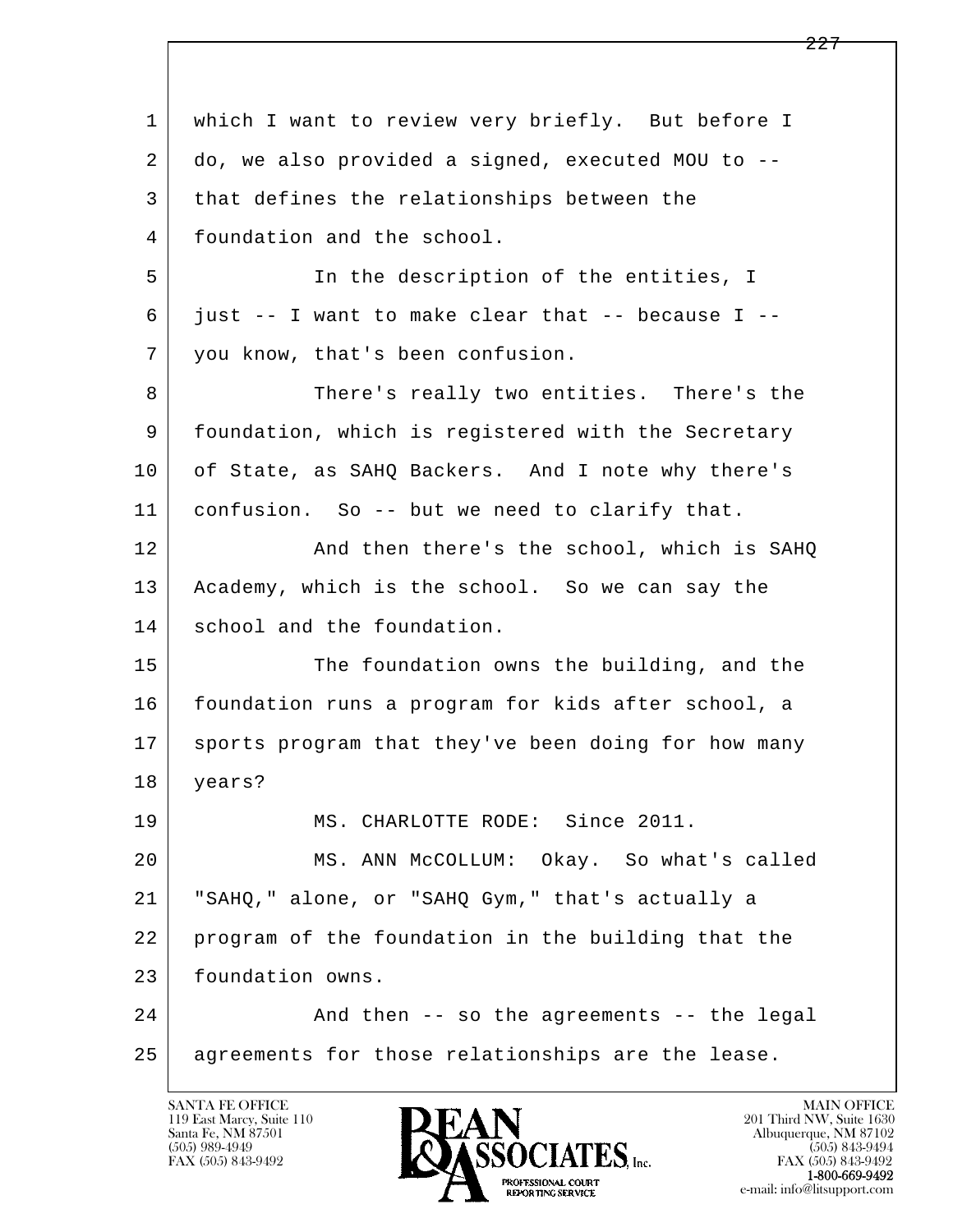which I want to review very briefly. But before I do, we also provided a signed, executed MOU to -- that defines the relationships between the foundation and the school.

In the description of the entities, I just -- I want to make clear that -- because I -- you know, that's been confusion.

There's really two entities. There's the foundation, which is registered with the Secretary of State, as SAHQ Backers. And I note why there's confusion. So -- but we need to clarify that.

And then there's the school, which is SAHQ Academy, which is the school. So we can say the school and the foundation.

The foundation owns the building, and the foundation runs a program for kids after school, a sports program that they've been doing for how many years?

MS. CHARLOTTE RODE: Since 2011.

MS. ANN McCOLLUM: Okay. So what's called "SAHQ," alone, or "SAHQ Gym," that's actually a program of the foundation in the building that the foundation owns.

And then -- so the agreements -- the legal agreements for those relationships are the lease.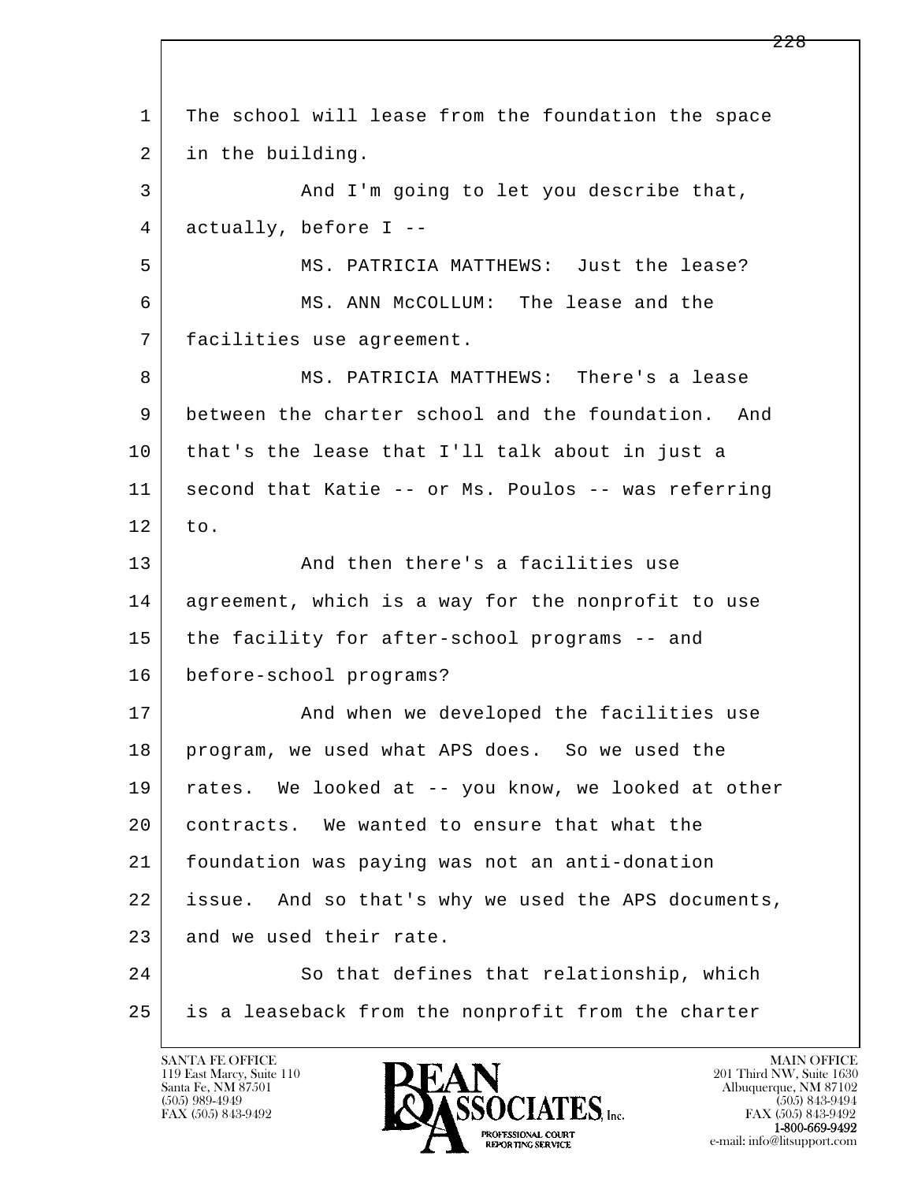1 The school will lease from the foundation the space
2 in the building.
3 And I'm going to let you describe that,
4 actually, before I --
5 MS. PATRICIA MATTHEWS: Just the lease?
6 MS. ANN McCOLLUM: The lease and the
7 facilities use agreement.
8 MS. PATRICIA MATTHEWS: There's a lease
9 between the charter school and the foundation. And
10 that's the lease that I'll talk about in just a
11 second that Katie -- or Ms. Poulos -- was referring
12 to.
13 And then there's a facilities use
14 agreement, which is a way for the nonprofit to use
15 the facility for after-school programs -- and
16 before-school programs?
17 And when we developed the facilities use
18 program, we used what APS does. So we used the
19 rates. We looked at -- you know, we looked at other
20 contracts. We wanted to ensure that what the
21 foundation was paying was not an anti-donation
22 issue. And so that's why we used the APS documents,
23 and we used their rate.
24 So that defines that relationship, which
25 is a leaseback from the nonprofit from the charter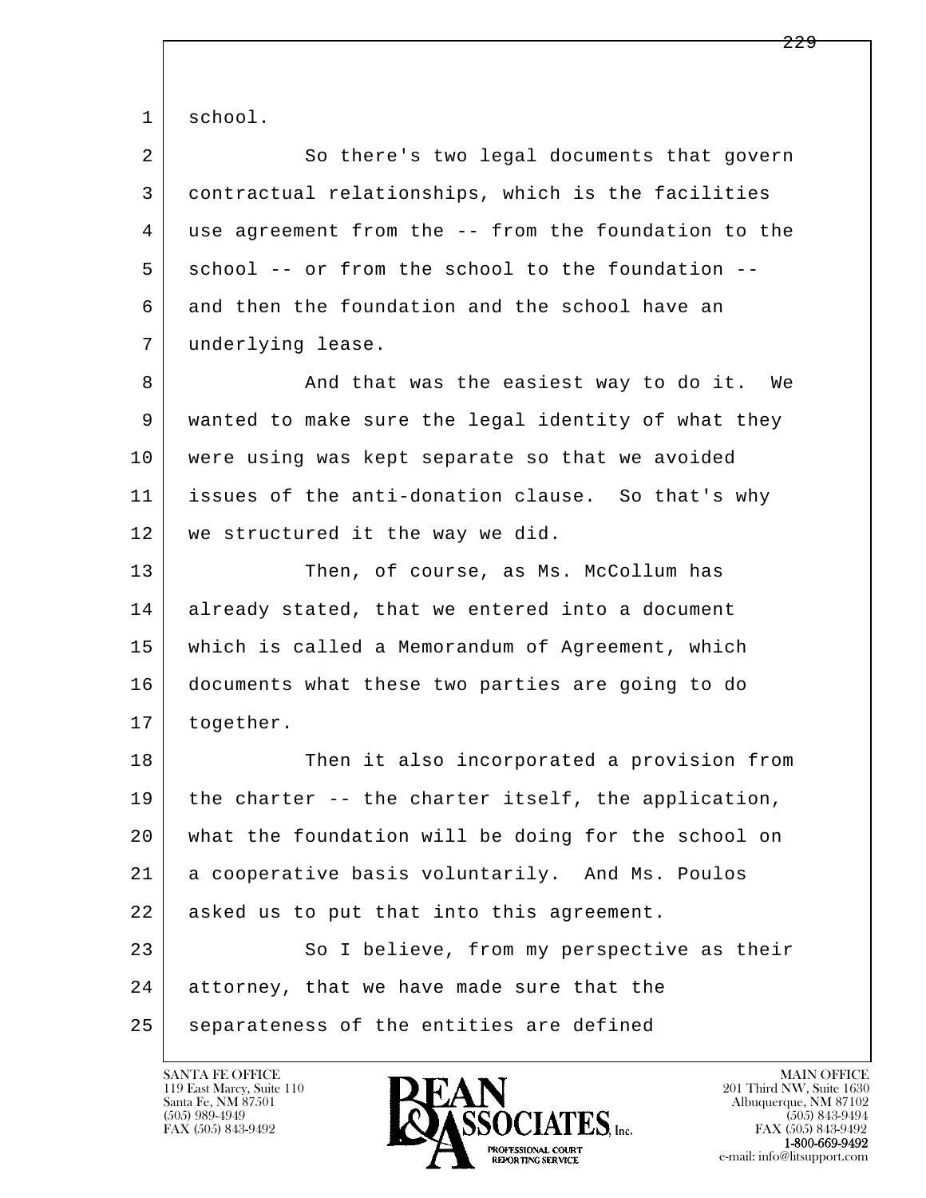school.

So there's two legal documents that govern contractual relationships, which is the facilities use agreement from the -- from the foundation to the school -- or from the school to the foundation -- and then the foundation and the school have an underlying lease.

And that was the easiest way to do it. We wanted to make sure the legal identity of what they were using was kept separate so that we avoided issues of the anti-donation clause. So that's why we structured it the way we did.

Then, of course, as Ms. McCollum has already stated, that we entered into a document which is called a Memorandum of Agreement, which documents what these two parties are going to do together.

Then it also incorporated a provision from the charter -- the charter itself, the application, what the foundation will be doing for the school on a cooperative basis voluntarily. And Ms. Poulos asked us to put that into this agreement.

So I believe, from my perspective as their attorney, that we have made sure that the separateness of the entities are defined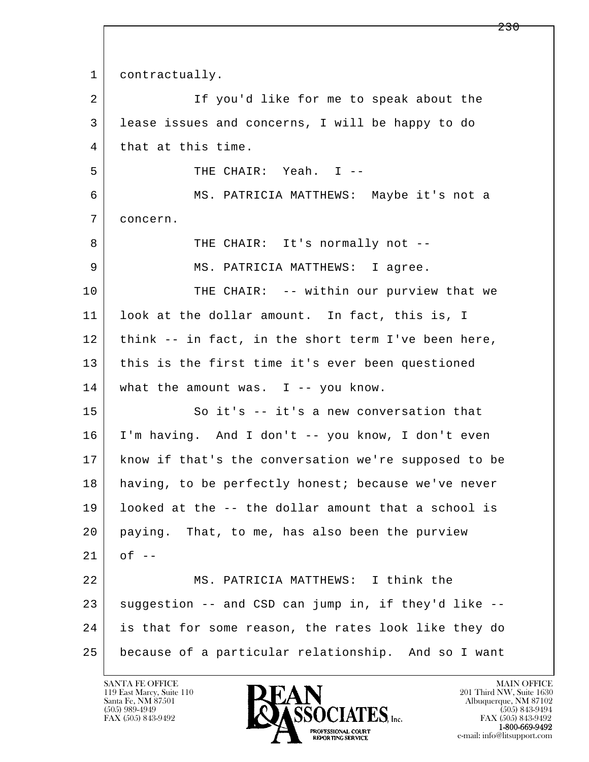1 contractually.

2 If you'd like for me to speak about the

3 lease issues and concerns, I will be happy to do

4 that at this time.

5 THE CHAIR: Yeah. I --

6 MS. PATRICIA MATTHEWS: Maybe it's not a

7 concern.

8 THE CHAIR: It's normally not --

9 MS. PATRICIA MATTHEWS: I agree.

10 THE CHAIR: -- within our purview that we

11 look at the dollar amount. In fact, this is, I

12 think -- in fact, in the short term I've been here,

13 this is the first time it's ever been questioned

14 what the amount was. I -- you know.

15 So it's -- it's a new conversation that

16 I'm having. And I don't -- you know, I don't even

17 know if that's the conversation we're supposed to be

18 having, to be perfectly honest; because we've never

19 looked at the -- the dollar amount that a school is

20 paying. That, to me, has also been the purview

21 of --

22 MS. PATRICIA MATTHEWS: I think the

23 suggestion -- and CSD can jump in, if they'd like --

24 is that for some reason, the rates look like they do

25 because of a particular relationship. And so I want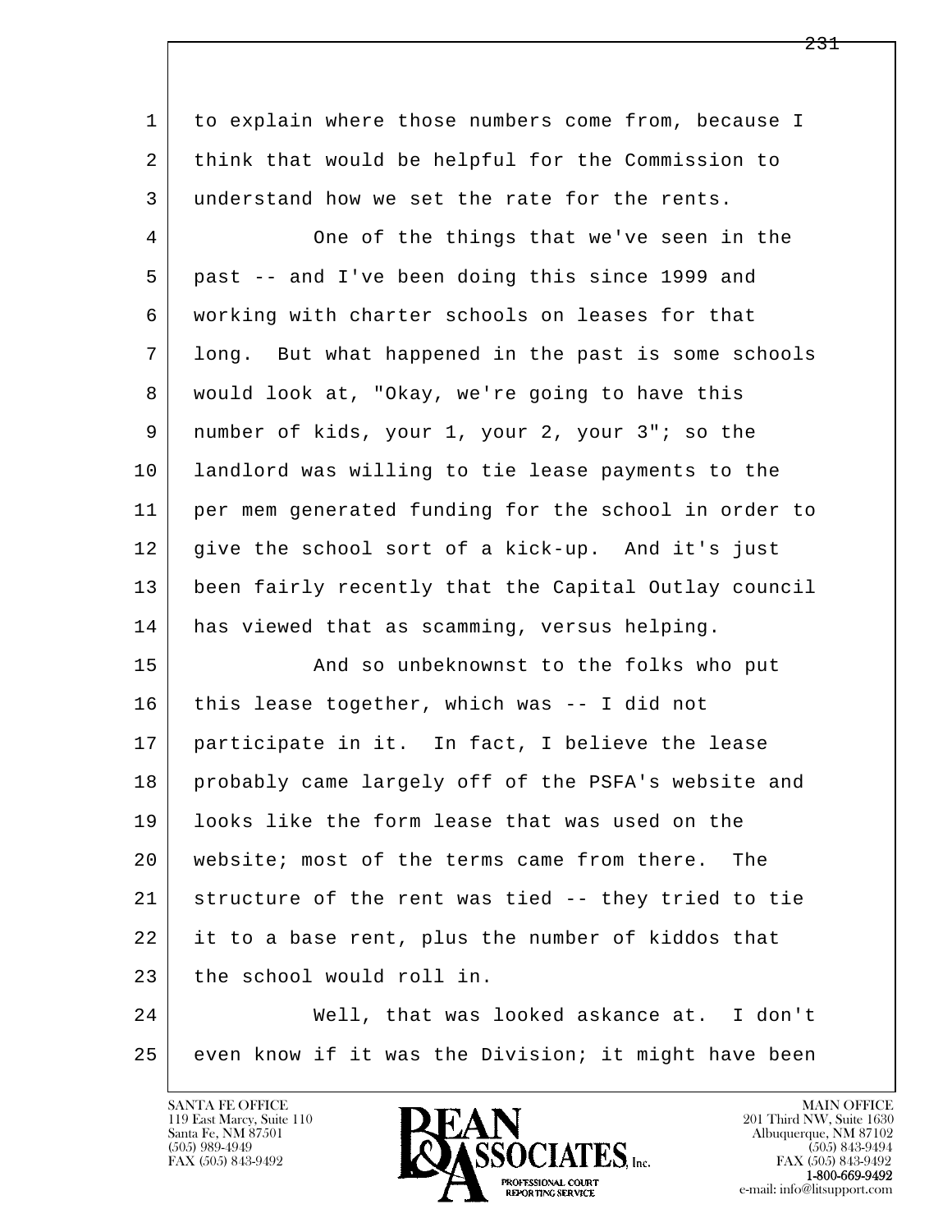1 to explain where those numbers come from, because I
2 think that would be helpful for the Commission to
3 understand how we set the rate for the rents.

4 One of the things that we've seen in the
5 past -- and I've been doing this since 1999 and
6 working with charter schools on leases for that
7 long. But what happened in the past is some schools
8 would look at, "Okay, we're going to have this
9 number of kids, your 1, your 2, your 3"; so the
10 landlord was willing to tie lease payments to the
11 per mem generated funding for the school in order to
12 give the school sort of a kick-up. And it's just
13 been fairly recently that the Capital Outlay council
14 has viewed that as scamming, versus helping.

15 And so unbeknownst to the folks who put
16 this lease together, which was -- I did not
17 participate in it. In fact, I believe the lease
18 probably came largely off of the PSFA's website and
19 looks like the form lease that was used on the
20 website; most of the terms came from there. The
21 structure of the rent was tied -- they tried to tie
22 it to a base rent, plus the number of kiddos that
23 the school would roll in.

24 Well, that was looked askance at. I don't
25 even know if it was the Division; it might have been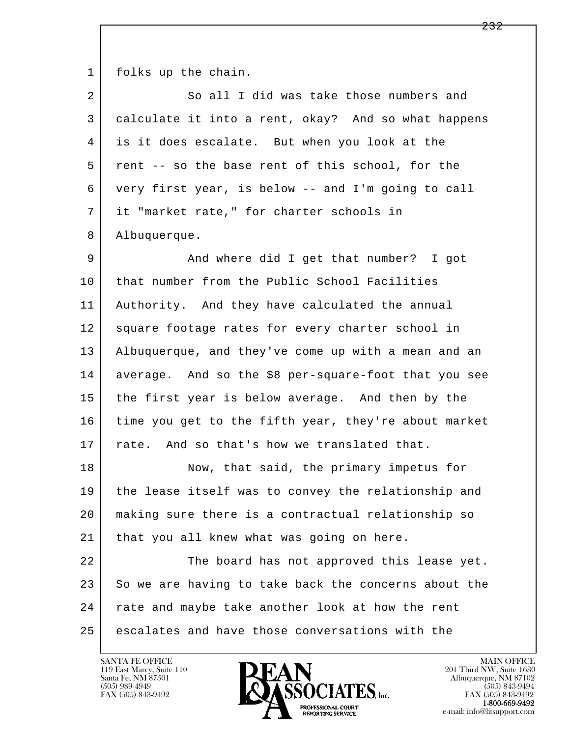folks up the chain.

So all I did was take those numbers and calculate it into a rent, okay? And so what happens is it does escalate. But when you look at the rent -- so the base rent of this school, for the very first year, is below -- and I'm going to call it "market rate," for charter schools in Albuquerque.

And where did I get that number? I got that number from the Public School Facilities Authority. And they have calculated the annual square footage rates for every charter school in Albuquerque, and they've come up with a mean and an average. And so the $8 per-square-foot that you see the first year is below average. And then by the time you get to the fifth year, they're about market rate. And so that's how we translated that.

Now, that said, the primary impetus for the lease itself was to convey the relationship and making sure there is a contractual relationship so that you all knew what was going on here.

The board has not approved this lease yet. So we are having to take back the concerns about the rate and maybe take another look at how the rent escalates and have those conversations with the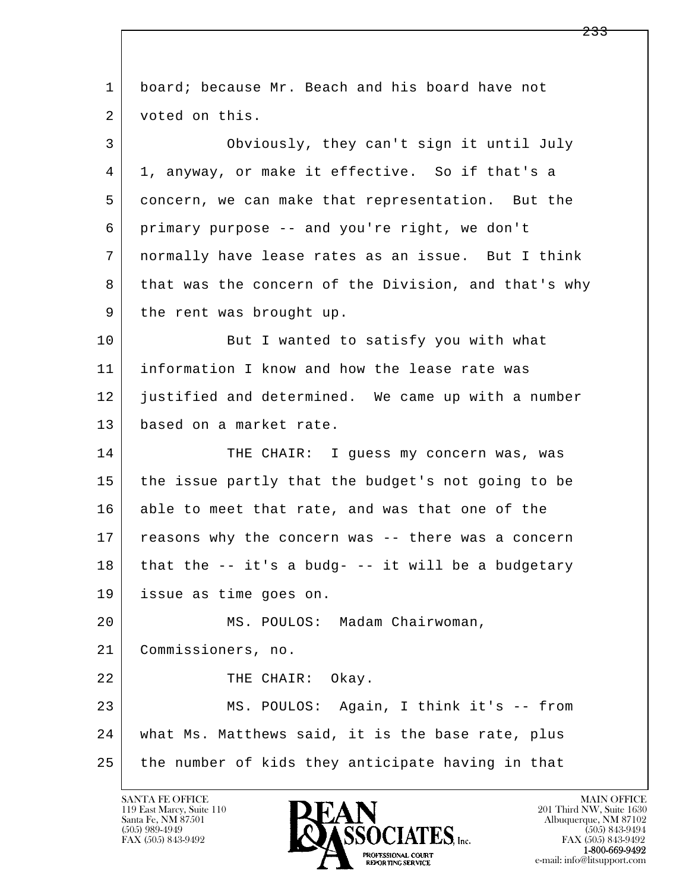board; because Mr. Beach and his board have not voted on this.

Obviously, they can't sign it until July 1, anyway, or make it effective. So if that's a concern, we can make that representation. But the primary purpose -- and you're right, we don't normally have lease rates as an issue. But I think that was the concern of the Division, and that's why the rent was brought up.

But I wanted to satisfy you with what information I know and how the lease rate was justified and determined. We came up with a number based on a market rate.

THE CHAIR: I guess my concern was, was the issue partly that the budget's not going to be able to meet that rate, and was that one of the reasons why the concern was -- there was a concern that the -- it's a budg- -- it will be a budgetary issue as time goes on.

MS. POULOS: Madam Chairwoman, Commissioners, no.

THE CHAIR: Okay.

MS. POULOS: Again, I think it's -- from what Ms. Matthews said, it is the base rate, plus the number of kids they anticipate having in that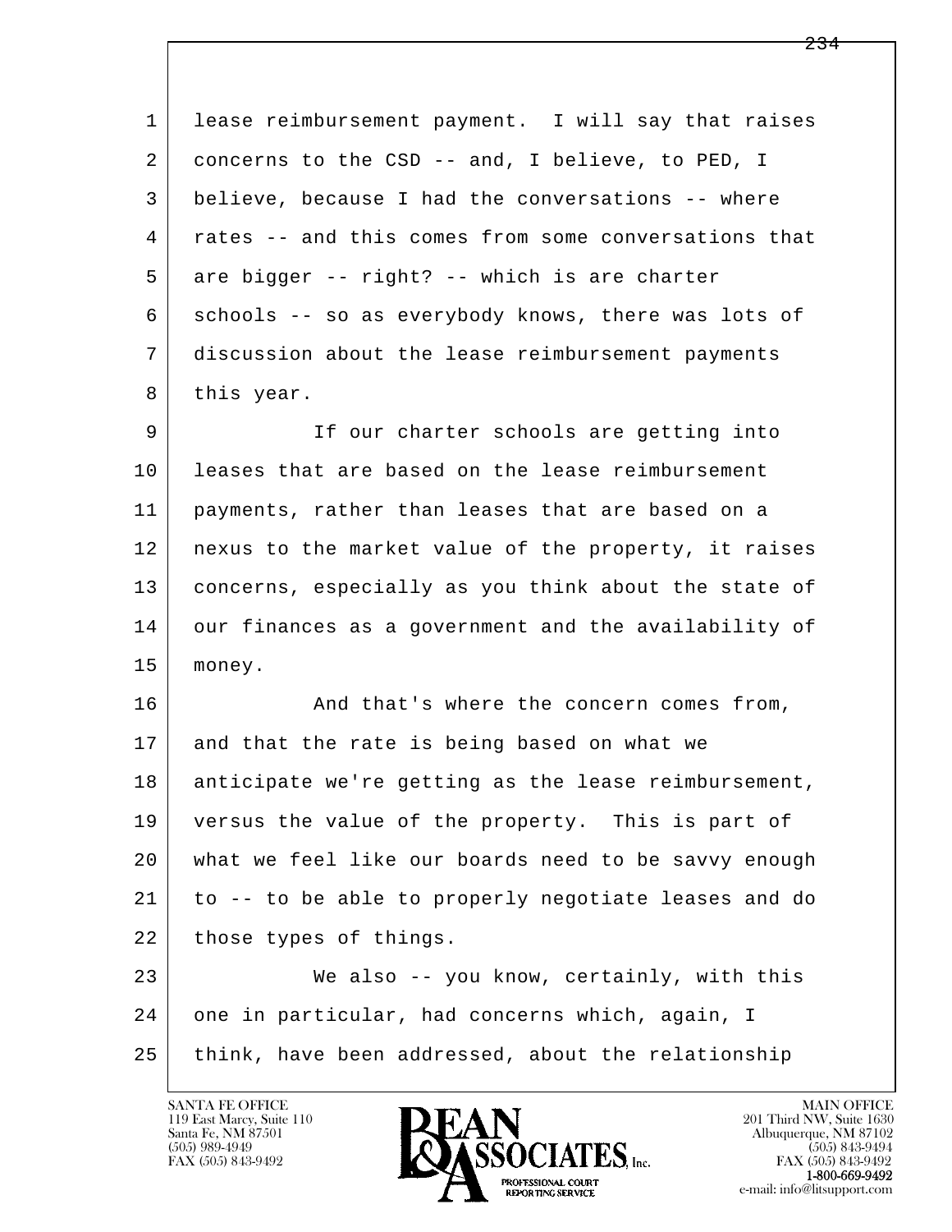lease reimbursement payment. I will say that raises concerns to the CSD -- and, I believe, to PED, I believe, because I had the conversations -- where rates -- and this comes from some conversations that are bigger -- right? -- which is are charter schools -- so as everybody knows, there was lots of discussion about the lease reimbursement payments this year.

If our charter schools are getting into leases that are based on the lease reimbursement payments, rather than leases that are based on a nexus to the market value of the property, it raises concerns, especially as you think about the state of our finances as a government and the availability of money.

And that's where the concern comes from, and that the rate is being based on what we anticipate we're getting as the lease reimbursement, versus the value of the property. This is part of what we feel like our boards need to be savvy enough to -- to be able to properly negotiate leases and do those types of things.

We also -- you know, certainly, with this one in particular, had concerns which, again, I think, have been addressed, about the relationship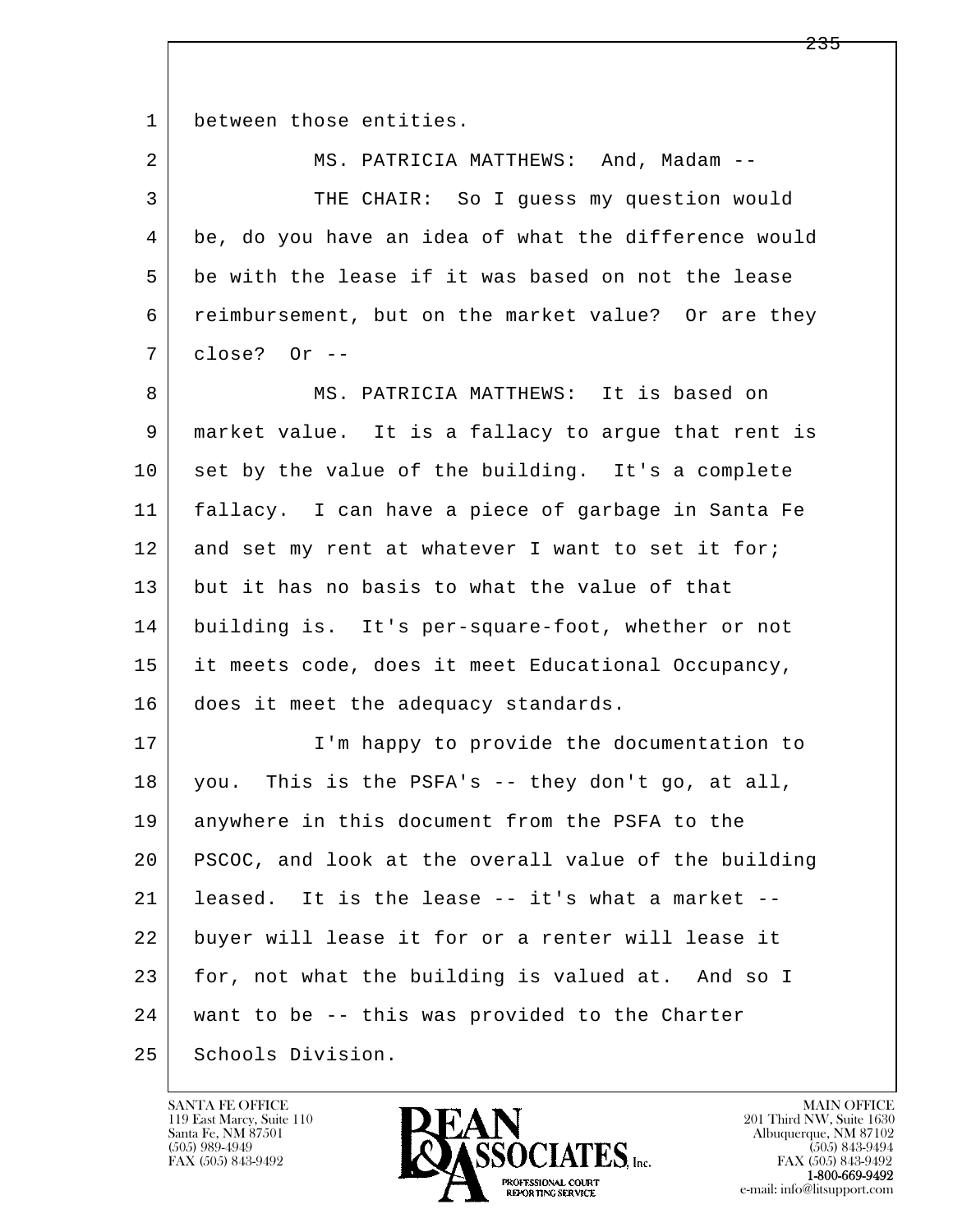between those entities.

MS. PATRICIA MATTHEWS: And, Madam --

THE CHAIR: So I guess my question would be, do you have an idea of what the difference would be with the lease if it was based on not the lease reimbursement, but on the market value? Or are they close? Or --

MS. PATRICIA MATTHEWS: It is based on market value. It is a fallacy to argue that rent is set by the value of the building. It's a complete fallacy. I can have a piece of garbage in Santa Fe and set my rent at whatever I want to set it for; but it has no basis to what the value of that building is. It's per-square-foot, whether or not it meets code, does it meet Educational Occupancy, does it meet the adequacy standards.

I'm happy to provide the documentation to you. This is the PSFA's -- they don't go, at all, anywhere in this document from the PSFA to the PSCOC, and look at the overall value of the building leased. It is the lease -- it's what a market -- buyer will lease it for or a renter will lease it for, not what the building is valued at. And so I want to be -- this was provided to the Charter Schools Division.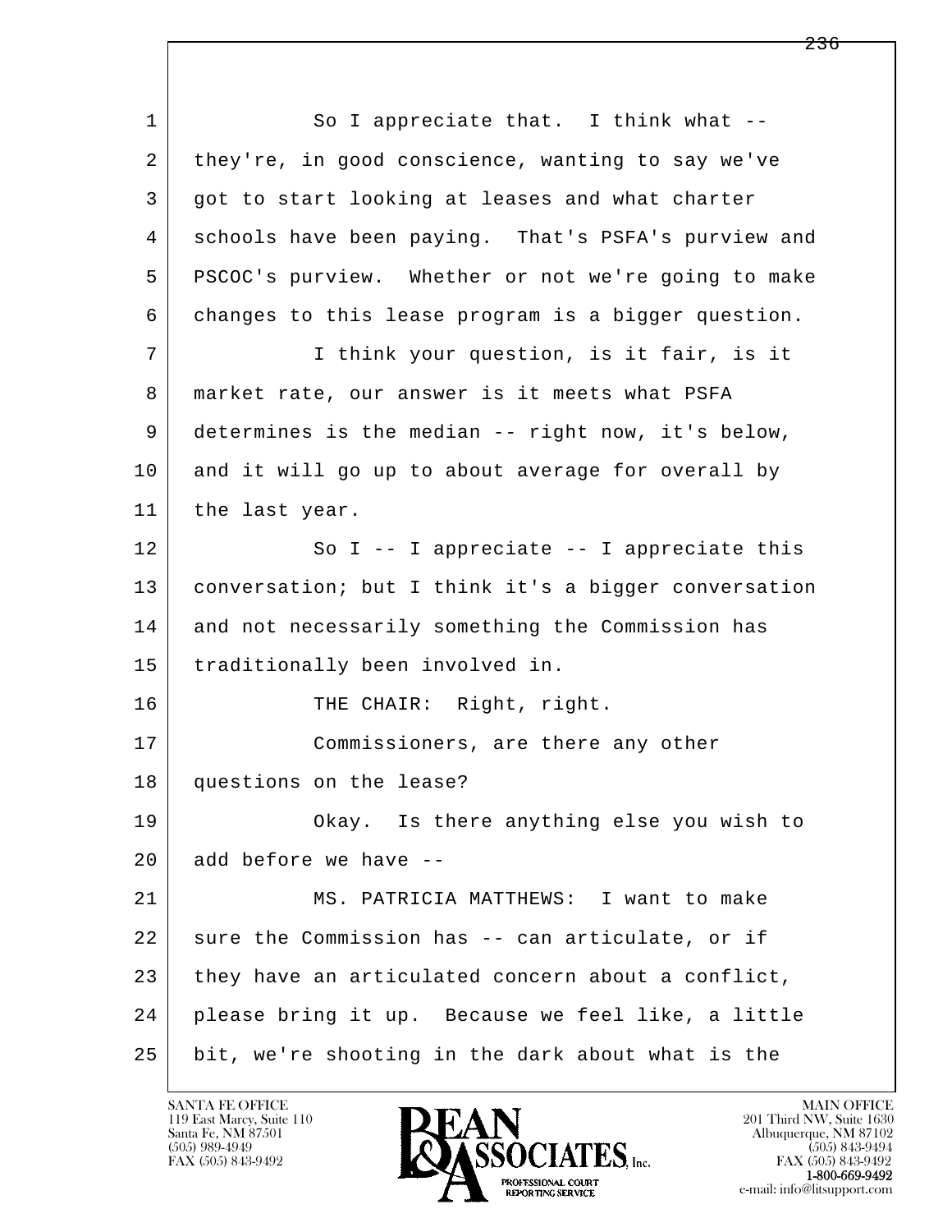1 So I appreciate that. I think what --
2 they're, in good conscience, wanting to say we've
3 got to start looking at leases and what charter
4 schools have been paying. That's PSFA's purview and
5 PSCOC's purview. Whether or not we're going to make
6 changes to this lease program is a bigger question.
7 I think your question, is it fair, is it
8 market rate, our answer is it meets what PSFA
9 determines is the median -- right now, it's below,
10 and it will go up to about average for overall by
11 the last year.
12 So I -- I appreciate -- I appreciate this
13 conversation; but I think it's a bigger conversation
14 and not necessarily something the Commission has
15 traditionally been involved in.
16 THE CHAIR: Right, right.
17 Commissioners, are there any other
18 questions on the lease?
19 Okay. Is there anything else you wish to
20 add before we have --
21 MS. PATRICIA MATTHEWS: I want to make
22 sure the Commission has -- can articulate, or if
23 they have an articulated concern about a conflict,
24 please bring it up. Because we feel like, a little
25 bit, we're shooting in the dark about what is the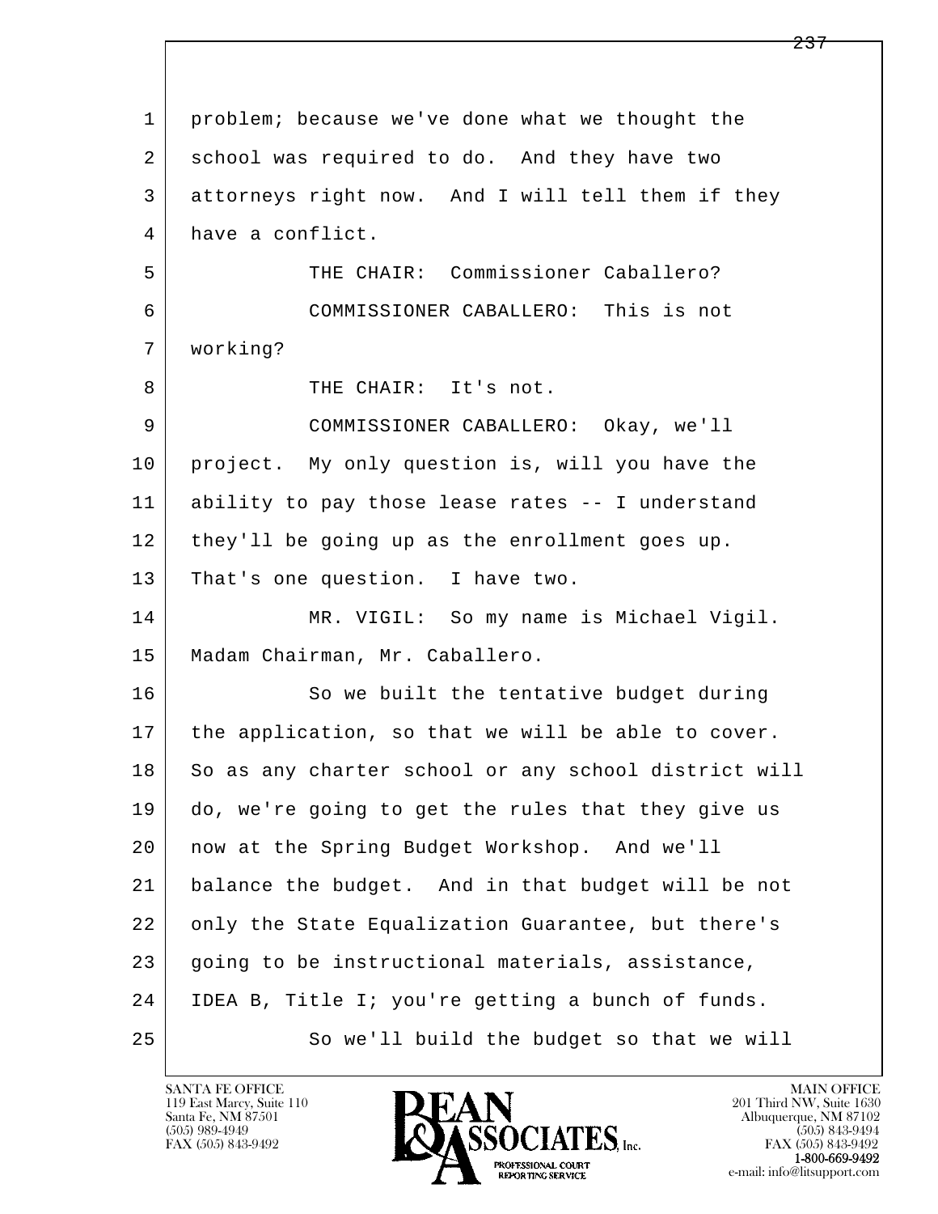1 problem; because we've done what we thought the
2 school was required to do. And they have two
3 attorneys right now. And I will tell them if they
4 have a conflict.

5 THE CHAIR: Commissioner Caballero?

6 COMMISSIONER CABALLERO: This is not
7 working?

8 THE CHAIR: It's not.

9 COMMISSIONER CABALLERO: Okay, we'll
10 project. My only question is, will you have the
11 ability to pay those lease rates -- I understand
12 they'll be going up as the enrollment goes up.
13 That's one question. I have two.

14 MR. VIGIL: So my name is Michael Vigil.
15 Madam Chairman, Mr. Caballero.

16 So we built the tentative budget during
17 the application, so that we will be able to cover.
18 So as any charter school or any school district will
19 do, we're going to get the rules that they give us
20 now at the Spring Budget Workshop. And we'll
21 balance the budget. And in that budget will be not
22 only the State Equalization Guarantee, but there's
23 going to be instructional materials, assistance,
24 IDEA B, Title I; you're getting a bunch of funds.

25 So we'll build the budget so that we will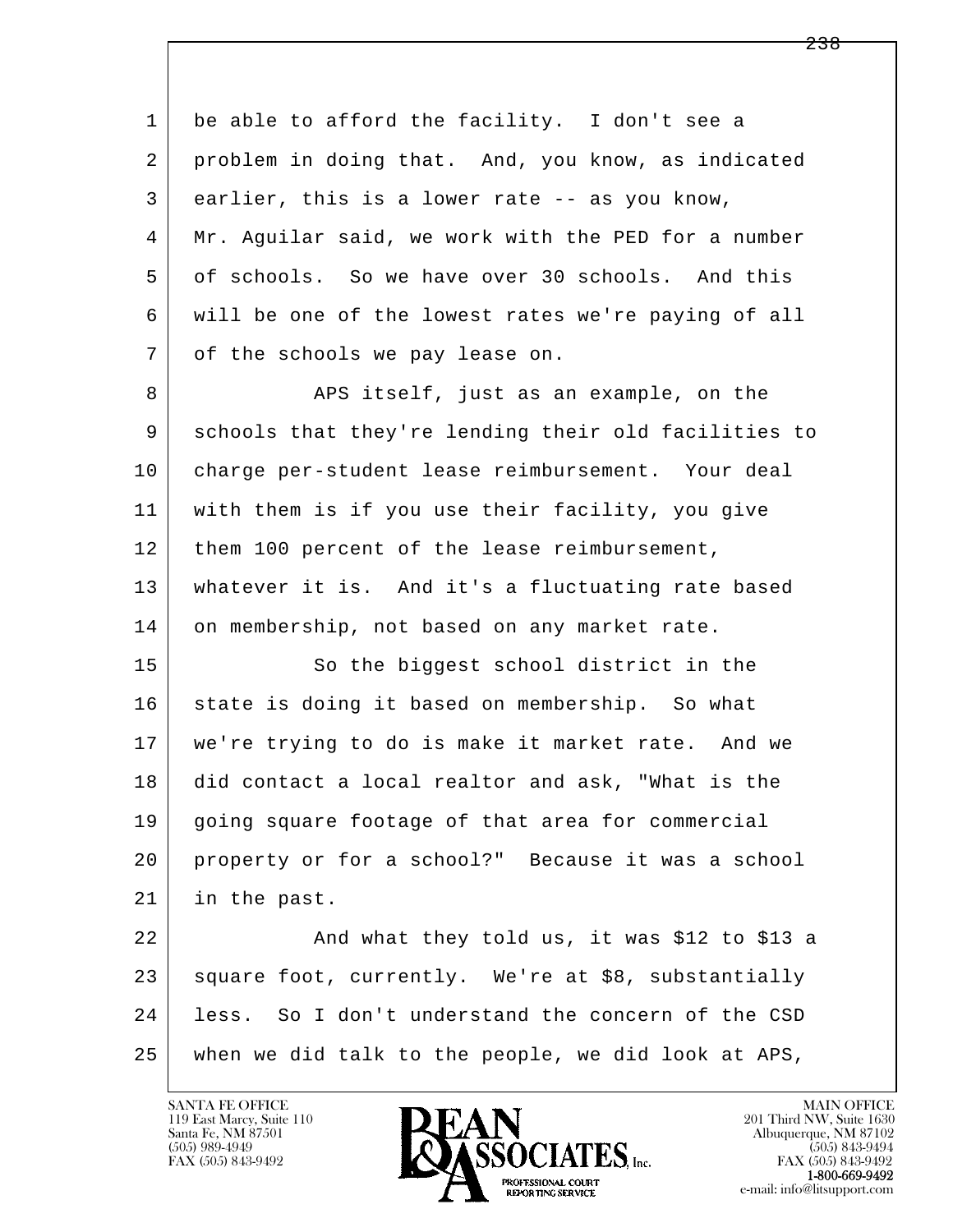be able to afford the facility. I don't see a problem in doing that. And, you know, as indicated earlier, this is a lower rate -- as you know, Mr. Aguilar said, we work with the PED for a number of schools. So we have over 30 schools. And this will be one of the lowest rates we're paying of all of the schools we pay lease on.

APS itself, just as an example, on the schools that they're lending their old facilities to charge per-student lease reimbursement. Your deal with them is if you use their facility, you give them 100 percent of the lease reimbursement, whatever it is. And it's a fluctuating rate based on membership, not based on any market rate.

So the biggest school district in the state is doing it based on membership. So what we're trying to do is make it market rate. And we did contact a local realtor and ask, "What is the going square footage of that area for commercial property or for a school?" Because it was a school in the past.

And what they told us, it was $12 to $13 a square foot, currently. We're at $8, substantially less. So I don't understand the concern of the CSD when we did talk to the people, we did look at APS,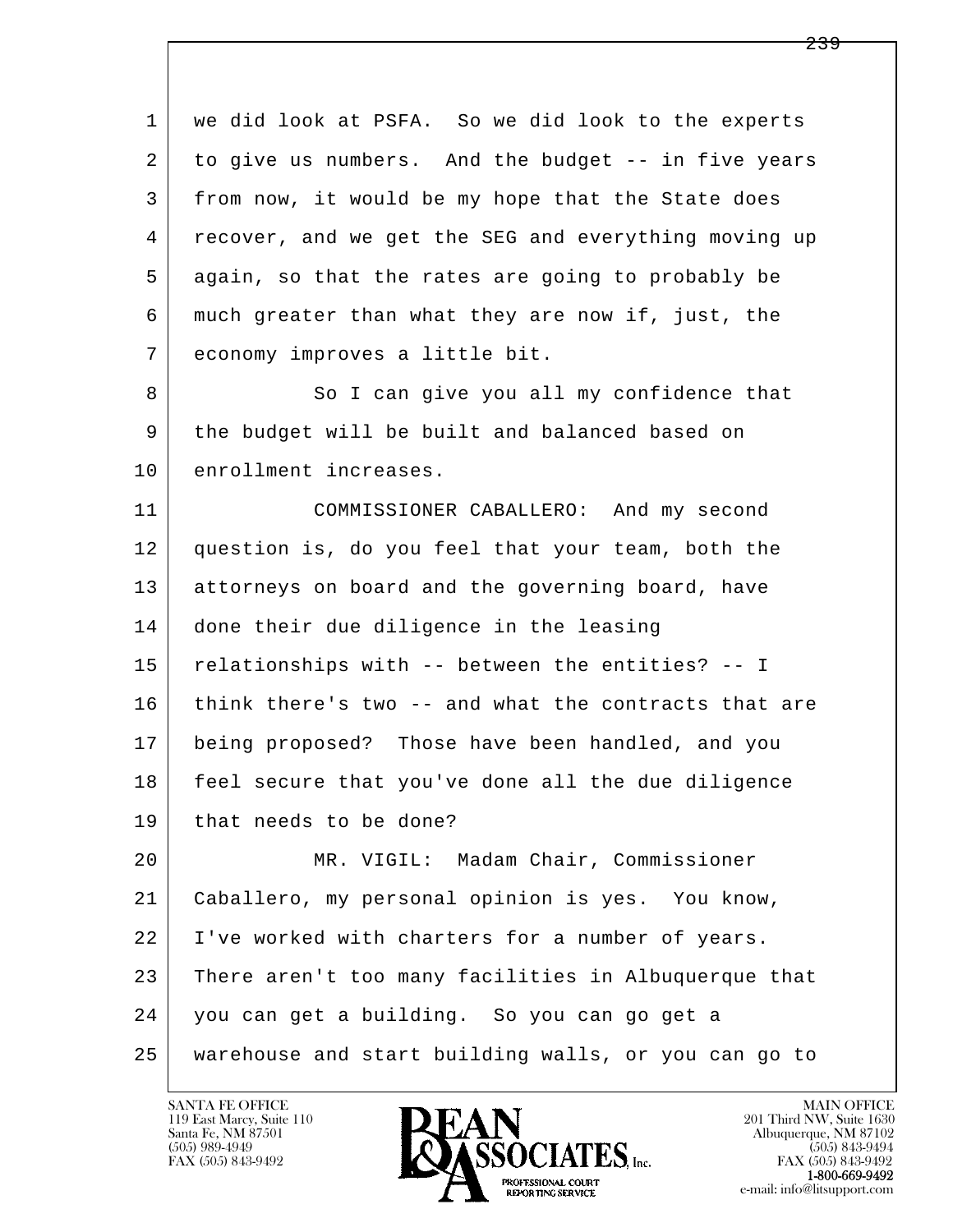we did look at PSFA. So we did look to the experts to give us numbers. And the budget -- in five years from now, it would be my hope that the State does recover, and we get the SEG and everything moving up again, so that the rates are going to probably be much greater than what they are now if, just, the economy improves a little bit.

So I can give you all my confidence that the budget will be built and balanced based on enrollment increases.

COMMISSIONER CABALLERO: And my second question is, do you feel that your team, both the attorneys on board and the governing board, have done their due diligence in the leasing relationships with -- between the entities? -- I think there's two -- and what the contracts that are being proposed? Those have been handled, and you feel secure that you've done all the due diligence that needs to be done?

MR. VIGIL: Madam Chair, Commissioner Caballero, my personal opinion is yes. You know, I've worked with charters for a number of years. There aren't too many facilities in Albuquerque that you can get a building. So you can go get a warehouse and start building walls, or you can go to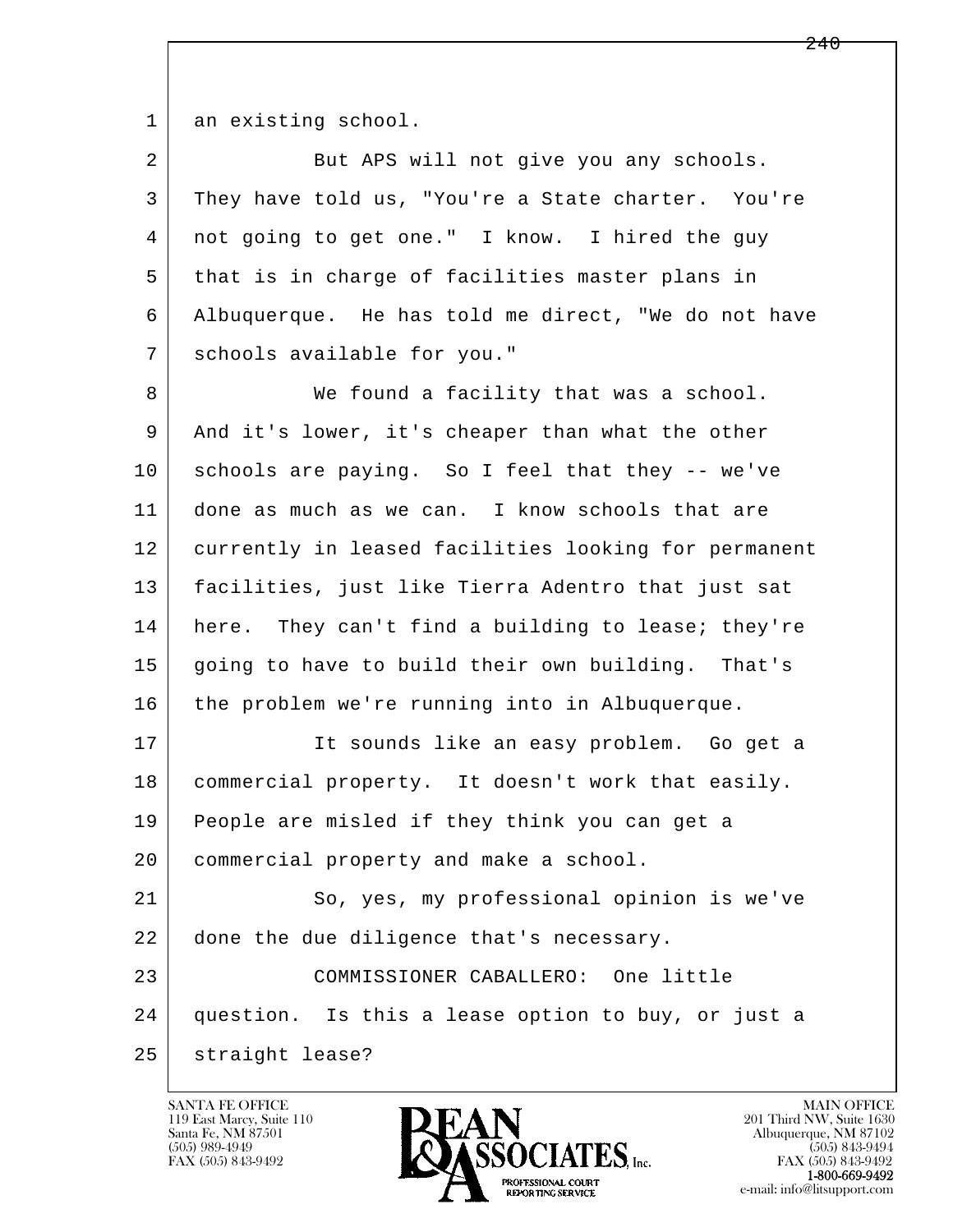an existing school.

But APS will not give you any schools. They have told us, "You're a State charter. You're not going to get one." I know. I hired the guy that is in charge of facilities master plans in Albuquerque. He has told me direct, "We do not have schools available for you."

We found a facility that was a school. And it's lower, it's cheaper than what the other schools are paying. So I feel that they -- we've done as much as we can. I know schools that are currently in leased facilities looking for permanent facilities, just like Tierra Adentro that just sat here. They can't find a building to lease; they're going to have to build their own building. That's the problem we're running into in Albuquerque.

It sounds like an easy problem. Go get a commercial property. It doesn't work that easily. People are misled if they think you can get a commercial property and make a school.

So, yes, my professional opinion is we've done the due diligence that's necessary.

COMMISSIONER CABALLERO: One little question. Is this a lease option to buy, or just a straight lease?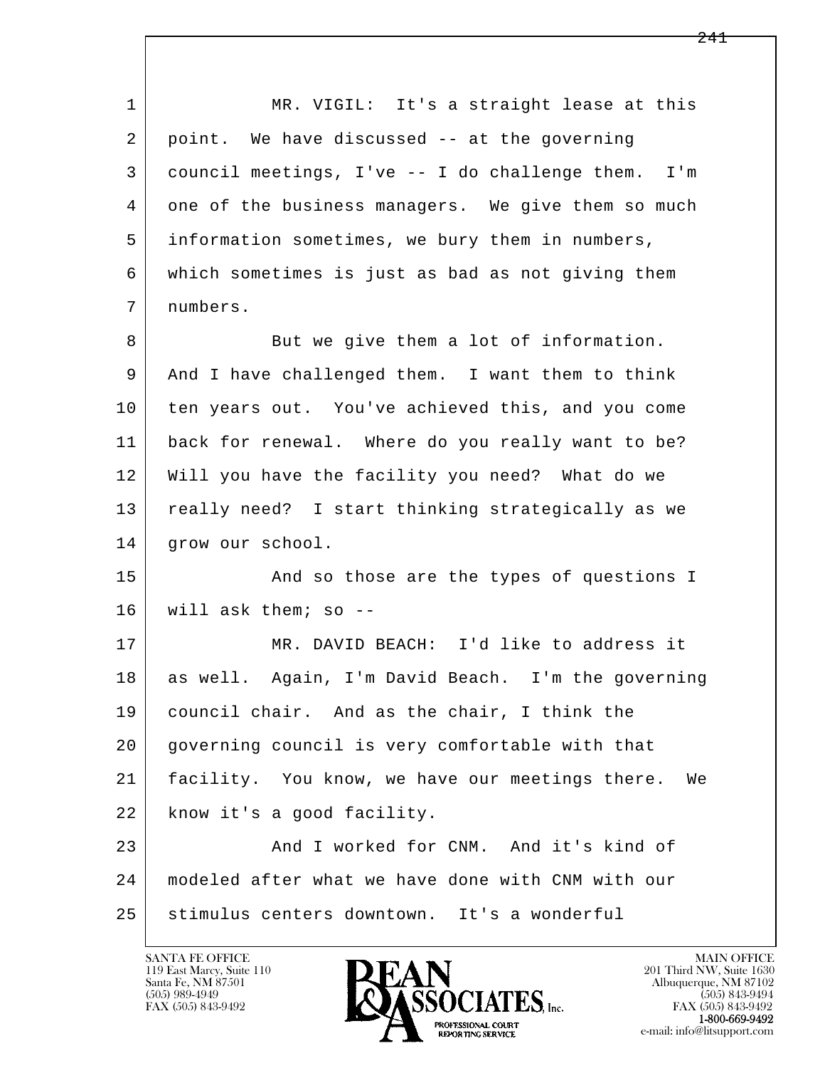MR. VIGIL: It's a straight lease at this point. We have discussed -- at the governing council meetings, I've -- I do challenge them. I'm one of the business managers. We give them so much information sometimes, we bury them in numbers, which sometimes is just as bad as not giving them numbers.

But we give them a lot of information. And I have challenged them. I want them to think ten years out. You've achieved this, and you come back for renewal. Where do you really want to be? Will you have the facility you need? What do we really need? I start thinking strategically as we grow our school.

And so those are the types of questions I will ask them; so --

MR. DAVID BEACH: I'd like to address it as well. Again, I'm David Beach. I'm the governing council chair. And as the chair, I think the governing council is very comfortable with that facility. You know, we have our meetings there. We know it's a good facility.

And I worked for CNM. And it's kind of modeled after what we have done with CNM with our stimulus centers downtown. It's a wonderful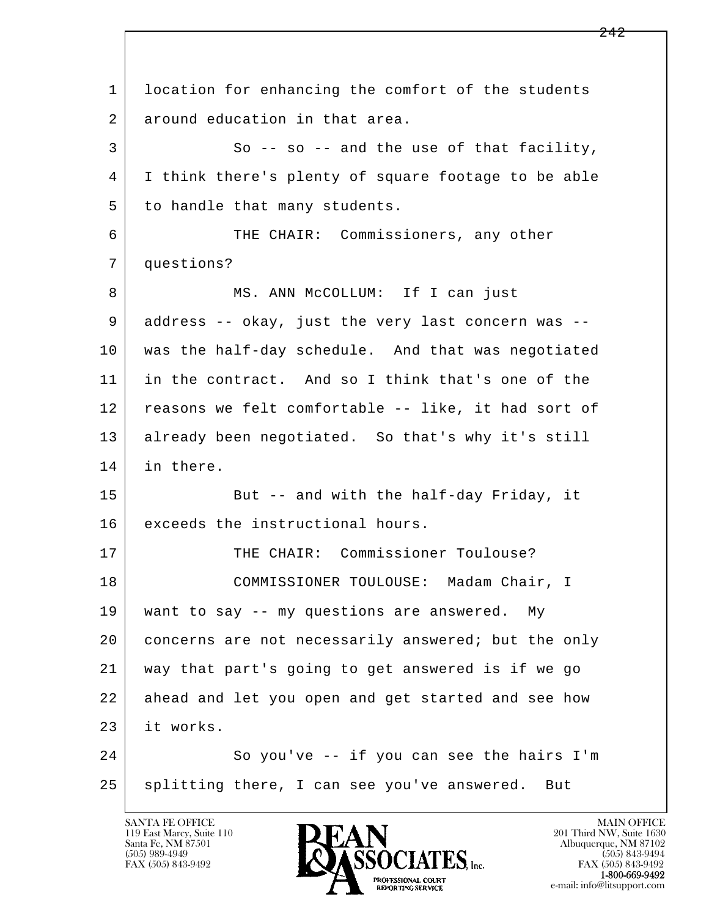1 location for enhancing the comfort of the students
2 around education in that area.
3 So -- so -- and the use of that facility,
4 I think there's plenty of square footage to be able
5 to handle that many students.
6 THE CHAIR: Commissioners, any other
7 questions?
8 MS. ANN McCOLLUM: If I can just
9 address -- okay, just the very last concern was --
10 was the half-day schedule. And that was negotiated
11 in the contract. And so I think that's one of the
12 reasons we felt comfortable -- like, it had sort of
13 already been negotiated. So that's why it's still
14 in there.
15 But -- and with the half-day Friday, it
16 exceeds the instructional hours.
17 THE CHAIR: Commissioner Toulouse?
18 COMMISSIONER TOULOUSE: Madam Chair, I
19 want to say -- my questions are answered. My
20 concerns are not necessarily answered; but the only
21 way that part's going to get answered is if we go
22 ahead and let you open and get started and see how
23 it works.
24 So you've -- if you can see the hairs I'm
25 splitting there, I can see you've answered. But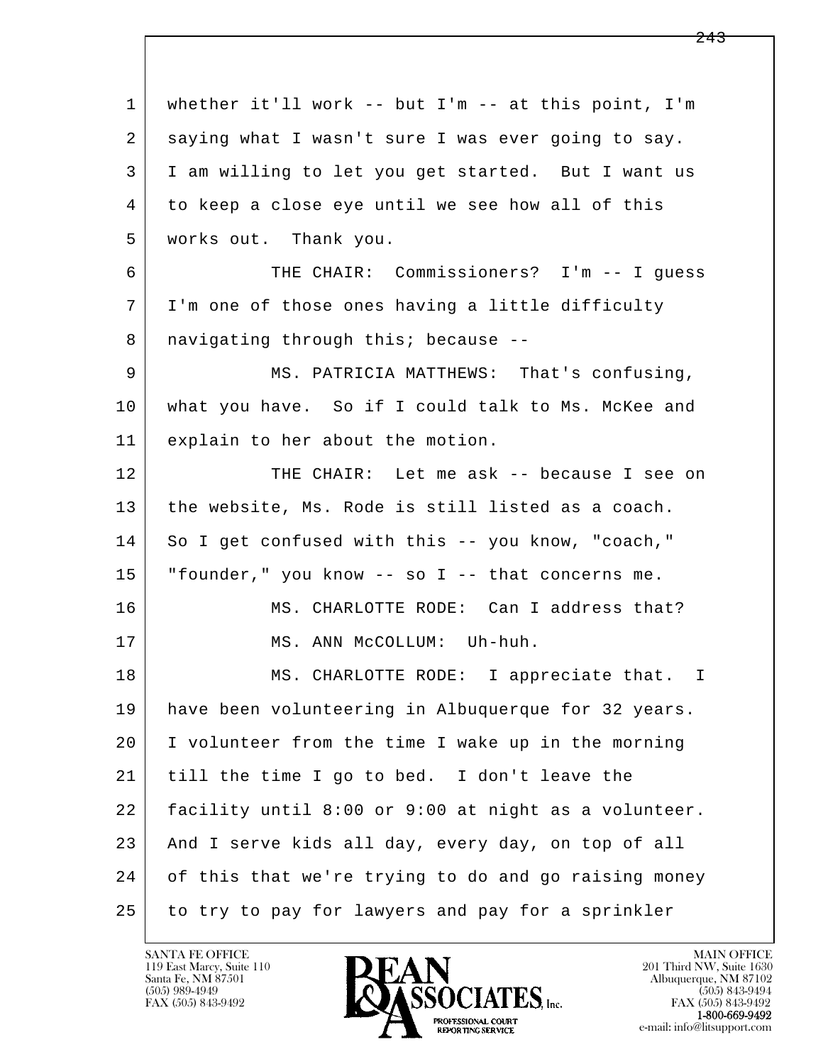1 whether it'll work -- but I'm -- at this point, I'm
2 saying what I wasn't sure I was ever going to say.
3 I am willing to let you get started. But I want us
4 to keep a close eye until we see how all of this
5 works out. Thank you.

6 THE CHAIR: Commissioners? I'm -- I guess
7 I'm one of those ones having a little difficulty
8 navigating through this; because --

9 MS. PATRICIA MATTHEWS: That's confusing,
10 what you have. So if I could talk to Ms. McKee and
11 explain to her about the motion.

12 THE CHAIR: Let me ask -- because I see on
13 the website, Ms. Rode is still listed as a coach.
14 So I get confused with this -- you know, "coach,"
15 "founder," you know -- so I -- that concerns me.

16 MS. CHARLOTTE RODE: Can I address that?

17 MS. ANN McCOLLUM: Uh-huh.

18 MS. CHARLOTTE RODE: I appreciate that. I
19 have been volunteering in Albuquerque for 32 years.
20 I volunteer from the time I wake up in the morning
21 till the time I go to bed. I don't leave the
22 facility until 8:00 or 9:00 at night as a volunteer.
23 And I serve kids all day, every day, on top of all
24 of this that we're trying to do and go raising money
25 to try to pay for lawyers and pay for a sprinkler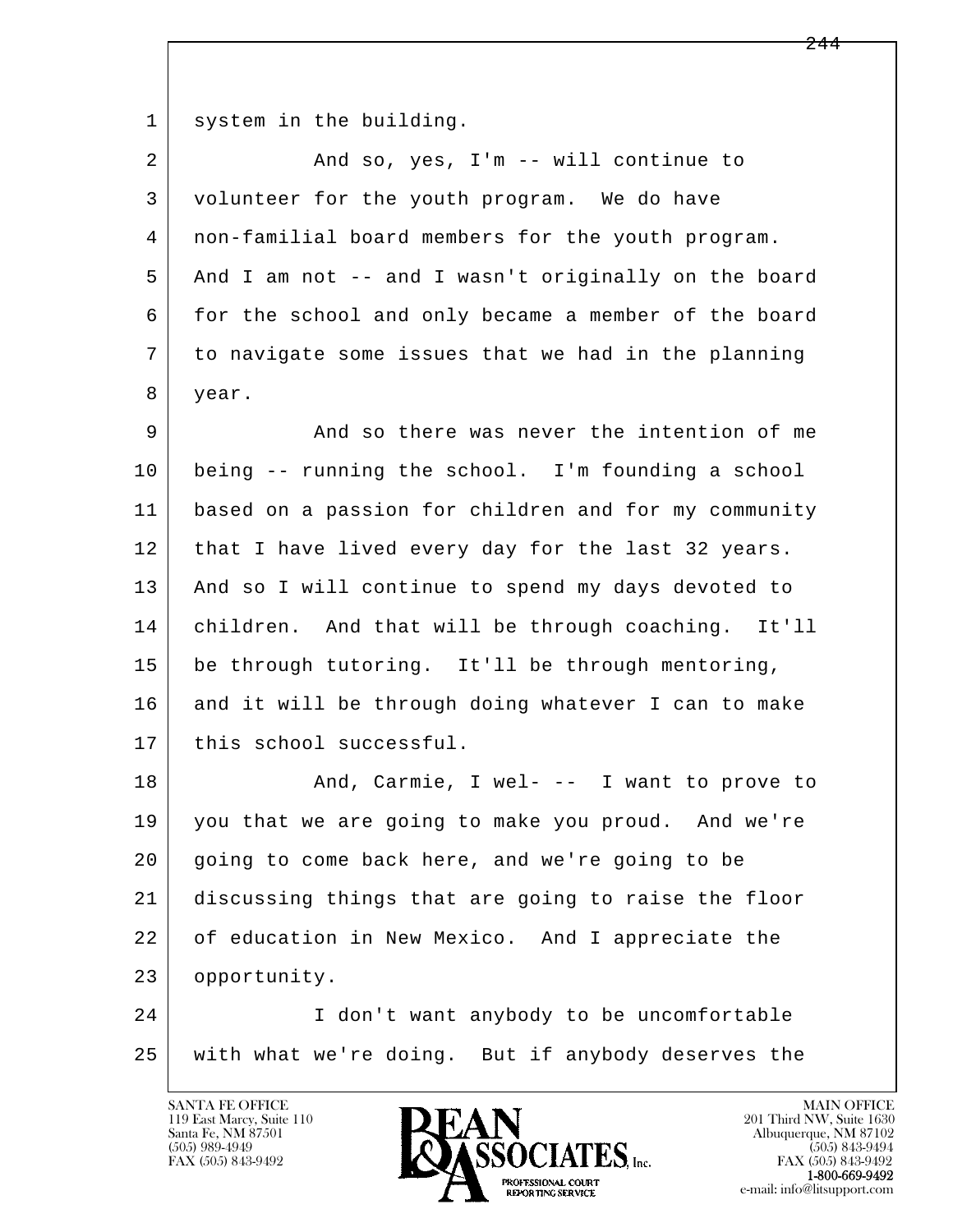1 system in the building.

2 And so, yes, I'm -- will continue to
3 volunteer for the youth program. We do have
4 non-familial board members for the youth program.
5 And I am not -- and I wasn't originally on the board
6 for the school and only became a member of the board
7 to navigate some issues that we had in the planning
8 year.

9 And so there was never the intention of me
10 being -- running the school. I'm founding a school
11 based on a passion for children and for my community
12 that I have lived every day for the last 32 years.
13 And so I will continue to spend my days devoted to
14 children. And that will be through coaching. It'll
15 be through tutoring. It'll be through mentoring,
16 and it will be through doing whatever I can to make
17 this school successful.

18 And, Carmie, I wel- -- I want to prove to
19 you that we are going to make you proud. And we're
20 going to come back here, and we're going to be
21 discussing things that are going to raise the floor
22 of education in New Mexico. And I appreciate the
23 opportunity.

24 I don't want anybody to be uncomfortable
25 with what we're doing. But if anybody deserves the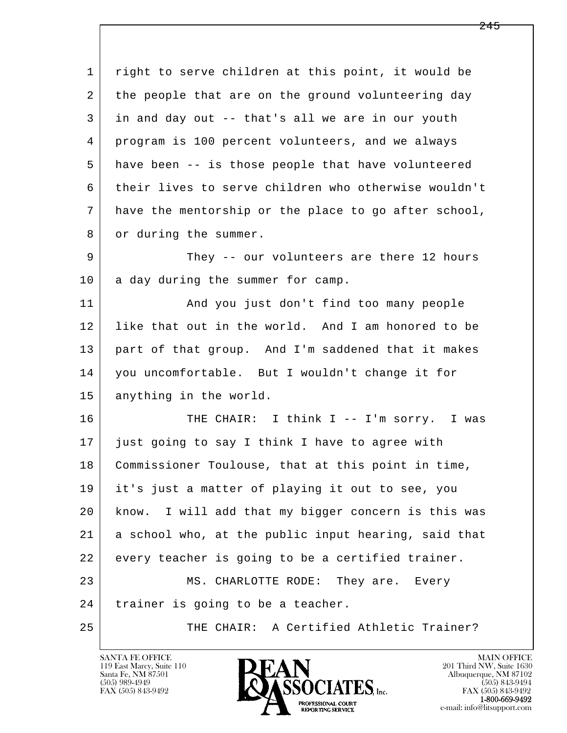1 right to serve children at this point, it would be
2 the people that are on the ground volunteering day
3 in and day out -- that's all we are in our youth
4 program is 100 percent volunteers, and we always
5 have been -- is those people that have volunteered
6 their lives to serve children who otherwise wouldn't
7 have the mentorship or the place to go after school,
8 or during the summer.

9 They -- our volunteers are there 12 hours
10 a day during the summer for camp.

11 And you just don't find too many people
12 like that out in the world. And I am honored to be
13 part of that group. And I'm saddened that it makes
14 you uncomfortable. But I wouldn't change it for
15 anything in the world.

16 THE CHAIR: I think I -- I'm sorry. I was
17 just going to say I think I have to agree with
18 Commissioner Toulouse, that at this point in time,
19 it's just a matter of playing it out to see, you
20 know. I will add that my bigger concern is this was
21 a school who, at the public input hearing, said that
22 every teacher is going to be a certified trainer.

23 MS. CHARLOTTE RODE: They are. Every
24 trainer is going to be a teacher.

25 THE CHAIR: A Certified Athletic Trainer?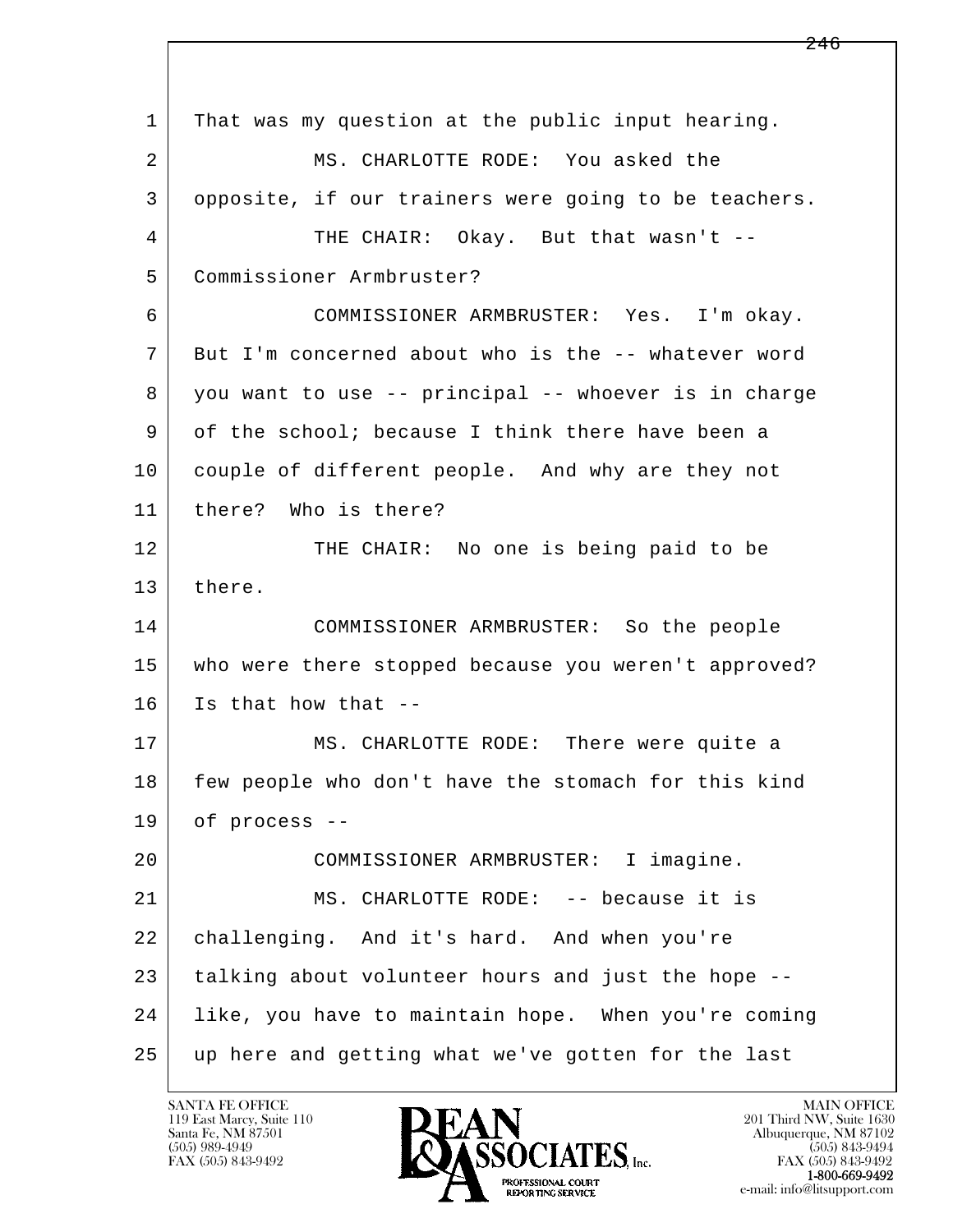1 That was my question at the public input hearing.

2 MS. CHARLOTTE RODE: You asked the

3 opposite, if our trainers were going to be teachers.

4 THE CHAIR: Okay. But that wasn't --

5 Commissioner Armbruster?

6 COMMISSIONER ARMBRUSTER: Yes. I'm okay.

7 But I'm concerned about who is the -- whatever word

8 you want to use -- principal -- whoever is in charge

9 of the school; because I think there have been a

10 couple of different people. And why are they not

11 there? Who is there?

12 THE CHAIR: No one is being paid to be

13 there.

14 COMMISSIONER ARMBRUSTER: So the people

15 who were there stopped because you weren't approved?

16 Is that how that --

17 MS. CHARLOTTE RODE: There were quite a

18 few people who don't have the stomach for this kind

19 of process --

20 COMMISSIONER ARMBRUSTER: I imagine.

21 MS. CHARLOTTE RODE: -- because it is

22 challenging. And it's hard. And when you're

23 talking about volunteer hours and just the hope --

24 like, you have to maintain hope. When you're coming

25 up here and getting what we've gotten for the last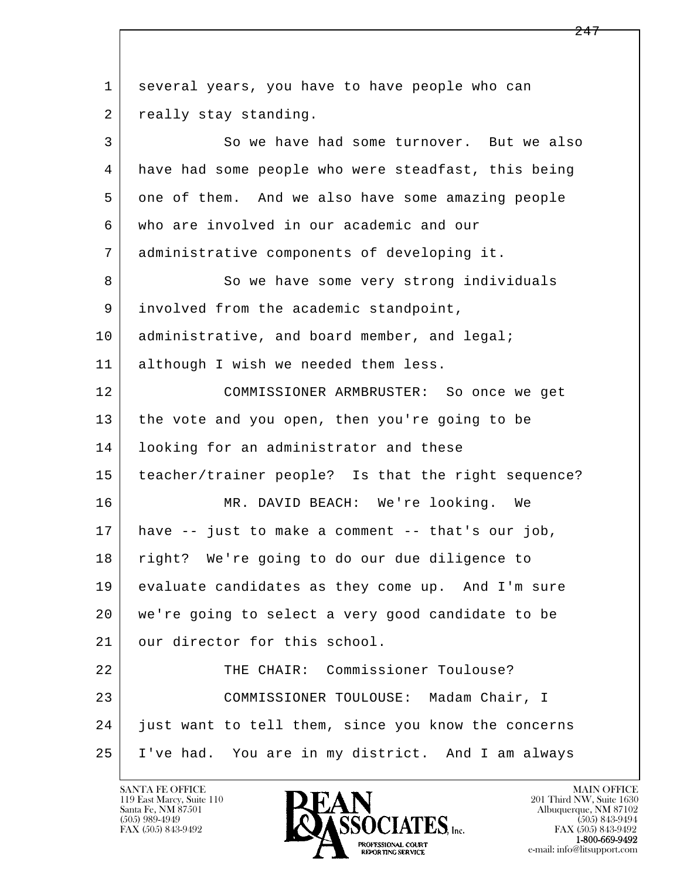1 several years, you have to have people who can
2 really stay standing.

3 So we have had some turnover. But we also
4 have had some people who were steadfast, this being
5 one of them. And we also have some amazing people
6 who are involved in our academic and our
7 administrative components of developing it.

8 So we have some very strong individuals
9 involved from the academic standpoint,
10 administrative, and board member, and legal;
11 although I wish we needed them less.

12 COMMISSIONER ARMBRUSTER: So once we get
13 the vote and you open, then you're going to be
14 looking for an administrator and these
15 teacher/trainer people? Is that the right sequence?

16 MR. DAVID BEACH: We're looking. We
17 have -- just to make a comment -- that's our job,
18 right? We're going to do our due diligence to
19 evaluate candidates as they come up. And I'm sure
20 we're going to select a very good candidate to be
21 our director for this school.

22 THE CHAIR: Commissioner Toulouse?

23 COMMISSIONER TOULOUSE: Madam Chair, I
24 just want to tell them, since you know the concerns
25 I've had. You are in my district. And I am always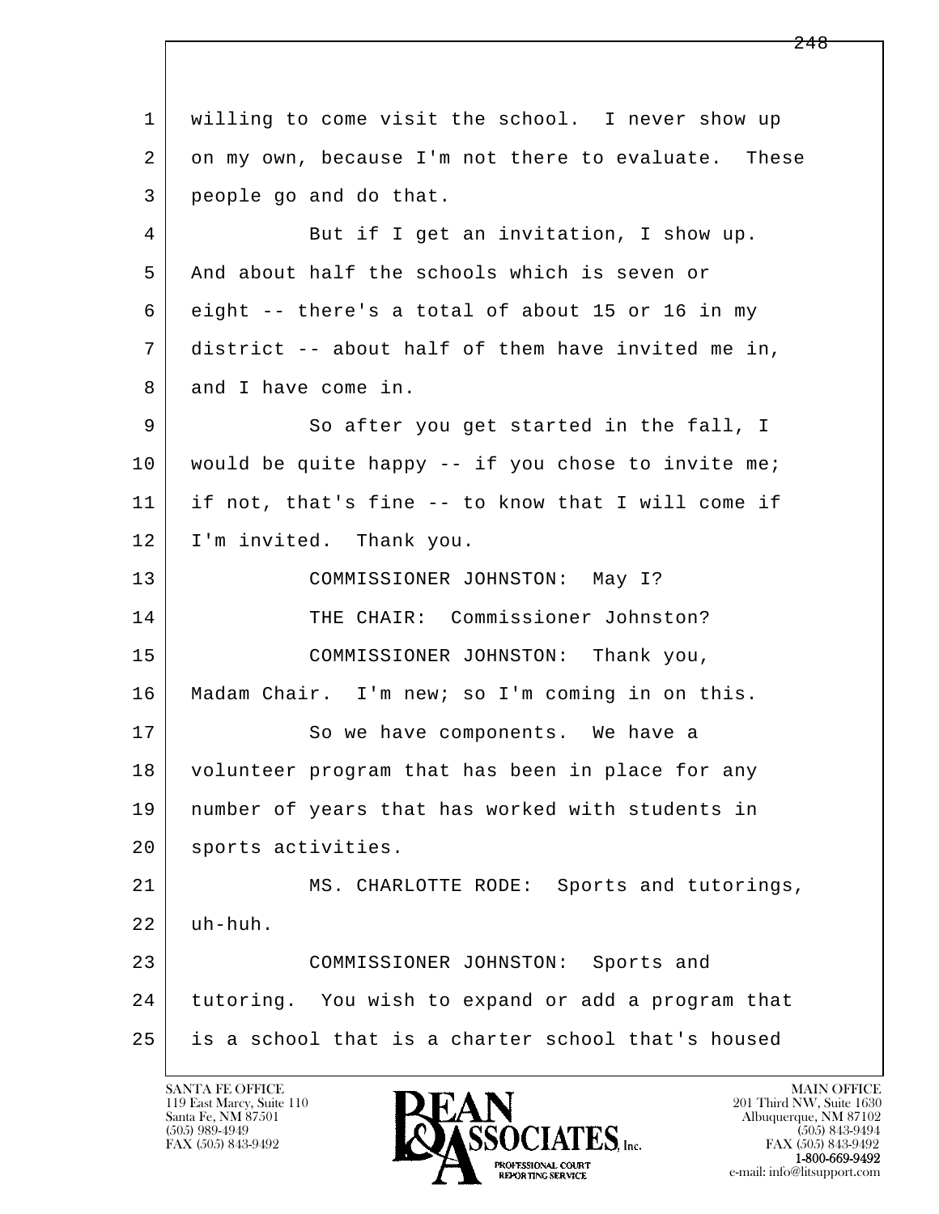willing to come visit the school. I never show up on my own, because I'm not there to evaluate. These people go and do that.

But if I get an invitation, I show up. And about half the schools which is seven or eight -- there's a total of about 15 or 16 in my district -- about half of them have invited me in, and I have come in.

So after you get started in the fall, I would be quite happy -- if you chose to invite me; if not, that's fine -- to know that I will come if I'm invited. Thank you.

COMMISSIONER JOHNSTON: May I?

THE CHAIR: Commissioner Johnston?

COMMISSIONER JOHNSTON: Thank you, Madam Chair. I'm new; so I'm coming in on this.

So we have components. We have a volunteer program that has been in place for any number of years that has worked with students in sports activities.

MS. CHARLOTTE RODE: Sports and tutorings, uh-huh.

COMMISSIONER JOHNSTON: Sports and tutoring. You wish to expand or add a program that is a school that is a charter school that's housed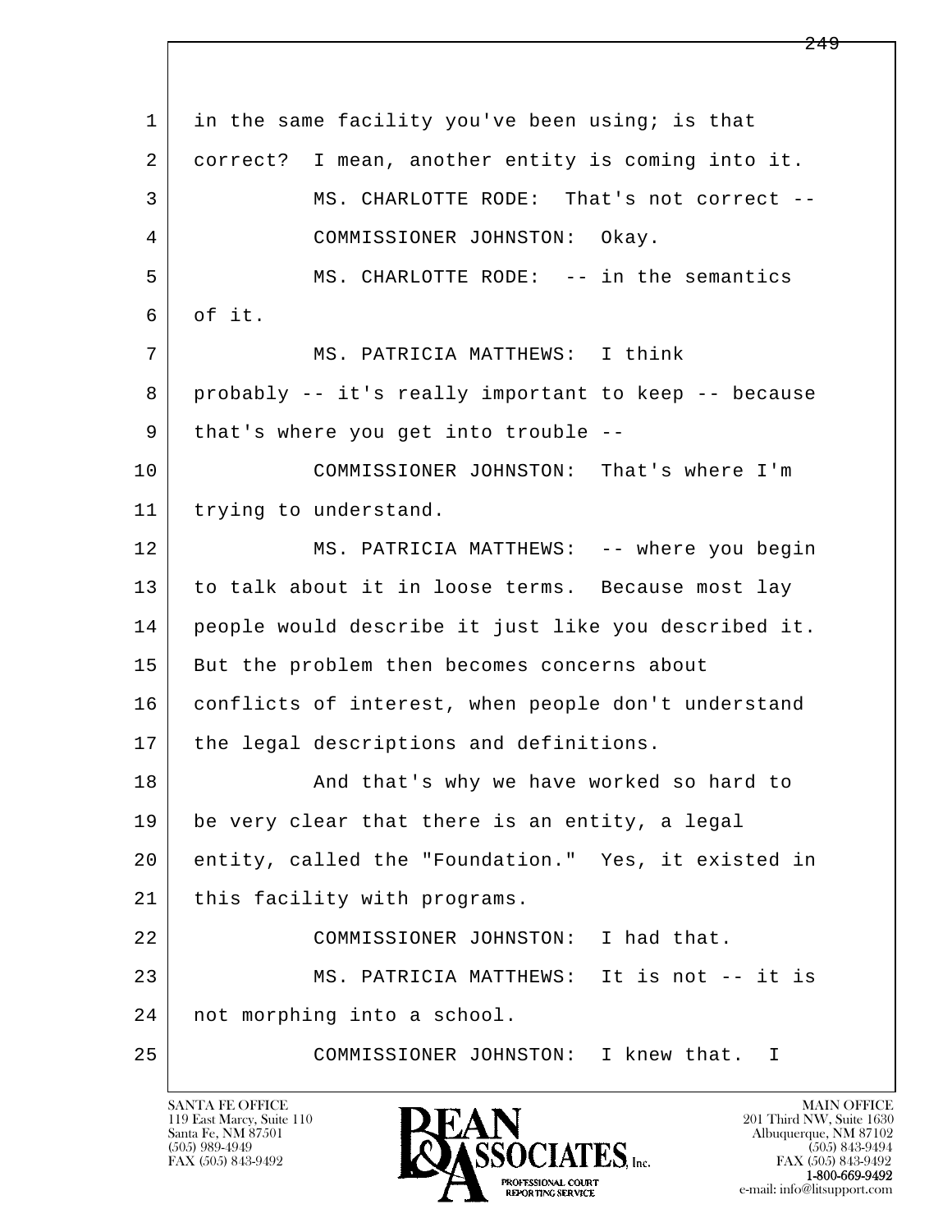in the same facility you've been using; is that correct? I mean, another entity is coming into it.

MS. CHARLOTTE RODE: That's not correct --

COMMISSIONER JOHNSTON: Okay.

MS. CHARLOTTE RODE: -- in the semantics of it.

MS. PATRICIA MATTHEWS: I think probably -- it's really important to keep -- because that's where you get into trouble --

COMMISSIONER JOHNSTON: That's where I'm trying to understand.

MS. PATRICIA MATTHEWS: -- where you begin to talk about it in loose terms. Because most lay people would describe it just like you described it. But the problem then becomes concerns about conflicts of interest, when people don't understand the legal descriptions and definitions.

And that's why we have worked so hard to be very clear that there is an entity, a legal entity, called the "Foundation." Yes, it existed in this facility with programs.

COMMISSIONER JOHNSTON: I had that.

MS. PATRICIA MATTHEWS: It is not -- it is not morphing into a school.

COMMISSIONER JOHNSTON: I knew that. I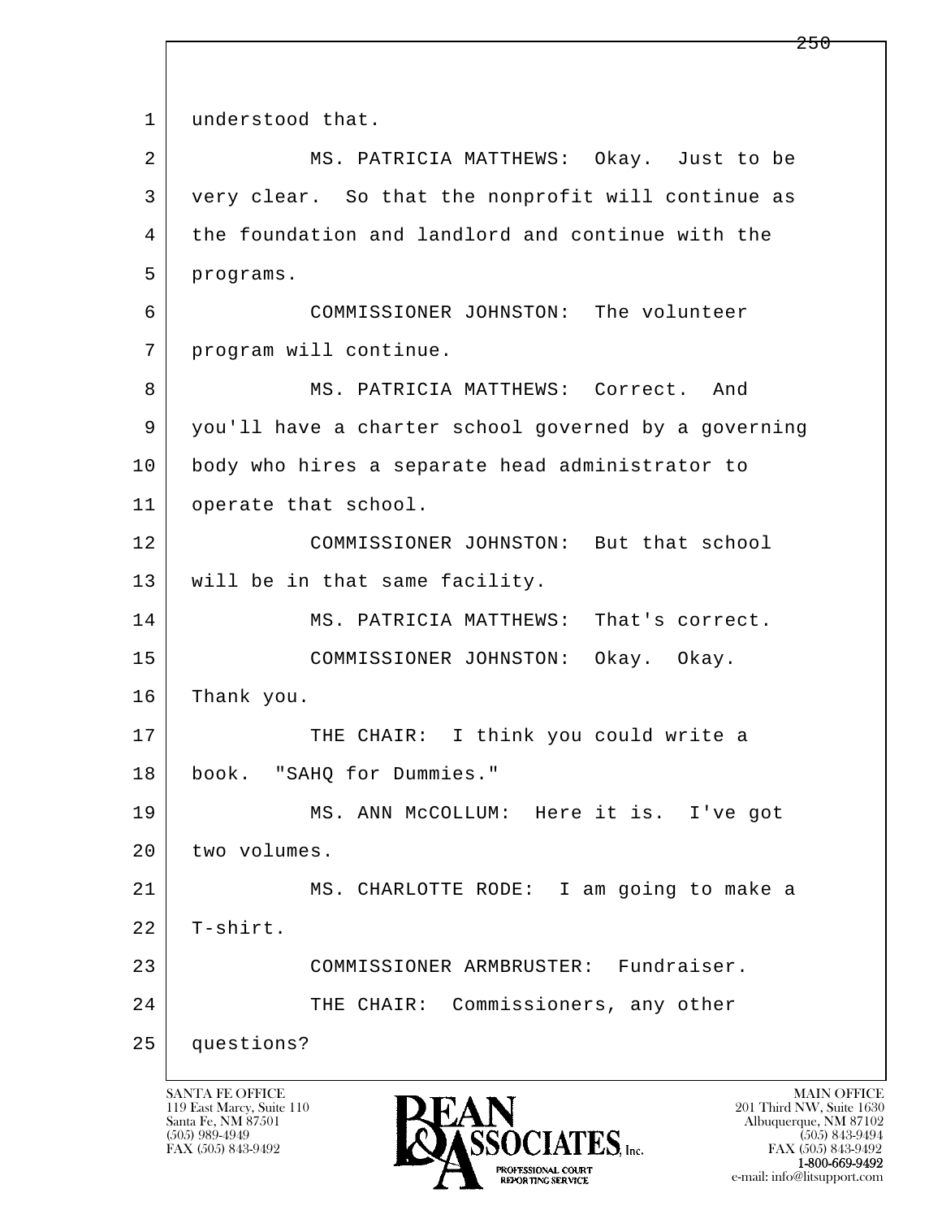1 understood that.

2 MS. PATRICIA MATTHEWS: Okay. Just to be
3 very clear. So that the nonprofit will continue as
4 the foundation and landlord and continue with the
5 programs.

6 COMMISSIONER JOHNSTON: The volunteer
7 program will continue.

8 MS. PATRICIA MATTHEWS: Correct. And
9 you'll have a charter school governed by a governing
10 body who hires a separate head administrator to
11 operate that school.

12 COMMISSIONER JOHNSTON: But that school
13 will be in that same facility.

14 MS. PATRICIA MATTHEWS: That's correct.

15 COMMISSIONER JOHNSTON: Okay. Okay.
16 Thank you.

17 THE CHAIR: I think you could write a
18 book. "SAHQ for Dummies."

19 MS. ANN McCOLLUM: Here it is. I've got
20 two volumes.

21 MS. CHARLOTTE RODE: I am going to make a
22 T-shirt.

23 COMMISSIONER ARMBRUSTER: Fundraiser.

24 THE CHAIR: Commissioners, any other
25 questions?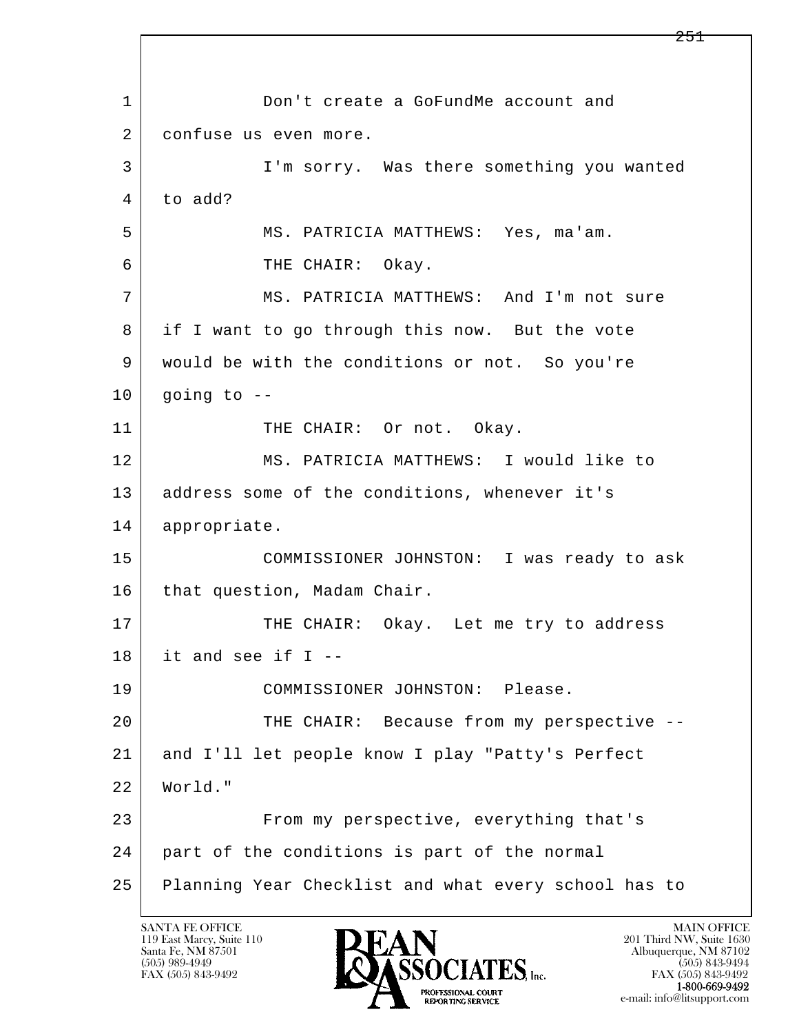1 Don't create a GoFundMe account and
2 confuse us even more.
3 I'm sorry. Was there something you wanted
4 to add?
5 MS. PATRICIA MATTHEWS: Yes, ma'am.
6 THE CHAIR: Okay.
7 MS. PATRICIA MATTHEWS: And I'm not sure
8 if I want to go through this now. But the vote
9 would be with the conditions or not. So you're
10 going to --
11 THE CHAIR: Or not. Okay.
12 MS. PATRICIA MATTHEWS: I would like to
13 address some of the conditions, whenever it's
14 appropriate.
15 COMMISSIONER JOHNSTON: I was ready to ask
16 that question, Madam Chair.
17 THE CHAIR: Okay. Let me try to address
18 it and see if I --
19 COMMISSIONER JOHNSTON: Please.
20 THE CHAIR: Because from my perspective --
21 and I'll let people know I play "Patty's Perfect
22 World."
23 From my perspective, everything that's
24 part of the conditions is part of the normal
25 Planning Year Checklist and what every school has to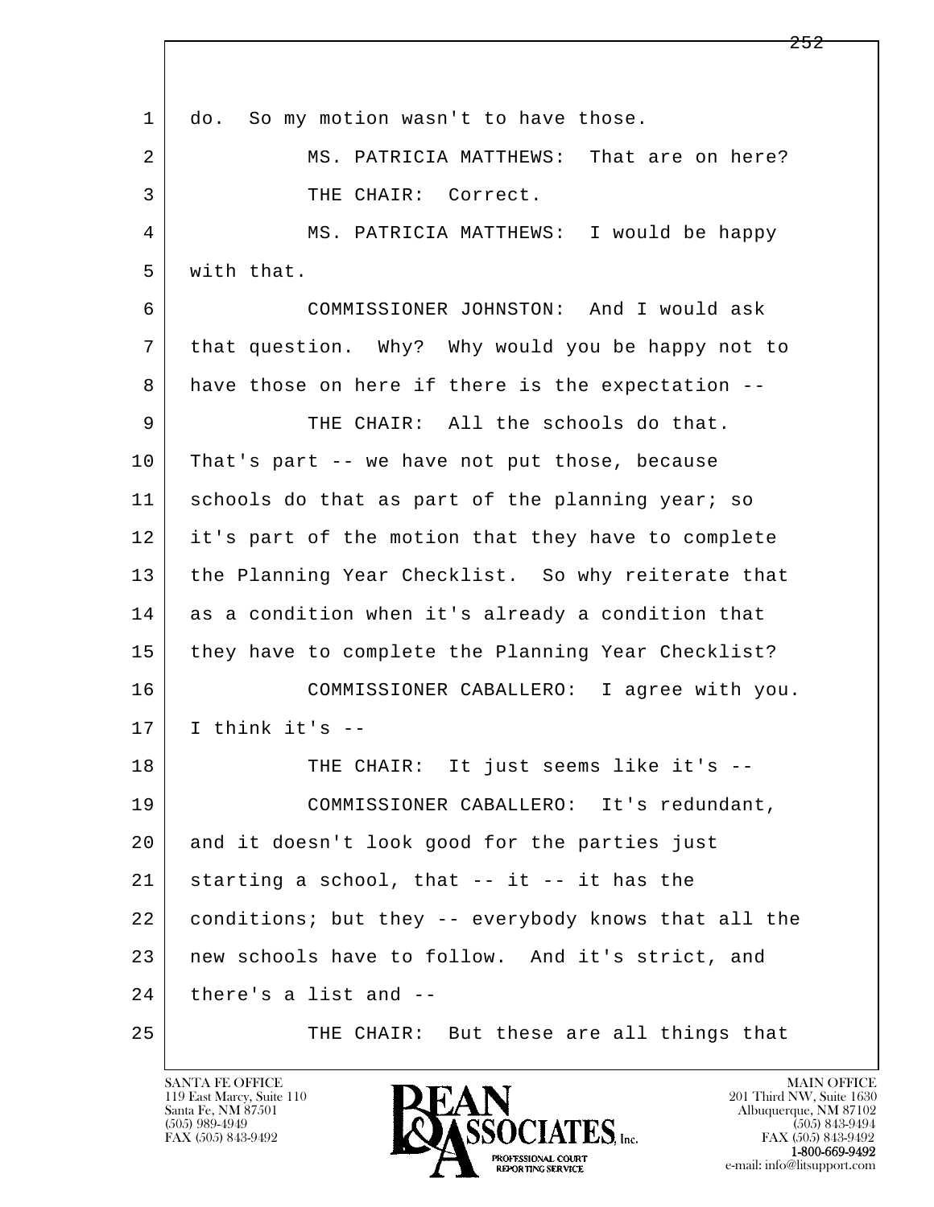1 do. So my motion wasn't to have those.

2 MS. PATRICIA MATTHEWS: That are on here?

3 THE CHAIR: Correct.

4 MS. PATRICIA MATTHEWS: I would be happy

5 with that.

6 COMMISSIONER JOHNSTON: And I would ask

7 that question. Why? Why would you be happy not to

8 have those on here if there is the expectation --

9 THE CHAIR: All the schools do that.

10 That's part -- we have not put those, because

11 schools do that as part of the planning year; so

12 it's part of the motion that they have to complete

13 the Planning Year Checklist. So why reiterate that

14 as a condition when it's already a condition that

15 they have to complete the Planning Year Checklist?

16 COMMISSIONER CABALLERO: I agree with you.

17 I think it's --

18 THE CHAIR: It just seems like it's --

19 COMMISSIONER CABALLERO: It's redundant,

20 and it doesn't look good for the parties just

21 starting a school, that -- it -- it has the

22 conditions; but they -- everybody knows that all the

23 new schools have to follow. And it's strict, and

24 there's a list and --

25 THE CHAIR: But these are all things that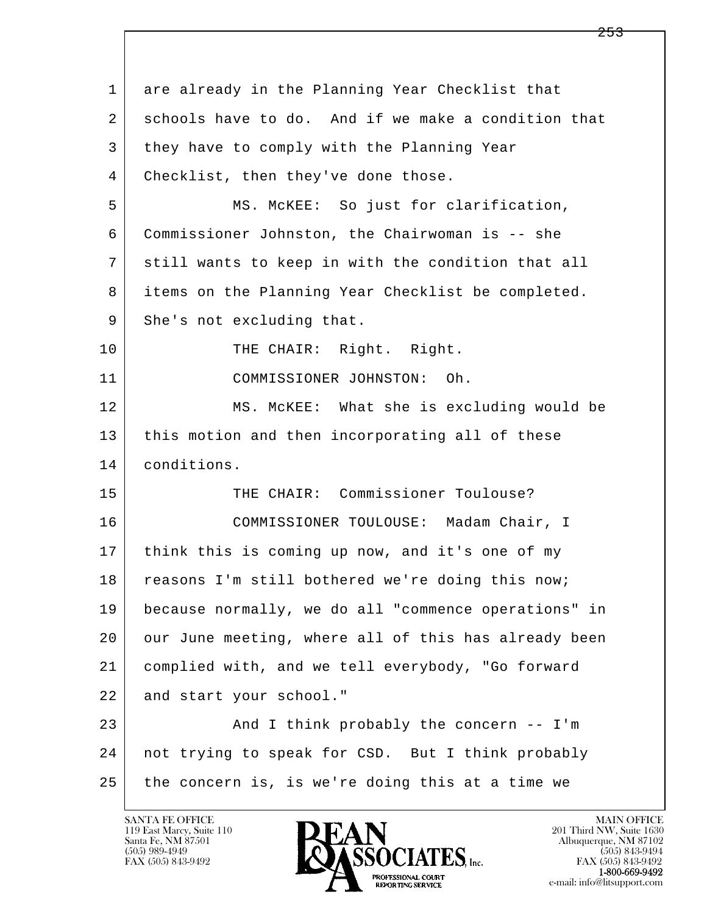1 are already in the Planning Year Checklist that
2 schools have to do. And if we make a condition that
3 they have to comply with the Planning Year
4 Checklist, then they've done those.

5 MS. McKEE: So just for clarification,
6 Commissioner Johnston, the Chairwoman is -- she
7 still wants to keep in with the condition that all
8 items on the Planning Year Checklist be completed.
9 She's not excluding that.

10 THE CHAIR: Right. Right.

11 COMMISSIONER JOHNSTON: Oh.

12 MS. McKEE: What she is excluding would be
13 this motion and then incorporating all of these
14 conditions.

15 THE CHAIR: Commissioner Toulouse?

16 COMMISSIONER TOULOUSE: Madam Chair, I
17 think this is coming up now, and it's one of my
18 reasons I'm still bothered we're doing this now;
19 because normally, we do all "commence operations" in
20 our June meeting, where all of this has already been
21 complied with, and we tell everybody, "Go forward
22 and start your school."

23 And I think probably the concern -- I'm
24 not trying to speak for CSD. But I think probably
25 the concern is, is we're doing this at a time we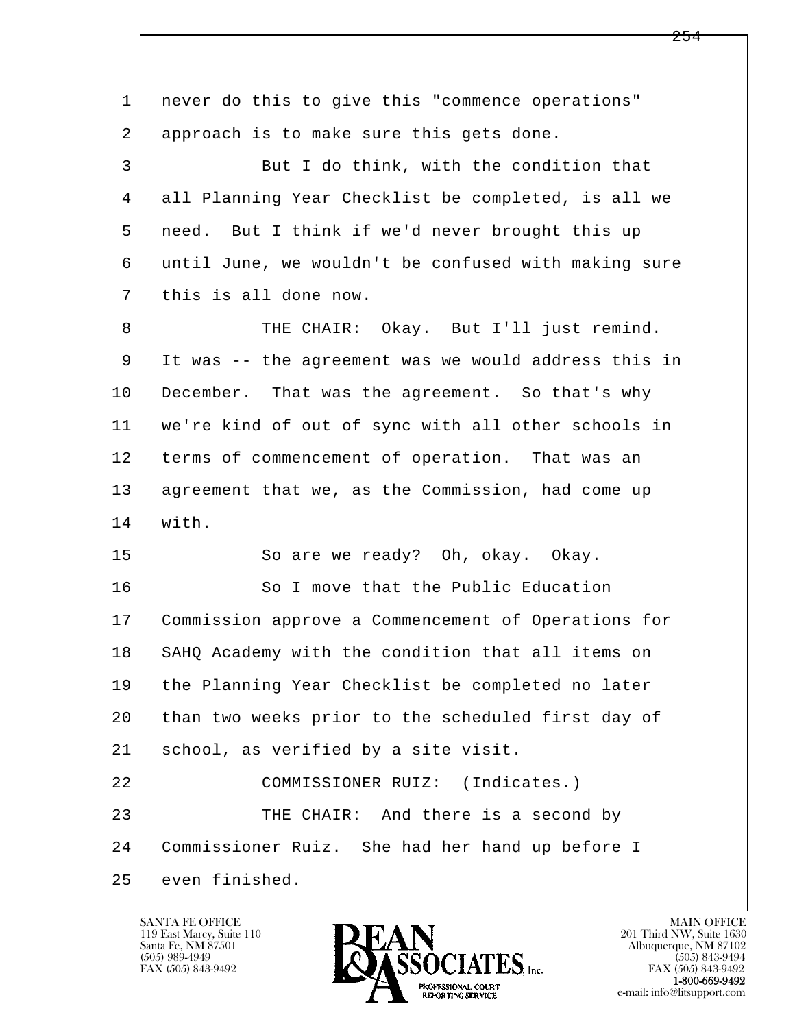never do this to give this "commence operations" approach is to make sure this gets done.

But I do think, with the condition that all Planning Year Checklist be completed, is all we need. But I think if we'd never brought this up until June, we wouldn't be confused with making sure this is all done now.

THE CHAIR: Okay. But I'll just remind. It was -- the agreement was we would address this in December. That was the agreement. So that's why we're kind of out of sync with all other schools in terms of commencement of operation. That was an agreement that we, as the Commission, had come up with.

So are we ready? Oh, okay. Okay.

So I move that the Public Education Commission approve a Commencement of Operations for SAHQ Academy with the condition that all items on the Planning Year Checklist be completed no later than two weeks prior to the scheduled first day of school, as verified by a site visit.

COMMISSIONER RUIZ: (Indicates.)

THE CHAIR: And there is a second by Commissioner Ruiz. She had her hand up before I even finished.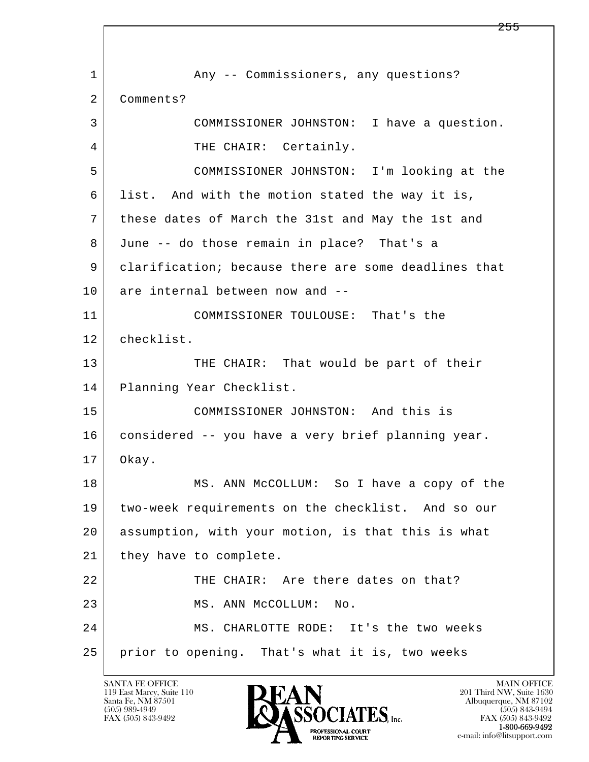1 Any -- Commissioners, any questions?
2 Comments?
3 COMMISSIONER JOHNSTON: I have a question.
4 THE CHAIR: Certainly.
5 COMMISSIONER JOHNSTON: I'm looking at the
6 list. And with the motion stated the way it is,
7 these dates of March the 31st and May the 1st and
8 June -- do those remain in place? That's a
9 clarification; because there are some deadlines that
10 are internal between now and --
11 COMMISSIONER TOULOUSE: That's the
12 checklist.
13 THE CHAIR: That would be part of their
14 Planning Year Checklist.
15 COMMISSIONER JOHNSTON: And this is
16 considered -- you have a very brief planning year.
17 Okay.
18 MS. ANN McCOLLUM: So I have a copy of the
19 two-week requirements on the checklist. And so our
20 assumption, with your motion, is that this is what
21 they have to complete.
22 THE CHAIR: Are there dates on that?
23 MS. ANN McCOLLUM: No.
24 MS. CHARLOTTE RODE: It's the two weeks
25 prior to opening. That's what it is, two weeks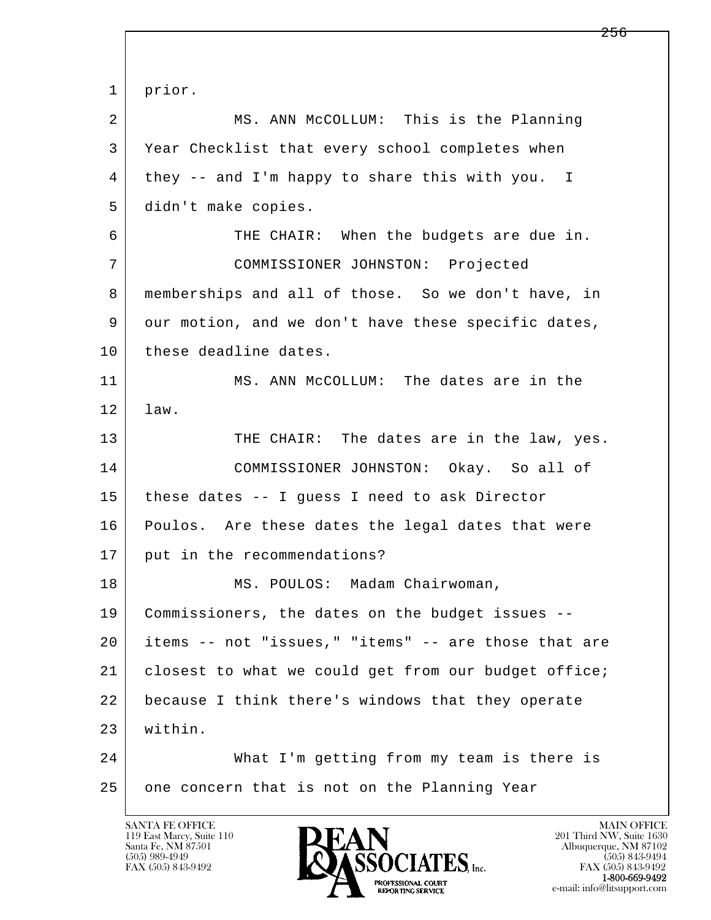prior.

MS. ANN McCOLLUM: This is the Planning Year Checklist that every school completes when they -- and I'm happy to share this with you. I didn't make copies.

THE CHAIR: When the budgets are due in.

COMMISSIONER JOHNSTON: Projected memberships and all of those. So we don't have, in our motion, and we don't have these specific dates, these deadline dates.

MS. ANN McCOLLUM: The dates are in the law.

THE CHAIR: The dates are in the law, yes.

COMMISSIONER JOHNSTON: Okay. So all of these dates -- I guess I need to ask Director Poulos. Are these dates the legal dates that were put in the recommendations?

MS. POULOS: Madam Chairwoman, Commissioners, the dates on the budget issues -- items -- not "issues," "items" -- are those that are closest to what we could get from our budget office; because I think there's windows that they operate within.

What I'm getting from my team is there is one concern that is not on the Planning Year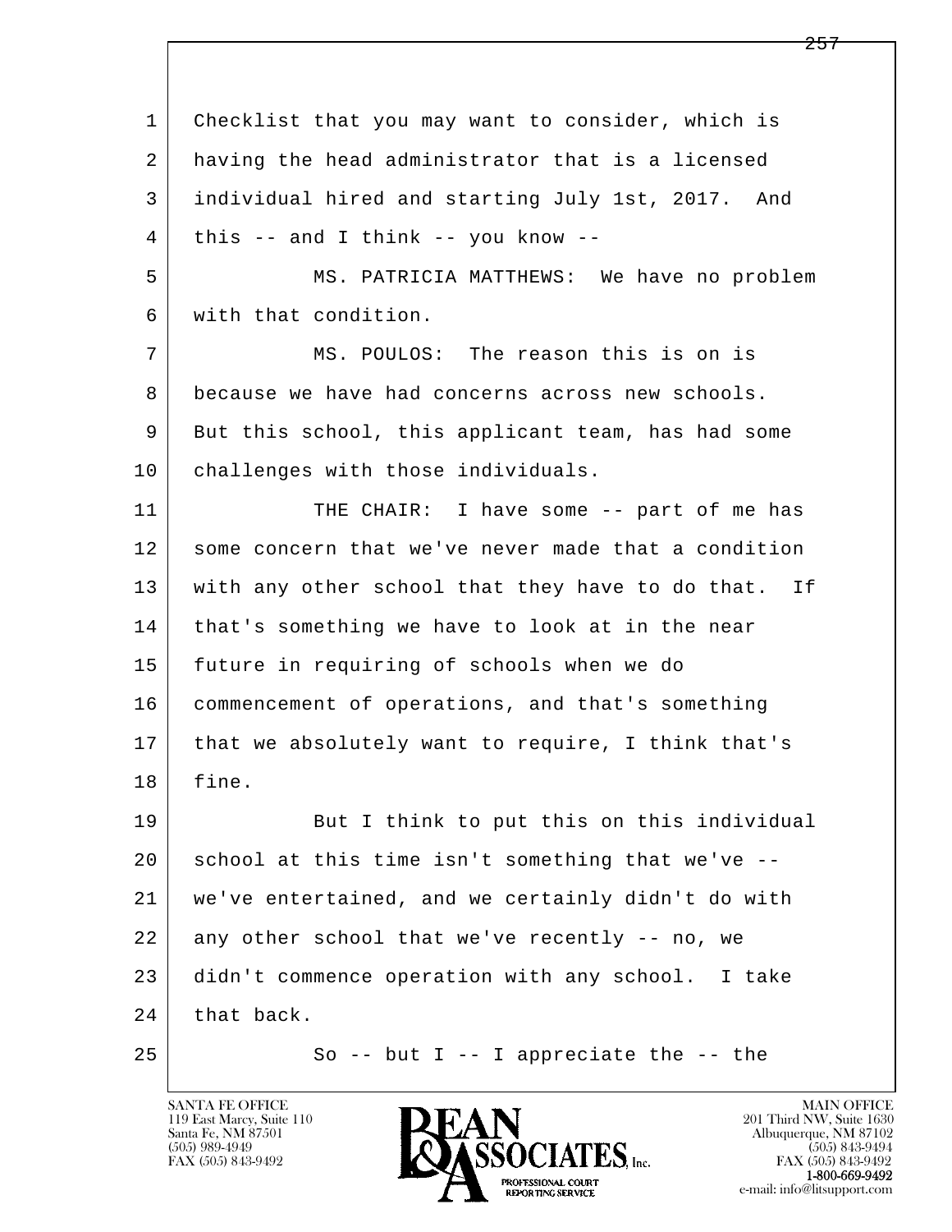1 Checklist that you may want to consider, which is
2 having the head administrator that is a licensed
3 individual hired and starting July 1st, 2017. And
4 this -- and I think -- you know --
5 MS. PATRICIA MATTHEWS: We have no problem
6 with that condition.
7 MS. POULOS: The reason this is on is
8 because we have had concerns across new schools.
9 But this school, this applicant team, has had some
10 challenges with those individuals.
11 THE CHAIR: I have some -- part of me has
12 some concern that we've never made that a condition
13 with any other school that they have to do that. If
14 that's something we have to look at in the near
15 future in requiring of schools when we do
16 commencement of operations, and that's something
17 that we absolutely want to require, I think that's
18 fine.
19 But I think to put this on this individual
20 school at this time isn't something that we've --
21 we've entertained, and we certainly didn't do with
22 any other school that we've recently -- no, we
23 didn't commence operation with any school. I take
24 that back.
25 So -- but I -- I appreciate the -- the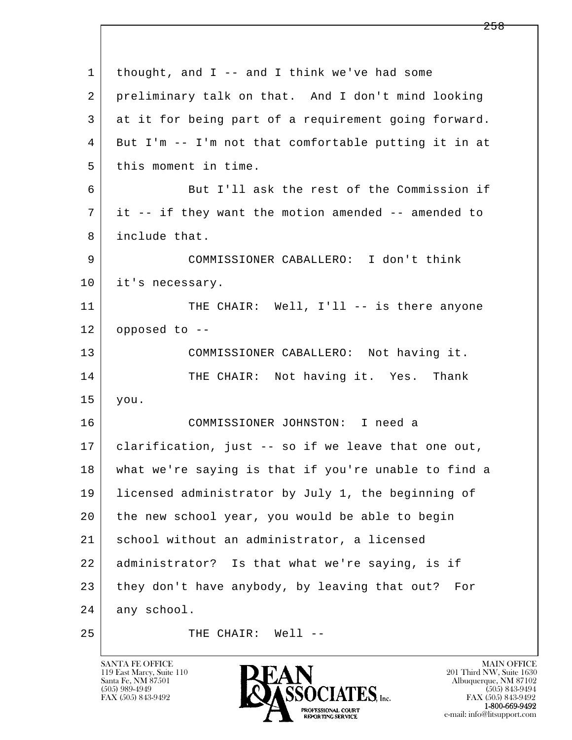thought, and I -- and I think we've had some preliminary talk on that. And I don't mind looking at it for being part of a requirement going forward. But I'm -- I'm not that comfortable putting it in at this moment in time.

But I'll ask the rest of the Commission if it -- if they want the motion amended -- amended to include that.

COMMISSIONER CABALLERO: I don't think it's necessary.

THE CHAIR: Well, I'll -- is there anyone opposed to --

COMMISSIONER CABALLERO: Not having it.

THE CHAIR: Not having it. Yes. Thank you.

COMMISSIONER JOHNSTON: I need a clarification, just -- so if we leave that one out, what we're saying is that if you're unable to find a licensed administrator by July 1, the beginning of the new school year, you would be able to begin school without an administrator, a licensed administrator? Is that what we're saying, is if they don't have anybody, by leaving that out? For any school.

THE CHAIR: Well --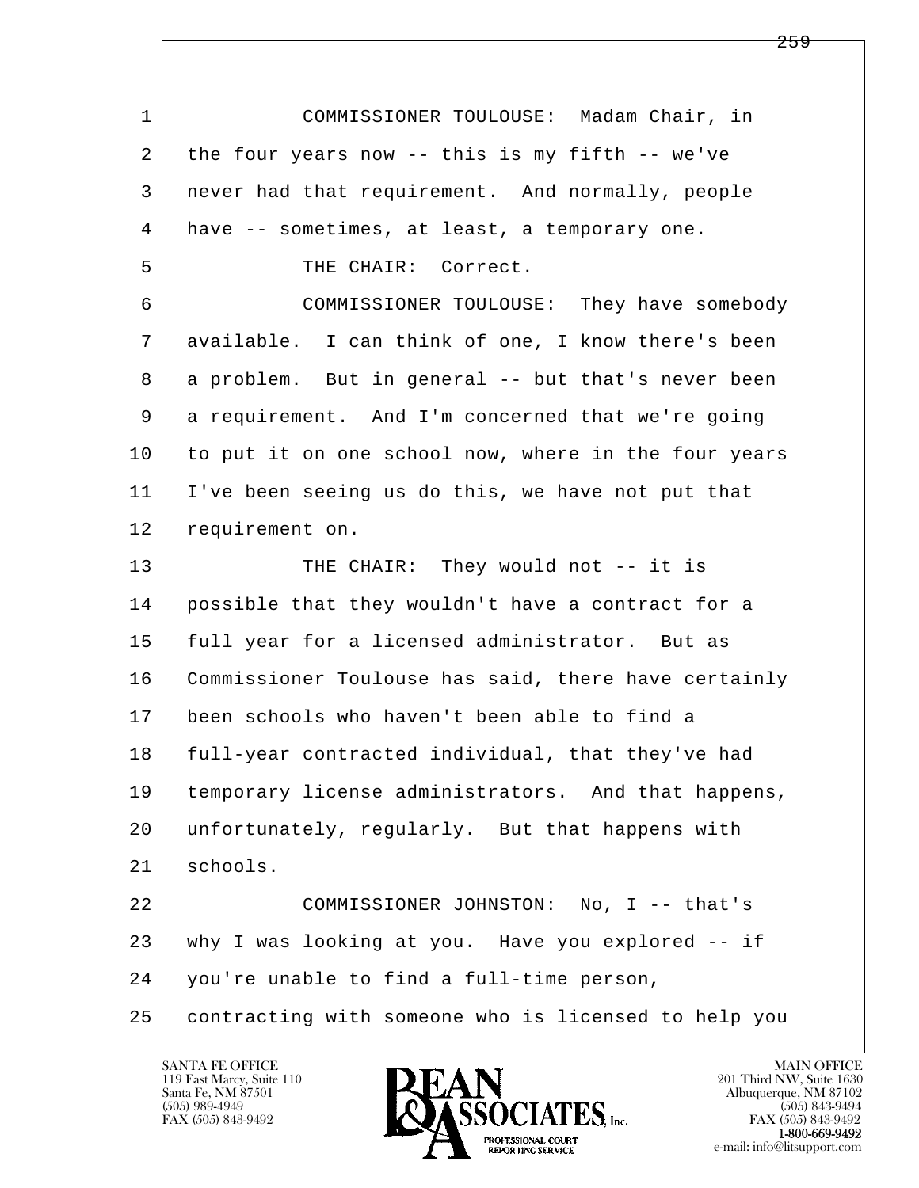1 COMMISSIONER TOULOUSE: Madam Chair, in
2 the four years now -- this is my fifth -- we've
3 never had that requirement. And normally, people
4 have -- sometimes, at least, a temporary one.
5 THE CHAIR: Correct.
6 COMMISSIONER TOULOUSE: They have somebody
7 available. I can think of one, I know there's been
8 a problem. But in general -- but that's never been
9 a requirement. And I'm concerned that we're going
10 to put it on one school now, where in the four years
11 I've been seeing us do this, we have not put that
12 requirement on.
13 THE CHAIR: They would not -- it is
14 possible that they wouldn't have a contract for a
15 full year for a licensed administrator. But as
16 Commissioner Toulouse has said, there have certainly
17 been schools who haven't been able to find a
18 full-year contracted individual, that they've had
19 temporary license administrators. And that happens,
20 unfortunately, regularly. But that happens with
21 schools.
22 COMMISSIONER JOHNSTON: No, I -- that's
23 why I was looking at you. Have you explored -- if
24 you're unable to find a full-time person,
25 contracting with someone who is licensed to help you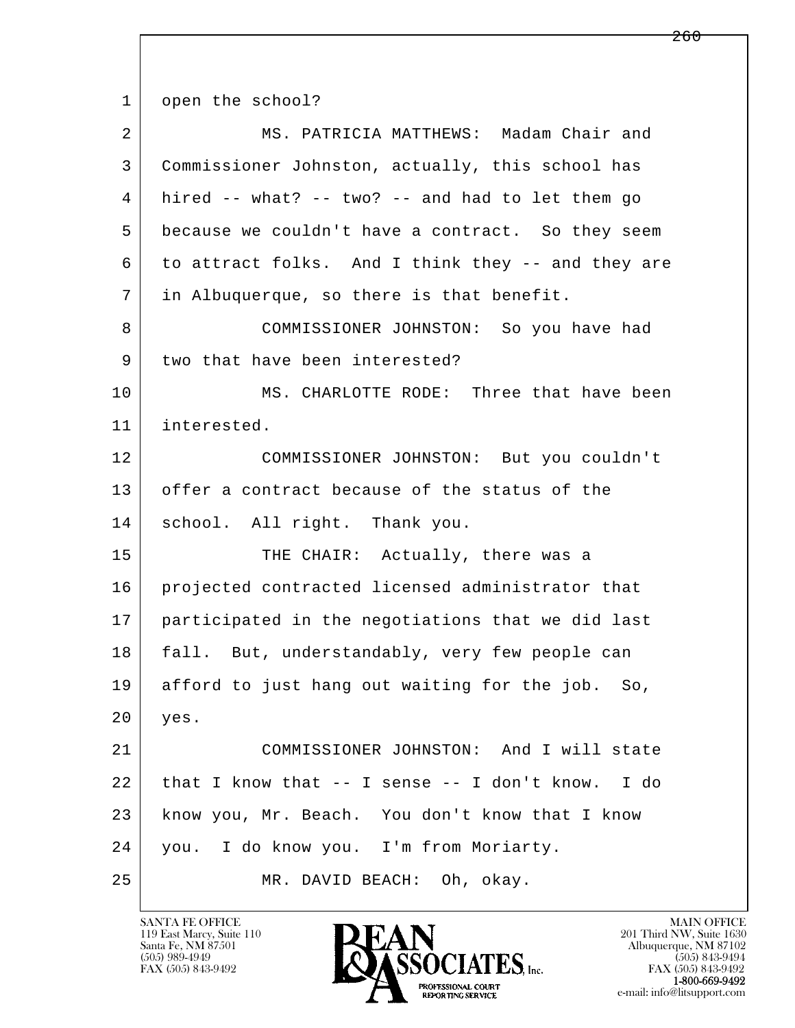1 open the school?

2 MS. PATRICIA MATTHEWS: Madam Chair and

3 Commissioner Johnston, actually, this school has

4 hired -- what? -- two? -- and had to let them go

5 because we couldn't have a contract. So they seem

6 to attract folks. And I think they -- and they are

7 in Albuquerque, so there is that benefit.

8 COMMISSIONER JOHNSTON: So you have had

9 two that have been interested?

10 MS. CHARLOTTE RODE: Three that have been

11 interested.

12 COMMISSIONER JOHNSTON: But you couldn't

13 offer a contract because of the status of the

14 school. All right. Thank you.

15 THE CHAIR: Actually, there was a

16 projected contracted licensed administrator that

17 participated in the negotiations that we did last

18 fall. But, understandably, very few people can

19 afford to just hang out waiting for the job. So,

20 yes.

21 COMMISSIONER JOHNSTON: And I will state

22 that I know that -- I sense -- I don't know. I do

23 know you, Mr. Beach. You don't know that I know

24 you. I do know you. I'm from Moriarty.

25 MR. DAVID BEACH: Oh, okay.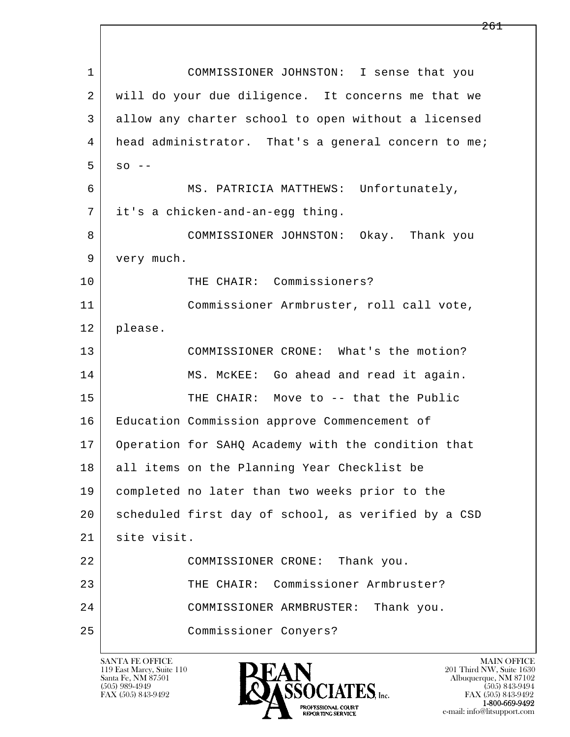COMMISSIONER JOHNSTON: I sense that you will do your due diligence. It concerns me that we allow any charter school to open without a licensed head administrator. That's a general concern to me; so --

MS. PATRICIA MATTHEWS: Unfortunately, it's a chicken-and-an-egg thing.

COMMISSIONER JOHNSTON: Okay. Thank you very much.

THE CHAIR: Commissioners?

Commissioner Armbruster, roll call vote, please.

COMMISSIONER CRONE: What's the motion?

MS. McKEE: Go ahead and read it again.

THE CHAIR: Move to -- that the Public Education Commission approve Commencement of Operation for SAHQ Academy with the condition that all items on the Planning Year Checklist be completed no later than two weeks prior to the scheduled first day of school, as verified by a CSD site visit.

COMMISSIONER CRONE: Thank you.

THE CHAIR: Commissioner Armbruster?

COMMISSIONER ARMBRUSTER: Thank you.

Commissioner Conyers?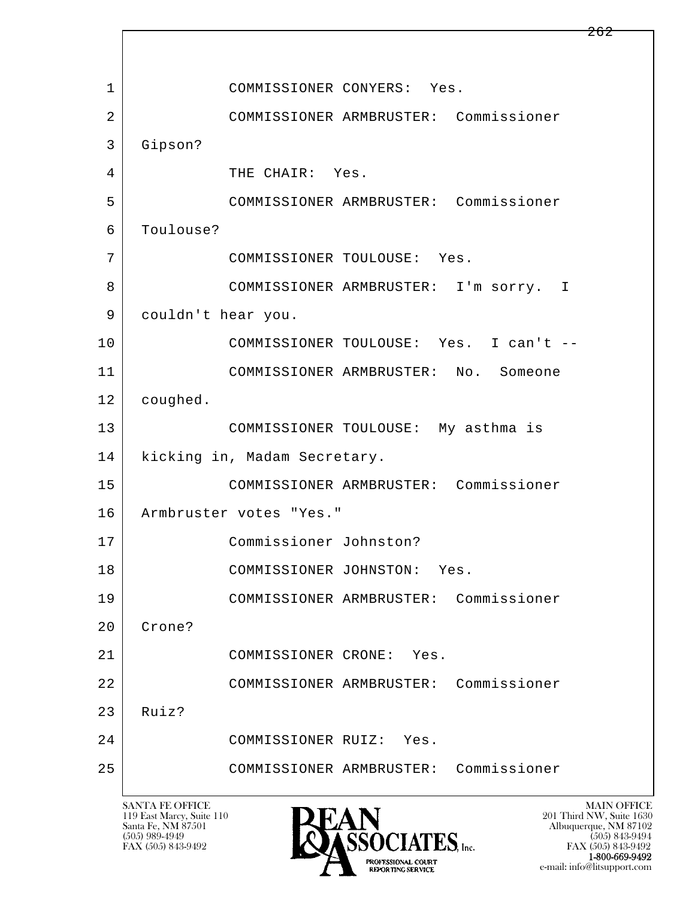1 COMMISSIONER CONYERS: Yes.

2 COMMISSIONER ARMBRUSTER: Commissioner

3 Gipson?

4 THE CHAIR: Yes.

5 COMMISSIONER ARMBRUSTER: Commissioner

6 Toulouse?

7 COMMISSIONER TOULOUSE: Yes.

8 COMMISSIONER ARMBRUSTER: I'm sorry. I

9 couldn't hear you.

10 COMMISSIONER TOULOUSE: Yes. I can't --

11 COMMISSIONER ARMBRUSTER: No. Someone

12 coughed.

13 COMMISSIONER TOULOUSE: My asthma is

14 kicking in, Madam Secretary.

15 COMMISSIONER ARMBRUSTER: Commissioner

16 Armbruster votes "Yes."

17 Commissioner Johnston?

18 COMMISSIONER JOHNSTON: Yes.

19 COMMISSIONER ARMBRUSTER: Commissioner

20 Crone?

21 COMMISSIONER CRONE: Yes.

22 COMMISSIONER ARMBRUSTER: Commissioner

23 Ruiz?

24 COMMISSIONER RUIZ: Yes.

25 COMMISSIONER ARMBRUSTER: Commissioner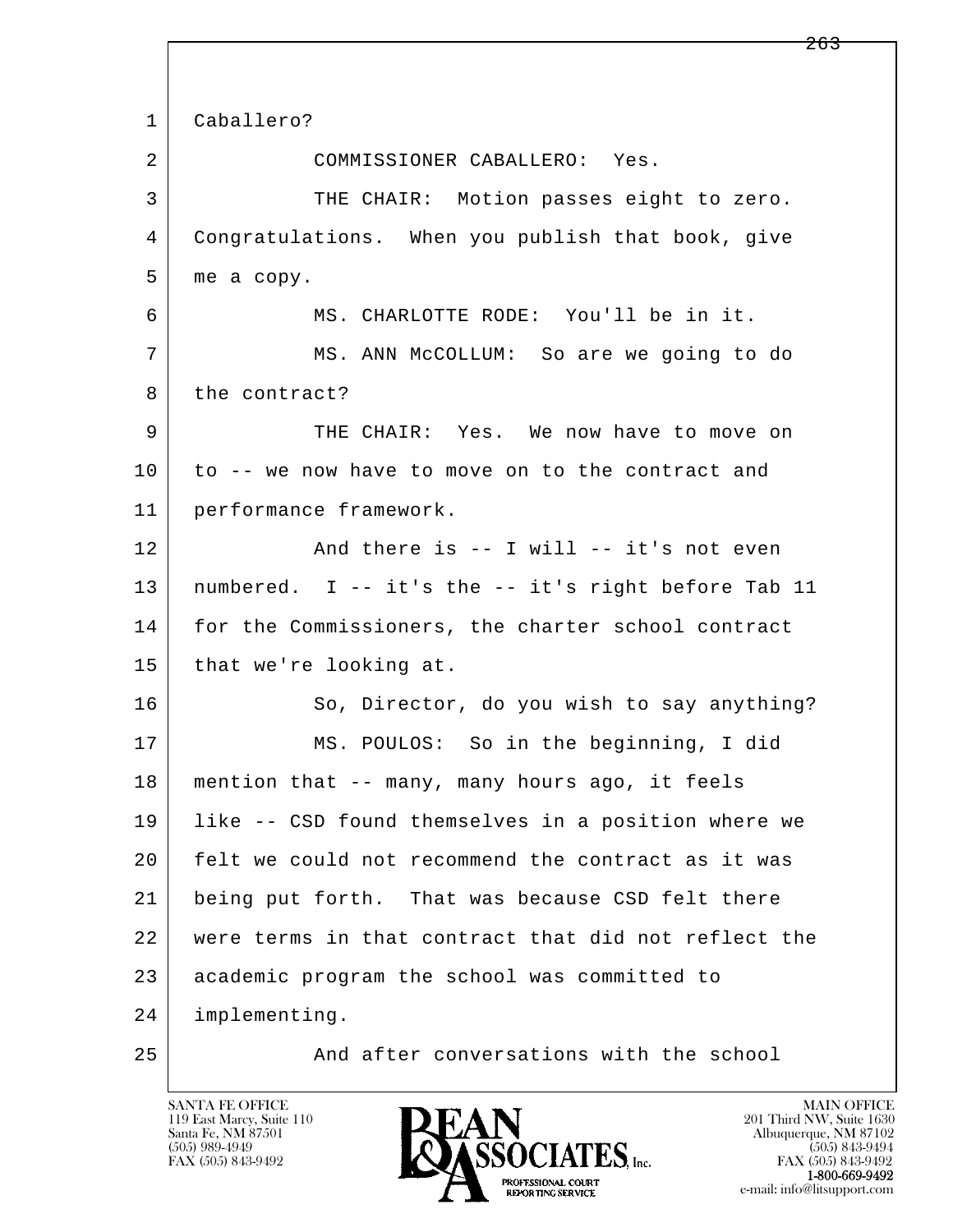1 Caballero?

2 COMMISSIONER CABALLERO: Yes.

3 THE CHAIR: Motion passes eight to zero.

4 Congratulations. When you publish that book, give

5 me a copy.

6 MS. CHARLOTTE RODE: You'll be in it.

7 MS. ANN McCOLLUM: So are we going to do

8 the contract?

9 THE CHAIR: Yes. We now have to move on

10 to -- we now have to move on to the contract and

11 performance framework.

12 And there is -- I will -- it's not even

13 numbered. I -- it's the -- it's right before Tab 11

14 for the Commissioners, the charter school contract

15 that we're looking at.

16 So, Director, do you wish to say anything?

17 MS. POULOS: So in the beginning, I did

18 mention that -- many, many hours ago, it feels

19 like -- CSD found themselves in a position where we

20 felt we could not recommend the contract as it was

21 being put forth. That was because CSD felt there

22 were terms in that contract that did not reflect the

23 academic program the school was committed to

24 implementing.

25 And after conversations with the school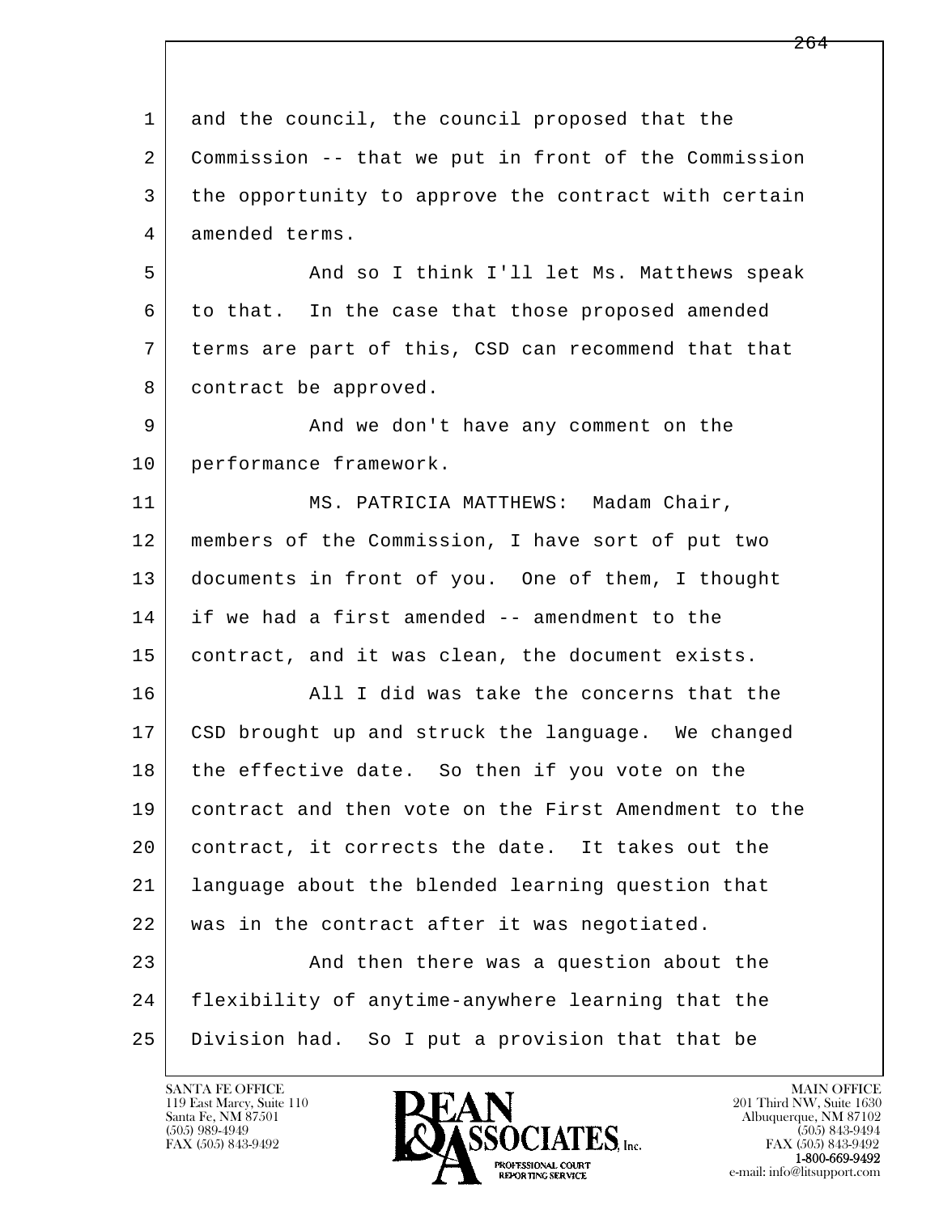1 and the council, the council proposed that the
2 Commission -- that we put in front of the Commission
3 the opportunity to approve the contract with certain
4 amended terms.

5 And so I think I'll let Ms. Matthews speak
6 to that. In the case that those proposed amended
7 terms are part of this, CSD can recommend that that
8 contract be approved.

9 And we don't have any comment on the
10 performance framework.

11 MS. PATRICIA MATTHEWS: Madam Chair,
12 members of the Commission, I have sort of put two
13 documents in front of you. One of them, I thought
14 if we had a first amended -- amendment to the
15 contract, and it was clean, the document exists.

16 All I did was take the concerns that the
17 CSD brought up and struck the language. We changed
18 the effective date. So then if you vote on the
19 contract and then vote on the First Amendment to the
20 contract, it corrects the date. It takes out the
21 language about the blended learning question that
22 was in the contract after it was negotiated.

23 And then there was a question about the
24 flexibility of anytime-anywhere learning that the
25 Division had. So I put a provision that that be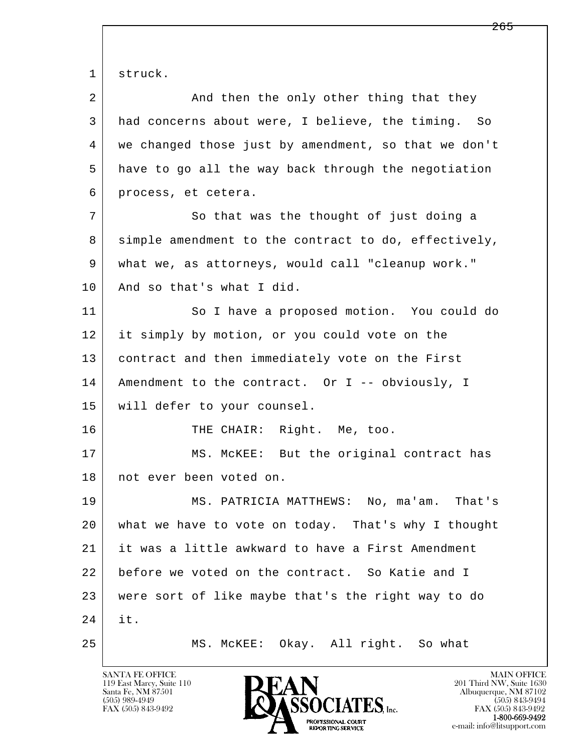1 struck.

2 And then the only other thing that they

3 had concerns about were, I believe, the timing. So

4 we changed those just by amendment, so that we don't

5 have to go all the way back through the negotiation

6 process, et cetera.

7 So that was the thought of just doing a

8 simple amendment to the contract to do, effectively,

9 what we, as attorneys, would call "cleanup work."

10 And so that's what I did.

11 So I have a proposed motion. You could do

12 it simply by motion, or you could vote on the

13 contract and then immediately vote on the First

14 Amendment to the contract. Or I -- obviously, I

15 will defer to your counsel.

16 THE CHAIR: Right. Me, too.

17 MS. McKEE: But the original contract has

18 not ever been voted on.

19 MS. PATRICIA MATTHEWS: No, ma'am. That's

20 what we have to vote on today. That's why I thought

21 it was a little awkward to have a First Amendment

22 before we voted on the contract. So Katie and I

23 were sort of like maybe that's the right way to do

24 it.

25 MS. McKEE: Okay. All right. So what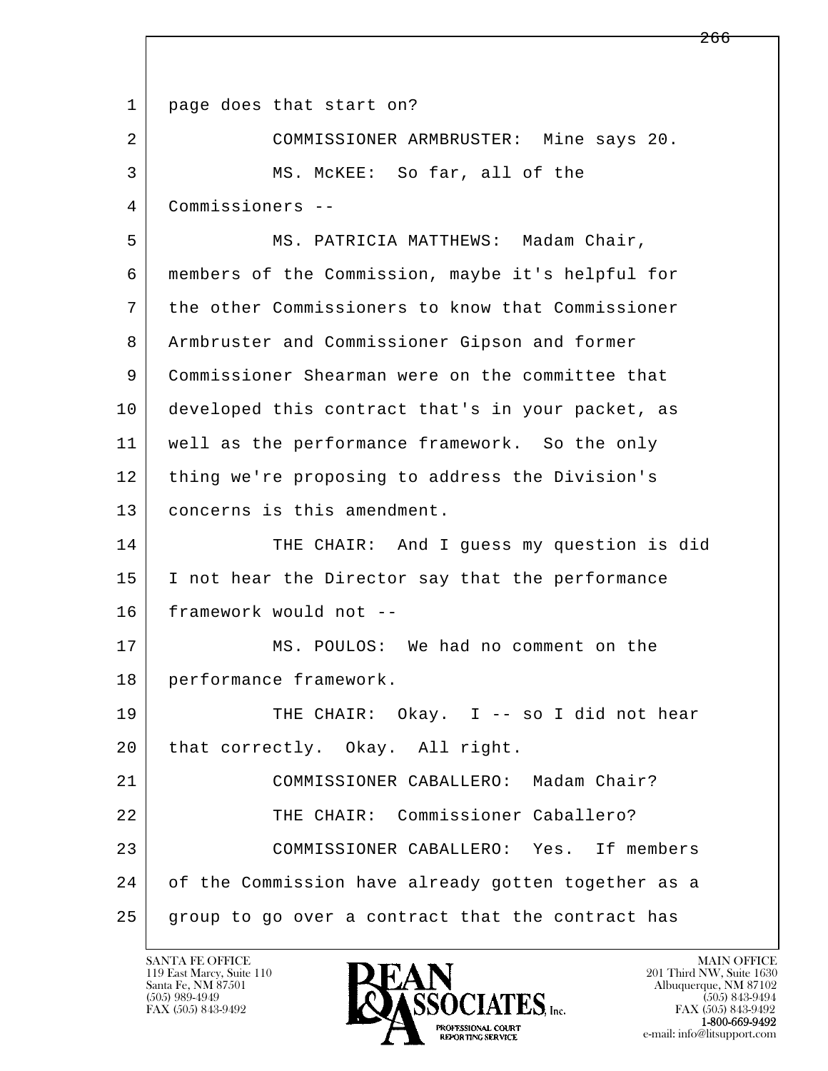page does that start on?

COMMISSIONER ARMBRUSTER: Mine says 20.

MS. McKEE: So far, all of the Commissioners --

MS. PATRICIA MATTHEWS: Madam Chair, members of the Commission, maybe it's helpful for the other Commissioners to know that Commissioner Armbruster and Commissioner Gipson and former Commissioner Shearman were on the committee that developed this contract that's in your packet, as well as the performance framework. So the only thing we're proposing to address the Division's concerns is this amendment.

THE CHAIR: And I guess my question is did I not hear the Director say that the performance framework would not --

MS. POULOS: We had no comment on the performance framework.

THE CHAIR: Okay. I -- so I did not hear that correctly. Okay. All right.

COMMISSIONER CABALLERO: Madam Chair?

THE CHAIR: Commissioner Caballero?

COMMISSIONER CABALLERO: Yes. If members of the Commission have already gotten together as a group to go over a contract that the contract has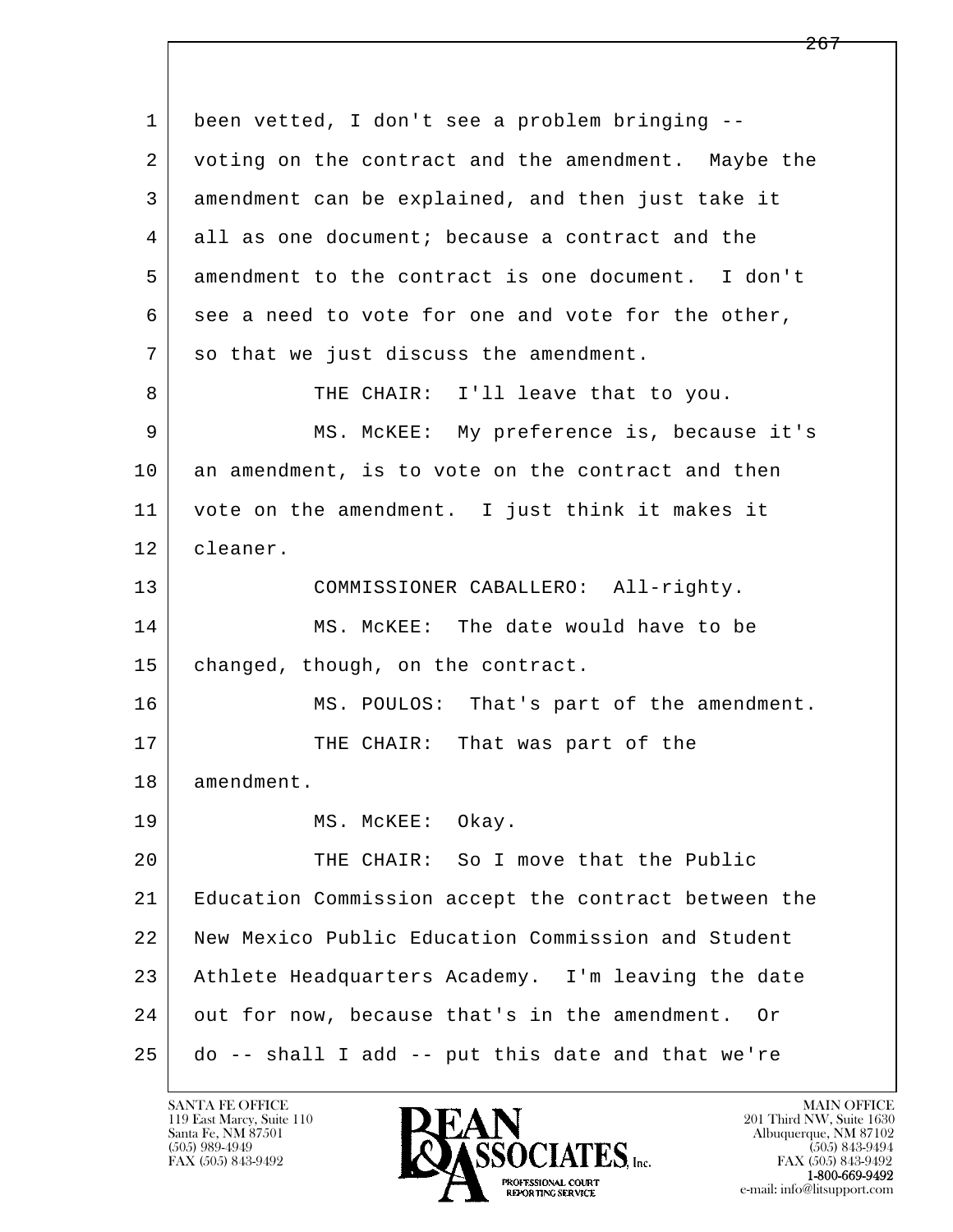been vetted, I don't see a problem bringing -- voting on the contract and the amendment. Maybe the amendment can be explained, and then just take it all as one document; because a contract and the amendment to the contract is one document. I don't see a need to vote for one and vote for the other, so that we just discuss the amendment.

THE CHAIR: I'll leave that to you.

MS. McKEE: My preference is, because it's an amendment, is to vote on the contract and then vote on the amendment. I just think it makes it cleaner.

COMMISSIONER CABALLERO: All-righty.

MS. McKEE: The date would have to be changed, though, on the contract.

MS. POULOS: That's part of the amendment.

THE CHAIR: That was part of the amendment.

MS. McKEE: Okay.

THE CHAIR: So I move that the Public Education Commission accept the contract between the New Mexico Public Education Commission and Student Athlete Headquarters Academy. I'm leaving the date out for now, because that's in the amendment. Or do -- shall I add -- put this date and that we're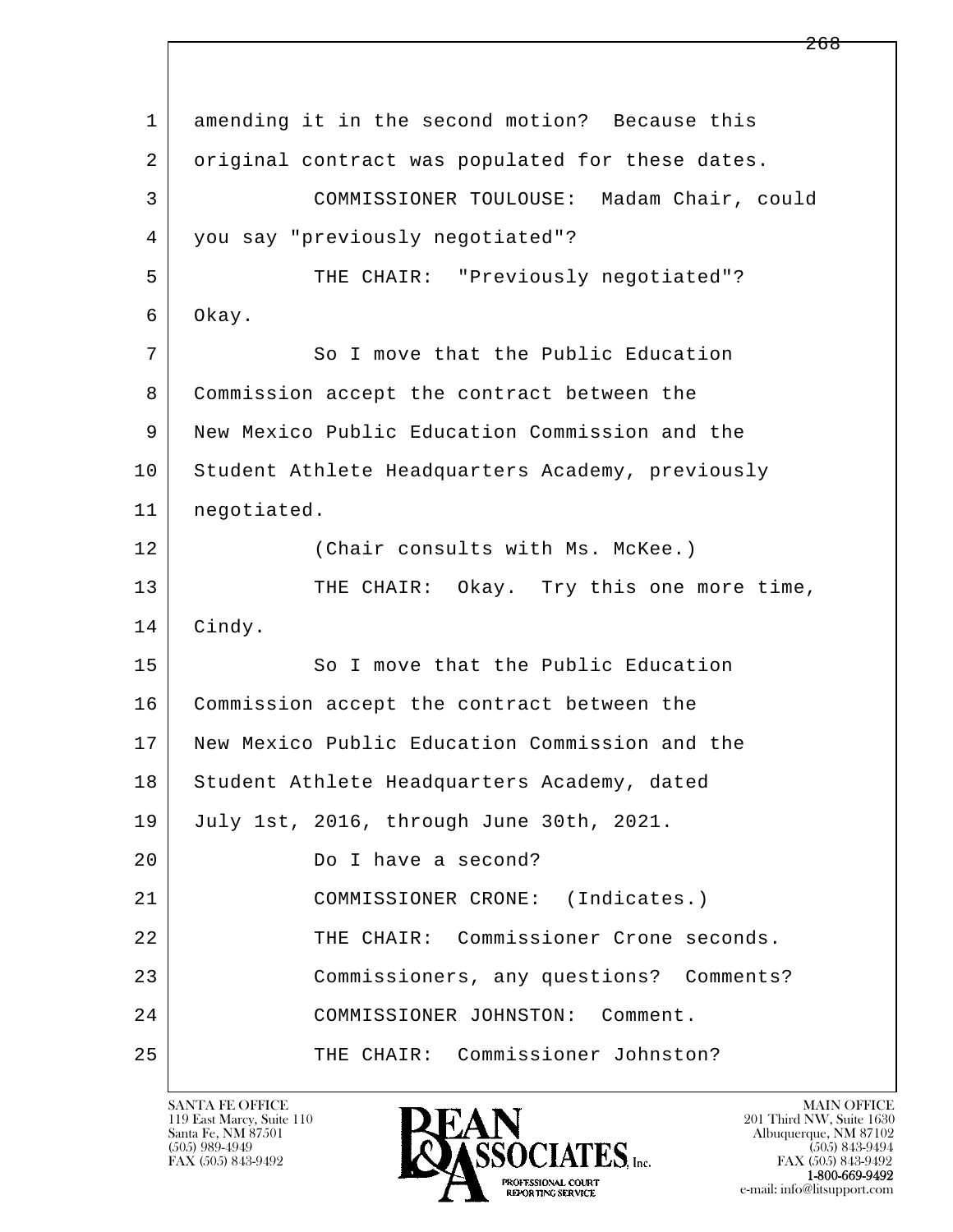amending it in the second motion? Because this original contract was populated for these dates.

COMMISSIONER TOULOUSE: Madam Chair, could you say "previously negotiated"?

THE CHAIR: "Previously negotiated"? Okay.

So I move that the Public Education Commission accept the contract between the New Mexico Public Education Commission and the Student Athlete Headquarters Academy, previously negotiated.

(Chair consults with Ms. McKee.)

THE CHAIR: Okay. Try this one more time, Cindy.

So I move that the Public Education Commission accept the contract between the New Mexico Public Education Commission and the Student Athlete Headquarters Academy, dated July 1st, 2016, through June 30th, 2021.

Do I have a second?

COMMISSIONER CRONE: (Indicates.)

THE CHAIR: Commissioner Crone seconds.

Commissioners, any questions? Comments?

COMMISSIONER JOHNSTON: Comment.

THE CHAIR: Commissioner Johnston?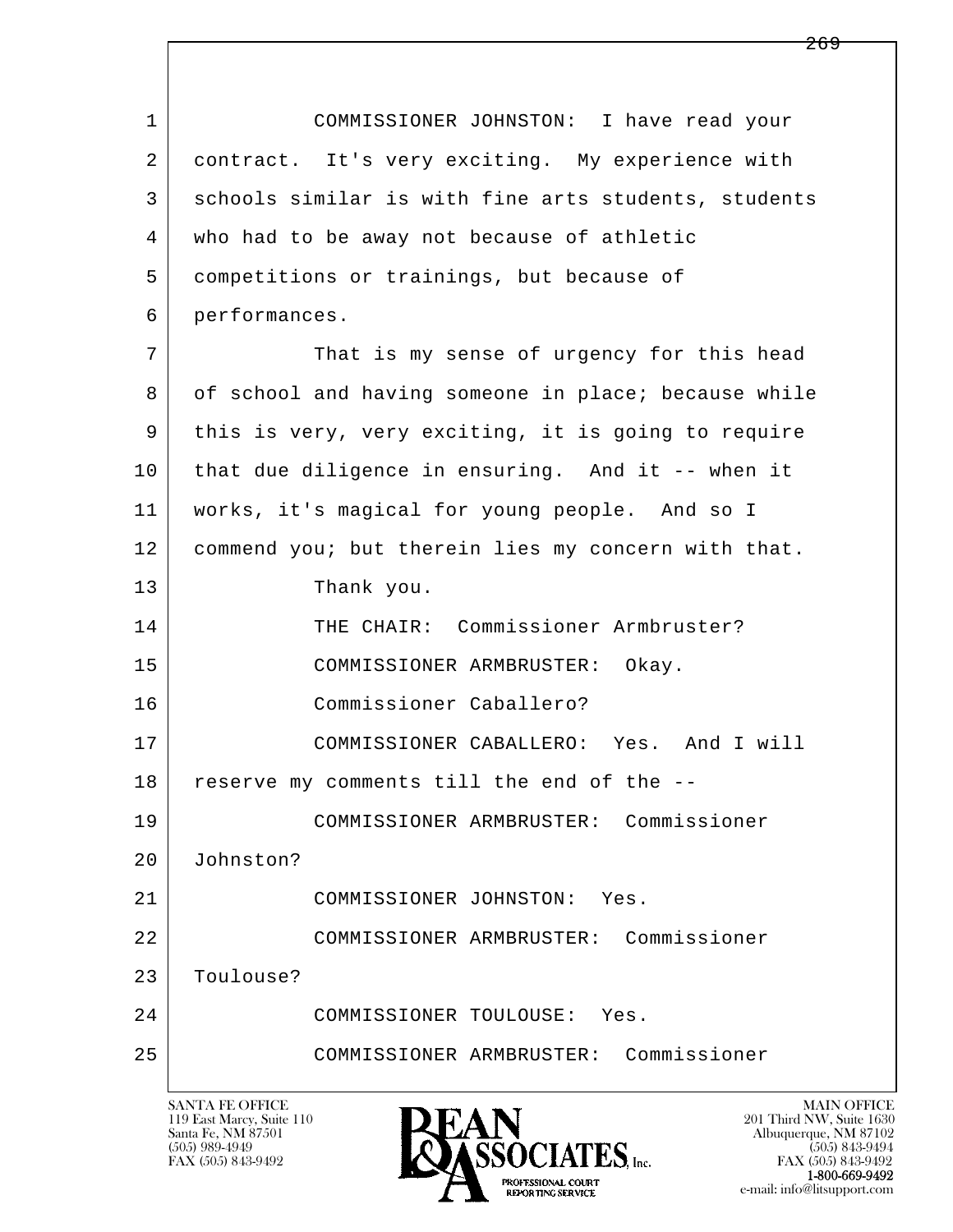1 COMMISSIONER JOHNSTON: I have read your
2 contract. It's very exciting. My experience with
3 schools similar is with fine arts students, students
4 who had to be away not because of athletic
5 competitions or trainings, but because of
6 performances.
7 That is my sense of urgency for this head
8 of school and having someone in place; because while
9 this is very, very exciting, it is going to require
10 that due diligence in ensuring. And it -- when it
11 works, it's magical for young people. And so I
12 commend you; but therein lies my concern with that.
13 Thank you.
14 THE CHAIR: Commissioner Armbruster?
15 COMMISSIONER ARMBRUSTER: Okay.
16 Commissioner Caballero?
17 COMMISSIONER CABALLERO: Yes. And I will
18 reserve my comments till the end of the --
19 COMMISSIONER ARMBRUSTER: Commissioner
20 Johnston?
21 COMMISSIONER JOHNSTON: Yes.
22 COMMISSIONER ARMBRUSTER: Commissioner
23 Toulouse?
24 COMMISSIONER TOULOUSE: Yes.
25 COMMISSIONER ARMBRUSTER: Commissioner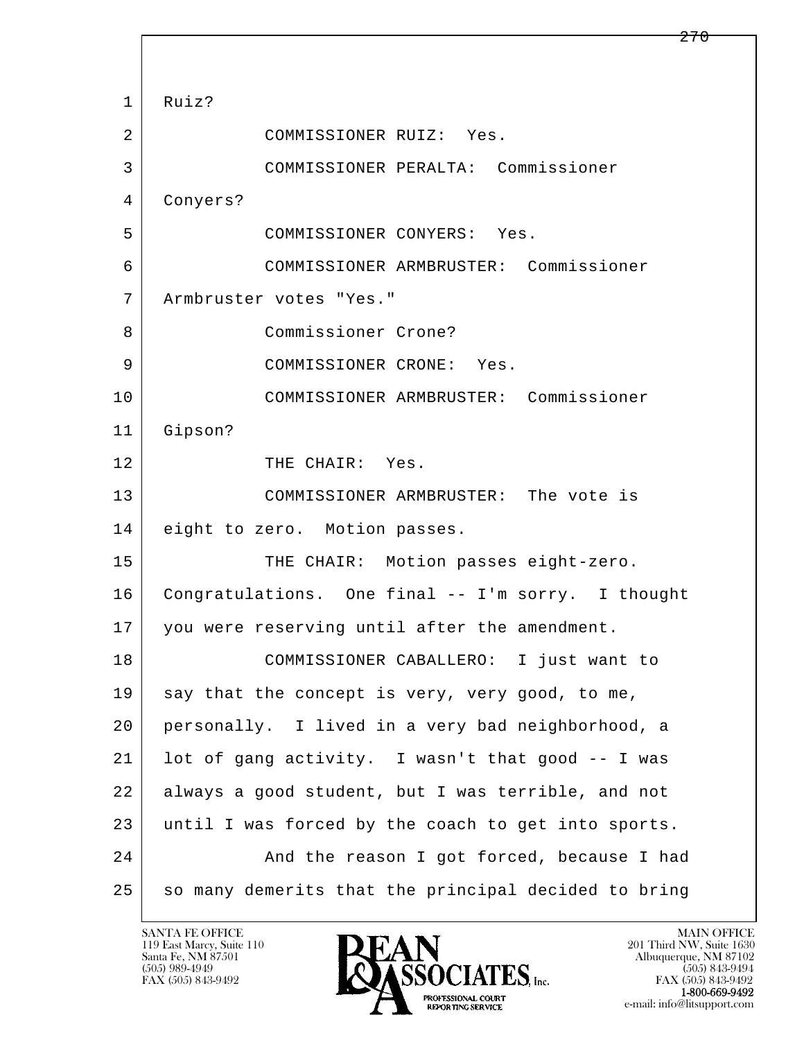1 Ruiz?

2 COMMISSIONER RUIZ: Yes.

3 COMMISSIONER PERALTA: Commissioner

4 Conyers?

5 COMMISSIONER CONYERS: Yes.

6 COMMISSIONER ARMBRUSTER: Commissioner

7 Armbruster votes "Yes."

8 Commissioner Crone?

9 COMMISSIONER CRONE: Yes.

10 COMMISSIONER ARMBRUSTER: Commissioner

11 Gipson?

12 THE CHAIR: Yes.

13 COMMISSIONER ARMBRUSTER: The vote is

14 eight to zero. Motion passes.

15 THE CHAIR: Motion passes eight-zero.

16 Congratulations. One final -- I'm sorry. I thought

17 you were reserving until after the amendment.

18 COMMISSIONER CABALLERO: I just want to

19 say that the concept is very, very good, to me,

20 personally. I lived in a very bad neighborhood, a

21 lot of gang activity. I wasn't that good -- I was

22 always a good student, but I was terrible, and not

23 until I was forced by the coach to get into sports.

24 And the reason I got forced, because I had

25 so many demerits that the principal decided to bring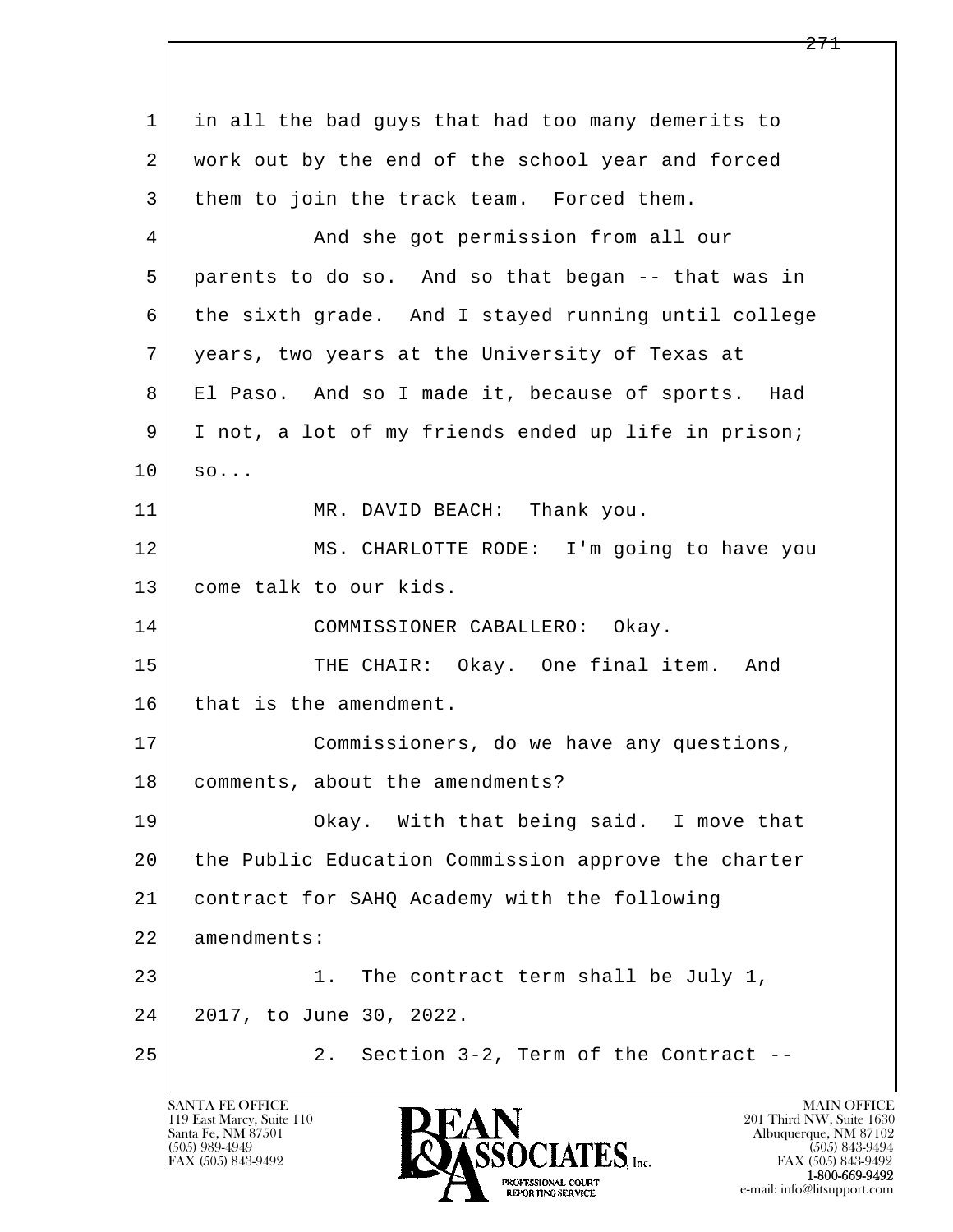in all the bad guys that had too many demerits to work out by the end of the school year and forced them to join the track team. Forced them.

And she got permission from all our parents to do so. And so that began -- that was in the sixth grade. And I stayed running until college years, two years at the University of Texas at El Paso. And so I made it, because of sports. Had I not, a lot of my friends ended up life in prison; so...

MR. DAVID BEACH: Thank you.

MS. CHARLOTTE RODE: I'm going to have you come talk to our kids.

COMMISSIONER CABALLERO: Okay.

THE CHAIR: Okay. One final item. And that is the amendment.

Commissioners, do we have any questions, comments, about the amendments?

Okay. With that being said. I move that the Public Education Commission approve the charter contract for SAHQ Academy with the following amendments:

1. The contract term shall be July 1, 2017, to June 30, 2022.

2. Section 3-2, Term of the Contract --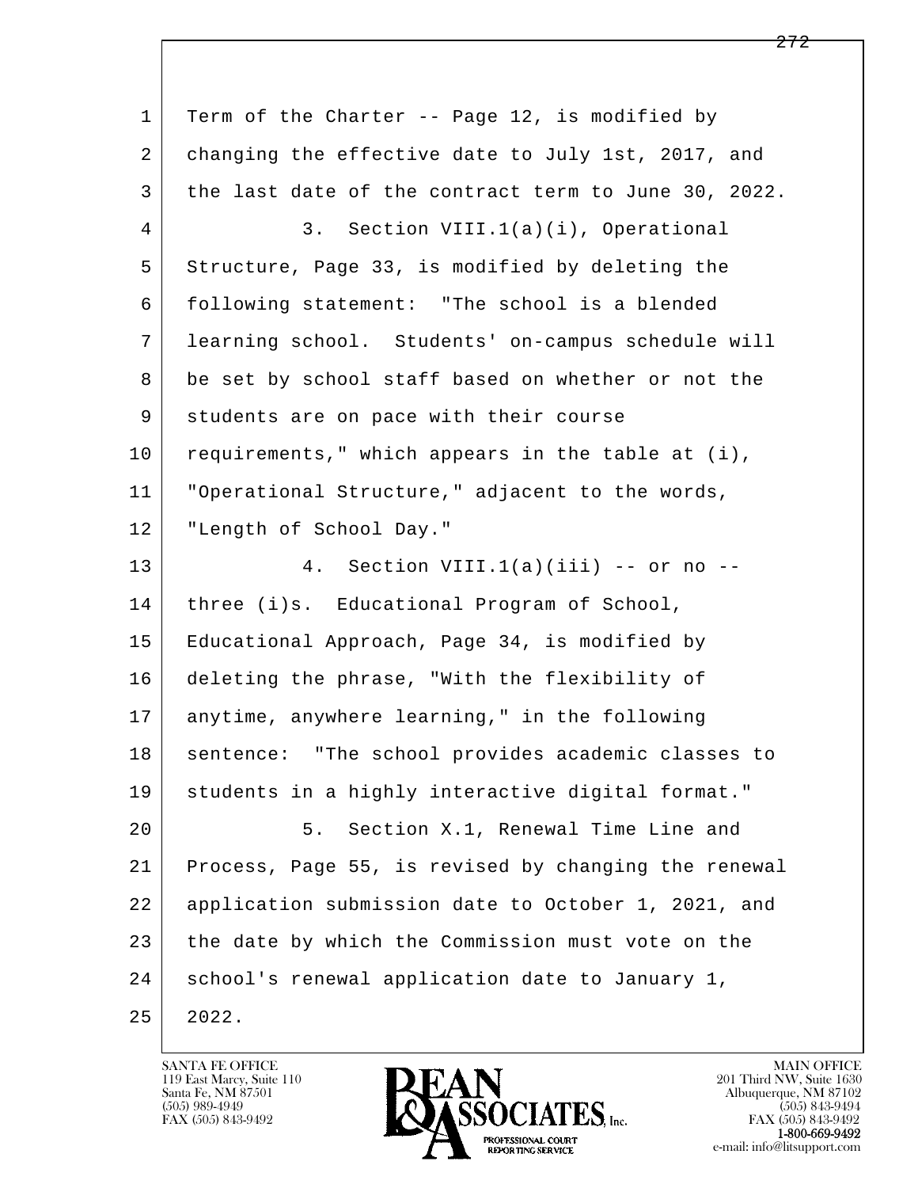Term of the Charter -- Page 12, is modified by changing the effective date to July 1st, 2017, and the last date of the contract term to June 30, 2022.

3. Section VIII.1(a)(i), Operational Structure, Page 33, is modified by deleting the following statement: "The school is a blended learning school. Students' on-campus schedule will be set by school staff based on whether or not the students are on pace with their course requirements," which appears in the table at (i), "Operational Structure," adjacent to the words, "Length of School Day."

4. Section VIII.1(a)(iii) -- or no -- three (i)s. Educational Program of School, Educational Approach, Page 34, is modified by deleting the phrase, "With the flexibility of anytime, anywhere learning," in the following sentence: "The school provides academic classes to students in a highly interactive digital format."

5. Section X.1, Renewal Time Line and Process, Page 55, is revised by changing the renewal application submission date to October 1, 2021, and the date by which the Commission must vote on the school's renewal application date to January 1, 2022.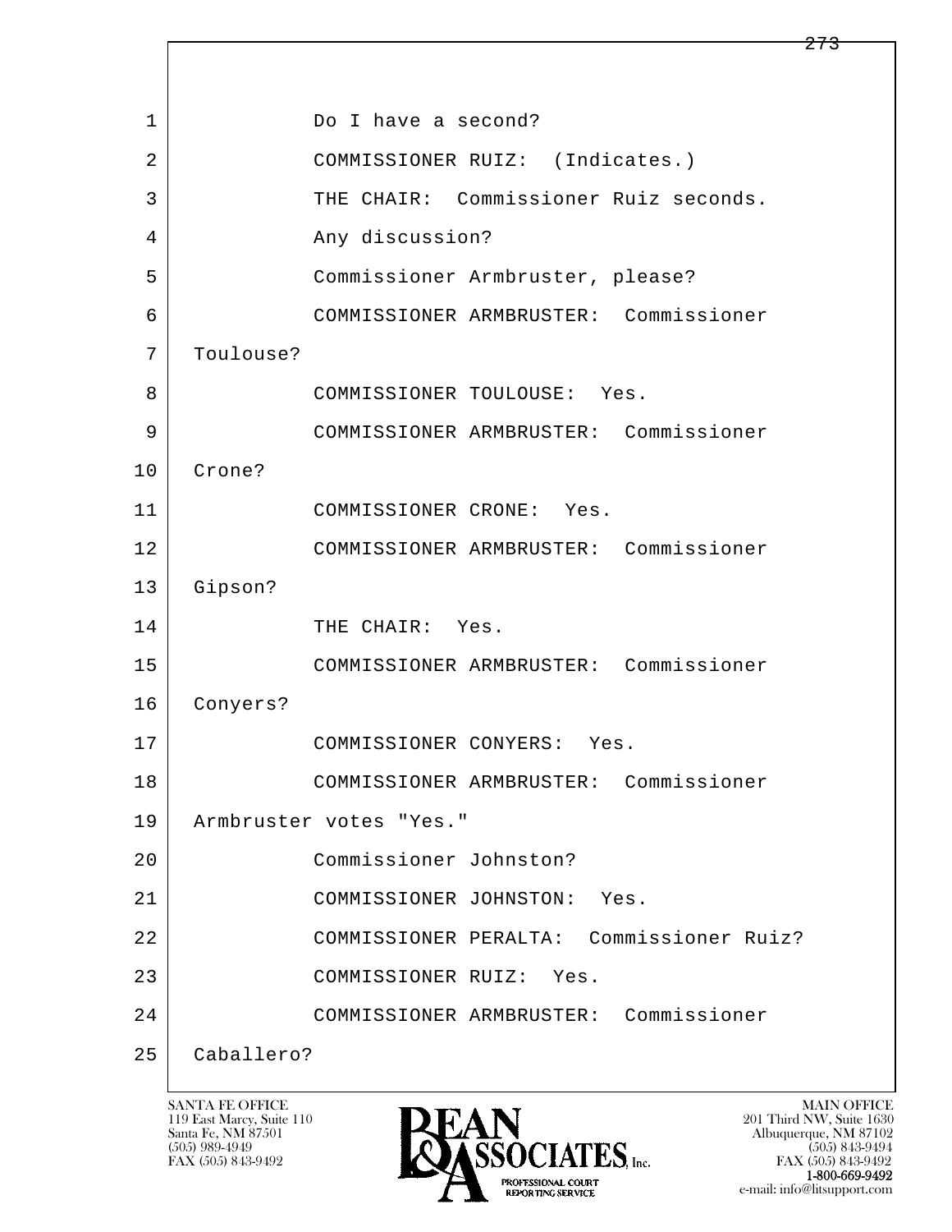1 Do I have a second?

2 COMMISSIONER RUIZ: (Indicates.)

3 THE CHAIR: Commissioner Ruiz seconds.

4 Any discussion?

5 Commissioner Armbruster, please?

6 COMMISSIONER ARMBRUSTER: Commissioner

7 Toulouse?

8 COMMISSIONER TOULOUSE: Yes.

9 COMMISSIONER ARMBRUSTER: Commissioner

10 Crone?

11 COMMISSIONER CRONE: Yes.

12 COMMISSIONER ARMBRUSTER: Commissioner

13 Gipson?

14 THE CHAIR: Yes.

15 COMMISSIONER ARMBRUSTER: Commissioner

16 Conyers?

17 COMMISSIONER CONYERS: Yes.

18 COMMISSIONER ARMBRUSTER: Commissioner

19 Armbruster votes "Yes."

20 Commissioner Johnston?

21 COMMISSIONER JOHNSTON: Yes.

22 COMMISSIONER PERALTA: Commissioner Ruiz?

23 COMMISSIONER RUIZ: Yes.

24 COMMISSIONER ARMBRUSTER: Commissioner

25 Caballero?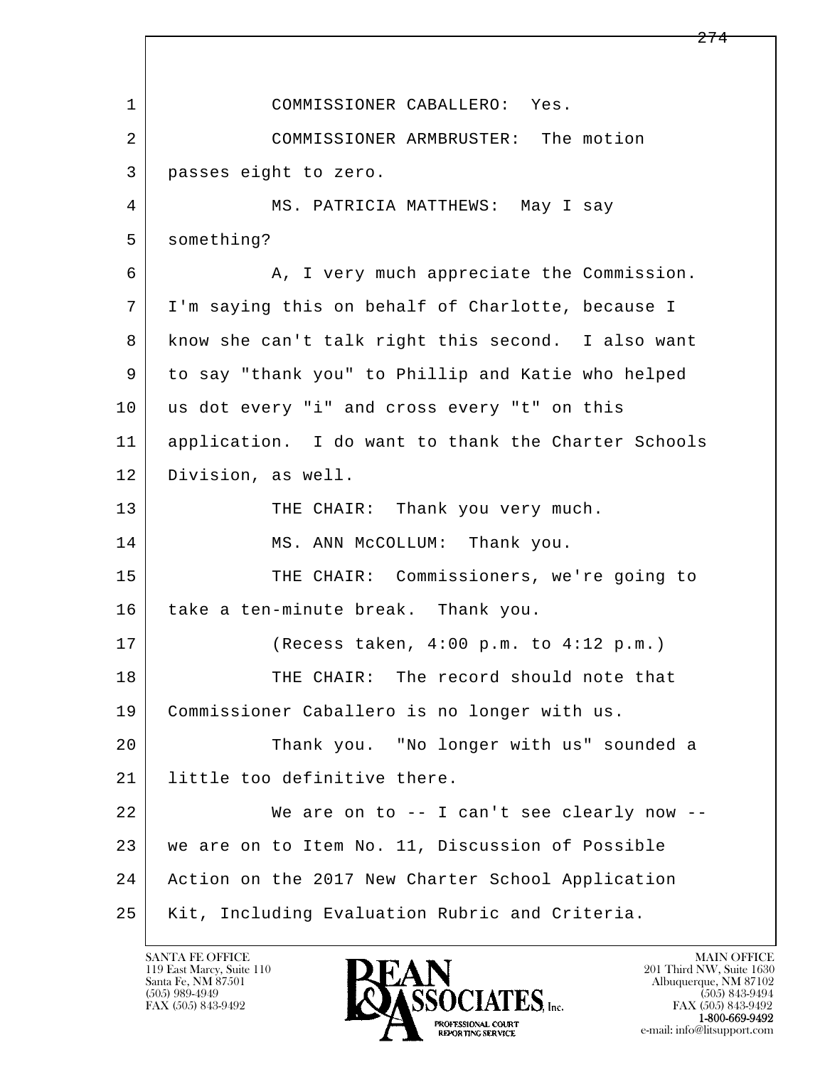1 COMMISSIONER CABALLERO: Yes.

2 COMMISSIONER ARMBRUSTER: The motion

3 passes eight to zero.

4 MS. PATRICIA MATTHEWS: May I say

5 something?

6 A, I very much appreciate the Commission.

7 I'm saying this on behalf of Charlotte, because I

8 know she can't talk right this second. I also want

9 to say "thank you" to Phillip and Katie who helped

10 us dot every "i" and cross every "t" on this

11 application. I do want to thank the Charter Schools

12 Division, as well.

13 THE CHAIR: Thank you very much.

14 MS. ANN McCOLLUM: Thank you.

15 THE CHAIR: Commissioners, we're going to

16 take a ten-minute break. Thank you.

17 (Recess taken, 4:00 p.m. to 4:12 p.m.)

18 THE CHAIR: The record should note that

19 Commissioner Caballero is no longer with us.

20 Thank you. "No longer with us" sounded a

21 little too definitive there.

22 We are on to -- I can't see clearly now --

23 we are on to Item No. 11, Discussion of Possible

24 Action on the 2017 New Charter School Application

25 Kit, Including Evaluation Rubric and Criteria.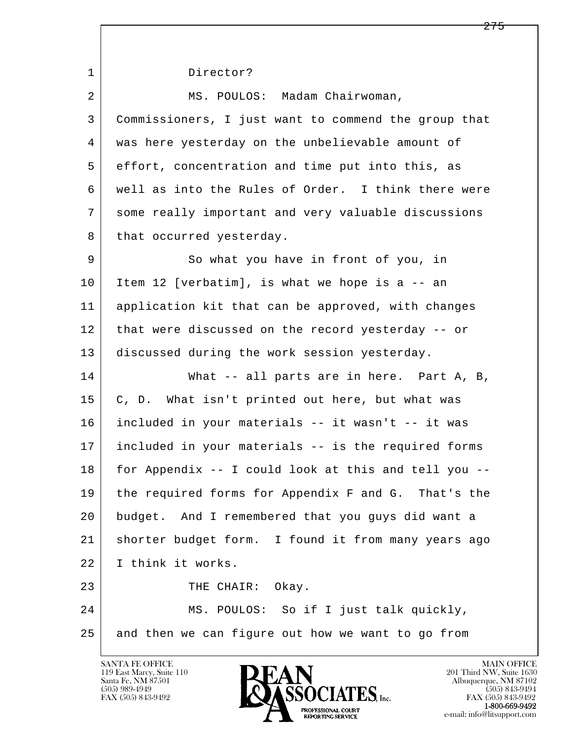1 Director?

2 MS. POULOS: Madam Chairwoman,

3 Commissioners, I just want to commend the group that

4 was here yesterday on the unbelievable amount of

5 effort, concentration and time put into this, as

6 well as into the Rules of Order. I think there were

7 some really important and very valuable discussions

8 that occurred yesterday.

9 So what you have in front of you, in

10 Item 12 [verbatim], is what we hope is a -- an

11 application kit that can be approved, with changes

12 that were discussed on the record yesterday -- or

13 discussed during the work session yesterday.

14 What -- all parts are in here. Part A, B,

15 C, D. What isn't printed out here, but what was

16 included in your materials -- it wasn't -- it was

17 included in your materials -- is the required forms

18 for Appendix -- I could look at this and tell you --

19 the required forms for Appendix F and G. That's the

20 budget. And I remembered that you guys did want a

21 shorter budget form. I found it from many years ago

22 I think it works.

23 THE CHAIR: Okay.

24 MS. POULOS: So if I just talk quickly,

25 and then we can figure out how we want to go from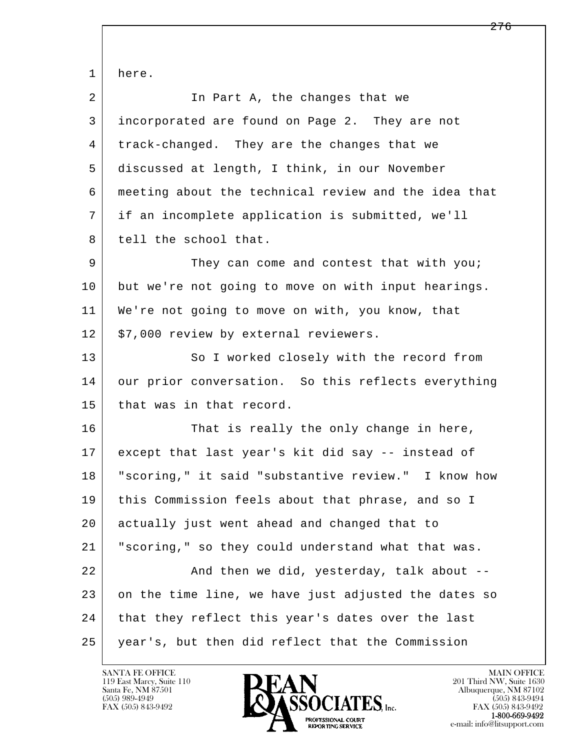here.

In Part A, the changes that we incorporated are found on Page 2. They are not track-changed. They are the changes that we discussed at length, I think, in our November meeting about the technical review and the idea that if an incomplete application is submitted, we'll tell the school that.

They can come and contest that with you; but we're not going to move on with input hearings. We're not going to move on with, you know, that $7,000 review by external reviewers.

So I worked closely with the record from our prior conversation. So this reflects everything that was in that record.

That is really the only change in here, except that last year's kit did say -- instead of "scoring," it said "substantive review." I know how this Commission feels about that phrase, and so I actually just went ahead and changed that to "scoring," so they could understand what that was.

And then we did, yesterday, talk about -- on the time line, we have just adjusted the dates so that they reflect this year's dates over the last year's, but then did reflect that the Commission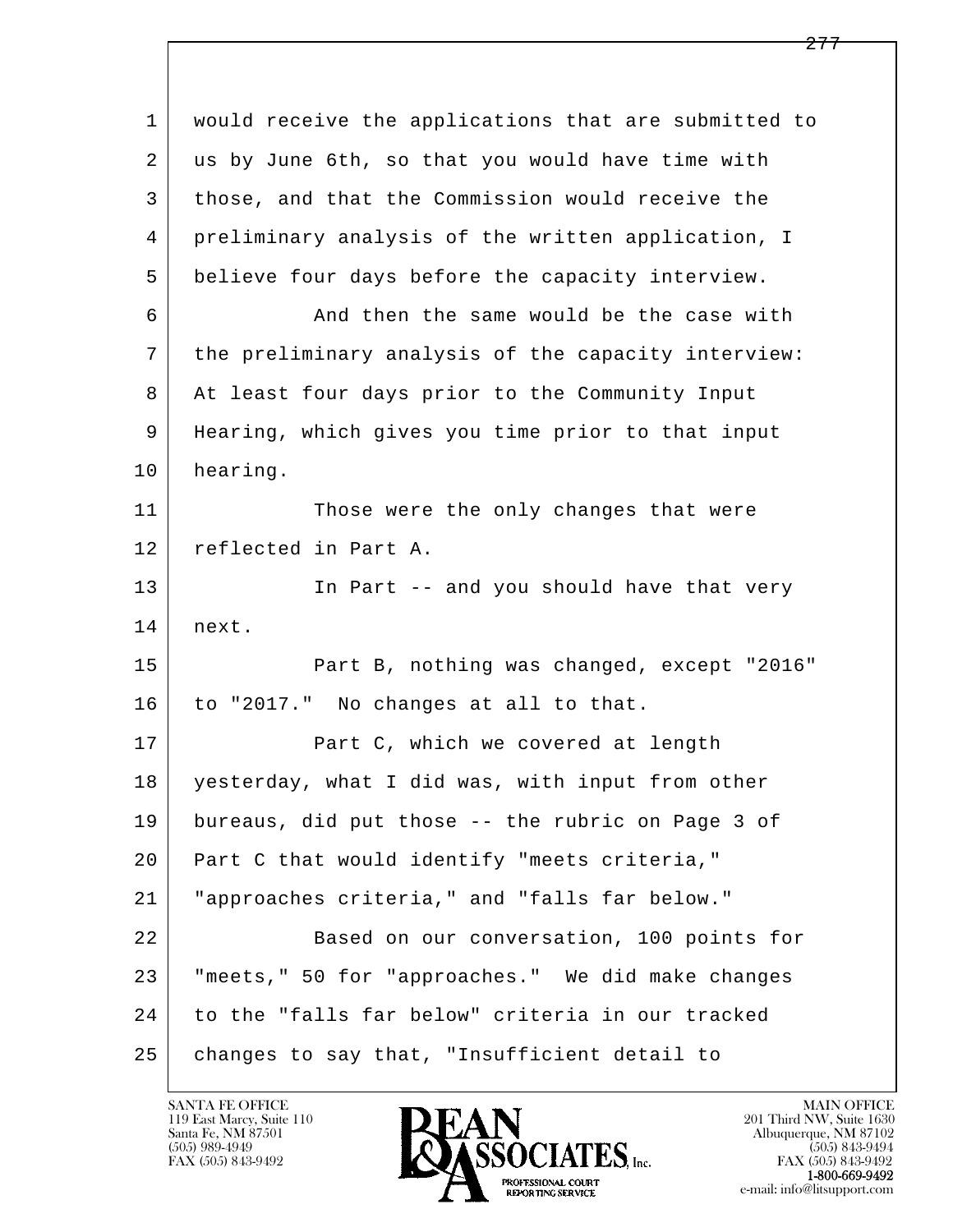1 would receive the applications that are submitted to
2 us by June 6th, so that you would have time with
3 those, and that the Commission would receive the
4 preliminary analysis of the written application, I
5 believe four days before the capacity interview.

6 And then the same would be the case with
7 the preliminary analysis of the capacity interview:
8 At least four days prior to the Community Input
9 Hearing, which gives you time prior to that input
10 hearing.

11 Those were the only changes that were
12 reflected in Part A.

13 In Part -- and you should have that very
14 next.

15 Part B, nothing was changed, except "2016"
16 to "2017." No changes at all to that.

17 Part C, which we covered at length
18 yesterday, what I did was, with input from other
19 bureaus, did put those -- the rubric on Page 3 of
20 Part C that would identify "meets criteria,"
21 "approaches criteria," and "falls far below."

22 Based on our conversation, 100 points for
23 "meets," 50 for "approaches." We did make changes
24 to the "falls far below" criteria in our tracked
25 changes to say that, "Insufficient detail to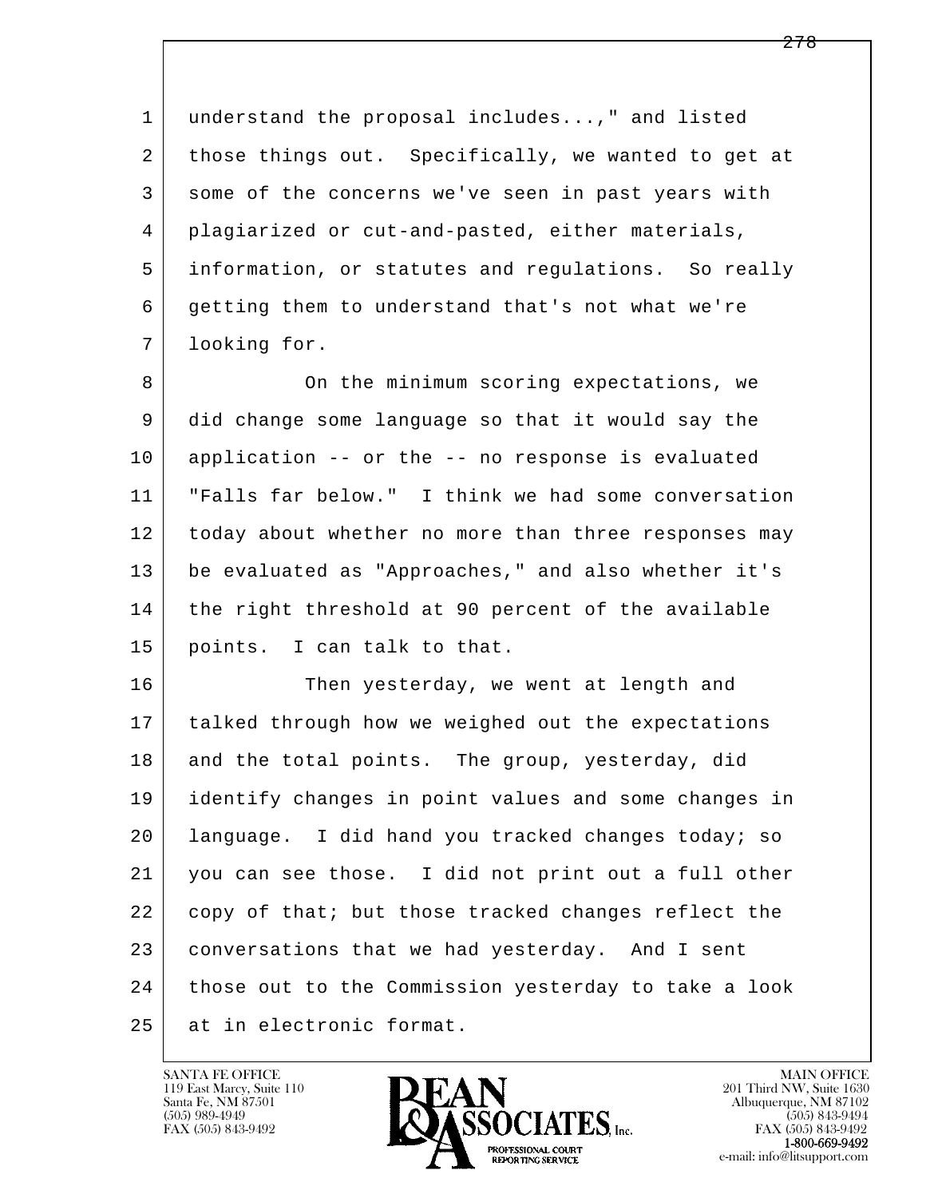understand the proposal includes...," and listed those things out. Specifically, we wanted to get at some of the concerns we've seen in past years with plagiarized or cut-and-pasted, either materials, information, or statutes and regulations. So really getting them to understand that's not what we're looking for.

On the minimum scoring expectations, we did change some language so that it would say the application -- or the -- no response is evaluated "Falls far below." I think we had some conversation today about whether no more than three responses may be evaluated as "Approaches," and also whether it's the right threshold at 90 percent of the available points. I can talk to that.

Then yesterday, we went at length and talked through how we weighed out the expectations and the total points. The group, yesterday, did identify changes in point values and some changes in language. I did hand you tracked changes today; so you can see those. I did not print out a full other copy of that; but those tracked changes reflect the conversations that we had yesterday. And I sent those out to the Commission yesterday to take a look at in electronic format.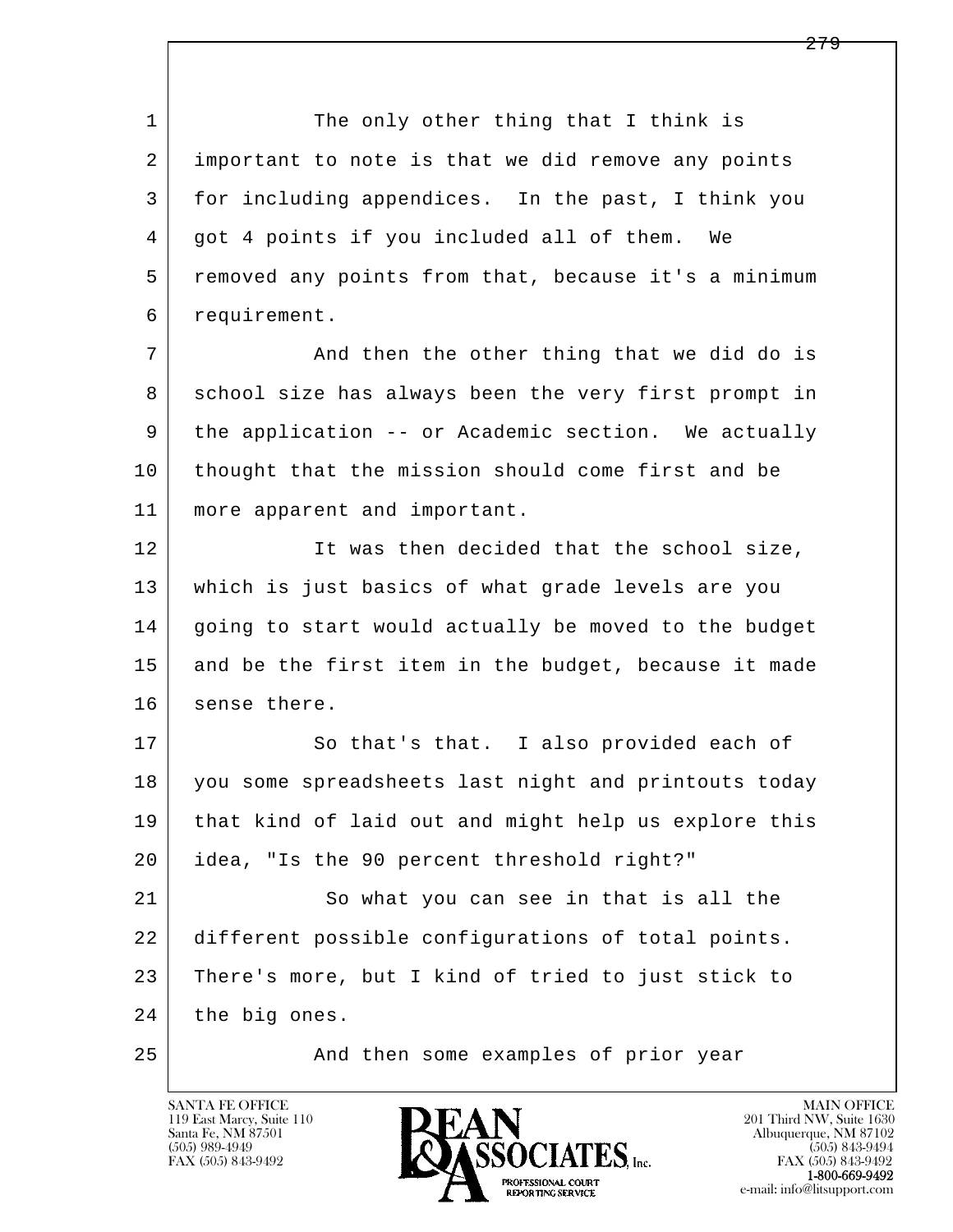1 The only other thing that I think is
2 important to note is that we did remove any points
3 for including appendices. In the past, I think you
4 got 4 points if you included all of them. We
5 removed any points from that, because it's a minimum
6 requirement.

7 And then the other thing that we did do is
8 school size has always been the very first prompt in
9 the application -- or Academic section. We actually
10 thought that the mission should come first and be
11 more apparent and important.

12 It was then decided that the school size,
13 which is just basics of what grade levels are you
14 going to start would actually be moved to the budget
15 and be the first item in the budget, because it made
16 sense there.

17 So that's that. I also provided each of
18 you some spreadsheets last night and printouts today
19 that kind of laid out and might help us explore this
20 idea, "Is the 90 percent threshold right?"

21 So what you can see in that is all the
22 different possible configurations of total points.
23 There's more, but I kind of tried to just stick to
24 the big ones.

25 And then some examples of prior year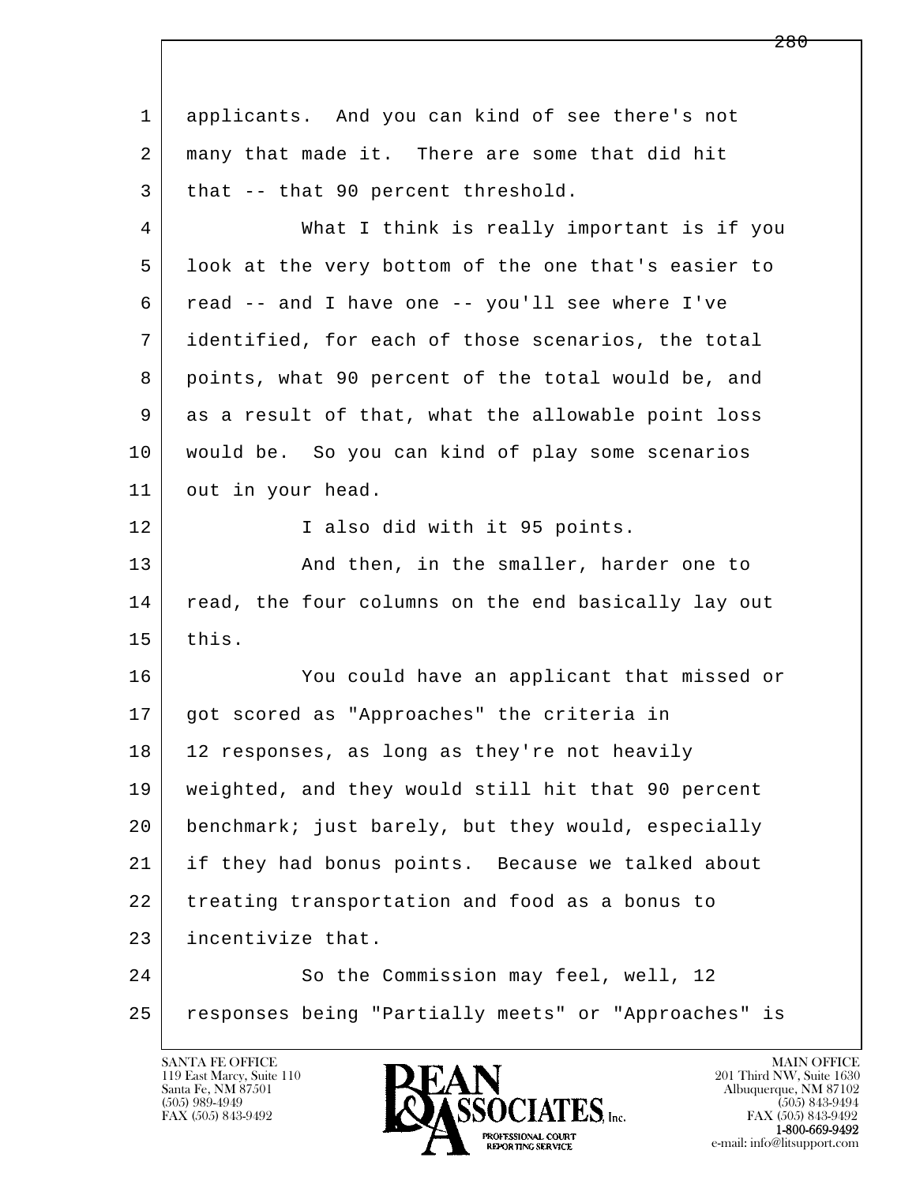applicants. And you can kind of see there's not many that made it. There are some that did hit that -- that 90 percent threshold.

What I think is really important is if you look at the very bottom of the one that's easier to read -- and I have one -- you'll see where I've identified, for each of those scenarios, the total points, what 90 percent of the total would be, and as a result of that, what the allowable point loss would be. So you can kind of play some scenarios out in your head.

I also did with it 95 points.

And then, in the smaller, harder one to read, the four columns on the end basically lay out this.

You could have an applicant that missed or got scored as "Approaches" the criteria in 12 responses, as long as they're not heavily weighted, and they would still hit that 90 percent benchmark; just barely, but they would, especially if they had bonus points. Because we talked about treating transportation and food as a bonus to incentivize that.

So the Commission may feel, well, 12 responses being "Partially meets" or "Approaches" is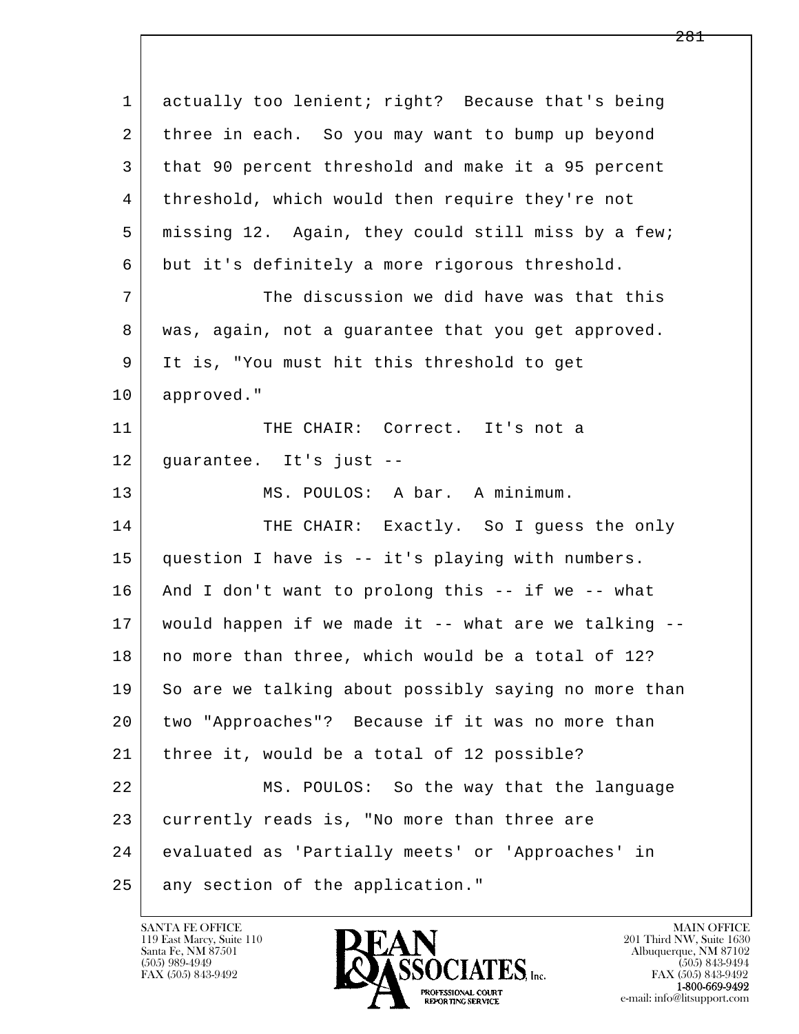actually too lenient; right? Because that's being three in each. So you may want to bump up beyond that 90 percent threshold and make it a 95 percent threshold, which would then require they're not missing 12. Again, they could still miss by a few; but it's definitely a more rigorous threshold.

The discussion we did have was that this was, again, not a guarantee that you get approved. It is, "You must hit this threshold to get approved."

THE CHAIR: Correct. It's not a guarantee. It's just --

MS. POULOS: A bar. A minimum.

THE CHAIR: Exactly. So I guess the only question I have is -- it's playing with numbers. And I don't want to prolong this -- if we -- what would happen if we made it -- what are we talking -- no more than three, which would be a total of 12? So are we talking about possibly saying no more than two "Approaches"? Because if it was no more than three it, would be a total of 12 possible?

MS. POULOS: So the way that the language currently reads is, "No more than three are evaluated as 'Partially meets' or 'Approaches' in any section of the application."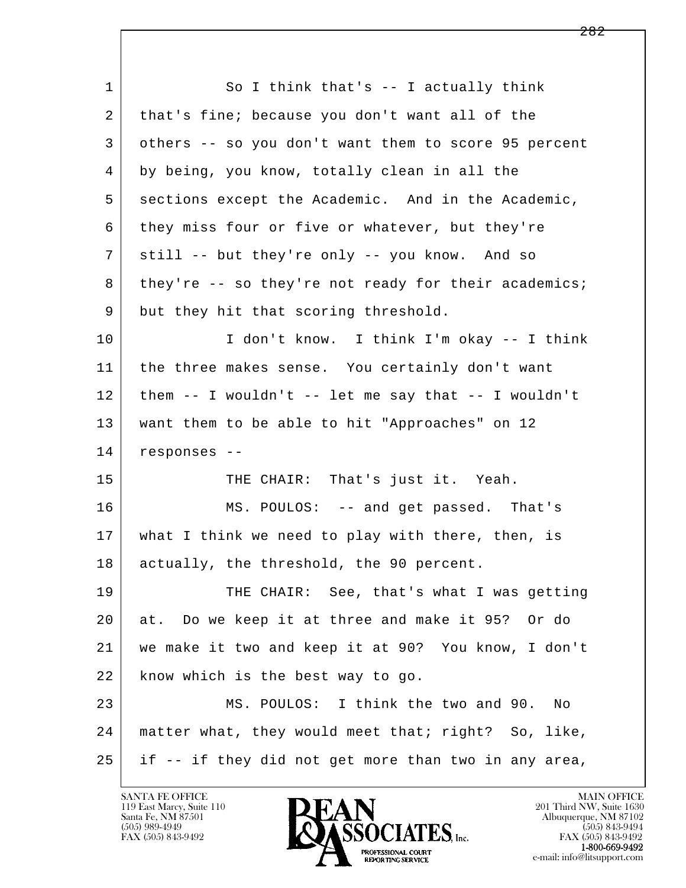So I think that's -- I actually think that's fine; because you don't want all of the others -- so you don't want them to score 95 percent by being, you know, totally clean in all the sections except the Academic. And in the Academic, they miss four or five or whatever, but they're still -- but they're only -- you know. And so they're -- so they're not ready for their academics; but they hit that scoring threshold.

I don't know. I think I'm okay -- I think the three makes sense. You certainly don't want them -- I wouldn't -- let me say that -- I wouldn't want them to be able to hit "Approaches" on 12 responses --

THE CHAIR: That's just it. Yeah.

MS. POULOS: -- and get passed. That's what I think we need to play with there, then, is actually, the threshold, the 90 percent.

THE CHAIR: See, that's what I was getting at. Do we keep it at three and make it 95? Or do we make it two and keep it at 90? You know, I don't know which is the best way to go.

MS. POULOS: I think the two and 90. No matter what, they would meet that; right? So, like, if -- if they did not get more than two in any area,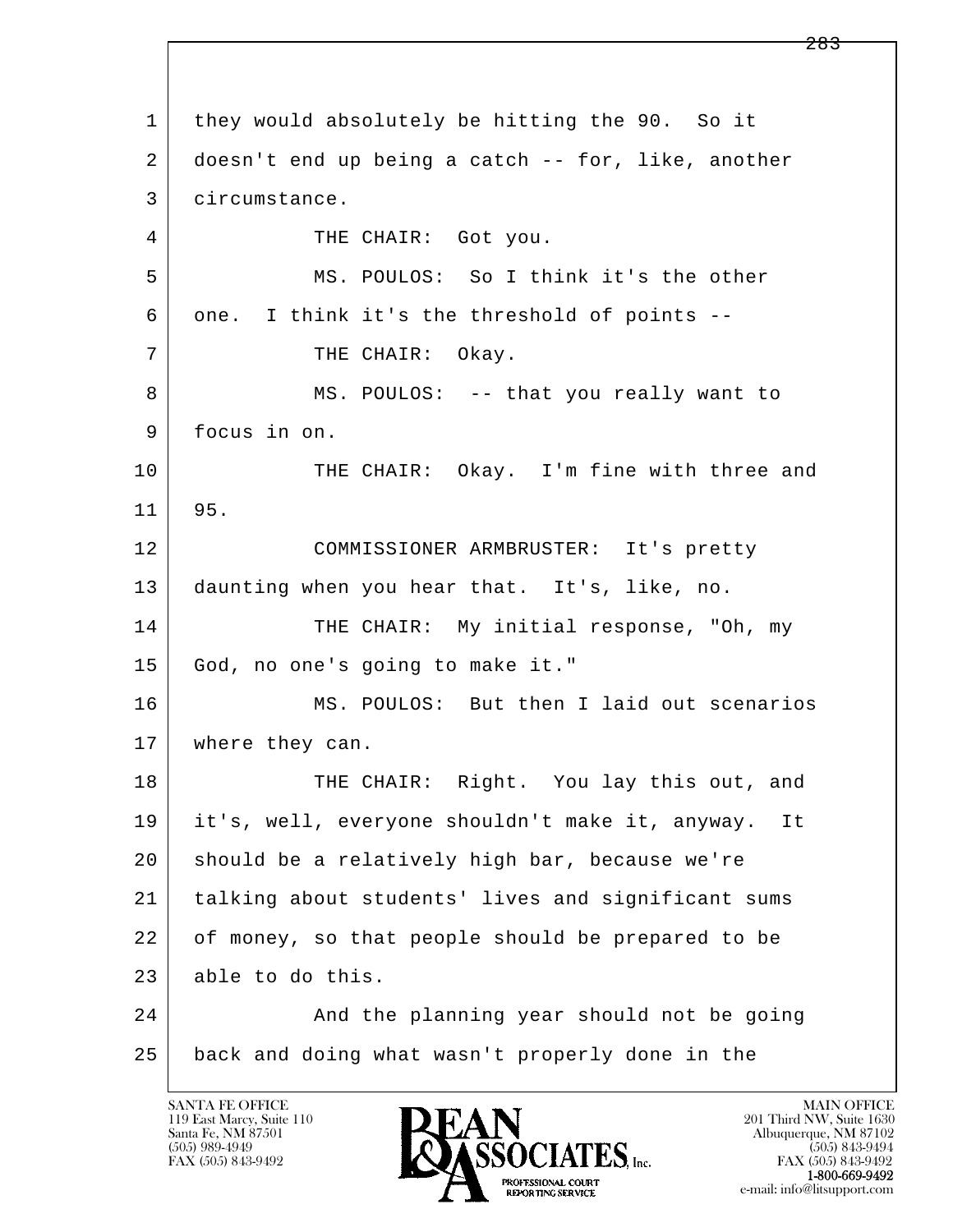1 they would absolutely be hitting the 90. So it
2 doesn't end up being a catch -- for, like, another
3 circumstance.
4 THE CHAIR: Got you.
5 MS. POULOS: So I think it's the other
6 one. I think it's the threshold of points --
7 THE CHAIR: Okay.
8 MS. POULOS: -- that you really want to
9 focus in on.
10 THE CHAIR: Okay. I'm fine with three and
11 95.
12 COMMISSIONER ARMBRUSTER: It's pretty
13 daunting when you hear that. It's, like, no.
14 THE CHAIR: My initial response, "Oh, my
15 God, no one's going to make it."
16 MS. POULOS: But then I laid out scenarios
17 where they can.
18 THE CHAIR: Right. You lay this out, and
19 it's, well, everyone shouldn't make it, anyway. It
20 should be a relatively high bar, because we're
21 talking about students' lives and significant sums
22 of money, so that people should be prepared to be
23 able to do this.
24 And the planning year should not be going
25 back and doing what wasn't properly done in the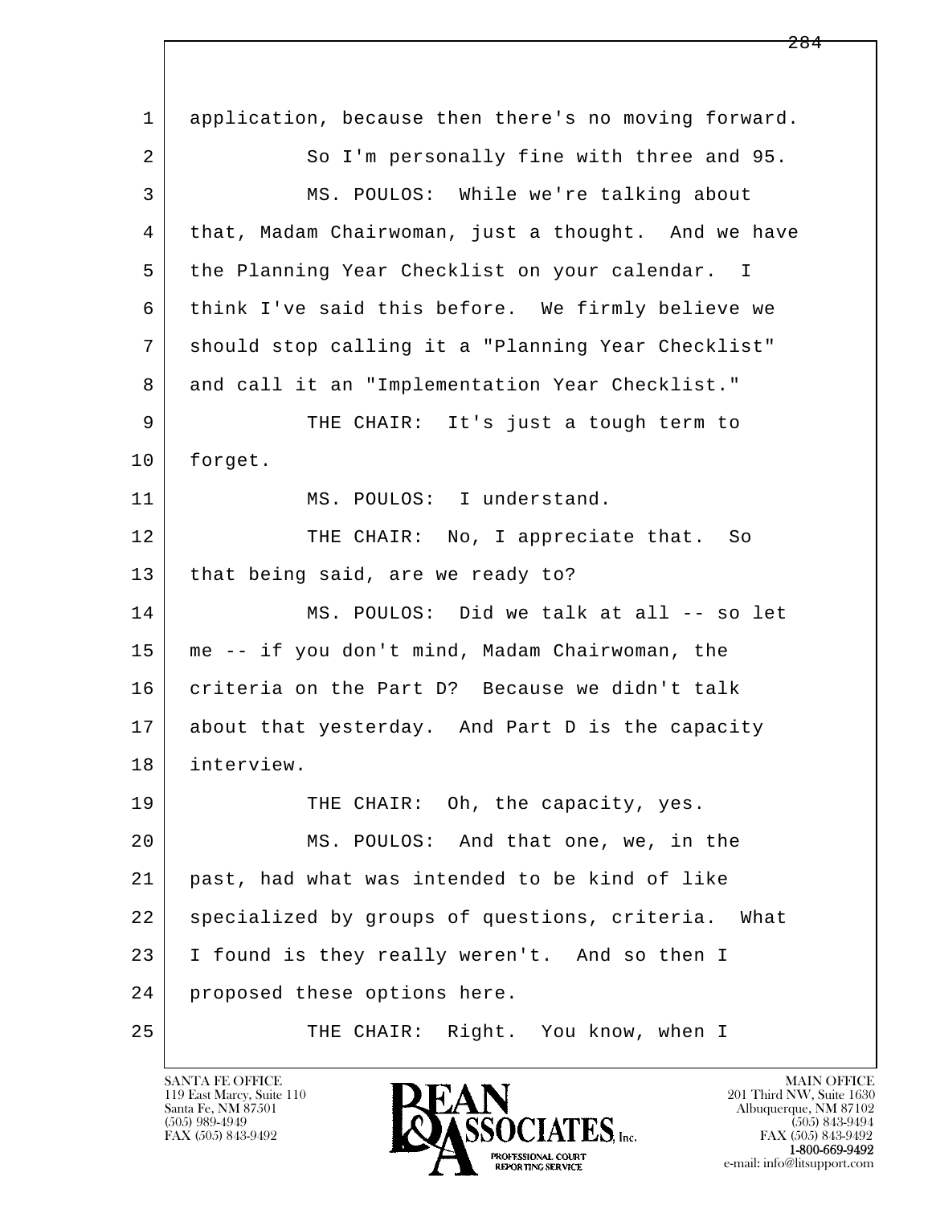1 application, because then there's no moving forward.

2 So I'm personally fine with three and 95.

3 MS. POULOS: While we're talking about

4 that, Madam Chairwoman, just a thought. And we have

5 the Planning Year Checklist on your calendar. I

6 think I've said this before. We firmly believe we

7 should stop calling it a "Planning Year Checklist"

8 and call it an "Implementation Year Checklist."

9 THE CHAIR: It's just a tough term to

10 forget.

11 MS. POULOS: I understand.

12 THE CHAIR: No, I appreciate that. So

13 that being said, are we ready to?

14 MS. POULOS: Did we talk at all -- so let

15 me -- if you don't mind, Madam Chairwoman, the

16 criteria on the Part D? Because we didn't talk

17 about that yesterday. And Part D is the capacity

18 interview.

19 THE CHAIR: Oh, the capacity, yes.

20 MS. POULOS: And that one, we, in the

21 past, had what was intended to be kind of like

22 specialized by groups of questions, criteria. What

23 I found is they really weren't. And so then I

24 proposed these options here.

25 THE CHAIR: Right. You know, when I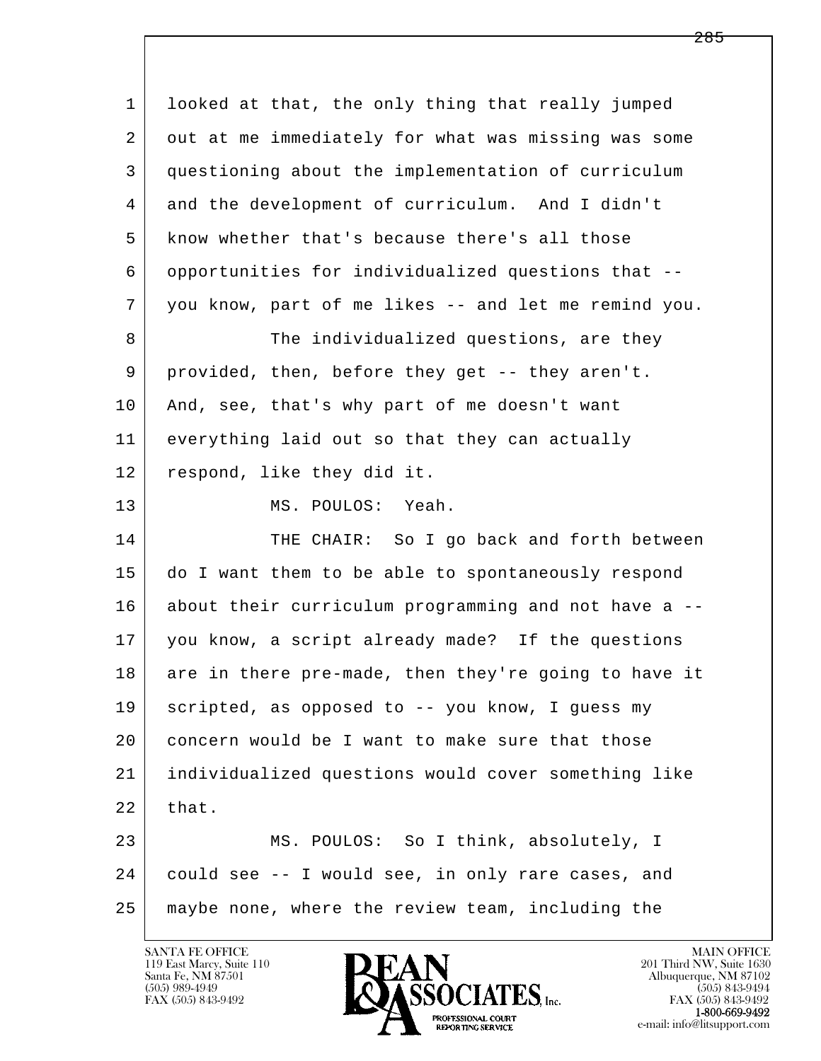looked at that, the only thing that really jumped out at me immediately for what was missing was some questioning about the implementation of curriculum and the development of curriculum. And I didn't know whether that's because there's all those opportunities for individualized questions that -- you know, part of me likes -- and let me remind you.

The individualized questions, are they provided, then, before they get -- they aren't. And, see, that's why part of me doesn't want everything laid out so that they can actually respond, like they did it.

MS. POULOS: Yeah.

THE CHAIR: So I go back and forth between do I want them to be able to spontaneously respond about their curriculum programming and not have a -- you know, a script already made? If the questions are in there pre-made, then they're going to have it scripted, as opposed to -- you know, I guess my concern would be I want to make sure that those individualized questions would cover something like that.

MS. POULOS: So I think, absolutely, I could see -- I would see, in only rare cases, and maybe none, where the review team, including the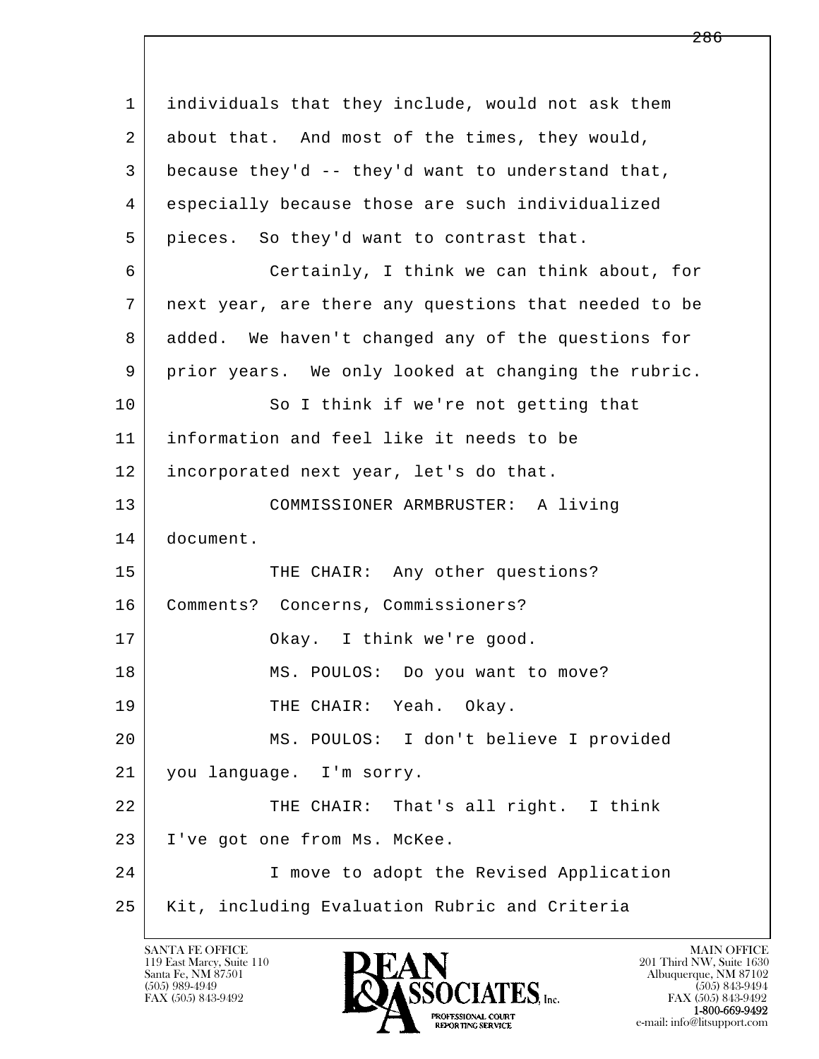individuals that they include, would not ask them about that. And most of the times, they would, because they'd -- they'd want to understand that, especially because those are such individualized pieces. So they'd want to contrast that.

Certainly, I think we can think about, for next year, are there any questions that needed to be added. We haven't changed any of the questions for prior years. We only looked at changing the rubric.

So I think if we're not getting that information and feel like it needs to be incorporated next year, let's do that.

COMMISSIONER ARMBRUSTER: A living document.

THE CHAIR: Any other questions? Comments? Concerns, Commissioners?

Okay. I think we're good.

MS. POULOS: Do you want to move?

THE CHAIR: Yeah. Okay.

MS. POULOS: I don't believe I provided you language. I'm sorry.

THE CHAIR: That's all right. I think I've got one from Ms. McKee.

I move to adopt the Revised Application Kit, including Evaluation Rubric and Criteria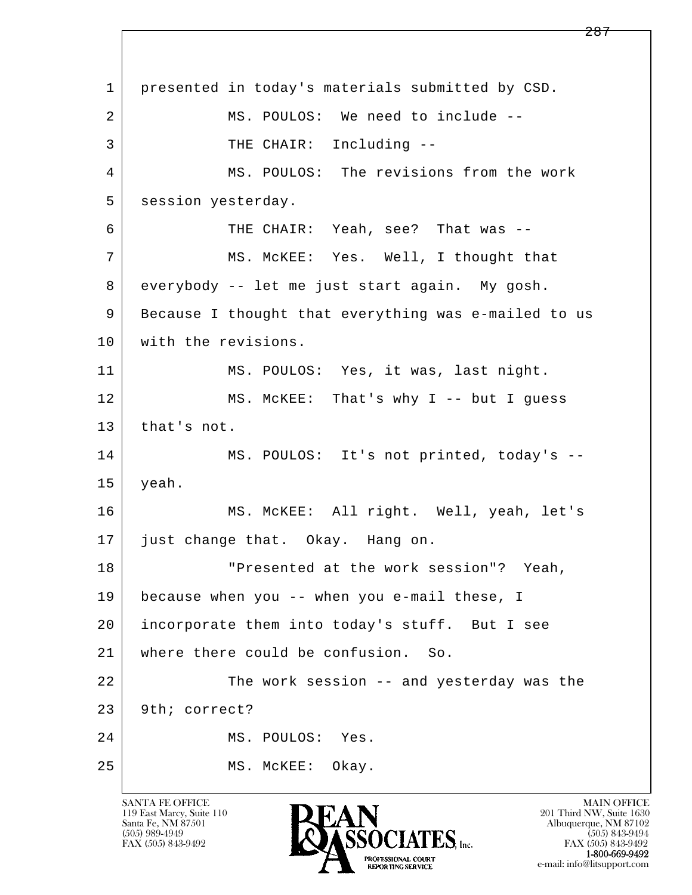1 presented in today's materials submitted by CSD.

2 MS. POULOS: We need to include --

3 THE CHAIR: Including --

4 MS. POULOS: The revisions from the work

5 session yesterday.

6 THE CHAIR: Yeah, see? That was --

7 MS. McKEE: Yes. Well, I thought that

8 everybody -- let me just start again. My gosh.

9 Because I thought that everything was e-mailed to us

10 with the revisions.

11 MS. POULOS: Yes, it was, last night.

12 MS. McKEE: That's why I -- but I guess

13 that's not.

14 MS. POULOS: It's not printed, today's --

15 yeah.

16 MS. McKEE: All right. Well, yeah, let's

17 just change that. Okay. Hang on.

18 "Presented at the work session"? Yeah,

19 because when you -- when you e-mail these, I

20 incorporate them into today's stuff. But I see

21 where there could be confusion. So.

22 The work session -- and yesterday was the

23 9th; correct?

24 MS. POULOS: Yes.

25 MS. McKEE: Okay.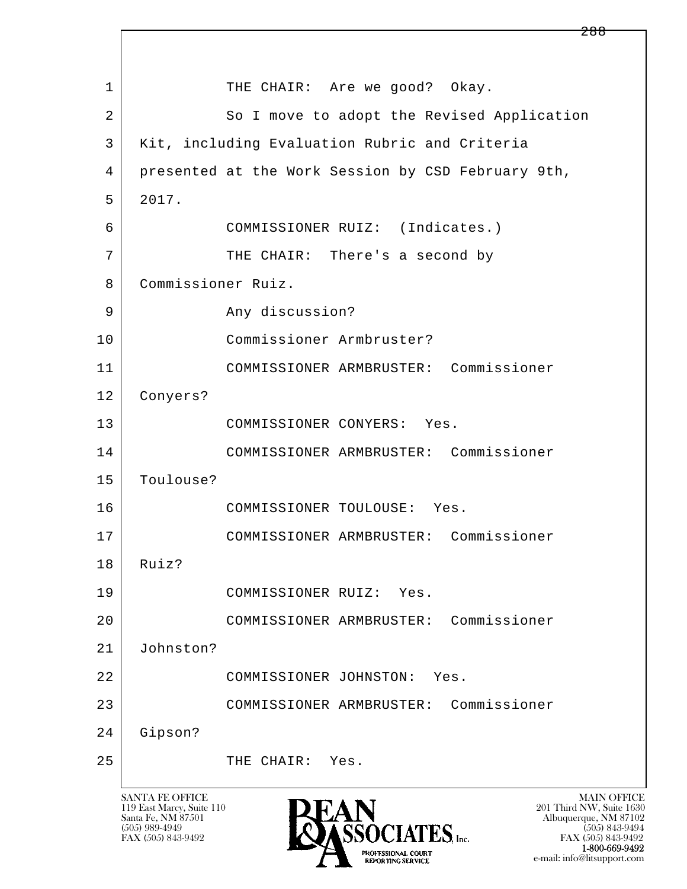1 THE CHAIR: Are we good? Okay.

2 So I move to adopt the Revised Application

3 Kit, including Evaluation Rubric and Criteria

4 presented at the Work Session by CSD February 9th,

5 2017.

6 COMMISSIONER RUIZ: (Indicates.)

7 THE CHAIR: There's a second by

8 Commissioner Ruiz.

9 Any discussion?

10 Commissioner Armbruster?

11 COMMISSIONER ARMBRUSTER: Commissioner

12 Conyers?

13 COMMISSIONER CONYERS: Yes.

14 COMMISSIONER ARMBRUSTER: Commissioner

15 Toulouse?

16 COMMISSIONER TOULOUSE: Yes.

17 COMMISSIONER ARMBRUSTER: Commissioner

18 Ruiz?

19 COMMISSIONER RUIZ: Yes.

20 COMMISSIONER ARMBRUSTER: Commissioner

21 Johnston?

22 COMMISSIONER JOHNSTON: Yes.

23 COMMISSIONER ARMBRUSTER: Commissioner

24 Gipson?

25 THE CHAIR: Yes.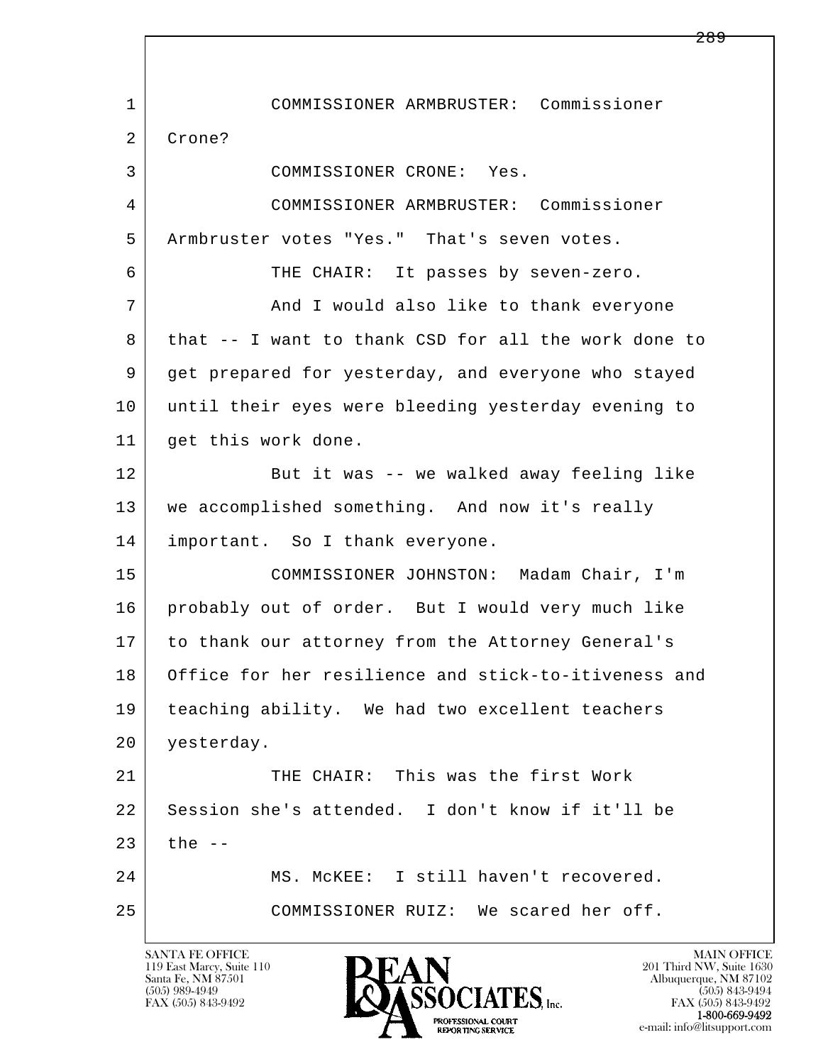1 COMMISSIONER ARMBRUSTER: Commissioner
2 Crone?
3 COMMISSIONER CRONE: Yes.
4 COMMISSIONER ARMBRUSTER: Commissioner
5 Armbruster votes "Yes." That's seven votes.
6 THE CHAIR: It passes by seven-zero.
7 And I would also like to thank everyone
8 that -- I want to thank CSD for all the work done to
9 get prepared for yesterday, and everyone who stayed
10 until their eyes were bleeding yesterday evening to
11 get this work done.
12 But it was -- we walked away feeling like
13 we accomplished something. And now it's really
14 important. So I thank everyone.
15 COMMISSIONER JOHNSTON: Madam Chair, I'm
16 probably out of order. But I would very much like
17 to thank our attorney from the Attorney General's
18 Office for her resilience and stick-to-itiveness and
19 teaching ability. We had two excellent teachers
20 yesterday.
21 THE CHAIR: This was the first Work
22 Session she's attended. I don't know if it'll be
23 the --
24 MS. McKEE: I still haven't recovered.
25 COMMISSIONER RUIZ: We scared her off.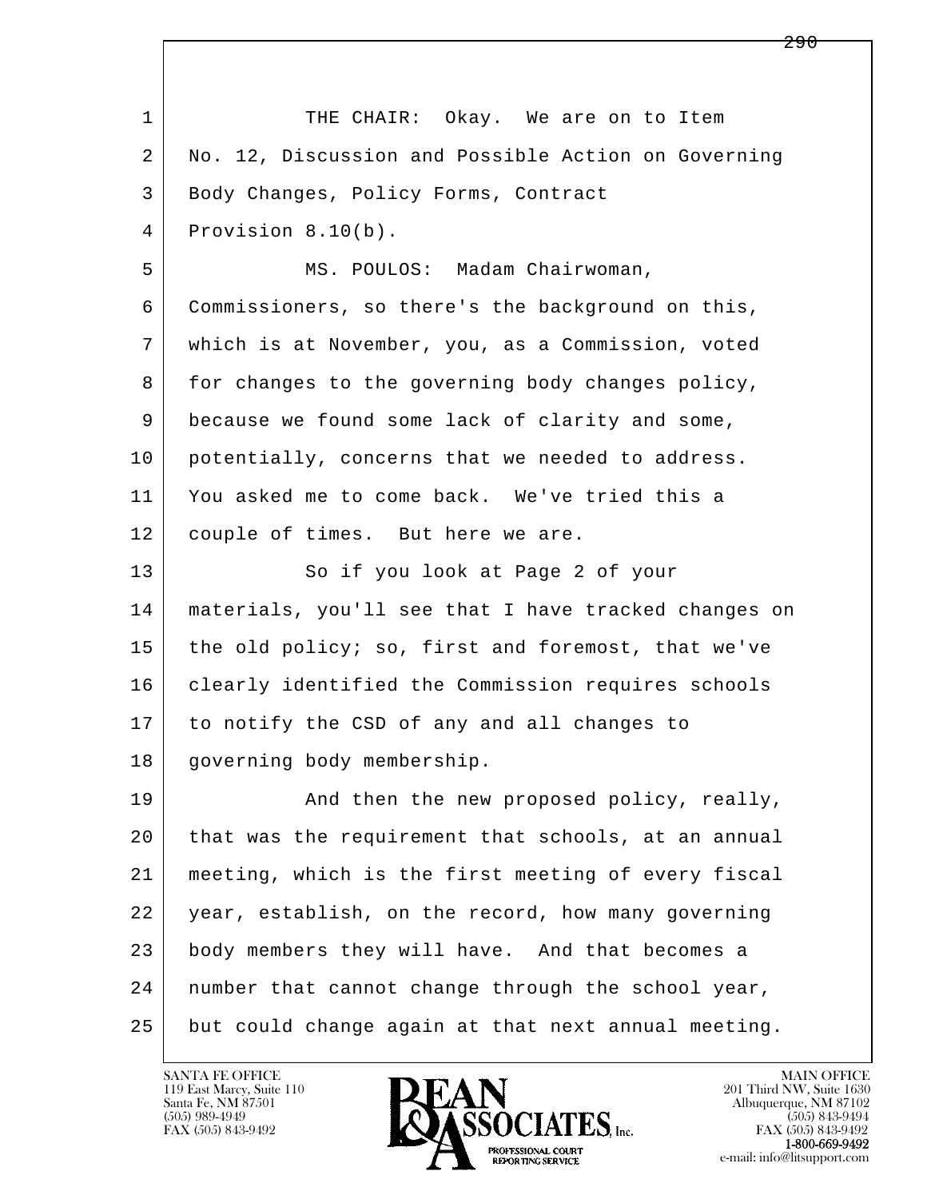THE CHAIR: Okay. We are on to Item No. 12, Discussion and Possible Action on Governing Body Changes, Policy Forms, Contract Provision 8.10(b).

MS. POULOS: Madam Chairwoman, Commissioners, so there's the background on this, which is at November, you, as a Commission, voted for changes to the governing body changes policy, because we found some lack of clarity and some, potentially, concerns that we needed to address. You asked me to come back. We've tried this a couple of times. But here we are.

So if you look at Page 2 of your materials, you'll see that I have tracked changes on the old policy; so, first and foremost, that we've clearly identified the Commission requires schools to notify the CSD of any and all changes to governing body membership.

And then the new proposed policy, really, that was the requirement that schools, at an annual meeting, which is the first meeting of every fiscal year, establish, on the record, how many governing body members they will have. And that becomes a number that cannot change through the school year, but could change again at that next annual meeting.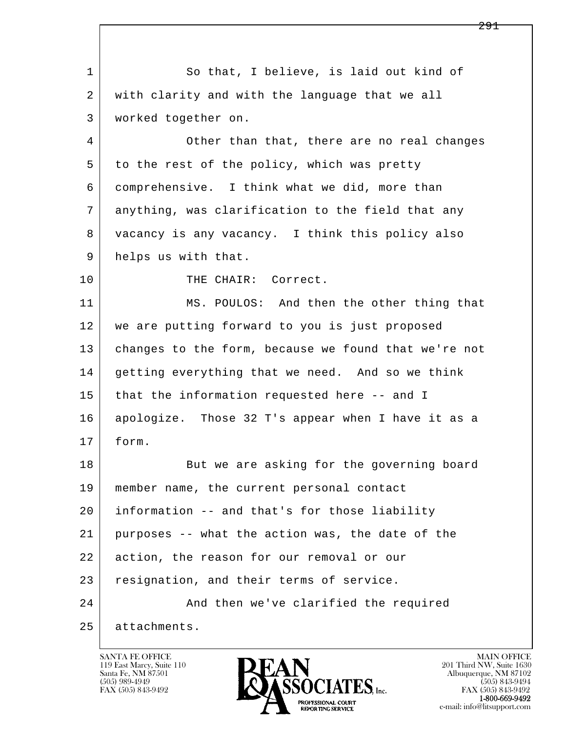So that, I believe, is laid out kind of with clarity and with the language that we all worked together on.

Other than that, there are no real changes to the rest of the policy, which was pretty comprehensive. I think what we did, more than anything, was clarification to the field that any vacancy is any vacancy. I think this policy also helps us with that.

THE CHAIR: Correct.

MS. POULOS: And then the other thing that we are putting forward to you is just proposed changes to the form, because we found that we're not getting everything that we need. And so we think that the information requested here -- and I apologize. Those 32 T's appear when I have it as a form.

But we are asking for the governing board member name, the current personal contact information -- and that's for those liability purposes -- what the action was, the date of the action, the reason for our removal or our resignation, and their terms of service.

And then we've clarified the required attachments.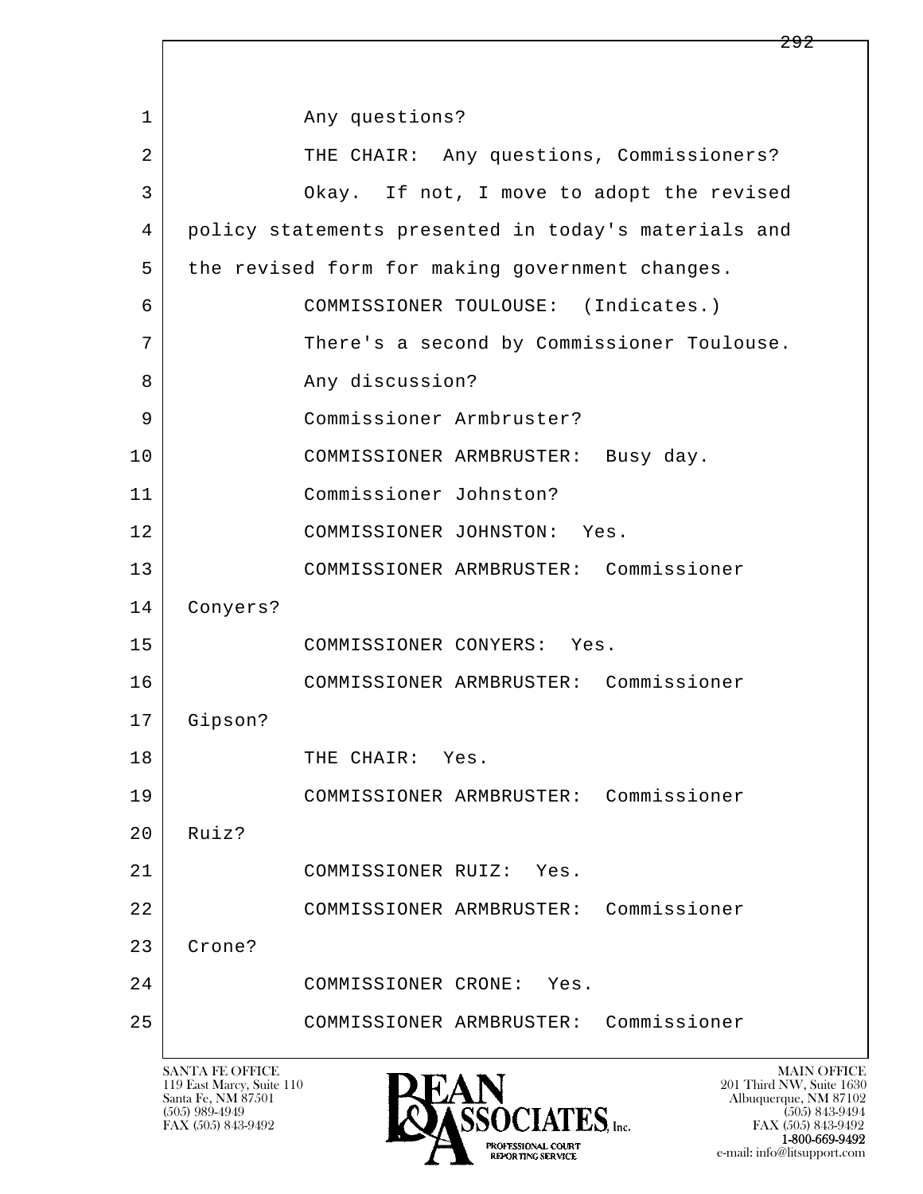1 Any questions?

2 THE CHAIR: Any questions, Commissioners?

3 Okay. If not, I move to adopt the revised

4 policy statements presented in today's materials and

5 the revised form for making government changes.

6 COMMISSIONER TOULOUSE: (Indicates.)

7 There's a second by Commissioner Toulouse.

8 Any discussion?

9 Commissioner Armbruster?

10 COMMISSIONER ARMBRUSTER: Busy day.

11 Commissioner Johnston?

12 COMMISSIONER JOHNSTON: Yes.

13 COMMISSIONER ARMBRUSTER: Commissioner

14 Conyers?

15 COMMISSIONER CONYERS: Yes.

16 COMMISSIONER ARMBRUSTER: Commissioner

17 Gipson?

18 THE CHAIR: Yes.

19 COMMISSIONER ARMBRUSTER: Commissioner

20 Ruiz?

21 COMMISSIONER RUIZ: Yes.

22 COMMISSIONER ARMBRUSTER: Commissioner

23 Crone?

24 COMMISSIONER CRONE: Yes.

25 COMMISSIONER ARMBRUSTER: Commissioner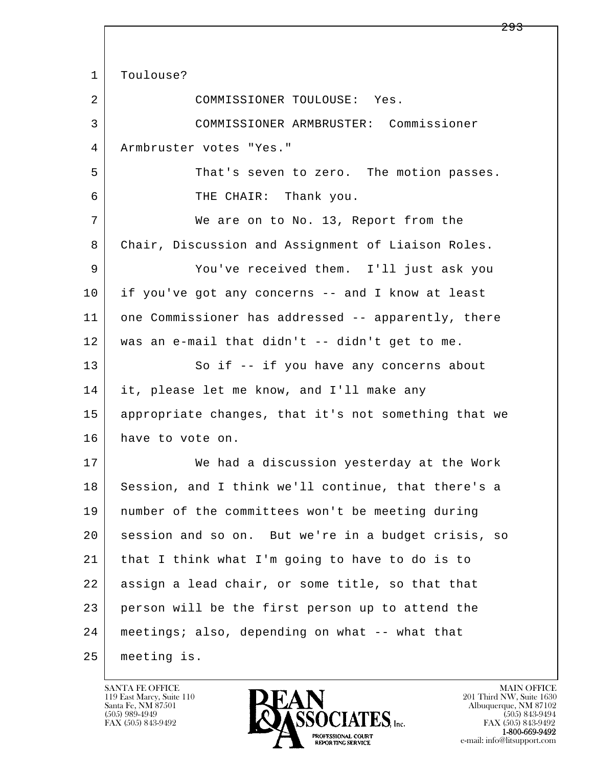1 Toulouse?

2 COMMISSIONER TOULOUSE: Yes.

3 COMMISSIONER ARMBRUSTER: Commissioner

4 Armbruster votes "Yes."

5 That's seven to zero. The motion passes.

6 THE CHAIR: Thank you.

7 We are on to No. 13, Report from the

8 Chair, Discussion and Assignment of Liaison Roles.

9 You've received them. I'll just ask you

10 if you've got any concerns -- and I know at least

11 one Commissioner has addressed -- apparently, there

12 was an e-mail that didn't -- didn't get to me.

13 So if -- if you have any concerns about

14 it, please let me know, and I'll make any

15 appropriate changes, that it's not something that we

16 have to vote on.

17 We had a discussion yesterday at the Work

18 Session, and I think we'll continue, that there's a

19 number of the committees won't be meeting during

20 session and so on. But we're in a budget crisis, so

21 that I think what I'm going to have to do is to

22 assign a lead chair, or some title, so that that

23 person will be the first person up to attend the

24 meetings; also, depending on what -- what that

25 meeting is.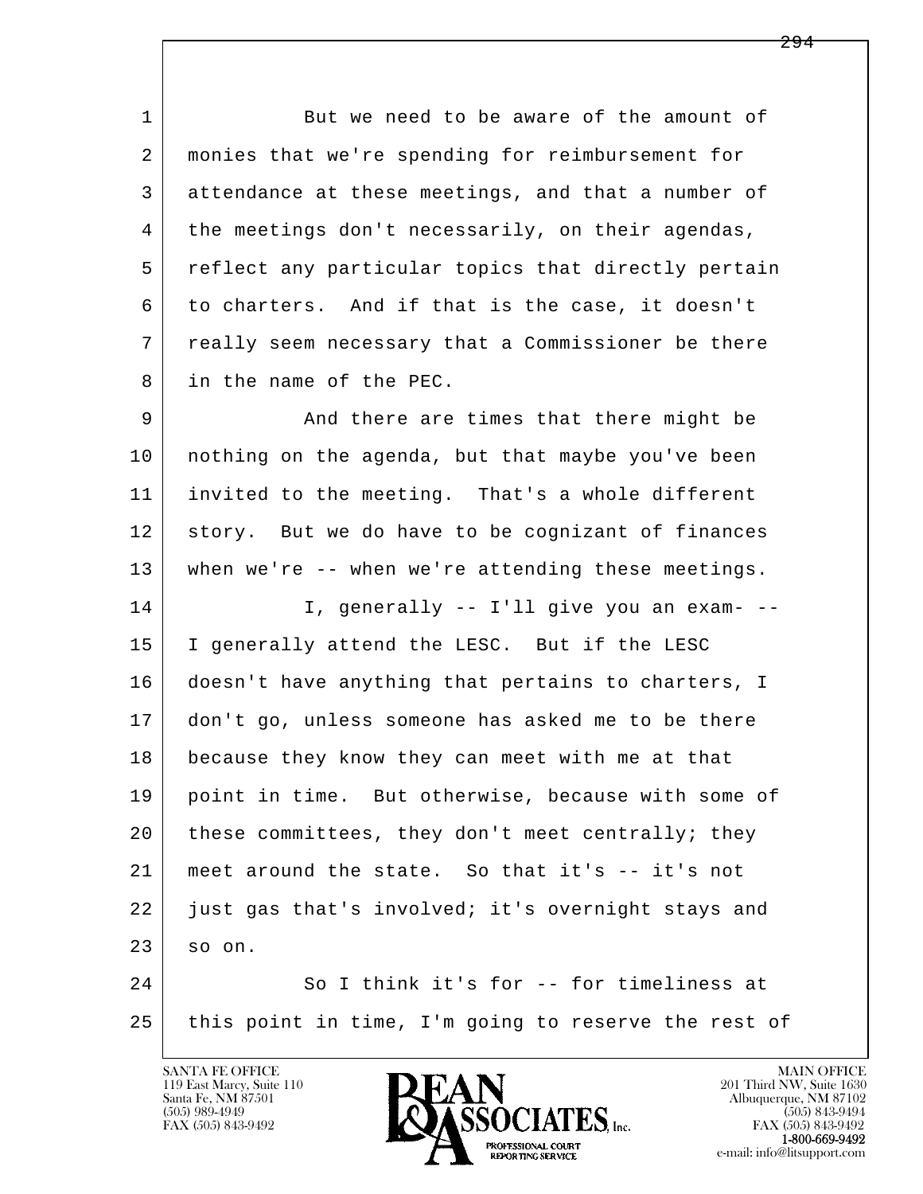1 But we need to be aware of the amount of
2 monies that we're spending for reimbursement for
3 attendance at these meetings, and that a number of
4 the meetings don't necessarily, on their agendas,
5 reflect any particular topics that directly pertain
6 to charters. And if that is the case, it doesn't
7 really seem necessary that a Commissioner be there
8 in the name of the PEC.

9 And there are times that there might be
10 nothing on the agenda, but that maybe you've been
11 invited to the meeting. That's a whole different
12 story. But we do have to be cognizant of finances
13 when we're -- when we're attending these meetings.

14 I, generally -- I'll give you an exam- --
15 I generally attend the LESC. But if the LESC
16 doesn't have anything that pertains to charters, I
17 don't go, unless someone has asked me to be there
18 because they know they can meet with me at that
19 point in time. But otherwise, because with some of
20 these committees, they don't meet centrally; they
21 meet around the state. So that it's -- it's not
22 just gas that's involved; it's overnight stays and
23 so on.

24 So I think it's for -- for timeliness at
25 this point in time, I'm going to reserve the rest of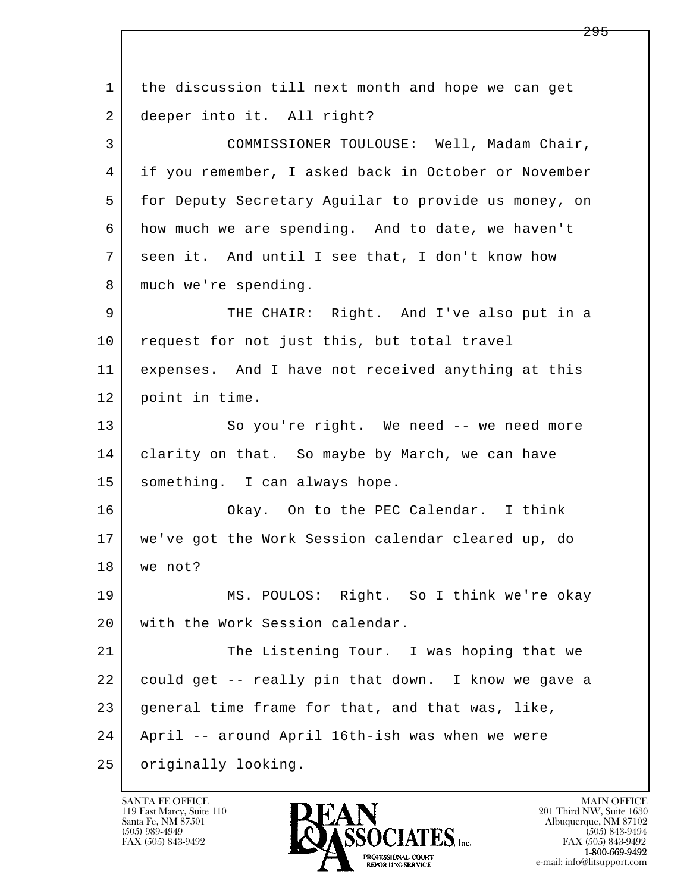1 the discussion till next month and hope we can get
2 deeper into it. All right?

3 COMMISSIONER TOULOUSE: Well, Madam Chair,
4 if you remember, I asked back in October or November
5 for Deputy Secretary Aguilar to provide us money, on
6 how much we are spending. And to date, we haven't
7 seen it. And until I see that, I don't know how
8 much we're spending.

9 THE CHAIR: Right. And I've also put in a
10 request for not just this, but total travel
11 expenses. And I have not received anything at this
12 point in time.

13 So you're right. We need -- we need more
14 clarity on that. So maybe by March, we can have
15 something. I can always hope.

16 Okay. On to the PEC Calendar. I think
17 we've got the Work Session calendar cleared up, do
18 we not?

19 MS. POULOS: Right. So I think we're okay
20 with the Work Session calendar.

21 The Listening Tour. I was hoping that we
22 could get -- really pin that down. I know we gave a
23 general time frame for that, and that was, like,
24 April -- around April 16th-ish was when we were
25 originally looking.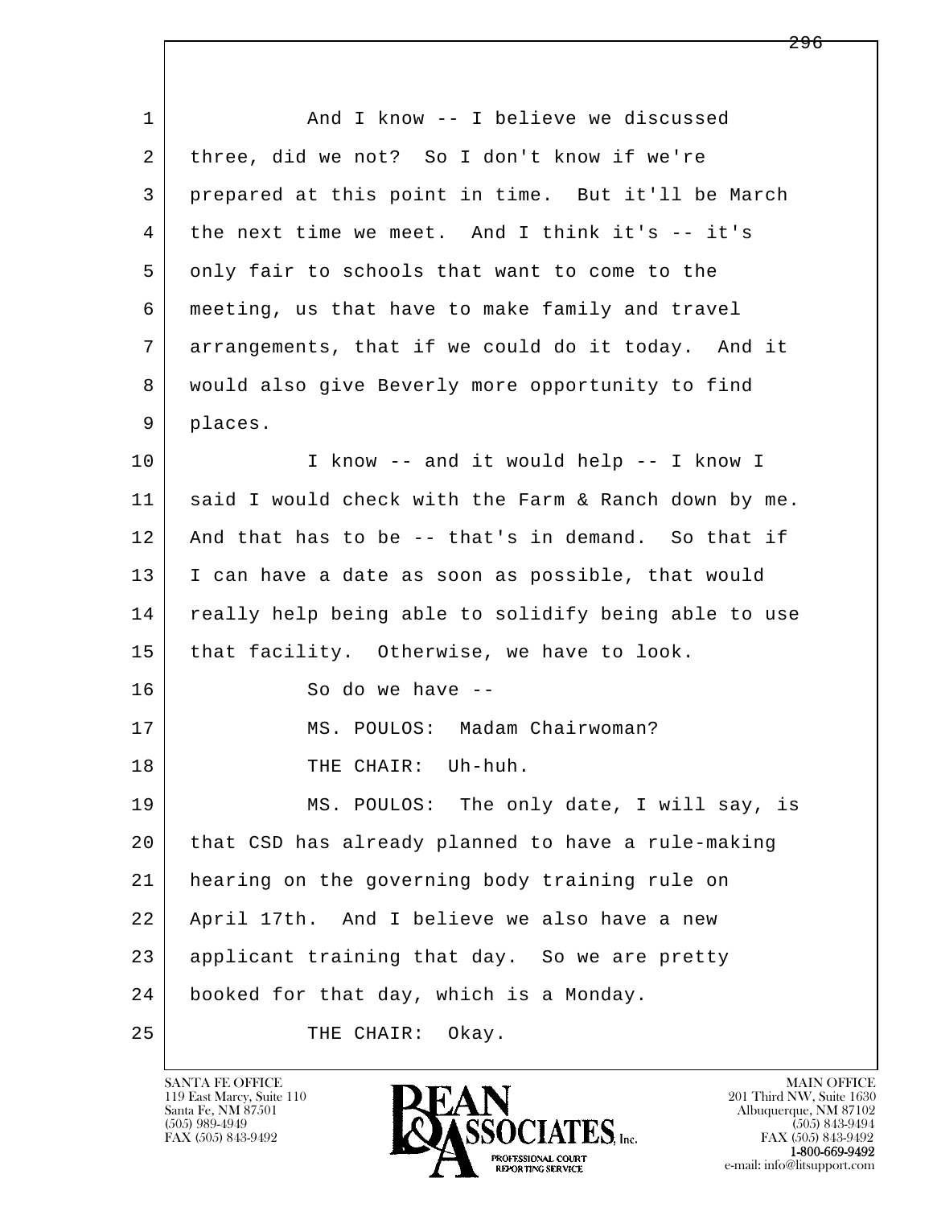1 And I know -- I believe we discussed
2 three, did we not? So I don't know if we're
3 prepared at this point in time. But it'll be March
4 the next time we meet. And I think it's -- it's
5 only fair to schools that want to come to the
6 meeting, us that have to make family and travel
7 arrangements, that if we could do it today. And it
8 would also give Beverly more opportunity to find
9 places.
10 I know -- and it would help -- I know I
11 said I would check with the Farm & Ranch down by me.
12 And that has to be -- that's in demand. So that if
13 I can have a date as soon as possible, that would
14 really help being able to solidify being able to use
15 that facility. Otherwise, we have to look.
16 So do we have --
17 MS. POULOS: Madam Chairwoman?
18 THE CHAIR: Uh-huh.
19 MS. POULOS: The only date, I will say, is
20 that CSD has already planned to have a rule-making
21 hearing on the governing body training rule on
22 April 17th. And I believe we also have a new
23 applicant training that day. So we are pretty
24 booked for that day, which is a Monday.
25 THE CHAIR: Okay.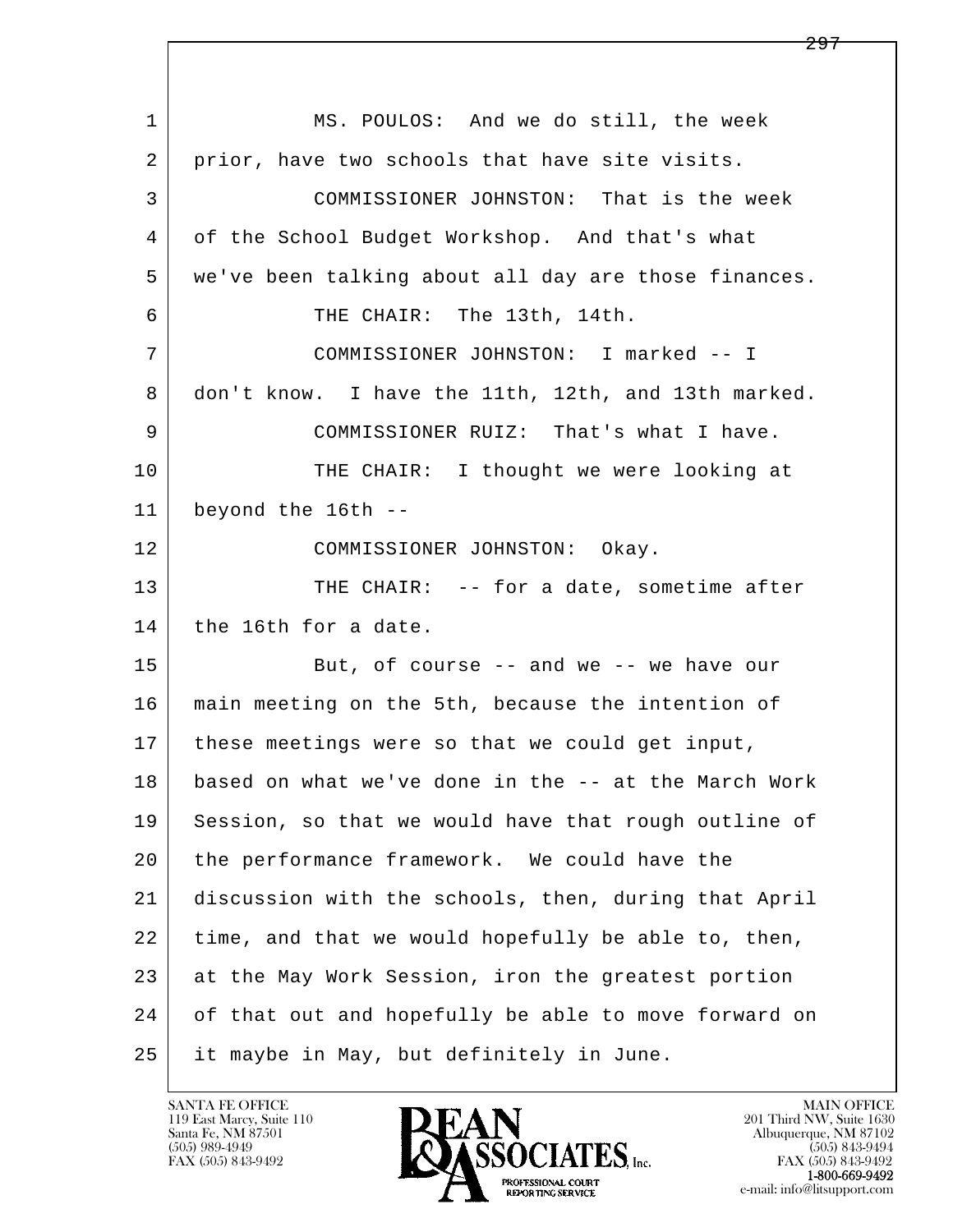1 MS. POULOS: And we do still, the week
2 prior, have two schools that have site visits.
3 COMMISSIONER JOHNSTON: That is the week
4 of the School Budget Workshop. And that's what
5 we've been talking about all day are those finances.
6 THE CHAIR: The 13th, 14th.
7 COMMISSIONER JOHNSTON: I marked -- I
8 don't know. I have the 11th, 12th, and 13th marked.
9 COMMISSIONER RUIZ: That's what I have.
10 THE CHAIR: I thought we were looking at
11 beyond the 16th --
12 COMMISSIONER JOHNSTON: Okay.
13 THE CHAIR: -- for a date, sometime after
14 the 16th for a date.
15 But, of course -- and we -- we have our
16 main meeting on the 5th, because the intention of
17 these meetings were so that we could get input,
18 based on what we've done in the -- at the March Work
19 Session, so that we would have that rough outline of
20 the performance framework. We could have the
21 discussion with the schools, then, during that April
22 time, and that we would hopefully be able to, then,
23 at the May Work Session, iron the greatest portion
24 of that out and hopefully be able to move forward on
25 it maybe in May, but definitely in June.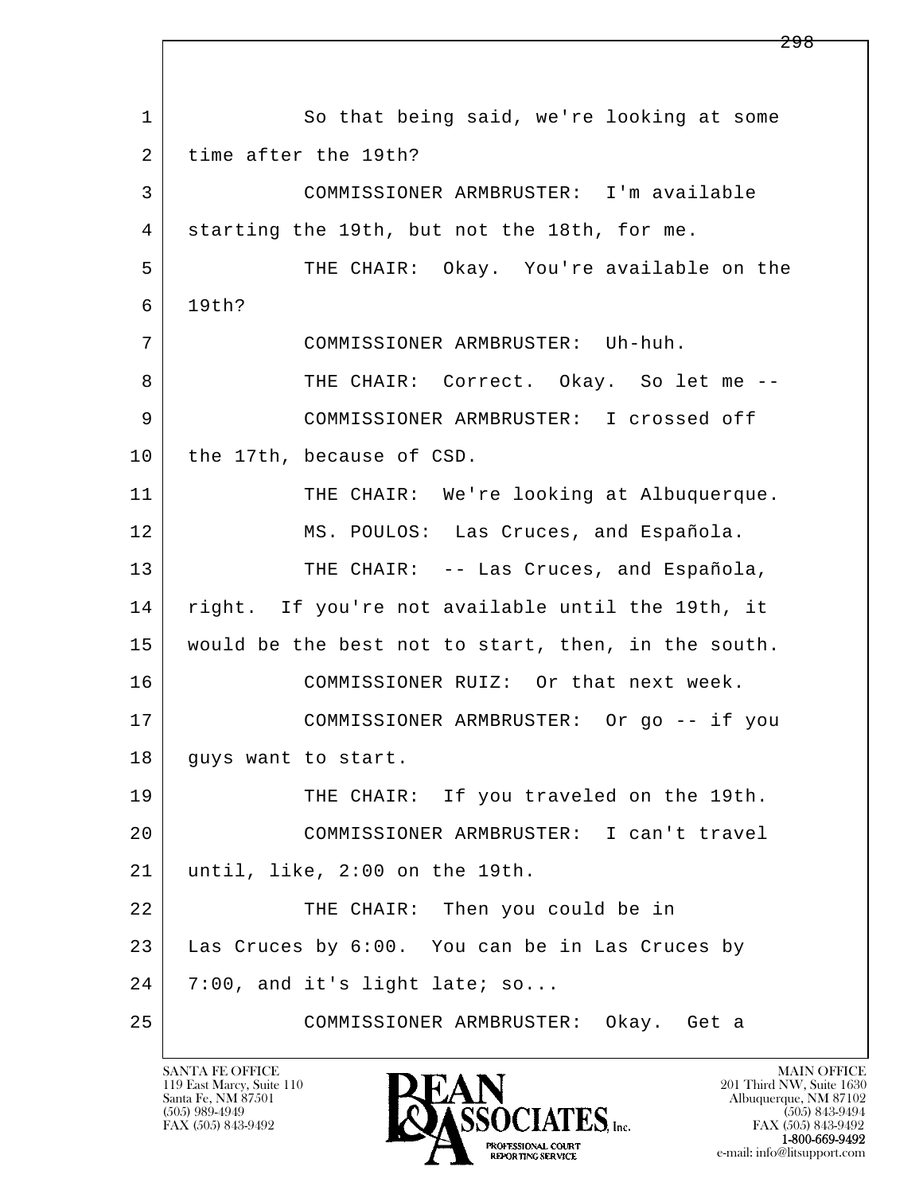1 So that being said, we're looking at some
2 time after the 19th?
3 COMMISSIONER ARMBRUSTER: I'm available
4 starting the 19th, but not the 18th, for me.
5 THE CHAIR: Okay. You're available on the
6 19th?
7 COMMISSIONER ARMBRUSTER: Uh-huh.
8 THE CHAIR: Correct. Okay. So let me --
9 COMMISSIONER ARMBRUSTER: I crossed off
10 the 17th, because of CSD.
11 THE CHAIR: We're looking at Albuquerque.
12 MS. POULOS: Las Cruces, and Española.
13 THE CHAIR: -- Las Cruces, and Española,
14 right. If you're not available until the 19th, it
15 would be the best not to start, then, in the south.
16 COMMISSIONER RUIZ: Or that next week.
17 COMMISSIONER ARMBRUSTER: Or go -- if you
18 guys want to start.
19 THE CHAIR: If you traveled on the 19th.
20 COMMISSIONER ARMBRUSTER: I can't travel
21 until, like, 2:00 on the 19th.
22 THE CHAIR: Then you could be in
23 Las Cruces by 6:00. You can be in Las Cruces by
24 7:00, and it's light late; so...
25 COMMISSIONER ARMBRUSTER: Okay. Get a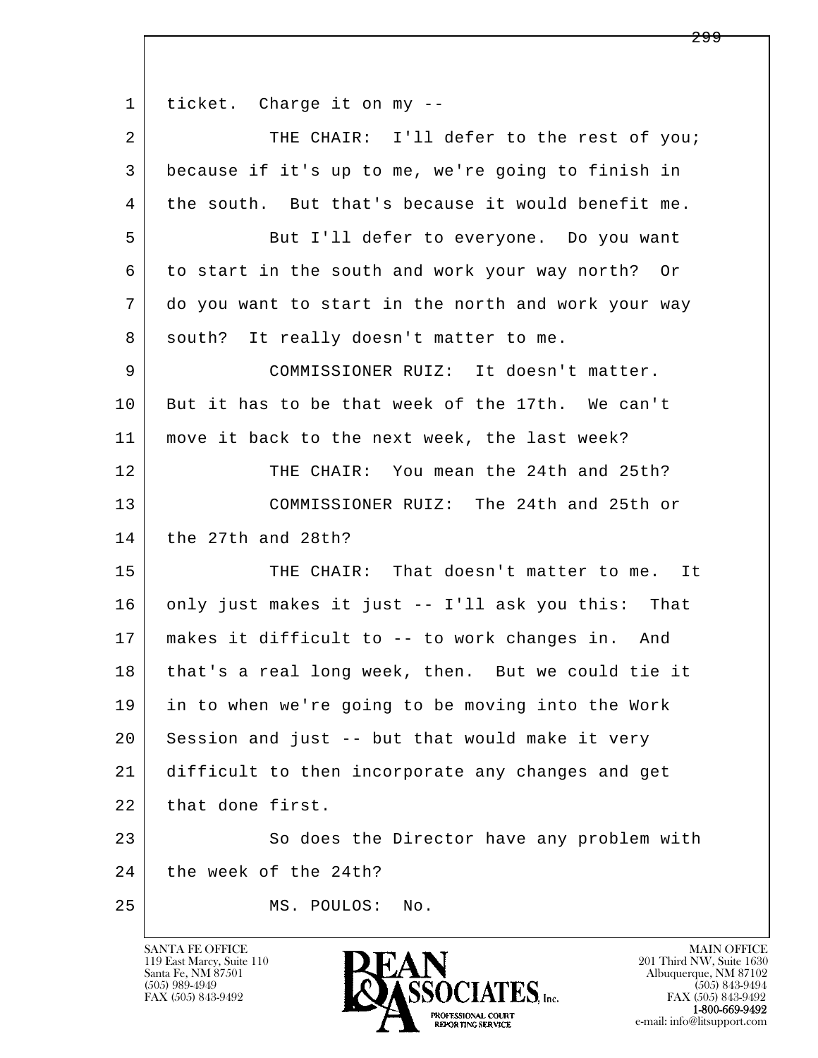1 ticket. Charge it on my --

2 THE CHAIR: I'll defer to the rest of you;

3 because if it's up to me, we're going to finish in

4 the south. But that's because it would benefit me.

5 But I'll defer to everyone. Do you want

6 to start in the south and work your way north? Or

7 do you want to start in the north and work your way

8 south? It really doesn't matter to me.

9 COMMISSIONER RUIZ: It doesn't matter.

10 But it has to be that week of the 17th. We can't

11 move it back to the next week, the last week?

12 THE CHAIR: You mean the 24th and 25th?

13 COMMISSIONER RUIZ: The 24th and 25th or

14 the 27th and 28th?

15 THE CHAIR: That doesn't matter to me. It

16 only just makes it just -- I'll ask you this: That

17 makes it difficult to -- to work changes in. And

18 that's a real long week, then. But we could tie it

19 in to when we're going to be moving into the Work

20 Session and just -- but that would make it very

21 difficult to then incorporate any changes and get

22 that done first.

23 So does the Director have any problem with

24 the week of the 24th?

25 MS. POULOS: No.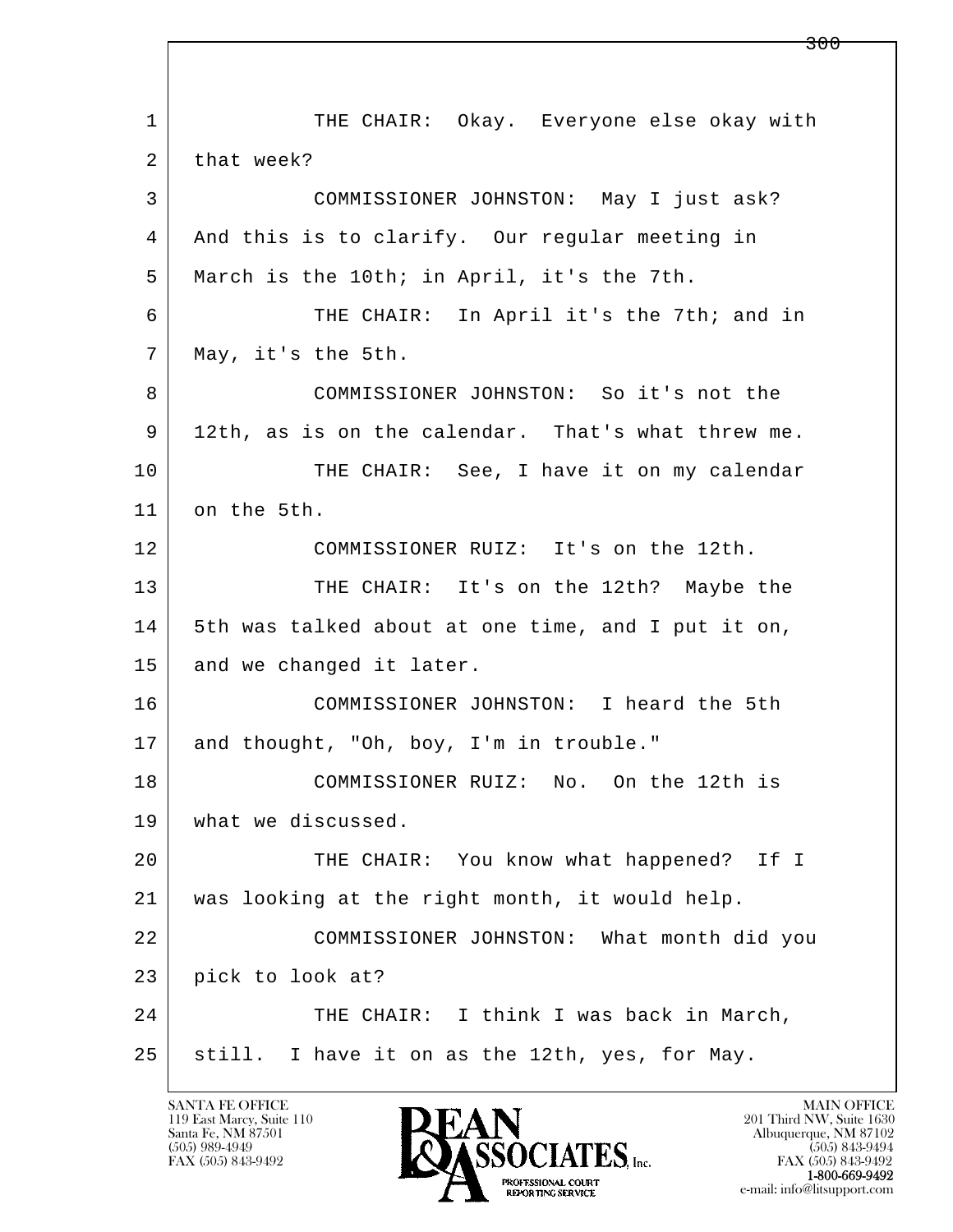1 THE CHAIR: Okay. Everyone else okay with
2 that week?
3 COMMISSIONER JOHNSTON: May I just ask?
4 And this is to clarify. Our regular meeting in
5 March is the 10th; in April, it's the 7th.
6 THE CHAIR: In April it's the 7th; and in
7 May, it's the 5th.
8 COMMISSIONER JOHNSTON: So it's not the
9 12th, as is on the calendar. That's what threw me.
10 THE CHAIR: See, I have it on my calendar
11 on the 5th.
12 COMMISSIONER RUIZ: It's on the 12th.
13 THE CHAIR: It's on the 12th? Maybe the
14 5th was talked about at one time, and I put it on,
15 and we changed it later.
16 COMMISSIONER JOHNSTON: I heard the 5th
17 and thought, "Oh, boy, I'm in trouble."
18 COMMISSIONER RUIZ: No. On the 12th is
19 what we discussed.
20 THE CHAIR: You know what happened? If I
21 was looking at the right month, it would help.
22 COMMISSIONER JOHNSTON: What month did you
23 pick to look at?
24 THE CHAIR: I think I was back in March,
25 still. I have it on as the 12th, yes, for May.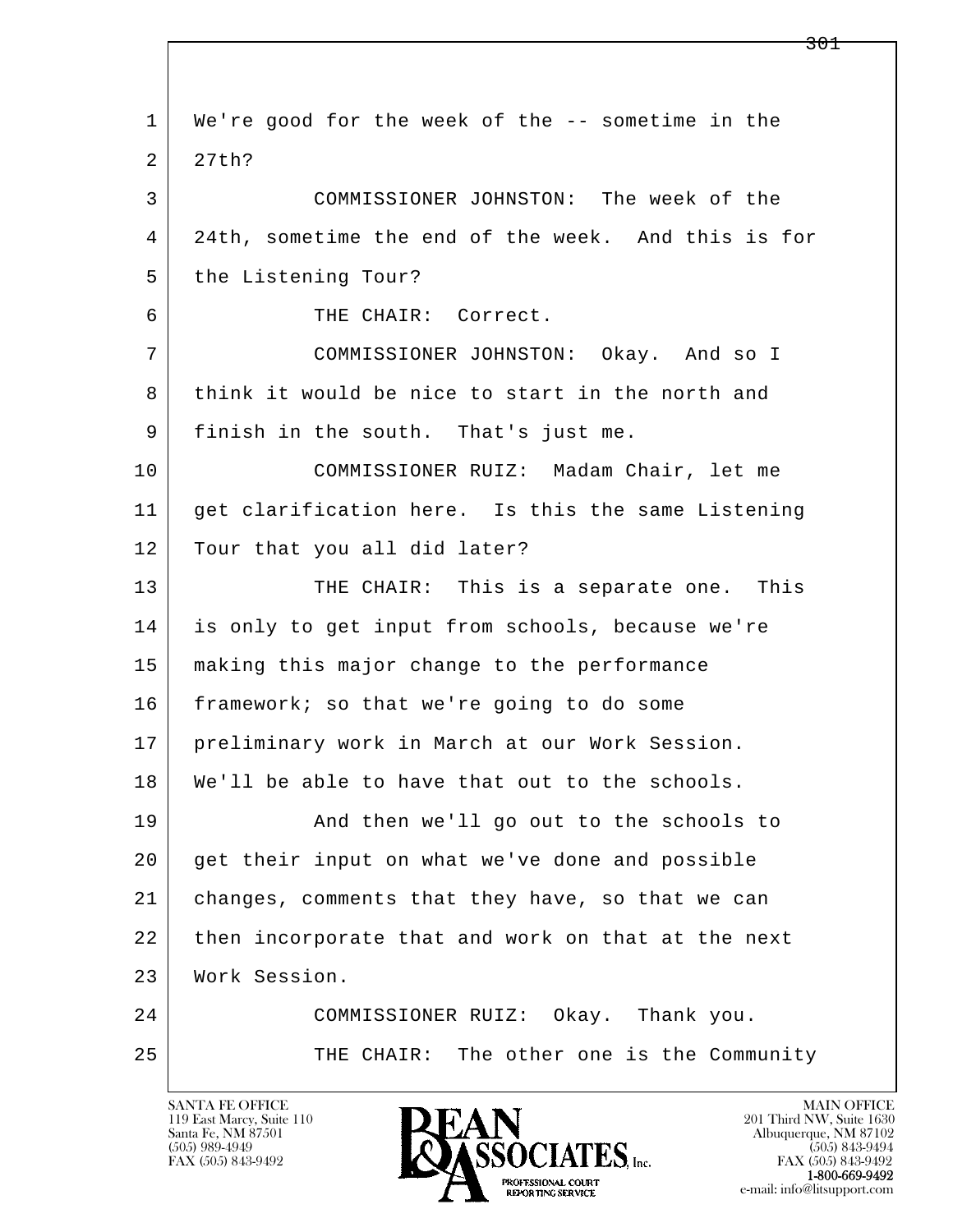1 We're good for the week of the -- sometime in the
2 27th?
3 COMMISSIONER JOHNSTON: The week of the
4 24th, sometime the end of the week. And this is for
5 the Listening Tour?
6 THE CHAIR: Correct.
7 COMMISSIONER JOHNSTON: Okay. And so I
8 think it would be nice to start in the north and
9 finish in the south. That's just me.
10 COMMISSIONER RUIZ: Madam Chair, let me
11 get clarification here. Is this the same Listening
12 Tour that you all did later?
13 THE CHAIR: This is a separate one. This
14 is only to get input from schools, because we're
15 making this major change to the performance
16 framework; so that we're going to do some
17 preliminary work in March at our Work Session.
18 We'll be able to have that out to the schools.
19 And then we'll go out to the schools to
20 get their input on what we've done and possible
21 changes, comments that they have, so that we can
22 then incorporate that and work on that at the next
23 Work Session.
24 COMMISSIONER RUIZ: Okay. Thank you.
25 THE CHAIR: The other one is the Community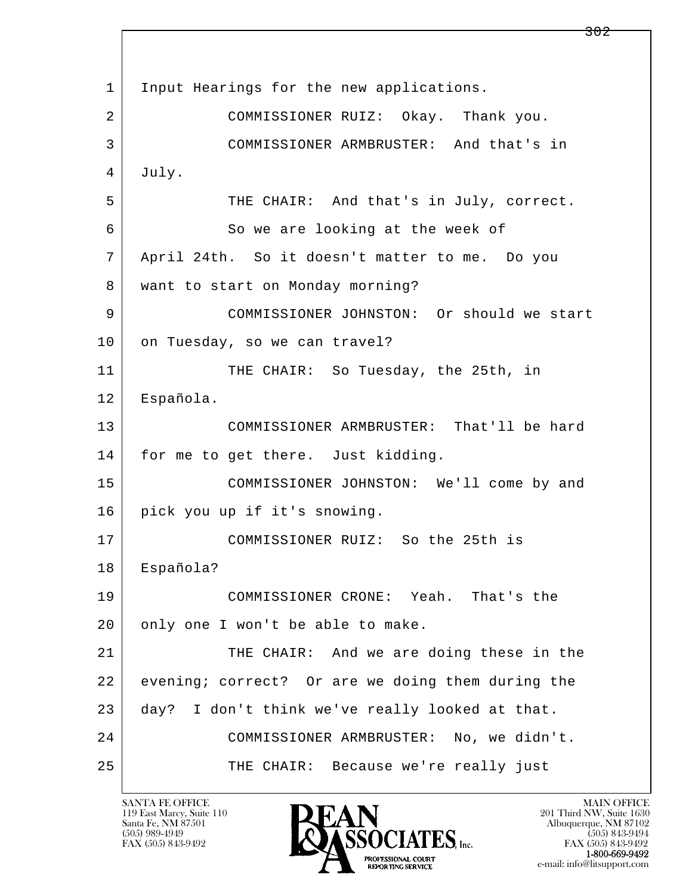1 Input Hearings for the new applications.

2 COMMISSIONER RUIZ: Okay. Thank you.

3 COMMISSIONER ARMBRUSTER: And that's in

4 July.

5 THE CHAIR: And that's in July, correct.

6 So we are looking at the week of

7 April 24th. So it doesn't matter to me. Do you

8 want to start on Monday morning?

9 COMMISSIONER JOHNSTON: Or should we start

10 on Tuesday, so we can travel?

11 THE CHAIR: So Tuesday, the 25th, in

12 Española.

13 COMMISSIONER ARMBRUSTER: That'll be hard

14 for me to get there. Just kidding.

15 COMMISSIONER JOHNSTON: We'll come by and

16 pick you up if it's snowing.

17 COMMISSIONER RUIZ: So the 25th is

18 Española?

19 COMMISSIONER CRONE: Yeah. That's the

20 only one I won't be able to make.

21 THE CHAIR: And we are doing these in the

22 evening; correct? Or are we doing them during the

23 day? I don't think we've really looked at that.

24 COMMISSIONER ARMBRUSTER: No, we didn't.

25 THE CHAIR: Because we're really just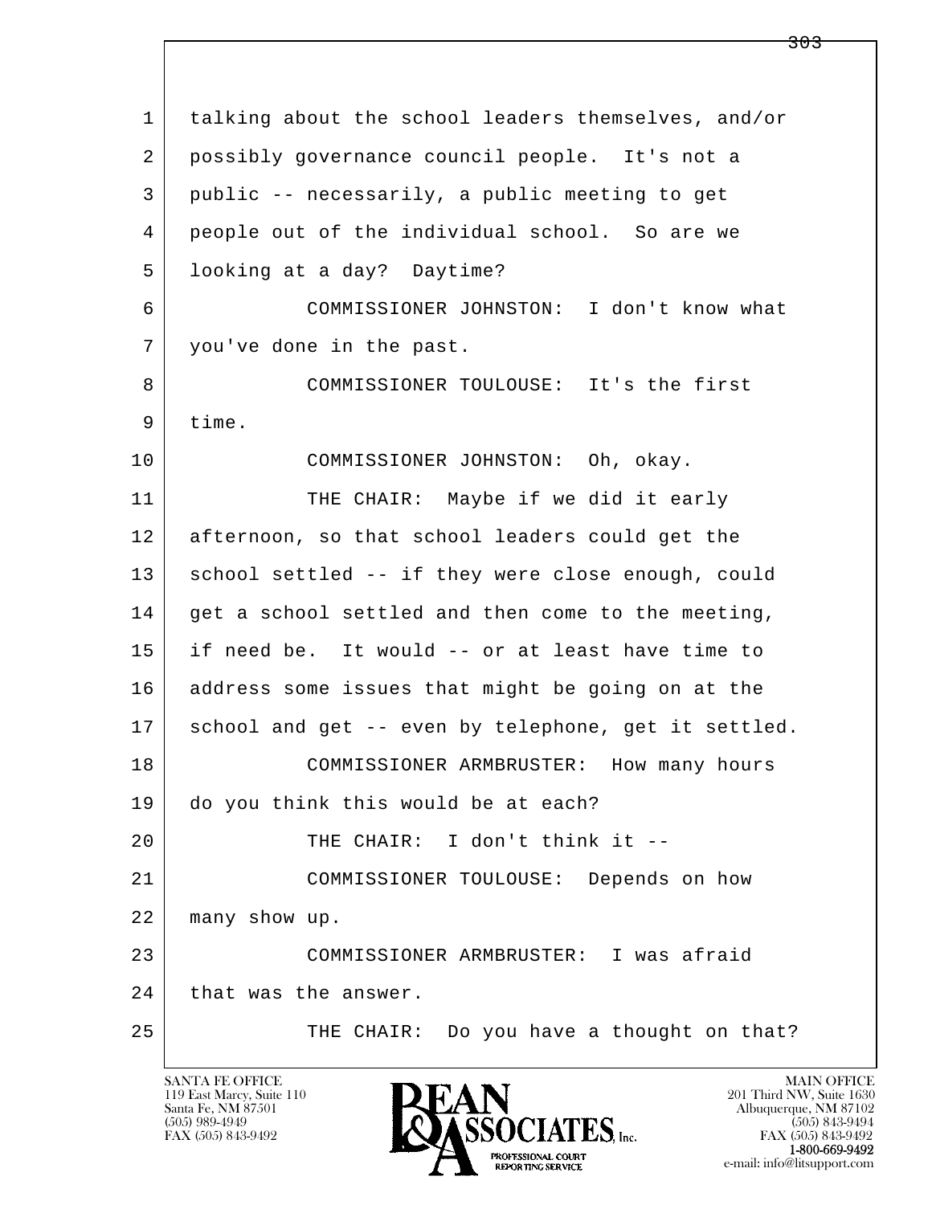1 talking about the school leaders themselves, and/or
2 possibly governance council people. It's not a
3 public -- necessarily, a public meeting to get
4 people out of the individual school. So are we
5 looking at a day? Daytime?

6 COMMISSIONER JOHNSTON: I don't know what
7 you've done in the past.

8 COMMISSIONER TOULOUSE: It's the first
9 time.

10 COMMISSIONER JOHNSTON: Oh, okay.

11 THE CHAIR: Maybe if we did it early
12 afternoon, so that school leaders could get the
13 school settled -- if they were close enough, could
14 get a school settled and then come to the meeting,
15 if need be. It would -- or at least have time to
16 address some issues that might be going on at the
17 school and get -- even by telephone, get it settled.

18 COMMISSIONER ARMBRUSTER: How many hours
19 do you think this would be at each?

20 THE CHAIR: I don't think it --

21 COMMISSIONER TOULOUSE: Depends on how
22 many show up.

23 COMMISSIONER ARMBRUSTER: I was afraid
24 that was the answer.

25 THE CHAIR: Do you have a thought on that?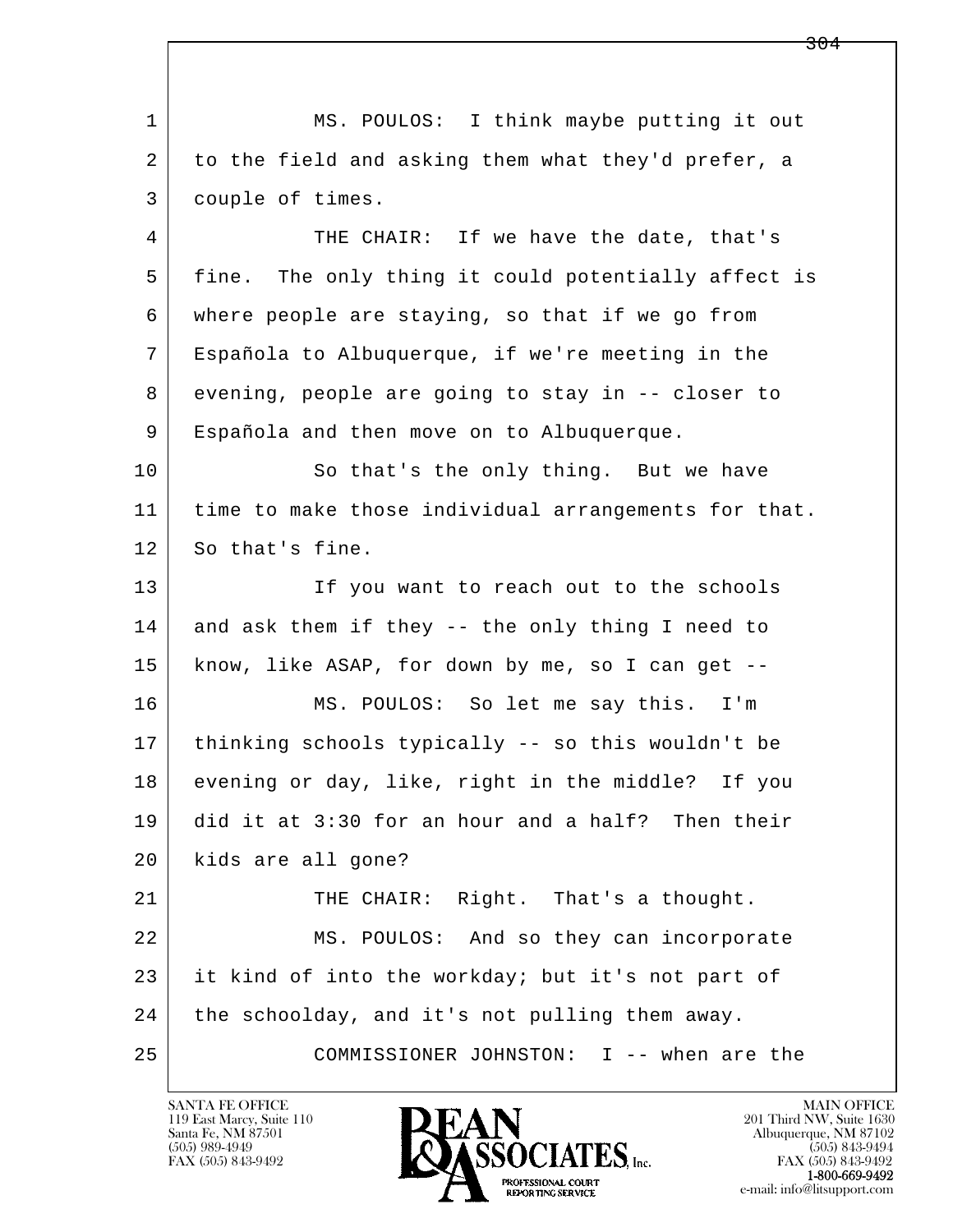MS. POULOS: I think maybe putting it out to the field and asking them what they'd prefer, a couple of times.

THE CHAIR: If we have the date, that's fine. The only thing it could potentially affect is where people are staying, so that if we go from Española to Albuquerque, if we're meeting in the evening, people are going to stay in -- closer to Española and then move on to Albuquerque.

So that's the only thing. But we have time to make those individual arrangements for that. So that's fine.

If you want to reach out to the schools and ask them if they -- the only thing I need to know, like ASAP, for down by me, so I can get --

MS. POULOS: So let me say this. I'm thinking schools typically -- so this wouldn't be evening or day, like, right in the middle? If you did it at 3:30 for an hour and a half? Then their kids are all gone?

THE CHAIR: Right. That's a thought.

MS. POULOS: And so they can incorporate it kind of into the workday; but it's not part of the schoolday, and it's not pulling them away.

COMMISSIONER JOHNSTON: I -- when are the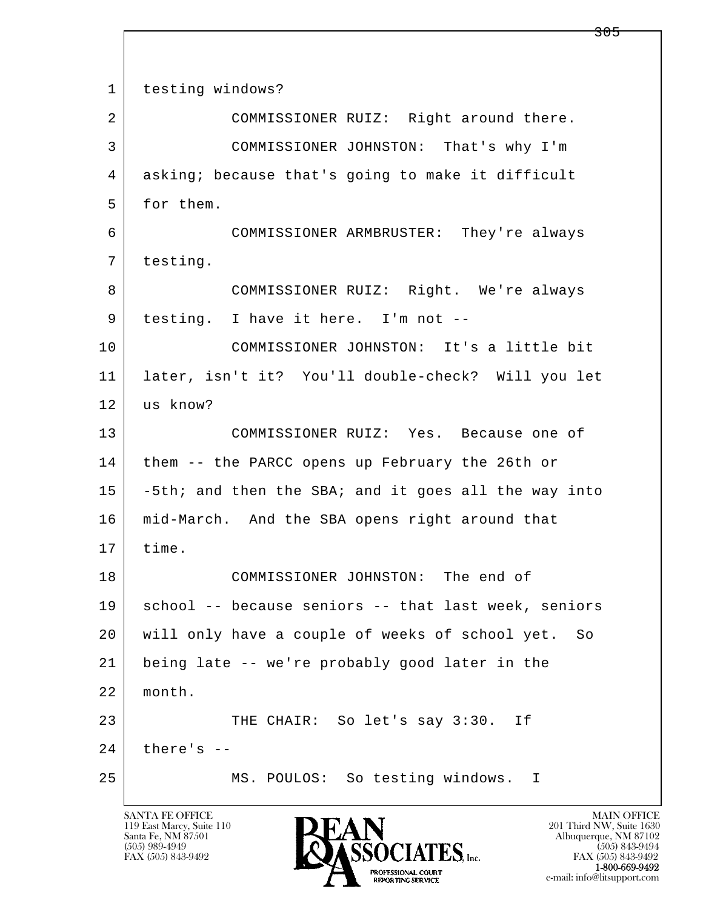testing windows?

COMMISSIONER RUIZ: Right around there.

COMMISSIONER JOHNSTON: That's why I'm asking; because that's going to make it difficult for them.

COMMISSIONER ARMBRUSTER: They're always testing.

COMMISSIONER RUIZ: Right. We're always testing. I have it here. I'm not --

COMMISSIONER JOHNSTON: It's a little bit later, isn't it? You'll double-check? Will you let us know?

COMMISSIONER RUIZ: Yes. Because one of them -- the PARCC opens up February the 26th or -5th; and then the SBA; and it goes all the way into mid-March. And the SBA opens right around that time.

COMMISSIONER JOHNSTON: The end of school -- because seniors -- that last week, seniors will only have a couple of weeks of school yet. So being late -- we're probably good later in the month.

THE CHAIR: So let's say 3:30. If there's --

MS. POULOS: So testing windows. I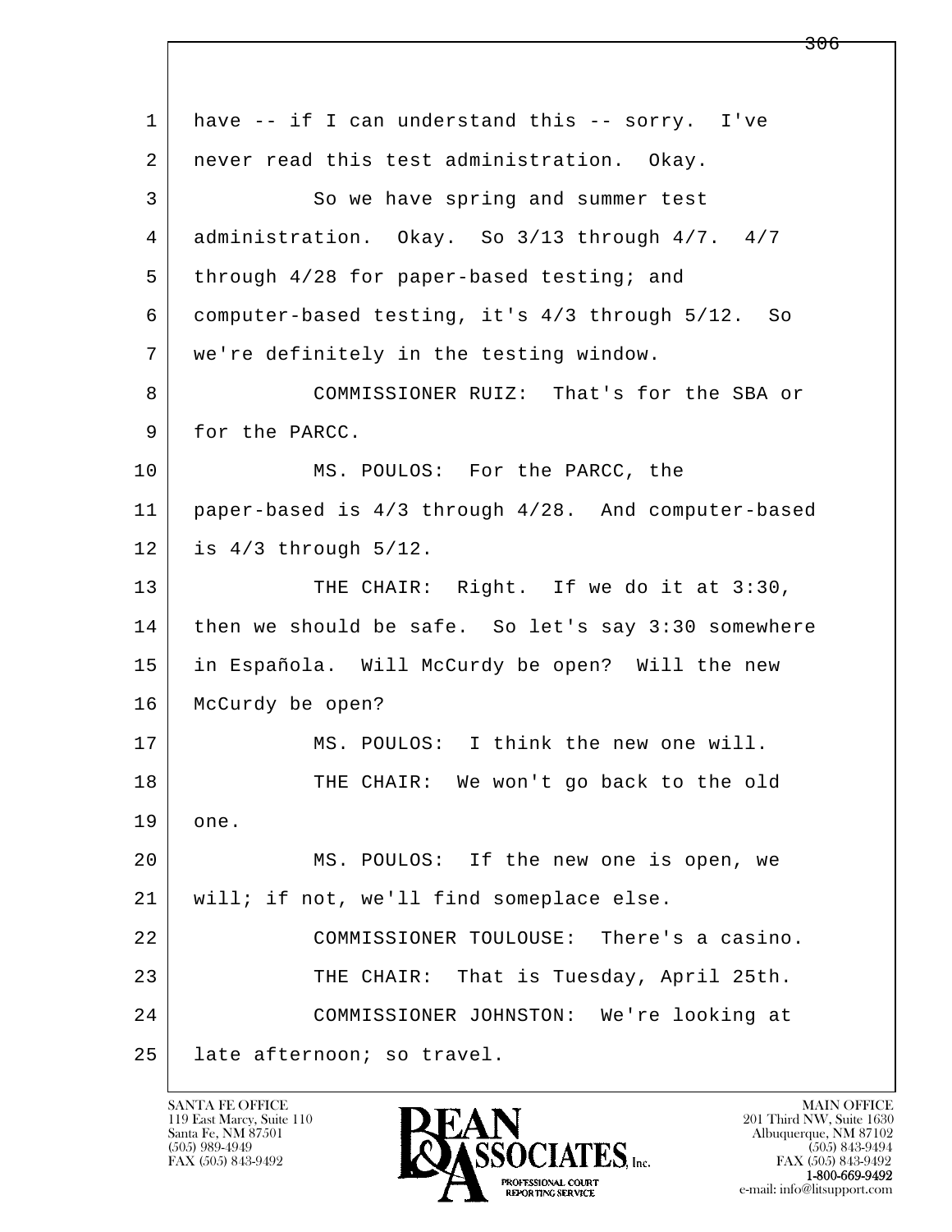have -- if I can understand this -- sorry. I've never read this test administration. Okay.

So we have spring and summer test administration. Okay. So 3/13 through 4/7. 4/7 through 4/28 for paper-based testing; and computer-based testing, it's 4/3 through 5/12. So we're definitely in the testing window.

COMMISSIONER RUIZ: That's for the SBA or for the PARCC.

MS. POULOS: For the PARCC, the paper-based is 4/3 through 4/28. And computer-based is 4/3 through 5/12.

THE CHAIR: Right. If we do it at 3:30, then we should be safe. So let's say 3:30 somewhere in Española. Will McCurdy be open? Will the new McCurdy be open?

MS. POULOS: I think the new one will.

THE CHAIR: We won't go back to the old one.

MS. POULOS: If the new one is open, we will; if not, we'll find someplace else.

COMMISSIONER TOULOUSE: There's a casino.

THE CHAIR: That is Tuesday, April 25th.

COMMISSIONER JOHNSTON: We're looking at late afternoon; so travel.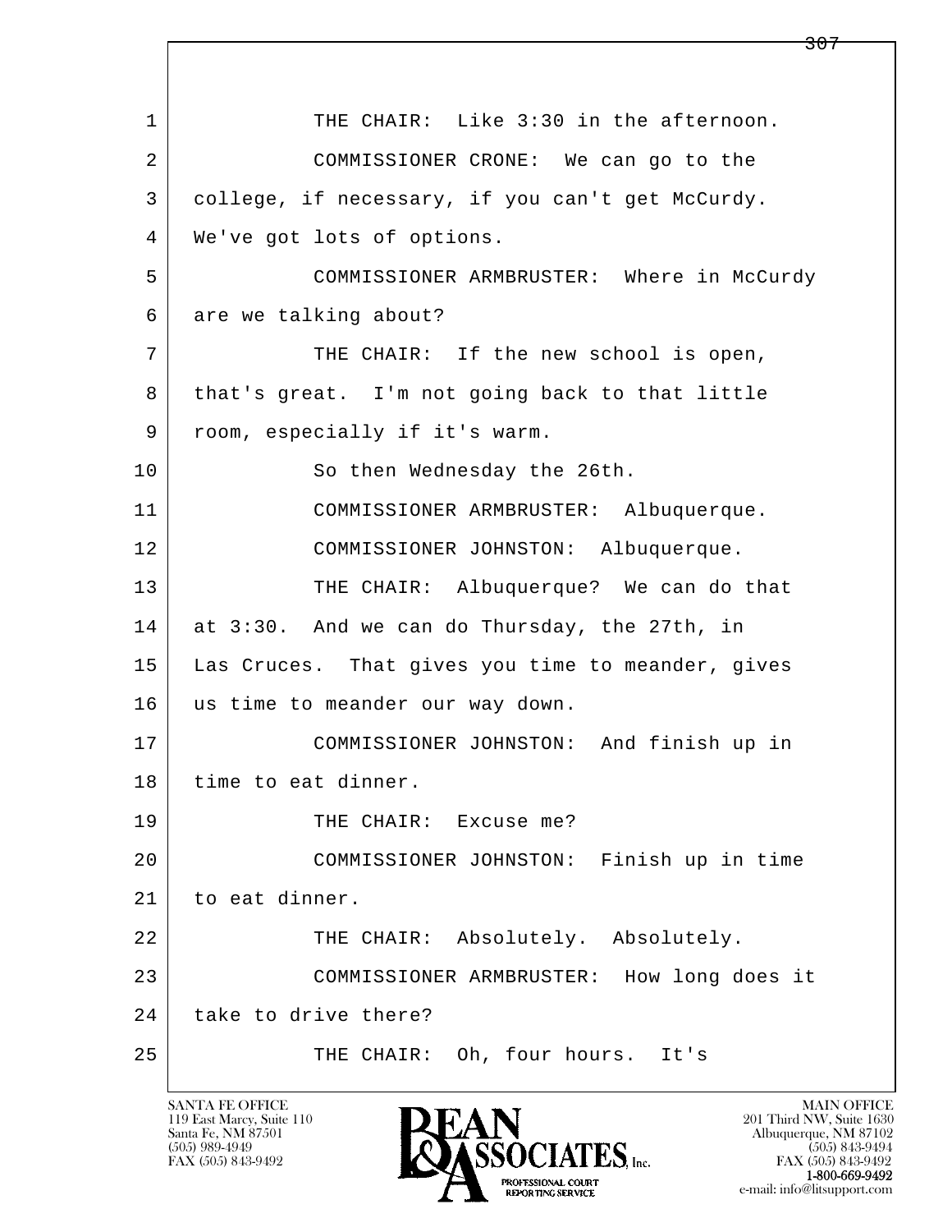THE CHAIR: Like 3:30 in the afternoon.

COMMISSIONER CRONE: We can go to the college, if necessary, if you can't get McCurdy. We've got lots of options.

COMMISSIONER ARMBRUSTER: Where in McCurdy are we talking about?

THE CHAIR: If the new school is open, that's great. I'm not going back to that little room, especially if it's warm.

So then Wednesday the 26th.

COMMISSIONER ARMBRUSTER: Albuquerque.

COMMISSIONER JOHNSTON: Albuquerque.

THE CHAIR: Albuquerque? We can do that at 3:30. And we can do Thursday, the 27th, in Las Cruces. That gives you time to meander, gives us time to meander our way down.

COMMISSIONER JOHNSTON: And finish up in time to eat dinner.

THE CHAIR: Excuse me?

COMMISSIONER JOHNSTON: Finish up in time to eat dinner.

THE CHAIR: Absolutely. Absolutely.

COMMISSIONER ARMBRUSTER: How long does it take to drive there?

THE CHAIR: Oh, four hours. It's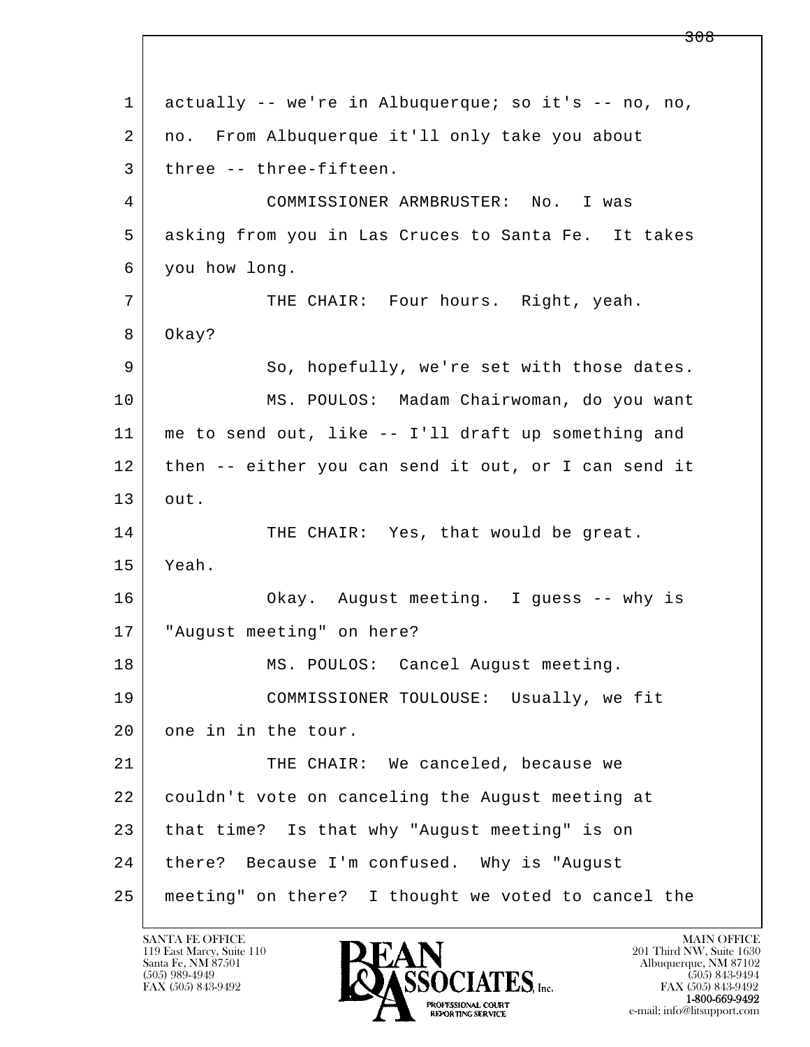actually -- we're in Albuquerque; so it's -- no, no, no. From Albuquerque it'll only take you about three -- three-fifteen.

COMMISSIONER ARMBRUSTER: No. I was asking from you in Las Cruces to Santa Fe. It takes you how long.

THE CHAIR: Four hours. Right, yeah. Okay?

So, hopefully, we're set with those dates.

MS. POULOS: Madam Chairwoman, do you want me to send out, like -- I'll draft up something and then -- either you can send it out, or I can send it out.

THE CHAIR: Yes, that would be great. Yeah.

Okay. August meeting. I guess -- why is "August meeting" on here?

MS. POULOS: Cancel August meeting.

COMMISSIONER TOULOUSE: Usually, we fit one in in the tour.

THE CHAIR: We canceled, because we couldn't vote on canceling the August meeting at that time? Is that why "August meeting" is on there? Because I'm confused. Why is "August meeting" on there? I thought we voted to cancel the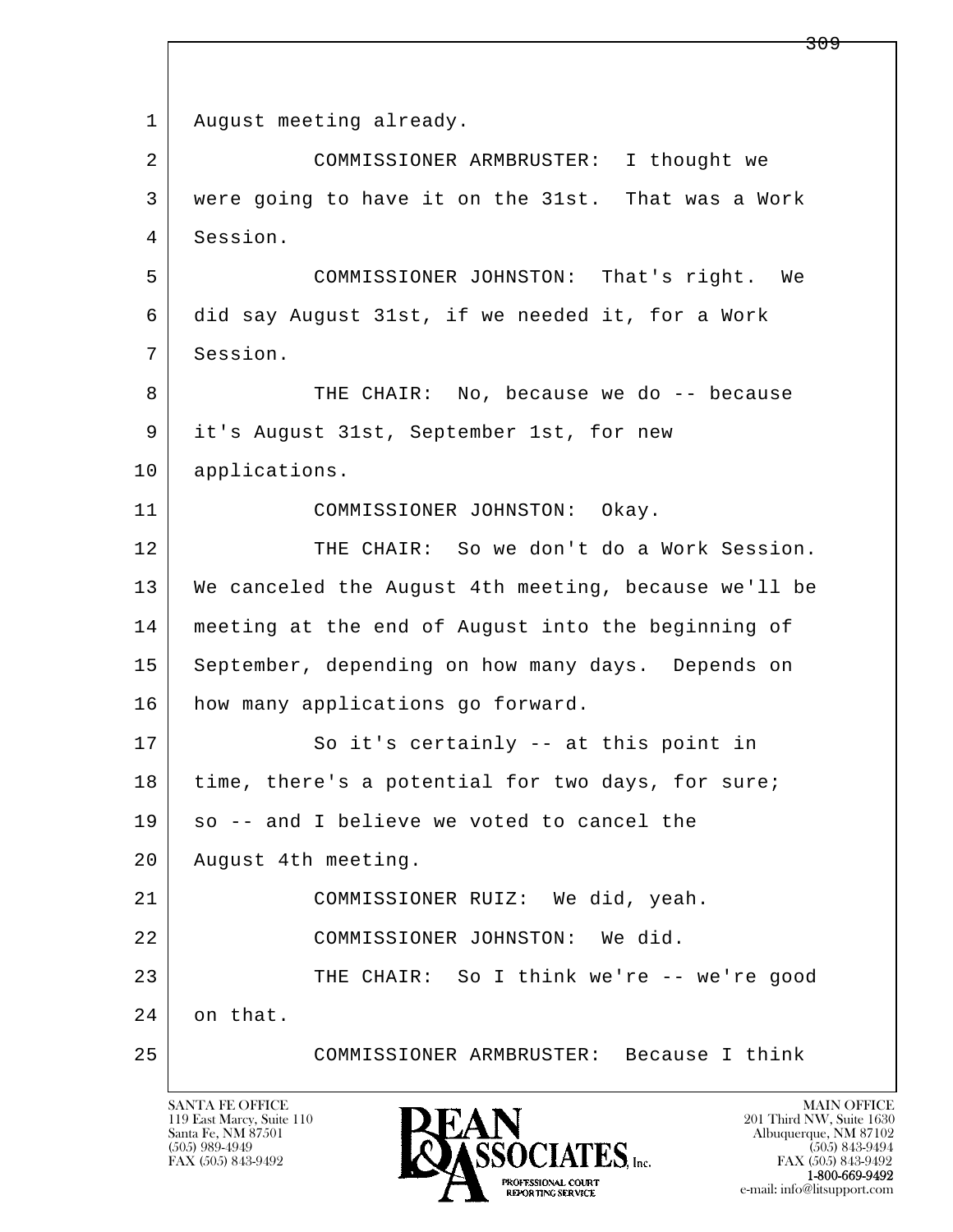1 August meeting already.

2 COMMISSIONER ARMBRUSTER: I thought we

3 were going to have it on the 31st. That was a Work

4 Session.

5 COMMISSIONER JOHNSTON: That's right. We

6 did say August 31st, if we needed it, for a Work

7 Session.

8 THE CHAIR: No, because we do -- because

9 it's August 31st, September 1st, for new

10 applications.

11 COMMISSIONER JOHNSTON: Okay.

12 THE CHAIR: So we don't do a Work Session.

13 We canceled the August 4th meeting, because we'll be

14 meeting at the end of August into the beginning of

15 September, depending on how many days. Depends on

16 how many applications go forward.

17 So it's certainly -- at this point in

18 time, there's a potential for two days, for sure;

19 so -- and I believe we voted to cancel the

20 August 4th meeting.

21 COMMISSIONER RUIZ: We did, yeah.

22 COMMISSIONER JOHNSTON: We did.

23 THE CHAIR: So I think we're -- we're good

24 on that.

25 COMMISSIONER ARMBRUSTER: Because I think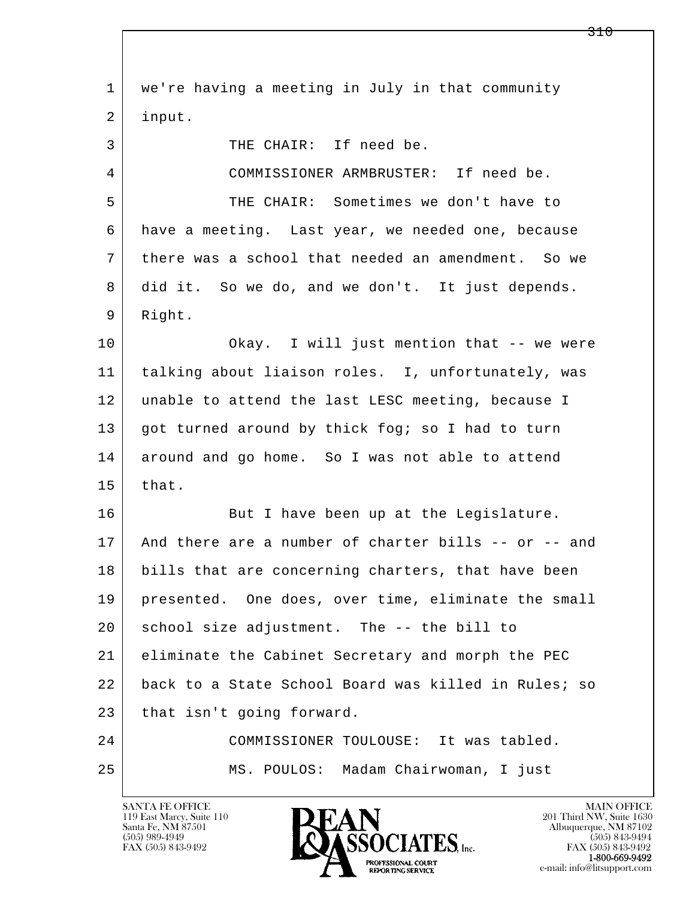1 we're having a meeting in July in that community
2 input.

3 THE CHAIR: If need be.

4 COMMISSIONER ARMBRUSTER: If need be.

5 THE CHAIR: Sometimes we don't have to
6 have a meeting. Last year, we needed one, because
7 there was a school that needed an amendment. So we
8 did it. So we do, and we don't. It just depends.
9 Right.

10 Okay. I will just mention that -- we were
11 talking about liaison roles. I, unfortunately, was
12 unable to attend the last LESC meeting, because I
13 got turned around by thick fog; so I had to turn
14 around and go home. So I was not able to attend
15 that.

16 But I have been up at the Legislature.
17 And there are a number of charter bills -- or -- and
18 bills that are concerning charters, that have been
19 presented. One does, over time, eliminate the small
20 school size adjustment. The -- the bill to
21 eliminate the Cabinet Secretary and morph the PEC
22 back to a State School Board was killed in Rules; so
23 that isn't going forward.

24 COMMISSIONER TOULOUSE: It was tabled.

25 MS. POULOS: Madam Chairwoman, I just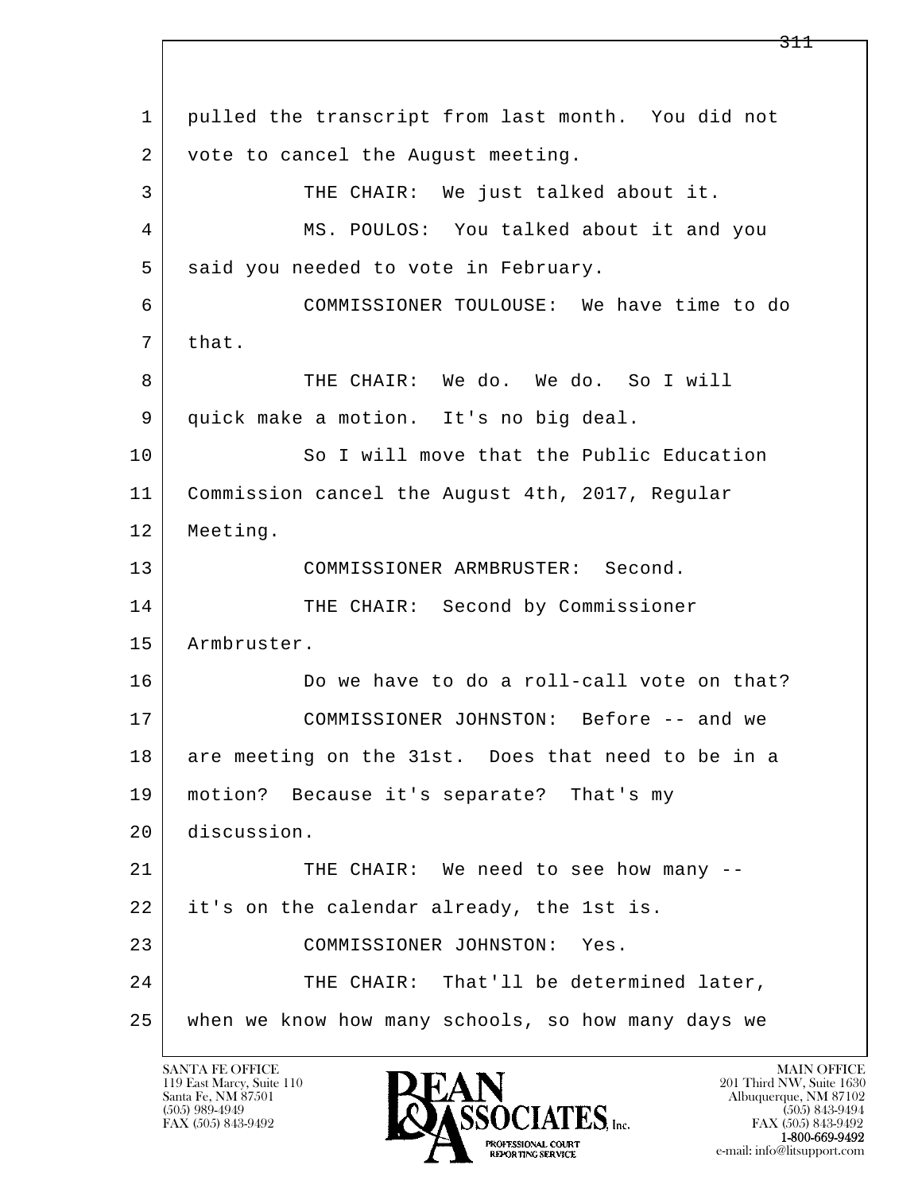1 pulled the transcript from last month. You did not
2 vote to cancel the August meeting.
3 THE CHAIR: We just talked about it.
4 MS. POULOS: You talked about it and you
5 said you needed to vote in February.
6 COMMISSIONER TOULOUSE: We have time to do
7 that.
8 THE CHAIR: We do. We do. So I will
9 quick make a motion. It's no big deal.
10 So I will move that the Public Education
11 Commission cancel the August 4th, 2017, Regular
12 Meeting.
13 COMMISSIONER ARMBRUSTER: Second.
14 THE CHAIR: Second by Commissioner
15 Armbruster.
16 Do we have to do a roll-call vote on that?
17 COMMISSIONER JOHNSTON: Before -- and we
18 are meeting on the 31st. Does that need to be in a
19 motion? Because it's separate? That's my
20 discussion.
21 THE CHAIR: We need to see how many --
22 it's on the calendar already, the 1st is.
23 COMMISSIONER JOHNSTON: Yes.
24 THE CHAIR: That'll be determined later,
25 when we know how many schools, so how many days we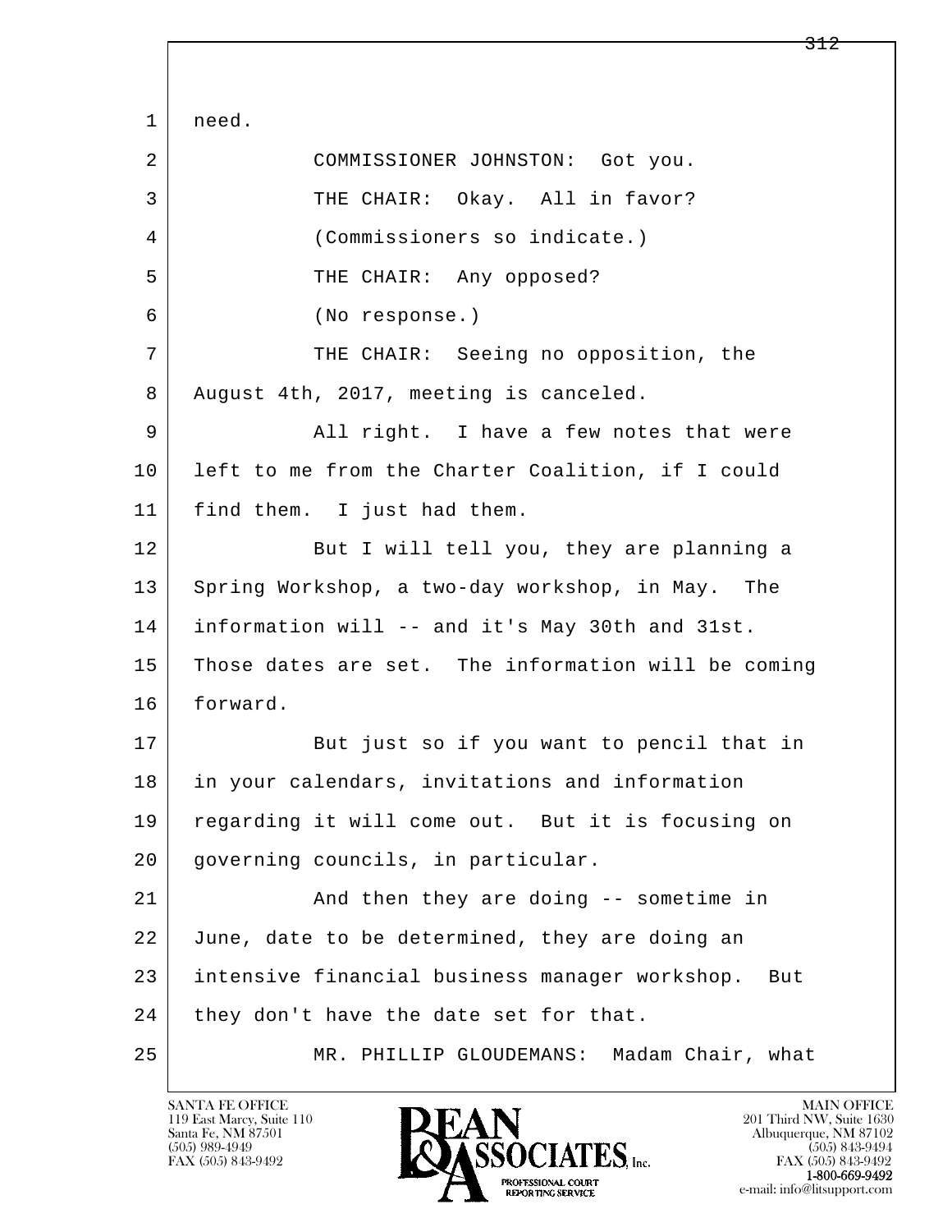need.

COMMISSIONER JOHNSTON: Got you.

THE CHAIR: Okay. All in favor?

(Commissioners so indicate.)

THE CHAIR: Any opposed?

(No response.)

THE CHAIR: Seeing no opposition, the August 4th, 2017, meeting is canceled.

All right. I have a few notes that were left to me from the Charter Coalition, if I could find them. I just had them.

But I will tell you, they are planning a Spring Workshop, a two-day workshop, in May. The information will -- and it's May 30th and 31st. Those dates are set. The information will be coming forward.

But just so if you want to pencil that in in your calendars, invitations and information regarding it will come out. But it is focusing on governing councils, in particular.

And then they are doing -- sometime in June, date to be determined, they are doing an intensive financial business manager workshop. But they don't have the date set for that.

MR. PHILLIP GLOUDEMANS: Madam Chair, what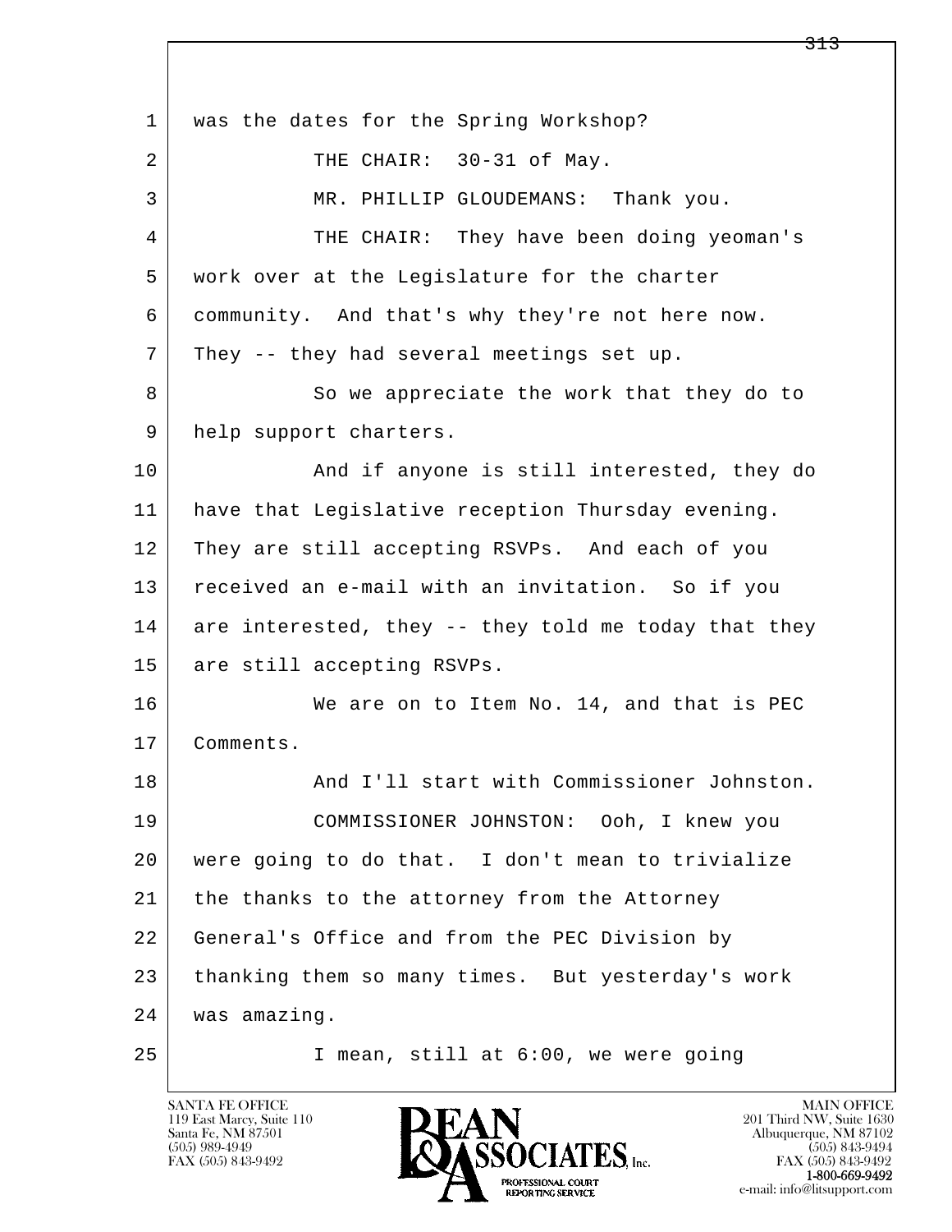1 was the dates for the Spring Workshop?

2 THE CHAIR: 30-31 of May.

3 MR. PHILLIP GLOUDEMANS: Thank you.

4 THE CHAIR: They have been doing yeoman's

5 work over at the Legislature for the charter

6 community. And that's why they're not here now.

7 They -- they had several meetings set up.

8 So we appreciate the work that they do to

9 help support charters.

10 And if anyone is still interested, they do

11 have that Legislative reception Thursday evening.

12 They are still accepting RSVPs. And each of you

13 received an e-mail with an invitation. So if you

14 are interested, they -- they told me today that they

15 are still accepting RSVPs.

16 We are on to Item No. 14, and that is PEC

17 Comments.

18 And I'll start with Commissioner Johnston.

19 COMMISSIONER JOHNSTON: Ooh, I knew you

20 were going to do that. I don't mean to trivialize

21 the thanks to the attorney from the Attorney

22 General's Office and from the PEC Division by

23 thanking them so many times. But yesterday's work

24 was amazing.

25 I mean, still at 6:00, we were going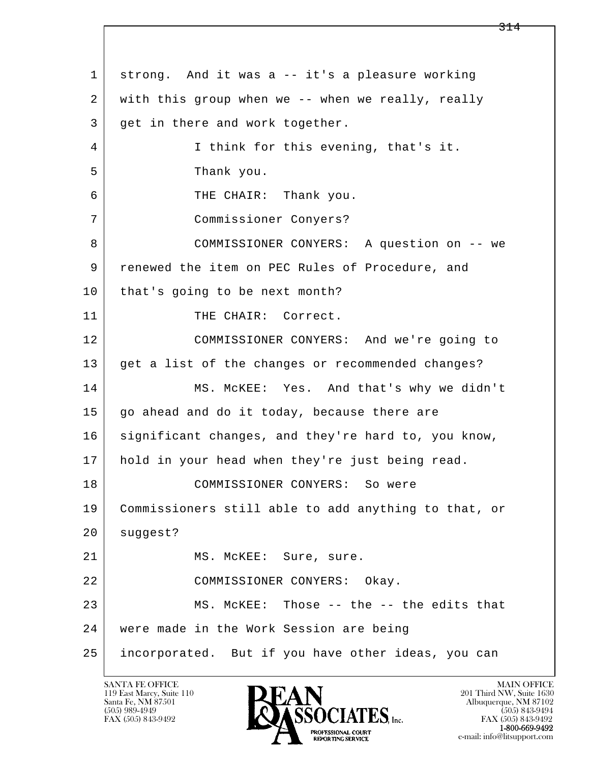strong. And it was a -- it's a pleasure working with this group when we -- when we really, really get in there and work together.

I think for this evening, that's it.

Thank you.

THE CHAIR: Thank you.

Commissioner Conyers?

COMMISSIONER CONYERS: A question on -- we renewed the item on PEC Rules of Procedure, and that's going to be next month?

THE CHAIR: Correct.

COMMISSIONER CONYERS: And we're going to get a list of the changes or recommended changes?

MS. McKEE: Yes. And that's why we didn't go ahead and do it today, because there are significant changes, and they're hard to, you know, hold in your head when they're just being read.

COMMISSIONER CONYERS: So were Commissioners still able to add anything to that, or suggest?

MS. McKEE: Sure, sure.

COMMISSIONER CONYERS: Okay.

MS. McKEE: Those -- the -- the edits that were made in the Work Session are being incorporated. But if you have other ideas, you can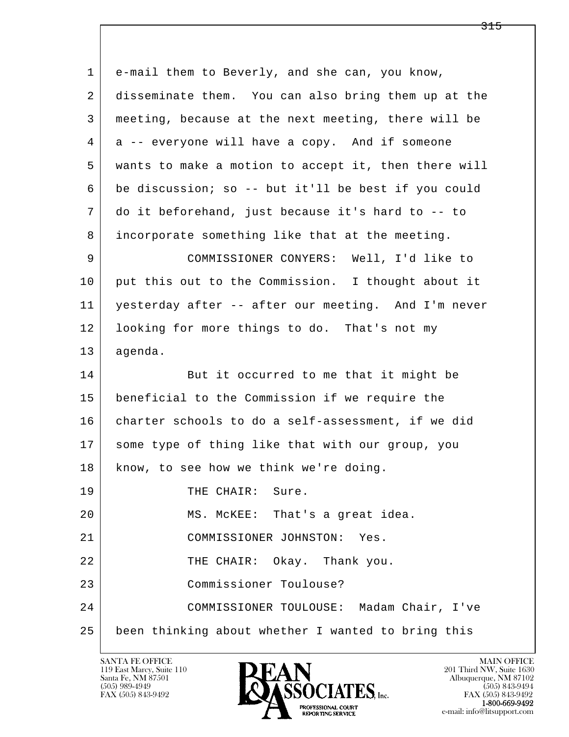e-mail them to Beverly, and she can, you know, disseminate them. You can also bring them up at the meeting, because at the next meeting, there will be a -- everyone will have a copy. And if someone wants to make a motion to accept it, then there will be discussion; so -- but it'll be best if you could do it beforehand, just because it's hard to -- to incorporate something like that at the meeting.

COMMISSIONER CONYERS: Well, I'd like to put this out to the Commission. I thought about it yesterday after -- after our meeting. And I'm never looking for more things to do. That's not my agenda.

But it occurred to me that it might be beneficial to the Commission if we require the charter schools to do a self-assessment, if we did some type of thing like that with our group, you know, to see how we think we're doing.

THE CHAIR: Sure.

MS. McKEE: That's a great idea.

COMMISSIONER JOHNSTON: Yes.

THE CHAIR: Okay. Thank you.

Commissioner Toulouse?

COMMISSIONER TOULOUSE: Madam Chair, I've been thinking about whether I wanted to bring this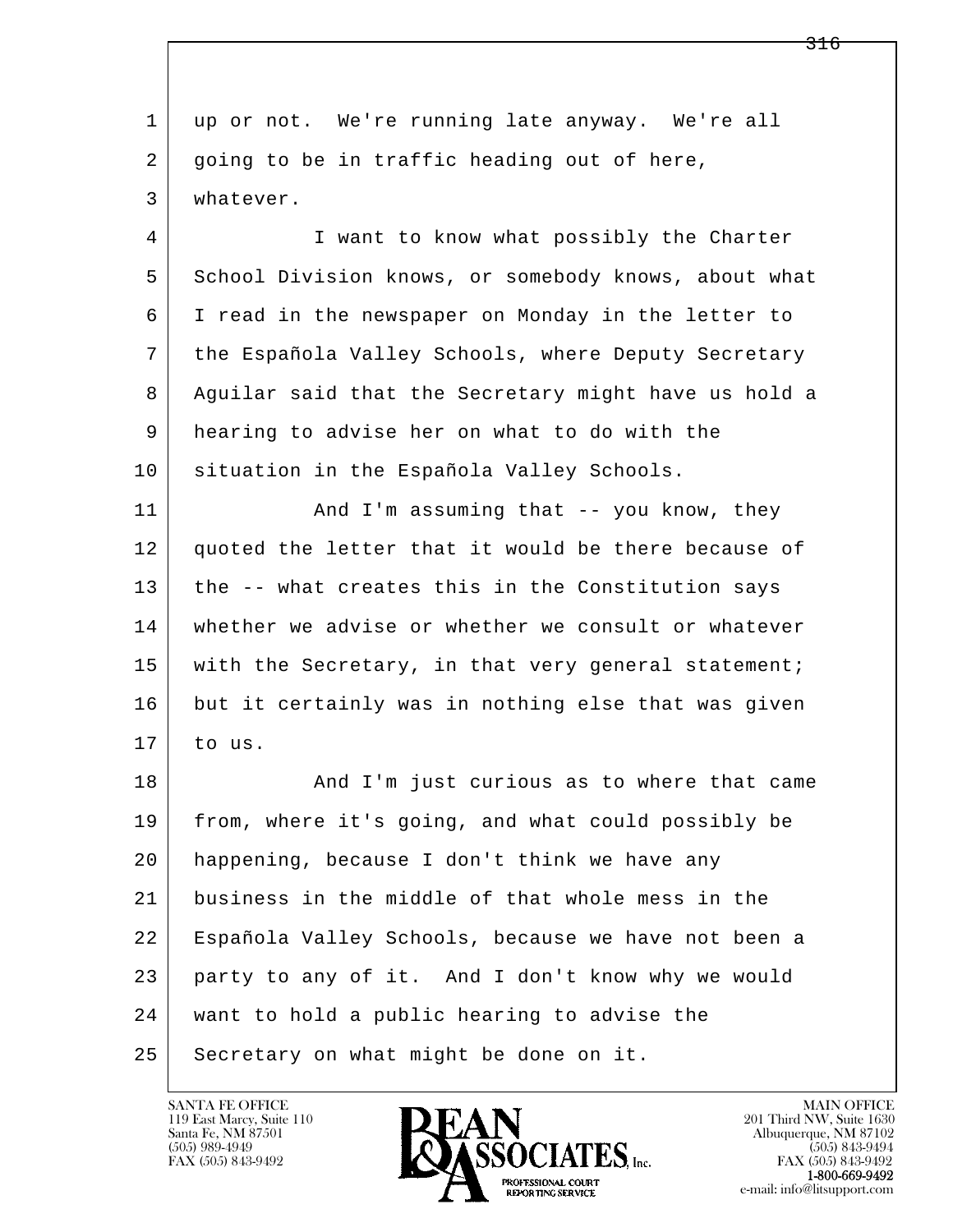1 up or not. We're running late anyway. We're all
2 going to be in traffic heading out of here,
3 whatever.

4 I want to know what possibly the Charter
5 School Division knows, or somebody knows, about what
6 I read in the newspaper on Monday in the letter to
7 the Española Valley Schools, where Deputy Secretary
8 Aguilar said that the Secretary might have us hold a
9 hearing to advise her on what to do with the
10 situation in the Española Valley Schools.

11 And I'm assuming that -- you know, they
12 quoted the letter that it would be there because of
13 the -- what creates this in the Constitution says
14 whether we advise or whether we consult or whatever
15 with the Secretary, in that very general statement;
16 but it certainly was in nothing else that was given
17 to us.

18 And I'm just curious as to where that came
19 from, where it's going, and what could possibly be
20 happening, because I don't think we have any
21 business in the middle of that whole mess in the
22 Española Valley Schools, because we have not been a
23 party to any of it. And I don't know why we would
24 want to hold a public hearing to advise the
25 Secretary on what might be done on it.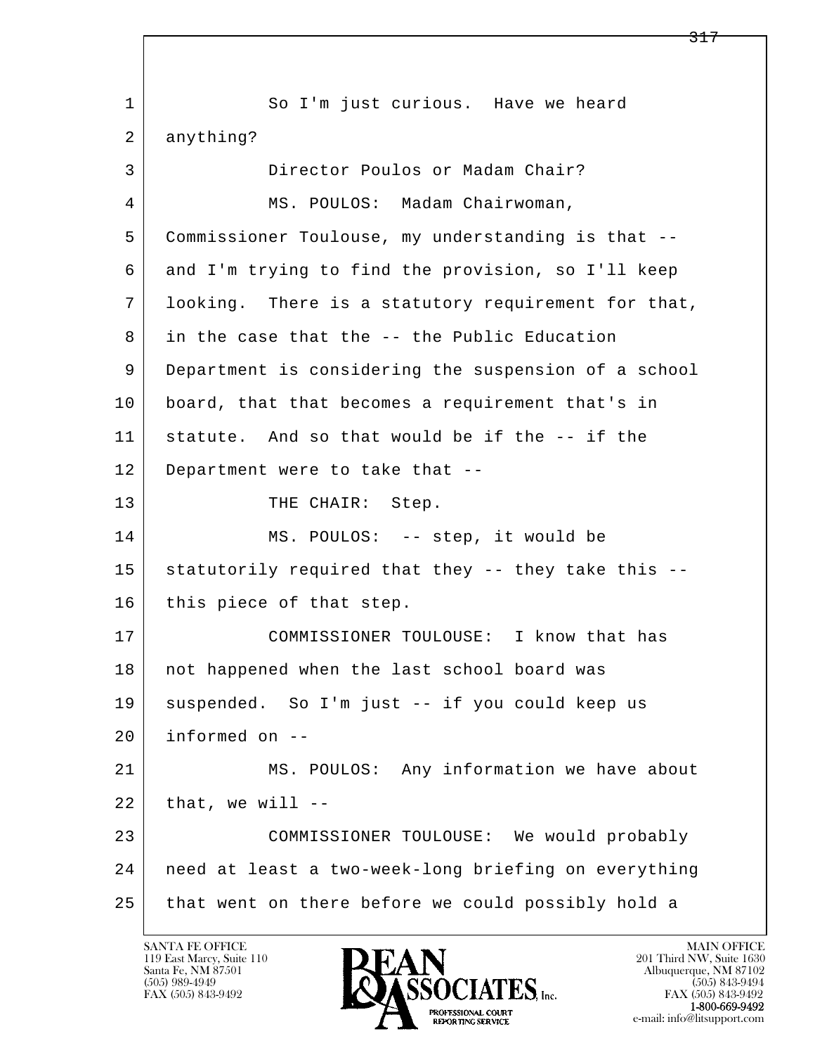So I'm just curious. Have we heard anything?

Director Poulos or Madam Chair?

MS. POULOS: Madam Chairwoman, Commissioner Toulouse, my understanding is that -- and I'm trying to find the provision, so I'll keep looking. There is a statutory requirement for that, in the case that the -- the Public Education Department is considering the suspension of a school board, that that becomes a requirement that's in statute. And so that would be if the -- if the Department were to take that --

THE CHAIR: Step.

MS. POULOS: -- step, it would be statutorily required that they -- they take this -- this piece of that step.

COMMISSIONER TOULOUSE: I know that has not happened when the last school board was suspended. So I'm just -- if you could keep us informed on --

MS. POULOS: Any information we have about that, we will --

COMMISSIONER TOULOUSE: We would probably need at least a two-week-long briefing on everything that went on there before we could possibly hold a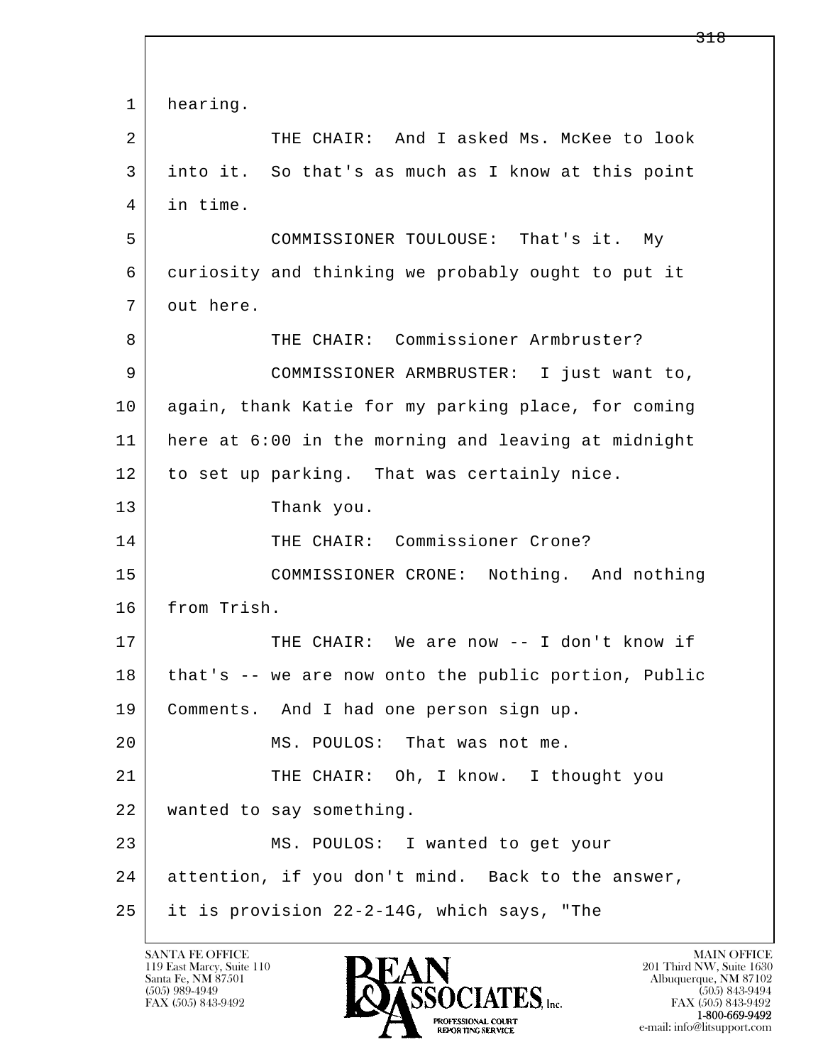1 hearing.

2 THE CHAIR: And I asked Ms. McKee to look

3 into it. So that's as much as I know at this point

4 in time.

5 COMMISSIONER TOULOUSE: That's it. My

6 curiosity and thinking we probably ought to put it

7 out here.

8 THE CHAIR: Commissioner Armbruster?

9 COMMISSIONER ARMBRUSTER: I just want to,

10 again, thank Katie for my parking place, for coming

11 here at 6:00 in the morning and leaving at midnight

12 to set up parking. That was certainly nice.

13 Thank you.

14 THE CHAIR: Commissioner Crone?

15 COMMISSIONER CRONE: Nothing. And nothing

16 from Trish.

17 THE CHAIR: We are now -- I don't know if

18 that's -- we are now onto the public portion, Public

19 Comments. And I had one person sign up.

20 MS. POULOS: That was not me.

21 THE CHAIR: Oh, I know. I thought you

22 wanted to say something.

23 MS. POULOS: I wanted to get your

24 attention, if you don't mind. Back to the answer,

25 it is provision 22-2-14G, which says, "The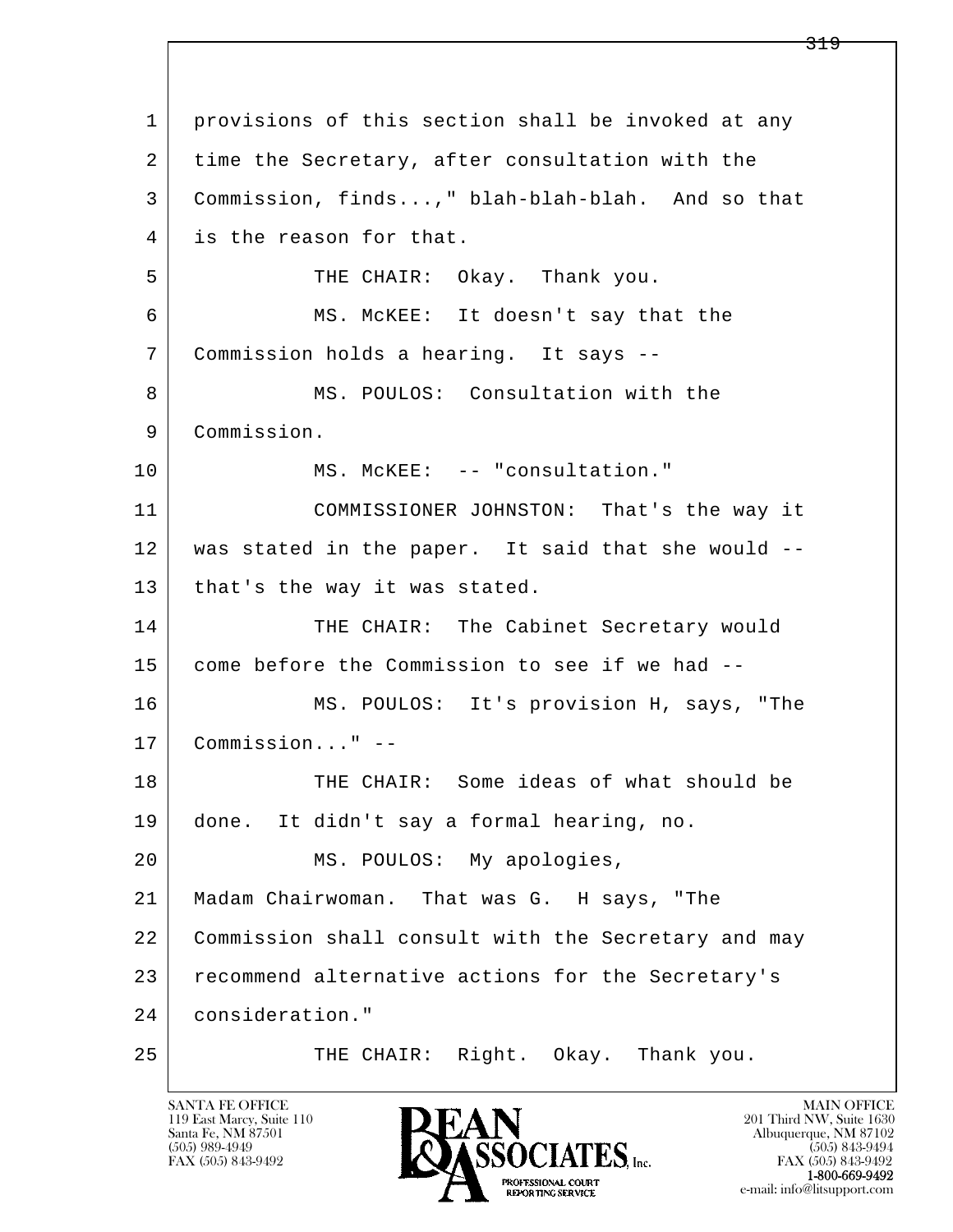provisions of this section shall be invoked at any time the Secretary, after consultation with the Commission, finds...," blah-blah-blah. And so that is the reason for that.

THE CHAIR: Okay. Thank you.

MS. McKEE: It doesn't say that the Commission holds a hearing. It says --

MS. POULOS: Consultation with the Commission.

MS. McKEE: -- "consultation."

COMMISSIONER JOHNSTON: That's the way it was stated in the paper. It said that she would -- that's the way it was stated.

THE CHAIR: The Cabinet Secretary would come before the Commission to see if we had --

MS. POULOS: It's provision H, says, "The Commission..." --

THE CHAIR: Some ideas of what should be done. It didn't say a formal hearing, no.

MS. POULOS: My apologies, Madam Chairwoman. That was G. H says, "The Commission shall consult with the Secretary and may recommend alternative actions for the Secretary's consideration."

THE CHAIR: Right. Okay. Thank you.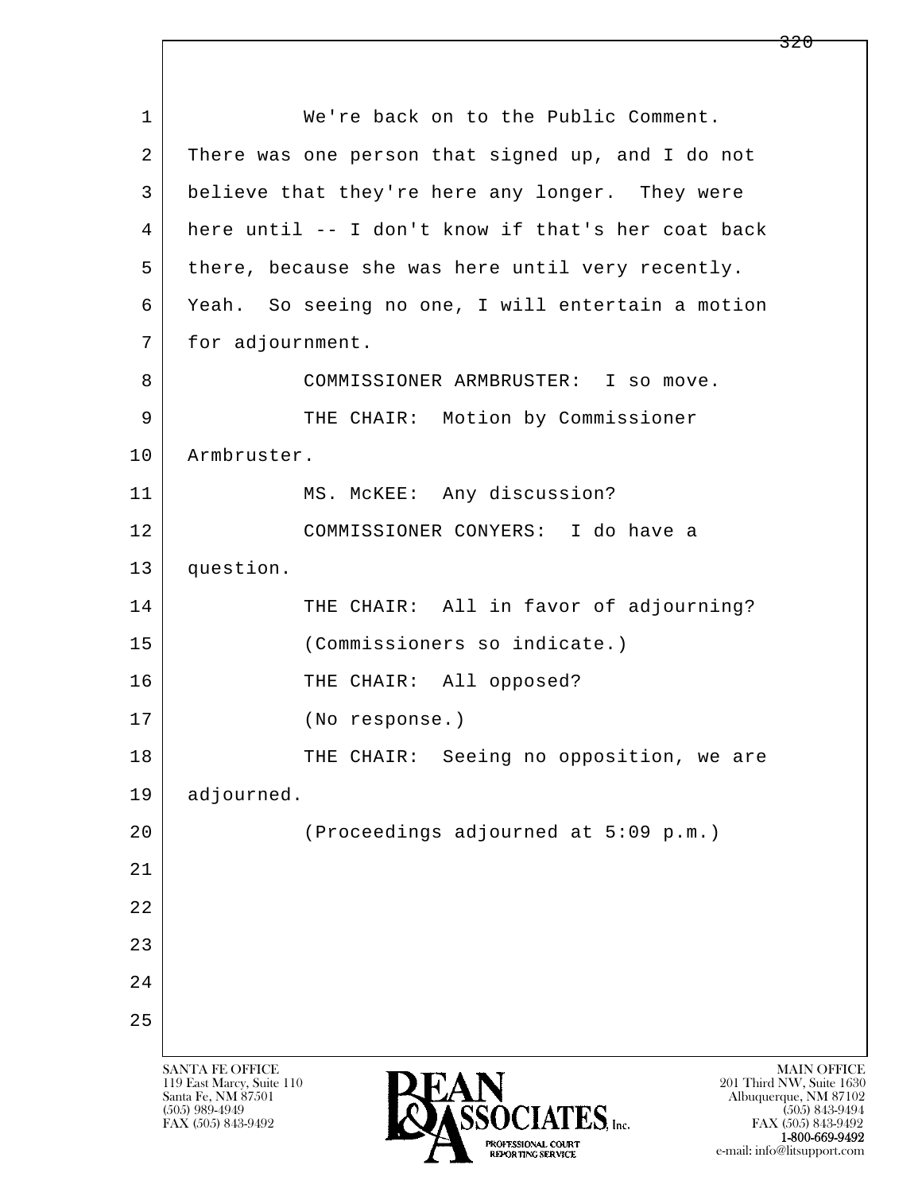1 We're back on to the Public Comment.
2 There was one person that signed up, and I do not
3 believe that they're here any longer. They were
4 here until -- I don't know if that's her coat back
5 there, because she was here until very recently.
6 Yeah. So seeing no one, I will entertain a motion
7 for adjournment.
8 COMMISSIONER ARMBRUSTER: I so move.
9 THE CHAIR: Motion by Commissioner
10 Armbruster.
11 MS. McKEE: Any discussion?
12 COMMISSIONER CONYERS: I do have a
13 question.
14 THE CHAIR: All in favor of adjourning?
15 (Commissioners so indicate.)
16 THE CHAIR: All opposed?
17 (No response.)
18 THE CHAIR: Seeing no opposition, we are
19 adjourned.
20 (Proceedings adjourned at 5:09 p.m.)
21
22
23
24
25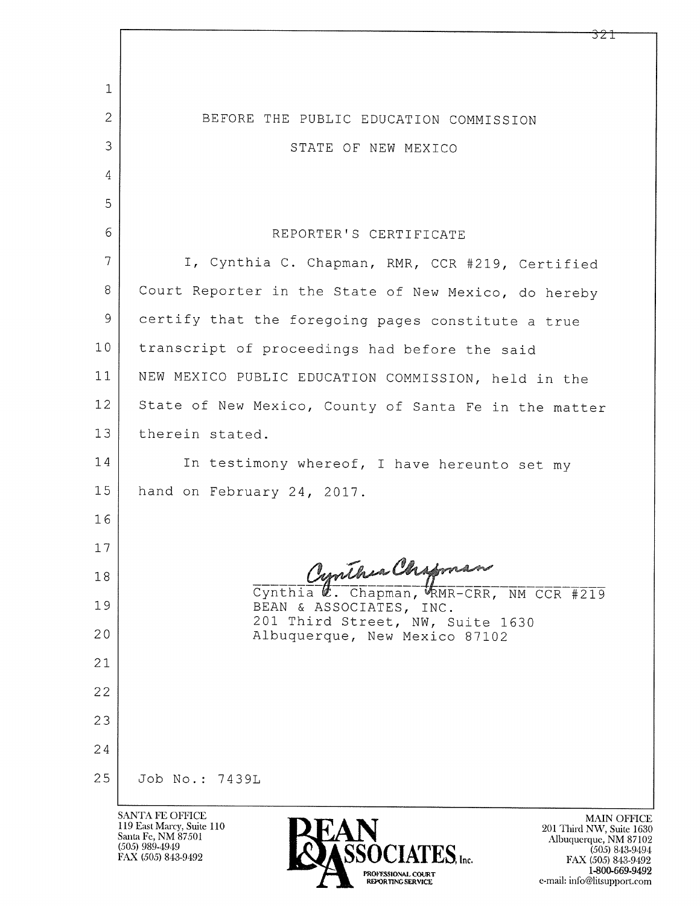BEFORE THE PUBLIC EDUCATION COMMISSION

STATE OF NEW MEXICO

REPORTER'S CERTIFICATE

I, Cynthia C. Chapman, RMR, CCR #219, Certified Court Reporter in the State of New Mexico, do hereby certify that the foregoing pages constitute a true transcript of proceedings had before the said NEW MEXICO PUBLIC EDUCATION COMMISSION, held in the State of New Mexico, County of Santa Fe in the matter therein stated.

In testimony whereof, I have hereunto set my hand on February 24, 2017.

Cynthia C. Chapman, RMR-CRR, NM CCR #219
BEAN & ASSOCIATES, INC.
201 Third Street, NW, Suite 1630
Albuquerque, New Mexico 87102

Job No.: 7439L

SANTA FE OFFICE
119 East Marcy, Suite 110
Santa Fe, NM 87501
(505) 989-4949
FAX (505) 843-9492

BEAN & ASSOCIATES, Inc.
PROFESSIONAL COURT REPORTING SERVICE

MAIN OFFICE
201 Third NW, Suite 1630
Albuquerque, NM 87102
(505) 843-9494
FAX (505) 843-9492
1-800-669-9492
e-mail: info@litsupport.com